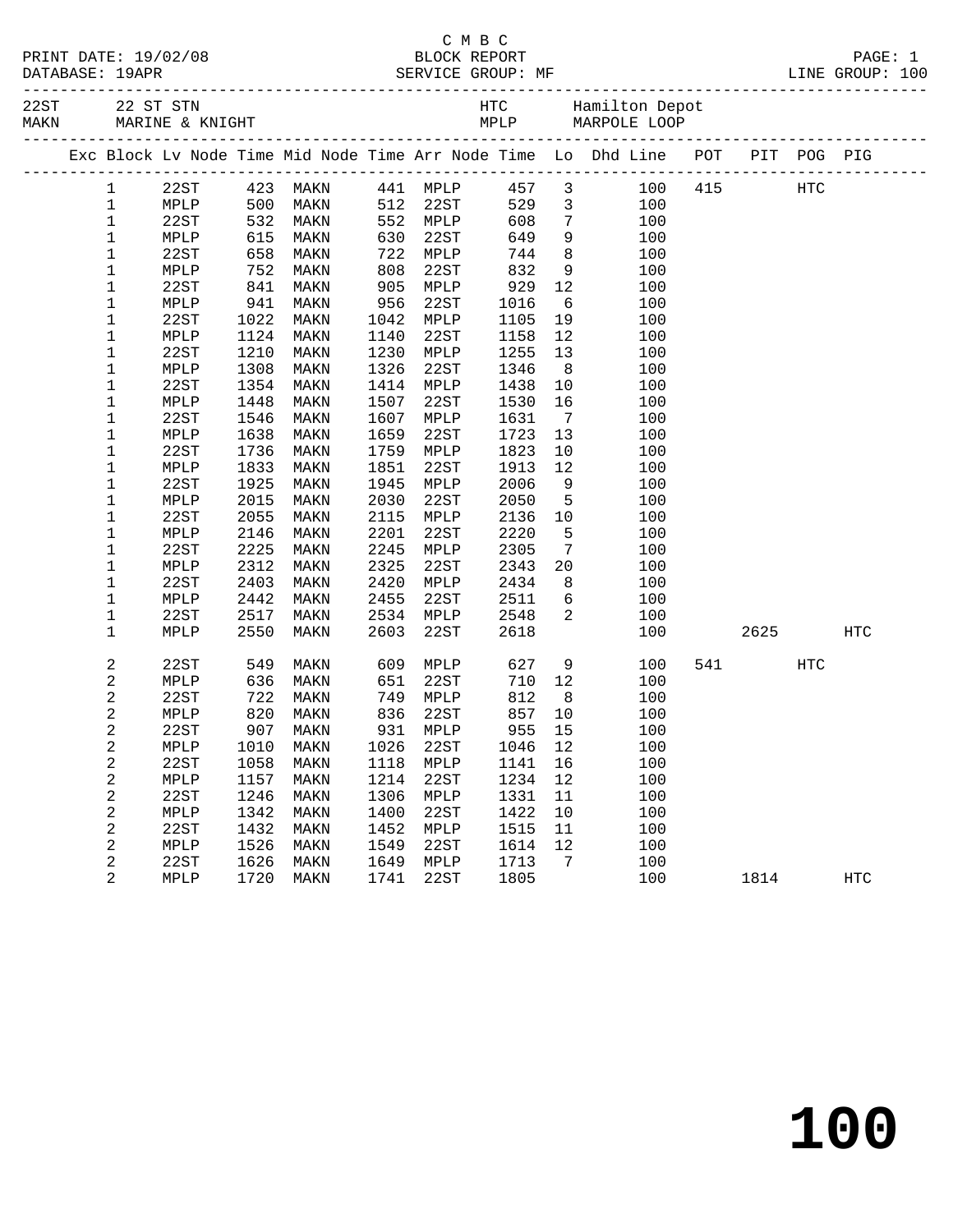C M B C
BLOCK REPORT
SERVICE GROUP: MF

PRINT DATE: 19/02/08
DATABASE: 19APR

LINE GROUP: 100

22ST 22 ST STN — HTC Hamilton Depot
MAKN MARINE & KNIGHT — MPLP MARPOLE LOOP

| Exc | Block | Lv Node | Time | Mid Node | Time | Arr Node | Time | Lo | Dhd Line | POT | PIT | POG | PIG |
|---|---|---|---|---|---|---|---|---|---|---|---|---|---|
| | 1 | 22ST | 423 | MAKN | 441 | MPLP | 457 | 3 | 100 | 415 | | HTC | |
| | 1 | MPLP | 500 | MAKN | 512 | 22ST | 529 | 3 | 100 | | | | |
| | 1 | 22ST | 532 | MAKN | 552 | MPLP | 608 | 7 | 100 | | | | |
| | 1 | MPLP | 615 | MAKN | 630 | 22ST | 649 | 9 | 100 | | | | |
| | 1 | 22ST | 658 | MAKN | 722 | MPLP | 744 | 8 | 100 | | | | |
| | 1 | MPLP | 752 | MAKN | 808 | 22ST | 832 | 9 | 100 | | | | |
| | 1 | 22ST | 841 | MAKN | 905 | MPLP | 929 | 12 | 100 | | | | |
| | 1 | MPLP | 941 | MAKN | 956 | 22ST | 1016 | 6 | 100 | | | | |
| | 1 | 22ST | 1022 | MAKN | 1042 | MPLP | 1105 | 19 | 100 | | | | |
| | 1 | MPLP | 1124 | MAKN | 1140 | 22ST | 1158 | 12 | 100 | | | | |
| | 1 | 22ST | 1210 | MAKN | 1230 | MPLP | 1255 | 13 | 100 | | | | |
| | 1 | MPLP | 1308 | MAKN | 1326 | 22ST | 1346 | 8 | 100 | | | | |
| | 1 | 22ST | 1354 | MAKN | 1414 | MPLP | 1438 | 10 | 100 | | | | |
| | 1 | MPLP | 1448 | MAKN | 1507 | 22ST | 1530 | 16 | 100 | | | | |
| | 1 | 22ST | 1546 | MAKN | 1607 | MPLP | 1631 | 7 | 100 | | | | |
| | 1 | MPLP | 1638 | MAKN | 1659 | 22ST | 1723 | 13 | 100 | | | | |
| | 1 | 22ST | 1736 | MAKN | 1759 | MPLP | 1823 | 10 | 100 | | | | |
| | 1 | MPLP | 1833 | MAKN | 1851 | 22ST | 1913 | 12 | 100 | | | | |
| | 1 | 22ST | 1925 | MAKN | 1945 | MPLP | 2006 | 9 | 100 | | | | |
| | 1 | MPLP | 2015 | MAKN | 2030 | 22ST | 2050 | 5 | 100 | | | | |
| | 1 | 22ST | 2055 | MAKN | 2115 | MPLP | 2136 | 10 | 100 | | | | |
| | 1 | MPLP | 2146 | MAKN | 2201 | 22ST | 2220 | 5 | 100 | | | | |
| | 1 | 22ST | 2225 | MAKN | 2245 | MPLP | 2305 | 7 | 100 | | | | |
| | 1 | MPLP | 2312 | MAKN | 2325 | 22ST | 2343 | 20 | 100 | | | | |
| | 1 | 22ST | 2403 | MAKN | 2420 | MPLP | 2434 | 8 | 100 | | | | |
| | 1 | MPLP | 2442 | MAKN | 2455 | 22ST | 2511 | 6 | 100 | | | | |
| | 1 | 22ST | 2517 | MAKN | 2534 | MPLP | 2548 | 2 | 100 | | | | |
| | 1 | MPLP | 2550 | MAKN | 2603 | 22ST | 2618 | | 100 | | 2625 | | HTC |
| | 2 | 22ST | 549 | MAKN | 609 | MPLP | 627 | 9 | 100 | 541 | | HTC | |
| | 2 | MPLP | 636 | MAKN | 651 | 22ST | 710 | 12 | 100 | | | | |
| | 2 | 22ST | 722 | MAKN | 749 | MPLP | 812 | 8 | 100 | | | | |
| | 2 | MPLP | 820 | MAKN | 836 | 22ST | 857 | 10 | 100 | | | | |
| | 2 | 22ST | 907 | MAKN | 931 | MPLP | 955 | 15 | 100 | | | | |
| | 2 | MPLP | 1010 | MAKN | 1026 | 22ST | 1046 | 12 | 100 | | | | |
| | 2 | 22ST | 1058 | MAKN | 1118 | MPLP | 1141 | 16 | 100 | | | | |
| | 2 | MPLP | 1157 | MAKN | 1214 | 22ST | 1234 | 12 | 100 | | | | |
| | 2 | 22ST | 1246 | MAKN | 1306 | MPLP | 1331 | 11 | 100 | | | | |
| | 2 | MPLP | 1342 | MAKN | 1400 | 22ST | 1422 | 10 | 100 | | | | |
| | 2 | 22ST | 1432 | MAKN | 1452 | MPLP | 1515 | 11 | 100 | | | | |
| | 2 | MPLP | 1526 | MAKN | 1549 | 22ST | 1614 | 12 | 100 | | | | |
| | 2 | 22ST | 1626 | MAKN | 1649 | MPLP | 1713 | 7 | 100 | | | | |
| | 2 | MPLP | 1720 | MAKN | 1741 | 22ST | 1805 | | 100 | | 1814 | | HTC |

**100**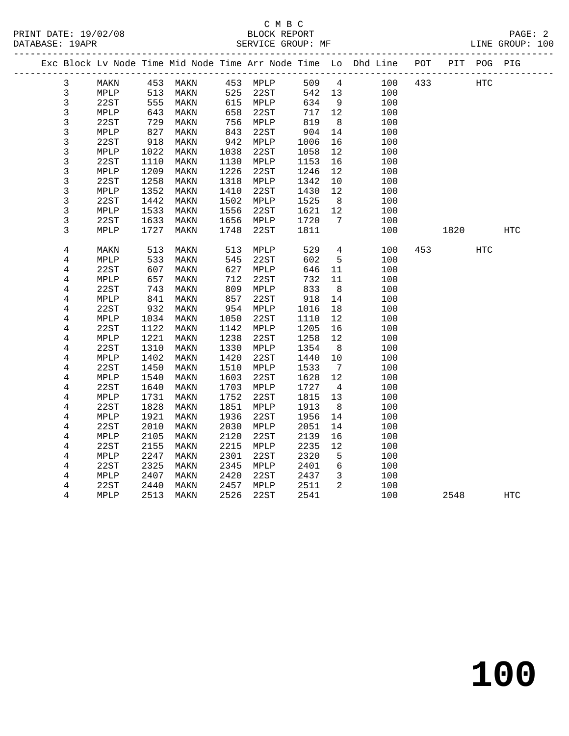C M B C

BLOCK REPORT

SERVICE GROUP: MF

PRINT DATE: 19/02/08
DATABASE: 19APR
LINE GROUP: 100

| Exc | Block | Lv Node | Time | Mid Node | Time | Arr Node | Time | Lo | Dhd Line | POT | PIT | POG | PIG |
|---|---|---|---|---|---|---|---|---|---|---|---|---|---|
| | 3 | MAKN | 453 | MAKN | 453 | MPLP | 509 | 4 | 100 | 433 | | HTC | |
| | 3 | MPLP | 513 | MAKN | 525 | 22ST | 542 | 13 | 100 | | | | |
| | 3 | 22ST | 555 | MAKN | 615 | MPLP | 634 | 9 | 100 | | | | |
| | 3 | MPLP | 643 | MAKN | 658 | 22ST | 717 | 12 | 100 | | | | |
| | 3 | 22ST | 729 | MAKN | 756 | MPLP | 819 | 8 | 100 | | | | |
| | 3 | MPLP | 827 | MAKN | 843 | 22ST | 904 | 14 | 100 | | | | |
| | 3 | 22ST | 918 | MAKN | 942 | MPLP | 1006 | 16 | 100 | | | | |
| | 3 | MPLP | 1022 | MAKN | 1038 | 22ST | 1058 | 12 | 100 | | | | |
| | 3 | 22ST | 1110 | MAKN | 1130 | MPLP | 1153 | 16 | 100 | | | | |
| | 3 | MPLP | 1209 | MAKN | 1226 | 22ST | 1246 | 12 | 100 | | | | |
| | 3 | 22ST | 1258 | MAKN | 1318 | MPLP | 1342 | 10 | 100 | | | | |
| | 3 | MPLP | 1352 | MAKN | 1410 | 22ST | 1430 | 12 | 100 | | | | |
| | 3 | 22ST | 1442 | MAKN | 1502 | MPLP | 1525 | 8 | 100 | | | | |
| | 3 | MPLP | 1533 | MAKN | 1556 | 22ST | 1621 | 12 | 100 | | | | |
| | 3 | 22ST | 1633 | MAKN | 1656 | MPLP | 1720 | 7 | 100 | | | | |
| | 3 | MPLP | 1727 | MAKN | 1748 | 22ST | 1811 | | 100 | | 1820 | | HTC |
| | 4 | MAKN | 513 | MAKN | 513 | MPLP | 529 | 4 | 100 | 453 | | HTC | |
| | 4 | MPLP | 533 | MAKN | 545 | 22ST | 602 | 5 | 100 | | | | |
| | 4 | 22ST | 607 | MAKN | 627 | MPLP | 646 | 11 | 100 | | | | |
| | 4 | MPLP | 657 | MAKN | 712 | 22ST | 732 | 11 | 100 | | | | |
| | 4 | 22ST | 743 | MAKN | 809 | MPLP | 833 | 8 | 100 | | | | |
| | 4 | MPLP | 841 | MAKN | 857 | 22ST | 918 | 14 | 100 | | | | |
| | 4 | 22ST | 932 | MAKN | 954 | MPLP | 1016 | 18 | 100 | | | | |
| | 4 | MPLP | 1034 | MAKN | 1050 | 22ST | 1110 | 12 | 100 | | | | |
| | 4 | 22ST | 1122 | MAKN | 1142 | MPLP | 1205 | 16 | 100 | | | | |
| | 4 | MPLP | 1221 | MAKN | 1238 | 22ST | 1258 | 12 | 100 | | | | |
| | 4 | 22ST | 1310 | MAKN | 1330 | MPLP | 1354 | 8 | 100 | | | | |
| | 4 | MPLP | 1402 | MAKN | 1420 | 22ST | 1440 | 10 | 100 | | | | |
| | 4 | 22ST | 1450 | MAKN | 1510 | MPLP | 1533 | 7 | 100 | | | | |
| | 4 | MPLP | 1540 | MAKN | 1603 | 22ST | 1628 | 12 | 100 | | | | |
| | 4 | 22ST | 1640 | MAKN | 1703 | MPLP | 1727 | 4 | 100 | | | | |
| | 4 | MPLP | 1731 | MAKN | 1752 | 22ST | 1815 | 13 | 100 | | | | |
| | 4 | 22ST | 1828 | MAKN | 1851 | MPLP | 1913 | 8 | 100 | | | | |
| | 4 | MPLP | 1921 | MAKN | 1936 | 22ST | 1956 | 14 | 100 | | | | |
| | 4 | 22ST | 2010 | MAKN | 2030 | MPLP | 2051 | 14 | 100 | | | | |
| | 4 | MPLP | 2105 | MAKN | 2120 | 22ST | 2139 | 16 | 100 | | | | |
| | 4 | 22ST | 2155 | MAKN | 2215 | MPLP | 2235 | 12 | 100 | | | | |
| | 4 | MPLP | 2247 | MAKN | 2301 | 22ST | 2320 | 5 | 100 | | | | |
| | 4 | 22ST | 2325 | MAKN | 2345 | MPLP | 2401 | 6 | 100 | | | | |
| | 4 | MPLP | 2407 | MAKN | 2420 | 22ST | 2437 | 3 | 100 | | | | |
| | 4 | 22ST | 2440 | MAKN | 2457 | MPLP | 2511 | 2 | 100 | | | | |
| | 4 | MPLP | 2513 | MAKN | 2526 | 22ST | 2541 | | 100 | | 2548 | | HTC |

# 100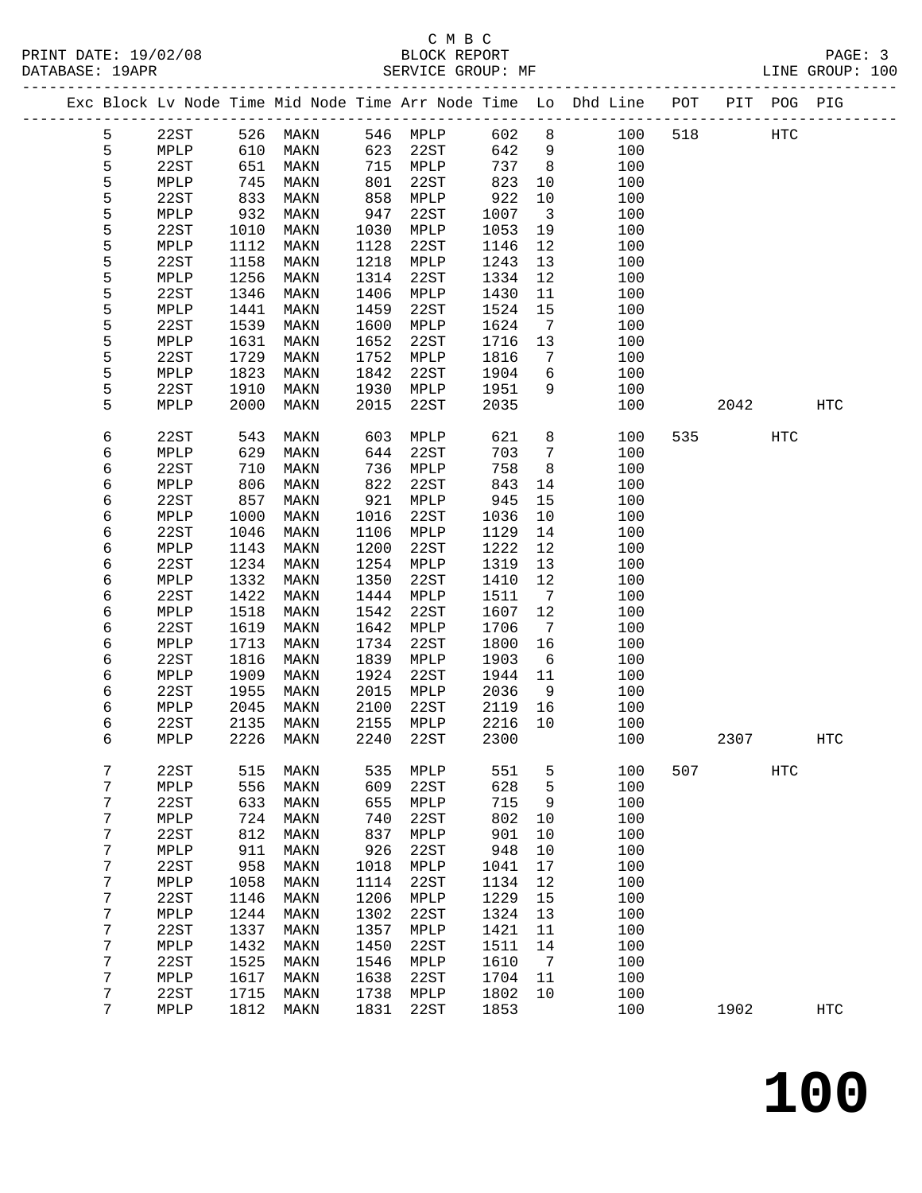C M B C
BLOCK REPORT
SERVICE GROUP: MF

PRINT DATE: 19/02/08
DATABASE: 19APR
LINE GROUP: 100

| Exc | Block | Lv Node | Time | Mid Node | Time | Arr Node | Time | Lo | Dhd Line | POT | PIT | POG | PIG |
|---|---|---|---|---|---|---|---|---|---|---|---|---|---|
| | 5 | 22ST | 526 | MAKN | 546 | MPLP | 602 | 8 | 100 | 518 | | HTC | |
| | 5 | MPLP | 610 | MAKN | 623 | 22ST | 642 | 9 | 100 | | | | |
| | 5 | 22ST | 651 | MAKN | 715 | MPLP | 737 | 8 | 100 | | | | |
| | 5 | MPLP | 745 | MAKN | 801 | 22ST | 823 | 10 | 100 | | | | |
| | 5 | 22ST | 833 | MAKN | 858 | MPLP | 922 | 10 | 100 | | | | |
| | 5 | MPLP | 932 | MAKN | 947 | 22ST | 1007 | 3 | 100 | | | | |
| | 5 | 22ST | 1010 | MAKN | 1030 | MPLP | 1053 | 19 | 100 | | | | |
| | 5 | MPLP | 1112 | MAKN | 1128 | 22ST | 1146 | 12 | 100 | | | | |
| | 5 | 22ST | 1158 | MAKN | 1218 | MPLP | 1243 | 13 | 100 | | | | |
| | 5 | MPLP | 1256 | MAKN | 1314 | 22ST | 1334 | 12 | 100 | | | | |
| | 5 | 22ST | 1346 | MAKN | 1406 | MPLP | 1430 | 11 | 100 | | | | |
| | 5 | MPLP | 1441 | MAKN | 1459 | 22ST | 1524 | 15 | 100 | | | | |
| | 5 | 22ST | 1539 | MAKN | 1600 | MPLP | 1624 | 7 | 100 | | | | |
| | 5 | MPLP | 1631 | MAKN | 1652 | 22ST | 1716 | 13 | 100 | | | | |
| | 5 | 22ST | 1729 | MAKN | 1752 | MPLP | 1816 | 7 | 100 | | | | |
| | 5 | MPLP | 1823 | MAKN | 1842 | 22ST | 1904 | 6 | 100 | | | | |
| | 5 | 22ST | 1910 | MAKN | 1930 | MPLP | 1951 | 9 | 100 | | | | |
| | 5 | MPLP | 2000 | MAKN | 2015 | 22ST | 2035 | | 100 | | 2042 | | HTC |
| | 6 | 22ST | 543 | MAKN | 603 | MPLP | 621 | 8 | 100 | 535 | | HTC | |
| | 6 | MPLP | 629 | MAKN | 644 | 22ST | 703 | 7 | 100 | | | | |
| | 6 | 22ST | 710 | MAKN | 736 | MPLP | 758 | 8 | 100 | | | | |
| | 6 | MPLP | 806 | MAKN | 822 | 22ST | 843 | 14 | 100 | | | | |
| | 6 | 22ST | 857 | MAKN | 921 | MPLP | 945 | 15 | 100 | | | | |
| | 6 | MPLP | 1000 | MAKN | 1016 | 22ST | 1036 | 10 | 100 | | | | |
| | 6 | 22ST | 1046 | MAKN | 1106 | MPLP | 1129 | 14 | 100 | | | | |
| | 6 | MPLP | 1143 | MAKN | 1200 | 22ST | 1222 | 12 | 100 | | | | |
| | 6 | 22ST | 1234 | MAKN | 1254 | MPLP | 1319 | 13 | 100 | | | | |
| | 6 | MPLP | 1332 | MAKN | 1350 | 22ST | 1410 | 12 | 100 | | | | |
| | 6 | 22ST | 1422 | MAKN | 1444 | MPLP | 1511 | 7 | 100 | | | | |
| | 6 | MPLP | 1518 | MAKN | 1542 | 22ST | 1607 | 12 | 100 | | | | |
| | 6 | 22ST | 1619 | MAKN | 1642 | MPLP | 1706 | 7 | 100 | | | | |
| | 6 | MPLP | 1713 | MAKN | 1734 | 22ST | 1800 | 16 | 100 | | | | |
| | 6 | 22ST | 1816 | MAKN | 1839 | MPLP | 1903 | 6 | 100 | | | | |
| | 6 | MPLP | 1909 | MAKN | 1924 | 22ST | 1944 | 11 | 100 | | | | |
| | 6 | 22ST | 1955 | MAKN | 2015 | MPLP | 2036 | 9 | 100 | | | | |
| | 6 | MPLP | 2045 | MAKN | 2100 | 22ST | 2119 | 16 | 100 | | | | |
| | 6 | 22ST | 2135 | MAKN | 2155 | MPLP | 2216 | 10 | 100 | | | | |
| | 6 | MPLP | 2226 | MAKN | 2240 | 22ST | 2300 | | 100 | | 2307 | | HTC |
| | 7 | 22ST | 515 | MAKN | 535 | MPLP | 551 | 5 | 100 | 507 | | HTC | |
| | 7 | MPLP | 556 | MAKN | 609 | 22ST | 628 | 5 | 100 | | | | |
| | 7 | 22ST | 633 | MAKN | 655 | MPLP | 715 | 9 | 100 | | | | |
| | 7 | MPLP | 724 | MAKN | 740 | 22ST | 802 | 10 | 100 | | | | |
| | 7 | 22ST | 812 | MAKN | 837 | MPLP | 901 | 10 | 100 | | | | |
| | 7 | MPLP | 911 | MAKN | 926 | 22ST | 948 | 10 | 100 | | | | |
| | 7 | 22ST | 958 | MAKN | 1018 | MPLP | 1041 | 17 | 100 | | | | |
| | 7 | MPLP | 1058 | MAKN | 1114 | 22ST | 1134 | 12 | 100 | | | | |
| | 7 | 22ST | 1146 | MAKN | 1206 | MPLP | 1229 | 15 | 100 | | | | |
| | 7 | MPLP | 1244 | MAKN | 1302 | 22ST | 1324 | 13 | 100 | | | | |
| | 7 | 22ST | 1337 | MAKN | 1357 | MPLP | 1421 | 11 | 100 | | | | |
| | 7 | MPLP | 1432 | MAKN | 1450 | 22ST | 1511 | 14 | 100 | | | | |
| | 7 | 22ST | 1525 | MAKN | 1546 | MPLP | 1610 | 7 | 100 | | | | |
| | 7 | MPLP | 1617 | MAKN | 1638 | 22ST | 1704 | 11 | 100 | | | | |
| | 7 | 22ST | 1715 | MAKN | 1738 | MPLP | 1802 | 10 | 100 | | | | |
| | 7 | MPLP | 1812 | MAKN | 1831 | 22ST | 1853 | | 100 | | 1902 | | HTC |

# 100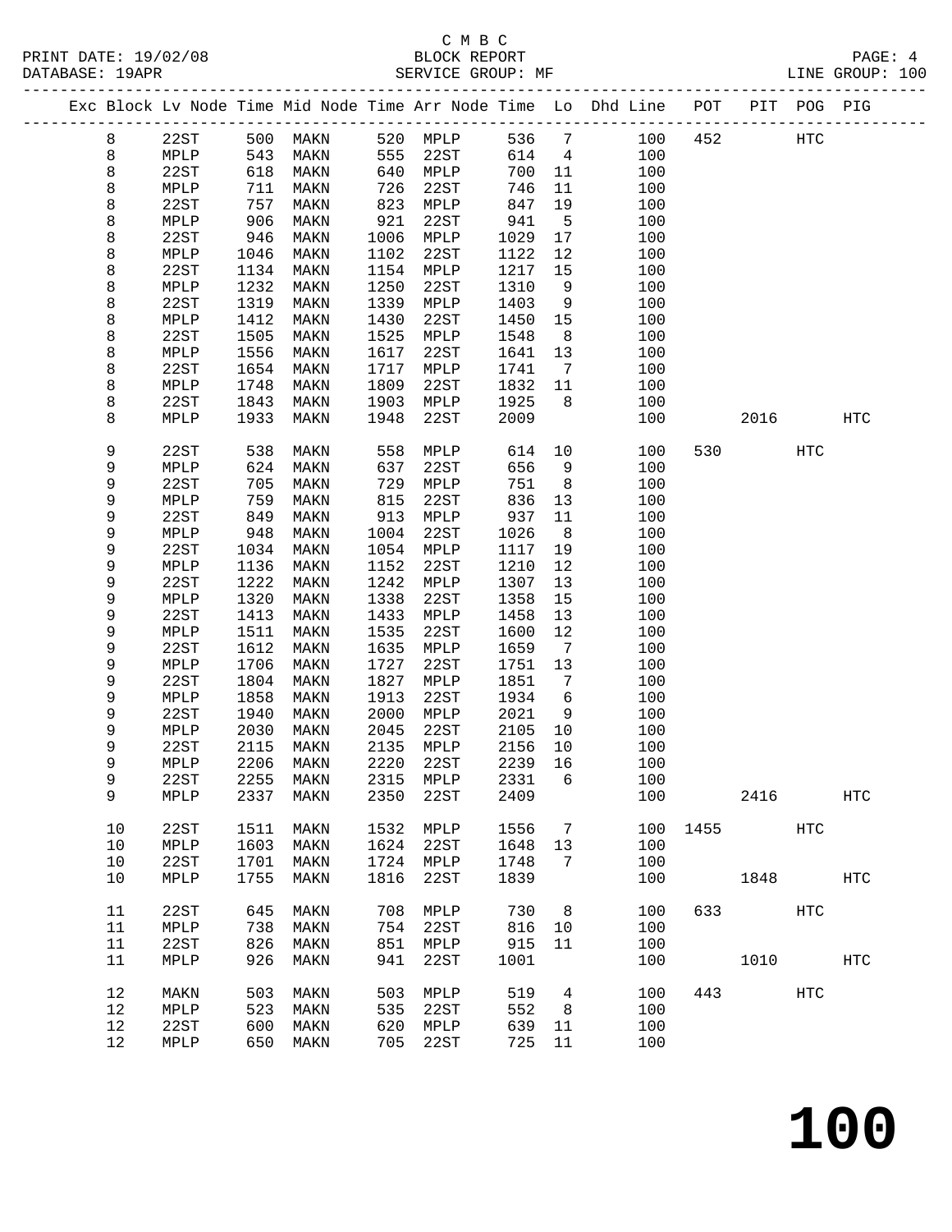C M B C

BLOCK REPORT

SERVICE GROUP: MF

LINE GROUP: 100

PRINT DATE: 19/02/08

DATABASE: 19APR

| Exc | Block | Lv Node | Time | Mid Node | Time | Arr Node | Time | Lo | Dhd Line | POT | PIT | POG | PIG |
|---|---|---|---|---|---|---|---|---|---|---|---|---|---|
| | 8 | 22ST | 500 | MAKN | 520 | MPLP | 536 | 7 | 100 | 452 | | HTC | |
| | 8 | MPLP | 543 | MAKN | 555 | 22ST | 614 | 4 | 100 | | | | |
| | 8 | 22ST | 618 | MAKN | 640 | MPLP | 700 | 11 | 100 | | | | |
| | 8 | MPLP | 711 | MAKN | 726 | 22ST | 746 | 11 | 100 | | | | |
| | 8 | 22ST | 757 | MAKN | 823 | MPLP | 847 | 19 | 100 | | | | |
| | 8 | MPLP | 906 | MAKN | 921 | 22ST | 941 | 5 | 100 | | | | |
| | 8 | 22ST | 946 | MAKN | 1006 | MPLP | 1029 | 17 | 100 | | | | |
| | 8 | MPLP | 1046 | MAKN | 1102 | 22ST | 1122 | 12 | 100 | | | | |
| | 8 | 22ST | 1134 | MAKN | 1154 | MPLP | 1217 | 15 | 100 | | | | |
| | 8 | MPLP | 1232 | MAKN | 1250 | 22ST | 1310 | 9 | 100 | | | | |
| | 8 | 22ST | 1319 | MAKN | 1339 | MPLP | 1403 | 9 | 100 | | | | |
| | 8 | MPLP | 1412 | MAKN | 1430 | 22ST | 1450 | 15 | 100 | | | | |
| | 8 | 22ST | 1505 | MAKN | 1525 | MPLP | 1548 | 8 | 100 | | | | |
| | 8 | MPLP | 1556 | MAKN | 1617 | 22ST | 1641 | 13 | 100 | | | | |
| | 8 | 22ST | 1654 | MAKN | 1717 | MPLP | 1741 | 7 | 100 | | | | |
| | 8 | MPLP | 1748 | MAKN | 1809 | 22ST | 1832 | 11 | 100 | | | | |
| | 8 | 22ST | 1843 | MAKN | 1903 | MPLP | 1925 | 8 | 100 | | | | |
| | 8 | MPLP | 1933 | MAKN | 1948 | 22ST | 2009 | | 100 | | 2016 | | HTC |
| | 9 | 22ST | 538 | MAKN | 558 | MPLP | 614 | 10 | 100 | 530 | | HTC | |
| | 9 | MPLP | 624 | MAKN | 637 | 22ST | 656 | 9 | 100 | | | | |
| | 9 | 22ST | 705 | MAKN | 729 | MPLP | 751 | 8 | 100 | | | | |
| | 9 | MPLP | 759 | MAKN | 815 | 22ST | 836 | 13 | 100 | | | | |
| | 9 | 22ST | 849 | MAKN | 913 | MPLP | 937 | 11 | 100 | | | | |
| | 9 | MPLP | 948 | MAKN | 1004 | 22ST | 1026 | 8 | 100 | | | | |
| | 9 | 22ST | 1034 | MAKN | 1054 | MPLP | 1117 | 19 | 100 | | | | |
| | 9 | MPLP | 1136 | MAKN | 1152 | 22ST | 1210 | 12 | 100 | | | | |
| | 9 | 22ST | 1222 | MAKN | 1242 | MPLP | 1307 | 13 | 100 | | | | |
| | 9 | MPLP | 1320 | MAKN | 1338 | 22ST | 1358 | 15 | 100 | | | | |
| | 9 | 22ST | 1413 | MAKN | 1433 | MPLP | 1458 | 13 | 100 | | | | |
| | 9 | MPLP | 1511 | MAKN | 1535 | 22ST | 1600 | 12 | 100 | | | | |
| | 9 | 22ST | 1612 | MAKN | 1635 | MPLP | 1659 | 7 | 100 | | | | |
| | 9 | MPLP | 1706 | MAKN | 1727 | 22ST | 1751 | 13 | 100 | | | | |
| | 9 | 22ST | 1804 | MAKN | 1827 | MPLP | 1851 | 7 | 100 | | | | |
| | 9 | MPLP | 1858 | MAKN | 1913 | 22ST | 1934 | 6 | 100 | | | | |
| | 9 | 22ST | 1940 | MAKN | 2000 | MPLP | 2021 | 9 | 100 | | | | |
| | 9 | MPLP | 2030 | MAKN | 2045 | 22ST | 2105 | 10 | 100 | | | | |
| | 9 | 22ST | 2115 | MAKN | 2135 | MPLP | 2156 | 10 | 100 | | | | |
| | 9 | MPLP | 2206 | MAKN | 2220 | 22ST | 2239 | 16 | 100 | | | | |
| | 9 | 22ST | 2255 | MAKN | 2315 | MPLP | 2331 | 6 | 100 | | | | |
| | 9 | MPLP | 2337 | MAKN | 2350 | 22ST | 2409 | | 100 | | 2416 | | HTC |
| | 10 | 22ST | 1511 | MAKN | 1532 | MPLP | 1556 | 7 | 100 | 1455 | | HTC | |
| | 10 | MPLP | 1603 | MAKN | 1624 | 22ST | 1648 | 13 | 100 | | | | |
| | 10 | 22ST | 1701 | MAKN | 1724 | MPLP | 1748 | 7 | 100 | | | | |
| | 10 | MPLP | 1755 | MAKN | 1816 | 22ST | 1839 | | 100 | | 1848 | | HTC |
| | 11 | 22ST | 645 | MAKN | 708 | MPLP | 730 | 8 | 100 | 633 | | HTC | |
| | 11 | MPLP | 738 | MAKN | 754 | 22ST | 816 | 10 | 100 | | | | |
| | 11 | 22ST | 826 | MAKN | 851 | MPLP | 915 | 11 | 100 | | | | |
| | 11 | MPLP | 926 | MAKN | 941 | 22ST | 1001 | | 100 | | 1010 | | HTC |
| | 12 | MAKN | 503 | MAKN | 503 | MPLP | 519 | 4 | 100 | 443 | | HTC | |
| | 12 | MPLP | 523 | MAKN | 535 | 22ST | 552 | 8 | 100 | | | | |
| | 12 | 22ST | 600 | MAKN | 620 | MPLP | 639 | 11 | 100 | | | | |
| | 12 | MPLP | 650 | MAKN | 705 | 22ST | 725 | 11 | 100 | | | | |

# 100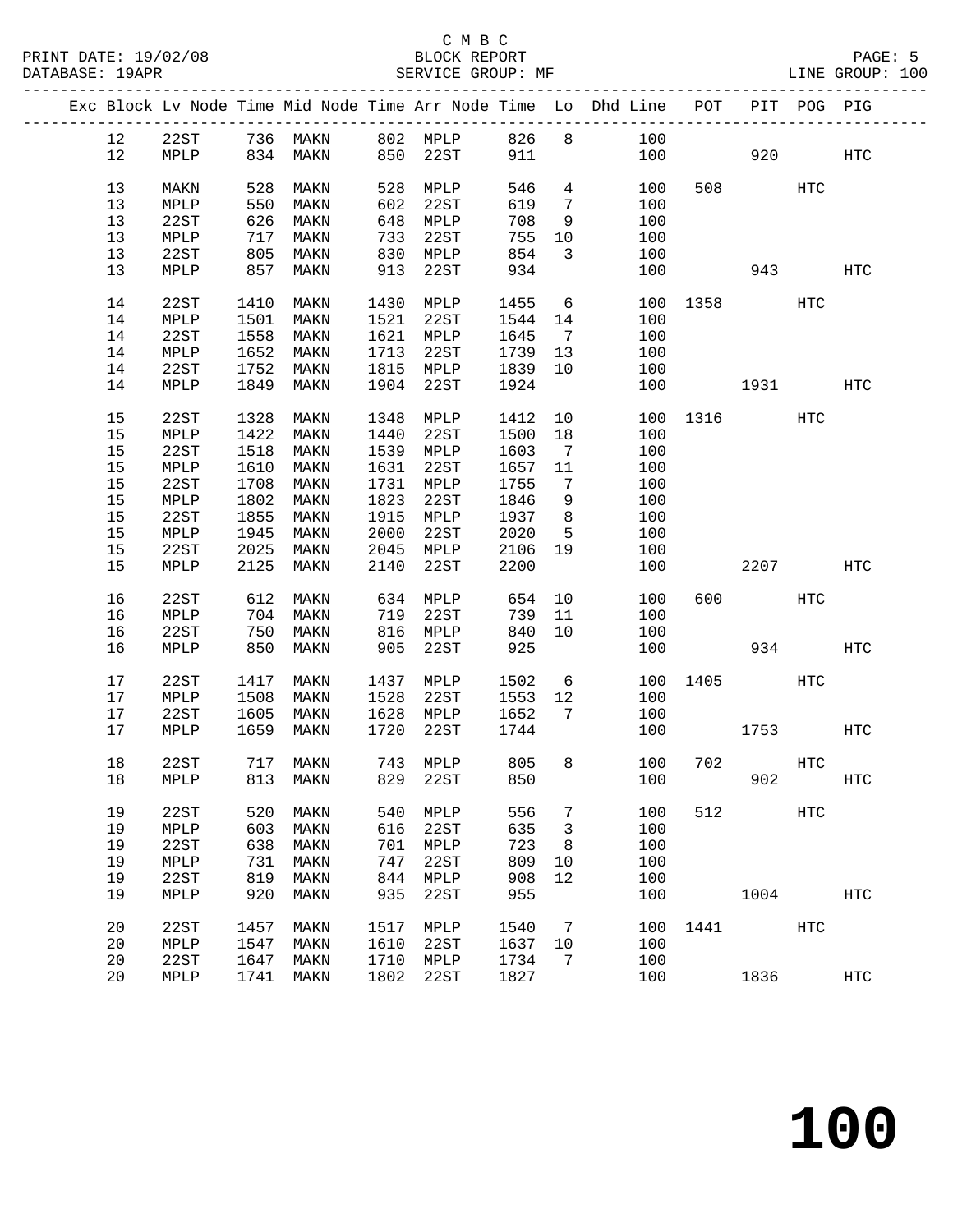C M B C
PRINT DATE: 19/02/08 BLOCK REPORT
DATABASE: 19APR SERVICE GROUP: MF LINE GROUP: 100

| Exc | Block | Lv Node | Time | Mid Node | Time | Arr Node | Time | Lo | Dhd Line | POT | PIT | POG | PIG |
|---|---|---|---|---|---|---|---|---|---|---|---|---|---|
| | 12 | 22ST | 736 | MAKN | 802 | MPLP | 826 | 8 | 100 | | | | |
| | 12 | MPLP | 834 | MAKN | 850 | 22ST | 911 | | 100 | | 920 | | HTC |
| | 13 | MAKN | 528 | MAKN | 528 | MPLP | 546 | 4 | 100 | 508 | | HTC | |
| | 13 | MPLP | 550 | MAKN | 602 | 22ST | 619 | 7 | 100 | | | | |
| | 13 | 22ST | 626 | MAKN | 648 | MPLP | 708 | 9 | 100 | | | | |
| | 13 | MPLP | 717 | MAKN | 733 | 22ST | 755 | 10 | 100 | | | | |
| | 13 | 22ST | 805 | MAKN | 830 | MPLP | 854 | 3 | 100 | | | | |
| | 13 | MPLP | 857 | MAKN | 913 | 22ST | 934 | | 100 | | 943 | | HTC |
| | 14 | 22ST | 1410 | MAKN | 1430 | MPLP | 1455 | 6 | 100 | 1358 | | HTC | |
| | 14 | MPLP | 1501 | MAKN | 1521 | 22ST | 1544 | 14 | 100 | | | | |
| | 14 | 22ST | 1558 | MAKN | 1621 | MPLP | 1645 | 7 | 100 | | | | |
| | 14 | MPLP | 1652 | MAKN | 1713 | 22ST | 1739 | 13 | 100 | | | | |
| | 14 | 22ST | 1752 | MAKN | 1815 | MPLP | 1839 | 10 | 100 | | | | |
| | 14 | MPLP | 1849 | MAKN | 1904 | 22ST | 1924 | | 100 | | 1931 | | HTC |
| | 15 | 22ST | 1328 | MAKN | 1348 | MPLP | 1412 | 10 | 100 | 1316 | | HTC | |
| | 15 | MPLP | 1422 | MAKN | 1440 | 22ST | 1500 | 18 | 100 | | | | |
| | 15 | 22ST | 1518 | MAKN | 1539 | MPLP | 1603 | 7 | 100 | | | | |
| | 15 | MPLP | 1610 | MAKN | 1631 | 22ST | 1657 | 11 | 100 | | | | |
| | 15 | 22ST | 1708 | MAKN | 1731 | MPLP | 1755 | 7 | 100 | | | | |
| | 15 | MPLP | 1802 | MAKN | 1823 | 22ST | 1846 | 9 | 100 | | | | |
| | 15 | 22ST | 1855 | MAKN | 1915 | MPLP | 1937 | 8 | 100 | | | | |
| | 15 | MPLP | 1945 | MAKN | 2000 | 22ST | 2020 | 5 | 100 | | | | |
| | 15 | 22ST | 2025 | MAKN | 2045 | MPLP | 2106 | 19 | 100 | | | | |
| | 15 | MPLP | 2125 | MAKN | 2140 | 22ST | 2200 | | 100 | | 2207 | | HTC |
| | 16 | 22ST | 612 | MAKN | 634 | MPLP | 654 | 10 | 100 | 600 | | HTC | |
| | 16 | MPLP | 704 | MAKN | 719 | 22ST | 739 | 11 | 100 | | | | |
| | 16 | 22ST | 750 | MAKN | 816 | MPLP | 840 | 10 | 100 | | | | |
| | 16 | MPLP | 850 | MAKN | 905 | 22ST | 925 | | 100 | | 934 | | HTC |
| | 17 | 22ST | 1417 | MAKN | 1437 | MPLP | 1502 | 6 | 100 | 1405 | | HTC | |
| | 17 | MPLP | 1508 | MAKN | 1528 | 22ST | 1553 | 12 | 100 | | | | |
| | 17 | 22ST | 1605 | MAKN | 1628 | MPLP | 1652 | 7 | 100 | | | | |
| | 17 | MPLP | 1659 | MAKN | 1720 | 22ST | 1744 | | 100 | | 1753 | | HTC |
| | 18 | 22ST | 717 | MAKN | 743 | MPLP | 805 | 8 | 100 | 702 | | HTC | |
| | 18 | MPLP | 813 | MAKN | 829 | 22ST | 850 | | 100 | | 902 | | HTC |
| | 19 | 22ST | 520 | MAKN | 540 | MPLP | 556 | 7 | 100 | 512 | | HTC | |
| | 19 | MPLP | 603 | MAKN | 616 | 22ST | 635 | 3 | 100 | | | | |
| | 19 | 22ST | 638 | MAKN | 701 | MPLP | 723 | 8 | 100 | | | | |
| | 19 | MPLP | 731 | MAKN | 747 | 22ST | 809 | 10 | 100 | | | | |
| | 19 | 22ST | 819 | MAKN | 844 | MPLP | 908 | 12 | 100 | | | | |
| | 19 | MPLP | 920 | MAKN | 935 | 22ST | 955 | | 100 | | 1004 | | HTC |
| | 20 | 22ST | 1457 | MAKN | 1517 | MPLP | 1540 | 7 | 100 | 1441 | | HTC | |
| | 20 | MPLP | 1547 | MAKN | 1610 | 22ST | 1637 | 10 | 100 | | | | |
| | 20 | 22ST | 1647 | MAKN | 1710 | MPLP | 1734 | 7 | 100 | | | | |
| | 20 | MPLP | 1741 | MAKN | 1802 | 22ST | 1827 | | 100 | | 1836 | | HTC |

# 100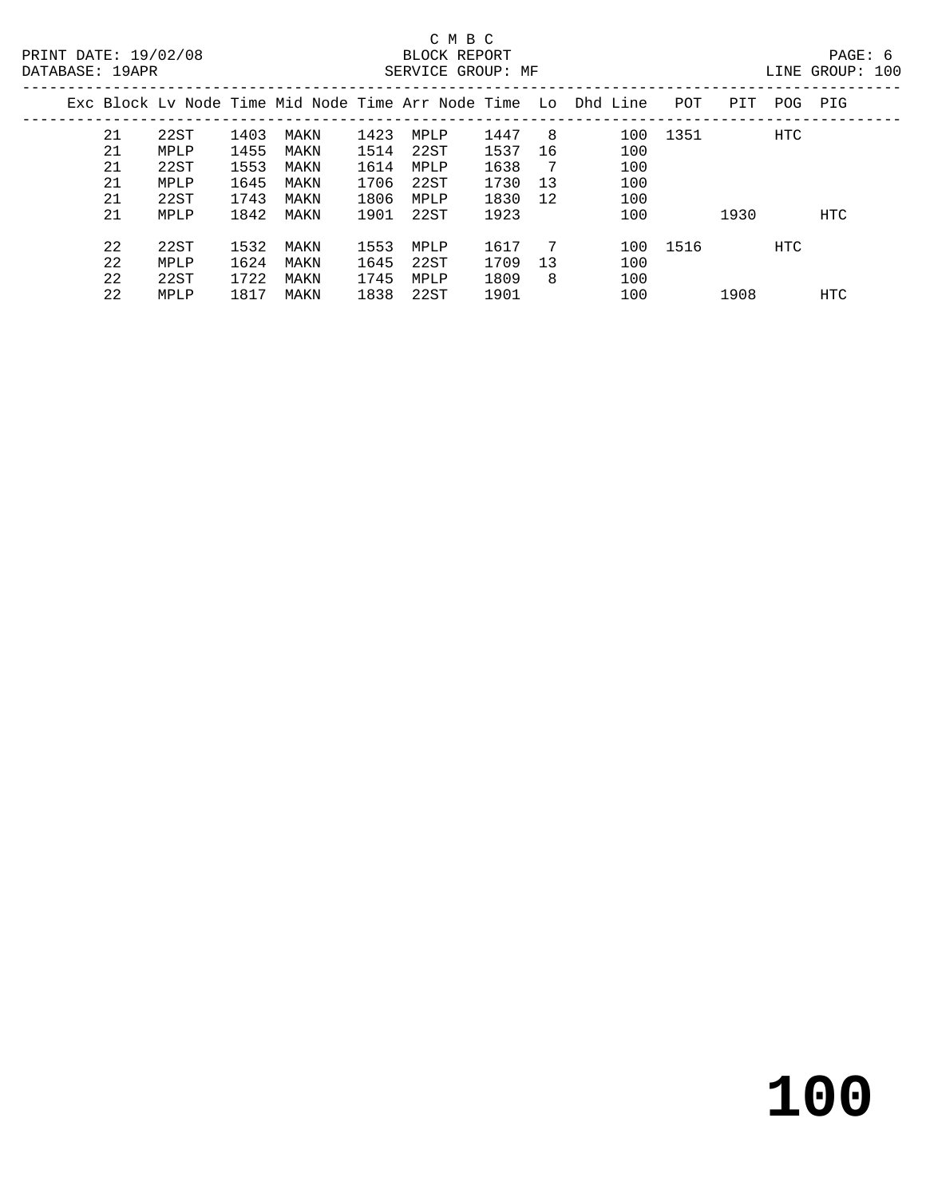C M B C

BLOCK REPORT

SERVICE GROUP: MF

PRINT DATE: 19/02/08

DATABASE: 19APR

LINE GROUP: 100

| Exc | Block | Lv Node | Time | Mid Node | Time | Arr Node | Time | Lo | Dhd Line | POT | PIT | POG | PIG |
|---|---|---|---|---|---|---|---|---|---|---|---|---|---|
| | 21 | 22ST | 1403 | MAKN | 1423 | MPLP | 1447 | 8 | 100 | 1351 | | HTC | |
| | 21 | MPLP | 1455 | MAKN | 1514 | 22ST | 1537 | 16 | 100 | | | | |
| | 21 | 22ST | 1553 | MAKN | 1614 | MPLP | 1638 | 7 | 100 | | | | |
| | 21 | MPLP | 1645 | MAKN | 1706 | 22ST | 1730 | 13 | 100 | | | | |
| | 21 | 22ST | 1743 | MAKN | 1806 | MPLP | 1830 | 12 | 100 | | | | |
| | 21 | MPLP | 1842 | MAKN | 1901 | 22ST | 1923 | | 100 | | 1930 | | HTC |
| | 22 | 22ST | 1532 | MAKN | 1553 | MPLP | 1617 | 7 | 100 | 1516 | | HTC | |
| | 22 | MPLP | 1624 | MAKN | 1645 | 22ST | 1709 | 13 | 100 | | | | |
| | 22 | 22ST | 1722 | MAKN | 1745 | MPLP | 1809 | 8 | 100 | | | | |
| | 22 | MPLP | 1817 | MAKN | 1838 | 22ST | 1901 | | 100 | | 1908 | | HTC |

# 100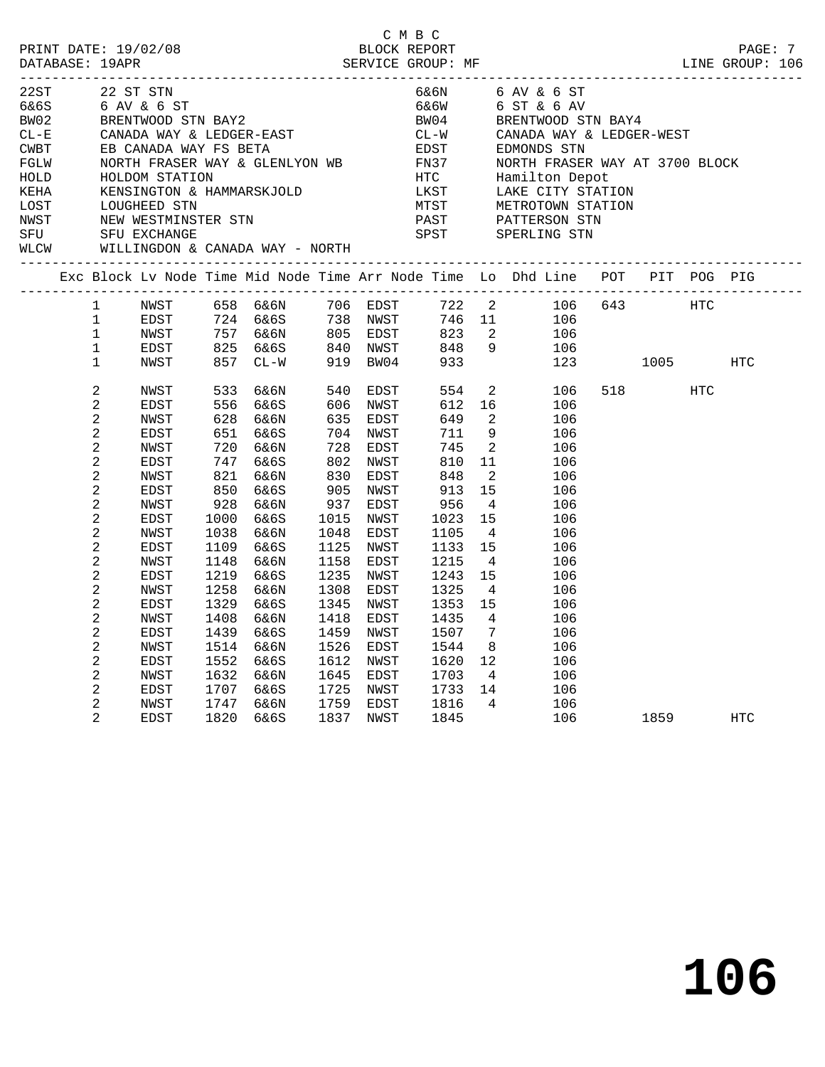C M B C

PRINT DATE: 19/02/08 BLOCK REPORT
DATABASE: 19APR SERVICE GROUP: MF LINE GROUP: 106

| Code | Description | Code | Description |
|---|---|---|---|
| 22ST | 22 ST STN | 6&6N | 6 AV & 6 ST |
| 6&6S | 6 AV & 6 ST | 6&6W | 6 ST & 6 AV |
| BW02 | BRENTWOOD STN BAY2 | BW04 | BRENTWOOD STN BAY4 |
| CL-E | CANADA WAY & LEDGER-EAST | CL-W | CANADA WAY & LEDGER-WEST |
| CWBT | EB CANADA WAY FS BETA | EDST | EDMONDS STN |
| FGLW | NORTH FRASER WAY & GLENLYON WB | FN37 | NORTH FRASER WAY AT 3700 BLOCK |
| HOLD | HOLDOM STATION | HTC | Hamilton Depot |
| KEHA | KENSINGTON & HAMMARSKJOLD | LKST | LAKE CITY STATION |
| LOST | LOUGHEED STN | MTST | METROTOWN STATION |
| NWST | NEW WESTMINSTER STN | PAST | PATTERSON STN |
| SFU | SFU EXCHANGE | SPST | SPERLING STN |
| WLCW | WILLINGDON & CANADA WAY - NORTH | | |

| Exc | Block | Lv Node | Time | Mid Node | Time | Arr Node | Time | Lo | Dhd Line | POT | PIT | POG | PIG |
|---|---|---|---|---|---|---|---|---|---|---|---|---|---|
| | 1 | NWST | 658 | 6&6N | 706 | EDST | 722 | 2 | 106 | 643 | | HTC | |
| | 1 | EDST | 724 | 6&6S | 738 | NWST | 746 | 11 | 106 | | | | |
| | 1 | NWST | 757 | 6&6N | 805 | EDST | 823 | 2 | 106 | | | | |
| | 1 | EDST | 825 | 6&6S | 840 | NWST | 848 | 9 | 106 | | | | |
| | 1 | NWST | 857 | CL-W | 919 | BW04 | 933 | | 123 | | 1005 | | HTC |
| | 2 | NWST | 533 | 6&6N | 540 | EDST | 554 | 2 | 106 | 518 | | HTC | |
| | 2 | EDST | 556 | 6&6S | 606 | NWST | 612 | 16 | 106 | | | | |
| | 2 | NWST | 628 | 6&6N | 635 | EDST | 649 | 2 | 106 | | | | |
| | 2 | EDST | 651 | 6&6S | 704 | NWST | 711 | 9 | 106 | | | | |
| | 2 | NWST | 720 | 6&6N | 728 | EDST | 745 | 2 | 106 | | | | |
| | 2 | EDST | 747 | 6&6S | 802 | NWST | 810 | 11 | 106 | | | | |
| | 2 | NWST | 821 | 6&6N | 830 | EDST | 848 | 2 | 106 | | | | |
| | 2 | EDST | 850 | 6&6S | 905 | NWST | 913 | 15 | 106 | | | | |
| | 2 | NWST | 928 | 6&6N | 937 | EDST | 956 | 4 | 106 | | | | |
| | 2 | EDST | 1000 | 6&6S | 1015 | NWST | 1023 | 15 | 106 | | | | |
| | 2 | NWST | 1038 | 6&6N | 1048 | EDST | 1105 | 4 | 106 | | | | |
| | 2 | EDST | 1109 | 6&6S | 1125 | NWST | 1133 | 15 | 106 | | | | |
| | 2 | NWST | 1148 | 6&6N | 1158 | EDST | 1215 | 4 | 106 | | | | |
| | 2 | EDST | 1219 | 6&6S | 1235 | NWST | 1243 | 15 | 106 | | | | |
| | 2 | NWST | 1258 | 6&6N | 1308 | EDST | 1325 | 4 | 106 | | | | |
| | 2 | EDST | 1329 | 6&6S | 1345 | NWST | 1353 | 15 | 106 | | | | |
| | 2 | NWST | 1408 | 6&6N | 1418 | EDST | 1435 | 4 | 106 | | | | |
| | 2 | EDST | 1439 | 6&6S | 1459 | NWST | 1507 | 7 | 106 | | | | |
| | 2 | NWST | 1514 | 6&6N | 1526 | EDST | 1544 | 8 | 106 | | | | |
| | 2 | EDST | 1552 | 6&6S | 1612 | NWST | 1620 | 12 | 106 | | | | |
| | 2 | NWST | 1632 | 6&6N | 1645 | EDST | 1703 | 4 | 106 | | | | |
| | 2 | EDST | 1707 | 6&6S | 1725 | NWST | 1733 | 14 | 106 | | | | |
| | 2 | NWST | 1747 | 6&6N | 1759 | EDST | 1816 | 4 | 106 | | | | |
| | 2 | EDST | 1820 | 6&6S | 1837 | NWST | 1845 | | 106 | | 1859 | | HTC |

**106**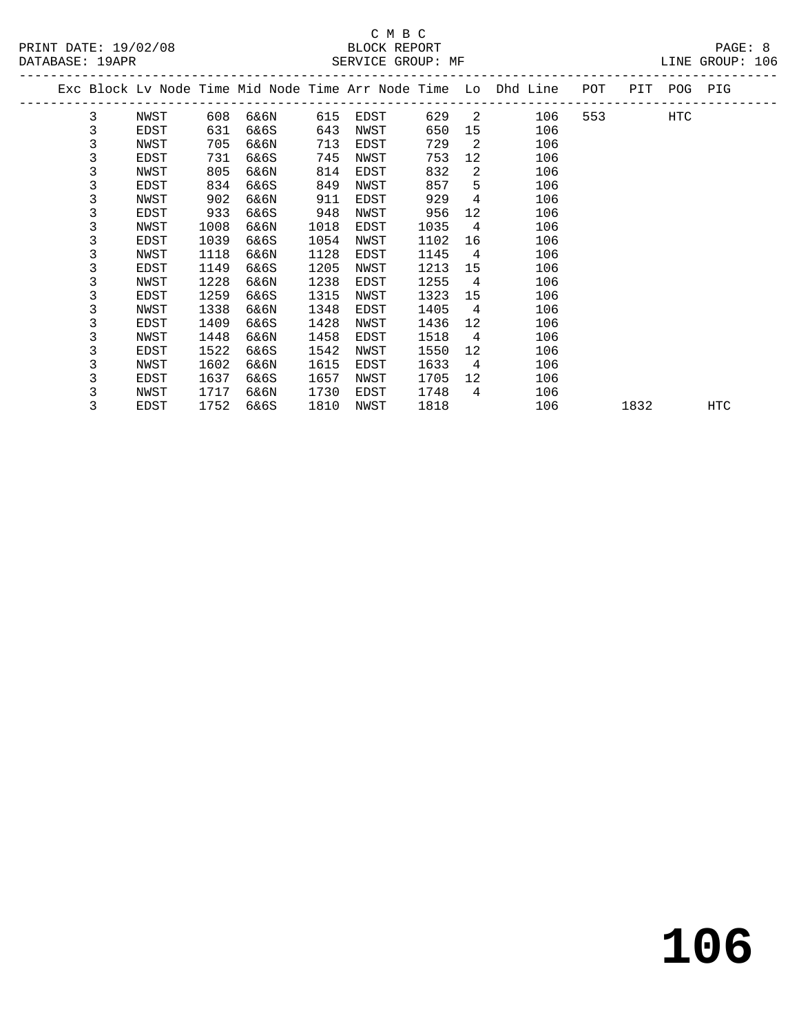C M B C
BLOCK REPORT
SERVICE GROUP: MF

PRINT DATE: 19/02/08
DATABASE: 19APR
LINE GROUP: 106

| Exc | Block | Lv Node | Time | Mid Node | Time | Arr Node | Time | Lo | Dhd Line | POT | PIT | POG | PIG |
|---|---|---|---|---|---|---|---|---|---|---|---|---|---|
| | 3 | NWST | 608 | 6&6N | 615 | EDST | 629 | 2 | 106 | 553 | | HTC | |
| | 3 | EDST | 631 | 6&6S | 643 | NWST | 650 | 15 | 106 | | | | |
| | 3 | NWST | 705 | 6&6N | 713 | EDST | 729 | 2 | 106 | | | | |
| | 3 | EDST | 731 | 6&6S | 745 | NWST | 753 | 12 | 106 | | | | |
| | 3 | NWST | 805 | 6&6N | 814 | EDST | 832 | 2 | 106 | | | | |
| | 3 | EDST | 834 | 6&6S | 849 | NWST | 857 | 5 | 106 | | | | |
| | 3 | NWST | 902 | 6&6N | 911 | EDST | 929 | 4 | 106 | | | | |
| | 3 | EDST | 933 | 6&6S | 948 | NWST | 956 | 12 | 106 | | | | |
| | 3 | NWST | 1008 | 6&6N | 1018 | EDST | 1035 | 4 | 106 | | | | |
| | 3 | EDST | 1039 | 6&6S | 1054 | NWST | 1102 | 16 | 106 | | | | |
| | 3 | NWST | 1118 | 6&6N | 1128 | EDST | 1145 | 4 | 106 | | | | |
| | 3 | EDST | 1149 | 6&6S | 1205 | NWST | 1213 | 15 | 106 | | | | |
| | 3 | NWST | 1228 | 6&6N | 1238 | EDST | 1255 | 4 | 106 | | | | |
| | 3 | EDST | 1259 | 6&6S | 1315 | NWST | 1323 | 15 | 106 | | | | |
| | 3 | NWST | 1338 | 6&6N | 1348 | EDST | 1405 | 4 | 106 | | | | |
| | 3 | EDST | 1409 | 6&6S | 1428 | NWST | 1436 | 12 | 106 | | | | |
| | 3 | NWST | 1448 | 6&6N | 1458 | EDST | 1518 | 4 | 106 | | | | |
| | 3 | EDST | 1522 | 6&6S | 1542 | NWST | 1550 | 12 | 106 | | | | |
| | 3 | NWST | 1602 | 6&6N | 1615 | EDST | 1633 | 4 | 106 | | | | |
| | 3 | EDST | 1637 | 6&6S | 1657 | NWST | 1705 | 12 | 106 | | | | |
| | 3 | NWST | 1717 | 6&6N | 1730 | EDST | 1748 | 4 | 106 | | | | |
| | 3 | EDST | 1752 | 6&6S | 1810 | NWST | 1818 | | 106 | | 1832 | | HTC |

# 106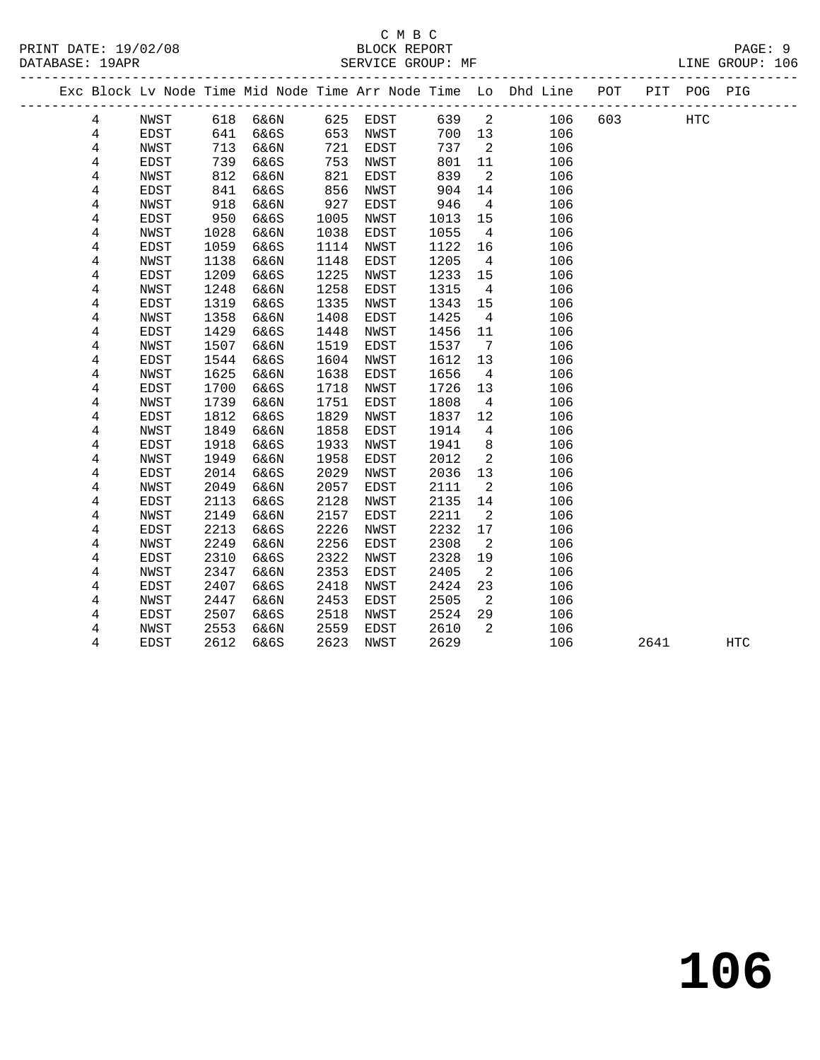C M B C
BLOCK REPORT
SERVICE GROUP: MF

PRINT DATE: 19/02/08
DATABASE: 19APR
LINE GROUP: 106

| Exc | Block | Lv Node | Time | Mid Node | Time | Arr Node | Time | Lo | Dhd Line | POT | PIT | POG | PIG |
|---|---|---|---|---|---|---|---|---|---|---|---|---|---|
| | 4 | NWST | 618 | 6&6N | 625 | EDST | 639 | 2 | 106 | 603 | | HTC | |
| | 4 | EDST | 641 | 6&6S | 653 | NWST | 700 | 13 | 106 | | | | |
| | 4 | NWST | 713 | 6&6N | 721 | EDST | 737 | 2 | 106 | | | | |
| | 4 | EDST | 739 | 6&6S | 753 | NWST | 801 | 11 | 106 | | | | |
| | 4 | NWST | 812 | 6&6N | 821 | EDST | 839 | 2 | 106 | | | | |
| | 4 | EDST | 841 | 6&6S | 856 | NWST | 904 | 14 | 106 | | | | |
| | 4 | NWST | 918 | 6&6N | 927 | EDST | 946 | 4 | 106 | | | | |
| | 4 | EDST | 950 | 6&6S | 1005 | NWST | 1013 | 15 | 106 | | | | |
| | 4 | NWST | 1028 | 6&6N | 1038 | EDST | 1055 | 4 | 106 | | | | |
| | 4 | EDST | 1059 | 6&6S | 1114 | NWST | 1122 | 16 | 106 | | | | |
| | 4 | NWST | 1138 | 6&6N | 1148 | EDST | 1205 | 4 | 106 | | | | |
| | 4 | EDST | 1209 | 6&6S | 1225 | NWST | 1233 | 15 | 106 | | | | |
| | 4 | NWST | 1248 | 6&6N | 1258 | EDST | 1315 | 4 | 106 | | | | |
| | 4 | EDST | 1319 | 6&6S | 1335 | NWST | 1343 | 15 | 106 | | | | |
| | 4 | NWST | 1358 | 6&6N | 1408 | EDST | 1425 | 4 | 106 | | | | |
| | 4 | EDST | 1429 | 6&6S | 1448 | NWST | 1456 | 11 | 106 | | | | |
| | 4 | NWST | 1507 | 6&6N | 1519 | EDST | 1537 | 7 | 106 | | | | |
| | 4 | EDST | 1544 | 6&6S | 1604 | NWST | 1612 | 13 | 106 | | | | |
| | 4 | NWST | 1625 | 6&6N | 1638 | EDST | 1656 | 4 | 106 | | | | |
| | 4 | EDST | 1700 | 6&6S | 1718 | NWST | 1726 | 13 | 106 | | | | |
| | 4 | NWST | 1739 | 6&6N | 1751 | EDST | 1808 | 4 | 106 | | | | |
| | 4 | EDST | 1812 | 6&6S | 1829 | NWST | 1837 | 12 | 106 | | | | |
| | 4 | NWST | 1849 | 6&6N | 1858 | EDST | 1914 | 4 | 106 | | | | |
| | 4 | EDST | 1918 | 6&6S | 1933 | NWST | 1941 | 8 | 106 | | | | |
| | 4 | NWST | 1949 | 6&6N | 1958 | EDST | 2012 | 2 | 106 | | | | |
| | 4 | EDST | 2014 | 6&6S | 2029 | NWST | 2036 | 13 | 106 | | | | |
| | 4 | NWST | 2049 | 6&6N | 2057 | EDST | 2111 | 2 | 106 | | | | |
| | 4 | EDST | 2113 | 6&6S | 2128 | NWST | 2135 | 14 | 106 | | | | |
| | 4 | NWST | 2149 | 6&6N | 2157 | EDST | 2211 | 2 | 106 | | | | |
| | 4 | EDST | 2213 | 6&6S | 2226 | NWST | 2232 | 17 | 106 | | | | |
| | 4 | NWST | 2249 | 6&6N | 2256 | EDST | 2308 | 2 | 106 | | | | |
| | 4 | EDST | 2310 | 6&6S | 2322 | NWST | 2328 | 19 | 106 | | | | |
| | 4 | NWST | 2347 | 6&6N | 2353 | EDST | 2405 | 2 | 106 | | | | |
| | 4 | EDST | 2407 | 6&6S | 2418 | NWST | 2424 | 23 | 106 | | | | |
| | 4 | NWST | 2447 | 6&6N | 2453 | EDST | 2505 | 2 | 106 | | | | |
| | 4 | EDST | 2507 | 6&6S | 2518 | NWST | 2524 | 29 | 106 | | | | |
| | 4 | NWST | 2553 | 6&6N | 2559 | EDST | 2610 | 2 | 106 | | | | |
| | 4 | EDST | 2612 | 6&6S | 2623 | NWST | 2629 | | 106 | | 2641 | | HTC |

# 106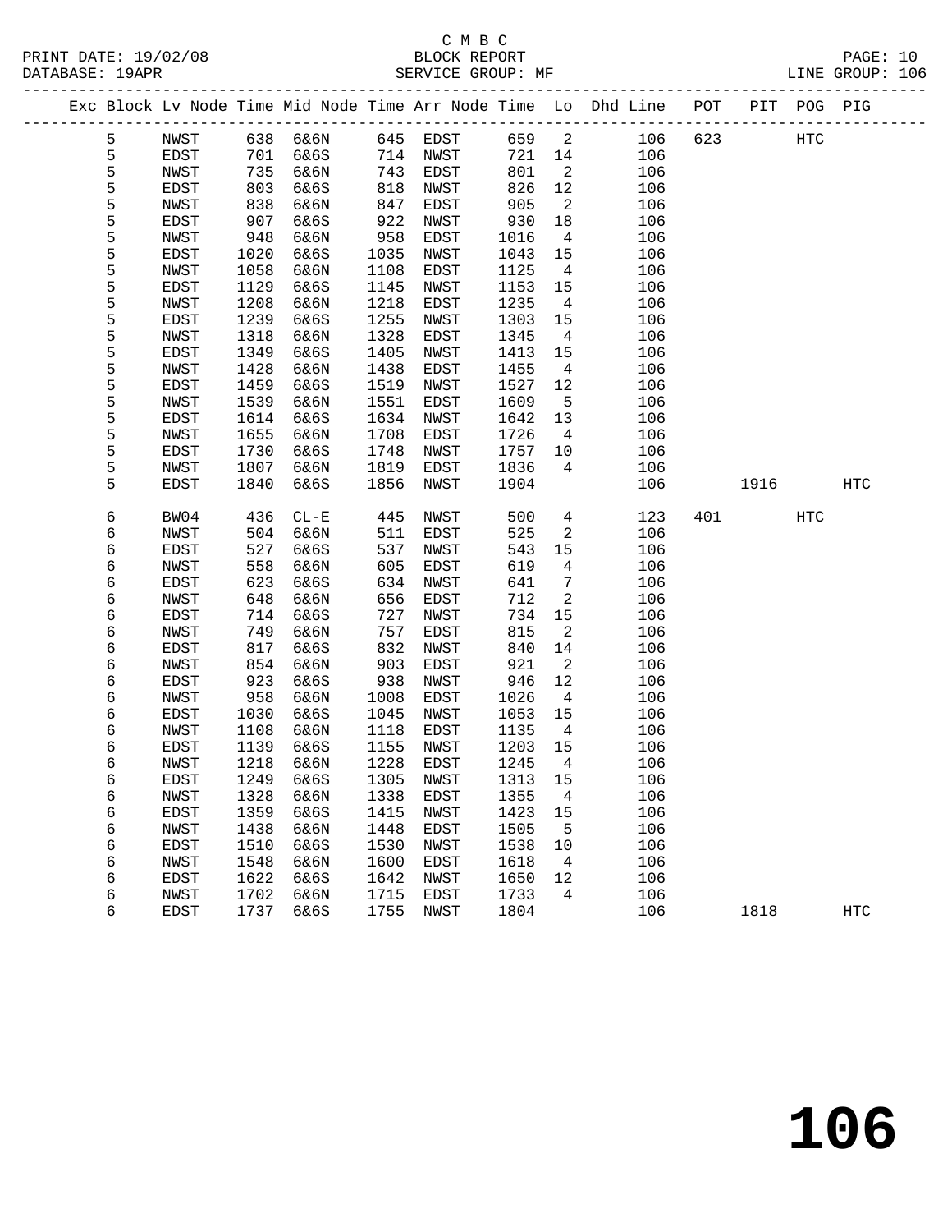C M B C
BLOCK REPORT
SERVICE GROUP: MF

PRINT DATE: 19/02/08
DATABASE: 19APR
LINE GROUP: 106

| Exc | Block | Lv | Node | Time | Mid Node | Time | Arr Node | Time | Lo | Dhd Line | POT | PIT | POG | PIG |
|---|---|---|---|---|---|---|---|---|---|---|---|---|---|---|
| | 5 | | NWST | 638 | 6&6N | 645 | EDST | 659 | 2 | 106 | 623 | | HTC | |
| | 5 | | EDST | 701 | 6&6S | 714 | NWST | 721 | 14 | 106 | | | | |
| | 5 | | NWST | 735 | 6&6N | 743 | EDST | 801 | 2 | 106 | | | | |
| | 5 | | EDST | 803 | 6&6S | 818 | NWST | 826 | 12 | 106 | | | | |
| | 5 | | NWST | 838 | 6&6N | 847 | EDST | 905 | 2 | 106 | | | | |
| | 5 | | EDST | 907 | 6&6S | 922 | NWST | 930 | 18 | 106 | | | | |
| | 5 | | NWST | 948 | 6&6N | 958 | EDST | 1016 | 4 | 106 | | | | |
| | 5 | | EDST | 1020 | 6&6S | 1035 | NWST | 1043 | 15 | 106 | | | | |
| | 5 | | NWST | 1058 | 6&6N | 1108 | EDST | 1125 | 4 | 106 | | | | |
| | 5 | | EDST | 1129 | 6&6S | 1145 | NWST | 1153 | 15 | 106 | | | | |
| | 5 | | NWST | 1208 | 6&6N | 1218 | EDST | 1235 | 4 | 106 | | | | |
| | 5 | | EDST | 1239 | 6&6S | 1255 | NWST | 1303 | 15 | 106 | | | | |
| | 5 | | NWST | 1318 | 6&6N | 1328 | EDST | 1345 | 4 | 106 | | | | |
| | 5 | | EDST | 1349 | 6&6S | 1405 | NWST | 1413 | 15 | 106 | | | | |
| | 5 | | NWST | 1428 | 6&6N | 1438 | EDST | 1455 | 4 | 106 | | | | |
| | 5 | | EDST | 1459 | 6&6S | 1519 | NWST | 1527 | 12 | 106 | | | | |
| | 5 | | NWST | 1539 | 6&6N | 1551 | EDST | 1609 | 5 | 106 | | | | |
| | 5 | | EDST | 1614 | 6&6S | 1634 | NWST | 1642 | 13 | 106 | | | | |
| | 5 | | NWST | 1655 | 6&6N | 1708 | EDST | 1726 | 4 | 106 | | | | |
| | 5 | | EDST | 1730 | 6&6S | 1748 | NWST | 1757 | 10 | 106 | | | | |
| | 5 | | NWST | 1807 | 6&6N | 1819 | EDST | 1836 | 4 | 106 | | | | |
| | 5 | | EDST | 1840 | 6&6S | 1856 | NWST | 1904 | | 106 | | 1916 | | HTC |
| | 6 | | BW04 | 436 | CL-E | 445 | NWST | 500 | 4 | 123 | 401 | | HTC | |
| | 6 | | NWST | 504 | 6&6N | 511 | EDST | 525 | 2 | 106 | | | | |
| | 6 | | EDST | 527 | 6&6S | 537 | NWST | 543 | 15 | 106 | | | | |
| | 6 | | NWST | 558 | 6&6N | 605 | EDST | 619 | 4 | 106 | | | | |
| | 6 | | EDST | 623 | 6&6S | 634 | NWST | 641 | 7 | 106 | | | | |
| | 6 | | NWST | 648 | 6&6N | 656 | EDST | 712 | 2 | 106 | | | | |
| | 6 | | EDST | 714 | 6&6S | 727 | NWST | 734 | 15 | 106 | | | | |
| | 6 | | NWST | 749 | 6&6N | 757 | EDST | 815 | 2 | 106 | | | | |
| | 6 | | EDST | 817 | 6&6S | 832 | NWST | 840 | 14 | 106 | | | | |
| | 6 | | NWST | 854 | 6&6N | 903 | EDST | 921 | 2 | 106 | | | | |
| | 6 | | EDST | 923 | 6&6S | 938 | NWST | 946 | 12 | 106 | | | | |
| | 6 | | NWST | 958 | 6&6N | 1008 | EDST | 1026 | 4 | 106 | | | | |
| | 6 | | EDST | 1030 | 6&6S | 1045 | NWST | 1053 | 15 | 106 | | | | |
| | 6 | | NWST | 1108 | 6&6N | 1118 | EDST | 1135 | 4 | 106 | | | | |
| | 6 | | EDST | 1139 | 6&6S | 1155 | NWST | 1203 | 15 | 106 | | | | |
| | 6 | | NWST | 1218 | 6&6N | 1228 | EDST | 1245 | 4 | 106 | | | | |
| | 6 | | EDST | 1249 | 6&6S | 1305 | NWST | 1313 | 15 | 106 | | | | |
| | 6 | | NWST | 1328 | 6&6N | 1338 | EDST | 1355 | 4 | 106 | | | | |
| | 6 | | EDST | 1359 | 6&6S | 1415 | NWST | 1423 | 15 | 106 | | | | |
| | 6 | | NWST | 1438 | 6&6N | 1448 | EDST | 1505 | 5 | 106 | | | | |
| | 6 | | EDST | 1510 | 6&6S | 1530 | NWST | 1538 | 10 | 106 | | | | |
| | 6 | | NWST | 1548 | 6&6N | 1600 | EDST | 1618 | 4 | 106 | | | | |
| | 6 | | EDST | 1622 | 6&6S | 1642 | NWST | 1650 | 12 | 106 | | | | |
| | 6 | | NWST | 1702 | 6&6N | 1715 | EDST | 1733 | 4 | 106 | | | | |
| | 6 | | EDST | 1737 | 6&6S | 1755 | NWST | 1804 | | 106 | | 1818 | | HTC |

# 106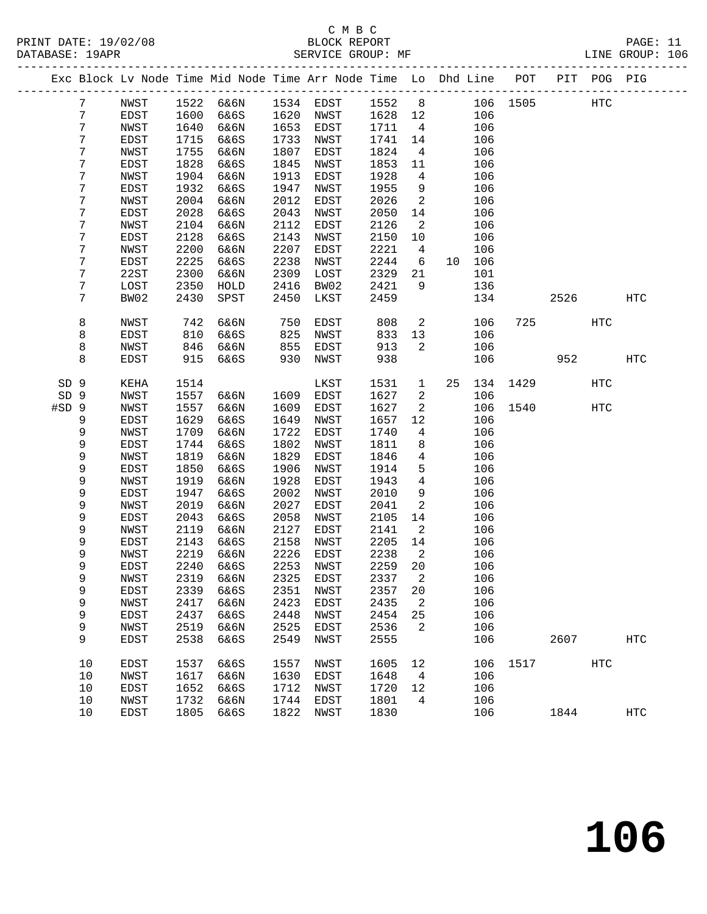C M B C
BLOCK REPORT
SERVICE GROUP: MF

PRINT DATE: 19/02/08
DATABASE: 19APR
LINE GROUP: 106

| Exc | Block | Lv Node | Time | Mid Node | Time | Arr Node | Time | Lo | Dhd | Line | POT | PIT | POG | PIG |
|---|---|---|---|---|---|---|---|---|---|---|---|---|---|---|
| | 7 | NWST | 1522 | 6&6N | 1534 | EDST | 1552 | 8 | | 106 | 1505 | | HTC | |
| | 7 | EDST | 1600 | 6&6S | 1620 | NWST | 1628 | 12 | | 106 | | | | |
| | 7 | NWST | 1640 | 6&6N | 1653 | EDST | 1711 | 4 | | 106 | | | | |
| | 7 | EDST | 1715 | 6&6S | 1733 | NWST | 1741 | 14 | | 106 | | | | |
| | 7 | NWST | 1755 | 6&6N | 1807 | EDST | 1824 | 4 | | 106 | | | | |
| | 7 | EDST | 1828 | 6&6S | 1845 | NWST | 1853 | 11 | | 106 | | | | |
| | 7 | NWST | 1904 | 6&6N | 1913 | EDST | 1928 | 4 | | 106 | | | | |
| | 7 | EDST | 1932 | 6&6S | 1947 | NWST | 1955 | 9 | | 106 | | | | |
| | 7 | NWST | 2004 | 6&6N | 2012 | EDST | 2026 | 2 | | 106 | | | | |
| | 7 | EDST | 2028 | 6&6S | 2043 | NWST | 2050 | 14 | | 106 | | | | |
| | 7 | NWST | 2104 | 6&6N | 2112 | EDST | 2126 | 2 | | 106 | | | | |
| | 7 | EDST | 2128 | 6&6S | 2143 | NWST | 2150 | 10 | | 106 | | | | |
| | 7 | NWST | 2200 | 6&6N | 2207 | EDST | 2221 | 4 | | 106 | | | | |
| | 7 | EDST | 2225 | 6&6S | 2238 | NWST | 2244 | 6 | 10 | 106 | | | | |
| | 7 | 22ST | 2300 | 6&6N | 2309 | LOST | 2329 | 21 | | 101 | | | | |
| | 7 | LOST | 2350 | HOLD | 2416 | BW02 | 2421 | 9 | | 136 | | | | |
| | 7 | BW02 | 2430 | SPST | 2450 | LKST | 2459 | | | 134 | | 2526 | | HTC |
| | 8 | NWST | 742 | 6&6N | 750 | EDST | 808 | 2 | | 106 | 725 | | HTC | |
| | 8 | EDST | 810 | 6&6S | 825 | NWST | 833 | 13 | | 106 | | | | |
| | 8 | NWST | 846 | 6&6N | 855 | EDST | 913 | 2 | | 106 | | | | |
| | 8 | EDST | 915 | 6&6S | 930 | NWST | 938 | | | 106 | | 952 | | HTC |
| SD | 9 | KEHA | 1514 | | | LKST | 1531 | 1 | 25 | 134 | 1429 | | HTC | |
| SD | 9 | NWST | 1557 | 6&6N | 1609 | EDST | 1627 | 2 | | 106 | | | | |
| #SD | 9 | NWST | 1557 | 6&6N | 1609 | EDST | 1627 | 2 | | 106 | 1540 | | HTC | |
| | 9 | EDST | 1629 | 6&6S | 1649 | NWST | 1657 | 12 | | 106 | | | | |
| | 9 | NWST | 1709 | 6&6N | 1722 | EDST | 1740 | 4 | | 106 | | | | |
| | 9 | EDST | 1744 | 6&6S | 1802 | NWST | 1811 | 8 | | 106 | | | | |
| | 9 | NWST | 1819 | 6&6N | 1829 | EDST | 1846 | 4 | | 106 | | | | |
| | 9 | EDST | 1850 | 6&6S | 1906 | NWST | 1914 | 5 | | 106 | | | | |
| | 9 | NWST | 1919 | 6&6N | 1928 | EDST | 1943 | 4 | | 106 | | | | |
| | 9 | EDST | 1947 | 6&6S | 2002 | NWST | 2010 | 9 | | 106 | | | | |
| | 9 | NWST | 2019 | 6&6N | 2027 | EDST | 2041 | 2 | | 106 | | | | |
| | 9 | EDST | 2043 | 6&6S | 2058 | NWST | 2105 | 14 | | 106 | | | | |
| | 9 | NWST | 2119 | 6&6N | 2127 | EDST | 2141 | 2 | | 106 | | | | |
| | 9 | EDST | 2143 | 6&6S | 2158 | NWST | 2205 | 14 | | 106 | | | | |
| | 9 | NWST | 2219 | 6&6N | 2226 | EDST | 2238 | 2 | | 106 | | | | |
| | 9 | EDST | 2240 | 6&6S | 2253 | NWST | 2259 | 20 | | 106 | | | | |
| | 9 | NWST | 2319 | 6&6N | 2325 | EDST | 2337 | 2 | | 106 | | | | |
| | 9 | EDST | 2339 | 6&6S | 2351 | NWST | 2357 | 20 | | 106 | | | | |
| | 9 | NWST | 2417 | 6&6N | 2423 | EDST | 2435 | 2 | | 106 | | | | |
| | 9 | EDST | 2437 | 6&6S | 2448 | NWST | 2454 | 25 | | 106 | | | | |
| | 9 | NWST | 2519 | 6&6N | 2525 | EDST | 2536 | 2 | | 106 | | | | |
| | 9 | EDST | 2538 | 6&6S | 2549 | NWST | 2555 | | | 106 | | 2607 | | HTC |
| | 10 | EDST | 1537 | 6&6S | 1557 | NWST | 1605 | 12 | | 106 | 1517 | | HTC | |
| | 10 | NWST | 1617 | 6&6N | 1630 | EDST | 1648 | 4 | | 106 | | | | |
| | 10 | EDST | 1652 | 6&6S | 1712 | NWST | 1720 | 12 | | 106 | | | | |
| | 10 | NWST | 1732 | 6&6N | 1744 | EDST | 1801 | 4 | | 106 | | | | |
| | 10 | EDST | 1805 | 6&6S | 1822 | NWST | 1830 | | | 106 | | 1844 | | HTC |

# 106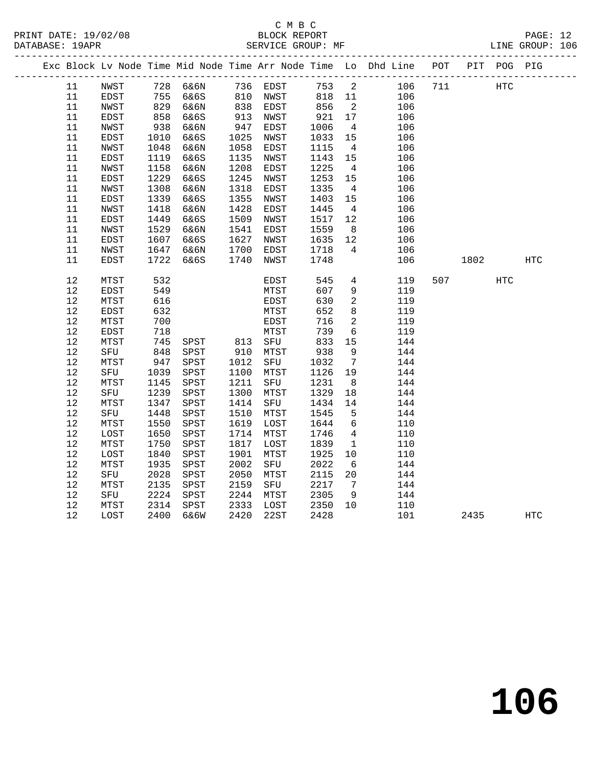C M B C
PRINT DATE: 19/02/08 BLOCK REPORT
DATABASE: 19APR SERVICE GROUP: MF LINE GROUP: 106

| Exc | Block | Lv | Node | Time | Mid Node | Time | Arr Node | Time | Lo | Dhd Line | POT | PIT | POG | PIG |
|---|---|---|---|---|---|---|---|---|---|---|---|---|---|---|
| | 11 | | NWST | 728 | 6&6N | 736 | EDST | 753 | 2 | 106 | 711 | | HTC | |
| | 11 | | EDST | 755 | 6&6S | 810 | NWST | 818 | 11 | 106 | | | | |
| | 11 | | NWST | 829 | 6&6N | 838 | EDST | 856 | 2 | 106 | | | | |
| | 11 | | EDST | 858 | 6&6S | 913 | NWST | 921 | 17 | 106 | | | | |
| | 11 | | NWST | 938 | 6&6N | 947 | EDST | 1006 | 4 | 106 | | | | |
| | 11 | | EDST | 1010 | 6&6S | 1025 | NWST | 1033 | 15 | 106 | | | | |
| | 11 | | NWST | 1048 | 6&6N | 1058 | EDST | 1115 | 4 | 106 | | | | |
| | 11 | | EDST | 1119 | 6&6S | 1135 | NWST | 1143 | 15 | 106 | | | | |
| | 11 | | NWST | 1158 | 6&6N | 1208 | EDST | 1225 | 4 | 106 | | | | |
| | 11 | | EDST | 1229 | 6&6S | 1245 | NWST | 1253 | 15 | 106 | | | | |
| | 11 | | NWST | 1308 | 6&6N | 1318 | EDST | 1335 | 4 | 106 | | | | |
| | 11 | | EDST | 1339 | 6&6S | 1355 | NWST | 1403 | 15 | 106 | | | | |
| | 11 | | NWST | 1418 | 6&6N | 1428 | EDST | 1445 | 4 | 106 | | | | |
| | 11 | | EDST | 1449 | 6&6S | 1509 | NWST | 1517 | 12 | 106 | | | | |
| | 11 | | NWST | 1529 | 6&6N | 1541 | EDST | 1559 | 8 | 106 | | | | |
| | 11 | | EDST | 1607 | 6&6S | 1627 | NWST | 1635 | 12 | 106 | | | | |
| | 11 | | NWST | 1647 | 6&6N | 1700 | EDST | 1718 | 4 | 106 | | | | |
| | 11 | | EDST | 1722 | 6&6S | 1740 | NWST | 1748 | | 106 | | 1802 | | HTC |
| | 12 | | MTST | 532 | | | EDST | 545 | 4 | 119 | 507 | | HTC | |
| | 12 | | EDST | 549 | | | MTST | 607 | 9 | 119 | | | | |
| | 12 | | MTST | 616 | | | EDST | 630 | 2 | 119 | | | | |
| | 12 | | EDST | 632 | | | MTST | 652 | 8 | 119 | | | | |
| | 12 | | MTST | 700 | | | EDST | 716 | 2 | 119 | | | | |
| | 12 | | EDST | 718 | | | MTST | 739 | 6 | 119 | | | | |
| | 12 | | MTST | 745 | SPST | 813 | SFU | 833 | 15 | 144 | | | | |
| | 12 | | SFU | 848 | SPST | 910 | MTST | 938 | 9 | 144 | | | | |
| | 12 | | MTST | 947 | SPST | 1012 | SFU | 1032 | 7 | 144 | | | | |
| | 12 | | SFU | 1039 | SPST | 1100 | MTST | 1126 | 19 | 144 | | | | |
| | 12 | | MTST | 1145 | SPST | 1211 | SFU | 1231 | 8 | 144 | | | | |
| | 12 | | SFU | 1239 | SPST | 1300 | MTST | 1329 | 18 | 144 | | | | |
| | 12 | | MTST | 1347 | SPST | 1414 | SFU | 1434 | 14 | 144 | | | | |
| | 12 | | SFU | 1448 | SPST | 1510 | MTST | 1545 | 5 | 144 | | | | |
| | 12 | | MTST | 1550 | SPST | 1619 | LOST | 1644 | 6 | 110 | | | | |
| | 12 | | LOST | 1650 | SPST | 1714 | MTST | 1746 | 4 | 110 | | | | |
| | 12 | | MTST | 1750 | SPST | 1817 | LOST | 1839 | 1 | 110 | | | | |
| | 12 | | LOST | 1840 | SPST | 1901 | MTST | 1925 | 10 | 110 | | | | |
| | 12 | | MTST | 1935 | SPST | 2002 | SFU | 2022 | 6 | 144 | | | | |
| | 12 | | SFU | 2028 | SPST | 2050 | MTST | 2115 | 20 | 144 | | | | |
| | 12 | | MTST | 2135 | SPST | 2159 | SFU | 2217 | 7 | 144 | | | | |
| | 12 | | SFU | 2224 | SPST | 2244 | MTST | 2305 | 9 | 144 | | | | |
| | 12 | | MTST | 2314 | SPST | 2333 | LOST | 2350 | 10 | 110 | | | | |
| | 12 | | LOST | 2400 | 6&6W | 2420 | 22ST | 2428 | | 101 | | 2435 | | HTC |

# 106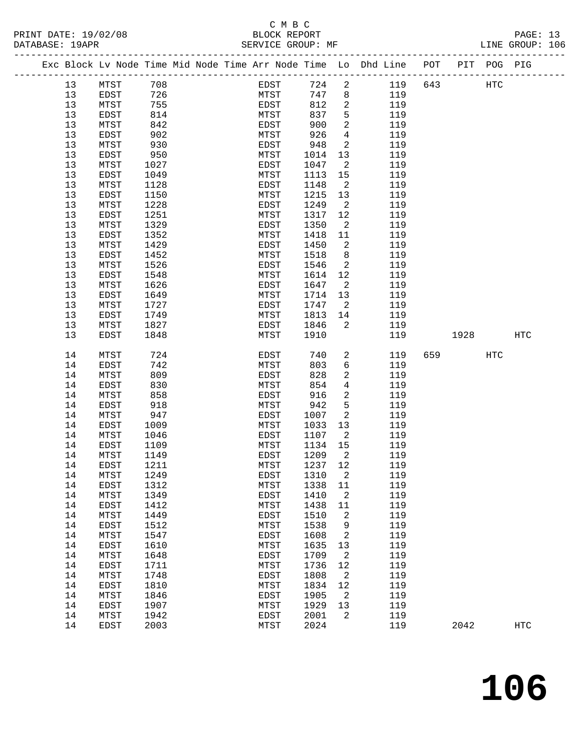C M B C

BLOCK REPORT

SERVICE GROUP: MF

PRINT DATE: 19/02/08

DATABASE: 19APR

LINE GROUP: 106

| Exc | Block | Lv Node | Time | Mid Node | Time | Arr Node | Time | Lo | Dhd Line | POT | PIT | POG | PIG |
|---|---|---|---|---|---|---|---|---|---|---|---|---|---|
| | 13 | MTST | 708 | | | EDST | 724 | 2 | 119 | 643 | | HTC | |
| | 13 | EDST | 726 | | | MTST | 747 | 8 | 119 | | | | |
| | 13 | MTST | 755 | | | EDST | 812 | 2 | 119 | | | | |
| | 13 | EDST | 814 | | | MTST | 837 | 5 | 119 | | | | |
| | 13 | MTST | 842 | | | EDST | 900 | 2 | 119 | | | | |
| | 13 | EDST | 902 | | | MTST | 926 | 4 | 119 | | | | |
| | 13 | MTST | 930 | | | EDST | 948 | 2 | 119 | | | | |
| | 13 | EDST | 950 | | | MTST | 1014 | 13 | 119 | | | | |
| | 13 | MTST | 1027 | | | EDST | 1047 | 2 | 119 | | | | |
| | 13 | EDST | 1049 | | | MTST | 1113 | 15 | 119 | | | | |
| | 13 | MTST | 1128 | | | EDST | 1148 | 2 | 119 | | | | |
| | 13 | EDST | 1150 | | | MTST | 1215 | 13 | 119 | | | | |
| | 13 | MTST | 1228 | | | EDST | 1249 | 2 | 119 | | | | |
| | 13 | EDST | 1251 | | | MTST | 1317 | 12 | 119 | | | | |
| | 13 | MTST | 1329 | | | EDST | 1350 | 2 | 119 | | | | |
| | 13 | EDST | 1352 | | | MTST | 1418 | 11 | 119 | | | | |
| | 13 | MTST | 1429 | | | EDST | 1450 | 2 | 119 | | | | |
| | 13 | EDST | 1452 | | | MTST | 1518 | 8 | 119 | | | | |
| | 13 | MTST | 1526 | | | EDST | 1546 | 2 | 119 | | | | |
| | 13 | EDST | 1548 | | | MTST | 1614 | 12 | 119 | | | | |
| | 13 | MTST | 1626 | | | EDST | 1647 | 2 | 119 | | | | |
| | 13 | EDST | 1649 | | | MTST | 1714 | 13 | 119 | | | | |
| | 13 | MTST | 1727 | | | EDST | 1747 | 2 | 119 | | | | |
| | 13 | EDST | 1749 | | | MTST | 1813 | 14 | 119 | | | | |
| | 13 | MTST | 1827 | | | EDST | 1846 | 2 | 119 | | | | |
| | 13 | EDST | 1848 | | | MTST | 1910 | | 119 | | 1928 | | HTC |
| | 14 | MTST | 724 | | | EDST | 740 | 2 | 119 | 659 | | HTC | |
| | 14 | EDST | 742 | | | MTST | 803 | 6 | 119 | | | | |
| | 14 | MTST | 809 | | | EDST | 828 | 2 | 119 | | | | |
| | 14 | EDST | 830 | | | MTST | 854 | 4 | 119 | | | | |
| | 14 | MTST | 858 | | | EDST | 916 | 2 | 119 | | | | |
| | 14 | EDST | 918 | | | MTST | 942 | 5 | 119 | | | | |
| | 14 | MTST | 947 | | | EDST | 1007 | 2 | 119 | | | | |
| | 14 | EDST | 1009 | | | MTST | 1033 | 13 | 119 | | | | |
| | 14 | MTST | 1046 | | | EDST | 1107 | 2 | 119 | | | | |
| | 14 | EDST | 1109 | | | MTST | 1134 | 15 | 119 | | | | |
| | 14 | MTST | 1149 | | | EDST | 1209 | 2 | 119 | | | | |
| | 14 | EDST | 1211 | | | MTST | 1237 | 12 | 119 | | | | |
| | 14 | MTST | 1249 | | | EDST | 1310 | 2 | 119 | | | | |
| | 14 | EDST | 1312 | | | MTST | 1338 | 11 | 119 | | | | |
| | 14 | MTST | 1349 | | | EDST | 1410 | 2 | 119 | | | | |
| | 14 | EDST | 1412 | | | MTST | 1438 | 11 | 119 | | | | |
| | 14 | MTST | 1449 | | | EDST | 1510 | 2 | 119 | | | | |
| | 14 | EDST | 1512 | | | MTST | 1538 | 9 | 119 | | | | |
| | 14 | MTST | 1547 | | | EDST | 1608 | 2 | 119 | | | | |
| | 14 | EDST | 1610 | | | MTST | 1635 | 13 | 119 | | | | |
| | 14 | MTST | 1648 | | | EDST | 1709 | 2 | 119 | | | | |
| | 14 | EDST | 1711 | | | MTST | 1736 | 12 | 119 | | | | |
| | 14 | MTST | 1748 | | | EDST | 1808 | 2 | 119 | | | | |
| | 14 | EDST | 1810 | | | MTST | 1834 | 12 | 119 | | | | |
| | 14 | MTST | 1846 | | | EDST | 1905 | 2 | 119 | | | | |
| | 14 | EDST | 1907 | | | MTST | 1929 | 13 | 119 | | | | |
| | 14 | MTST | 1942 | | | EDST | 2001 | 2 | 119 | | | | |
| | 14 | EDST | 2003 | | | MTST | 2024 | | 119 | | 2042 | | HTC |

# 106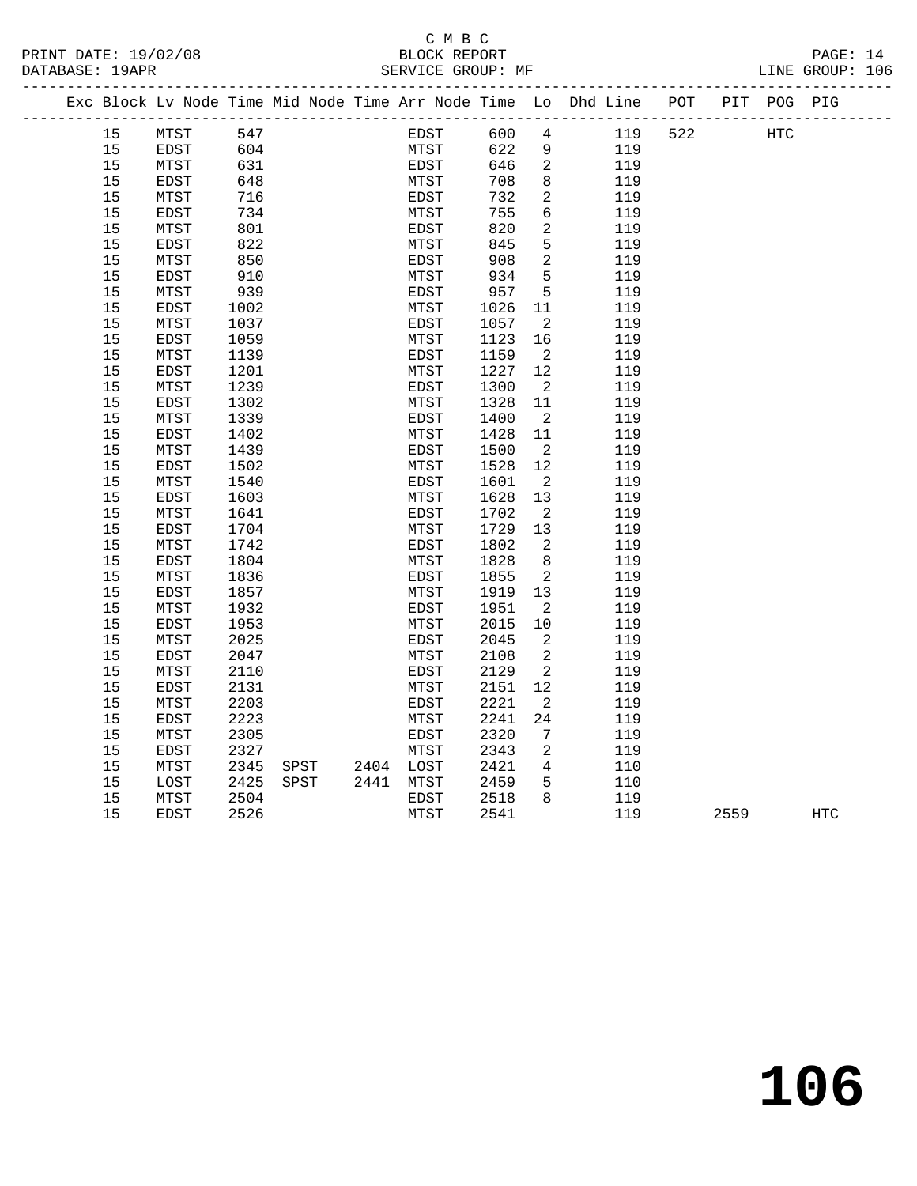C M B C

BLOCK REPORT

SERVICE GROUP: MF

PRINT DATE: 19/02/08

DATABASE: 19APR

LINE GROUP: 106

| Exc | Block | Lv Node | Time | Mid Node | Time | Arr Node | Time | Lo | Dhd Line | POT | PIT | POG | PIG |
|---|---|---|---|---|---|---|---|---|---|---|---|---|---|
| | 15 | MTST | 547 | | | EDST | 600 | 4 | 119 | 522 | | HTC | |
| | 15 | EDST | 604 | | | MTST | 622 | 9 | 119 | | | | |
| | 15 | MTST | 631 | | | EDST | 646 | 2 | 119 | | | | |
| | 15 | EDST | 648 | | | MTST | 708 | 8 | 119 | | | | |
| | 15 | MTST | 716 | | | EDST | 732 | 2 | 119 | | | | |
| | 15 | EDST | 734 | | | MTST | 755 | 6 | 119 | | | | |
| | 15 | MTST | 801 | | | EDST | 820 | 2 | 119 | | | | |
| | 15 | EDST | 822 | | | MTST | 845 | 5 | 119 | | | | |
| | 15 | MTST | 850 | | | EDST | 908 | 2 | 119 | | | | |
| | 15 | EDST | 910 | | | MTST | 934 | 5 | 119 | | | | |
| | 15 | MTST | 939 | | | EDST | 957 | 5 | 119 | | | | |
| | 15 | EDST | 1002 | | | MTST | 1026 | 11 | 119 | | | | |
| | 15 | MTST | 1037 | | | EDST | 1057 | 2 | 119 | | | | |
| | 15 | EDST | 1059 | | | MTST | 1123 | 16 | 119 | | | | |
| | 15 | MTST | 1139 | | | EDST | 1159 | 2 | 119 | | | | |
| | 15 | EDST | 1201 | | | MTST | 1227 | 12 | 119 | | | | |
| | 15 | MTST | 1239 | | | EDST | 1300 | 2 | 119 | | | | |
| | 15 | EDST | 1302 | | | MTST | 1328 | 11 | 119 | | | | |
| | 15 | MTST | 1339 | | | EDST | 1400 | 2 | 119 | | | | |
| | 15 | EDST | 1402 | | | MTST | 1428 | 11 | 119 | | | | |
| | 15 | MTST | 1439 | | | EDST | 1500 | 2 | 119 | | | | |
| | 15 | EDST | 1502 | | | MTST | 1528 | 12 | 119 | | | | |
| | 15 | MTST | 1540 | | | EDST | 1601 | 2 | 119 | | | | |
| | 15 | EDST | 1603 | | | MTST | 1628 | 13 | 119 | | | | |
| | 15 | MTST | 1641 | | | EDST | 1702 | 2 | 119 | | | | |
| | 15 | EDST | 1704 | | | MTST | 1729 | 13 | 119 | | | | |
| | 15 | MTST | 1742 | | | EDST | 1802 | 2 | 119 | | | | |
| | 15 | EDST | 1804 | | | MTST | 1828 | 8 | 119 | | | | |
| | 15 | MTST | 1836 | | | EDST | 1855 | 2 | 119 | | | | |
| | 15 | EDST | 1857 | | | MTST | 1919 | 13 | 119 | | | | |
| | 15 | MTST | 1932 | | | EDST | 1951 | 2 | 119 | | | | |
| | 15 | EDST | 1953 | | | MTST | 2015 | 10 | 119 | | | | |
| | 15 | MTST | 2025 | | | EDST | 2045 | 2 | 119 | | | | |
| | 15 | EDST | 2047 | | | MTST | 2108 | 2 | 119 | | | | |
| | 15 | MTST | 2110 | | | EDST | 2129 | 2 | 119 | | | | |
| | 15 | EDST | 2131 | | | MTST | 2151 | 12 | 119 | | | | |
| | 15 | MTST | 2203 | | | EDST | 2221 | 2 | 119 | | | | |
| | 15 | EDST | 2223 | | | MTST | 2241 | 24 | 119 | | | | |
| | 15 | MTST | 2305 | | | EDST | 2320 | 7 | 119 | | | | |
| | 15 | EDST | 2327 | | | MTST | 2343 | 2 | 119 | | | | |
| | 15 | MTST | 2345 | SPST | 2404 | LOST | 2421 | 4 | 110 | | | | |
| | 15 | LOST | 2425 | SPST | 2441 | MTST | 2459 | 5 | 110 | | | | |
| | 15 | MTST | 2504 | | | EDST | 2518 | 8 | 119 | | | | |
| | 15 | EDST | 2526 | | | MTST | 2541 | | 119 | | 2559 | | HTC |

**106**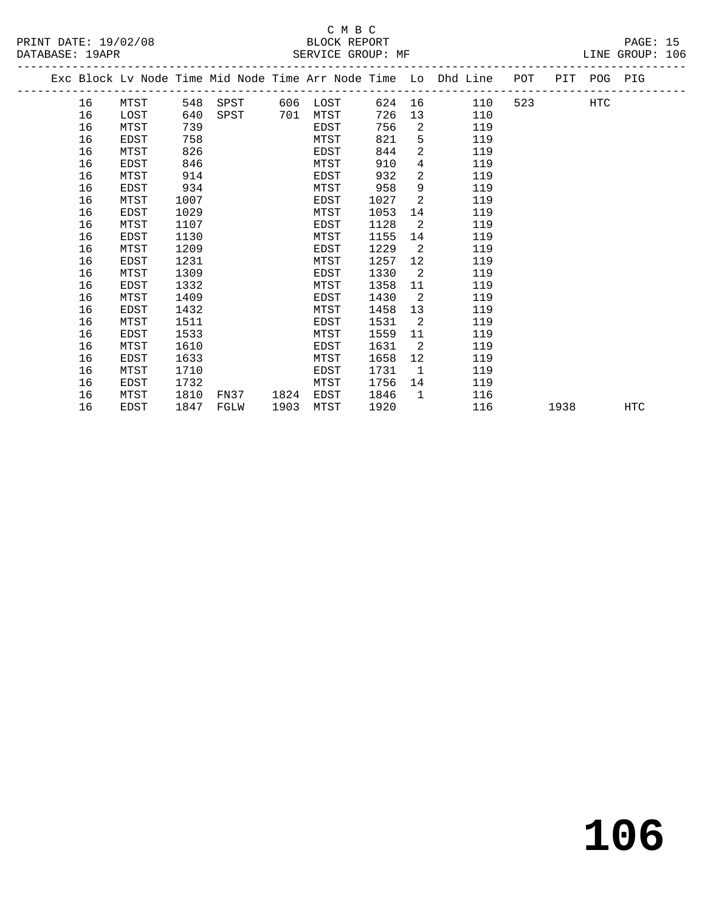C M B C
BLOCK REPORT
SERVICE GROUP: MF

PRINT DATE: 19/02/08
DATABASE: 19APR
LINE GROUP: 106

| Exc | Block | Lv Node | Time | Mid Node | Time | Arr Node | Time | Lo | Dhd Line | POT | PIT | POG | PIG |
|---|---|---|---|---|---|---|---|---|---|---|---|---|---|
| | 16 | MTST | 548 | SPST | 606 | LOST | 624 | 16 | 110 | 523 | | HTC | |
| | 16 | LOST | 640 | SPST | 701 | MTST | 726 | 13 | 110 | | | | |
| | 16 | MTST | 739 | | | EDST | 756 | 2 | 119 | | | | |
| | 16 | EDST | 758 | | | MTST | 821 | 5 | 119 | | | | |
| | 16 | MTST | 826 | | | EDST | 844 | 2 | 119 | | | | |
| | 16 | EDST | 846 | | | MTST | 910 | 4 | 119 | | | | |
| | 16 | MTST | 914 | | | EDST | 932 | 2 | 119 | | | | |
| | 16 | EDST | 934 | | | MTST | 958 | 9 | 119 | | | | |
| | 16 | MTST | 1007 | | | EDST | 1027 | 2 | 119 | | | | |
| | 16 | EDST | 1029 | | | MTST | 1053 | 14 | 119 | | | | |
| | 16 | MTST | 1107 | | | EDST | 1128 | 2 | 119 | | | | |
| | 16 | EDST | 1130 | | | MTST | 1155 | 14 | 119 | | | | |
| | 16 | MTST | 1209 | | | EDST | 1229 | 2 | 119 | | | | |
| | 16 | EDST | 1231 | | | MTST | 1257 | 12 | 119 | | | | |
| | 16 | MTST | 1309 | | | EDST | 1330 | 2 | 119 | | | | |
| | 16 | EDST | 1332 | | | MTST | 1358 | 11 | 119 | | | | |
| | 16 | MTST | 1409 | | | EDST | 1430 | 2 | 119 | | | | |
| | 16 | EDST | 1432 | | | MTST | 1458 | 13 | 119 | | | | |
| | 16 | MTST | 1511 | | | EDST | 1531 | 2 | 119 | | | | |
| | 16 | EDST | 1533 | | | MTST | 1559 | 11 | 119 | | | | |
| | 16 | MTST | 1610 | | | EDST | 1631 | 2 | 119 | | | | |
| | 16 | EDST | 1633 | | | MTST | 1658 | 12 | 119 | | | | |
| | 16 | MTST | 1710 | | | EDST | 1731 | 1 | 119 | | | | |
| | 16 | EDST | 1732 | | | MTST | 1756 | 14 | 119 | | | | |
| | 16 | MTST | 1810 | FN37 | 1824 | EDST | 1846 | 1 | 116 | | | | |
| | 16 | EDST | 1847 | FGLW | 1903 | MTST | 1920 | | 116 | | 1938 | | HTC |

**106**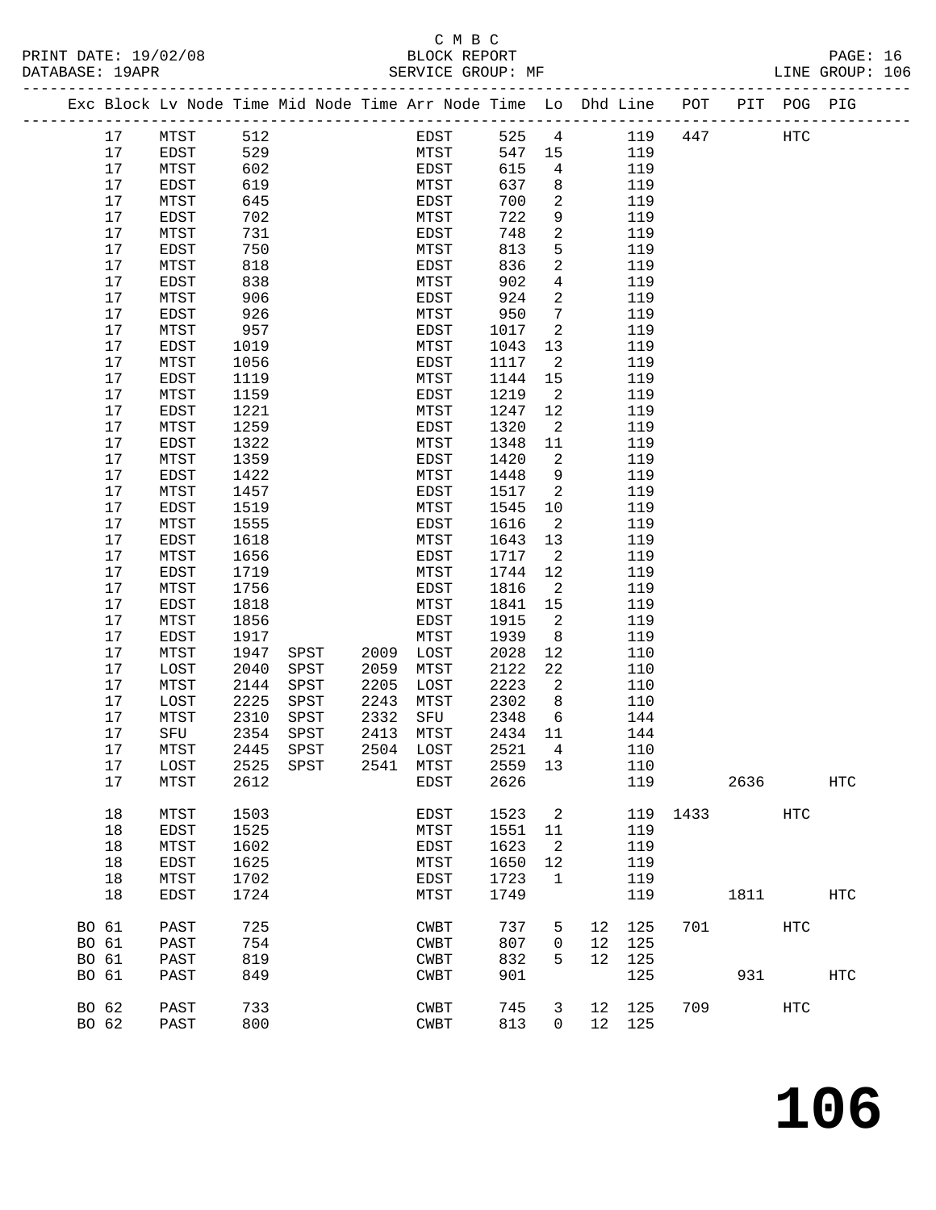C M B C

PRINT DATE: 19/02/08 BLOCK REPORT
DATABASE: 19APR SERVICE GROUP: MF LINE GROUP: 106

| Exc | Block | Lv Node | Time | Mid Node | Time | Arr Node | Time | Lo | Dhd | Line | POT | PIT | POG | PIG |
|---|---|---|---|---|---|---|---|---|---|---|---|---|---|---|
| | 17 | MTST | 512 | | | EDST | 525 | 4 | | 119 | 447 | | HTC | |
| | 17 | EDST | 529 | | | MTST | 547 | 15 | | 119 | | | | |
| | 17 | MTST | 602 | | | EDST | 615 | 4 | | 119 | | | | |
| | 17 | EDST | 619 | | | MTST | 637 | 8 | | 119 | | | | |
| | 17 | MTST | 645 | | | EDST | 700 | 2 | | 119 | | | | |
| | 17 | EDST | 702 | | | MTST | 722 | 9 | | 119 | | | | |
| | 17 | MTST | 731 | | | EDST | 748 | 2 | | 119 | | | | |
| | 17 | EDST | 750 | | | MTST | 813 | 5 | | 119 | | | | |
| | 17 | MTST | 818 | | | EDST | 836 | 2 | | 119 | | | | |
| | 17 | EDST | 838 | | | MTST | 902 | 4 | | 119 | | | | |
| | 17 | MTST | 906 | | | EDST | 924 | 2 | | 119 | | | | |
| | 17 | EDST | 926 | | | MTST | 950 | 7 | | 119 | | | | |
| | 17 | MTST | 957 | | | EDST | 1017 | 2 | | 119 | | | | |
| | 17 | EDST | 1019 | | | MTST | 1043 | 13 | | 119 | | | | |
| | 17 | MTST | 1056 | | | EDST | 1117 | 2 | | 119 | | | | |
| | 17 | EDST | 1119 | | | MTST | 1144 | 15 | | 119 | | | | |
| | 17 | MTST | 1159 | | | EDST | 1219 | 2 | | 119 | | | | |
| | 17 | EDST | 1221 | | | MTST | 1247 | 12 | | 119 | | | | |
| | 17 | MTST | 1259 | | | EDST | 1320 | 2 | | 119 | | | | |
| | 17 | EDST | 1322 | | | MTST | 1348 | 11 | | 119 | | | | |
| | 17 | MTST | 1359 | | | EDST | 1420 | 2 | | 119 | | | | |
| | 17 | EDST | 1422 | | | MTST | 1448 | 9 | | 119 | | | | |
| | 17 | MTST | 1457 | | | EDST | 1517 | 2 | | 119 | | | | |
| | 17 | EDST | 1519 | | | MTST | 1545 | 10 | | 119 | | | | |
| | 17 | MTST | 1555 | | | EDST | 1616 | 2 | | 119 | | | | |
| | 17 | EDST | 1618 | | | MTST | 1643 | 13 | | 119 | | | | |
| | 17 | MTST | 1656 | | | EDST | 1717 | 2 | | 119 | | | | |
| | 17 | EDST | 1719 | | | MTST | 1744 | 12 | | 119 | | | | |
| | 17 | MTST | 1756 | | | EDST | 1816 | 2 | | 119 | | | | |
| | 17 | EDST | 1818 | | | MTST | 1841 | 15 | | 119 | | | | |
| | 17 | MTST | 1856 | | | EDST | 1915 | 2 | | 119 | | | | |
| | 17 | EDST | 1917 | | | MTST | 1939 | 8 | | 119 | | | | |
| | 17 | MTST | 1947 | SPST | 2009 | LOST | 2028 | 12 | | 110 | | | | |
| | 17 | LOST | 2040 | SPST | 2059 | MTST | 2122 | 22 | | 110 | | | | |
| | 17 | MTST | 2144 | SPST | 2205 | LOST | 2223 | 2 | | 110 | | | | |
| | 17 | LOST | 2225 | SPST | 2243 | MTST | 2302 | 8 | | 110 | | | | |
| | 17 | MTST | 2310 | SPST | 2332 | SFU | 2348 | 6 | | 144 | | | | |
| | 17 | SFU | 2354 | SPST | 2413 | MTST | 2434 | 11 | | 144 | | | | |
| | 17 | MTST | 2445 | SPST | 2504 | LOST | 2521 | 4 | | 110 | | | | |
| | 17 | LOST | 2525 | SPST | 2541 | MTST | 2559 | 13 | | 110 | | | | |
| | 17 | MTST | 2612 | | | EDST | 2626 | | | 119 | | 2636 | | HTC |
| | 18 | MTST | 1503 | | | EDST | 1523 | 2 | | 119 | 1433 | | HTC | |
| | 18 | EDST | 1525 | | | MTST | 1551 | 11 | | 119 | | | | |
| | 18 | MTST | 1602 | | | EDST | 1623 | 2 | | 119 | | | | |
| | 18 | EDST | 1625 | | | MTST | 1650 | 12 | | 119 | | | | |
| | 18 | MTST | 1702 | | | EDST | 1723 | 1 | | 119 | | | | |
| | 18 | EDST | 1724 | | | MTST | 1749 | | | 119 | | 1811 | | HTC |
| BO | 61 | PAST | 725 | | | CWBT | 737 | 5 | 12 | 125 | 701 | | HTC | |
| BO | 61 | PAST | 754 | | | CWBT | 807 | 0 | 12 | 125 | | | | |
| BO | 61 | PAST | 819 | | | CWBT | 832 | 5 | 12 | 125 | | | | |
| BO | 61 | PAST | 849 | | | CWBT | 901 | | | 125 | | 931 | | HTC |
| BO | 62 | PAST | 733 | | | CWBT | 745 | 3 | 12 | 125 | 709 | | HTC | |
| BO | 62 | PAST | 800 | | | CWBT | 813 | 0 | 12 | 125 | | | | |

# 106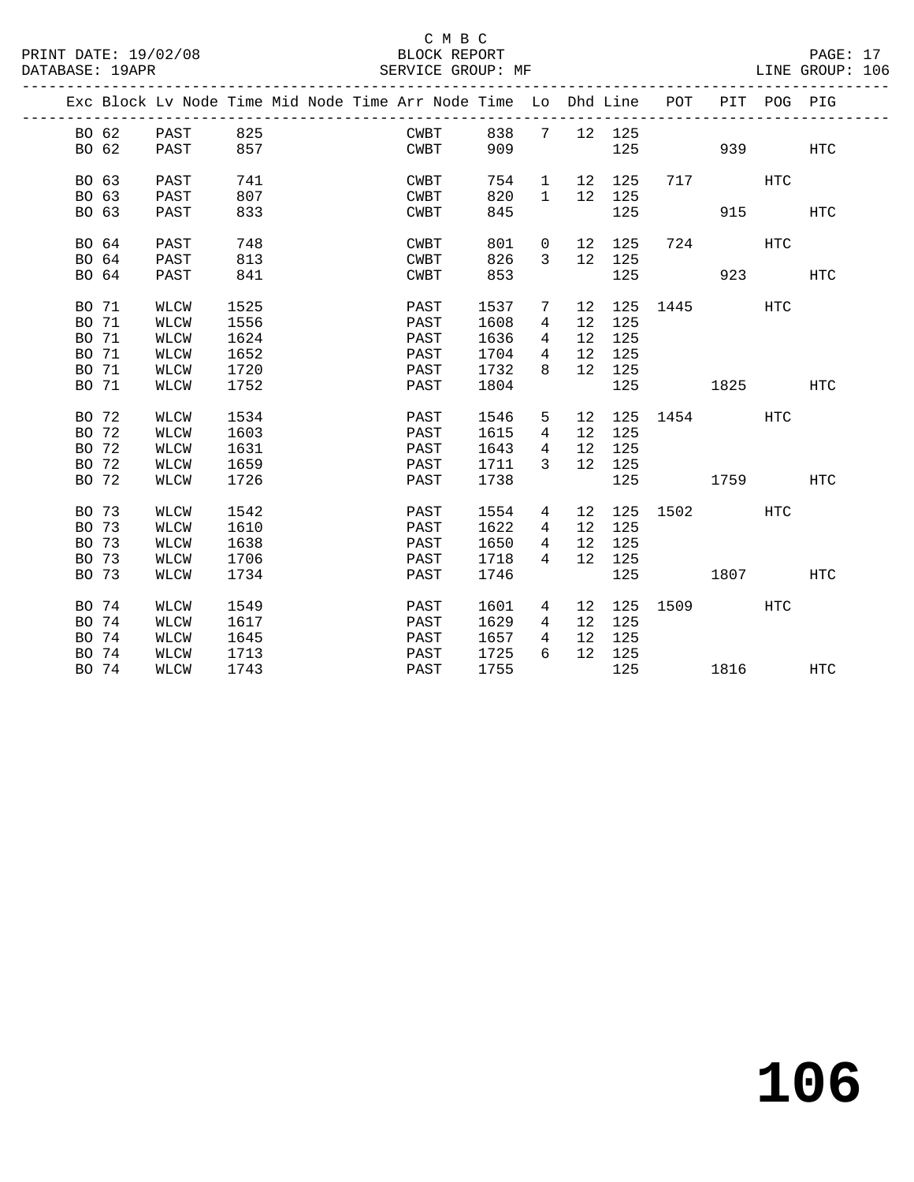C M B C
BLOCK REPORT
SERVICE GROUP: MF

PRINT DATE: 19/02/08
DATABASE: 19APR
LINE GROUP: 106

| Exc | Block | Lv | Node | Time | Mid | Node | Time | Arr | Node | Time | Lo | Dhd | Line | POT | PIT | POG | PIG |
|---|---|---|---|---|---|---|---|---|---|---|---|---|---|---|---|---|---|
| | BO 62 | | PAST | 825 | | | | | CWBT | 838 | 7 | 12 | 125 | | | | |
| | BO 62 | | PAST | 857 | | | | | CWBT | 909 | | | 125 | | 939 | | HTC |
| | BO 63 | | PAST | 741 | | | | | CWBT | 754 | 1 | 12 | 125 | 717 | | HTC | |
| | BO 63 | | PAST | 807 | | | | | CWBT | 820 | 1 | 12 | 125 | | | | |
| | BO 63 | | PAST | 833 | | | | | CWBT | 845 | | | 125 | | 915 | | HTC |
| | BO 64 | | PAST | 748 | | | | | CWBT | 801 | 0 | 12 | 125 | 724 | | HTC | |
| | BO 64 | | PAST | 813 | | | | | CWBT | 826 | 3 | 12 | 125 | | | | |
| | BO 64 | | PAST | 841 | | | | | CWBT | 853 | | | 125 | | 923 | | HTC |
| | BO 71 | | WLCW | 1525 | | | | | PAST | 1537 | 7 | 12 | 125 | 1445 | | HTC | |
| | BO 71 | | WLCW | 1556 | | | | | PAST | 1608 | 4 | 12 | 125 | | | | |
| | BO 71 | | WLCW | 1624 | | | | | PAST | 1636 | 4 | 12 | 125 | | | | |
| | BO 71 | | WLCW | 1652 | | | | | PAST | 1704 | 4 | 12 | 125 | | | | |
| | BO 71 | | WLCW | 1720 | | | | | PAST | 1732 | 8 | 12 | 125 | | | | |
| | BO 71 | | WLCW | 1752 | | | | | PAST | 1804 | | | 125 | | 1825 | | HTC |
| | BO 72 | | WLCW | 1534 | | | | | PAST | 1546 | 5 | 12 | 125 | 1454 | | HTC | |
| | BO 72 | | WLCW | 1603 | | | | | PAST | 1615 | 4 | 12 | 125 | | | | |
| | BO 72 | | WLCW | 1631 | | | | | PAST | 1643 | 4 | 12 | 125 | | | | |
| | BO 72 | | WLCW | 1659 | | | | | PAST | 1711 | 3 | 12 | 125 | | | | |
| | BO 72 | | WLCW | 1726 | | | | | PAST | 1738 | | | 125 | | 1759 | | HTC |
| | BO 73 | | WLCW | 1542 | | | | | PAST | 1554 | 4 | 12 | 125 | 1502 | | HTC | |
| | BO 73 | | WLCW | 1610 | | | | | PAST | 1622 | 4 | 12 | 125 | | | | |
| | BO 73 | | WLCW | 1638 | | | | | PAST | 1650 | 4 | 12 | 125 | | | | |
| | BO 73 | | WLCW | 1706 | | | | | PAST | 1718 | 4 | 12 | 125 | | | | |
| | BO 73 | | WLCW | 1734 | | | | | PAST | 1746 | | | 125 | | 1807 | | HTC |
| | BO 74 | | WLCW | 1549 | | | | | PAST | 1601 | 4 | 12 | 125 | 1509 | | HTC | |
| | BO 74 | | WLCW | 1617 | | | | | PAST | 1629 | 4 | 12 | 125 | | | | |
| | BO 74 | | WLCW | 1645 | | | | | PAST | 1657 | 4 | 12 | 125 | | | | |
| | BO 74 | | WLCW | 1713 | | | | | PAST | 1725 | 6 | 12 | 125 | | | | |
| | BO 74 | | WLCW | 1743 | | | | | PAST | 1755 | | | 125 | | 1816 | | HTC |

# 106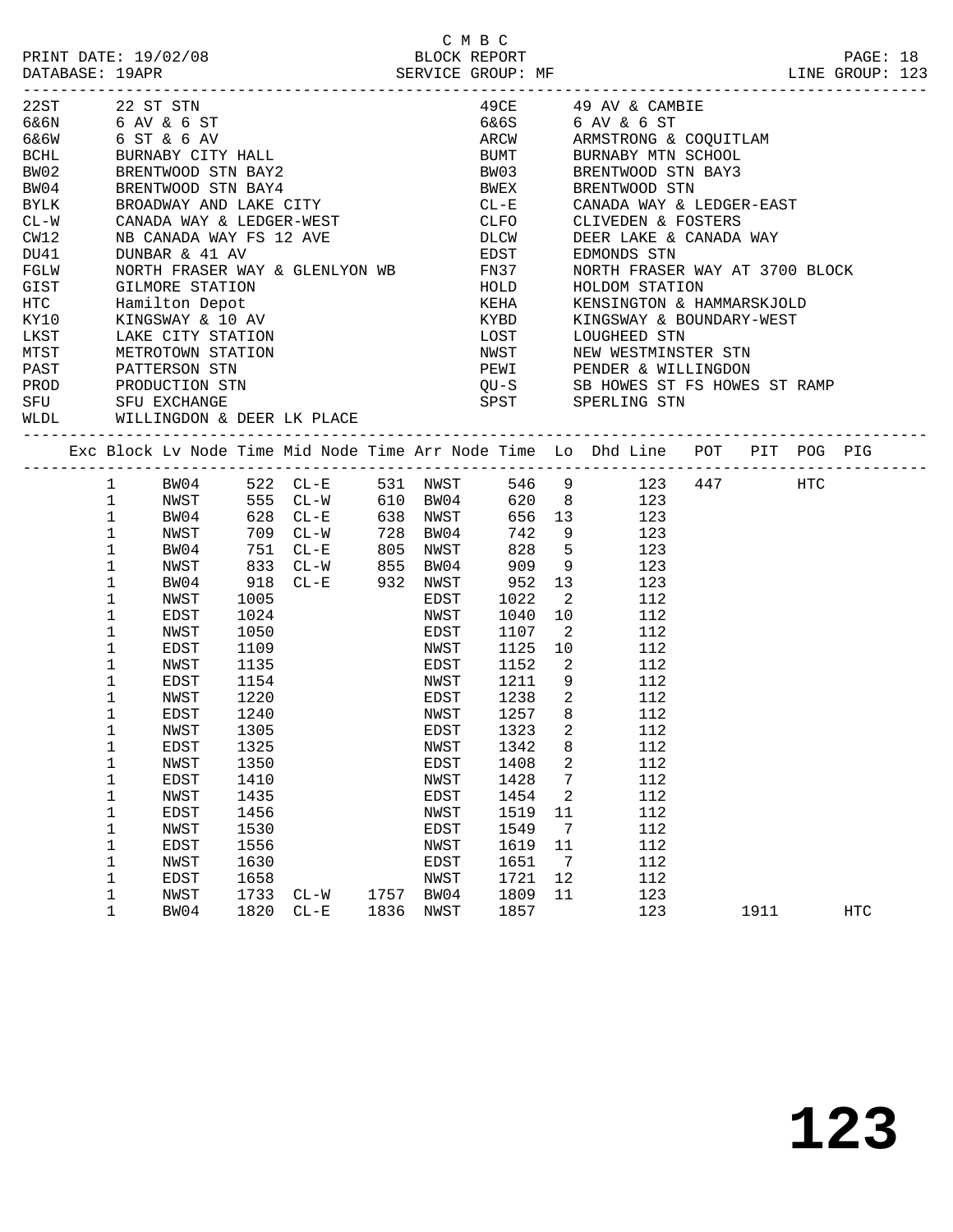C M B C

PRINT DATE: 19/02/08 BLOCK REPORT PAGE: 18
DATABASE: 19APR SERVICE GROUP: MF LINE GROUP: 123

| Code | Name | Code | Name |
|---|---|---|---|
| 22ST | 22 ST STN | 49CE | 49 AV & CAMBIE |
| 6&6N | 6 AV & 6 ST | 6&6S | 6 AV & 6 ST |
| 6&6W | 6 ST & 6 AV | ARCW | ARMSTRONG & COQUITLAM |
| BCHL | BURNABY CITY HALL | BUMT | BURNABY MTN SCHOOL |
| BW02 | BRENTWOOD STN BAY2 | BW03 | BRENTWOOD STN BAY3 |
| BW04 | BRENTWOOD STN BAY4 | BWEX | BRENTWOOD STN |
| BYLK | BROADWAY AND LAKE CITY | CL-E | CANADA WAY & LEDGER-EAST |
| CL-W | CANADA WAY & LEDGER-WEST | CLFO | CLIVEDEN & FOSTERS |
| CW12 | NB CANADA WAY FS 12 AVE | DLCW | DEER LAKE & CANADA WAY |
| DU41 | DUNBAR & 41 AV | EDST | EDMONDS STN |
| FGLW | NORTH FRASER WAY & GLENLYON WB | FN37 | NORTH FRASER WAY AT 3700 BLOCK |
| GIST | GILMORE STATION | HOLD | HOLDOM STATION |
| HTC | Hamilton Depot | KEHA | KENSINGTON & HAMMARSKJOLD |
| KY10 | KINGSWAY & 10 AV | KYBD | KINGSWAY & BOUNDARY-WEST |
| LKST | LAKE CITY STATION | LOST | LOUGHEED STN |
| MTST | METROTOWN STATION | NWST | NEW WESTMINSTER STN |
| PAST | PATTERSON STN | PEWI | PENDER & WILLINGDON |
| PROD | PRODUCTION STN | QU-S | SB HOWES ST FS HOWES ST RAMP |
| SFU | SFU EXCHANGE | SPST | SPERLING STN |
| WLDL | WILLINGDON & DEER LK PLACE | | |

| Exc | Block | Lv Node | Time | Mid Node | Time | Arr Node | Time | Lo | Dhd Line | POT | PIT | POG | PIG |
|---|---|---|---|---|---|---|---|---|---|---|---|---|---|
| | 1 | BW04 | 522 | CL-E | 531 | NWST | 546 | 9 | 123 | 447 | | HTC | |
| | 1 | NWST | 555 | CL-W | 610 | BW04 | 620 | 8 | 123 | | | | |
| | 1 | BW04 | 628 | CL-E | 638 | NWST | 656 | 13 | 123 | | | | |
| | 1 | NWST | 709 | CL-W | 728 | BW04 | 742 | 9 | 123 | | | | |
| | 1 | BW04 | 751 | CL-E | 805 | NWST | 828 | 5 | 123 | | | | |
| | 1 | NWST | 833 | CL-W | 855 | BW04 | 909 | 9 | 123 | | | | |
| | 1 | BW04 | 918 | CL-E | 932 | NWST | 952 | 13 | 123 | | | | |
| | 1 | NWST | 1005 | | | EDST | 1022 | 2 | 112 | | | | |
| | 1 | EDST | 1024 | | | NWST | 1040 | 10 | 112 | | | | |
| | 1 | NWST | 1050 | | | EDST | 1107 | 2 | 112 | | | | |
| | 1 | EDST | 1109 | | | NWST | 1125 | 10 | 112 | | | | |
| | 1 | NWST | 1135 | | | EDST | 1152 | 2 | 112 | | | | |
| | 1 | EDST | 1154 | | | NWST | 1211 | 9 | 112 | | | | |
| | 1 | NWST | 1220 | | | EDST | 1238 | 2 | 112 | | | | |
| | 1 | EDST | 1240 | | | NWST | 1257 | 8 | 112 | | | | |
| | 1 | NWST | 1305 | | | EDST | 1323 | 2 | 112 | | | | |
| | 1 | EDST | 1325 | | | NWST | 1342 | 8 | 112 | | | | |
| | 1 | NWST | 1350 | | | EDST | 1408 | 2 | 112 | | | | |
| | 1 | EDST | 1410 | | | NWST | 1428 | 7 | 112 | | | | |
| | 1 | NWST | 1435 | | | EDST | 1454 | 2 | 112 | | | | |
| | 1 | EDST | 1456 | | | NWST | 1519 | 11 | 112 | | | | |
| | 1 | NWST | 1530 | | | EDST | 1549 | 7 | 112 | | | | |
| | 1 | EDST | 1556 | | | NWST | 1619 | 11 | 112 | | | | |
| | 1 | NWST | 1630 | | | EDST | 1651 | 7 | 112 | | | | |
| | 1 | EDST | 1658 | | | NWST | 1721 | 12 | 112 | | | | |
| | 1 | NWST | 1733 | CL-W | 1757 | BW04 | 1809 | 11 | 123 | | | | |
| | 1 | BW04 | 1820 | CL-E | 1836 | NWST | 1857 | | 123 | | 1911 | | HTC |

# 123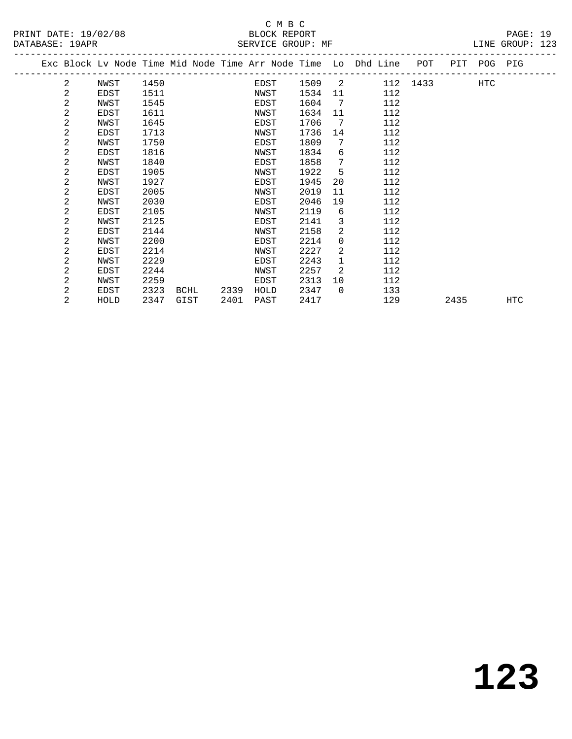C M B C

BLOCK REPORT

SERVICE GROUP: MF

PRINT DATE: 19/02/08
DATABASE: 19APR

LINE GROUP: 123

| Exc | Block | Lv Node | Time | Mid Node | Time | Arr Node | Time | Lo | Dhd Line | POT | PIT | POG | PIG |
|---|---|---|---|---|---|---|---|---|---|---|---|---|---|
| | 2 | NWST | 1450 | | | EDST | 1509 | 2 | 112 | 1433 | | HTC | |
| | 2 | EDST | 1511 | | | NWST | 1534 | 11 | 112 | | | | |
| | 2 | NWST | 1545 | | | EDST | 1604 | 7 | 112 | | | | |
| | 2 | EDST | 1611 | | | NWST | 1634 | 11 | 112 | | | | |
| | 2 | NWST | 1645 | | | EDST | 1706 | 7 | 112 | | | | |
| | 2 | EDST | 1713 | | | NWST | 1736 | 14 | 112 | | | | |
| | 2 | NWST | 1750 | | | EDST | 1809 | 7 | 112 | | | | |
| | 2 | EDST | 1816 | | | NWST | 1834 | 6 | 112 | | | | |
| | 2 | NWST | 1840 | | | EDST | 1858 | 7 | 112 | | | | |
| | 2 | EDST | 1905 | | | NWST | 1922 | 5 | 112 | | | | |
| | 2 | NWST | 1927 | | | EDST | 1945 | 20 | 112 | | | | |
| | 2 | EDST | 2005 | | | NWST | 2019 | 11 | 112 | | | | |
| | 2 | NWST | 2030 | | | EDST | 2046 | 19 | 112 | | | | |
| | 2 | EDST | 2105 | | | NWST | 2119 | 6 | 112 | | | | |
| | 2 | NWST | 2125 | | | EDST | 2141 | 3 | 112 | | | | |
| | 2 | EDST | 2144 | | | NWST | 2158 | 2 | 112 | | | | |
| | 2 | NWST | 2200 | | | EDST | 2214 | 0 | 112 | | | | |
| | 2 | EDST | 2214 | | | NWST | 2227 | 2 | 112 | | | | |
| | 2 | NWST | 2229 | | | EDST | 2243 | 1 | 112 | | | | |
| | 2 | EDST | 2244 | | | NWST | 2257 | 2 | 112 | | | | |
| | 2 | NWST | 2259 | | | EDST | 2313 | 10 | 112 | | | | |
| | 2 | EDST | 2323 | BCHL | 2339 | HOLD | 2347 | 0 | 133 | | | | |
| | 2 | HOLD | 2347 | GIST | 2401 | PAST | 2417 | | 129 | | 2435 | | HTC |

# 123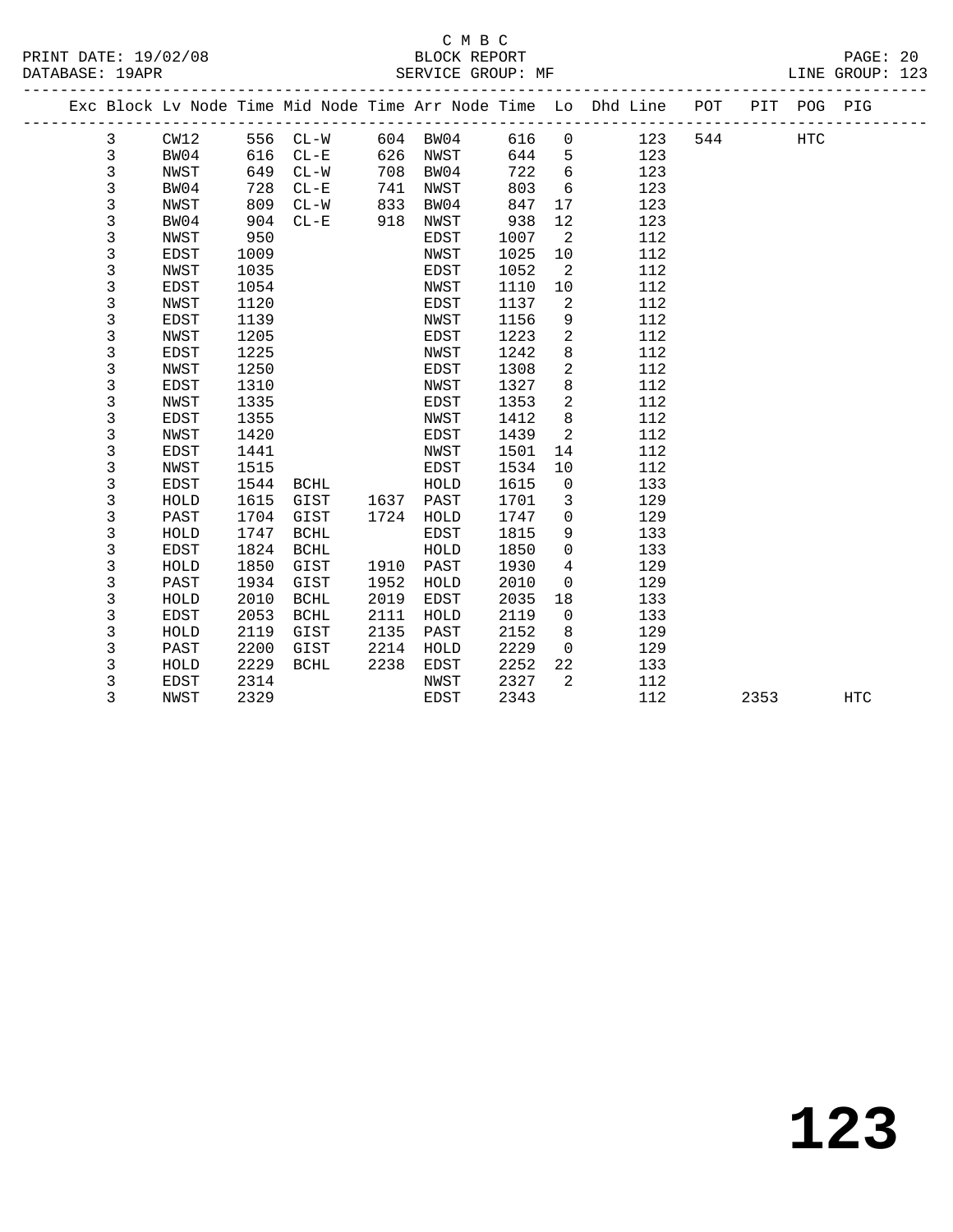C M B C
BLOCK REPORT
SERVICE GROUP: MF

PRINT DATE: 19/02/08
DATABASE: 19APR

LINE GROUP: 123

| Exc | Block | Lv Node | Time | Mid Node | Time | Arr Node | Time | Lo | Dhd Line | POT | PIT | POG | PIG |
|---|---|---|---|---|---|---|---|---|---|---|---|---|---|
| | 3 | CW12 | 556 | CL-W | 604 | BW04 | 616 | 0 | 123 | 544 | | HTC | |
| | 3 | BW04 | 616 | CL-E | 626 | NWST | 644 | 5 | 123 | | | | |
| | 3 | NWST | 649 | CL-W | 708 | BW04 | 722 | 6 | 123 | | | | |
| | 3 | BW04 | 728 | CL-E | 741 | NWST | 803 | 6 | 123 | | | | |
| | 3 | NWST | 809 | CL-W | 833 | BW04 | 847 | 17 | 123 | | | | |
| | 3 | BW04 | 904 | CL-E | 918 | NWST | 938 | 12 | 123 | | | | |
| | 3 | NWST | 950 | | | EDST | 1007 | 2 | 112 | | | | |
| | 3 | EDST | 1009 | | | NWST | 1025 | 10 | 112 | | | | |
| | 3 | NWST | 1035 | | | EDST | 1052 | 2 | 112 | | | | |
| | 3 | EDST | 1054 | | | NWST | 1110 | 10 | 112 | | | | |
| | 3 | NWST | 1120 | | | EDST | 1137 | 2 | 112 | | | | |
| | 3 | EDST | 1139 | | | NWST | 1156 | 9 | 112 | | | | |
| | 3 | NWST | 1205 | | | EDST | 1223 | 2 | 112 | | | | |
| | 3 | EDST | 1225 | | | NWST | 1242 | 8 | 112 | | | | |
| | 3 | NWST | 1250 | | | EDST | 1308 | 2 | 112 | | | | |
| | 3 | EDST | 1310 | | | NWST | 1327 | 8 | 112 | | | | |
| | 3 | NWST | 1335 | | | EDST | 1353 | 2 | 112 | | | | |
| | 3 | EDST | 1355 | | | NWST | 1412 | 8 | 112 | | | | |
| | 3 | NWST | 1420 | | | EDST | 1439 | 2 | 112 | | | | |
| | 3 | EDST | 1441 | | | NWST | 1501 | 14 | 112 | | | | |
| | 3 | NWST | 1515 | | | EDST | 1534 | 10 | 112 | | | | |
| | 3 | EDST | 1544 | BCHL | | HOLD | 1615 | 0 | 133 | | | | |
| | 3 | HOLD | 1615 | GIST | 1637 | PAST | 1701 | 3 | 129 | | | | |
| | 3 | PAST | 1704 | GIST | 1724 | HOLD | 1747 | 0 | 129 | | | | |
| | 3 | HOLD | 1747 | BCHL | | EDST | 1815 | 9 | 133 | | | | |
| | 3 | EDST | 1824 | BCHL | | HOLD | 1850 | 0 | 133 | | | | |
| | 3 | HOLD | 1850 | GIST | 1910 | PAST | 1930 | 4 | 129 | | | | |
| | 3 | PAST | 1934 | GIST | 1952 | HOLD | 2010 | 0 | 129 | | | | |
| | 3 | HOLD | 2010 | BCHL | 2019 | EDST | 2035 | 18 | 133 | | | | |
| | 3 | EDST | 2053 | BCHL | 2111 | HOLD | 2119 | 0 | 133 | | | | |
| | 3 | HOLD | 2119 | GIST | 2135 | PAST | 2152 | 8 | 129 | | | | |
| | 3 | PAST | 2200 | GIST | 2214 | HOLD | 2229 | 0 | 129 | | | | |
| | 3 | HOLD | 2229 | BCHL | 2238 | EDST | 2252 | 22 | 133 | | | | |
| | 3 | EDST | 2314 | | | NWST | 2327 | 2 | 112 | | | | |
| | 3 | NWST | 2329 | | | EDST | 2343 | | 112 | | 2353 | | HTC |

# 123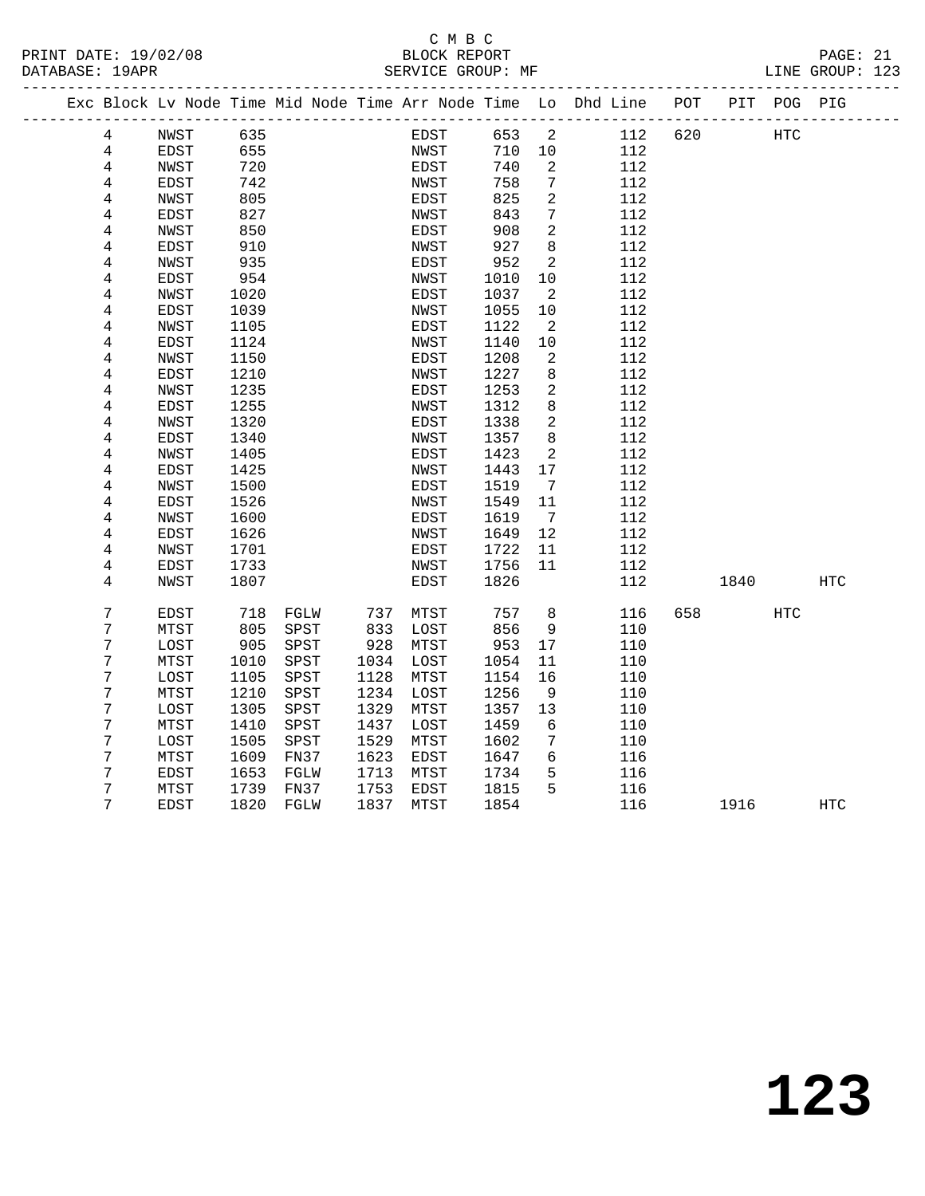C M B C
BLOCK REPORT
SERVICE GROUP: MF

PRINT DATE: 19/02/08
DATABASE: 19APR
LINE GROUP: 123

| Exc | Block | Lv Node | Time | Mid Node | Time | Arr Node | Time | Lo | Dhd Line | POT | PIT | POG | PIG |
|---|---|---|---|---|---|---|---|---|---|---|---|---|---|
| | 4 | NWST | 635 | | | EDST | 653 | 2 | 112 | 620 | | HTC | |
| | 4 | EDST | 655 | | | NWST | 710 | 10 | 112 | | | | |
| | 4 | NWST | 720 | | | EDST | 740 | 2 | 112 | | | | |
| | 4 | EDST | 742 | | | NWST | 758 | 7 | 112 | | | | |
| | 4 | NWST | 805 | | | EDST | 825 | 2 | 112 | | | | |
| | 4 | EDST | 827 | | | NWST | 843 | 7 | 112 | | | | |
| | 4 | NWST | 850 | | | EDST | 908 | 2 | 112 | | | | |
| | 4 | EDST | 910 | | | NWST | 927 | 8 | 112 | | | | |
| | 4 | NWST | 935 | | | EDST | 952 | 2 | 112 | | | | |
| | 4 | EDST | 954 | | | NWST | 1010 | 10 | 112 | | | | |
| | 4 | NWST | 1020 | | | EDST | 1037 | 2 | 112 | | | | |
| | 4 | EDST | 1039 | | | NWST | 1055 | 10 | 112 | | | | |
| | 4 | NWST | 1105 | | | EDST | 1122 | 2 | 112 | | | | |
| | 4 | EDST | 1124 | | | NWST | 1140 | 10 | 112 | | | | |
| | 4 | NWST | 1150 | | | EDST | 1208 | 2 | 112 | | | | |
| | 4 | EDST | 1210 | | | NWST | 1227 | 8 | 112 | | | | |
| | 4 | NWST | 1235 | | | EDST | 1253 | 2 | 112 | | | | |
| | 4 | EDST | 1255 | | | NWST | 1312 | 8 | 112 | | | | |
| | 4 | NWST | 1320 | | | EDST | 1338 | 2 | 112 | | | | |
| | 4 | EDST | 1340 | | | NWST | 1357 | 8 | 112 | | | | |
| | 4 | NWST | 1405 | | | EDST | 1423 | 2 | 112 | | | | |
| | 4 | EDST | 1425 | | | NWST | 1443 | 17 | 112 | | | | |
| | 4 | NWST | 1500 | | | EDST | 1519 | 7 | 112 | | | | |
| | 4 | EDST | 1526 | | | NWST | 1549 | 11 | 112 | | | | |
| | 4 | NWST | 1600 | | | EDST | 1619 | 7 | 112 | | | | |
| | 4 | EDST | 1626 | | | NWST | 1649 | 12 | 112 | | | | |
| | 4 | NWST | 1701 | | | EDST | 1722 | 11 | 112 | | | | |
| | 4 | EDST | 1733 | | | NWST | 1756 | 11 | 112 | | | | |
| | 4 | NWST | 1807 | | | EDST | 1826 | | 112 | | 1840 | | HTC |
| | 7 | EDST | 718 | FGLW | 737 | MTST | 757 | 8 | 116 | 658 | | HTC | |
| | 7 | MTST | 805 | SPST | 833 | LOST | 856 | 9 | 110 | | | | |
| | 7 | LOST | 905 | SPST | 928 | MTST | 953 | 17 | 110 | | | | |
| | 7 | MTST | 1010 | SPST | 1034 | LOST | 1054 | 11 | 110 | | | | |
| | 7 | LOST | 1105 | SPST | 1128 | MTST | 1154 | 16 | 110 | | | | |
| | 7 | MTST | 1210 | SPST | 1234 | LOST | 1256 | 9 | 110 | | | | |
| | 7 | LOST | 1305 | SPST | 1329 | MTST | 1357 | 13 | 110 | | | | |
| | 7 | MTST | 1410 | SPST | 1437 | LOST | 1459 | 6 | 110 | | | | |
| | 7 | LOST | 1505 | SPST | 1529 | MTST | 1602 | 7 | 110 | | | | |
| | 7 | MTST | 1609 | FN37 | 1623 | EDST | 1647 | 6 | 116 | | | | |
| | 7 | EDST | 1653 | FGLW | 1713 | MTST | 1734 | 5 | 116 | | | | |
| | 7 | MTST | 1739 | FN37 | 1753 | EDST | 1815 | 5 | 116 | | | | |
| | 7 | EDST | 1820 | FGLW | 1837 | MTST | 1854 | | 116 | | 1916 | | HTC |

**123**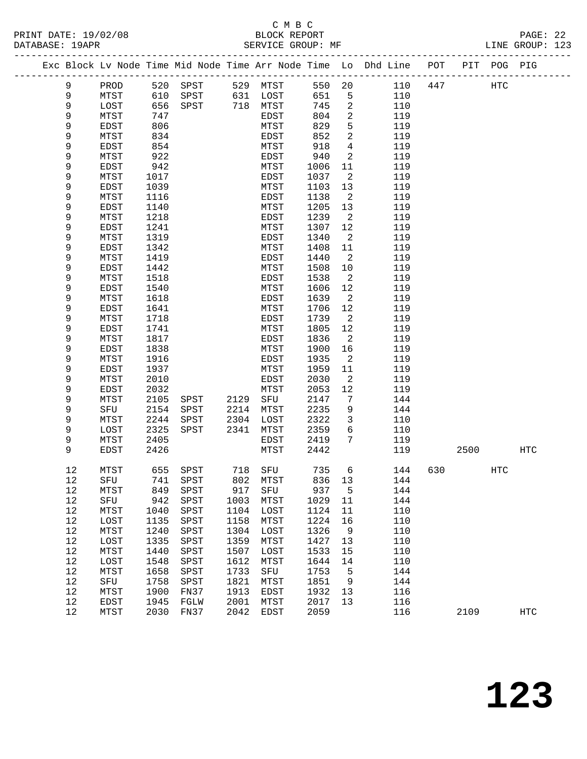C M B C

BLOCK REPORT

SERVICE GROUP: MF

LINE GROUP: 123

PRINT DATE: 19/02/08

DATABASE: 19APR

| Exc | Block | Lv Node | Time | Mid Node | Time | Arr Node | Time | Lo | Dhd Line | POT | PIT | POG | PIG |
|---|---|---|---|---|---|---|---|---|---|---|---|---|---|
| | 9 | PROD | 520 | SPST | 529 | MTST | 550 | 20 | 110 | 447 | | HTC | |
| | 9 | MTST | 610 | SPST | 631 | LOST | 651 | 5 | 110 | | | | |
| | 9 | LOST | 656 | SPST | 718 | MTST | 745 | 2 | 110 | | | | |
| | 9 | MTST | 747 | | | EDST | 804 | 2 | 119 | | | | |
| | 9 | EDST | 806 | | | MTST | 829 | 5 | 119 | | | | |
| | 9 | MTST | 834 | | | EDST | 852 | 2 | 119 | | | | |
| | 9 | EDST | 854 | | | MTST | 918 | 4 | 119 | | | | |
| | 9 | MTST | 922 | | | EDST | 940 | 2 | 119 | | | | |
| | 9 | EDST | 942 | | | MTST | 1006 | 11 | 119 | | | | |
| | 9 | MTST | 1017 | | | EDST | 1037 | 2 | 119 | | | | |
| | 9 | EDST | 1039 | | | MTST | 1103 | 13 | 119 | | | | |
| | 9 | MTST | 1116 | | | EDST | 1138 | 2 | 119 | | | | |
| | 9 | EDST | 1140 | | | MTST | 1205 | 13 | 119 | | | | |
| | 9 | MTST | 1218 | | | EDST | 1239 | 2 | 119 | | | | |
| | 9 | EDST | 1241 | | | MTST | 1307 | 12 | 119 | | | | |
| | 9 | MTST | 1319 | | | EDST | 1340 | 2 | 119 | | | | |
| | 9 | EDST | 1342 | | | MTST | 1408 | 11 | 119 | | | | |
| | 9 | MTST | 1419 | | | EDST | 1440 | 2 | 119 | | | | |
| | 9 | EDST | 1442 | | | MTST | 1508 | 10 | 119 | | | | |
| | 9 | MTST | 1518 | | | EDST | 1538 | 2 | 119 | | | | |
| | 9 | EDST | 1540 | | | MTST | 1606 | 12 | 119 | | | | |
| | 9 | MTST | 1618 | | | EDST | 1639 | 2 | 119 | | | | |
| | 9 | EDST | 1641 | | | MTST | 1706 | 12 | 119 | | | | |
| | 9 | MTST | 1718 | | | EDST | 1739 | 2 | 119 | | | | |
| | 9 | EDST | 1741 | | | MTST | 1805 | 12 | 119 | | | | |
| | 9 | MTST | 1817 | | | EDST | 1836 | 2 | 119 | | | | |
| | 9 | EDST | 1838 | | | MTST | 1900 | 16 | 119 | | | | |
| | 9 | MTST | 1916 | | | EDST | 1935 | 2 | 119 | | | | |
| | 9 | EDST | 1937 | | | MTST | 1959 | 11 | 119 | | | | |
| | 9 | MTST | 2010 | | | EDST | 2030 | 2 | 119 | | | | |
| | 9 | EDST | 2032 | | | MTST | 2053 | 12 | 119 | | | | |
| | 9 | MTST | 2105 | SPST | 2129 | SFU | 2147 | 7 | 144 | | | | |
| | 9 | SFU | 2154 | SPST | 2214 | MTST | 2235 | 9 | 144 | | | | |
| | 9 | MTST | 2244 | SPST | 2304 | LOST | 2322 | 3 | 110 | | | | |
| | 9 | LOST | 2325 | SPST | 2341 | MTST | 2359 | 6 | 110 | | | | |
| | 9 | MTST | 2405 | | | EDST | 2419 | 7 | 119 | | | | |
| | 9 | EDST | 2426 | | | MTST | 2442 | | 119 | | 2500 | | HTC |
| | 12 | MTST | 655 | SPST | 718 | SFU | 735 | 6 | 144 | 630 | | HTC | |
| | 12 | SFU | 741 | SPST | 802 | MTST | 836 | 13 | 144 | | | | |
| | 12 | MTST | 849 | SPST | 917 | SFU | 937 | 5 | 144 | | | | |
| | 12 | SFU | 942 | SPST | 1003 | MTST | 1029 | 11 | 144 | | | | |
| | 12 | MTST | 1040 | SPST | 1104 | LOST | 1124 | 11 | 110 | | | | |
| | 12 | LOST | 1135 | SPST | 1158 | MTST | 1224 | 16 | 110 | | | | |
| | 12 | MTST | 1240 | SPST | 1304 | LOST | 1326 | 9 | 110 | | | | |
| | 12 | LOST | 1335 | SPST | 1359 | MTST | 1427 | 13 | 110 | | | | |
| | 12 | MTST | 1440 | SPST | 1507 | LOST | 1533 | 15 | 110 | | | | |
| | 12 | LOST | 1548 | SPST | 1612 | MTST | 1644 | 14 | 110 | | | | |
| | 12 | MTST | 1658 | SPST | 1733 | SFU | 1753 | 5 | 144 | | | | |
| | 12 | SFU | 1758 | SPST | 1821 | MTST | 1851 | 9 | 144 | | | | |
| | 12 | MTST | 1900 | FN37 | 1913 | EDST | 1932 | 13 | 116 | | | | |
| | 12 | EDST | 1945 | FGLW | 2001 | MTST | 2017 | 13 | 116 | | | | |
| | 12 | MTST | 2030 | FN37 | 2042 | EDST | 2059 | | 116 | | 2109 | | HTC |

# 123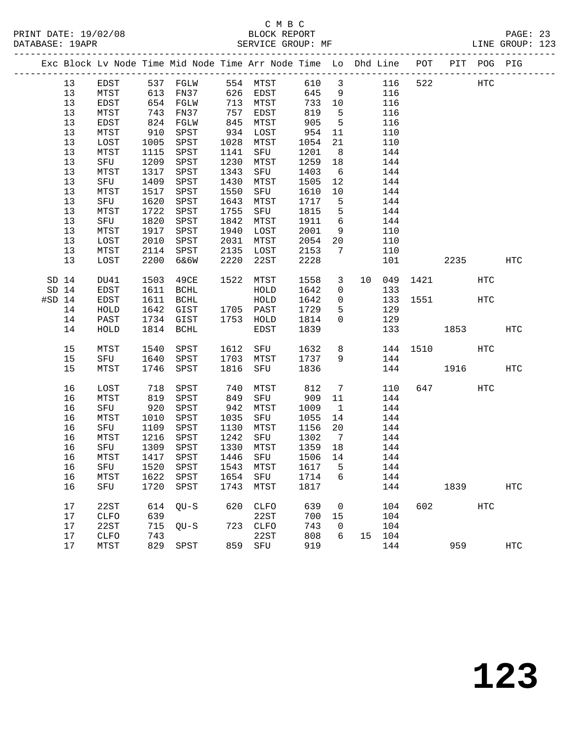C M B C

PRINT DATE: 19/02/08 BLOCK REPORT

DATABASE: 19APR SERVICE GROUP: MF LINE GROUP: 123

| Exc | Block | Lv Node | Time | Mid Node | Time | Arr Node | Time | Lo | Dhd | Line | POT | PIT | POG | PIG |
|---|---|---|---|---|---|---|---|---|---|---|---|---|---|---|
| | 13 | EDST | 537 | FGLW | 554 | MTST | 610 | 3 | | 116 | 522 | | HTC | |
| | 13 | MTST | 613 | FN37 | 626 | EDST | 645 | 9 | | 116 | | | | |
| | 13 | EDST | 654 | FGLW | 713 | MTST | 733 | 10 | | 116 | | | | |
| | 13 | MTST | 743 | FN37 | 757 | EDST | 819 | 5 | | 116 | | | | |
| | 13 | EDST | 824 | FGLW | 845 | MTST | 905 | 5 | | 116 | | | | |
| | 13 | MTST | 910 | SPST | 934 | LOST | 954 | 11 | | 110 | | | | |
| | 13 | LOST | 1005 | SPST | 1028 | MTST | 1054 | 21 | | 110 | | | | |
| | 13 | MTST | 1115 | SPST | 1141 | SFU | 1201 | 8 | | 144 | | | | |
| | 13 | SFU | 1209 | SPST | 1230 | MTST | 1259 | 18 | | 144 | | | | |
| | 13 | MTST | 1317 | SPST | 1343 | SFU | 1403 | 6 | | 144 | | | | |
| | 13 | SFU | 1409 | SPST | 1430 | MTST | 1505 | 12 | | 144 | | | | |
| | 13 | MTST | 1517 | SPST | 1550 | SFU | 1610 | 10 | | 144 | | | | |
| | 13 | SFU | 1620 | SPST | 1643 | MTST | 1717 | 5 | | 144 | | | | |
| | 13 | MTST | 1722 | SPST | 1755 | SFU | 1815 | 5 | | 144 | | | | |
| | 13 | SFU | 1820 | SPST | 1842 | MTST | 1911 | 6 | | 144 | | | | |
| | 13 | MTST | 1917 | SPST | 1940 | LOST | 2001 | 9 | | 110 | | | | |
| | 13 | LOST | 2010 | SPST | 2031 | MTST | 2054 | 20 | | 110 | | | | |
| | 13 | MTST | 2114 | SPST | 2135 | LOST | 2153 | 7 | | 110 | | | | |
| | 13 | LOST | 2200 | 6&6W | 2220 | 22ST | 2228 | | | 101 | | 2235 | | HTC |
| SD | 14 | DU41 | 1503 | 49CE | 1522 | MTST | 1558 | 3 | 10 | 049 | 1421 | | HTC | |
| SD | 14 | EDST | 1611 | BCHL | | HOLD | 1642 | 0 | | 133 | | | | |
| #SD | 14 | EDST | 1611 | BCHL | | HOLD | 1642 | 0 | | 133 | 1551 | | HTC | |
| | 14 | HOLD | 1642 | GIST | 1705 | PAST | 1729 | 5 | | 129 | | | | |
| | 14 | PAST | 1734 | GIST | 1753 | HOLD | 1814 | 0 | | 129 | | | | |
| | 14 | HOLD | 1814 | BCHL | | EDST | 1839 | | | 133 | | 1853 | | HTC |
| | 15 | MTST | 1540 | SPST | 1612 | SFU | 1632 | 8 | | 144 | 1510 | | HTC | |
| | 15 | SFU | 1640 | SPST | 1703 | MTST | 1737 | 9 | | 144 | | | | |
| | 15 | MTST | 1746 | SPST | 1816 | SFU | 1836 | | | 144 | | 1916 | | HTC |
| | 16 | LOST | 718 | SPST | 740 | MTST | 812 | 7 | | 110 | 647 | | HTC | |
| | 16 | MTST | 819 | SPST | 849 | SFU | 909 | 11 | | 144 | | | | |
| | 16 | SFU | 920 | SPST | 942 | MTST | 1009 | 1 | | 144 | | | | |
| | 16 | MTST | 1010 | SPST | 1035 | SFU | 1055 | 14 | | 144 | | | | |
| | 16 | SFU | 1109 | SPST | 1130 | MTST | 1156 | 20 | | 144 | | | | |
| | 16 | MTST | 1216 | SPST | 1242 | SFU | 1302 | 7 | | 144 | | | | |
| | 16 | SFU | 1309 | SPST | 1330 | MTST | 1359 | 18 | | 144 | | | | |
| | 16 | MTST | 1417 | SPST | 1446 | SFU | 1506 | 14 | | 144 | | | | |
| | 16 | SFU | 1520 | SPST | 1543 | MTST | 1617 | 5 | | 144 | | | | |
| | 16 | MTST | 1622 | SPST | 1654 | SFU | 1714 | 6 | | 144 | | | | |
| | 16 | SFU | 1720 | SPST | 1743 | MTST | 1817 | | | 144 | | 1839 | | HTC |
| | 17 | 22ST | 614 | QU-S | 620 | CLFO | 639 | 0 | | 104 | 602 | | HTC | |
| | 17 | CLFO | 639 | | | 22ST | 700 | 15 | | 104 | | | | |
| | 17 | 22ST | 715 | QU-S | 723 | CLFO | 743 | 0 | | 104 | | | | |
| | 17 | CLFO | 743 | | | 22ST | 808 | 6 | 15 | 104 | | | | |
| | 17 | MTST | 829 | SPST | 859 | SFU | 919 | | | 144 | | 959 | | HTC |

123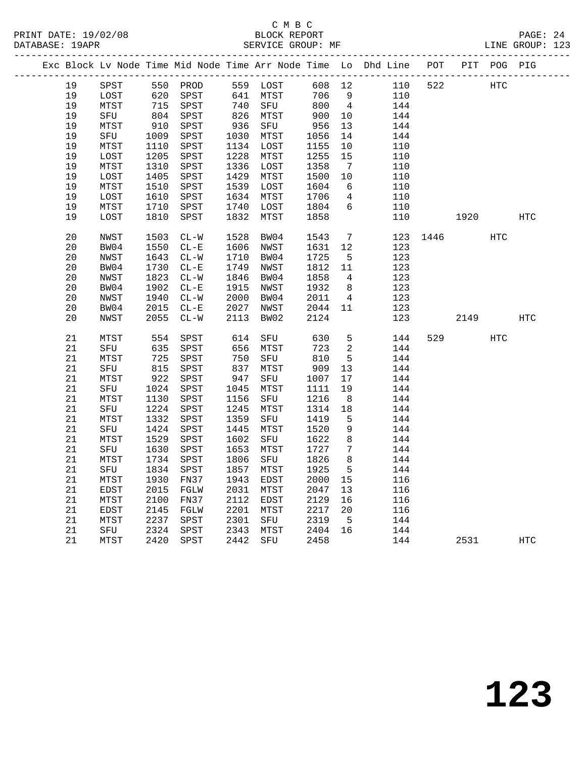C M B C

PRINT DATE: 19/02/08 BLOCK REPORT
DATABASE: 19APR SERVICE GROUP: MF LINE GROUP: 123

| Exc | Block | Lv | Node | Time | Mid Node | Time | Arr Node | Time | Lo | Dhd Line | POT | PIT | POG | PIG |
|---|---|---|---|---|---|---|---|---|---|---|---|---|---|---|
| | 19 | | SPST | 550 | PROD | 559 | LOST | 608 | 12 | 110 | 522 | | HTC | |
| | 19 | | LOST | 620 | SPST | 641 | MTST | 706 | 9 | 110 | | | | |
| | 19 | | MTST | 715 | SPST | 740 | SFU | 800 | 4 | 144 | | | | |
| | 19 | | SFU | 804 | SPST | 826 | MTST | 900 | 10 | 144 | | | | |
| | 19 | | MTST | 910 | SPST | 936 | SFU | 956 | 13 | 144 | | | | |
| | 19 | | SFU | 1009 | SPST | 1030 | MTST | 1056 | 14 | 144 | | | | |
| | 19 | | MTST | 1110 | SPST | 1134 | LOST | 1155 | 10 | 110 | | | | |
| | 19 | | LOST | 1205 | SPST | 1228 | MTST | 1255 | 15 | 110 | | | | |
| | 19 | | MTST | 1310 | SPST | 1336 | LOST | 1358 | 7 | 110 | | | | |
| | 19 | | LOST | 1405 | SPST | 1429 | MTST | 1500 | 10 | 110 | | | | |
| | 19 | | MTST | 1510 | SPST | 1539 | LOST | 1604 | 6 | 110 | | | | |
| | 19 | | LOST | 1610 | SPST | 1634 | MTST | 1706 | 4 | 110 | | | | |
| | 19 | | MTST | 1710 | SPST | 1740 | LOST | 1804 | 6 | 110 | | | | |
| | 19 | | LOST | 1810 | SPST | 1832 | MTST | 1858 | | 110 | | 1920 | | HTC |
| | 20 | | NWST | 1503 | CL-W | 1528 | BW04 | 1543 | 7 | 123 | 1446 | | HTC | |
| | 20 | | BW04 | 1550 | CL-E | 1606 | NWST | 1631 | 12 | 123 | | | | |
| | 20 | | NWST | 1643 | CL-W | 1710 | BW04 | 1725 | 5 | 123 | | | | |
| | 20 | | BW04 | 1730 | CL-E | 1749 | NWST | 1812 | 11 | 123 | | | | |
| | 20 | | NWST | 1823 | CL-W | 1846 | BW04 | 1858 | 4 | 123 | | | | |
| | 20 | | BW04 | 1902 | CL-E | 1915 | NWST | 1932 | 8 | 123 | | | | |
| | 20 | | NWST | 1940 | CL-W | 2000 | BW04 | 2011 | 4 | 123 | | | | |
| | 20 | | BW04 | 2015 | CL-E | 2027 | NWST | 2044 | 11 | 123 | | | | |
| | 20 | | NWST | 2055 | CL-W | 2113 | BW02 | 2124 | | 123 | | 2149 | | HTC |
| | 21 | | MTST | 554 | SPST | 614 | SFU | 630 | 5 | 144 | 529 | | HTC | |
| | 21 | | SFU | 635 | SPST | 656 | MTST | 723 | 2 | 144 | | | | |
| | 21 | | MTST | 725 | SPST | 750 | SFU | 810 | 5 | 144 | | | | |
| | 21 | | SFU | 815 | SPST | 837 | MTST | 909 | 13 | 144 | | | | |
| | 21 | | MTST | 922 | SPST | 947 | SFU | 1007 | 17 | 144 | | | | |
| | 21 | | SFU | 1024 | SPST | 1045 | MTST | 1111 | 19 | 144 | | | | |
| | 21 | | MTST | 1130 | SPST | 1156 | SFU | 1216 | 8 | 144 | | | | |
| | 21 | | SFU | 1224 | SPST | 1245 | MTST | 1314 | 18 | 144 | | | | |
| | 21 | | MTST | 1332 | SPST | 1359 | SFU | 1419 | 5 | 144 | | | | |
| | 21 | | SFU | 1424 | SPST | 1445 | MTST | 1520 | 9 | 144 | | | | |
| | 21 | | MTST | 1529 | SPST | 1602 | SFU | 1622 | 8 | 144 | | | | |
| | 21 | | SFU | 1630 | SPST | 1653 | MTST | 1727 | 7 | 144 | | | | |
| | 21 | | MTST | 1734 | SPST | 1806 | SFU | 1826 | 8 | 144 | | | | |
| | 21 | | SFU | 1834 | SPST | 1857 | MTST | 1925 | 5 | 144 | | | | |
| | 21 | | MTST | 1930 | FN37 | 1943 | EDST | 2000 | 15 | 116 | | | | |
| | 21 | | EDST | 2015 | FGLW | 2031 | MTST | 2047 | 13 | 116 | | | | |
| | 21 | | MTST | 2100 | FN37 | 2112 | EDST | 2129 | 16 | 116 | | | | |
| | 21 | | EDST | 2145 | FGLW | 2201 | MTST | 2217 | 20 | 116 | | | | |
| | 21 | | MTST | 2237 | SPST | 2301 | SFU | 2319 | 5 | 144 | | | | |
| | 21 | | SFU | 2324 | SPST | 2343 | MTST | 2404 | 16 | 144 | | | | |
| | 21 | | MTST | 2420 | SPST | 2442 | SFU | 2458 | | 144 | | 2531 | | HTC |

# 123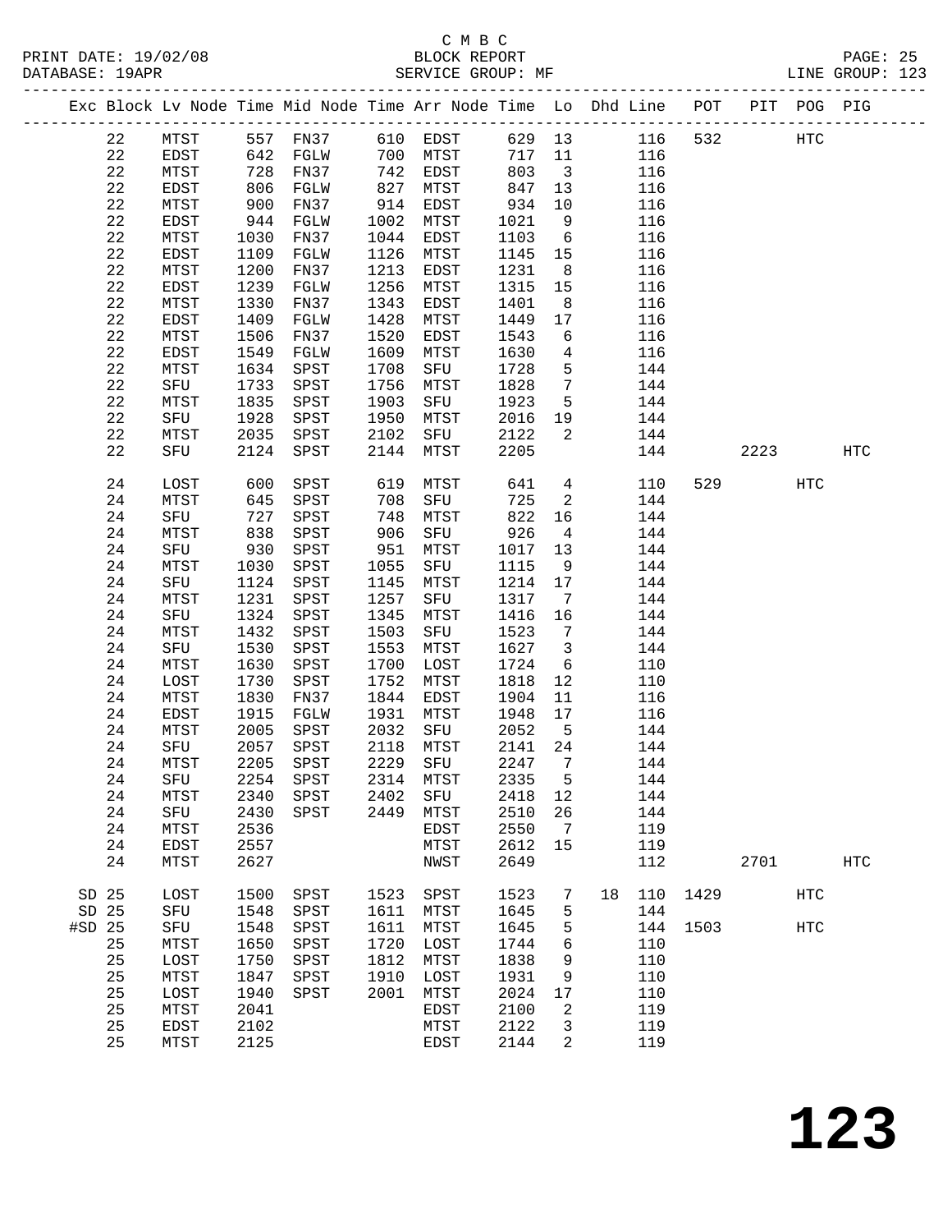C M B C

PRINT DATE: 19/02/08 BLOCK REPORT
DATABASE: 19APR SERVICE GROUP: MF LINE GROUP: 123

| Exc | Block | Lv Node | Time | Mid Node | Time | Arr Node | Time | Lo | Dhd | Line | POT | PIT | POG | PIG |
|---|---|---|---|---|---|---|---|---|---|---|---|---|---|---|
| | 22 | MTST | 557 | FN37 | 610 | EDST | 629 | 13 | | 116 | 532 | | HTC | |
| | 22 | EDST | 642 | FGLW | 700 | MTST | 717 | 11 | | 116 | | | | |
| | 22 | MTST | 728 | FN37 | 742 | EDST | 803 | 3 | | 116 | | | | |
| | 22 | EDST | 806 | FGLW | 827 | MTST | 847 | 13 | | 116 | | | | |
| | 22 | MTST | 900 | FN37 | 914 | EDST | 934 | 10 | | 116 | | | | |
| | 22 | EDST | 944 | FGLW | 1002 | MTST | 1021 | 9 | | 116 | | | | |
| | 22 | MTST | 1030 | FN37 | 1044 | EDST | 1103 | 6 | | 116 | | | | |
| | 22 | EDST | 1109 | FGLW | 1126 | MTST | 1145 | 15 | | 116 | | | | |
| | 22 | MTST | 1200 | FN37 | 1213 | EDST | 1231 | 8 | | 116 | | | | |
| | 22 | EDST | 1239 | FGLW | 1256 | MTST | 1315 | 15 | | 116 | | | | |
| | 22 | MTST | 1330 | FN37 | 1343 | EDST | 1401 | 8 | | 116 | | | | |
| | 22 | EDST | 1409 | FGLW | 1428 | MTST | 1449 | 17 | | 116 | | | | |
| | 22 | MTST | 1506 | FN37 | 1520 | EDST | 1543 | 6 | | 116 | | | | |
| | 22 | EDST | 1549 | FGLW | 1609 | MTST | 1630 | 4 | | 116 | | | | |
| | 22 | MTST | 1634 | SPST | 1708 | SFU | 1728 | 5 | | 144 | | | | |
| | 22 | SFU | 1733 | SPST | 1756 | MTST | 1828 | 7 | | 144 | | | | |
| | 22 | MTST | 1835 | SPST | 1903 | SFU | 1923 | 5 | | 144 | | | | |
| | 22 | SFU | 1928 | SPST | 1950 | MTST | 2016 | 19 | | 144 | | | | |
| | 22 | MTST | 2035 | SPST | 2102 | SFU | 2122 | 2 | | 144 | | | | |
| | 22 | SFU | 2124 | SPST | 2144 | MTST | 2205 | | | 144 | | 2223 | | HTC |
| | 24 | LOST | 600 | SPST | 619 | MTST | 641 | 4 | | 110 | 529 | | HTC | |
| | 24 | MTST | 645 | SPST | 708 | SFU | 725 | 2 | | 144 | | | | |
| | 24 | SFU | 727 | SPST | 748 | MTST | 822 | 16 | | 144 | | | | |
| | 24 | MTST | 838 | SPST | 906 | SFU | 926 | 4 | | 144 | | | | |
| | 24 | SFU | 930 | SPST | 951 | MTST | 1017 | 13 | | 144 | | | | |
| | 24 | MTST | 1030 | SPST | 1055 | SFU | 1115 | 9 | | 144 | | | | |
| | 24 | SFU | 1124 | SPST | 1145 | MTST | 1214 | 17 | | 144 | | | | |
| | 24 | MTST | 1231 | SPST | 1257 | SFU | 1317 | 7 | | 144 | | | | |
| | 24 | SFU | 1324 | SPST | 1345 | MTST | 1416 | 16 | | 144 | | | | |
| | 24 | MTST | 1432 | SPST | 1503 | SFU | 1523 | 7 | | 144 | | | | |
| | 24 | SFU | 1530 | SPST | 1553 | MTST | 1627 | 3 | | 144 | | | | |
| | 24 | MTST | 1630 | SPST | 1700 | LOST | 1724 | 6 | | 110 | | | | |
| | 24 | LOST | 1730 | SPST | 1752 | MTST | 1818 | 12 | | 110 | | | | |
| | 24 | MTST | 1830 | FN37 | 1844 | EDST | 1904 | 11 | | 116 | | | | |
| | 24 | EDST | 1915 | FGLW | 1931 | MTST | 1948 | 17 | | 116 | | | | |
| | 24 | MTST | 2005 | SPST | 2032 | SFU | 2052 | 5 | | 144 | | | | |
| | 24 | SFU | 2057 | SPST | 2118 | MTST | 2141 | 24 | | 144 | | | | |
| | 24 | MTST | 2205 | SPST | 2229 | SFU | 2247 | 7 | | 144 | | | | |
| | 24 | SFU | 2254 | SPST | 2314 | MTST | 2335 | 5 | | 144 | | | | |
| | 24 | MTST | 2340 | SPST | 2402 | SFU | 2418 | 12 | | 144 | | | | |
| | 24 | SFU | 2430 | SPST | 2449 | MTST | 2510 | 26 | | 144 | | | | |
| | 24 | MTST | 2536 | | | EDST | 2550 | 7 | | 119 | | | | |
| | 24 | EDST | 2557 | | | MTST | 2612 | 15 | | 119 | | | | |
| | 24 | MTST | 2627 | | | NWST | 2649 | | | 112 | | 2701 | | HTC |
| SD | 25 | LOST | 1500 | SPST | 1523 | SPST | 1523 | 7 | 18 | 110 | 1429 | | HTC | |
| SD | 25 | SFU | 1548 | SPST | 1611 | MTST | 1645 | 5 | | 144 | | | | |
| #SD | 25 | SFU | 1548 | SPST | 1611 | MTST | 1645 | 5 | | 144 | 1503 | | HTC | |
| | 25 | MTST | 1650 | SPST | 1720 | LOST | 1744 | 6 | | 110 | | | | |
| | 25 | LOST | 1750 | SPST | 1812 | MTST | 1838 | 9 | | 110 | | | | |
| | 25 | MTST | 1847 | SPST | 1910 | LOST | 1931 | 9 | | 110 | | | | |
| | 25 | LOST | 1940 | SPST | 2001 | MTST | 2024 | 17 | | 110 | | | | |
| | 25 | MTST | 2041 | | | EDST | 2100 | 2 | | 119 | | | | |
| | 25 | EDST | 2102 | | | MTST | 2122 | 3 | | 119 | | | | |
| | 25 | MTST | 2125 | | | EDST | 2144 | 2 | | 119 | | | | |

**123**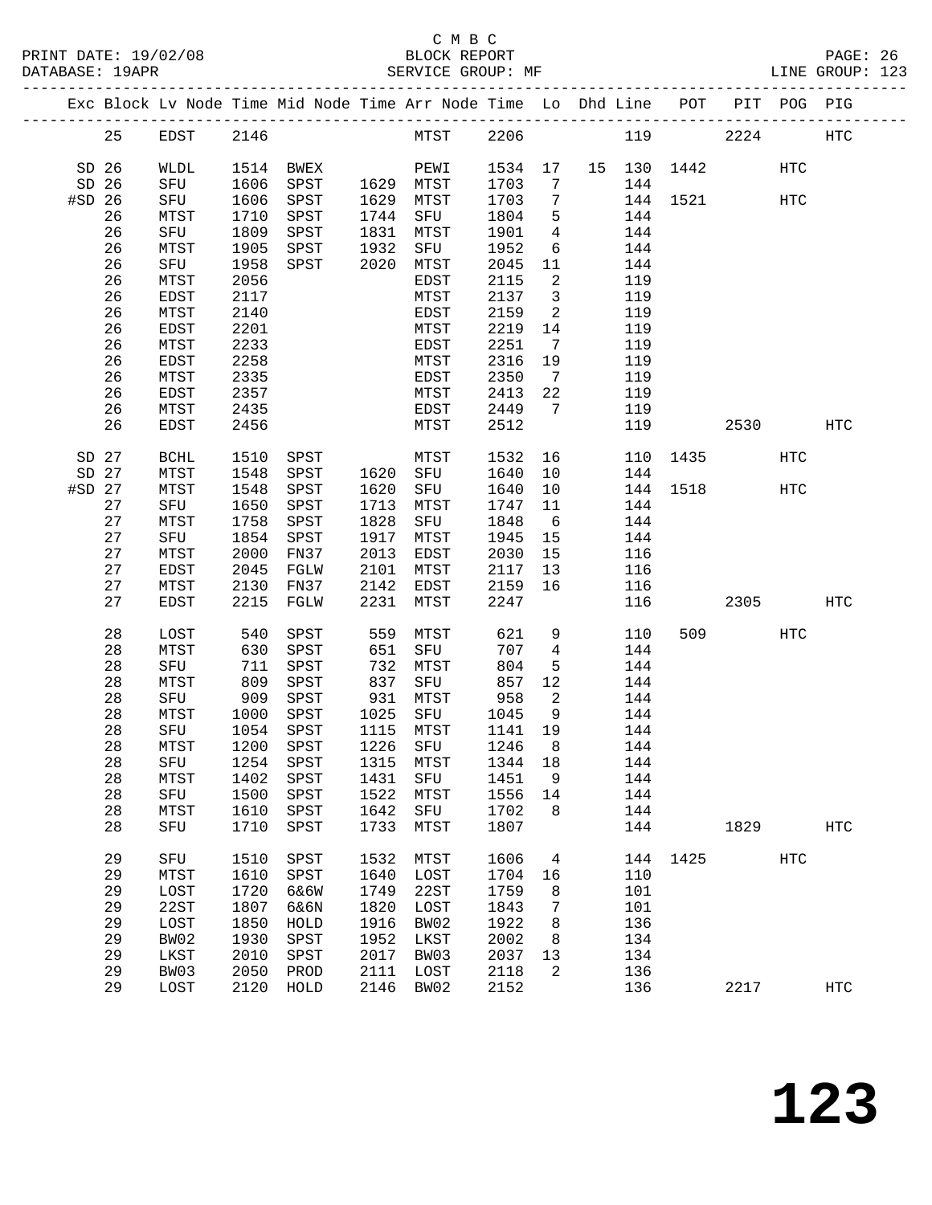C M B C

BLOCK REPORT

SERVICE GROUP: MF

LINE GROUP: 123

| Exc | Block | Lv Node | Time | Mid Node | Time | Arr Node | Time | Lo | Dhd | Line | POT | PIT | POG | PIG |
|---|---|---|---|---|---|---|---|---|---|---|---|---|---|---|
| | 25 | EDST | 2146 | | | MTST | 2206 | | | 119 | | 2224 | | HTC |
| SD | 26 | WLDL | 1514 | BWEX | | PEWI | 1534 | 17 | 15 | 130 | 1442 | | HTC | |
| SD | 26 | SFU | 1606 | SPST | 1629 | MTST | 1703 | 7 | | 144 | | | | |
| #SD | 26 | SFU | 1606 | SPST | 1629 | MTST | 1703 | 7 | | 144 | 1521 | | HTC | |
| | 26 | MTST | 1710 | SPST | 1744 | SFU | 1804 | 5 | | 144 | | | | |
| | 26 | SFU | 1809 | SPST | 1831 | MTST | 1901 | 4 | | 144 | | | | |
| | 26 | MTST | 1905 | SPST | 1932 | SFU | 1952 | 6 | | 144 | | | | |
| | 26 | SFU | 1958 | SPST | 2020 | MTST | 2045 | 11 | | 144 | | | | |
| | 26 | MTST | 2056 | | | EDST | 2115 | 2 | | 119 | | | | |
| | 26 | EDST | 2117 | | | MTST | 2137 | 3 | | 119 | | | | |
| | 26 | MTST | 2140 | | | EDST | 2159 | 2 | | 119 | | | | |
| | 26 | EDST | 2201 | | | MTST | 2219 | 14 | | 119 | | | | |
| | 26 | MTST | 2233 | | | EDST | 2251 | 7 | | 119 | | | | |
| | 26 | EDST | 2258 | | | MTST | 2316 | 19 | | 119 | | | | |
| | 26 | MTST | 2335 | | | EDST | 2350 | 7 | | 119 | | | | |
| | 26 | EDST | 2357 | | | MTST | 2413 | 22 | | 119 | | | | |
| | 26 | MTST | 2435 | | | EDST | 2449 | 7 | | 119 | | | | |
| | 26 | EDST | 2456 | | | MTST | 2512 | | | 119 | | 2530 | | HTC |
| SD | 27 | BCHL | 1510 | SPST | | MTST | 1532 | 16 | | 110 | 1435 | | HTC | |
| SD | 27 | MTST | 1548 | SPST | 1620 | SFU | 1640 | 10 | | 144 | | | | |
| #SD | 27 | MTST | 1548 | SPST | 1620 | SFU | 1640 | 10 | | 144 | 1518 | | HTC | |
| | 27 | SFU | 1650 | SPST | 1713 | MTST | 1747 | 11 | | 144 | | | | |
| | 27 | MTST | 1758 | SPST | 1828 | SFU | 1848 | 6 | | 144 | | | | |
| | 27 | SFU | 1854 | SPST | 1917 | MTST | 1945 | 15 | | 144 | | | | |
| | 27 | MTST | 2000 | FN37 | 2013 | EDST | 2030 | 15 | | 116 | | | | |
| | 27 | EDST | 2045 | FGLW | 2101 | MTST | 2117 | 13 | | 116 | | | | |
| | 27 | MTST | 2130 | FN37 | 2142 | EDST | 2159 | 16 | | 116 | | | | |
| | 27 | EDST | 2215 | FGLW | 2231 | MTST | 2247 | | | 116 | | 2305 | | HTC |
| | 28 | LOST | 540 | SPST | 559 | MTST | 621 | 9 | | 110 | 509 | | HTC | |
| | 28 | MTST | 630 | SPST | 651 | SFU | 707 | 4 | | 144 | | | | |
| | 28 | SFU | 711 | SPST | 732 | MTST | 804 | 5 | | 144 | | | | |
| | 28 | MTST | 809 | SPST | 837 | SFU | 857 | 12 | | 144 | | | | |
| | 28 | SFU | 909 | SPST | 931 | MTST | 958 | 2 | | 144 | | | | |
| | 28 | MTST | 1000 | SPST | 1025 | SFU | 1045 | 9 | | 144 | | | | |
| | 28 | SFU | 1054 | SPST | 1115 | MTST | 1141 | 19 | | 144 | | | | |
| | 28 | MTST | 1200 | SPST | 1226 | SFU | 1246 | 8 | | 144 | | | | |
| | 28 | SFU | 1254 | SPST | 1315 | MTST | 1344 | 18 | | 144 | | | | |
| | 28 | MTST | 1402 | SPST | 1431 | SFU | 1451 | 9 | | 144 | | | | |
| | 28 | SFU | 1500 | SPST | 1522 | MTST | 1556 | 14 | | 144 | | | | |
| | 28 | MTST | 1610 | SPST | 1642 | SFU | 1702 | 8 | | 144 | | | | |
| | 28 | SFU | 1710 | SPST | 1733 | MTST | 1807 | | | 144 | | 1829 | | HTC |
| | 29 | SFU | 1510 | SPST | 1532 | MTST | 1606 | 4 | | 144 | 1425 | | HTC | |
| | 29 | MTST | 1610 | SPST | 1640 | LOST | 1704 | 16 | | 110 | | | | |
| | 29 | LOST | 1720 | 6&6W | 1749 | 22ST | 1759 | 8 | | 101 | | | | |
| | 29 | 22ST | 1807 | 6&6N | 1820 | LOST | 1843 | 7 | | 101 | | | | |
| | 29 | LOST | 1850 | HOLD | 1916 | BW02 | 1922 | 8 | | 136 | | | | |
| | 29 | BW02 | 1930 | SPST | 1952 | LKST | 2002 | 8 | | 134 | | | | |
| | 29 | LKST | 2010 | SPST | 2017 | BW03 | 2037 | 13 | | 134 | | | | |
| | 29 | BW03 | 2050 | PROD | 2111 | LOST | 2118 | 2 | | 136 | | | | |
| | 29 | LOST | 2120 | HOLD | 2146 | BW02 | 2152 | | | 136 | | 2217 | | HTC |

# 123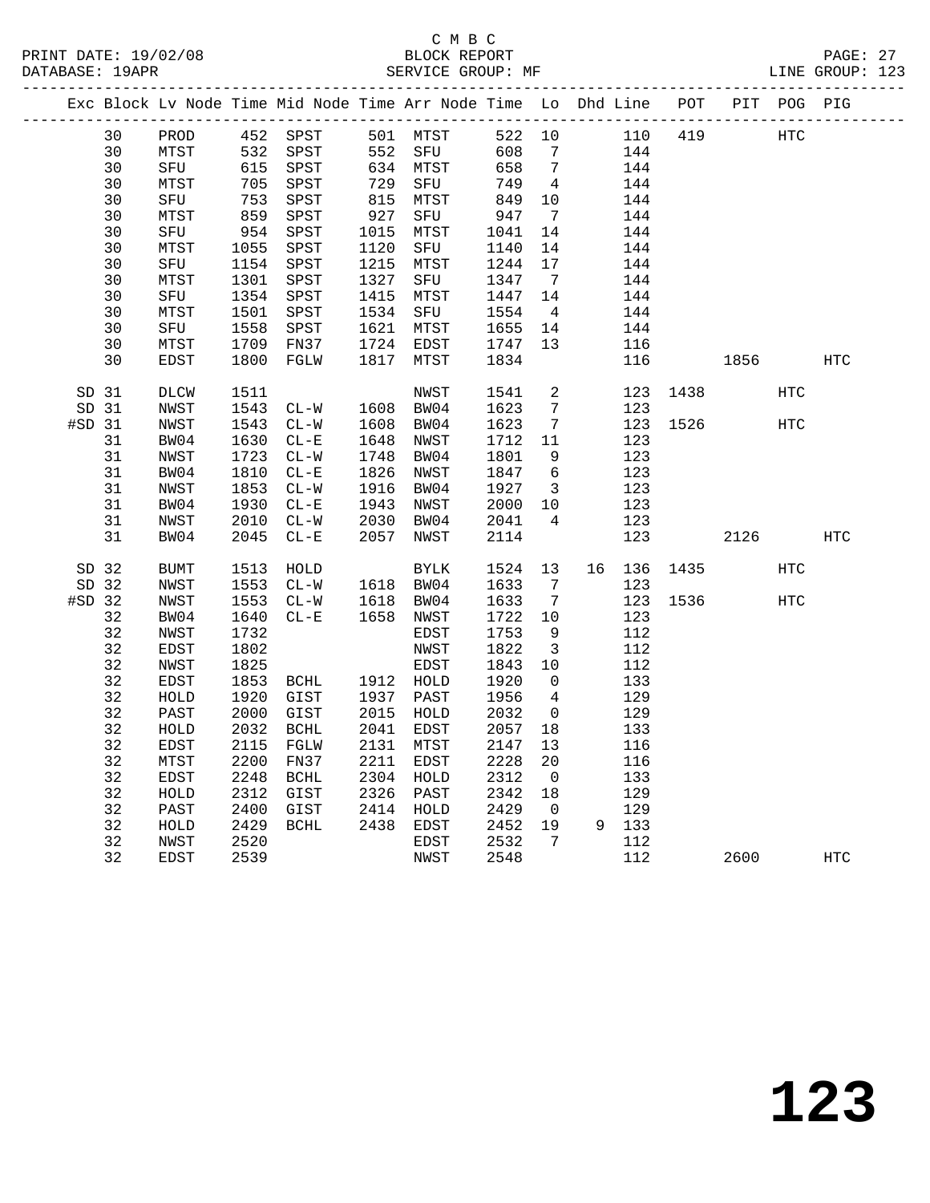C M B C
BLOCK REPORT
SERVICE GROUP: MF

PRINT DATE: 19/02/08
DATABASE: 19APR
LINE GROUP: 123

| Exc | Block | Lv Node | Time | Mid Node | Time | Arr Node | Time | Lo | Dhd | Line | POT | PIT | POG | PIG |
|---|---|---|---|---|---|---|---|---|---|---|---|---|---|---|
| | 30 | PROD | 452 | SPST | 501 | MTST | 522 | 10 | | 110 | 419 | | HTC | |
| | 30 | MTST | 532 | SPST | 552 | SFU | 608 | 7 | | 144 | | | | |
| | 30 | SFU | 615 | SPST | 634 | MTST | 658 | 7 | | 144 | | | | |
| | 30 | MTST | 705 | SPST | 729 | SFU | 749 | 4 | | 144 | | | | |
| | 30 | SFU | 753 | SPST | 815 | MTST | 849 | 10 | | 144 | | | | |
| | 30 | MTST | 859 | SPST | 927 | SFU | 947 | 7 | | 144 | | | | |
| | 30 | SFU | 954 | SPST | 1015 | MTST | 1041 | 14 | | 144 | | | | |
| | 30 | MTST | 1055 | SPST | 1120 | SFU | 1140 | 14 | | 144 | | | | |
| | 30 | SFU | 1154 | SPST | 1215 | MTST | 1244 | 17 | | 144 | | | | |
| | 30 | MTST | 1301 | SPST | 1327 | SFU | 1347 | 7 | | 144 | | | | |
| | 30 | SFU | 1354 | SPST | 1415 | MTST | 1447 | 14 | | 144 | | | | |
| | 30 | MTST | 1501 | SPST | 1534 | SFU | 1554 | 4 | | 144 | | | | |
| | 30 | SFU | 1558 | SPST | 1621 | MTST | 1655 | 14 | | 144 | | | | |
| | 30 | MTST | 1709 | FN37 | 1724 | EDST | 1747 | 13 | | 116 | | | | |
| | 30 | EDST | 1800 | FGLW | 1817 | MTST | 1834 | | | 116 | | 1856 | | HTC |
| SD | 31 | DLCW | 1511 | | | NWST | 1541 | 2 | | 123 | 1438 | | HTC | |
| SD | 31 | NWST | 1543 | CL-W | 1608 | BW04 | 1623 | 7 | | 123 | | | | |
| #SD | 31 | NWST | 1543 | CL-W | 1608 | BW04 | 1623 | 7 | | 123 | 1526 | | HTC | |
| | 31 | BW04 | 1630 | CL-E | 1648 | NWST | 1712 | 11 | | 123 | | | | |
| | 31 | NWST | 1723 | CL-W | 1748 | BW04 | 1801 | 9 | | 123 | | | | |
| | 31 | BW04 | 1810 | CL-E | 1826 | NWST | 1847 | 6 | | 123 | | | | |
| | 31 | NWST | 1853 | CL-W | 1916 | BW04 | 1927 | 3 | | 123 | | | | |
| | 31 | BW04 | 1930 | CL-E | 1943 | NWST | 2000 | 10 | | 123 | | | | |
| | 31 | NWST | 2010 | CL-W | 2030 | BW04 | 2041 | 4 | | 123 | | | | |
| | 31 | BW04 | 2045 | CL-E | 2057 | NWST | 2114 | | | 123 | | 2126 | | HTC |
| SD | 32 | BUMT | 1513 | HOLD | | BYLK | 1524 | 13 | 16 | 136 | 1435 | | HTC | |
| SD | 32 | NWST | 1553 | CL-W | 1618 | BW04 | 1633 | 7 | | 123 | | | | |
| #SD | 32 | NWST | 1553 | CL-W | 1618 | BW04 | 1633 | 7 | | 123 | 1536 | | HTC | |
| | 32 | BW04 | 1640 | CL-E | 1658 | NWST | 1722 | 10 | | 123 | | | | |
| | 32 | NWST | 1732 | | | EDST | 1753 | 9 | | 112 | | | | |
| | 32 | EDST | 1802 | | | NWST | 1822 | 3 | | 112 | | | | |
| | 32 | NWST | 1825 | | | EDST | 1843 | 10 | | 112 | | | | |
| | 32 | EDST | 1853 | BCHL | 1912 | HOLD | 1920 | 0 | | 133 | | | | |
| | 32 | HOLD | 1920 | GIST | 1937 | PAST | 1956 | 4 | | 129 | | | | |
| | 32 | PAST | 2000 | GIST | 2015 | HOLD | 2032 | 0 | | 129 | | | | |
| | 32 | HOLD | 2032 | BCHL | 2041 | EDST | 2057 | 18 | | 133 | | | | |
| | 32 | EDST | 2115 | FGLW | 2131 | MTST | 2147 | 13 | | 116 | | | | |
| | 32 | MTST | 2200 | FN37 | 2211 | EDST | 2228 | 20 | | 116 | | | | |
| | 32 | EDST | 2248 | BCHL | 2304 | HOLD | 2312 | 0 | | 133 | | | | |
| | 32 | HOLD | 2312 | GIST | 2326 | PAST | 2342 | 18 | | 129 | | | | |
| | 32 | PAST | 2400 | GIST | 2414 | HOLD | 2429 | 0 | | 129 | | | | |
| | 32 | HOLD | 2429 | BCHL | 2438 | EDST | 2452 | 19 | 9 | 133 | | | | |
| | 32 | NWST | 2520 | | | EDST | 2532 | 7 | | 112 | | | | |
| | 32 | EDST | 2539 | | | NWST | 2548 | | | 112 | | 2600 | | HTC |

123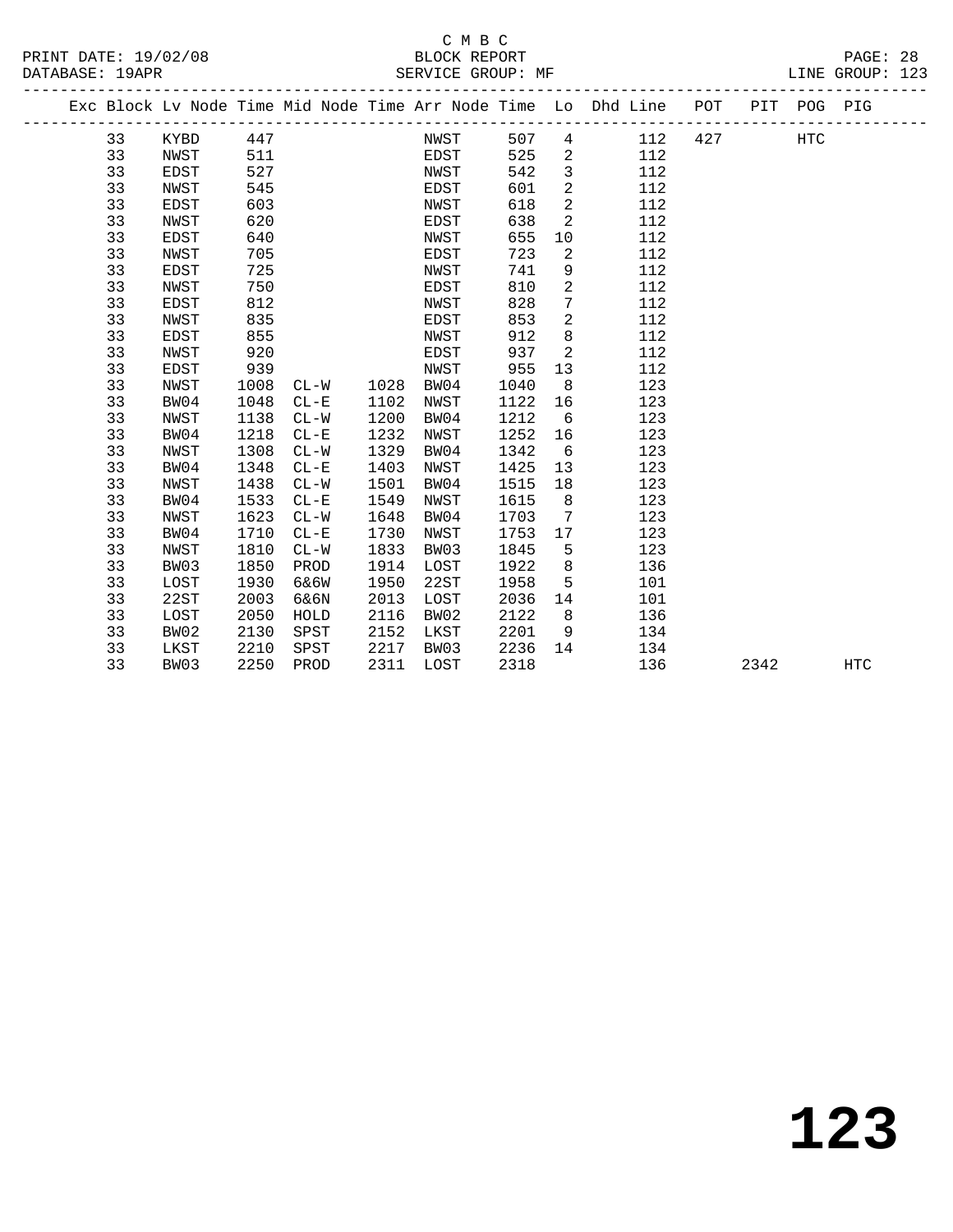C M B C

PRINT DATE: 19/02/08 BLOCK REPORT PAGE: 28
DATABASE: 19APR SERVICE GROUP: MF LINE GROUP: 123

| Exc | Block | Lv Node | Time | Mid Node | Time | Arr Node | Time | Lo | Dhd Line | POT | PIT | POG | PIG |
|---|---|---|---|---|---|---|---|---|---|---|---|---|---|
| | 33 | KYBD | 447 | | | NWST | 507 | 4 | 112 | 427 | | HTC | |
| | 33 | NWST | 511 | | | EDST | 525 | 2 | 112 | | | | |
| | 33 | EDST | 527 | | | NWST | 542 | 3 | 112 | | | | |
| | 33 | NWST | 545 | | | EDST | 601 | 2 | 112 | | | | |
| | 33 | EDST | 603 | | | NWST | 618 | 2 | 112 | | | | |
| | 33 | NWST | 620 | | | EDST | 638 | 2 | 112 | | | | |
| | 33 | EDST | 640 | | | NWST | 655 | 10 | 112 | | | | |
| | 33 | NWST | 705 | | | EDST | 723 | 2 | 112 | | | | |
| | 33 | EDST | 725 | | | NWST | 741 | 9 | 112 | | | | |
| | 33 | NWST | 750 | | | EDST | 810 | 2 | 112 | | | | |
| | 33 | EDST | 812 | | | NWST | 828 | 7 | 112 | | | | |
| | 33 | NWST | 835 | | | EDST | 853 | 2 | 112 | | | | |
| | 33 | EDST | 855 | | | NWST | 912 | 8 | 112 | | | | |
| | 33 | NWST | 920 | | | EDST | 937 | 2 | 112 | | | | |
| | 33 | EDST | 939 | | | NWST | 955 | 13 | 112 | | | | |
| | 33 | NWST | 1008 | CL-W | 1028 | BW04 | 1040 | 8 | 123 | | | | |
| | 33 | BW04 | 1048 | CL-E | 1102 | NWST | 1122 | 16 | 123 | | | | |
| | 33 | NWST | 1138 | CL-W | 1200 | BW04 | 1212 | 6 | 123 | | | | |
| | 33 | BW04 | 1218 | CL-E | 1232 | NWST | 1252 | 16 | 123 | | | | |
| | 33 | NWST | 1308 | CL-W | 1329 | BW04 | 1342 | 6 | 123 | | | | |
| | 33 | BW04 | 1348 | CL-E | 1403 | NWST | 1425 | 13 | 123 | | | | |
| | 33 | NWST | 1438 | CL-W | 1501 | BW04 | 1515 | 18 | 123 | | | | |
| | 33 | BW04 | 1533 | CL-E | 1549 | NWST | 1615 | 8 | 123 | | | | |
| | 33 | NWST | 1623 | CL-W | 1648 | BW04 | 1703 | 7 | 123 | | | | |
| | 33 | BW04 | 1710 | CL-E | 1730 | NWST | 1753 | 17 | 123 | | | | |
| | 33 | NWST | 1810 | CL-W | 1833 | BW03 | 1845 | 5 | 123 | | | | |
| | 33 | BW03 | 1850 | PROD | 1914 | LOST | 1922 | 8 | 136 | | | | |
| | 33 | LOST | 1930 | 6&6W | 1950 | 22ST | 1958 | 5 | 101 | | | | |
| | 33 | 22ST | 2003 | 6&6N | 2013 | LOST | 2036 | 14 | 101 | | | | |
| | 33 | LOST | 2050 | HOLD | 2116 | BW02 | 2122 | 8 | 136 | | | | |
| | 33 | BW02 | 2130 | SPST | 2152 | LKST | 2201 | 9 | 134 | | | | |
| | 33 | LKST | 2210 | SPST | 2217 | BW03 | 2236 | 14 | 134 | | | | |
| | 33 | BW03 | 2250 | PROD | 2311 | LOST | 2318 | | 136 | | 2342 | | HTC |

**123**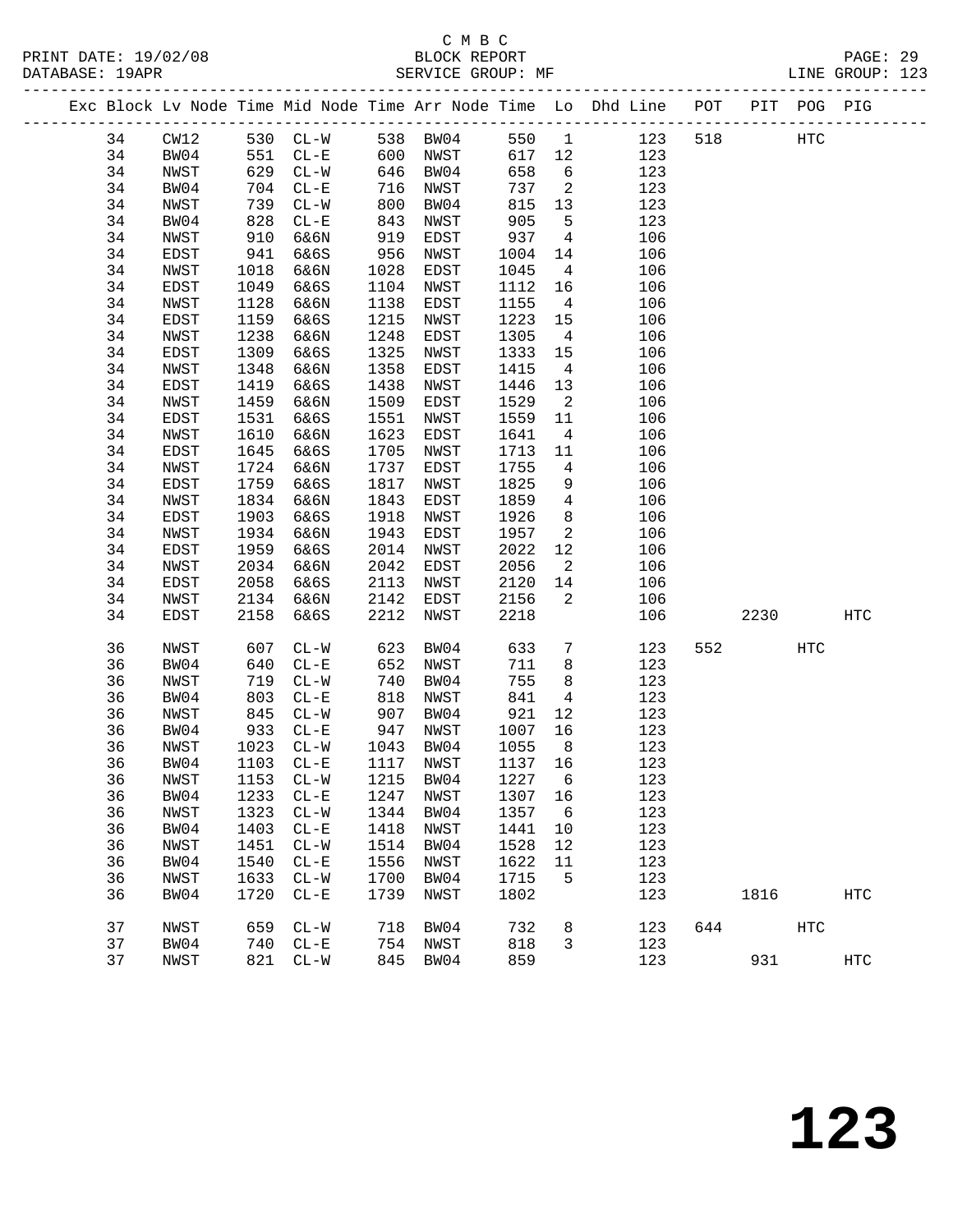C M B C
BLOCK REPORT
SERVICE GROUP: MF

PRINT DATE: 19/02/08
DATABASE: 19APR
LINE GROUP: 123

| Exc | Block | Lv | Node | Time | Mid Node | Time | Arr Node | Time | Lo | Dhd Line | POT | PIT | POG | PIG |
|---|---|---|---|---|---|---|---|---|---|---|---|---|---|---|
| | 34 | | CW12 | 530 | CL-W | 538 | BW04 | 550 | 1 | 123 | 518 | | HTC | |
| | 34 | | BW04 | 551 | CL-E | 600 | NWST | 617 | 12 | 123 | | | | |
| | 34 | | NWST | 629 | CL-W | 646 | BW04 | 658 | 6 | 123 | | | | |
| | 34 | | BW04 | 704 | CL-E | 716 | NWST | 737 | 2 | 123 | | | | |
| | 34 | | NWST | 739 | CL-W | 800 | BW04 | 815 | 13 | 123 | | | | |
| | 34 | | BW04 | 828 | CL-E | 843 | NWST | 905 | 5 | 123 | | | | |
| | 34 | | NWST | 910 | 6&6N | 919 | EDST | 937 | 4 | 106 | | | | |
| | 34 | | EDST | 941 | 6&6S | 956 | NWST | 1004 | 14 | 106 | | | | |
| | 34 | | NWST | 1018 | 6&6N | 1028 | EDST | 1045 | 4 | 106 | | | | |
| | 34 | | EDST | 1049 | 6&6S | 1104 | NWST | 1112 | 16 | 106 | | | | |
| | 34 | | NWST | 1128 | 6&6N | 1138 | EDST | 1155 | 4 | 106 | | | | |
| | 34 | | EDST | 1159 | 6&6S | 1215 | NWST | 1223 | 15 | 106 | | | | |
| | 34 | | NWST | 1238 | 6&6N | 1248 | EDST | 1305 | 4 | 106 | | | | |
| | 34 | | EDST | 1309 | 6&6S | 1325 | NWST | 1333 | 15 | 106 | | | | |
| | 34 | | NWST | 1348 | 6&6N | 1358 | EDST | 1415 | 4 | 106 | | | | |
| | 34 | | EDST | 1419 | 6&6S | 1438 | NWST | 1446 | 13 | 106 | | | | |
| | 34 | | NWST | 1459 | 6&6N | 1509 | EDST | 1529 | 2 | 106 | | | | |
| | 34 | | EDST | 1531 | 6&6S | 1551 | NWST | 1559 | 11 | 106 | | | | |
| | 34 | | NWST | 1610 | 6&6N | 1623 | EDST | 1641 | 4 | 106 | | | | |
| | 34 | | EDST | 1645 | 6&6S | 1705 | NWST | 1713 | 11 | 106 | | | | |
| | 34 | | NWST | 1724 | 6&6N | 1737 | EDST | 1755 | 4 | 106 | | | | |
| | 34 | | EDST | 1759 | 6&6S | 1817 | NWST | 1825 | 9 | 106 | | | | |
| | 34 | | NWST | 1834 | 6&6N | 1843 | EDST | 1859 | 4 | 106 | | | | |
| | 34 | | EDST | 1903 | 6&6S | 1918 | NWST | 1926 | 8 | 106 | | | | |
| | 34 | | NWST | 1934 | 6&6N | 1943 | EDST | 1957 | 2 | 106 | | | | |
| | 34 | | EDST | 1959 | 6&6S | 2014 | NWST | 2022 | 12 | 106 | | | | |
| | 34 | | NWST | 2034 | 6&6N | 2042 | EDST | 2056 | 2 | 106 | | | | |
| | 34 | | EDST | 2058 | 6&6S | 2113 | NWST | 2120 | 14 | 106 | | | | |
| | 34 | | NWST | 2134 | 6&6N | 2142 | EDST | 2156 | 2 | 106 | | | | |
| | 34 | | EDST | 2158 | 6&6S | 2212 | NWST | 2218 | | 106 | | 2230 | | HTC |
| | 36 | | NWST | 607 | CL-W | 623 | BW04 | 633 | 7 | 123 | 552 | | HTC | |
| | 36 | | BW04 | 640 | CL-E | 652 | NWST | 711 | 8 | 123 | | | | |
| | 36 | | NWST | 719 | CL-W | 740 | BW04 | 755 | 8 | 123 | | | | |
| | 36 | | BW04 | 803 | CL-E | 818 | NWST | 841 | 4 | 123 | | | | |
| | 36 | | NWST | 845 | CL-W | 907 | BW04 | 921 | 12 | 123 | | | | |
| | 36 | | BW04 | 933 | CL-E | 947 | NWST | 1007 | 16 | 123 | | | | |
| | 36 | | NWST | 1023 | CL-W | 1043 | BW04 | 1055 | 8 | 123 | | | | |
| | 36 | | BW04 | 1103 | CL-E | 1117 | NWST | 1137 | 16 | 123 | | | | |
| | 36 | | NWST | 1153 | CL-W | 1215 | BW04 | 1227 | 6 | 123 | | | | |
| | 36 | | BW04 | 1233 | CL-E | 1247 | NWST | 1307 | 16 | 123 | | | | |
| | 36 | | NWST | 1323 | CL-W | 1344 | BW04 | 1357 | 6 | 123 | | | | |
| | 36 | | BW04 | 1403 | CL-E | 1418 | NWST | 1441 | 10 | 123 | | | | |
| | 36 | | NWST | 1451 | CL-W | 1514 | BW04 | 1528 | 12 | 123 | | | | |
| | 36 | | BW04 | 1540 | CL-E | 1556 | NWST | 1622 | 11 | 123 | | | | |
| | 36 | | NWST | 1633 | CL-W | 1700 | BW04 | 1715 | 5 | 123 | | | | |
| | 36 | | BW04 | 1720 | CL-E | 1739 | NWST | 1802 | | 123 | | 1816 | | HTC |
| | 37 | | NWST | 659 | CL-W | 718 | BW04 | 732 | 8 | 123 | 644 | | HTC | |
| | 37 | | BW04 | 740 | CL-E | 754 | NWST | 818 | 3 | 123 | | | | |
| | 37 | | NWST | 821 | CL-W | 845 | BW04 | 859 | | 123 | | 931 | | HTC |

# 123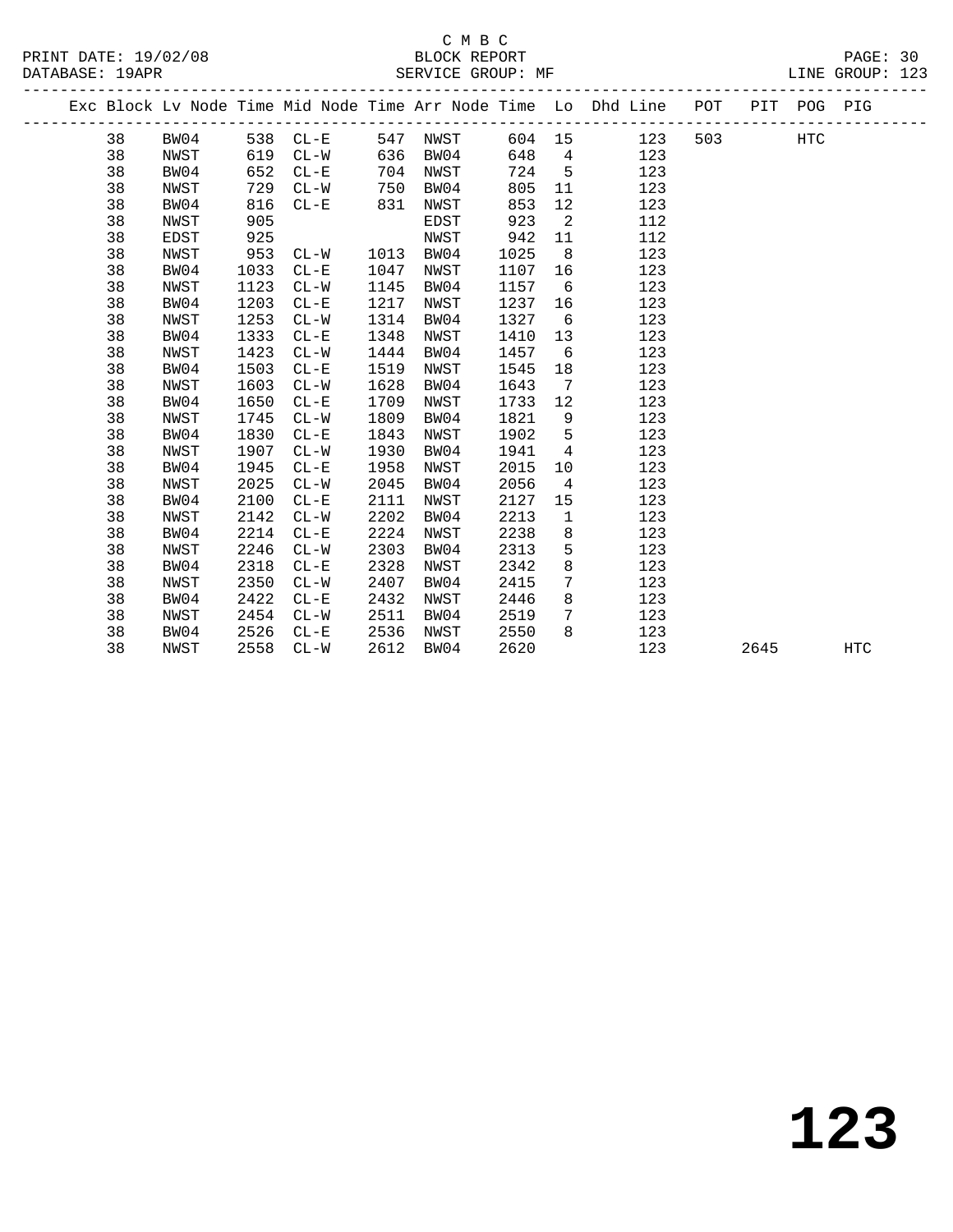C M B C
PRINT DATE: 19/02/08 BLOCK REPORT
DATABASE: 19APR SERVICE GROUP: MF LINE GROUP: 123

| Exc | Block | Lv Node | Time | Mid Node | Time | Arr Node | Time | Lo | Dhd Line | POT | PIT | POG | PIG |
|---|---|---|---|---|---|---|---|---|---|---|---|---|---|
| | 38 | BW04 | 538 | CL-E | 547 | NWST | 604 | 15 | 123 | 503 | | HTC | |
| | 38 | NWST | 619 | CL-W | 636 | BW04 | 648 | 4 | 123 | | | | |
| | 38 | BW04 | 652 | CL-E | 704 | NWST | 724 | 5 | 123 | | | | |
| | 38 | NWST | 729 | CL-W | 750 | BW04 | 805 | 11 | 123 | | | | |
| | 38 | BW04 | 816 | CL-E | 831 | NWST | 853 | 12 | 123 | | | | |
| | 38 | NWST | 905 | | | EDST | 923 | 2 | 112 | | | | |
| | 38 | EDST | 925 | | | NWST | 942 | 11 | 112 | | | | |
| | 38 | NWST | 953 | CL-W | 1013 | BW04 | 1025 | 8 | 123 | | | | |
| | 38 | BW04 | 1033 | CL-E | 1047 | NWST | 1107 | 16 | 123 | | | | |
| | 38 | NWST | 1123 | CL-W | 1145 | BW04 | 1157 | 6 | 123 | | | | |
| | 38 | BW04 | 1203 | CL-E | 1217 | NWST | 1237 | 16 | 123 | | | | |
| | 38 | NWST | 1253 | CL-W | 1314 | BW04 | 1327 | 6 | 123 | | | | |
| | 38 | BW04 | 1333 | CL-E | 1348 | NWST | 1410 | 13 | 123 | | | | |
| | 38 | NWST | 1423 | CL-W | 1444 | BW04 | 1457 | 6 | 123 | | | | |
| | 38 | BW04 | 1503 | CL-E | 1519 | NWST | 1545 | 18 | 123 | | | | |
| | 38 | NWST | 1603 | CL-W | 1628 | BW04 | 1643 | 7 | 123 | | | | |
| | 38 | BW04 | 1650 | CL-E | 1709 | NWST | 1733 | 12 | 123 | | | | |
| | 38 | NWST | 1745 | CL-W | 1809 | BW04 | 1821 | 9 | 123 | | | | |
| | 38 | BW04 | 1830 | CL-E | 1843 | NWST | 1902 | 5 | 123 | | | | |
| | 38 | NWST | 1907 | CL-W | 1930 | BW04 | 1941 | 4 | 123 | | | | |
| | 38 | BW04 | 1945 | CL-E | 1958 | NWST | 2015 | 10 | 123 | | | | |
| | 38 | NWST | 2025 | CL-W | 2045 | BW04 | 2056 | 4 | 123 | | | | |
| | 38 | BW04 | 2100 | CL-E | 2111 | NWST | 2127 | 15 | 123 | | | | |
| | 38 | NWST | 2142 | CL-W | 2202 | BW04 | 2213 | 1 | 123 | | | | |
| | 38 | BW04 | 2214 | CL-E | 2224 | NWST | 2238 | 8 | 123 | | | | |
| | 38 | NWST | 2246 | CL-W | 2303 | BW04 | 2313 | 5 | 123 | | | | |
| | 38 | BW04 | 2318 | CL-E | 2328 | NWST | 2342 | 8 | 123 | | | | |
| | 38 | NWST | 2350 | CL-W | 2407 | BW04 | 2415 | 7 | 123 | | | | |
| | 38 | BW04 | 2422 | CL-E | 2432 | NWST | 2446 | 8 | 123 | | | | |
| | 38 | NWST | 2454 | CL-W | 2511 | BW04 | 2519 | 7 | 123 | | | | |
| | 38 | BW04 | 2526 | CL-E | 2536 | NWST | 2550 | 8 | 123 | | | | |
| | 38 | NWST | 2558 | CL-W | 2612 | BW04 | 2620 | | 123 | | 2645 | | HTC |

**123**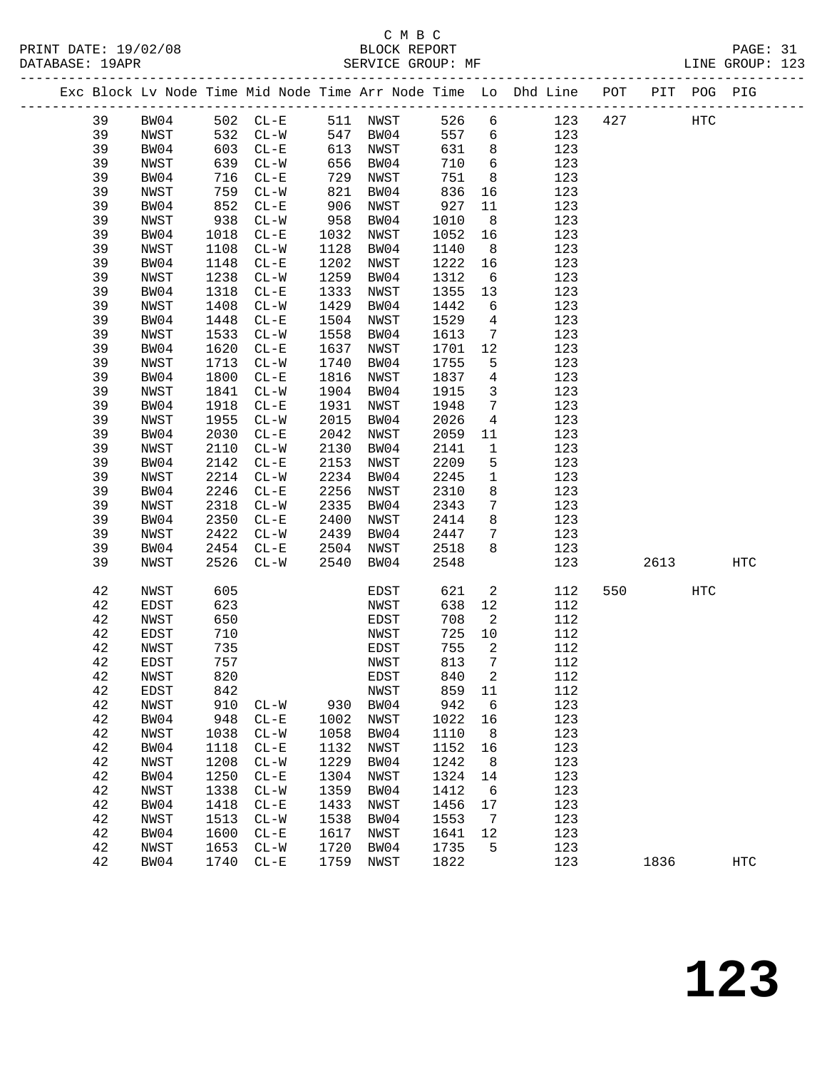C M B C

BLOCK REPORT

SERVICE GROUP: MF

PRINT DATE: 19/02/08
DATABASE: 19APR
LINE GROUP: 123

| Exc | Block | Lv | Node | Time | Mid Node | Time | Arr Node | Time | Lo | Dhd Line | POT | PIT | POG | PIG |
|---|---|---|---|---|---|---|---|---|---|---|---|---|---|---|
| | 39 | | BW04 | 502 | CL-E | 511 | NWST | 526 | 6 | 123 | 427 | | HTC | |
| | 39 | | NWST | 532 | CL-W | 547 | BW04 | 557 | 6 | 123 | | | | |
| | 39 | | BW04 | 603 | CL-E | 613 | NWST | 631 | 8 | 123 | | | | |
| | 39 | | NWST | 639 | CL-W | 656 | BW04 | 710 | 6 | 123 | | | | |
| | 39 | | BW04 | 716 | CL-E | 729 | NWST | 751 | 8 | 123 | | | | |
| | 39 | | NWST | 759 | CL-W | 821 | BW04 | 836 | 16 | 123 | | | | |
| | 39 | | BW04 | 852 | CL-E | 906 | NWST | 927 | 11 | 123 | | | | |
| | 39 | | NWST | 938 | CL-W | 958 | BW04 | 1010 | 8 | 123 | | | | |
| | 39 | | BW04 | 1018 | CL-E | 1032 | NWST | 1052 | 16 | 123 | | | | |
| | 39 | | NWST | 1108 | CL-W | 1128 | BW04 | 1140 | 8 | 123 | | | | |
| | 39 | | BW04 | 1148 | CL-E | 1202 | NWST | 1222 | 16 | 123 | | | | |
| | 39 | | NWST | 1238 | CL-W | 1259 | BW04 | 1312 | 6 | 123 | | | | |
| | 39 | | BW04 | 1318 | CL-E | 1333 | NWST | 1355 | 13 | 123 | | | | |
| | 39 | | NWST | 1408 | CL-W | 1429 | BW04 | 1442 | 6 | 123 | | | | |
| | 39 | | BW04 | 1448 | CL-E | 1504 | NWST | 1529 | 4 | 123 | | | | |
| | 39 | | NWST | 1533 | CL-W | 1558 | BW04 | 1613 | 7 | 123 | | | | |
| | 39 | | BW04 | 1620 | CL-E | 1637 | NWST | 1701 | 12 | 123 | | | | |
| | 39 | | NWST | 1713 | CL-W | 1740 | BW04 | 1755 | 5 | 123 | | | | |
| | 39 | | BW04 | 1800 | CL-E | 1816 | NWST | 1837 | 4 | 123 | | | | |
| | 39 | | NWST | 1841 | CL-W | 1904 | BW04 | 1915 | 3 | 123 | | | | |
| | 39 | | BW04 | 1918 | CL-E | 1931 | NWST | 1948 | 7 | 123 | | | | |
| | 39 | | NWST | 1955 | CL-W | 2015 | BW04 | 2026 | 4 | 123 | | | | |
| | 39 | | BW04 | 2030 | CL-E | 2042 | NWST | 2059 | 11 | 123 | | | | |
| | 39 | | NWST | 2110 | CL-W | 2130 | BW04 | 2141 | 1 | 123 | | | | |
| | 39 | | BW04 | 2142 | CL-E | 2153 | NWST | 2209 | 5 | 123 | | | | |
| | 39 | | NWST | 2214 | CL-W | 2234 | BW04 | 2245 | 1 | 123 | | | | |
| | 39 | | BW04 | 2246 | CL-E | 2256 | NWST | 2310 | 8 | 123 | | | | |
| | 39 | | NWST | 2318 | CL-W | 2335 | BW04 | 2343 | 7 | 123 | | | | |
| | 39 | | BW04 | 2350 | CL-E | 2400 | NWST | 2414 | 8 | 123 | | | | |
| | 39 | | NWST | 2422 | CL-W | 2439 | BW04 | 2447 | 7 | 123 | | | | |
| | 39 | | BW04 | 2454 | CL-E | 2504 | NWST | 2518 | 8 | 123 | | | | |
| | 39 | | NWST | 2526 | CL-W | 2540 | BW04 | 2548 | | 123 | | 2613 | | HTC |
| | 42 | | NWST | 605 | | | EDST | 621 | 2 | 112 | 550 | | HTC | |
| | 42 | | EDST | 623 | | | NWST | 638 | 12 | 112 | | | | |
| | 42 | | NWST | 650 | | | EDST | 708 | 2 | 112 | | | | |
| | 42 | | EDST | 710 | | | NWST | 725 | 10 | 112 | | | | |
| | 42 | | NWST | 735 | | | EDST | 755 | 2 | 112 | | | | |
| | 42 | | EDST | 757 | | | NWST | 813 | 7 | 112 | | | | |
| | 42 | | NWST | 820 | | | EDST | 840 | 2 | 112 | | | | |
| | 42 | | EDST | 842 | | | NWST | 859 | 11 | 112 | | | | |
| | 42 | | NWST | 910 | CL-W | 930 | BW04 | 942 | 6 | 123 | | | | |
| | 42 | | BW04 | 948 | CL-E | 1002 | NWST | 1022 | 16 | 123 | | | | |
| | 42 | | NWST | 1038 | CL-W | 1058 | BW04 | 1110 | 8 | 123 | | | | |
| | 42 | | BW04 | 1118 | CL-E | 1132 | NWST | 1152 | 16 | 123 | | | | |
| | 42 | | NWST | 1208 | CL-W | 1229 | BW04 | 1242 | 8 | 123 | | | | |
| | 42 | | BW04 | 1250 | CL-E | 1304 | NWST | 1324 | 14 | 123 | | | | |
| | 42 | | NWST | 1338 | CL-W | 1359 | BW04 | 1412 | 6 | 123 | | | | |
| | 42 | | BW04 | 1418 | CL-E | 1433 | NWST | 1456 | 17 | 123 | | | | |
| | 42 | | NWST | 1513 | CL-W | 1538 | BW04 | 1553 | 7 | 123 | | | | |
| | 42 | | BW04 | 1600 | CL-E | 1617 | NWST | 1641 | 12 | 123 | | | | |
| | 42 | | NWST | 1653 | CL-W | 1720 | BW04 | 1735 | 5 | 123 | | | | |
| | 42 | | BW04 | 1740 | CL-E | 1759 | NWST | 1822 | | 123 | | 1836 | | HTC |

# 123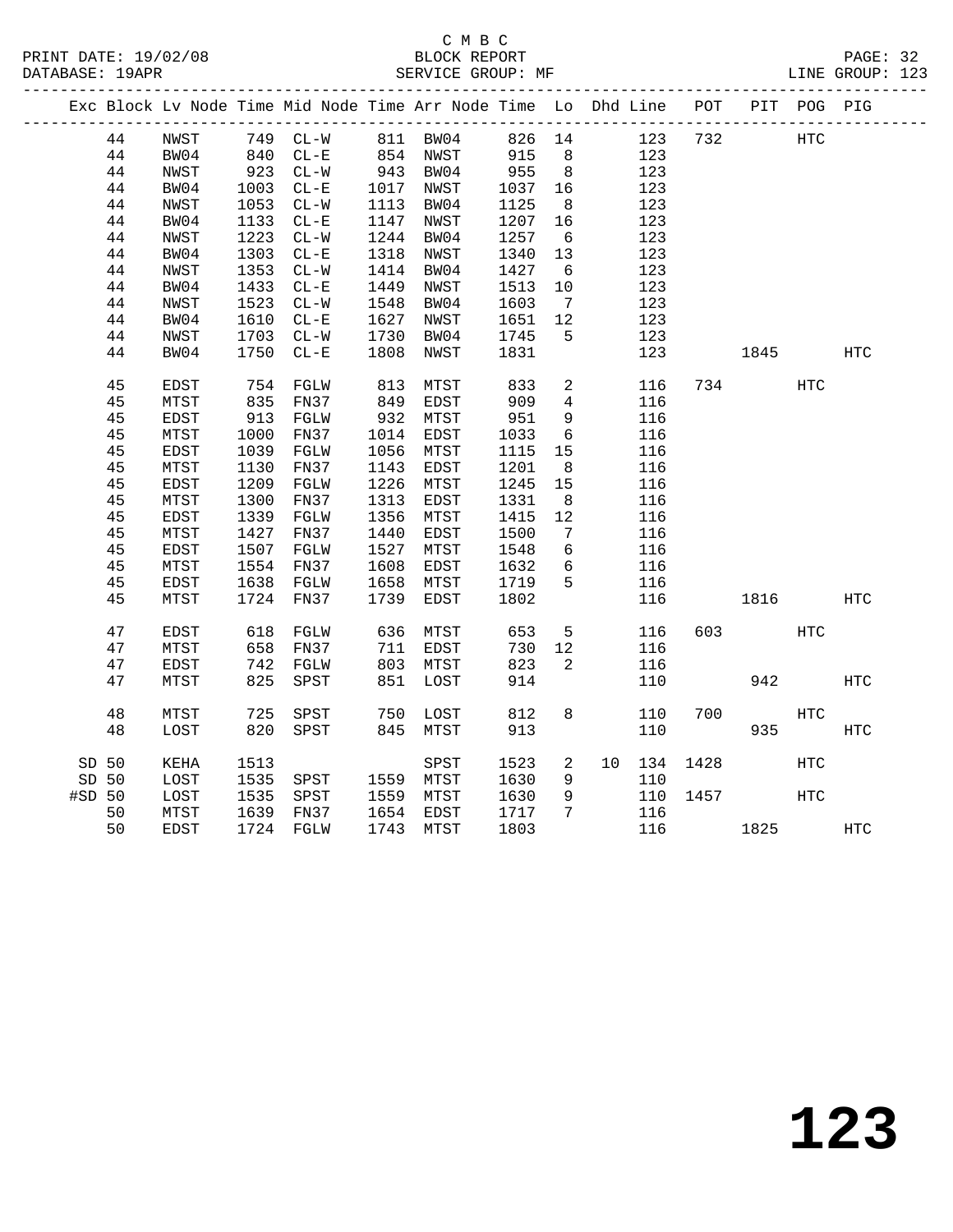C M B C
PRINT DATE: 19/02/08 BLOCK REPORT PAGE: 32
DATABASE: 19APR SERVICE GROUP: MF LINE GROUP: 123

| Exc | Block | Lv Node | Time | Mid Node | Time | Arr Node | Time | Lo | Dhd | Line | POT | PIT | POG | PIG |
|---|---|---|---|---|---|---|---|---|---|---|---|---|---|---|
| | 44 | NWST | 749 | CL-W | 811 | BW04 | 826 | 14 | | 123 | 732 | | HTC | |
| | 44 | BW04 | 840 | CL-E | 854 | NWST | 915 | 8 | | 123 | | | | |
| | 44 | NWST | 923 | CL-W | 943 | BW04 | 955 | 8 | | 123 | | | | |
| | 44 | BW04 | 1003 | CL-E | 1017 | NWST | 1037 | 16 | | 123 | | | | |
| | 44 | NWST | 1053 | CL-W | 1113 | BW04 | 1125 | 8 | | 123 | | | | |
| | 44 | BW04 | 1133 | CL-E | 1147 | NWST | 1207 | 16 | | 123 | | | | |
| | 44 | NWST | 1223 | CL-W | 1244 | BW04 | 1257 | 6 | | 123 | | | | |
| | 44 | BW04 | 1303 | CL-E | 1318 | NWST | 1340 | 13 | | 123 | | | | |
| | 44 | NWST | 1353 | CL-W | 1414 | BW04 | 1427 | 6 | | 123 | | | | |
| | 44 | BW04 | 1433 | CL-E | 1449 | NWST | 1513 | 10 | | 123 | | | | |
| | 44 | NWST | 1523 | CL-W | 1548 | BW04 | 1603 | 7 | | 123 | | | | |
| | 44 | BW04 | 1610 | CL-E | 1627 | NWST | 1651 | 12 | | 123 | | | | |
| | 44 | NWST | 1703 | CL-W | 1730 | BW04 | 1745 | 5 | | 123 | | | | |
| | 44 | BW04 | 1750 | CL-E | 1808 | NWST | 1831 | | | 123 | | 1845 | | HTC |
| | 45 | EDST | 754 | FGLW | 813 | MTST | 833 | 2 | | 116 | 734 | | HTC | |
| | 45 | MTST | 835 | FN37 | 849 | EDST | 909 | 4 | | 116 | | | | |
| | 45 | EDST | 913 | FGLW | 932 | MTST | 951 | 9 | | 116 | | | | |
| | 45 | MTST | 1000 | FN37 | 1014 | EDST | 1033 | 6 | | 116 | | | | |
| | 45 | EDST | 1039 | FGLW | 1056 | MTST | 1115 | 15 | | 116 | | | | |
| | 45 | MTST | 1130 | FN37 | 1143 | EDST | 1201 | 8 | | 116 | | | | |
| | 45 | EDST | 1209 | FGLW | 1226 | MTST | 1245 | 15 | | 116 | | | | |
| | 45 | MTST | 1300 | FN37 | 1313 | EDST | 1331 | 8 | | 116 | | | | |
| | 45 | EDST | 1339 | FGLW | 1356 | MTST | 1415 | 12 | | 116 | | | | |
| | 45 | MTST | 1427 | FN37 | 1440 | EDST | 1500 | 7 | | 116 | | | | |
| | 45 | EDST | 1507 | FGLW | 1527 | MTST | 1548 | 6 | | 116 | | | | |
| | 45 | MTST | 1554 | FN37 | 1608 | EDST | 1632 | 6 | | 116 | | | | |
| | 45 | EDST | 1638 | FGLW | 1658 | MTST | 1719 | 5 | | 116 | | | | |
| | 45 | MTST | 1724 | FN37 | 1739 | EDST | 1802 | | | 116 | | 1816 | | HTC |
| | 47 | EDST | 618 | FGLW | 636 | MTST | 653 | 5 | | 116 | 603 | | HTC | |
| | 47 | MTST | 658 | FN37 | 711 | EDST | 730 | 12 | | 116 | | | | |
| | 47 | EDST | 742 | FGLW | 803 | MTST | 823 | 2 | | 116 | | | | |
| | 47 | MTST | 825 | SPST | 851 | LOST | 914 | | | 110 | | 942 | | HTC |
| | 48 | MTST | 725 | SPST | 750 | LOST | 812 | 8 | | 110 | 700 | | HTC | |
| | 48 | LOST | 820 | SPST | 845 | MTST | 913 | | | 110 | | 935 | | HTC |
| SD | 50 | KEHA | 1513 | | | SPST | 1523 | 2 | 10 | 134 | 1428 | | HTC | |
| SD | 50 | LOST | 1535 | SPST | 1559 | MTST | 1630 | 9 | | 110 | | | | |
| #SD | 50 | LOST | 1535 | SPST | 1559 | MTST | 1630 | 9 | | 110 | 1457 | | HTC | |
| | 50 | MTST | 1639 | FN37 | 1654 | EDST | 1717 | 7 | | 116 | | | | |
| | 50 | EDST | 1724 | FGLW | 1743 | MTST | 1803 | | | 116 | | 1825 | | HTC |

# 123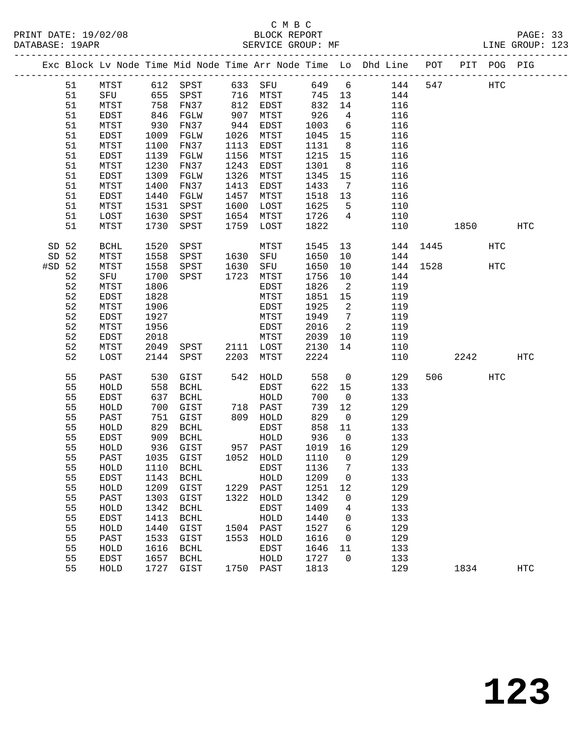C M B C

BLOCK REPORT

SERVICE GROUP: MF

PRINT DATE: 19/02/08
DATABASE: 19APR
LINE GROUP: 123

| Exc | Block | Lv Node | Time | Mid Node | Time | Arr Node | Time | Lo | Dhd Line | POT | PIT | POG | PIG |
|---|---|---|---|---|---|---|---|---|---|---|---|---|---|
| | 51 | MTST | 612 | SPST | 633 | SFU | 649 | 6 | 144 | 547 | | HTC | |
| | 51 | SFU | 655 | SPST | 716 | MTST | 745 | 13 | 144 | | | | |
| | 51 | MTST | 758 | FN37 | 812 | EDST | 832 | 14 | 116 | | | | |
| | 51 | EDST | 846 | FGLW | 907 | MTST | 926 | 4 | 116 | | | | |
| | 51 | MTST | 930 | FN37 | 944 | EDST | 1003 | 6 | 116 | | | | |
| | 51 | EDST | 1009 | FGLW | 1026 | MTST | 1045 | 15 | 116 | | | | |
| | 51 | MTST | 1100 | FN37 | 1113 | EDST | 1131 | 8 | 116 | | | | |
| | 51 | EDST | 1139 | FGLW | 1156 | MTST | 1215 | 15 | 116 | | | | |
| | 51 | MTST | 1230 | FN37 | 1243 | EDST | 1301 | 8 | 116 | | | | |
| | 51 | EDST | 1309 | FGLW | 1326 | MTST | 1345 | 15 | 116 | | | | |
| | 51 | MTST | 1400 | FN37 | 1413 | EDST | 1433 | 7 | 116 | | | | |
| | 51 | EDST | 1440 | FGLW | 1457 | MTST | 1518 | 13 | 116 | | | | |
| | 51 | MTST | 1531 | SPST | 1600 | LOST | 1625 | 5 | 110 | | | | |
| | 51 | LOST | 1630 | SPST | 1654 | MTST | 1726 | 4 | 110 | | | | |
| | 51 | MTST | 1730 | SPST | 1759 | LOST | 1822 | | 110 | | 1850 | | HTC |
| SD | 52 | BCHL | 1520 | SPST | | MTST | 1545 | 13 | 144 | 1445 | | HTC | |
| SD | 52 | MTST | 1558 | SPST | 1630 | SFU | 1650 | 10 | 144 | | | | |
| #SD | 52 | MTST | 1558 | SPST | 1630 | SFU | 1650 | 10 | 144 | 1528 | | HTC | |
| | 52 | SFU | 1700 | SPST | 1723 | MTST | 1756 | 10 | 144 | | | | |
| | 52 | MTST | 1806 | | | EDST | 1826 | 2 | 119 | | | | |
| | 52 | EDST | 1828 | | | MTST | 1851 | 15 | 119 | | | | |
| | 52 | MTST | 1906 | | | EDST | 1925 | 2 | 119 | | | | |
| | 52 | EDST | 1927 | | | MTST | 1949 | 7 | 119 | | | | |
| | 52 | MTST | 1956 | | | EDST | 2016 | 2 | 119 | | | | |
| | 52 | EDST | 2018 | | | MTST | 2039 | 10 | 119 | | | | |
| | 52 | MTST | 2049 | SPST | 2111 | LOST | 2130 | 14 | 110 | | | | |
| | 52 | LOST | 2144 | SPST | 2203 | MTST | 2224 | | 110 | | 2242 | | HTC |
| | 55 | PAST | 530 | GIST | 542 | HOLD | 558 | 0 | 129 | 506 | | HTC | |
| | 55 | HOLD | 558 | BCHL | | EDST | 622 | 15 | 133 | | | | |
| | 55 | EDST | 637 | BCHL | | HOLD | 700 | 0 | 133 | | | | |
| | 55 | HOLD | 700 | GIST | 718 | PAST | 739 | 12 | 129 | | | | |
| | 55 | PAST | 751 | GIST | 809 | HOLD | 829 | 0 | 129 | | | | |
| | 55 | HOLD | 829 | BCHL | | EDST | 858 | 11 | 133 | | | | |
| | 55 | EDST | 909 | BCHL | | HOLD | 936 | 0 | 133 | | | | |
| | 55 | HOLD | 936 | GIST | 957 | PAST | 1019 | 16 | 129 | | | | |
| | 55 | PAST | 1035 | GIST | 1052 | HOLD | 1110 | 0 | 129 | | | | |
| | 55 | HOLD | 1110 | BCHL | | EDST | 1136 | 7 | 133 | | | | |
| | 55 | EDST | 1143 | BCHL | | HOLD | 1209 | 0 | 133 | | | | |
| | 55 | HOLD | 1209 | GIST | 1229 | PAST | 1251 | 12 | 129 | | | | |
| | 55 | PAST | 1303 | GIST | 1322 | HOLD | 1342 | 0 | 129 | | | | |
| | 55 | HOLD | 1342 | BCHL | | EDST | 1409 | 4 | 133 | | | | |
| | 55 | EDST | 1413 | BCHL | | HOLD | 1440 | 0 | 133 | | | | |
| | 55 | HOLD | 1440 | GIST | 1504 | PAST | 1527 | 6 | 129 | | | | |
| | 55 | PAST | 1533 | GIST | 1553 | HOLD | 1616 | 0 | 129 | | | | |
| | 55 | HOLD | 1616 | BCHL | | EDST | 1646 | 11 | 133 | | | | |
| | 55 | EDST | 1657 | BCHL | | HOLD | 1727 | 0 | 133 | | | | |
| | 55 | HOLD | 1727 | GIST | 1750 | PAST | 1813 | | 129 | | 1834 | | HTC |

**123**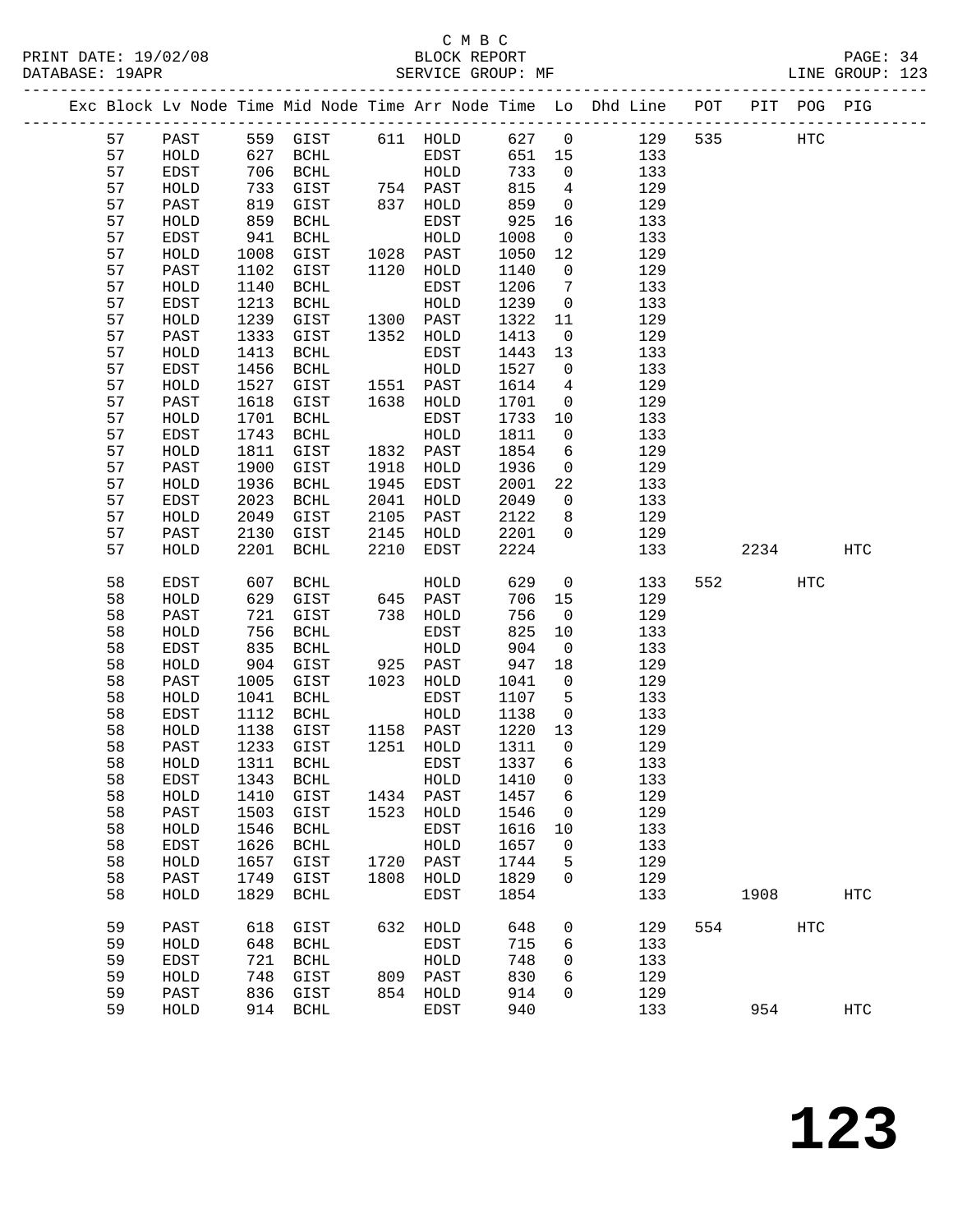C M B C
BLOCK REPORT
SERVICE GROUP: MF

PRINT DATE: 19/02/08
DATABASE: 19APR
LINE GROUP: 123

| Exc | Block | Lv Node | Time | Mid Node | Time | Arr Node | Time | Lo | Dhd Line | POT | PIT | POG | PIG |
|---|---|---|---|---|---|---|---|---|---|---|---|---|---|
| | 57 | PAST | 559 | GIST | 611 | HOLD | 627 | 0 | 129 | 535 | | HTC | |
| | 57 | HOLD | 627 | BCHL | | EDST | 651 | 15 | 133 | | | | |
| | 57 | EDST | 706 | BCHL | | HOLD | 733 | 0 | 133 | | | | |
| | 57 | HOLD | 733 | GIST | 754 | PAST | 815 | 4 | 129 | | | | |
| | 57 | PAST | 819 | GIST | 837 | HOLD | 859 | 0 | 129 | | | | |
| | 57 | HOLD | 859 | BCHL | | EDST | 925 | 16 | 133 | | | | |
| | 57 | EDST | 941 | BCHL | | HOLD | 1008 | 0 | 133 | | | | |
| | 57 | HOLD | 1008 | GIST | 1028 | PAST | 1050 | 12 | 129 | | | | |
| | 57 | PAST | 1102 | GIST | 1120 | HOLD | 1140 | 0 | 129 | | | | |
| | 57 | HOLD | 1140 | BCHL | | EDST | 1206 | 7 | 133 | | | | |
| | 57 | EDST | 1213 | BCHL | | HOLD | 1239 | 0 | 133 | | | | |
| | 57 | HOLD | 1239 | GIST | 1300 | PAST | 1322 | 11 | 129 | | | | |
| | 57 | PAST | 1333 | GIST | 1352 | HOLD | 1413 | 0 | 129 | | | | |
| | 57 | HOLD | 1413 | BCHL | | EDST | 1443 | 13 | 133 | | | | |
| | 57 | EDST | 1456 | BCHL | | HOLD | 1527 | 0 | 133 | | | | |
| | 57 | HOLD | 1527 | GIST | 1551 | PAST | 1614 | 4 | 129 | | | | |
| | 57 | PAST | 1618 | GIST | 1638 | HOLD | 1701 | 0 | 129 | | | | |
| | 57 | HOLD | 1701 | BCHL | | EDST | 1733 | 10 | 133 | | | | |
| | 57 | EDST | 1743 | BCHL | | HOLD | 1811 | 0 | 133 | | | | |
| | 57 | HOLD | 1811 | GIST | 1832 | PAST | 1854 | 6 | 129 | | | | |
| | 57 | PAST | 1900 | GIST | 1918 | HOLD | 1936 | 0 | 129 | | | | |
| | 57 | HOLD | 1936 | BCHL | 1945 | EDST | 2001 | 22 | 133 | | | | |
| | 57 | EDST | 2023 | BCHL | 2041 | HOLD | 2049 | 0 | 133 | | | | |
| | 57 | HOLD | 2049 | GIST | 2105 | PAST | 2122 | 8 | 129 | | | | |
| | 57 | PAST | 2130 | GIST | 2145 | HOLD | 2201 | 0 | 129 | | | | |
| | 57 | HOLD | 2201 | BCHL | 2210 | EDST | 2224 | | 133 | | 2234 | | HTC |
| | 58 | EDST | 607 | BCHL | | HOLD | 629 | 0 | 133 | 552 | | HTC | |
| | 58 | HOLD | 629 | GIST | 645 | PAST | 706 | 15 | 129 | | | | |
| | 58 | PAST | 721 | GIST | 738 | HOLD | 756 | 0 | 129 | | | | |
| | 58 | HOLD | 756 | BCHL | | EDST | 825 | 10 | 133 | | | | |
| | 58 | EDST | 835 | BCHL | | HOLD | 904 | 0 | 133 | | | | |
| | 58 | HOLD | 904 | GIST | 925 | PAST | 947 | 18 | 129 | | | | |
| | 58 | PAST | 1005 | GIST | 1023 | HOLD | 1041 | 0 | 129 | | | | |
| | 58 | HOLD | 1041 | BCHL | | EDST | 1107 | 5 | 133 | | | | |
| | 58 | EDST | 1112 | BCHL | | HOLD | 1138 | 0 | 133 | | | | |
| | 58 | HOLD | 1138 | GIST | 1158 | PAST | 1220 | 13 | 129 | | | | |
| | 58 | PAST | 1233 | GIST | 1251 | HOLD | 1311 | 0 | 129 | | | | |
| | 58 | HOLD | 1311 | BCHL | | EDST | 1337 | 6 | 133 | | | | |
| | 58 | EDST | 1343 | BCHL | | HOLD | 1410 | 0 | 133 | | | | |
| | 58 | HOLD | 1410 | GIST | 1434 | PAST | 1457 | 6 | 129 | | | | |
| | 58 | PAST | 1503 | GIST | 1523 | HOLD | 1546 | 0 | 129 | | | | |
| | 58 | HOLD | 1546 | BCHL | | EDST | 1616 | 10 | 133 | | | | |
| | 58 | EDST | 1626 | BCHL | | HOLD | 1657 | 0 | 133 | | | | |
| | 58 | HOLD | 1657 | GIST | 1720 | PAST | 1744 | 5 | 129 | | | | |
| | 58 | PAST | 1749 | GIST | 1808 | HOLD | 1829 | 0 | 129 | | | | |
| | 58 | HOLD | 1829 | BCHL | | EDST | 1854 | | 133 | | 1908 | | HTC |
| | 59 | PAST | 618 | GIST | 632 | HOLD | 648 | 0 | 129 | 554 | | HTC | |
| | 59 | HOLD | 648 | BCHL | | EDST | 715 | 6 | 133 | | | | |
| | 59 | EDST | 721 | BCHL | | HOLD | 748 | 0 | 133 | | | | |
| | 59 | HOLD | 748 | GIST | 809 | PAST | 830 | 6 | 129 | | | | |
| | 59 | PAST | 836 | GIST | 854 | HOLD | 914 | 0 | 129 | | | | |
| | 59 | HOLD | 914 | BCHL | | EDST | 940 | | 133 | | 954 | | HTC |

# 123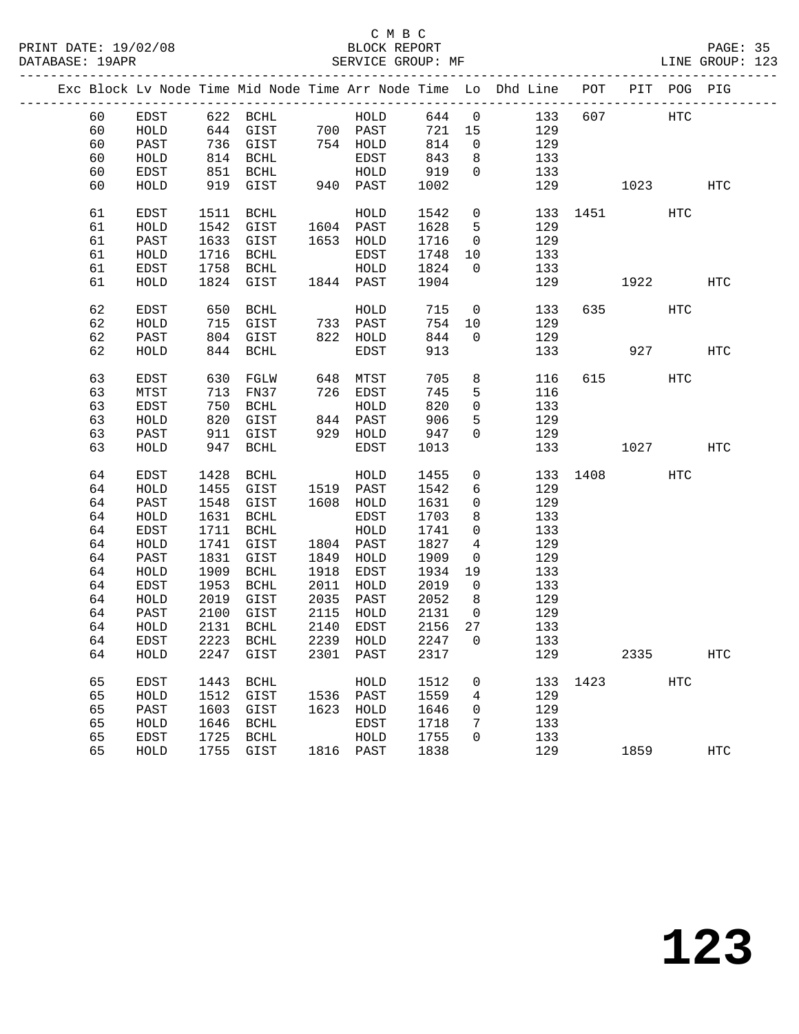C M B C

BLOCK REPORT

SERVICE GROUP: MF

PRINT DATE: 19/02/08
DATABASE: 19APR
LINE GROUP: 123

| Exc | Block | Lv | Node | Time | Mid Node | Time | Arr Node | Time | Lo | Dhd Line | POT | PIT | POG | PIG |
|---|---|---|---|---|---|---|---|---|---|---|---|---|---|---|
| | 60 | EDST | 622 | BCHL | | | HOLD | 644 | 0 | 133 | 607 | | HTC | |
| | 60 | HOLD | 644 | GIST | 700 | PAST | | 721 | 15 | 129 | | | | |
| | 60 | PAST | 736 | GIST | 754 | HOLD | | 814 | 0 | 129 | | | | |
| | 60 | HOLD | 814 | BCHL | | EDST | | 843 | 8 | 133 | | | | |
| | 60 | EDST | 851 | BCHL | | HOLD | | 919 | 0 | 133 | | | | |
| | 60 | HOLD | 919 | GIST | 940 | PAST | | 1002 | | 129 | | 1023 | | HTC |
| | 61 | EDST | 1511 | BCHL | | HOLD | | 1542 | 0 | 133 | 1451 | | HTC | |
| | 61 | HOLD | 1542 | GIST | 1604 | PAST | | 1628 | 5 | 129 | | | | |
| | 61 | PAST | 1633 | GIST | 1653 | HOLD | | 1716 | 0 | 129 | | | | |
| | 61 | HOLD | 1716 | BCHL | | EDST | | 1748 | 10 | 133 | | | | |
| | 61 | EDST | 1758 | BCHL | | HOLD | | 1824 | 0 | 133 | | | | |
| | 61 | HOLD | 1824 | GIST | 1844 | PAST | | 1904 | | 129 | | 1922 | | HTC |
| | 62 | EDST | 650 | BCHL | | HOLD | | 715 | 0 | 133 | 635 | | HTC | |
| | 62 | HOLD | 715 | GIST | 733 | PAST | | 754 | 10 | 129 | | | | |
| | 62 | PAST | 804 | GIST | 822 | HOLD | | 844 | 0 | 129 | | | | |
| | 62 | HOLD | 844 | BCHL | | EDST | | 913 | | 133 | | 927 | | HTC |
| | 63 | EDST | 630 | FGLW | 648 | MTST | | 705 | 8 | 116 | 615 | | HTC | |
| | 63 | MTST | 713 | FN37 | 726 | EDST | | 745 | 5 | 116 | | | | |
| | 63 | EDST | 750 | BCHL | | HOLD | | 820 | 0 | 133 | | | | |
| | 63 | HOLD | 820 | GIST | 844 | PAST | | 906 | 5 | 129 | | | | |
| | 63 | PAST | 911 | GIST | 929 | HOLD | | 947 | 0 | 129 | | | | |
| | 63 | HOLD | 947 | BCHL | | EDST | | 1013 | | 133 | | 1027 | | HTC |
| | 64 | EDST | 1428 | BCHL | | HOLD | | 1455 | 0 | 133 | 1408 | | HTC | |
| | 64 | HOLD | 1455 | GIST | 1519 | PAST | | 1542 | 6 | 129 | | | | |
| | 64 | PAST | 1548 | GIST | 1608 | HOLD | | 1631 | 0 | 129 | | | | |
| | 64 | HOLD | 1631 | BCHL | | EDST | | 1703 | 8 | 133 | | | | |
| | 64 | EDST | 1711 | BCHL | | HOLD | | 1741 | 0 | 133 | | | | |
| | 64 | HOLD | 1741 | GIST | 1804 | PAST | | 1827 | 4 | 129 | | | | |
| | 64 | PAST | 1831 | GIST | 1849 | HOLD | | 1909 | 0 | 129 | | | | |
| | 64 | HOLD | 1909 | BCHL | 1918 | EDST | | 1934 | 19 | 133 | | | | |
| | 64 | EDST | 1953 | BCHL | 2011 | HOLD | | 2019 | 0 | 133 | | | | |
| | 64 | HOLD | 2019 | GIST | 2035 | PAST | | 2052 | 8 | 129 | | | | |
| | 64 | PAST | 2100 | GIST | 2115 | HOLD | | 2131 | 0 | 129 | | | | |
| | 64 | HOLD | 2131 | BCHL | 2140 | EDST | | 2156 | 27 | 133 | | | | |
| | 64 | EDST | 2223 | BCHL | 2239 | HOLD | | 2247 | 0 | 133 | | | | |
| | 64 | HOLD | 2247 | GIST | 2301 | PAST | | 2317 | | 129 | | 2335 | | HTC |
| | 65 | EDST | 1443 | BCHL | | HOLD | | 1512 | 0 | 133 | 1423 | | HTC | |
| | 65 | HOLD | 1512 | GIST | 1536 | PAST | | 1559 | 4 | 129 | | | | |
| | 65 | PAST | 1603 | GIST | 1623 | HOLD | | 1646 | 0 | 129 | | | | |
| | 65 | HOLD | 1646 | BCHL | | EDST | | 1718 | 7 | 133 | | | | |
| | 65 | EDST | 1725 | BCHL | | HOLD | | 1755 | 0 | 133 | | | | |
| | 65 | HOLD | 1755 | GIST | 1816 | PAST | | 1838 | | 129 | | 1859 | | HTC |

# 123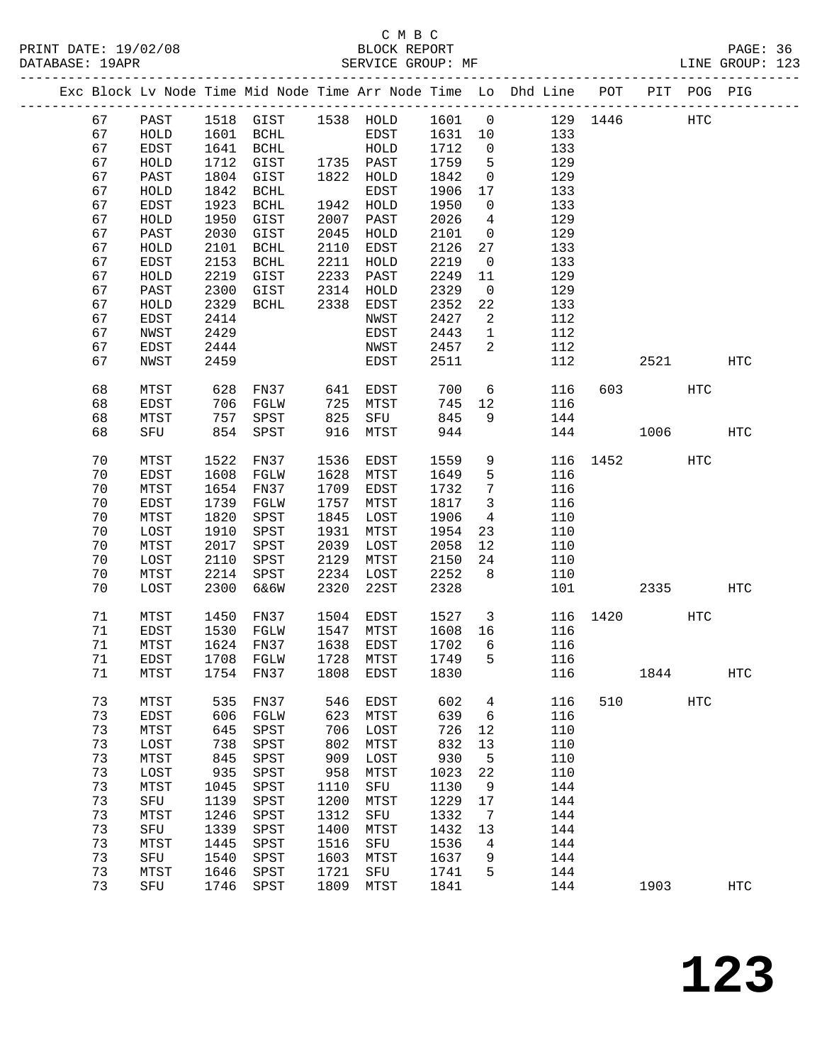C M B C

PRINT DATE: 19/02/08 BLOCK REPORT PAGE: 36
DATABASE: 19APR SERVICE GROUP: MF LINE GROUP: 123

| Exc | Block | Lv Node | Time | Mid Node | Time | Arr Node | Time | Lo | Dhd Line | POT | PIT | POG | PIG |
|---|---|---|---|---|---|---|---|---|---|---|---|---|---|
| | 67 | PAST | 1518 | GIST | 1538 | HOLD | 1601 | 0 | 129 | 1446 | | HTC | |
| | 67 | HOLD | 1601 | BCHL | | EDST | 1631 | 10 | 133 | | | | |
| | 67 | EDST | 1641 | BCHL | | HOLD | 1712 | 0 | 133 | | | | |
| | 67 | HOLD | 1712 | GIST | 1735 | PAST | 1759 | 5 | 129 | | | | |
| | 67 | PAST | 1804 | GIST | 1822 | HOLD | 1842 | 0 | 129 | | | | |
| | 67 | HOLD | 1842 | BCHL | | EDST | 1906 | 17 | 133 | | | | |
| | 67 | EDST | 1923 | BCHL | 1942 | HOLD | 1950 | 0 | 133 | | | | |
| | 67 | HOLD | 1950 | GIST | 2007 | PAST | 2026 | 4 | 129 | | | | |
| | 67 | PAST | 2030 | GIST | 2045 | HOLD | 2101 | 0 | 129 | | | | |
| | 67 | HOLD | 2101 | BCHL | 2110 | EDST | 2126 | 27 | 133 | | | | |
| | 67 | EDST | 2153 | BCHL | 2211 | HOLD | 2219 | 0 | 133 | | | | |
| | 67 | HOLD | 2219 | GIST | 2233 | PAST | 2249 | 11 | 129 | | | | |
| | 67 | PAST | 2300 | GIST | 2314 | HOLD | 2329 | 0 | 129 | | | | |
| | 67 | HOLD | 2329 | BCHL | 2338 | EDST | 2352 | 22 | 133 | | | | |
| | 67 | EDST | 2414 | | | NWST | 2427 | 2 | 112 | | | | |
| | 67 | NWST | 2429 | | | EDST | 2443 | 1 | 112 | | | | |
| | 67 | EDST | 2444 | | | NWST | 2457 | 2 | 112 | | | | |
| | 67 | NWST | 2459 | | | EDST | 2511 | | 112 | | 2521 | | HTC |
| | 68 | MTST | 628 | FN37 | 641 | EDST | 700 | 6 | 116 | 603 | | HTC | |
| | 68 | EDST | 706 | FGLW | 725 | MTST | 745 | 12 | 116 | | | | |
| | 68 | MTST | 757 | SPST | 825 | SFU | 845 | 9 | 144 | | | | |
| | 68 | SFU | 854 | SPST | 916 | MTST | 944 | | 144 | | 1006 | | HTC |
| | 70 | MTST | 1522 | FN37 | 1536 | EDST | 1559 | 9 | 116 | 1452 | | HTC | |
| | 70 | EDST | 1608 | FGLW | 1628 | MTST | 1649 | 5 | 116 | | | | |
| | 70 | MTST | 1654 | FN37 | 1709 | EDST | 1732 | 7 | 116 | | | | |
| | 70 | EDST | 1739 | FGLW | 1757 | MTST | 1817 | 3 | 116 | | | | |
| | 70 | MTST | 1820 | SPST | 1845 | LOST | 1906 | 4 | 110 | | | | |
| | 70 | LOST | 1910 | SPST | 1931 | MTST | 1954 | 23 | 110 | | | | |
| | 70 | MTST | 2017 | SPST | 2039 | LOST | 2058 | 12 | 110 | | | | |
| | 70 | LOST | 2110 | SPST | 2129 | MTST | 2150 | 24 | 110 | | | | |
| | 70 | MTST | 2214 | SPST | 2234 | LOST | 2252 | 8 | 110 | | | | |
| | 70 | LOST | 2300 | 6&6W | 2320 | 22ST | 2328 | | 101 | | 2335 | | HTC |
| | 71 | MTST | 1450 | FN37 | 1504 | EDST | 1527 | 3 | 116 | 1420 | | HTC | |
| | 71 | EDST | 1530 | FGLW | 1547 | MTST | 1608 | 16 | 116 | | | | |
| | 71 | MTST | 1624 | FN37 | 1638 | EDST | 1702 | 6 | 116 | | | | |
| | 71 | EDST | 1708 | FGLW | 1728 | MTST | 1749 | 5 | 116 | | | | |
| | 71 | MTST | 1754 | FN37 | 1808 | EDST | 1830 | | 116 | | 1844 | | HTC |
| | 73 | MTST | 535 | FN37 | 546 | EDST | 602 | 4 | 116 | 510 | | HTC | |
| | 73 | EDST | 606 | FGLW | 623 | MTST | 639 | 6 | 116 | | | | |
| | 73 | MTST | 645 | SPST | 706 | LOST | 726 | 12 | 110 | | | | |
| | 73 | LOST | 738 | SPST | 802 | MTST | 832 | 13 | 110 | | | | |
| | 73 | MTST | 845 | SPST | 909 | LOST | 930 | 5 | 110 | | | | |
| | 73 | LOST | 935 | SPST | 958 | MTST | 1023 | 22 | 110 | | | | |
| | 73 | MTST | 1045 | SPST | 1110 | SFU | 1130 | 9 | 144 | | | | |
| | 73 | SFU | 1139 | SPST | 1200 | MTST | 1229 | 17 | 144 | | | | |
| | 73 | MTST | 1246 | SPST | 1312 | SFU | 1332 | 7 | 144 | | | | |
| | 73 | SFU | 1339 | SPST | 1400 | MTST | 1432 | 13 | 144 | | | | |
| | 73 | MTST | 1445 | SPST | 1516 | SFU | 1536 | 4 | 144 | | | | |
| | 73 | SFU | 1540 | SPST | 1603 | MTST | 1637 | 9 | 144 | | | | |
| | 73 | MTST | 1646 | SPST | 1721 | SFU | 1741 | 5 | 144 | | | | |
| | 73 | SFU | 1746 | SPST | 1809 | MTST | 1841 | | 144 | | 1903 | | HTC |

# 123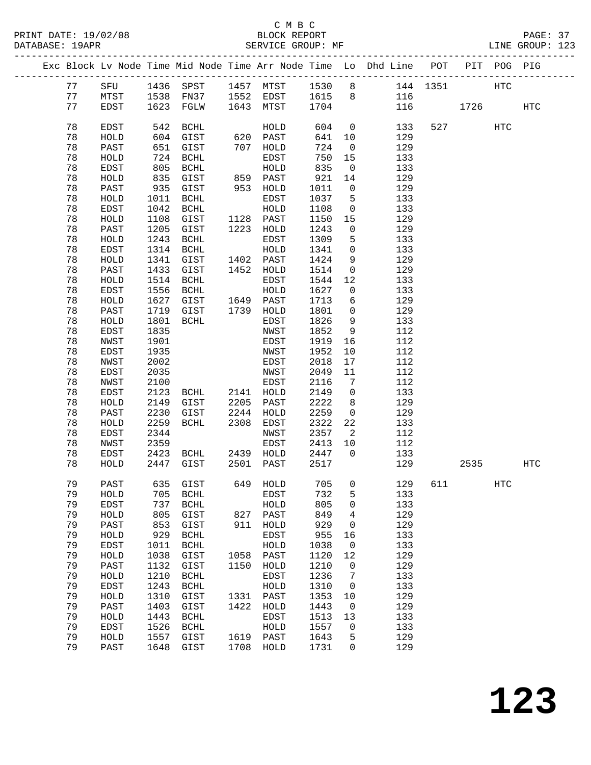C M B C
BLOCK REPORT
SERVICE GROUP: MF

PRINT DATE: 19/02/08
DATABASE: 19APR
LINE GROUP: 123

| Exc | Block | Lv Node | Time | Mid Node | Time | Arr Node | Time | Lo | Dhd Line | POT | PIT | POG | PIG |
|---|---|---|---|---|---|---|---|---|---|---|---|---|---|
| | 77 | SFU | 1436 | SPST | 1457 | MTST | 1530 | 8 | 144 | 1351 | | HTC | |
| | 77 | MTST | 1538 | FN37 | 1552 | EDST | 1615 | 8 | 116 | | | | |
| | 77 | EDST | 1623 | FGLW | 1643 | MTST | 1704 | | 116 | | 1726 | | HTC |
| | 78 | EDST | 542 | BCHL | | HOLD | 604 | 0 | 133 | 527 | | HTC | |
| | 78 | HOLD | 604 | GIST | 620 | PAST | 641 | 10 | 129 | | | | |
| | 78 | PAST | 651 | GIST | 707 | HOLD | 724 | 0 | 129 | | | | |
| | 78 | HOLD | 724 | BCHL | | EDST | 750 | 15 | 133 | | | | |
| | 78 | EDST | 805 | BCHL | | HOLD | 835 | 0 | 133 | | | | |
| | 78 | HOLD | 835 | GIST | 859 | PAST | 921 | 14 | 129 | | | | |
| | 78 | PAST | 935 | GIST | 953 | HOLD | 1011 | 0 | 129 | | | | |
| | 78 | HOLD | 1011 | BCHL | | EDST | 1037 | 5 | 133 | | | | |
| | 78 | EDST | 1042 | BCHL | | HOLD | 1108 | 0 | 133 | | | | |
| | 78 | HOLD | 1108 | GIST | 1128 | PAST | 1150 | 15 | 129 | | | | |
| | 78 | PAST | 1205 | GIST | 1223 | HOLD | 1243 | 0 | 129 | | | | |
| | 78 | HOLD | 1243 | BCHL | | EDST | 1309 | 5 | 133 | | | | |
| | 78 | EDST | 1314 | BCHL | | HOLD | 1341 | 0 | 133 | | | | |
| | 78 | HOLD | 1341 | GIST | 1402 | PAST | 1424 | 9 | 129 | | | | |
| | 78 | PAST | 1433 | GIST | 1452 | HOLD | 1514 | 0 | 129 | | | | |
| | 78 | HOLD | 1514 | BCHL | | EDST | 1544 | 12 | 133 | | | | |
| | 78 | EDST | 1556 | BCHL | | HOLD | 1627 | 0 | 133 | | | | |
| | 78 | HOLD | 1627 | GIST | 1649 | PAST | 1713 | 6 | 129 | | | | |
| | 78 | PAST | 1719 | GIST | 1739 | HOLD | 1801 | 0 | 129 | | | | |
| | 78 | HOLD | 1801 | BCHL | | EDST | 1826 | 9 | 133 | | | | |
| | 78 | EDST | 1835 | | | NWST | 1852 | 9 | 112 | | | | |
| | 78 | NWST | 1901 | | | EDST | 1919 | 16 | 112 | | | | |
| | 78 | EDST | 1935 | | | NWST | 1952 | 10 | 112 | | | | |
| | 78 | NWST | 2002 | | | EDST | 2018 | 17 | 112 | | | | |
| | 78 | EDST | 2035 | | | NWST | 2049 | 11 | 112 | | | | |
| | 78 | NWST | 2100 | | | EDST | 2116 | 7 | 112 | | | | |
| | 78 | EDST | 2123 | BCHL | 2141 | HOLD | 2149 | 0 | 133 | | | | |
| | 78 | HOLD | 2149 | GIST | 2205 | PAST | 2222 | 8 | 129 | | | | |
| | 78 | PAST | 2230 | GIST | 2244 | HOLD | 2259 | 0 | 129 | | | | |
| | 78 | HOLD | 2259 | BCHL | 2308 | EDST | 2322 | 22 | 133 | | | | |
| | 78 | EDST | 2344 | | | NWST | 2357 | 2 | 112 | | | | |
| | 78 | NWST | 2359 | | | EDST | 2413 | 10 | 112 | | | | |
| | 78 | EDST | 2423 | BCHL | 2439 | HOLD | 2447 | 0 | 133 | | | | |
| | 78 | HOLD | 2447 | GIST | 2501 | PAST | 2517 | | 129 | | 2535 | | HTC |
| | 79 | PAST | 635 | GIST | 649 | HOLD | 705 | 0 | 129 | 611 | | HTC | |
| | 79 | HOLD | 705 | BCHL | | EDST | 732 | 5 | 133 | | | | |
| | 79 | EDST | 737 | BCHL | | HOLD | 805 | 0 | 133 | | | | |
| | 79 | HOLD | 805 | GIST | 827 | PAST | 849 | 4 | 129 | | | | |
| | 79 | PAST | 853 | GIST | 911 | HOLD | 929 | 0 | 129 | | | | |
| | 79 | HOLD | 929 | BCHL | | EDST | 955 | 16 | 133 | | | | |
| | 79 | EDST | 1011 | BCHL | | HOLD | 1038 | 0 | 133 | | | | |
| | 79 | HOLD | 1038 | GIST | 1058 | PAST | 1120 | 12 | 129 | | | | |
| | 79 | PAST | 1132 | GIST | 1150 | HOLD | 1210 | 0 | 129 | | | | |
| | 79 | HOLD | 1210 | BCHL | | EDST | 1236 | 7 | 133 | | | | |
| | 79 | EDST | 1243 | BCHL | | HOLD | 1310 | 0 | 133 | | | | |
| | 79 | HOLD | 1310 | GIST | 1331 | PAST | 1353 | 10 | 129 | | | | |
| | 79 | PAST | 1403 | GIST | 1422 | HOLD | 1443 | 0 | 129 | | | | |
| | 79 | HOLD | 1443 | BCHL | | EDST | 1513 | 13 | 133 | | | | |
| | 79 | EDST | 1526 | BCHL | | HOLD | 1557 | 0 | 133 | | | | |
| | 79 | HOLD | 1557 | GIST | 1619 | PAST | 1643 | 5 | 129 | | | | |
| | 79 | PAST | 1648 | GIST | 1708 | HOLD | 1731 | 0 | 129 | | | | |

**123**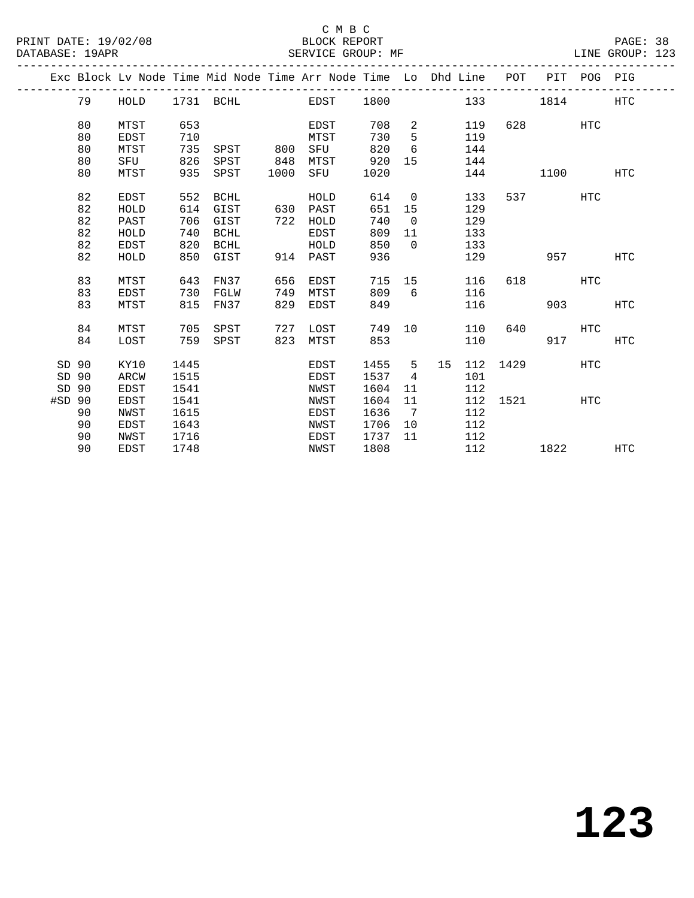C M B C
BLOCK REPORT
SERVICE GROUP: MF

PRINT DATE: 19/02/08
DATABASE: 19APR
LINE GROUP: 123

| Exc | Block | Lv Node | Time | Mid Node | Time | Arr Node | Time | Lo | Dhd | Line | POT | PIT | POG | PIG |
|---|---|---|---|---|---|---|---|---|---|---|---|---|---|---|
| | 79 | HOLD | 1731 | BCHL | | EDST | 1800 | | | 133 | | 1814 | | HTC |
| | 80 | MTST | 653 | | | EDST | 708 | 2 | | 119 | 628 | | HTC | |
| | 80 | EDST | 710 | | | MTST | 730 | 5 | | 119 | | | | |
| | 80 | MTST | 735 | SPST | 800 | SFU | 820 | 6 | | 144 | | | | |
| | 80 | SFU | 826 | SPST | 848 | MTST | 920 | 15 | | 144 | | | | |
| | 80 | MTST | 935 | SPST | 1000 | SFU | 1020 | | | 144 | | 1100 | | HTC |
| | 82 | EDST | 552 | BCHL | | HOLD | 614 | 0 | | 133 | 537 | | HTC | |
| | 82 | HOLD | 614 | GIST | 630 | PAST | 651 | 15 | | 129 | | | | |
| | 82 | PAST | 706 | GIST | 722 | HOLD | 740 | 0 | | 129 | | | | |
| | 82 | HOLD | 740 | BCHL | | EDST | 809 | 11 | | 133 | | | | |
| | 82 | EDST | 820 | BCHL | | HOLD | 850 | 0 | | 133 | | | | |
| | 82 | HOLD | 850 | GIST | 914 | PAST | 936 | | | 129 | | 957 | | HTC |
| | 83 | MTST | 643 | FN37 | 656 | EDST | 715 | 15 | | 116 | 618 | | HTC | |
| | 83 | EDST | 730 | FGLW | 749 | MTST | 809 | 6 | | 116 | | | | |
| | 83 | MTST | 815 | FN37 | 829 | EDST | 849 | | | 116 | | 903 | | HTC |
| | 84 | MTST | 705 | SPST | 727 | LOST | 749 | 10 | | 110 | 640 | | HTC | |
| | 84 | LOST | 759 | SPST | 823 | MTST | 853 | | | 110 | | 917 | | HTC |
| SD | 90 | KY10 | 1445 | | | EDST | 1455 | 5 | 15 | 112 | 1429 | | HTC | |
| SD | 90 | ARCW | 1515 | | | EDST | 1537 | 4 | | 101 | | | | |
| SD | 90 | EDST | 1541 | | | NWST | 1604 | 11 | | 112 | | | | |
| #SD | 90 | EDST | 1541 | | | NWST | 1604 | 11 | | 112 | 1521 | | HTC | |
| | 90 | NWST | 1615 | | | EDST | 1636 | 7 | | 112 | | | | |
| | 90 | EDST | 1643 | | | NWST | 1706 | 10 | | 112 | | | | |
| | 90 | NWST | 1716 | | | EDST | 1737 | 11 | | 112 | | | | |
| | 90 | EDST | 1748 | | | NWST | 1808 | | | 112 | | 1822 | | HTC |

**123**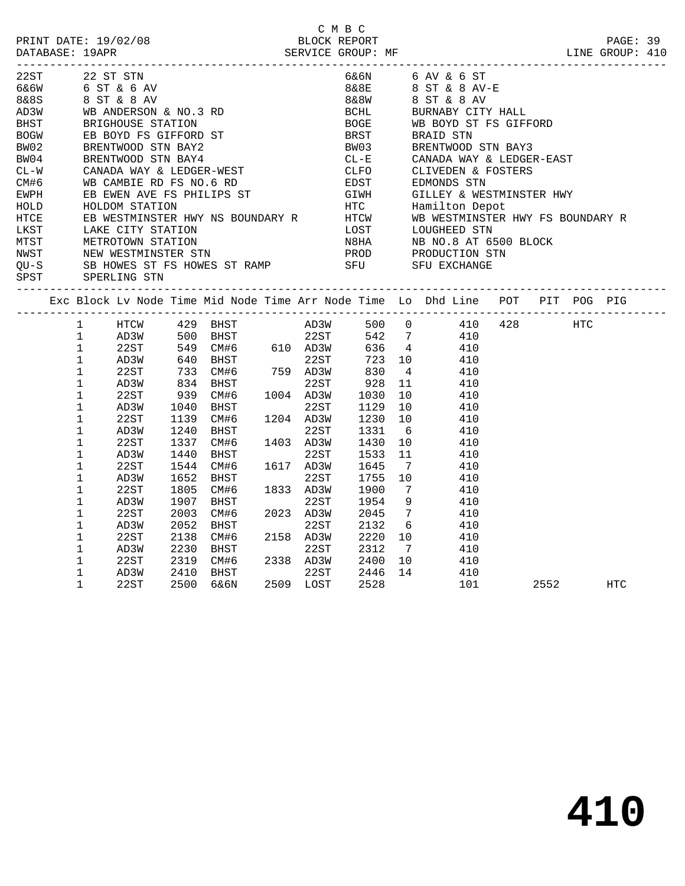C M B C

PRINT DATE: 19/02/08 BLOCK REPORT
DATABASE: 19APR SERVICE GROUP: MF LINE GROUP: 410

| Code | Description | Code | Description |
|---|---|---|---|
| 22ST | 22 ST STN | 6&6N | 6 AV & 6 ST |
| 6&6W | 6 ST & 6 AV | 8&8E | 8 ST & 8 AV-E |
| 8&8S | 8 ST & 8 AV | 8&8W | 8 ST & 8 AV |
| AD3W | WB ANDERSON & NO.3 RD | BCHL | BURNABY CITY HALL |
| BHST | BRIGHOUSE STATION | BOGE | WB BOYD ST FS GIFFORD |
| BOGW | EB BOYD FS GIFFORD ST | BRST | BRAID STN |
| BW02 | BRENTWOOD STN BAY2 | BW03 | BRENTWOOD STN BAY3 |
| BW04 | BRENTWOOD STN BAY4 | CL-E | CANADA WAY & LEDGER-EAST |
| CL-W | CANADA WAY & LEDGER-WEST | CLFO | CLIVEDEN & FOSTERS |
| CM#6 | WB CAMBIE RD FS NO.6 RD | EDST | EDMONDS STN |
| EWPH | EB EWEN AVE FS PHILIPS ST | GIWH | GILLEY & WESTMINSTER HWY |
| HOLD | HOLDOM STATION | HTC | Hamilton Depot |
| HTCE | EB WESTMINSTER HWY NS BOUNDARY R | HTCW | WB WESTMINSTER HWY FS BOUNDARY R |
| LKST | LAKE CITY STATION | LOST | LOUGHEED STN |
| MTST | METROTOWN STATION | N8HA | NB NO.8 AT 6500 BLOCK |
| NWST | NEW WESTMINSTER STN | PROD | PRODUCTION STN |
| QU-S | SB HOWES ST FS HOWES ST RAMP | SFU | SFU EXCHANGE |
| SPST | SPERLING STN | | |

| Exc | Block | Lv Node | Time | Mid Node | Time | Arr Node | Time | Lo | Dhd | Line | POT | PIT | POG | PIG |
|---|---|---|---|---|---|---|---|---|---|---|---|---|---|---|
| | 1 | HTCW | 429 | BHST | | AD3W | 500 | 0 | | 410 | 428 | | HTC | |
| | 1 | AD3W | 500 | BHST | | 22ST | 542 | 7 | | 410 | | | | |
| | 1 | 22ST | 549 | CM#6 | 610 | AD3W | 636 | 4 | | 410 | | | | |
| | 1 | AD3W | 640 | BHST | | 22ST | 723 | 10 | | 410 | | | | |
| | 1 | 22ST | 733 | CM#6 | 759 | AD3W | 830 | 4 | | 410 | | | | |
| | 1 | AD3W | 834 | BHST | | 22ST | 928 | 11 | | 410 | | | | |
| | 1 | 22ST | 939 | CM#6 | 1004 | AD3W | 1030 | 10 | | 410 | | | | |
| | 1 | AD3W | 1040 | BHST | | 22ST | 1129 | 10 | | 410 | | | | |
| | 1 | 22ST | 1139 | CM#6 | 1204 | AD3W | 1230 | 10 | | 410 | | | | |
| | 1 | AD3W | 1240 | BHST | | 22ST | 1331 | 6 | | 410 | | | | |
| | 1 | 22ST | 1337 | CM#6 | 1403 | AD3W | 1430 | 10 | | 410 | | | | |
| | 1 | AD3W | 1440 | BHST | | 22ST | 1533 | 11 | | 410 | | | | |
| | 1 | 22ST | 1544 | CM#6 | 1617 | AD3W | 1645 | 7 | | 410 | | | | |
| | 1 | AD3W | 1652 | BHST | | 22ST | 1755 | 10 | | 410 | | | | |
| | 1 | 22ST | 1805 | CM#6 | 1833 | AD3W | 1900 | 7 | | 410 | | | | |
| | 1 | AD3W | 1907 | BHST | | 22ST | 1954 | 9 | | 410 | | | | |
| | 1 | 22ST | 2003 | CM#6 | 2023 | AD3W | 2045 | 7 | | 410 | | | | |
| | 1 | AD3W | 2052 | BHST | | 22ST | 2132 | 6 | | 410 | | | | |
| | 1 | 22ST | 2138 | CM#6 | 2158 | AD3W | 2220 | 10 | | 410 | | | | |
| | 1 | AD3W | 2230 | BHST | | 22ST | 2312 | 7 | | 410 | | | | |
| | 1 | 22ST | 2319 | CM#6 | 2338 | AD3W | 2400 | 10 | | 410 | | | | |
| | 1 | AD3W | 2410 | BHST | | 22ST | 2446 | 14 | | 410 | | | | |
| | 1 | 22ST | 2500 | 6&6N | 2509 | LOST | 2528 | | | 101 | | 2552 | | HTC |

**410**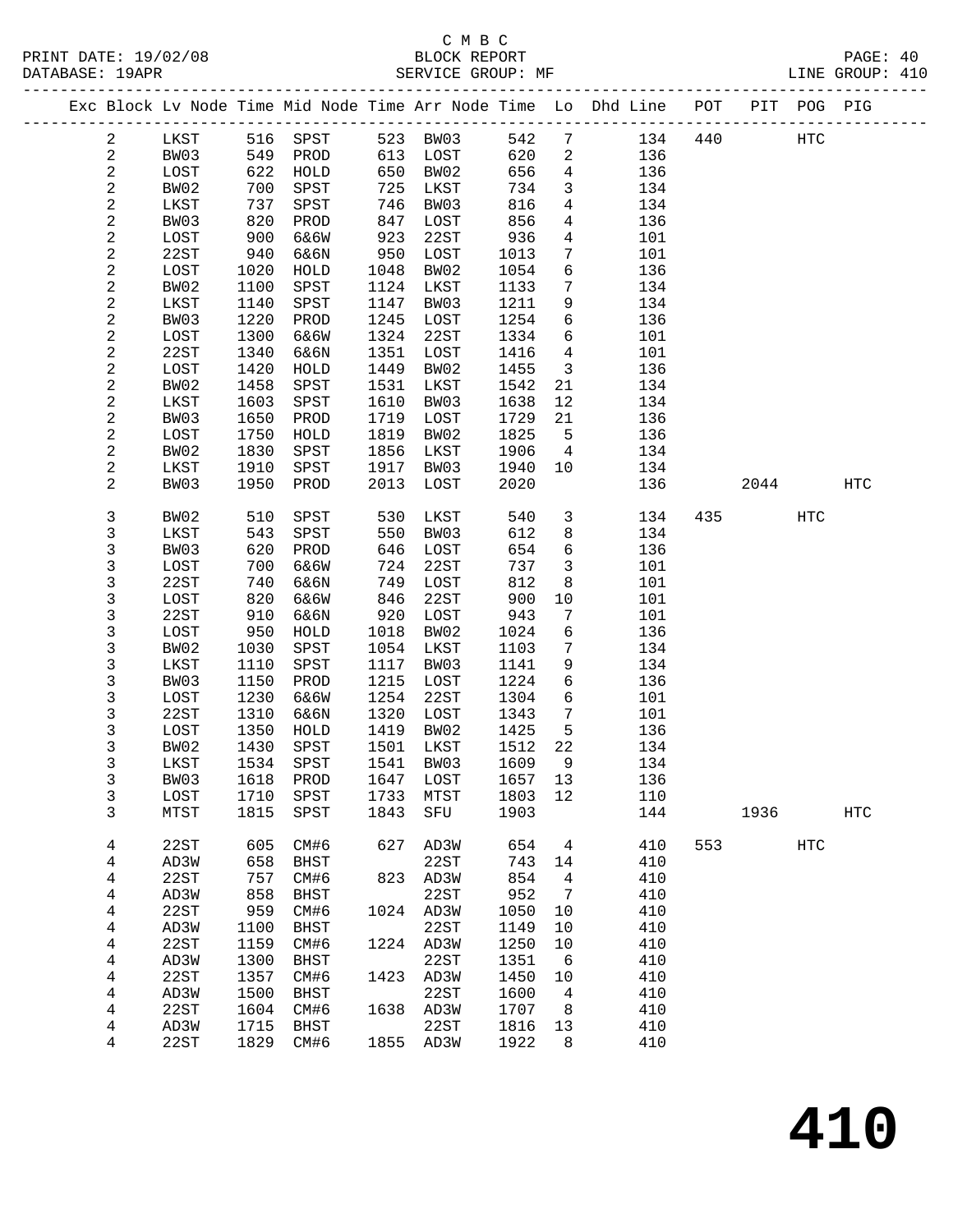C M B C
PRINT DATE: 19/02/08　　BLOCK REPORT　　PAGE: 40
DATABASE: 19APR　　SERVICE GROUP: MF　　LINE GROUP: 410

| Exc | Block | Lv | Node | Time | Mid Node | Time | Arr Node | Time | Lo | Dhd Line | POT | PIT | POG | PIG |
|---|---|---|---|---|---|---|---|---|---|---|---|---|---|---|
| | 2 | | LKST | 516 | SPST | 523 | BW03 | 542 | 7 | 134 | 440 | | HTC | |
| | 2 | | BW03 | 549 | PROD | 613 | LOST | 620 | 2 | 136 | | | | |
| | 2 | | LOST | 622 | HOLD | 650 | BW02 | 656 | 4 | 136 | | | | |
| | 2 | | BW02 | 700 | SPST | 725 | LKST | 734 | 3 | 134 | | | | |
| | 2 | | LKST | 737 | SPST | 746 | BW03 | 816 | 4 | 134 | | | | |
| | 2 | | BW03 | 820 | PROD | 847 | LOST | 856 | 4 | 136 | | | | |
| | 2 | | LOST | 900 | 6&6W | 923 | 22ST | 936 | 4 | 101 | | | | |
| | 2 | | 22ST | 940 | 6&6N | 950 | LOST | 1013 | 7 | 101 | | | | |
| | 2 | | LOST | 1020 | HOLD | 1048 | BW02 | 1054 | 6 | 136 | | | | |
| | 2 | | BW02 | 1100 | SPST | 1124 | LKST | 1133 | 7 | 134 | | | | |
| | 2 | | LKST | 1140 | SPST | 1147 | BW03 | 1211 | 9 | 134 | | | | |
| | 2 | | BW03 | 1220 | PROD | 1245 | LOST | 1254 | 6 | 136 | | | | |
| | 2 | | LOST | 1300 | 6&6W | 1324 | 22ST | 1334 | 6 | 101 | | | | |
| | 2 | | 22ST | 1340 | 6&6N | 1351 | LOST | 1416 | 4 | 101 | | | | |
| | 2 | | LOST | 1420 | HOLD | 1449 | BW02 | 1455 | 3 | 136 | | | | |
| | 2 | | BW02 | 1458 | SPST | 1531 | LKST | 1542 | 21 | 134 | | | | |
| | 2 | | LKST | 1603 | SPST | 1610 | BW03 | 1638 | 12 | 134 | | | | |
| | 2 | | BW03 | 1650 | PROD | 1719 | LOST | 1729 | 21 | 136 | | | | |
| | 2 | | LOST | 1750 | HOLD | 1819 | BW02 | 1825 | 5 | 136 | | | | |
| | 2 | | BW02 | 1830 | SPST | 1856 | LKST | 1906 | 4 | 134 | | | | |
| | 2 | | LKST | 1910 | SPST | 1917 | BW03 | 1940 | 10 | 134 | | | | |
| | 2 | | BW03 | 1950 | PROD | 2013 | LOST | 2020 | | 136 | | 2044 | | HTC |
| | 3 | | BW02 | 510 | SPST | 530 | LKST | 540 | 3 | 134 | 435 | | HTC | |
| | 3 | | LKST | 543 | SPST | 550 | BW03 | 612 | 8 | 134 | | | | |
| | 3 | | BW03 | 620 | PROD | 646 | LOST | 654 | 6 | 136 | | | | |
| | 3 | | LOST | 700 | 6&6W | 724 | 22ST | 737 | 3 | 101 | | | | |
| | 3 | | 22ST | 740 | 6&6N | 749 | LOST | 812 | 8 | 101 | | | | |
| | 3 | | LOST | 820 | 6&6W | 846 | 22ST | 900 | 10 | 101 | | | | |
| | 3 | | 22ST | 910 | 6&6N | 920 | LOST | 943 | 7 | 101 | | | | |
| | 3 | | LOST | 950 | HOLD | 1018 | BW02 | 1024 | 6 | 136 | | | | |
| | 3 | | BW02 | 1030 | SPST | 1054 | LKST | 1103 | 7 | 134 | | | | |
| | 3 | | LKST | 1110 | SPST | 1117 | BW03 | 1141 | 9 | 134 | | | | |
| | 3 | | BW03 | 1150 | PROD | 1215 | LOST | 1224 | 6 | 136 | | | | |
| | 3 | | LOST | 1230 | 6&6W | 1254 | 22ST | 1304 | 6 | 101 | | | | |
| | 3 | | 22ST | 1310 | 6&6N | 1320 | LOST | 1343 | 7 | 101 | | | | |
| | 3 | | LOST | 1350 | HOLD | 1419 | BW02 | 1425 | 5 | 136 | | | | |
| | 3 | | BW02 | 1430 | SPST | 1501 | LKST | 1512 | 22 | 134 | | | | |
| | 3 | | LKST | 1534 | SPST | 1541 | BW03 | 1609 | 9 | 134 | | | | |
| | 3 | | BW03 | 1618 | PROD | 1647 | LOST | 1657 | 13 | 136 | | | | |
| | 3 | | LOST | 1710 | SPST | 1733 | MTST | 1803 | 12 | 110 | | | | |
| | 3 | | MTST | 1815 | SPST | 1843 | SFU | 1903 | | 144 | | 1936 | | HTC |
| | 4 | | 22ST | 605 | CM#6 | 627 | AD3W | 654 | 4 | 410 | 553 | | HTC | |
| | 4 | | AD3W | 658 | BHST | | 22ST | 743 | 14 | 410 | | | | |
| | 4 | | 22ST | 757 | CM#6 | 823 | AD3W | 854 | 4 | 410 | | | | |
| | 4 | | AD3W | 858 | BHST | | 22ST | 952 | 7 | 410 | | | | |
| | 4 | | 22ST | 959 | CM#6 | 1024 | AD3W | 1050 | 10 | 410 | | | | |
| | 4 | | AD3W | 1100 | BHST | | 22ST | 1149 | 10 | 410 | | | | |
| | 4 | | 22ST | 1159 | CM#6 | 1224 | AD3W | 1250 | 10 | 410 | | | | |
| | 4 | | AD3W | 1300 | BHST | | 22ST | 1351 | 6 | 410 | | | | |
| | 4 | | 22ST | 1357 | CM#6 | 1423 | AD3W | 1450 | 10 | 410 | | | | |
| | 4 | | AD3W | 1500 | BHST | | 22ST | 1600 | 4 | 410 | | | | |
| | 4 | | 22ST | 1604 | CM#6 | 1638 | AD3W | 1707 | 8 | 410 | | | | |
| | 4 | | AD3W | 1715 | BHST | | 22ST | 1816 | 13 | 410 | | | | |
| | 4 | | 22ST | 1829 | CM#6 | 1855 | AD3W | 1922 | 8 | 410 | | | | |

# 410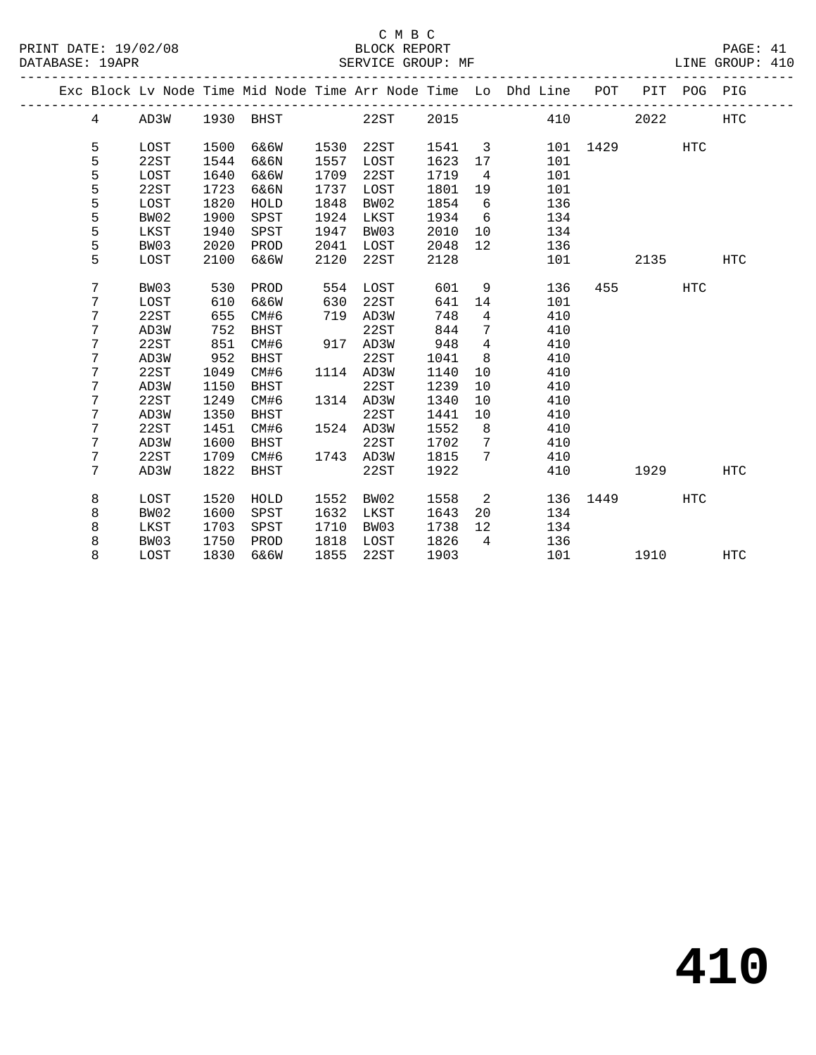C M B C
PRINT DATE: 19/02/08 BLOCK REPORT
DATABASE: 19APR SERVICE GROUP: MF LINE GROUP: 410

| Exc | Block | Lv Node | Time | Mid Node | Time | Arr Node | Time | Lo | Dhd Line | POT | PIT | POG | PIG |
|---|---|---|---|---|---|---|---|---|---|---|---|---|---|
| | 4 | AD3W | 1930 | BHST | | 22ST | 2015 | | 410 | | 2022 | | HTC |
| | 5 | LOST | 1500 | 6&6W | 1530 | 22ST | 1541 | 3 | 101 | 1429 | | HTC | |
| | 5 | 22ST | 1544 | 6&6N | 1557 | LOST | 1623 | 17 | 101 | | | | |
| | 5 | LOST | 1640 | 6&6W | 1709 | 22ST | 1719 | 4 | 101 | | | | |
| | 5 | 22ST | 1723 | 6&6N | 1737 | LOST | 1801 | 19 | 101 | | | | |
| | 5 | LOST | 1820 | HOLD | 1848 | BW02 | 1854 | 6 | 136 | | | | |
| | 5 | BW02 | 1900 | SPST | 1924 | LKST | 1934 | 6 | 134 | | | | |
| | 5 | LKST | 1940 | SPST | 1947 | BW03 | 2010 | 10 | 134 | | | | |
| | 5 | BW03 | 2020 | PROD | 2041 | LOST | 2048 | 12 | 136 | | | | |
| | 5 | LOST | 2100 | 6&6W | 2120 | 22ST | 2128 | | 101 | | 2135 | | HTC |
| | 7 | BW03 | 530 | PROD | 554 | LOST | 601 | 9 | 136 | 455 | | HTC | |
| | 7 | LOST | 610 | 6&6W | 630 | 22ST | 641 | 14 | 101 | | | | |
| | 7 | 22ST | 655 | CM#6 | 719 | AD3W | 748 | 4 | 410 | | | | |
| | 7 | AD3W | 752 | BHST | | 22ST | 844 | 7 | 410 | | | | |
| | 7 | 22ST | 851 | CM#6 | 917 | AD3W | 948 | 4 | 410 | | | | |
| | 7 | AD3W | 952 | BHST | | 22ST | 1041 | 8 | 410 | | | | |
| | 7 | 22ST | 1049 | CM#6 | 1114 | AD3W | 1140 | 10 | 410 | | | | |
| | 7 | AD3W | 1150 | BHST | | 22ST | 1239 | 10 | 410 | | | | |
| | 7 | 22ST | 1249 | CM#6 | 1314 | AD3W | 1340 | 10 | 410 | | | | |
| | 7 | AD3W | 1350 | BHST | | 22ST | 1441 | 10 | 410 | | | | |
| | 7 | 22ST | 1451 | CM#6 | 1524 | AD3W | 1552 | 8 | 410 | | | | |
| | 7 | AD3W | 1600 | BHST | | 22ST | 1702 | 7 | 410 | | | | |
| | 7 | 22ST | 1709 | CM#6 | 1743 | AD3W | 1815 | 7 | 410 | | | | |
| | 7 | AD3W | 1822 | BHST | | 22ST | 1922 | | 410 | | 1929 | | HTC |
| | 8 | LOST | 1520 | HOLD | 1552 | BW02 | 1558 | 2 | 136 | 1449 | | HTC | |
| | 8 | BW02 | 1600 | SPST | 1632 | LKST | 1643 | 20 | 134 | | | | |
| | 8 | LKST | 1703 | SPST | 1710 | BW03 | 1738 | 12 | 134 | | | | |
| | 8 | BW03 | 1750 | PROD | 1818 | LOST | 1826 | 4 | 136 | | | | |
| | 8 | LOST | 1830 | 6&6W | 1855 | 22ST | 1903 | | 101 | | 1910 | | HTC |

**410**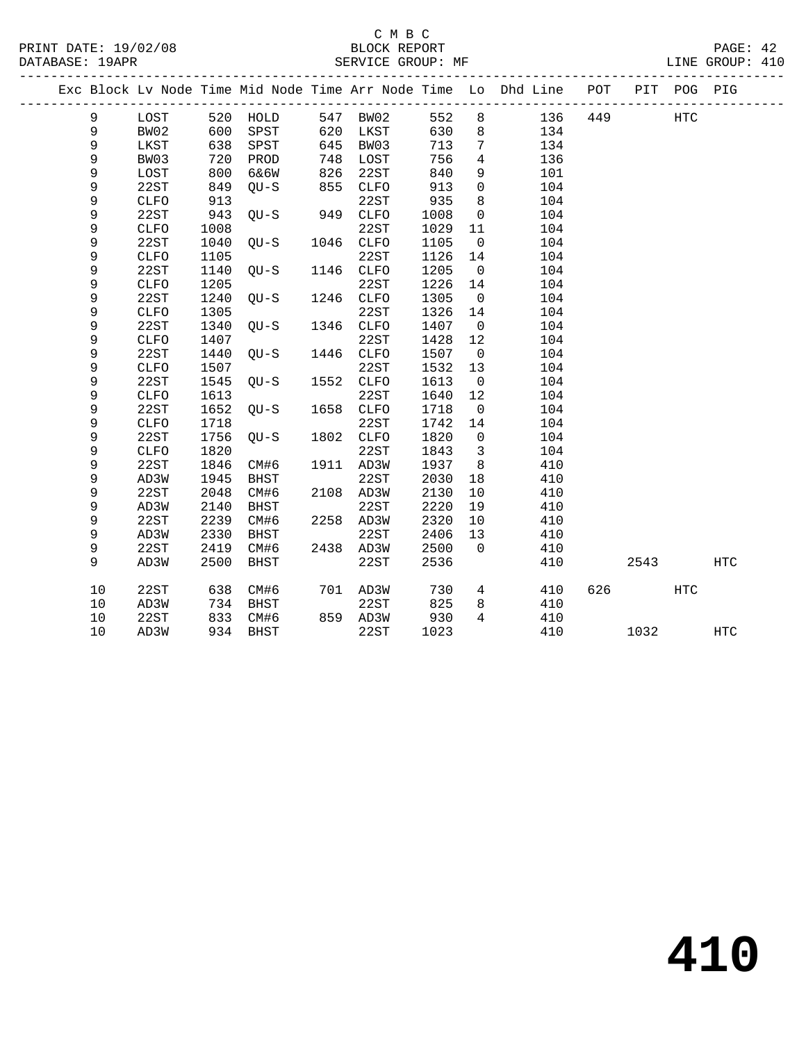C M B C

BLOCK REPORT

SERVICE GROUP: MF

PRINT DATE: 19/02/08
DATABASE: 19APR

LINE GROUP: 410

| Exc | Block | Lv Node | Time | Mid Node | Time | Arr Node | Time | Lo | Dhd Line | POT | PIT | POG | PIG |
|---|---|---|---|---|---|---|---|---|---|---|---|---|---|
| | 9 | LOST | 520 | HOLD | 547 | BW02 | 552 | 8 | 136 | 449 | | HTC | |
| | 9 | BW02 | 600 | SPST | 620 | LKST | 630 | 8 | 134 | | | | |
| | 9 | LKST | 638 | SPST | 645 | BW03 | 713 | 7 | 134 | | | | |
| | 9 | BW03 | 720 | PROD | 748 | LOST | 756 | 4 | 136 | | | | |
| | 9 | LOST | 800 | 6&6W | 826 | 22ST | 840 | 9 | 101 | | | | |
| | 9 | 22ST | 849 | QU-S | 855 | CLFO | 913 | 0 | 104 | | | | |
| | 9 | CLFO | 913 | | | 22ST | 935 | 8 | 104 | | | | |
| | 9 | 22ST | 943 | QU-S | 949 | CLFO | 1008 | 0 | 104 | | | | |
| | 9 | CLFO | 1008 | | | 22ST | 1029 | 11 | 104 | | | | |
| | 9 | 22ST | 1040 | QU-S | 1046 | CLFO | 1105 | 0 | 104 | | | | |
| | 9 | CLFO | 1105 | | | 22ST | 1126 | 14 | 104 | | | | |
| | 9 | 22ST | 1140 | QU-S | 1146 | CLFO | 1205 | 0 | 104 | | | | |
| | 9 | CLFO | 1205 | | | 22ST | 1226 | 14 | 104 | | | | |
| | 9 | 22ST | 1240 | QU-S | 1246 | CLFO | 1305 | 0 | 104 | | | | |
| | 9 | CLFO | 1305 | | | 22ST | 1326 | 14 | 104 | | | | |
| | 9 | 22ST | 1340 | QU-S | 1346 | CLFO | 1407 | 0 | 104 | | | | |
| | 9 | CLFO | 1407 | | | 22ST | 1428 | 12 | 104 | | | | |
| | 9 | 22ST | 1440 | QU-S | 1446 | CLFO | 1507 | 0 | 104 | | | | |
| | 9 | CLFO | 1507 | | | 22ST | 1532 | 13 | 104 | | | | |
| | 9 | 22ST | 1545 | QU-S | 1552 | CLFO | 1613 | 0 | 104 | | | | |
| | 9 | CLFO | 1613 | | | 22ST | 1640 | 12 | 104 | | | | |
| | 9 | 22ST | 1652 | QU-S | 1658 | CLFO | 1718 | 0 | 104 | | | | |
| | 9 | CLFO | 1718 | | | 22ST | 1742 | 14 | 104 | | | | |
| | 9 | 22ST | 1756 | QU-S | 1802 | CLFO | 1820 | 0 | 104 | | | | |
| | 9 | CLFO | 1820 | | | 22ST | 1843 | 3 | 104 | | | | |
| | 9 | 22ST | 1846 | CM#6 | 1911 | AD3W | 1937 | 8 | 410 | | | | |
| | 9 | AD3W | 1945 | BHST | | 22ST | 2030 | 18 | 410 | | | | |
| | 9 | 22ST | 2048 | CM#6 | 2108 | AD3W | 2130 | 10 | 410 | | | | |
| | 9 | AD3W | 2140 | BHST | | 22ST | 2220 | 19 | 410 | | | | |
| | 9 | 22ST | 2239 | CM#6 | 2258 | AD3W | 2320 | 10 | 410 | | | | |
| | 9 | AD3W | 2330 | BHST | | 22ST | 2406 | 13 | 410 | | | | |
| | 9 | 22ST | 2419 | CM#6 | 2438 | AD3W | 2500 | 0 | 410 | | | | |
| | 9 | AD3W | 2500 | BHST | | 22ST | 2536 | | 410 | | 2543 | | HTC |
| | 10 | 22ST | 638 | CM#6 | 701 | AD3W | 730 | 4 | 410 | 626 | | HTC | |
| | 10 | AD3W | 734 | BHST | | 22ST | 825 | 8 | 410 | | | | |
| | 10 | 22ST | 833 | CM#6 | 859 | AD3W | 930 | 4 | 410 | | | | |
| | 10 | AD3W | 934 | BHST | | 22ST | 1023 | | 410 | | 1032 | | HTC |

# 410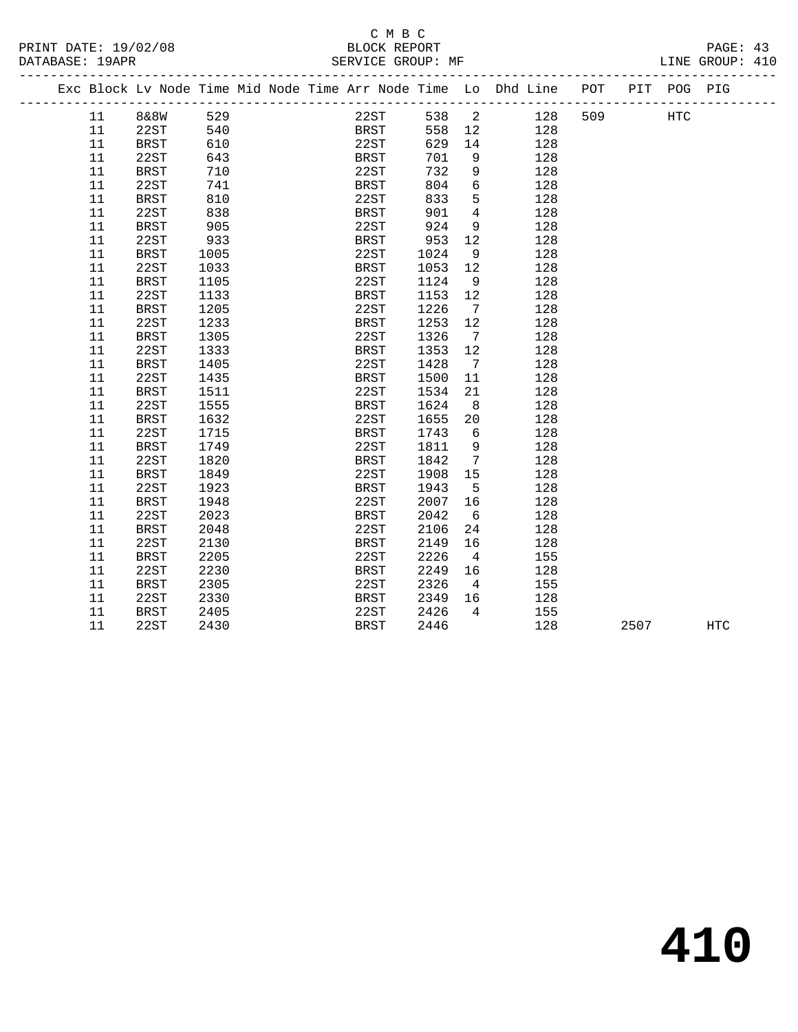C M B C
BLOCK REPORT
SERVICE GROUP: MF

PRINT DATE: 19/02/08
DATABASE: 19APR
LINE GROUP: 410

| Exc | Block | Lv | Node | Time | Mid | Node | Time | Arr | Node | Time | Lo | Dhd | Line | POT | PIT | POG | PIG |
|---|---|---|---|---|---|---|---|---|---|---|---|---|---|---|---|---|---|
| | 11 | | 8&8W | 529 | | | | | 22ST | 538 | 2 | | 128 | 509 | | HTC | |
| | 11 | | 22ST | 540 | | | | | BRST | 558 | 12 | | 128 | | | | |
| | 11 | | BRST | 610 | | | | | 22ST | 629 | 14 | | 128 | | | | |
| | 11 | | 22ST | 643 | | | | | BRST | 701 | 9 | | 128 | | | | |
| | 11 | | BRST | 710 | | | | | 22ST | 732 | 9 | | 128 | | | | |
| | 11 | | 22ST | 741 | | | | | BRST | 804 | 6 | | 128 | | | | |
| | 11 | | BRST | 810 | | | | | 22ST | 833 | 5 | | 128 | | | | |
| | 11 | | 22ST | 838 | | | | | BRST | 901 | 4 | | 128 | | | | |
| | 11 | | BRST | 905 | | | | | 22ST | 924 | 9 | | 128 | | | | |
| | 11 | | 22ST | 933 | | | | | BRST | 953 | 12 | | 128 | | | | |
| | 11 | | BRST | 1005 | | | | | 22ST | 1024 | 9 | | 128 | | | | |
| | 11 | | 22ST | 1033 | | | | | BRST | 1053 | 12 | | 128 | | | | |
| | 11 | | BRST | 1105 | | | | | 22ST | 1124 | 9 | | 128 | | | | |
| | 11 | | 22ST | 1133 | | | | | BRST | 1153 | 12 | | 128 | | | | |
| | 11 | | BRST | 1205 | | | | | 22ST | 1226 | 7 | | 128 | | | | |
| | 11 | | 22ST | 1233 | | | | | BRST | 1253 | 12 | | 128 | | | | |
| | 11 | | BRST | 1305 | | | | | 22ST | 1326 | 7 | | 128 | | | | |
| | 11 | | 22ST | 1333 | | | | | BRST | 1353 | 12 | | 128 | | | | |
| | 11 | | BRST | 1405 | | | | | 22ST | 1428 | 7 | | 128 | | | | |
| | 11 | | 22ST | 1435 | | | | | BRST | 1500 | 11 | | 128 | | | | |
| | 11 | | BRST | 1511 | | | | | 22ST | 1534 | 21 | | 128 | | | | |
| | 11 | | 22ST | 1555 | | | | | BRST | 1624 | 8 | | 128 | | | | |
| | 11 | | BRST | 1632 | | | | | 22ST | 1655 | 20 | | 128 | | | | |
| | 11 | | 22ST | 1715 | | | | | BRST | 1743 | 6 | | 128 | | | | |
| | 11 | | BRST | 1749 | | | | | 22ST | 1811 | 9 | | 128 | | | | |
| | 11 | | 22ST | 1820 | | | | | BRST | 1842 | 7 | | 128 | | | | |
| | 11 | | BRST | 1849 | | | | | 22ST | 1908 | 15 | | 128 | | | | |
| | 11 | | 22ST | 1923 | | | | | BRST | 1943 | 5 | | 128 | | | | |
| | 11 | | BRST | 1948 | | | | | 22ST | 2007 | 16 | | 128 | | | | |
| | 11 | | 22ST | 2023 | | | | | BRST | 2042 | 6 | | 128 | | | | |
| | 11 | | BRST | 2048 | | | | | 22ST | 2106 | 24 | | 128 | | | | |
| | 11 | | 22ST | 2130 | | | | | BRST | 2149 | 16 | | 128 | | | | |
| | 11 | | BRST | 2205 | | | | | 22ST | 2226 | 4 | | 155 | | | | |
| | 11 | | 22ST | 2230 | | | | | BRST | 2249 | 16 | | 128 | | | | |
| | 11 | | BRST | 2305 | | | | | 22ST | 2326 | 4 | | 155 | | | | |
| | 11 | | 22ST | 2330 | | | | | BRST | 2349 | 16 | | 128 | | | | |
| | 11 | | BRST | 2405 | | | | | 22ST | 2426 | 4 | | 155 | | | | |
| | 11 | | 22ST | 2430 | | | | | BRST | 2446 | | | 128 | | 2507 | | HTC |

# 410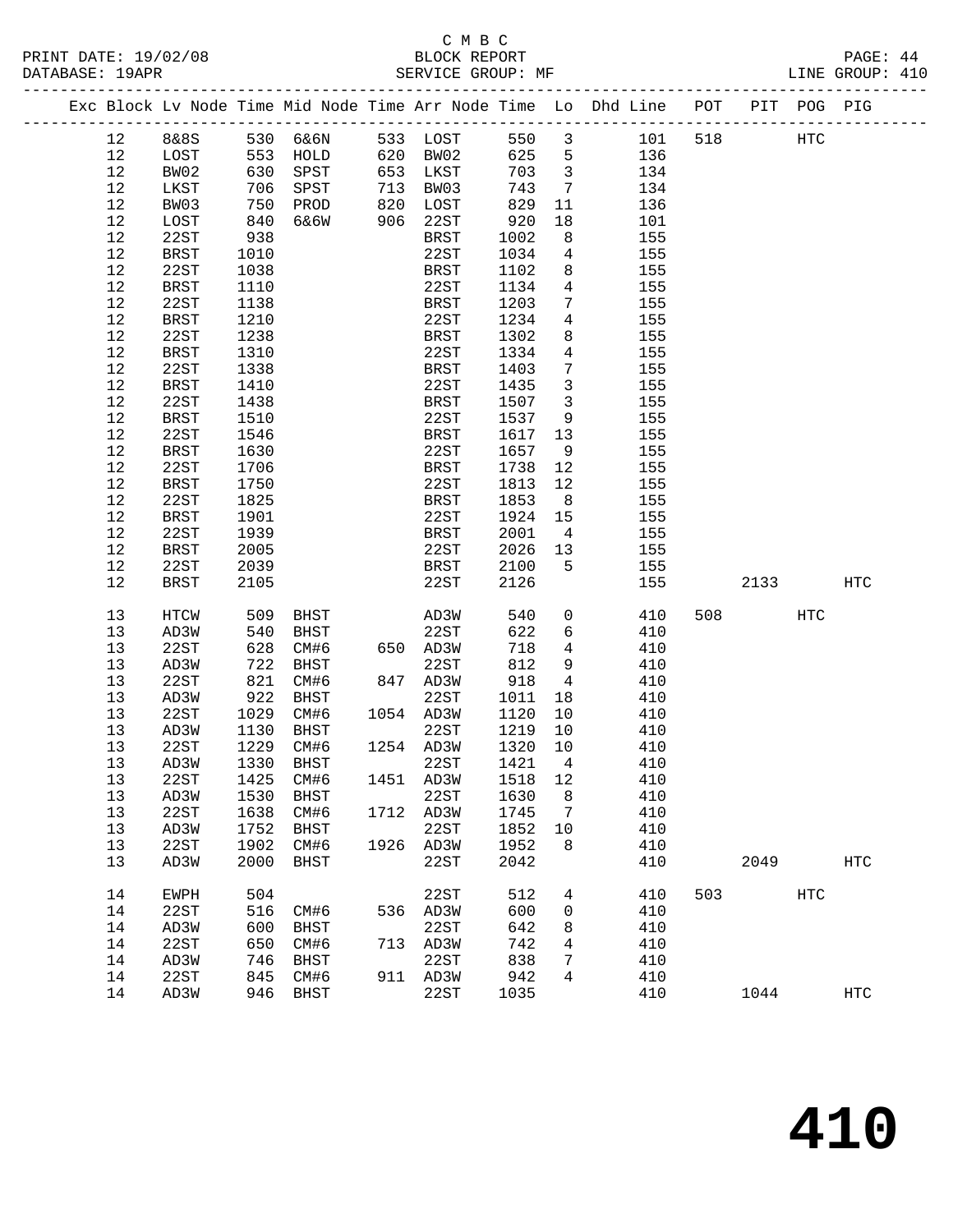C M B C

PRINT DATE: 19/02/08 BLOCK REPORT PAGE: 44
DATABASE: 19APR SERVICE GROUP: MF LINE GROUP: 410

| Exc | Block | Lv Node | Time | Mid Node | Time | Arr Node | Time | Lo | Dhd Line | POT | PIT | POG | PIG |
|---|---|---|---|---|---|---|---|---|---|---|---|---|---|
| | 12 | 8&8S | 530 | 6&6N | 533 | LOST | 550 | 3 | 101 | 518 | | HTC | |
| | 12 | LOST | 553 | HOLD | 620 | BW02 | 625 | 5 | 136 | | | | |
| | 12 | BW02 | 630 | SPST | 653 | LKST | 703 | 3 | 134 | | | | |
| | 12 | LKST | 706 | SPST | 713 | BW03 | 743 | 7 | 134 | | | | |
| | 12 | BW03 | 750 | PROD | 820 | LOST | 829 | 11 | 136 | | | | |
| | 12 | LOST | 840 | 6&6W | 906 | 22ST | 920 | 18 | 101 | | | | |
| | 12 | 22ST | 938 | | | BRST | 1002 | 8 | 155 | | | | |
| | 12 | BRST | 1010 | | | 22ST | 1034 | 4 | 155 | | | | |
| | 12 | 22ST | 1038 | | | BRST | 1102 | 8 | 155 | | | | |
| | 12 | BRST | 1110 | | | 22ST | 1134 | 4 | 155 | | | | |
| | 12 | 22ST | 1138 | | | BRST | 1203 | 7 | 155 | | | | |
| | 12 | BRST | 1210 | | | 22ST | 1234 | 4 | 155 | | | | |
| | 12 | 22ST | 1238 | | | BRST | 1302 | 8 | 155 | | | | |
| | 12 | BRST | 1310 | | | 22ST | 1334 | 4 | 155 | | | | |
| | 12 | 22ST | 1338 | | | BRST | 1403 | 7 | 155 | | | | |
| | 12 | BRST | 1410 | | | 22ST | 1435 | 3 | 155 | | | | |
| | 12 | 22ST | 1438 | | | BRST | 1507 | 3 | 155 | | | | |
| | 12 | BRST | 1510 | | | 22ST | 1537 | 9 | 155 | | | | |
| | 12 | 22ST | 1546 | | | BRST | 1617 | 13 | 155 | | | | |
| | 12 | BRST | 1630 | | | 22ST | 1657 | 9 | 155 | | | | |
| | 12 | 22ST | 1706 | | | BRST | 1738 | 12 | 155 | | | | |
| | 12 | BRST | 1750 | | | 22ST | 1813 | 12 | 155 | | | | |
| | 12 | 22ST | 1825 | | | BRST | 1853 | 8 | 155 | | | | |
| | 12 | BRST | 1901 | | | 22ST | 1924 | 15 | 155 | | | | |
| | 12 | 22ST | 1939 | | | BRST | 2001 | 4 | 155 | | | | |
| | 12 | BRST | 2005 | | | 22ST | 2026 | 13 | 155 | | | | |
| | 12 | 22ST | 2039 | | | BRST | 2100 | 5 | 155 | | | | |
| | 12 | BRST | 2105 | | | 22ST | 2126 | | 155 | | 2133 | | HTC |
| | 13 | HTCW | 509 | BHST | | AD3W | 540 | 0 | 410 | 508 | | HTC | |
| | 13 | AD3W | 540 | BHST | | 22ST | 622 | 6 | 410 | | | | |
| | 13 | 22ST | 628 | CM#6 | 650 | AD3W | 718 | 4 | 410 | | | | |
| | 13 | AD3W | 722 | BHST | | 22ST | 812 | 9 | 410 | | | | |
| | 13 | 22ST | 821 | CM#6 | 847 | AD3W | 918 | 4 | 410 | | | | |
| | 13 | AD3W | 922 | BHST | | 22ST | 1011 | 18 | 410 | | | | |
| | 13 | 22ST | 1029 | CM#6 | 1054 | AD3W | 1120 | 10 | 410 | | | | |
| | 13 | AD3W | 1130 | BHST | | 22ST | 1219 | 10 | 410 | | | | |
| | 13 | 22ST | 1229 | CM#6 | 1254 | AD3W | 1320 | 10 | 410 | | | | |
| | 13 | AD3W | 1330 | BHST | | 22ST | 1421 | 4 | 410 | | | | |
| | 13 | 22ST | 1425 | CM#6 | 1451 | AD3W | 1518 | 12 | 410 | | | | |
| | 13 | AD3W | 1530 | BHST | | 22ST | 1630 | 8 | 410 | | | | |
| | 13 | 22ST | 1638 | CM#6 | 1712 | AD3W | 1745 | 7 | 410 | | | | |
| | 13 | AD3W | 1752 | BHST | | 22ST | 1852 | 10 | 410 | | | | |
| | 13 | 22ST | 1902 | CM#6 | 1926 | AD3W | 1952 | 8 | 410 | | | | |
| | 13 | AD3W | 2000 | BHST | | 22ST | 2042 | | 410 | | 2049 | | HTC |
| | 14 | EWPH | 504 | | | 22ST | 512 | 4 | 410 | 503 | | HTC | |
| | 14 | 22ST | 516 | CM#6 | 536 | AD3W | 600 | 0 | 410 | | | | |
| | 14 | AD3W | 600 | BHST | | 22ST | 642 | 8 | 410 | | | | |
| | 14 | 22ST | 650 | CM#6 | 713 | AD3W | 742 | 4 | 410 | | | | |
| | 14 | AD3W | 746 | BHST | | 22ST | 838 | 7 | 410 | | | | |
| | 14 | 22ST | 845 | CM#6 | 911 | AD3W | 942 | 4 | 410 | | | | |
| | 14 | AD3W | 946 | BHST | | 22ST | 1035 | | 410 | | 1044 | | HTC |

# 410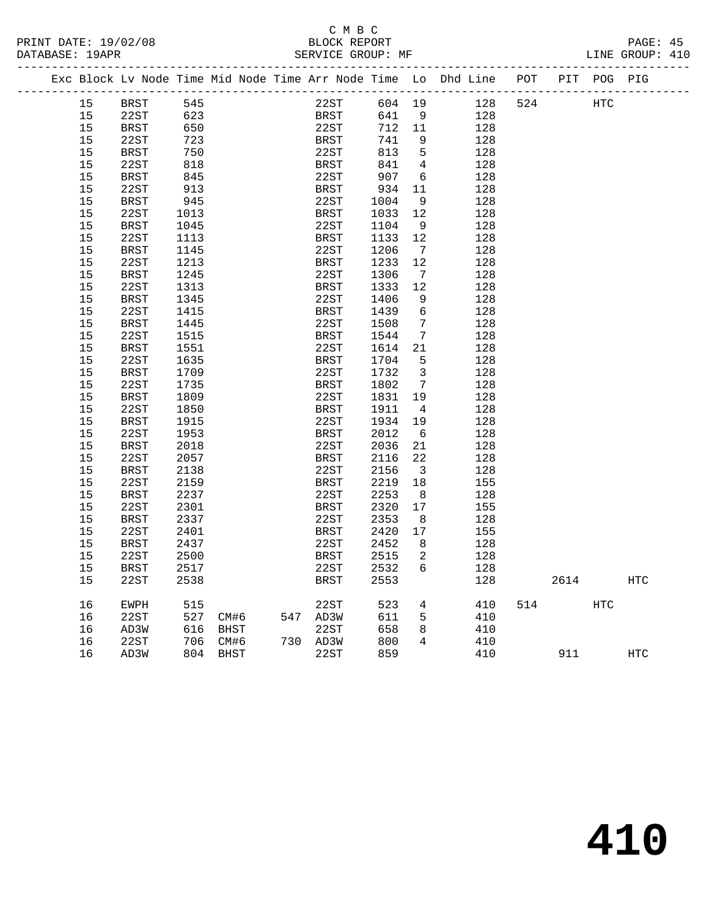C M B C
PRINT DATE: 19/02/08 BLOCK REPORT
DATABASE: 19APR SERVICE GROUP: MF LINE GROUP: 410

| Exc | Block | Lv Node | Time | Mid Node | Time | Arr Node | Time | Lo | Dhd Line | POT | PIT | POG | PIG |
|---|---|---|---|---|---|---|---|---|---|---|---|---|---|
| | 15 | BRST | 545 | | | 22ST | 604 | 19 | 128 | 524 | | HTC | |
| | 15 | 22ST | 623 | | | BRST | 641 | 9 | 128 | | | | |
| | 15 | BRST | 650 | | | 22ST | 712 | 11 | 128 | | | | |
| | 15 | 22ST | 723 | | | BRST | 741 | 9 | 128 | | | | |
| | 15 | BRST | 750 | | | 22ST | 813 | 5 | 128 | | | | |
| | 15 | 22ST | 818 | | | BRST | 841 | 4 | 128 | | | | |
| | 15 | BRST | 845 | | | 22ST | 907 | 6 | 128 | | | | |
| | 15 | 22ST | 913 | | | BRST | 934 | 11 | 128 | | | | |
| | 15 | BRST | 945 | | | 22ST | 1004 | 9 | 128 | | | | |
| | 15 | 22ST | 1013 | | | BRST | 1033 | 12 | 128 | | | | |
| | 15 | BRST | 1045 | | | 22ST | 1104 | 9 | 128 | | | | |
| | 15 | 22ST | 1113 | | | BRST | 1133 | 12 | 128 | | | | |
| | 15 | BRST | 1145 | | | 22ST | 1206 | 7 | 128 | | | | |
| | 15 | 22ST | 1213 | | | BRST | 1233 | 12 | 128 | | | | |
| | 15 | BRST | 1245 | | | 22ST | 1306 | 7 | 128 | | | | |
| | 15 | 22ST | 1313 | | | BRST | 1333 | 12 | 128 | | | | |
| | 15 | BRST | 1345 | | | 22ST | 1406 | 9 | 128 | | | | |
| | 15 | 22ST | 1415 | | | BRST | 1439 | 6 | 128 | | | | |
| | 15 | BRST | 1445 | | | 22ST | 1508 | 7 | 128 | | | | |
| | 15 | 22ST | 1515 | | | BRST | 1544 | 7 | 128 | | | | |
| | 15 | BRST | 1551 | | | 22ST | 1614 | 21 | 128 | | | | |
| | 15 | 22ST | 1635 | | | BRST | 1704 | 5 | 128 | | | | |
| | 15 | BRST | 1709 | | | 22ST | 1732 | 3 | 128 | | | | |
| | 15 | 22ST | 1735 | | | BRST | 1802 | 7 | 128 | | | | |
| | 15 | BRST | 1809 | | | 22ST | 1831 | 19 | 128 | | | | |
| | 15 | 22ST | 1850 | | | BRST | 1911 | 4 | 128 | | | | |
| | 15 | BRST | 1915 | | | 22ST | 1934 | 19 | 128 | | | | |
| | 15 | 22ST | 1953 | | | BRST | 2012 | 6 | 128 | | | | |
| | 15 | BRST | 2018 | | | 22ST | 2036 | 21 | 128 | | | | |
| | 15 | 22ST | 2057 | | | BRST | 2116 | 22 | 128 | | | | |
| | 15 | BRST | 2138 | | | 22ST | 2156 | 3 | 128 | | | | |
| | 15 | 22ST | 2159 | | | BRST | 2219 | 18 | 155 | | | | |
| | 15 | BRST | 2237 | | | 22ST | 2253 | 8 | 128 | | | | |
| | 15 | 22ST | 2301 | | | BRST | 2320 | 17 | 155 | | | | |
| | 15 | BRST | 2337 | | | 22ST | 2353 | 8 | 128 | | | | |
| | 15 | 22ST | 2401 | | | BRST | 2420 | 17 | 155 | | | | |
| | 15 | BRST | 2437 | | | 22ST | 2452 | 8 | 128 | | | | |
| | 15 | 22ST | 2500 | | | BRST | 2515 | 2 | 128 | | | | |
| | 15 | BRST | 2517 | | | 22ST | 2532 | 6 | 128 | | | | |
| | 15 | 22ST | 2538 | | | BRST | 2553 | | 128 | | 2614 | | HTC |
| | 16 | EWPH | 515 | | | 22ST | 523 | 4 | 410 | 514 | | HTC | |
| | 16 | 22ST | 527 | CM#6 | 547 | AD3W | 611 | 5 | 410 | | | | |
| | 16 | AD3W | 616 | BHST | | 22ST | 658 | 8 | 410 | | | | |
| | 16 | 22ST | 706 | CM#6 | 730 | AD3W | 800 | 4 | 410 | | | | |
| | 16 | AD3W | 804 | BHST | | 22ST | 859 | | 410 | | 911 | | HTC |

410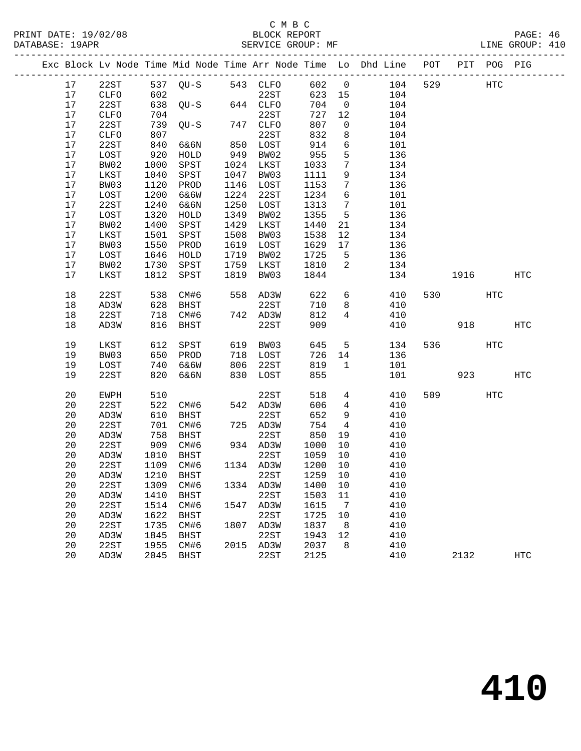C M B C
PRINT DATE: 19/02/08 BLOCK REPORT
DATABASE: 19APR SERVICE GROUP: MF LINE GROUP: 410

| Exc | Block | Lv Node | Time | Mid Node | Time | Arr Node | Time | Lo | Dhd Line | POT | PIT | POG | PIG |
|---|---|---|---|---|---|---|---|---|---|---|---|---|---|
| | 17 | 22ST | 537 | QU-S | 543 | CLFO | 602 | 0 | 104 | 529 | | HTC | |
| | 17 | CLFO | 602 | | | 22ST | 623 | 15 | 104 | | | | |
| | 17 | 22ST | 638 | QU-S | 644 | CLFO | 704 | 0 | 104 | | | | |
| | 17 | CLFO | 704 | | | 22ST | 727 | 12 | 104 | | | | |
| | 17 | 22ST | 739 | QU-S | 747 | CLFO | 807 | 0 | 104 | | | | |
| | 17 | CLFO | 807 | | | 22ST | 832 | 8 | 104 | | | | |
| | 17 | 22ST | 840 | 6&6N | 850 | LOST | 914 | 6 | 101 | | | | |
| | 17 | LOST | 920 | HOLD | 949 | BW02 | 955 | 5 | 136 | | | | |
| | 17 | BW02 | 1000 | SPST | 1024 | LKST | 1033 | 7 | 134 | | | | |
| | 17 | LKST | 1040 | SPST | 1047 | BW03 | 1111 | 9 | 134 | | | | |
| | 17 | BW03 | 1120 | PROD | 1146 | LOST | 1153 | 7 | 136 | | | | |
| | 17 | LOST | 1200 | 6&6W | 1224 | 22ST | 1234 | 6 | 101 | | | | |
| | 17 | 22ST | 1240 | 6&6N | 1250 | LOST | 1313 | 7 | 101 | | | | |
| | 17 | LOST | 1320 | HOLD | 1349 | BW02 | 1355 | 5 | 136 | | | | |
| | 17 | BW02 | 1400 | SPST | 1429 | LKST | 1440 | 21 | 134 | | | | |
| | 17 | LKST | 1501 | SPST | 1508 | BW03 | 1538 | 12 | 134 | | | | |
| | 17 | BW03 | 1550 | PROD | 1619 | LOST | 1629 | 17 | 136 | | | | |
| | 17 | LOST | 1646 | HOLD | 1719 | BW02 | 1725 | 5 | 136 | | | | |
| | 17 | BW02 | 1730 | SPST | 1759 | LKST | 1810 | 2 | 134 | | | | |
| | 17 | LKST | 1812 | SPST | 1819 | BW03 | 1844 | | 134 | | 1916 | | HTC |
| | 18 | 22ST | 538 | CM#6 | 558 | AD3W | 622 | 6 | 410 | 530 | | HTC | |
| | 18 | AD3W | 628 | BHST | | 22ST | 710 | 8 | 410 | | | | |
| | 18 | 22ST | 718 | CM#6 | 742 | AD3W | 812 | 4 | 410 | | | | |
| | 18 | AD3W | 816 | BHST | | 22ST | 909 | | 410 | | 918 | | HTC |
| | 19 | LKST | 612 | SPST | 619 | BW03 | 645 | 5 | 134 | 536 | | HTC | |
| | 19 | BW03 | 650 | PROD | 718 | LOST | 726 | 14 | 136 | | | | |
| | 19 | LOST | 740 | 6&6W | 806 | 22ST | 819 | 1 | 101 | | | | |
| | 19 | 22ST | 820 | 6&6N | 830 | LOST | 855 | | 101 | | 923 | | HTC |
| | 20 | EWPH | 510 | | | 22ST | 518 | 4 | 410 | 509 | | HTC | |
| | 20 | 22ST | 522 | CM#6 | 542 | AD3W | 606 | 4 | 410 | | | | |
| | 20 | AD3W | 610 | BHST | | 22ST | 652 | 9 | 410 | | | | |
| | 20 | 22ST | 701 | CM#6 | 725 | AD3W | 754 | 4 | 410 | | | | |
| | 20 | AD3W | 758 | BHST | | 22ST | 850 | 19 | 410 | | | | |
| | 20 | 22ST | 909 | CM#6 | 934 | AD3W | 1000 | 10 | 410 | | | | |
| | 20 | AD3W | 1010 | BHST | | 22ST | 1059 | 10 | 410 | | | | |
| | 20 | 22ST | 1109 | CM#6 | 1134 | AD3W | 1200 | 10 | 410 | | | | |
| | 20 | AD3W | 1210 | BHST | | 22ST | 1259 | 10 | 410 | | | | |
| | 20 | 22ST | 1309 | CM#6 | 1334 | AD3W | 1400 | 10 | 410 | | | | |
| | 20 | AD3W | 1410 | BHST | | 22ST | 1503 | 11 | 410 | | | | |
| | 20 | 22ST | 1514 | CM#6 | 1547 | AD3W | 1615 | 7 | 410 | | | | |
| | 20 | AD3W | 1622 | BHST | | 22ST | 1725 | 10 | 410 | | | | |
| | 20 | 22ST | 1735 | CM#6 | 1807 | AD3W | 1837 | 8 | 410 | | | | |
| | 20 | AD3W | 1845 | BHST | | 22ST | 1943 | 12 | 410 | | | | |
| | 20 | 22ST | 1955 | CM#6 | 2015 | AD3W | 2037 | 8 | 410 | | | | |
| | 20 | AD3W | 2045 | BHST | | 22ST | 2125 | | 410 | | 2132 | | HTC |

410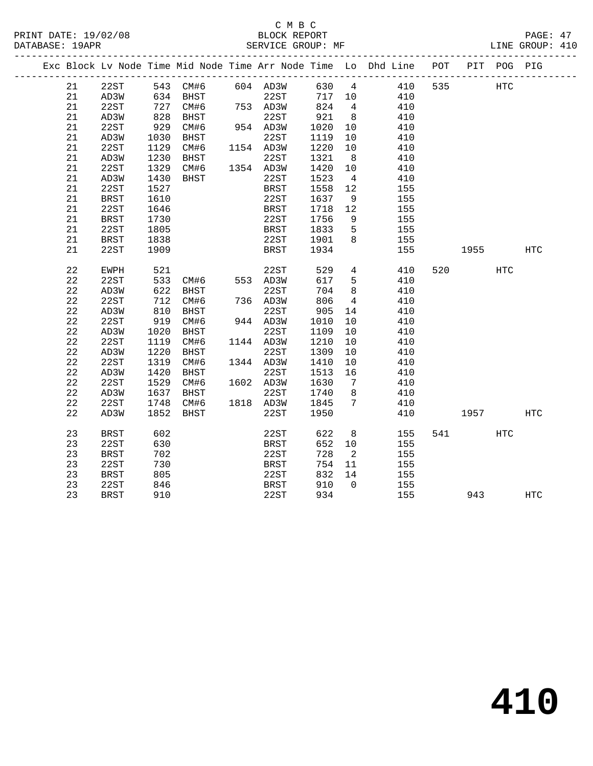C M B C

PRINT DATE: 19/02/08 BLOCK REPORT
DATABASE: 19APR SERVICE GROUP: MF LINE GROUP: 410

| Exc | Block | Lv Node | Time | Mid Node | Time | Arr Node | Time | Lo | Dhd Line | POT | PIT | POG | PIG |
|---|---|---|---|---|---|---|---|---|---|---|---|---|---|
| | 21 | 22ST | 543 | CM#6 | 604 | AD3W | 630 | 4 | 410 | 535 | | HTC | |
| | 21 | AD3W | 634 | BHST | | 22ST | 717 | 10 | 410 | | | | |
| | 21 | 22ST | 727 | CM#6 | 753 | AD3W | 824 | 4 | 410 | | | | |
| | 21 | AD3W | 828 | BHST | | 22ST | 921 | 8 | 410 | | | | |
| | 21 | 22ST | 929 | CM#6 | 954 | AD3W | 1020 | 10 | 410 | | | | |
| | 21 | AD3W | 1030 | BHST | | 22ST | 1119 | 10 | 410 | | | | |
| | 21 | 22ST | 1129 | CM#6 | 1154 | AD3W | 1220 | 10 | 410 | | | | |
| | 21 | AD3W | 1230 | BHST | | 22ST | 1321 | 8 | 410 | | | | |
| | 21 | 22ST | 1329 | CM#6 | 1354 | AD3W | 1420 | 10 | 410 | | | | |
| | 21 | AD3W | 1430 | BHST | | 22ST | 1523 | 4 | 410 | | | | |
| | 21 | 22ST | 1527 | | | BRST | 1558 | 12 | 155 | | | | |
| | 21 | BRST | 1610 | | | 22ST | 1637 | 9 | 155 | | | | |
| | 21 | 22ST | 1646 | | | BRST | 1718 | 12 | 155 | | | | |
| | 21 | BRST | 1730 | | | 22ST | 1756 | 9 | 155 | | | | |
| | 21 | 22ST | 1805 | | | BRST | 1833 | 5 | 155 | | | | |
| | 21 | BRST | 1838 | | | 22ST | 1901 | 8 | 155 | | | | |
| | 21 | 22ST | 1909 | | | BRST | 1934 | | 155 | | 1955 | | HTC |
| | 22 | EWPH | 521 | | | 22ST | 529 | 4 | 410 | 520 | | HTC | |
| | 22 | 22ST | 533 | CM#6 | 553 | AD3W | 617 | 5 | 410 | | | | |
| | 22 | AD3W | 622 | BHST | | 22ST | 704 | 8 | 410 | | | | |
| | 22 | 22ST | 712 | CM#6 | 736 | AD3W | 806 | 4 | 410 | | | | |
| | 22 | AD3W | 810 | BHST | | 22ST | 905 | 14 | 410 | | | | |
| | 22 | 22ST | 919 | CM#6 | 944 | AD3W | 1010 | 10 | 410 | | | | |
| | 22 | AD3W | 1020 | BHST | | 22ST | 1109 | 10 | 410 | | | | |
| | 22 | 22ST | 1119 | CM#6 | 1144 | AD3W | 1210 | 10 | 410 | | | | |
| | 22 | AD3W | 1220 | BHST | | 22ST | 1309 | 10 | 410 | | | | |
| | 22 | 22ST | 1319 | CM#6 | 1344 | AD3W | 1410 | 10 | 410 | | | | |
| | 22 | AD3W | 1420 | BHST | | 22ST | 1513 | 16 | 410 | | | | |
| | 22 | 22ST | 1529 | CM#6 | 1602 | AD3W | 1630 | 7 | 410 | | | | |
| | 22 | AD3W | 1637 | BHST | | 22ST | 1740 | 8 | 410 | | | | |
| | 22 | 22ST | 1748 | CM#6 | 1818 | AD3W | 1845 | 7 | 410 | | | | |
| | 22 | AD3W | 1852 | BHST | | 22ST | 1950 | | 410 | | 1957 | | HTC |
| | 23 | BRST | 602 | | | 22ST | 622 | 8 | 155 | 541 | | HTC | |
| | 23 | 22ST | 630 | | | BRST | 652 | 10 | 155 | | | | |
| | 23 | BRST | 702 | | | 22ST | 728 | 2 | 155 | | | | |
| | 23 | 22ST | 730 | | | BRST | 754 | 11 | 155 | | | | |
| | 23 | BRST | 805 | | | 22ST | 832 | 14 | 155 | | | | |
| | 23 | 22ST | 846 | | | BRST | 910 | 0 | 155 | | | | |
| | 23 | BRST | 910 | | | 22ST | 934 | | 155 | | 943 | | HTC |

# 410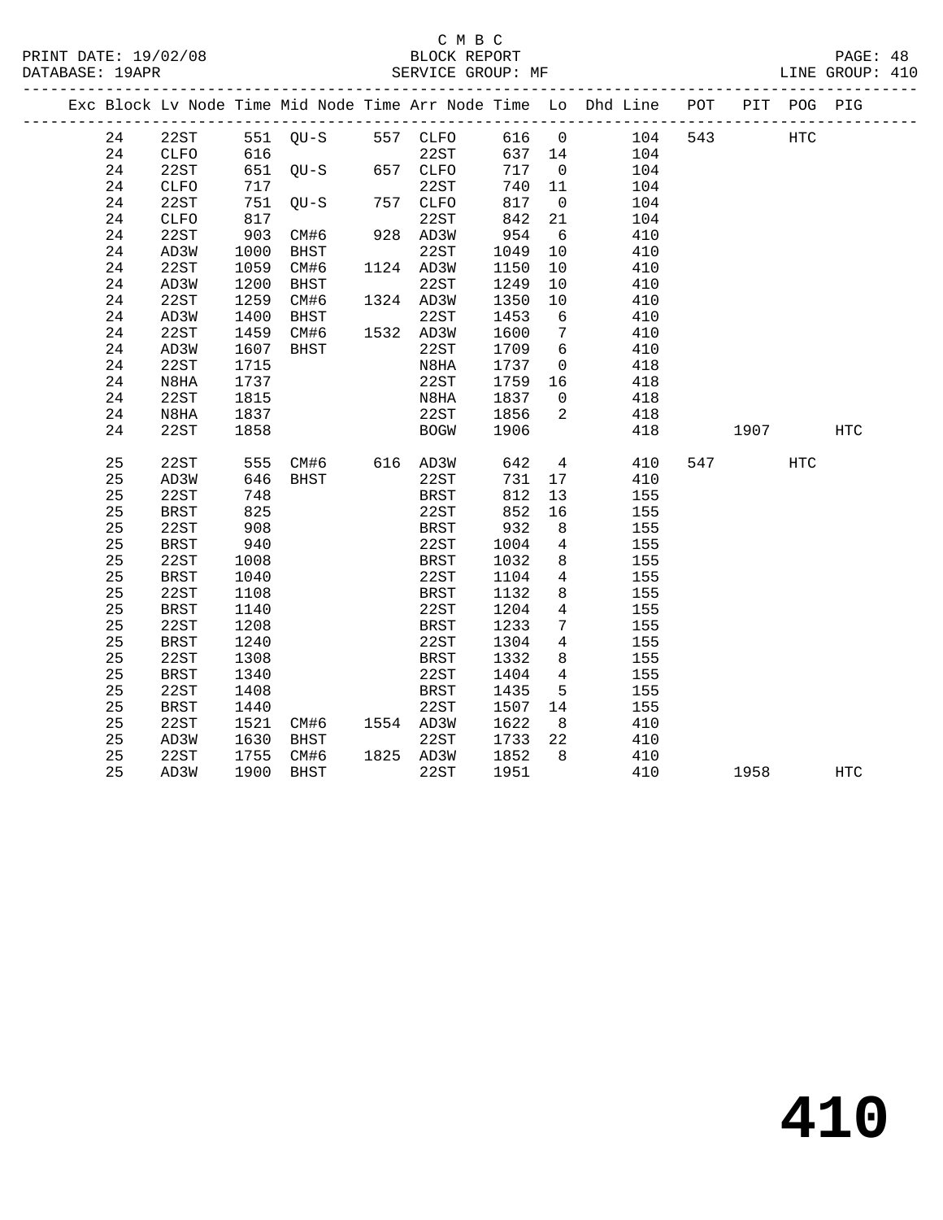C M B C
BLOCK REPORT
SERVICE GROUP: MF

PRINT DATE: 19/02/08
DATABASE: 19APR
LINE GROUP: 410

| Exc | Block | Lv | Node | Time | Mid Node | Time | Arr Node | Time | Lo | Dhd Line | POT | PIT | POG | PIG |
|---|---|---|---|---|---|---|---|---|---|---|---|---|---|---|
| | 24 | | 22ST | 551 | QU-S | 557 | CLFO | 616 | 0 | 104 | 543 | | HTC | |
| | 24 | | CLFO | 616 | | | 22ST | 637 | 14 | 104 | | | | |
| | 24 | | 22ST | 651 | QU-S | 657 | CLFO | 717 | 0 | 104 | | | | |
| | 24 | | CLFO | 717 | | | 22ST | 740 | 11 | 104 | | | | |
| | 24 | | 22ST | 751 | QU-S | 757 | CLFO | 817 | 0 | 104 | | | | |
| | 24 | | CLFO | 817 | | | 22ST | 842 | 21 | 104 | | | | |
| | 24 | | 22ST | 903 | CM#6 | 928 | AD3W | 954 | 6 | 410 | | | | |
| | 24 | | AD3W | 1000 | BHST | | 22ST | 1049 | 10 | 410 | | | | |
| | 24 | | 22ST | 1059 | CM#6 | 1124 | AD3W | 1150 | 10 | 410 | | | | |
| | 24 | | AD3W | 1200 | BHST | | 22ST | 1249 | 10 | 410 | | | | |
| | 24 | | 22ST | 1259 | CM#6 | 1324 | AD3W | 1350 | 10 | 410 | | | | |
| | 24 | | AD3W | 1400 | BHST | | 22ST | 1453 | 6 | 410 | | | | |
| | 24 | | 22ST | 1459 | CM#6 | 1532 | AD3W | 1600 | 7 | 410 | | | | |
| | 24 | | AD3W | 1607 | BHST | | 22ST | 1709 | 6 | 410 | | | | |
| | 24 | | 22ST | 1715 | | | N8HA | 1737 | 0 | 418 | | | | |
| | 24 | | N8HA | 1737 | | | 22ST | 1759 | 16 | 418 | | | | |
| | 24 | | 22ST | 1815 | | | N8HA | 1837 | 0 | 418 | | | | |
| | 24 | | N8HA | 1837 | | | 22ST | 1856 | 2 | 418 | | | | |
| | 24 | | 22ST | 1858 | | | BOGW | 1906 | | 418 | | 1907 | | HTC |
| | 25 | | 22ST | 555 | CM#6 | 616 | AD3W | 642 | 4 | 410 | 547 | | HTC | |
| | 25 | | AD3W | 646 | BHST | | 22ST | 731 | 17 | 410 | | | | |
| | 25 | | 22ST | 748 | | | BRST | 812 | 13 | 155 | | | | |
| | 25 | | BRST | 825 | | | 22ST | 852 | 16 | 155 | | | | |
| | 25 | | 22ST | 908 | | | BRST | 932 | 8 | 155 | | | | |
| | 25 | | BRST | 940 | | | 22ST | 1004 | 4 | 155 | | | | |
| | 25 | | 22ST | 1008 | | | BRST | 1032 | 8 | 155 | | | | |
| | 25 | | BRST | 1040 | | | 22ST | 1104 | 4 | 155 | | | | |
| | 25 | | 22ST | 1108 | | | BRST | 1132 | 8 | 155 | | | | |
| | 25 | | BRST | 1140 | | | 22ST | 1204 | 4 | 155 | | | | |
| | 25 | | 22ST | 1208 | | | BRST | 1233 | 7 | 155 | | | | |
| | 25 | | BRST | 1240 | | | 22ST | 1304 | 4 | 155 | | | | |
| | 25 | | 22ST | 1308 | | | BRST | 1332 | 8 | 155 | | | | |
| | 25 | | BRST | 1340 | | | 22ST | 1404 | 4 | 155 | | | | |
| | 25 | | 22ST | 1408 | | | BRST | 1435 | 5 | 155 | | | | |
| | 25 | | BRST | 1440 | | | 22ST | 1507 | 14 | 155 | | | | |
| | 25 | | 22ST | 1521 | CM#6 | 1554 | AD3W | 1622 | 8 | 410 | | | | |
| | 25 | | AD3W | 1630 | BHST | | 22ST | 1733 | 22 | 410 | | | | |
| | 25 | | 22ST | 1755 | CM#6 | 1825 | AD3W | 1852 | 8 | 410 | | | | |
| | 25 | | AD3W | 1900 | BHST | | 22ST | 1951 | | 410 | | 1958 | | HTC |

# 410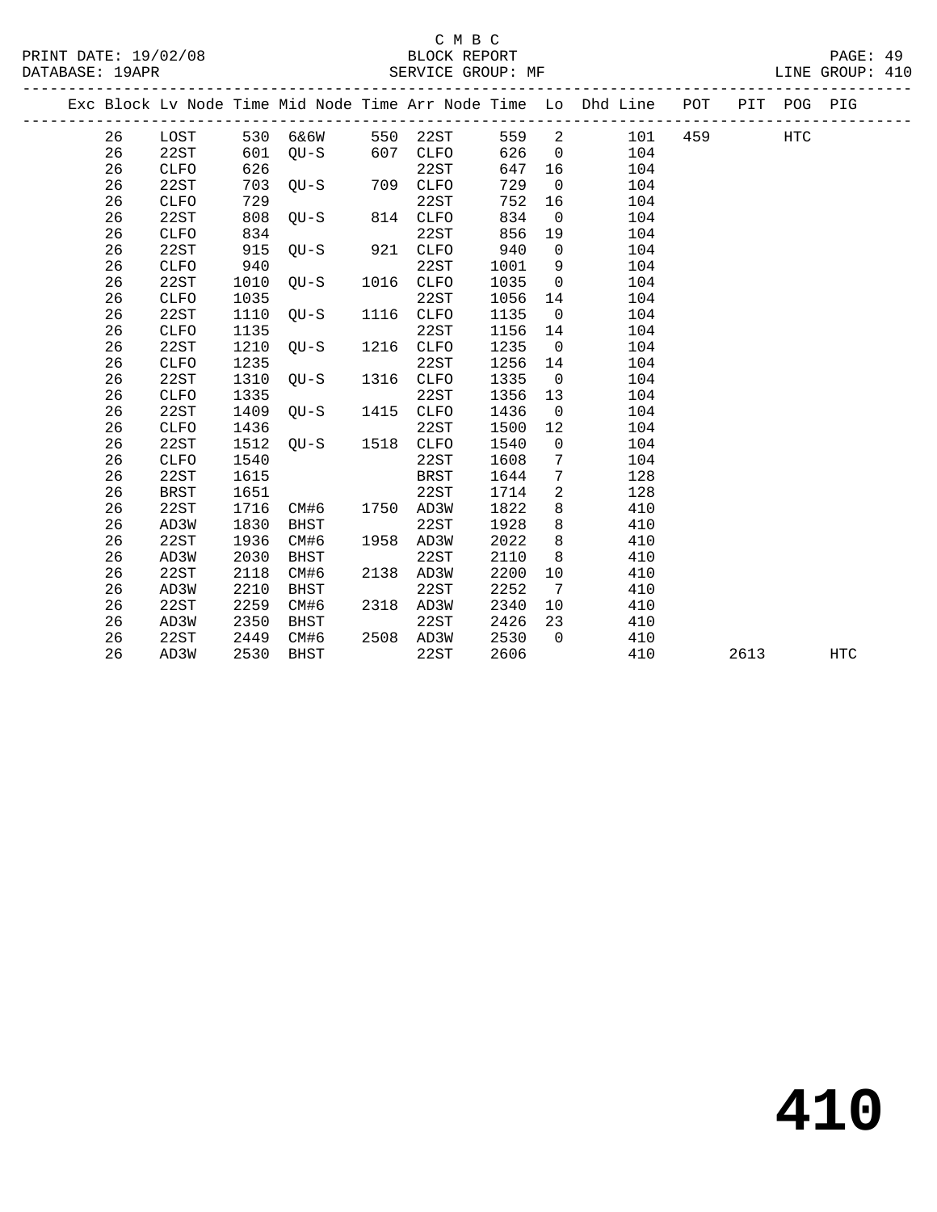C M B C
BLOCK REPORT
SERVICE GROUP: MF

PRINT DATE: 19/02/08
DATABASE: 19APR
LINE GROUP: 410

| Exc | Block | Lv Node | Time | Mid Node | Time | Arr Node | Time | Lo | Dhd Line | POT | PIT | POG | PIG |
|---|---|---|---|---|---|---|---|---|---|---|---|---|---|
| | 26 | LOST | 530 | 6&6W | 550 | 22ST | 559 | 2 | 101 | 459 | | HTC | |
| | 26 | 22ST | 601 | QU-S | 607 | CLFO | 626 | 0 | 104 | | | | |
| | 26 | CLFO | 626 | | | 22ST | 647 | 16 | 104 | | | | |
| | 26 | 22ST | 703 | QU-S | 709 | CLFO | 729 | 0 | 104 | | | | |
| | 26 | CLFO | 729 | | | 22ST | 752 | 16 | 104 | | | | |
| | 26 | 22ST | 808 | QU-S | 814 | CLFO | 834 | 0 | 104 | | | | |
| | 26 | CLFO | 834 | | | 22ST | 856 | 19 | 104 | | | | |
| | 26 | 22ST | 915 | QU-S | 921 | CLFO | 940 | 0 | 104 | | | | |
| | 26 | CLFO | 940 | | | 22ST | 1001 | 9 | 104 | | | | |
| | 26 | 22ST | 1010 | QU-S | 1016 | CLFO | 1035 | 0 | 104 | | | | |
| | 26 | CLFO | 1035 | | | 22ST | 1056 | 14 | 104 | | | | |
| | 26 | 22ST | 1110 | QU-S | 1116 | CLFO | 1135 | 0 | 104 | | | | |
| | 26 | CLFO | 1135 | | | 22ST | 1156 | 14 | 104 | | | | |
| | 26 | 22ST | 1210 | QU-S | 1216 | CLFO | 1235 | 0 | 104 | | | | |
| | 26 | CLFO | 1235 | | | 22ST | 1256 | 14 | 104 | | | | |
| | 26 | 22ST | 1310 | QU-S | 1316 | CLFO | 1335 | 0 | 104 | | | | |
| | 26 | CLFO | 1335 | | | 22ST | 1356 | 13 | 104 | | | | |
| | 26 | 22ST | 1409 | QU-S | 1415 | CLFO | 1436 | 0 | 104 | | | | |
| | 26 | CLFO | 1436 | | | 22ST | 1500 | 12 | 104 | | | | |
| | 26 | 22ST | 1512 | QU-S | 1518 | CLFO | 1540 | 0 | 104 | | | | |
| | 26 | CLFO | 1540 | | | 22ST | 1608 | 7 | 104 | | | | |
| | 26 | 22ST | 1615 | | | BRST | 1644 | 7 | 128 | | | | |
| | 26 | BRST | 1651 | | | 22ST | 1714 | 2 | 128 | | | | |
| | 26 | 22ST | 1716 | CM#6 | 1750 | AD3W | 1822 | 8 | 410 | | | | |
| | 26 | AD3W | 1830 | BHST | | 22ST | 1928 | 8 | 410 | | | | |
| | 26 | 22ST | 1936 | CM#6 | 1958 | AD3W | 2022 | 8 | 410 | | | | |
| | 26 | AD3W | 2030 | BHST | | 22ST | 2110 | 8 | 410 | | | | |
| | 26 | 22ST | 2118 | CM#6 | 2138 | AD3W | 2200 | 10 | 410 | | | | |
| | 26 | AD3W | 2210 | BHST | | 22ST | 2252 | 7 | 410 | | | | |
| | 26 | 22ST | 2259 | CM#6 | 2318 | AD3W | 2340 | 10 | 410 | | | | |
| | 26 | AD3W | 2350 | BHST | | 22ST | 2426 | 23 | 410 | | | | |
| | 26 | 22ST | 2449 | CM#6 | 2508 | AD3W | 2530 | 0 | 410 | | | | |
| | 26 | AD3W | 2530 | BHST | | 22ST | 2606 | | 410 | | 2613 | | HTC |

# 410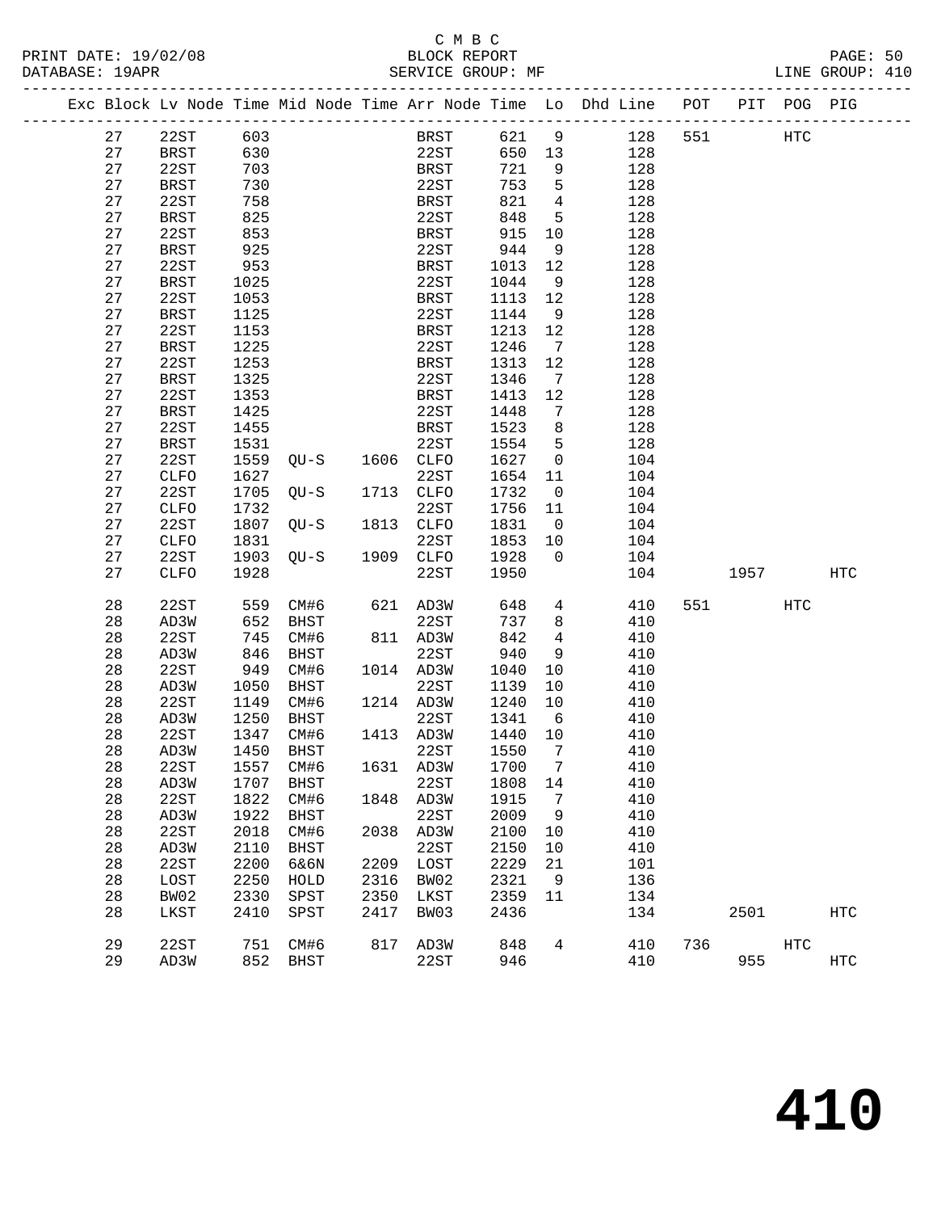C M B C
PRINT DATE: 19/02/08 BLOCK REPORT PAGE: 50
DATABASE: 19APR SERVICE GROUP: MF LINE GROUP: 410

| Exc | Block | Lv Node | Time | Mid Node | Time | Arr Node | Time | Lo | Dhd Line | POT | PIT | POG | PIG |
|---|---|---|---|---|---|---|---|---|---|---|---|---|---|
| | 27 | 22ST | 603 | | | BRST | 621 | 9 | 128 | 551 | | HTC | |
| | 27 | BRST | 630 | | | 22ST | 650 | 13 | 128 | | | | |
| | 27 | 22ST | 703 | | | BRST | 721 | 9 | 128 | | | | |
| | 27 | BRST | 730 | | | 22ST | 753 | 5 | 128 | | | | |
| | 27 | 22ST | 758 | | | BRST | 821 | 4 | 128 | | | | |
| | 27 | BRST | 825 | | | 22ST | 848 | 5 | 128 | | | | |
| | 27 | 22ST | 853 | | | BRST | 915 | 10 | 128 | | | | |
| | 27 | BRST | 925 | | | 22ST | 944 | 9 | 128 | | | | |
| | 27 | 22ST | 953 | | | BRST | 1013 | 12 | 128 | | | | |
| | 27 | BRST | 1025 | | | 22ST | 1044 | 9 | 128 | | | | |
| | 27 | 22ST | 1053 | | | BRST | 1113 | 12 | 128 | | | | |
| | 27 | BRST | 1125 | | | 22ST | 1144 | 9 | 128 | | | | |
| | 27 | 22ST | 1153 | | | BRST | 1213 | 12 | 128 | | | | |
| | 27 | BRST | 1225 | | | 22ST | 1246 | 7 | 128 | | | | |
| | 27 | 22ST | 1253 | | | BRST | 1313 | 12 | 128 | | | | |
| | 27 | BRST | 1325 | | | 22ST | 1346 | 7 | 128 | | | | |
| | 27 | 22ST | 1353 | | | BRST | 1413 | 12 | 128 | | | | |
| | 27 | BRST | 1425 | | | 22ST | 1448 | 7 | 128 | | | | |
| | 27 | 22ST | 1455 | | | BRST | 1523 | 8 | 128 | | | | |
| | 27 | BRST | 1531 | | | 22ST | 1554 | 5 | 128 | | | | |
| | 27 | 22ST | 1559 | QU-S | 1606 | CLFO | 1627 | 0 | 104 | | | | |
| | 27 | CLFO | 1627 | | | 22ST | 1654 | 11 | 104 | | | | |
| | 27 | 22ST | 1705 | QU-S | 1713 | CLFO | 1732 | 0 | 104 | | | | |
| | 27 | CLFO | 1732 | | | 22ST | 1756 | 11 | 104 | | | | |
| | 27 | 22ST | 1807 | QU-S | 1813 | CLFO | 1831 | 0 | 104 | | | | |
| | 27 | CLFO | 1831 | | | 22ST | 1853 | 10 | 104 | | | | |
| | 27 | 22ST | 1903 | QU-S | 1909 | CLFO | 1928 | 0 | 104 | | | | |
| | 27 | CLFO | 1928 | | | 22ST | 1950 | | 104 | | 1957 | | HTC |
| | 28 | 22ST | 559 | CM#6 | 621 | AD3W | 648 | 4 | 410 | 551 | | HTC | |
| | 28 | AD3W | 652 | BHST | | 22ST | 737 | 8 | 410 | | | | |
| | 28 | 22ST | 745 | CM#6 | 811 | AD3W | 842 | 4 | 410 | | | | |
| | 28 | AD3W | 846 | BHST | | 22ST | 940 | 9 | 410 | | | | |
| | 28 | 22ST | 949 | CM#6 | 1014 | AD3W | 1040 | 10 | 410 | | | | |
| | 28 | AD3W | 1050 | BHST | | 22ST | 1139 | 10 | 410 | | | | |
| | 28 | 22ST | 1149 | CM#6 | 1214 | AD3W | 1240 | 10 | 410 | | | | |
| | 28 | AD3W | 1250 | BHST | | 22ST | 1341 | 6 | 410 | | | | |
| | 28 | 22ST | 1347 | CM#6 | 1413 | AD3W | 1440 | 10 | 410 | | | | |
| | 28 | AD3W | 1450 | BHST | | 22ST | 1550 | 7 | 410 | | | | |
| | 28 | 22ST | 1557 | CM#6 | 1631 | AD3W | 1700 | 7 | 410 | | | | |
| | 28 | AD3W | 1707 | BHST | | 22ST | 1808 | 14 | 410 | | | | |
| | 28 | 22ST | 1822 | CM#6 | 1848 | AD3W | 1915 | 7 | 410 | | | | |
| | 28 | AD3W | 1922 | BHST | | 22ST | 2009 | 9 | 410 | | | | |
| | 28 | 22ST | 2018 | CM#6 | 2038 | AD3W | 2100 | 10 | 410 | | | | |
| | 28 | AD3W | 2110 | BHST | | 22ST | 2150 | 10 | 410 | | | | |
| | 28 | 22ST | 2200 | 6&6N | 2209 | LOST | 2229 | 21 | 101 | | | | |
| | 28 | LOST | 2250 | HOLD | 2316 | BW02 | 2321 | 9 | 136 | | | | |
| | 28 | BW02 | 2330 | SPST | 2350 | LKST | 2359 | 11 | 134 | | | | |
| | 28 | LKST | 2410 | SPST | 2417 | BW03 | 2436 | | 134 | | 2501 | | HTC |
| | 29 | 22ST | 751 | CM#6 | 817 | AD3W | 848 | 4 | 410 | 736 | | HTC | |
| | 29 | AD3W | 852 | BHST | | 22ST | 946 | | 410 | | 955 | | HTC |

# 410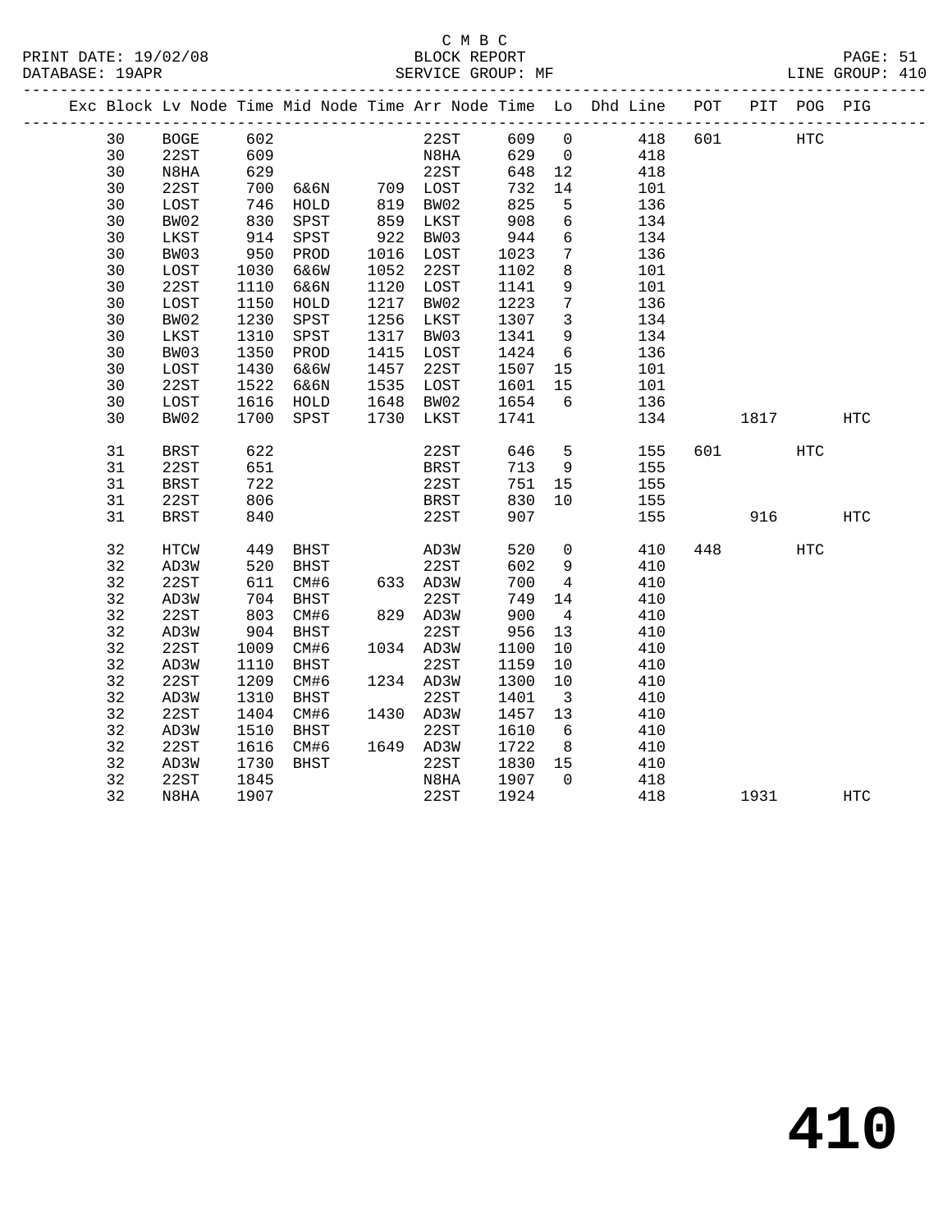C M B C
BLOCK REPORT
SERVICE GROUP: MF

PRINT DATE: 19/02/08
DATABASE: 19APR
LINE GROUP: 410

| Exc | Block | Lv Node | Time | Mid Node | Time | Arr Node | Time | Lo | Dhd Line | POT | PIT | POG | PIG |
|---|---|---|---|---|---|---|---|---|---|---|---|---|---|
| | 30 | BOGE | 602 | | | 22ST | 609 | 0 | 418 | 601 | | HTC | |
| | 30 | 22ST | 609 | | | N8HA | 629 | 0 | 418 | | | | |
| | 30 | N8HA | 629 | | | 22ST | 648 | 12 | 418 | | | | |
| | 30 | 22ST | 700 | 6&6N | 709 | LOST | 732 | 14 | 101 | | | | |
| | 30 | LOST | 746 | HOLD | 819 | BW02 | 825 | 5 | 136 | | | | |
| | 30 | BW02 | 830 | SPST | 859 | LKST | 908 | 6 | 134 | | | | |
| | 30 | LKST | 914 | SPST | 922 | BW03 | 944 | 6 | 134 | | | | |
| | 30 | BW03 | 950 | PROD | 1016 | LOST | 1023 | 7 | 136 | | | | |
| | 30 | LOST | 1030 | 6&6W | 1052 | 22ST | 1102 | 8 | 101 | | | | |
| | 30 | 22ST | 1110 | 6&6N | 1120 | LOST | 1141 | 9 | 101 | | | | |
| | 30 | LOST | 1150 | HOLD | 1217 | BW02 | 1223 | 7 | 136 | | | | |
| | 30 | BW02 | 1230 | SPST | 1256 | LKST | 1307 | 3 | 134 | | | | |
| | 30 | LKST | 1310 | SPST | 1317 | BW03 | 1341 | 9 | 134 | | | | |
| | 30 | BW03 | 1350 | PROD | 1415 | LOST | 1424 | 6 | 136 | | | | |
| | 30 | LOST | 1430 | 6&6W | 1457 | 22ST | 1507 | 15 | 101 | | | | |
| | 30 | 22ST | 1522 | 6&6N | 1535 | LOST | 1601 | 15 | 101 | | | | |
| | 30 | LOST | 1616 | HOLD | 1648 | BW02 | 1654 | 6 | 136 | | | | |
| | 30 | BW02 | 1700 | SPST | 1730 | LKST | 1741 | | 134 | | 1817 | | HTC |
| | 31 | BRST | 622 | | | 22ST | 646 | 5 | 155 | 601 | | HTC | |
| | 31 | 22ST | 651 | | | BRST | 713 | 9 | 155 | | | | |
| | 31 | BRST | 722 | | | 22ST | 751 | 15 | 155 | | | | |
| | 31 | 22ST | 806 | | | BRST | 830 | 10 | 155 | | | | |
| | 31 | BRST | 840 | | | 22ST | 907 | | 155 | | 916 | | HTC |
| | 32 | HTCW | 449 | BHST | | AD3W | 520 | 0 | 410 | 448 | | HTC | |
| | 32 | AD3W | 520 | BHST | | 22ST | 602 | 9 | 410 | | | | |
| | 32 | 22ST | 611 | CM#6 | 633 | AD3W | 700 | 4 | 410 | | | | |
| | 32 | AD3W | 704 | BHST | | 22ST | 749 | 14 | 410 | | | | |
| | 32 | 22ST | 803 | CM#6 | 829 | AD3W | 900 | 4 | 410 | | | | |
| | 32 | AD3W | 904 | BHST | | 22ST | 956 | 13 | 410 | | | | |
| | 32 | 22ST | 1009 | CM#6 | 1034 | AD3W | 1100 | 10 | 410 | | | | |
| | 32 | AD3W | 1110 | BHST | | 22ST | 1159 | 10 | 410 | | | | |
| | 32 | 22ST | 1209 | CM#6 | 1234 | AD3W | 1300 | 10 | 410 | | | | |
| | 32 | AD3W | 1310 | BHST | | 22ST | 1401 | 3 | 410 | | | | |
| | 32 | 22ST | 1404 | CM#6 | 1430 | AD3W | 1457 | 13 | 410 | | | | |
| | 32 | AD3W | 1510 | BHST | | 22ST | 1610 | 6 | 410 | | | | |
| | 32 | 22ST | 1616 | CM#6 | 1649 | AD3W | 1722 | 8 | 410 | | | | |
| | 32 | AD3W | 1730 | BHST | | 22ST | 1830 | 15 | 410 | | | | |
| | 32 | 22ST | 1845 | | | N8HA | 1907 | 0 | 418 | | | | |
| | 32 | N8HA | 1907 | | | 22ST | 1924 | | 418 | | 1931 | | HTC |

410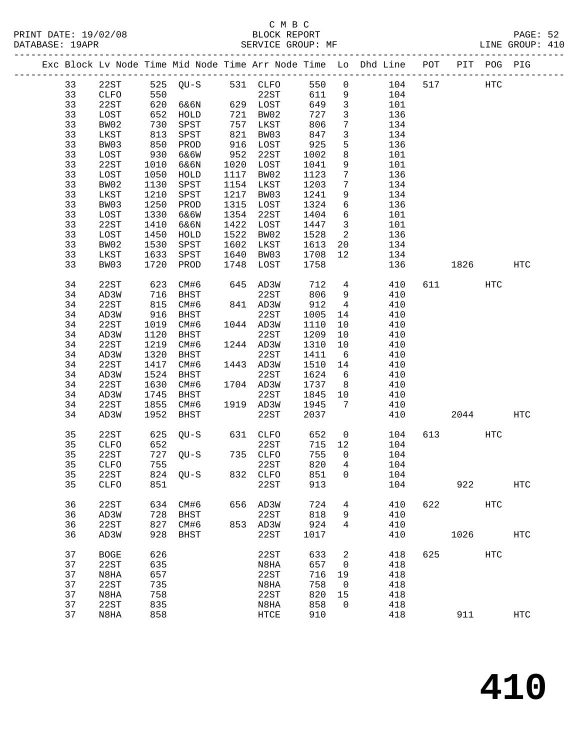C M B C

PRINT DATE: 19/02/08 BLOCK REPORT
DATABASE: 19APR SERVICE GROUP: MF LINE GROUP: 410

| Exc | Block | Lv | Node | Time | Mid Node | Time | Arr Node | Time | Lo | Dhd Line | POT | PIT | POG | PIG |
|---|---|---|---|---|---|---|---|---|---|---|---|---|---|---|
| | 33 | | 22ST | 525 | QU-S | 531 | CLFO | 550 | 0 | 104 | 517 | | HTC | |
| | 33 | | CLFO | 550 | | | 22ST | 611 | 9 | 104 | | | | |
| | 33 | | 22ST | 620 | 6&6N | 629 | LOST | 649 | 3 | 101 | | | | |
| | 33 | | LOST | 652 | HOLD | 721 | BW02 | 727 | 3 | 136 | | | | |
| | 33 | | BW02 | 730 | SPST | 757 | LKST | 806 | 7 | 134 | | | | |
| | 33 | | LKST | 813 | SPST | 821 | BW03 | 847 | 3 | 134 | | | | |
| | 33 | | BW03 | 850 | PROD | 916 | LOST | 925 | 5 | 136 | | | | |
| | 33 | | LOST | 930 | 6&6W | 952 | 22ST | 1002 | 8 | 101 | | | | |
| | 33 | | 22ST | 1010 | 6&6N | 1020 | LOST | 1041 | 9 | 101 | | | | |
| | 33 | | LOST | 1050 | HOLD | 1117 | BW02 | 1123 | 7 | 136 | | | | |
| | 33 | | BW02 | 1130 | SPST | 1154 | LKST | 1203 | 7 | 134 | | | | |
| | 33 | | LKST | 1210 | SPST | 1217 | BW03 | 1241 | 9 | 134 | | | | |
| | 33 | | BW03 | 1250 | PROD | 1315 | LOST | 1324 | 6 | 136 | | | | |
| | 33 | | LOST | 1330 | 6&6W | 1354 | 22ST | 1404 | 6 | 101 | | | | |
| | 33 | | 22ST | 1410 | 6&6N | 1422 | LOST | 1447 | 3 | 101 | | | | |
| | 33 | | LOST | 1450 | HOLD | 1522 | BW02 | 1528 | 2 | 136 | | | | |
| | 33 | | BW02 | 1530 | SPST | 1602 | LKST | 1613 | 20 | 134 | | | | |
| | 33 | | LKST | 1633 | SPST | 1640 | BW03 | 1708 | 12 | 134 | | | | |
| | 33 | | BW03 | 1720 | PROD | 1748 | LOST | 1758 | | 136 | | 1826 | | HTC |
| | 34 | | 22ST | 623 | CM#6 | 645 | AD3W | 712 | 4 | 410 | 611 | | HTC | |
| | 34 | | AD3W | 716 | BHST | | 22ST | 806 | 9 | 410 | | | | |
| | 34 | | 22ST | 815 | CM#6 | 841 | AD3W | 912 | 4 | 410 | | | | |
| | 34 | | AD3W | 916 | BHST | | 22ST | 1005 | 14 | 410 | | | | |
| | 34 | | 22ST | 1019 | CM#6 | 1044 | AD3W | 1110 | 10 | 410 | | | | |
| | 34 | | AD3W | 1120 | BHST | | 22ST | 1209 | 10 | 410 | | | | |
| | 34 | | 22ST | 1219 | CM#6 | 1244 | AD3W | 1310 | 10 | 410 | | | | |
| | 34 | | AD3W | 1320 | BHST | | 22ST | 1411 | 6 | 410 | | | | |
| | 34 | | 22ST | 1417 | CM#6 | 1443 | AD3W | 1510 | 14 | 410 | | | | |
| | 34 | | AD3W | 1524 | BHST | | 22ST | 1624 | 6 | 410 | | | | |
| | 34 | | 22ST | 1630 | CM#6 | 1704 | AD3W | 1737 | 8 | 410 | | | | |
| | 34 | | AD3W | 1745 | BHST | | 22ST | 1845 | 10 | 410 | | | | |
| | 34 | | 22ST | 1855 | CM#6 | 1919 | AD3W | 1945 | 7 | 410 | | | | |
| | 34 | | AD3W | 1952 | BHST | | 22ST | 2037 | | 410 | | 2044 | | HTC |
| | 35 | | 22ST | 625 | QU-S | 631 | CLFO | 652 | 0 | 104 | 613 | | HTC | |
| | 35 | | CLFO | 652 | | | 22ST | 715 | 12 | 104 | | | | |
| | 35 | | 22ST | 727 | QU-S | 735 | CLFO | 755 | 0 | 104 | | | | |
| | 35 | | CLFO | 755 | | | 22ST | 820 | 4 | 104 | | | | |
| | 35 | | 22ST | 824 | QU-S | 832 | CLFO | 851 | 0 | 104 | | | | |
| | 35 | | CLFO | 851 | | | 22ST | 913 | | 104 | | 922 | | HTC |
| | 36 | | 22ST | 634 | CM#6 | 656 | AD3W | 724 | 4 | 410 | 622 | | HTC | |
| | 36 | | AD3W | 728 | BHST | | 22ST | 818 | 9 | 410 | | | | |
| | 36 | | 22ST | 827 | CM#6 | 853 | AD3W | 924 | 4 | 410 | | | | |
| | 36 | | AD3W | 928 | BHST | | 22ST | 1017 | | 410 | | 1026 | | HTC |
| | 37 | | BOGE | 626 | | | 22ST | 633 | 2 | 418 | 625 | | HTC | |
| | 37 | | 22ST | 635 | | | N8HA | 657 | 0 | 418 | | | | |
| | 37 | | N8HA | 657 | | | 22ST | 716 | 19 | 418 | | | | |
| | 37 | | 22ST | 735 | | | N8HA | 758 | 0 | 418 | | | | |
| | 37 | | N8HA | 758 | | | 22ST | 820 | 15 | 418 | | | | |
| | 37 | | 22ST | 835 | | | N8HA | 858 | 0 | 418 | | | | |
| | 37 | | N8HA | 858 | | | HTCE | 910 | | 418 | | 911 | | HTC |

# 410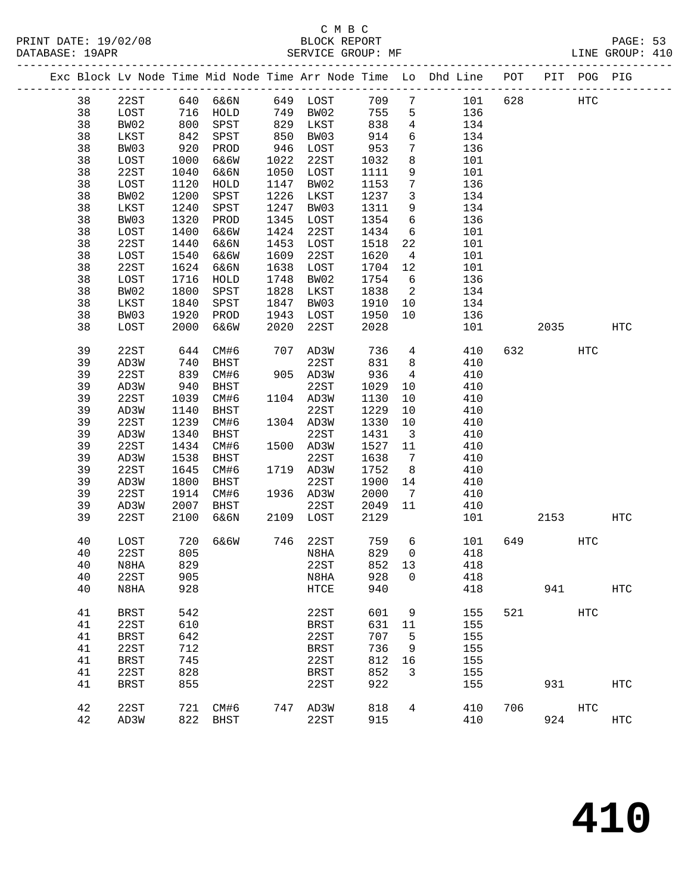C M B C

BLOCK REPORT

SERVICE GROUP: MF

PRINT DATE: 19/02/08
DATABASE: 19APR
LINE GROUP: 410

| Exc | Block | Lv Node | Time | Mid Node | Time | Arr Node | Time | Lo | Dhd Line | POT | PIT | POG | PIG |
|---|---|---|---|---|---|---|---|---|---|---|---|---|---|
| | 38 | 22ST | 640 | 6&6N | 649 | LOST | 709 | 7 | 101 | 628 | | HTC | |
| | 38 | LOST | 716 | HOLD | 749 | BW02 | 755 | 5 | 136 | | | | |
| | 38 | BW02 | 800 | SPST | 829 | LKST | 838 | 4 | 134 | | | | |
| | 38 | LKST | 842 | SPST | 850 | BW03 | 914 | 6 | 134 | | | | |
| | 38 | BW03 | 920 | PROD | 946 | LOST | 953 | 7 | 136 | | | | |
| | 38 | LOST | 1000 | 6&6W | 1022 | 22ST | 1032 | 8 | 101 | | | | |
| | 38 | 22ST | 1040 | 6&6N | 1050 | LOST | 1111 | 9 | 101 | | | | |
| | 38 | LOST | 1120 | HOLD | 1147 | BW02 | 1153 | 7 | 136 | | | | |
| | 38 | BW02 | 1200 | SPST | 1226 | LKST | 1237 | 3 | 134 | | | | |
| | 38 | LKST | 1240 | SPST | 1247 | BW03 | 1311 | 9 | 134 | | | | |
| | 38 | BW03 | 1320 | PROD | 1345 | LOST | 1354 | 6 | 136 | | | | |
| | 38 | LOST | 1400 | 6&6W | 1424 | 22ST | 1434 | 6 | 101 | | | | |
| | 38 | 22ST | 1440 | 6&6N | 1453 | LOST | 1518 | 22 | 101 | | | | |
| | 38 | LOST | 1540 | 6&6W | 1609 | 22ST | 1620 | 4 | 101 | | | | |
| | 38 | 22ST | 1624 | 6&6N | 1638 | LOST | 1704 | 12 | 101 | | | | |
| | 38 | LOST | 1716 | HOLD | 1748 | BW02 | 1754 | 6 | 136 | | | | |
| | 38 | BW02 | 1800 | SPST | 1828 | LKST | 1838 | 2 | 134 | | | | |
| | 38 | LKST | 1840 | SPST | 1847 | BW03 | 1910 | 10 | 134 | | | | |
| | 38 | BW03 | 1920 | PROD | 1943 | LOST | 1950 | 10 | 136 | | | | |
| | 38 | LOST | 2000 | 6&6W | 2020 | 22ST | 2028 | | 101 | | 2035 | | HTC |
| | 39 | 22ST | 644 | CM#6 | 707 | AD3W | 736 | 4 | 410 | 632 | | HTC | |
| | 39 | AD3W | 740 | BHST | | 22ST | 831 | 8 | 410 | | | | |
| | 39 | 22ST | 839 | CM#6 | 905 | AD3W | 936 | 4 | 410 | | | | |
| | 39 | AD3W | 940 | BHST | | 22ST | 1029 | 10 | 410 | | | | |
| | 39 | 22ST | 1039 | CM#6 | 1104 | AD3W | 1130 | 10 | 410 | | | | |
| | 39 | AD3W | 1140 | BHST | | 22ST | 1229 | 10 | 410 | | | | |
| | 39 | 22ST | 1239 | CM#6 | 1304 | AD3W | 1330 | 10 | 410 | | | | |
| | 39 | AD3W | 1340 | BHST | | 22ST | 1431 | 3 | 410 | | | | |
| | 39 | 22ST | 1434 | CM#6 | 1500 | AD3W | 1527 | 11 | 410 | | | | |
| | 39 | AD3W | 1538 | BHST | | 22ST | 1638 | 7 | 410 | | | | |
| | 39 | 22ST | 1645 | CM#6 | 1719 | AD3W | 1752 | 8 | 410 | | | | |
| | 39 | AD3W | 1800 | BHST | | 22ST | 1900 | 14 | 410 | | | | |
| | 39 | 22ST | 1914 | CM#6 | 1936 | AD3W | 2000 | 7 | 410 | | | | |
| | 39 | AD3W | 2007 | BHST | | 22ST | 2049 | 11 | 410 | | | | |
| | 39 | 22ST | 2100 | 6&6N | 2109 | LOST | 2129 | | 101 | | 2153 | | HTC |
| | 40 | LOST | 720 | 6&6W | 746 | 22ST | 759 | 6 | 101 | 649 | | HTC | |
| | 40 | 22ST | 805 | | | N8HA | 829 | 0 | 418 | | | | |
| | 40 | N8HA | 829 | | | 22ST | 852 | 13 | 418 | | | | |
| | 40 | 22ST | 905 | | | N8HA | 928 | 0 | 418 | | | | |
| | 40 | N8HA | 928 | | | HTCE | 940 | | 418 | | 941 | | HTC |
| | 41 | BRST | 542 | | | 22ST | 601 | 9 | 155 | 521 | | HTC | |
| | 41 | 22ST | 610 | | | BRST | 631 | 11 | 155 | | | | |
| | 41 | BRST | 642 | | | 22ST | 707 | 5 | 155 | | | | |
| | 41 | 22ST | 712 | | | BRST | 736 | 9 | 155 | | | | |
| | 41 | BRST | 745 | | | 22ST | 812 | 16 | 155 | | | | |
| | 41 | 22ST | 828 | | | BRST | 852 | 3 | 155 | | | | |
| | 41 | BRST | 855 | | | 22ST | 922 | | 155 | | 931 | | HTC |
| | 42 | 22ST | 721 | CM#6 | 747 | AD3W | 818 | 4 | 410 | 706 | | HTC | |
| | 42 | AD3W | 822 | BHST | | 22ST | 915 | | 410 | | 924 | | HTC |

# 410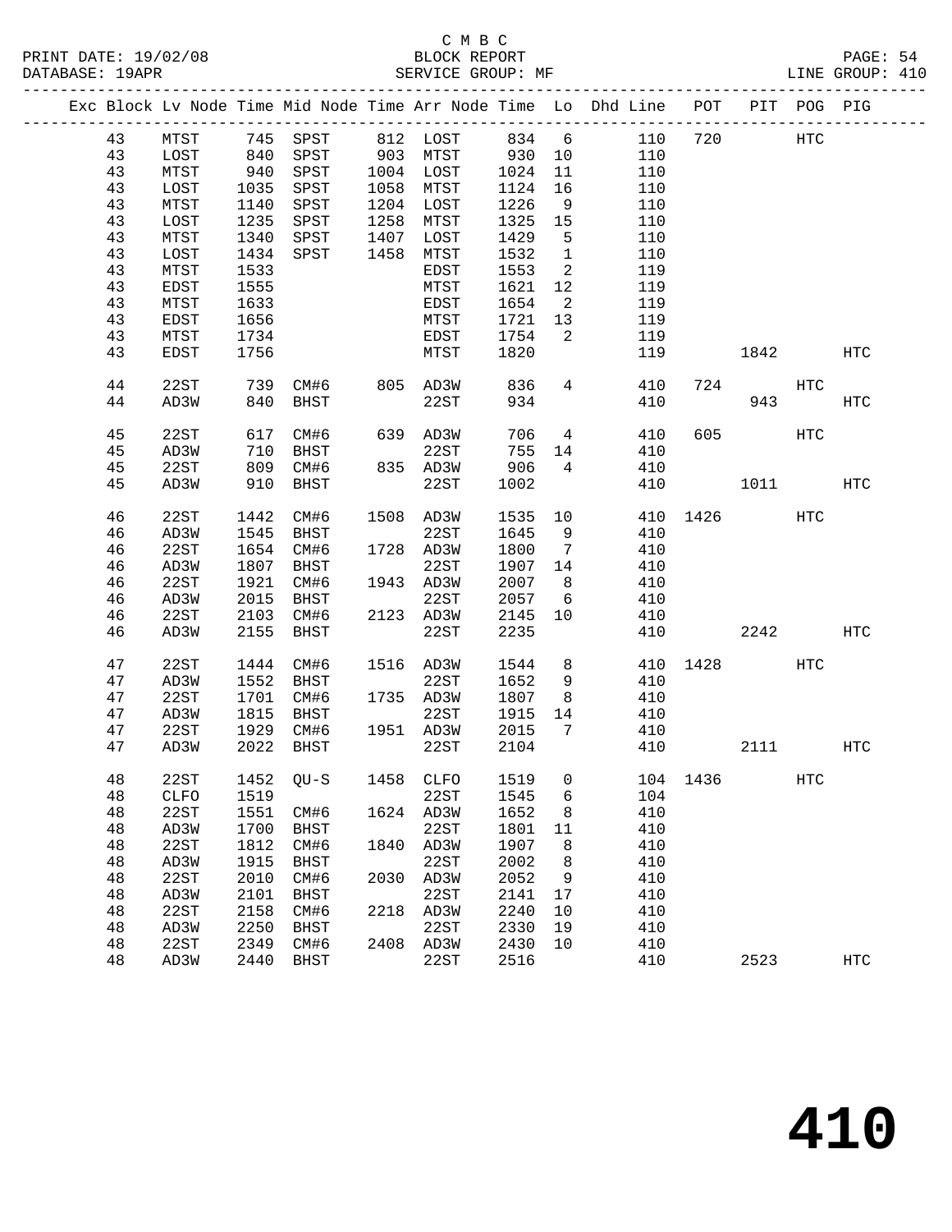C M B C
BLOCK REPORT
SERVICE GROUP: MF

PRINT DATE: 19/02/08
DATABASE: 19APR

LINE GROUP: 410

| Exc | Block | Lv Node | Time | Mid Node | Time | Arr Node | Time | Lo | Dhd Line | POT | PIT | POG | PIG |
|---|---|---|---|---|---|---|---|---|---|---|---|---|---|
| | 43 | MTST | 745 | SPST | 812 | LOST | 834 | 6 | 110 | 720 | | HTC | |
| | 43 | LOST | 840 | SPST | 903 | MTST | 930 | 10 | 110 | | | | |
| | 43 | MTST | 940 | SPST | 1004 | LOST | 1024 | 11 | 110 | | | | |
| | 43 | LOST | 1035 | SPST | 1058 | MTST | 1124 | 16 | 110 | | | | |
| | 43 | MTST | 1140 | SPST | 1204 | LOST | 1226 | 9 | 110 | | | | |
| | 43 | LOST | 1235 | SPST | 1258 | MTST | 1325 | 15 | 110 | | | | |
| | 43 | MTST | 1340 | SPST | 1407 | LOST | 1429 | 5 | 110 | | | | |
| | 43 | LOST | 1434 | SPST | 1458 | MTST | 1532 | 1 | 110 | | | | |
| | 43 | MTST | 1533 | | | EDST | 1553 | 2 | 119 | | | | |
| | 43 | EDST | 1555 | | | MTST | 1621 | 12 | 119 | | | | |
| | 43 | MTST | 1633 | | | EDST | 1654 | 2 | 119 | | | | |
| | 43 | EDST | 1656 | | | MTST | 1721 | 13 | 119 | | | | |
| | 43 | MTST | 1734 | | | EDST | 1754 | 2 | 119 | | | | |
| | 43 | EDST | 1756 | | | MTST | 1820 | | 119 | | 1842 | | HTC |
| | 44 | 22ST | 739 | CM#6 | 805 | AD3W | 836 | 4 | 410 | 724 | | HTC | |
| | 44 | AD3W | 840 | BHST | | 22ST | 934 | | 410 | | 943 | | HTC |
| | 45 | 22ST | 617 | CM#6 | 639 | AD3W | 706 | 4 | 410 | 605 | | HTC | |
| | 45 | AD3W | 710 | BHST | | 22ST | 755 | 14 | 410 | | | | |
| | 45 | 22ST | 809 | CM#6 | 835 | AD3W | 906 | 4 | 410 | | | | |
| | 45 | AD3W | 910 | BHST | | 22ST | 1002 | | 410 | | 1011 | | HTC |
| | 46 | 22ST | 1442 | CM#6 | 1508 | AD3W | 1535 | 10 | 410 | 1426 | | HTC | |
| | 46 | AD3W | 1545 | BHST | | 22ST | 1645 | 9 | 410 | | | | |
| | 46 | 22ST | 1654 | CM#6 | 1728 | AD3W | 1800 | 7 | 410 | | | | |
| | 46 | AD3W | 1807 | BHST | | 22ST | 1907 | 14 | 410 | | | | |
| | 46 | 22ST | 1921 | CM#6 | 1943 | AD3W | 2007 | 8 | 410 | | | | |
| | 46 | AD3W | 2015 | BHST | | 22ST | 2057 | 6 | 410 | | | | |
| | 46 | 22ST | 2103 | CM#6 | 2123 | AD3W | 2145 | 10 | 410 | | | | |
| | 46 | AD3W | 2155 | BHST | | 22ST | 2235 | | 410 | | 2242 | | HTC |
| | 47 | 22ST | 1444 | CM#6 | 1516 | AD3W | 1544 | 8 | 410 | 1428 | | HTC | |
| | 47 | AD3W | 1552 | BHST | | 22ST | 1652 | 9 | 410 | | | | |
| | 47 | 22ST | 1701 | CM#6 | 1735 | AD3W | 1807 | 8 | 410 | | | | |
| | 47 | AD3W | 1815 | BHST | | 22ST | 1915 | 14 | 410 | | | | |
| | 47 | 22ST | 1929 | CM#6 | 1951 | AD3W | 2015 | 7 | 410 | | | | |
| | 47 | AD3W | 2022 | BHST | | 22ST | 2104 | | 410 | | 2111 | | HTC |
| | 48 | 22ST | 1452 | QU-S | 1458 | CLFO | 1519 | 0 | 104 | 1436 | | HTC | |
| | 48 | CLFO | 1519 | | | 22ST | 1545 | 6 | 104 | | | | |
| | 48 | 22ST | 1551 | CM#6 | 1624 | AD3W | 1652 | 8 | 410 | | | | |
| | 48 | AD3W | 1700 | BHST | | 22ST | 1801 | 11 | 410 | | | | |
| | 48 | 22ST | 1812 | CM#6 | 1840 | AD3W | 1907 | 8 | 410 | | | | |
| | 48 | AD3W | 1915 | BHST | | 22ST | 2002 | 8 | 410 | | | | |
| | 48 | 22ST | 2010 | CM#6 | 2030 | AD3W | 2052 | 9 | 410 | | | | |
| | 48 | AD3W | 2101 | BHST | | 22ST | 2141 | 17 | 410 | | | | |
| | 48 | 22ST | 2158 | CM#6 | 2218 | AD3W | 2240 | 10 | 410 | | | | |
| | 48 | AD3W | 2250 | BHST | | 22ST | 2330 | 19 | 410 | | | | |
| | 48 | 22ST | 2349 | CM#6 | 2408 | AD3W | 2430 | 10 | 410 | | | | |
| | 48 | AD3W | 2440 | BHST | | 22ST | 2516 | | 410 | | 2523 | | HTC |

# 410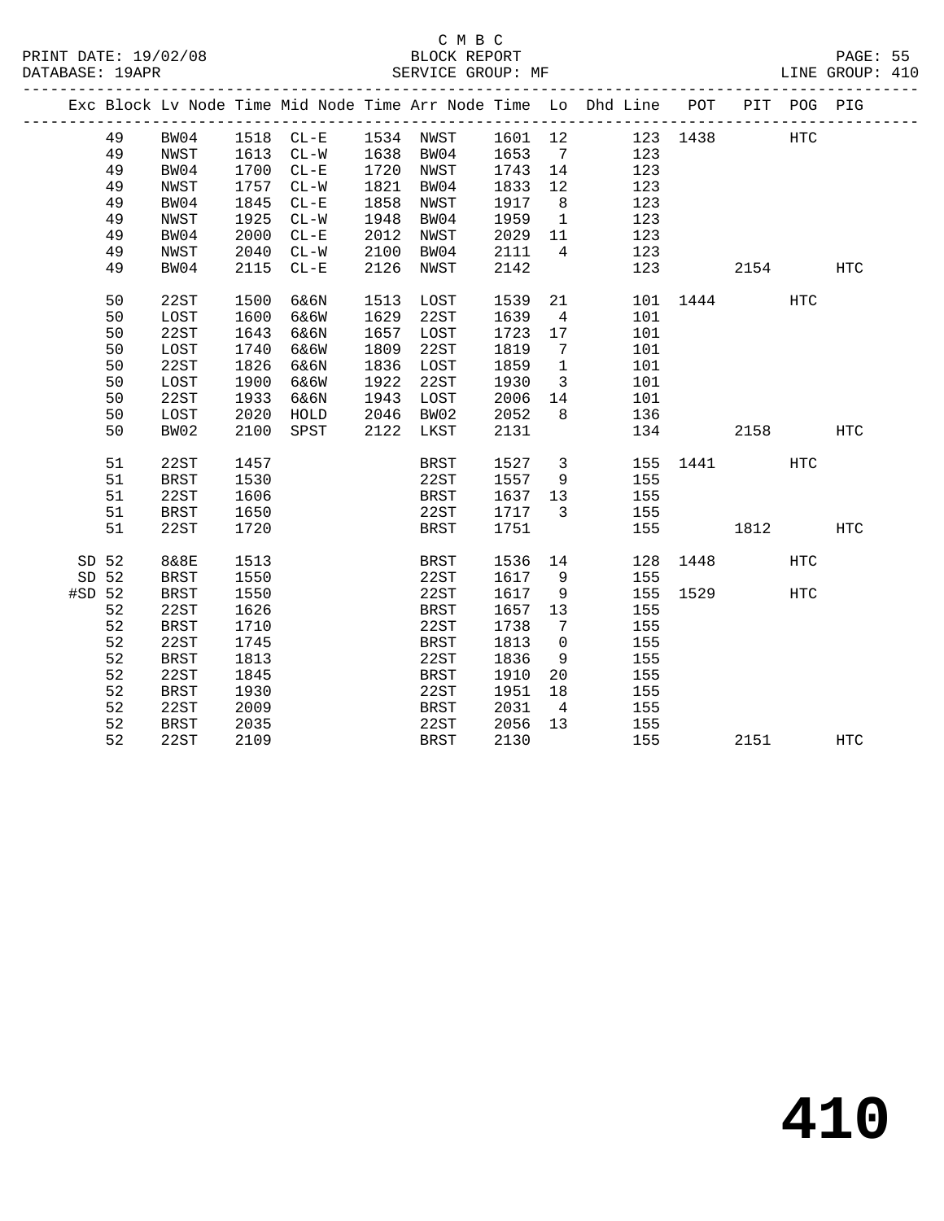C M B C

BLOCK REPORT

PRINT DATE: 19/02/08 DATABASE: 19APR SERVICE GROUP: MF LINE GROUP: 410

| Exc | Block | Lv Node | Time | Mid Node | Time | Arr Node | Time | Lo | Dhd Line | POT | PIT | POG | PIG |
|---|---|---|---|---|---|---|---|---|---|---|---|---|---|
| | 49 | BW04 | 1518 | CL-E | 1534 | NWST | 1601 | 12 | 123 | 1438 | | HTC | |
| | 49 | NWST | 1613 | CL-W | 1638 | BW04 | 1653 | 7 | 123 | | | | |
| | 49 | BW04 | 1700 | CL-E | 1720 | NWST | 1743 | 14 | 123 | | | | |
| | 49 | NWST | 1757 | CL-W | 1821 | BW04 | 1833 | 12 | 123 | | | | |
| | 49 | BW04 | 1845 | CL-E | 1858 | NWST | 1917 | 8 | 123 | | | | |
| | 49 | NWST | 1925 | CL-W | 1948 | BW04 | 1959 | 1 | 123 | | | | |
| | 49 | BW04 | 2000 | CL-E | 2012 | NWST | 2029 | 11 | 123 | | | | |
| | 49 | NWST | 2040 | CL-W | 2100 | BW04 | 2111 | 4 | 123 | | | | |
| | 49 | BW04 | 2115 | CL-E | 2126 | NWST | 2142 | | 123 | | 2154 | | HTC |
| | 50 | 22ST | 1500 | 6&6N | 1513 | LOST | 1539 | 21 | 101 | 1444 | | HTC | |
| | 50 | LOST | 1600 | 6&6W | 1629 | 22ST | 1639 | 4 | 101 | | | | |
| | 50 | 22ST | 1643 | 6&6N | 1657 | LOST | 1723 | 17 | 101 | | | | |
| | 50 | LOST | 1740 | 6&6W | 1809 | 22ST | 1819 | 7 | 101 | | | | |
| | 50 | 22ST | 1826 | 6&6N | 1836 | LOST | 1859 | 1 | 101 | | | | |
| | 50 | LOST | 1900 | 6&6W | 1922 | 22ST | 1930 | 3 | 101 | | | | |
| | 50 | 22ST | 1933 | 6&6N | 1943 | LOST | 2006 | 14 | 101 | | | | |
| | 50 | LOST | 2020 | HOLD | 2046 | BW02 | 2052 | 8 | 136 | | | | |
| | 50 | BW02 | 2100 | SPST | 2122 | LKST | 2131 | | 134 | | 2158 | | HTC |
| | 51 | 22ST | 1457 | | | BRST | 1527 | 3 | 155 | 1441 | | HTC | |
| | 51 | BRST | 1530 | | | 22ST | 1557 | 9 | 155 | | | | |
| | 51 | 22ST | 1606 | | | BRST | 1637 | 13 | 155 | | | | |
| | 51 | BRST | 1650 | | | 22ST | 1717 | 3 | 155 | | | | |
| | 51 | 22ST | 1720 | | | BRST | 1751 | | 155 | | 1812 | | HTC |
| SD | 52 | 8&8E | 1513 | | | BRST | 1536 | 14 | 128 | 1448 | | HTC | |
| SD | 52 | BRST | 1550 | | | 22ST | 1617 | 9 | 155 | | | | |
| #SD | 52 | BRST | 1550 | | | 22ST | 1617 | 9 | 155 | 1529 | | HTC | |
| | 52 | 22ST | 1626 | | | BRST | 1657 | 13 | 155 | | | | |
| | 52 | BRST | 1710 | | | 22ST | 1738 | 7 | 155 | | | | |
| | 52 | 22ST | 1745 | | | BRST | 1813 | 0 | 155 | | | | |
| | 52 | BRST | 1813 | | | 22ST | 1836 | 9 | 155 | | | | |
| | 52 | 22ST | 1845 | | | BRST | 1910 | 20 | 155 | | | | |
| | 52 | BRST | 1930 | | | 22ST | 1951 | 18 | 155 | | | | |
| | 52 | 22ST | 2009 | | | BRST | 2031 | 4 | 155 | | | | |
| | 52 | BRST | 2035 | | | 22ST | 2056 | 13 | 155 | | | | |
| | 52 | 22ST | 2109 | | | BRST | 2130 | | 155 | | 2151 | | HTC |

# 410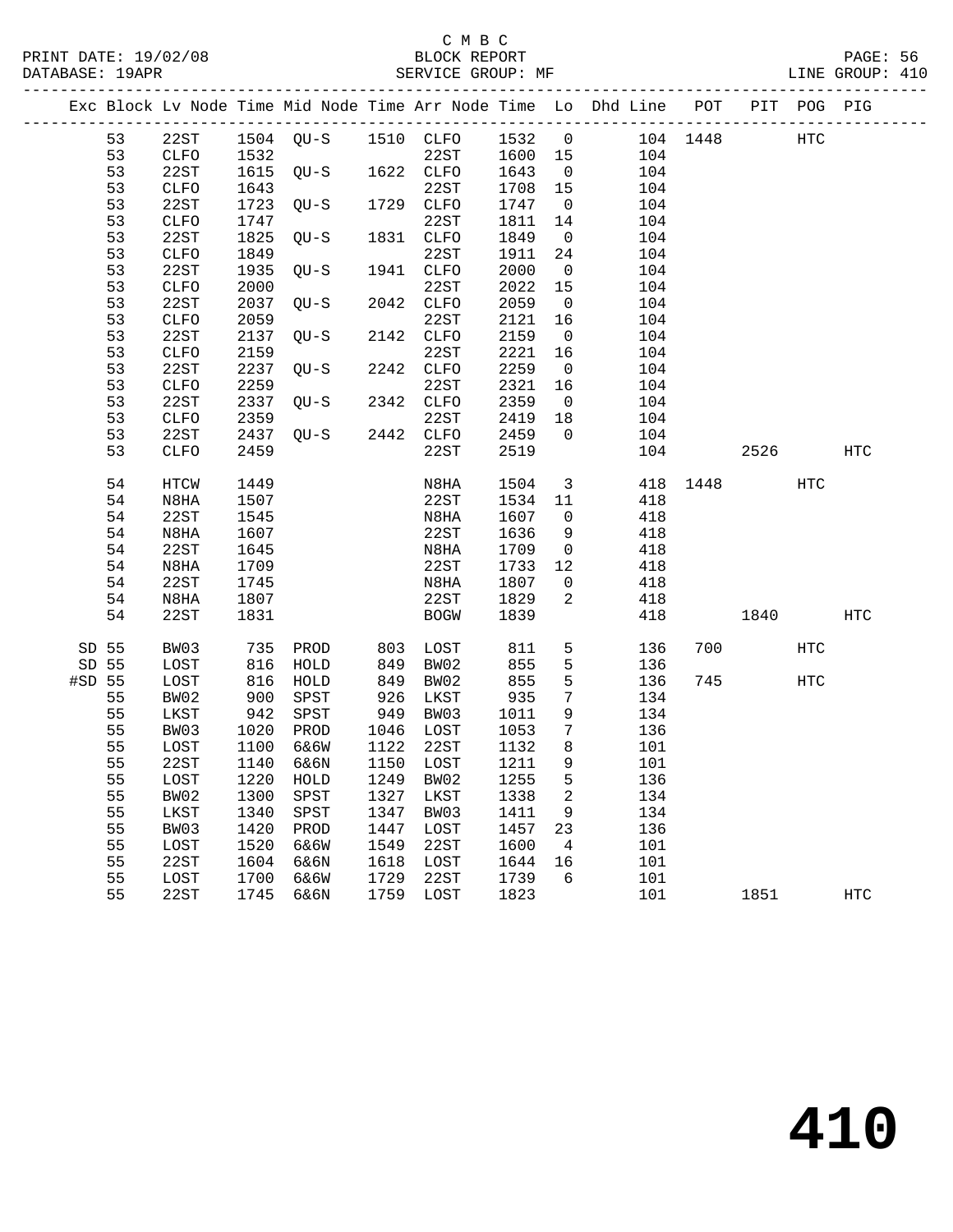C M B C
BLOCK REPORT
SERVICE GROUP: MF

PRINT DATE: 19/02/08
DATABASE: 19APR
LINE GROUP: 410

| Exc | Block | Lv Node | Time | Mid Node | Time | Arr Node | Time | Lo | Dhd Line | POT | PIT | POG | PIG |
|---|---|---|---|---|---|---|---|---|---|---|---|---|---|
| | 53 | 22ST | 1504 | QU-S | 1510 | CLFO | 1532 | 0 | 104 | 1448 | | HTC | |
| | 53 | CLFO | 1532 | | | 22ST | 1600 | 15 | 104 | | | | |
| | 53 | 22ST | 1615 | QU-S | 1622 | CLFO | 1643 | 0 | 104 | | | | |
| | 53 | CLFO | 1643 | | | 22ST | 1708 | 15 | 104 | | | | |
| | 53 | 22ST | 1723 | QU-S | 1729 | CLFO | 1747 | 0 | 104 | | | | |
| | 53 | CLFO | 1747 | | | 22ST | 1811 | 14 | 104 | | | | |
| | 53 | 22ST | 1825 | QU-S | 1831 | CLFO | 1849 | 0 | 104 | | | | |
| | 53 | CLFO | 1849 | | | 22ST | 1911 | 24 | 104 | | | | |
| | 53 | 22ST | 1935 | QU-S | 1941 | CLFO | 2000 | 0 | 104 | | | | |
| | 53 | CLFO | 2000 | | | 22ST | 2022 | 15 | 104 | | | | |
| | 53 | 22ST | 2037 | QU-S | 2042 | CLFO | 2059 | 0 | 104 | | | | |
| | 53 | CLFO | 2059 | | | 22ST | 2121 | 16 | 104 | | | | |
| | 53 | 22ST | 2137 | QU-S | 2142 | CLFO | 2159 | 0 | 104 | | | | |
| | 53 | CLFO | 2159 | | | 22ST | 2221 | 16 | 104 | | | | |
| | 53 | 22ST | 2237 | QU-S | 2242 | CLFO | 2259 | 0 | 104 | | | | |
| | 53 | CLFO | 2259 | | | 22ST | 2321 | 16 | 104 | | | | |
| | 53 | 22ST | 2337 | QU-S | 2342 | CLFO | 2359 | 0 | 104 | | | | |
| | 53 | CLFO | 2359 | | | 22ST | 2419 | 18 | 104 | | | | |
| | 53 | 22ST | 2437 | QU-S | 2442 | CLFO | 2459 | 0 | 104 | | | | |
| | 53 | CLFO | 2459 | | | 22ST | 2519 | | 104 | | 2526 | | HTC |
| | 54 | HTCW | 1449 | | | N8HA | 1504 | 3 | 418 | 1448 | | HTC | |
| | 54 | N8HA | 1507 | | | 22ST | 1534 | 11 | 418 | | | | |
| | 54 | 22ST | 1545 | | | N8HA | 1607 | 0 | 418 | | | | |
| | 54 | N8HA | 1607 | | | 22ST | 1636 | 9 | 418 | | | | |
| | 54 | 22ST | 1645 | | | N8HA | 1709 | 0 | 418 | | | | |
| | 54 | N8HA | 1709 | | | 22ST | 1733 | 12 | 418 | | | | |
| | 54 | 22ST | 1745 | | | N8HA | 1807 | 0 | 418 | | | | |
| | 54 | N8HA | 1807 | | | 22ST | 1829 | 2 | 418 | | | | |
| | 54 | 22ST | 1831 | | | BOGW | 1839 | | 418 | | 1840 | | HTC |
| SD | 55 | BW03 | 735 | PROD | 803 | LOST | 811 | 5 | 136 | 700 | | HTC | |
| SD | 55 | LOST | 816 | HOLD | 849 | BW02 | 855 | 5 | 136 | | | | |
| #SD | 55 | LOST | 816 | HOLD | 849 | BW02 | 855 | 5 | 136 | 745 | | HTC | |
| | 55 | BW02 | 900 | SPST | 926 | LKST | 935 | 7 | 134 | | | | |
| | 55 | LKST | 942 | SPST | 949 | BW03 | 1011 | 9 | 134 | | | | |
| | 55 | BW03 | 1020 | PROD | 1046 | LOST | 1053 | 7 | 136 | | | | |
| | 55 | LOST | 1100 | 6&6W | 1122 | 22ST | 1132 | 8 | 101 | | | | |
| | 55 | 22ST | 1140 | 6&6N | 1150 | LOST | 1211 | 9 | 101 | | | | |
| | 55 | LOST | 1220 | HOLD | 1249 | BW02 | 1255 | 5 | 136 | | | | |
| | 55 | BW02 | 1300 | SPST | 1327 | LKST | 1338 | 2 | 134 | | | | |
| | 55 | LKST | 1340 | SPST | 1347 | BW03 | 1411 | 9 | 134 | | | | |
| | 55 | BW03 | 1420 | PROD | 1447 | LOST | 1457 | 23 | 136 | | | | |
| | 55 | LOST | 1520 | 6&6W | 1549 | 22ST | 1600 | 4 | 101 | | | | |
| | 55 | 22ST | 1604 | 6&6N | 1618 | LOST | 1644 | 16 | 101 | | | | |
| | 55 | LOST | 1700 | 6&6W | 1729 | 22ST | 1739 | 6 | 101 | | | | |
| | 55 | 22ST | 1745 | 6&6N | 1759 | LOST | 1823 | | 101 | | 1851 | | HTC |

**410**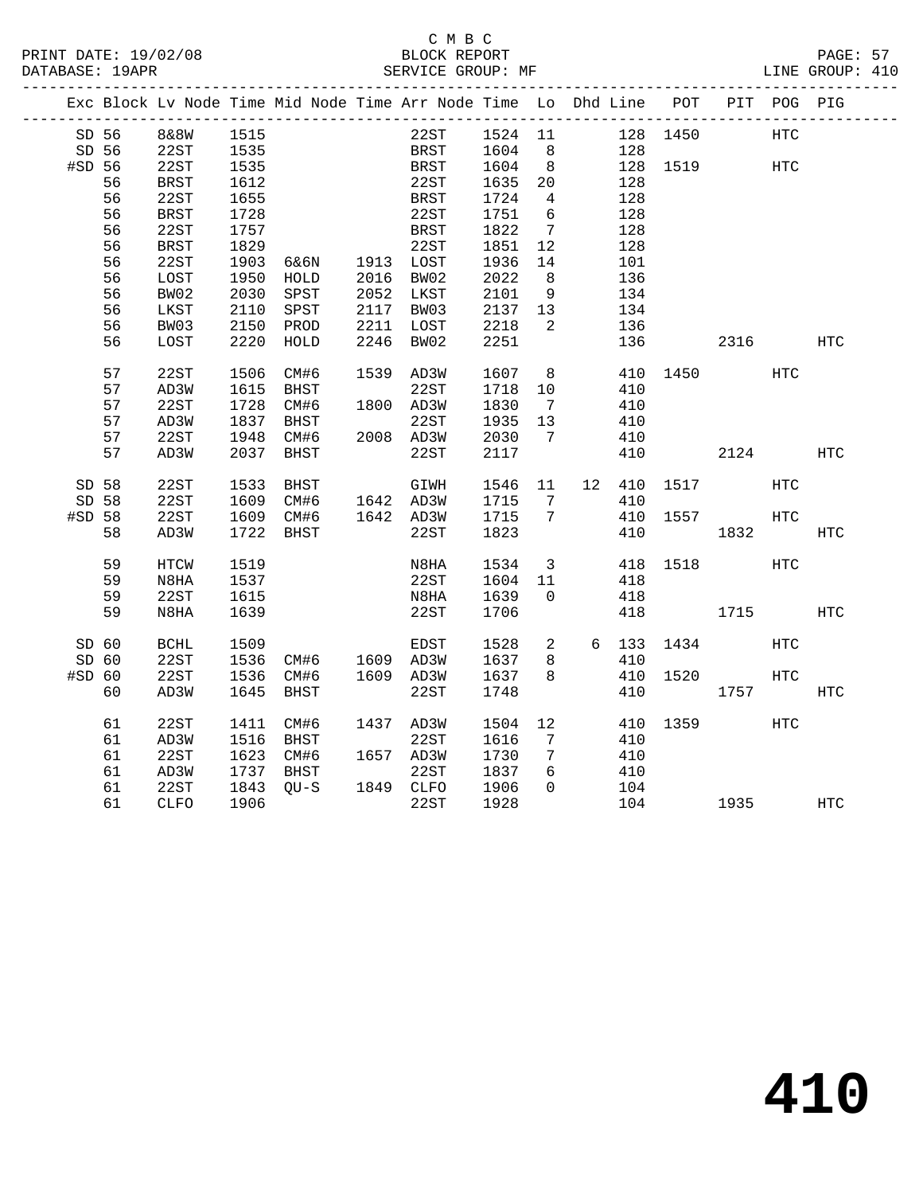C M B C

BLOCK REPORT

SERVICE GROUP: MF

LINE GROUP: 410

| Exc | Block | Lv Node | Time | Mid Node | Time | Arr Node | Time | Lo | Dhd | Line | POT | PIT | POG | PIG |
|---|---|---|---|---|---|---|---|---|---|---|---|---|---|---|
| SD | 56 | 8&8W | 1515 | | | 22ST | 1524 | 11 | | 128 | 1450 | | HTC | |
| SD | 56 | 22ST | 1535 | | | BRST | 1604 | 8 | | 128 | | | | |
| #SD | 56 | 22ST | 1535 | | | BRST | 1604 | 8 | | 128 | 1519 | | HTC | |
| | 56 | BRST | 1612 | | | 22ST | 1635 | 20 | | 128 | | | | |
| | 56 | 22ST | 1655 | | | BRST | 1724 | 4 | | 128 | | | | |
| | 56 | BRST | 1728 | | | 22ST | 1751 | 6 | | 128 | | | | |
| | 56 | 22ST | 1757 | | | BRST | 1822 | 7 | | 128 | | | | |
| | 56 | BRST | 1829 | | | 22ST | 1851 | 12 | | 128 | | | | |
| | 56 | 22ST | 1903 | 6&6N | 1913 | LOST | 1936 | 14 | | 101 | | | | |
| | 56 | LOST | 1950 | HOLD | 2016 | BW02 | 2022 | 8 | | 136 | | | | |
| | 56 | BW02 | 2030 | SPST | 2052 | LKST | 2101 | 9 | | 134 | | | | |
| | 56 | LKST | 2110 | SPST | 2117 | BW03 | 2137 | 13 | | 134 | | | | |
| | 56 | BW03 | 2150 | PROD | 2211 | LOST | 2218 | 2 | | 136 | | | | |
| | 56 | LOST | 2220 | HOLD | 2246 | BW02 | 2251 | | | 136 | | 2316 | | HTC |
| | 57 | 22ST | 1506 | CM#6 | 1539 | AD3W | 1607 | 8 | | 410 | 1450 | | HTC | |
| | 57 | AD3W | 1615 | BHST | | 22ST | 1718 | 10 | | 410 | | | | |
| | 57 | 22ST | 1728 | CM#6 | 1800 | AD3W | 1830 | 7 | | 410 | | | | |
| | 57 | AD3W | 1837 | BHST | | 22ST | 1935 | 13 | | 410 | | | | |
| | 57 | 22ST | 1948 | CM#6 | 2008 | AD3W | 2030 | 7 | | 410 | | | | |
| | 57 | AD3W | 2037 | BHST | | 22ST | 2117 | | | 410 | | 2124 | | HTC |
| SD | 58 | 22ST | 1533 | BHST | | GIWH | 1546 | 11 | 12 | 410 | 1517 | | HTC | |
| SD | 58 | 22ST | 1609 | CM#6 | 1642 | AD3W | 1715 | 7 | | 410 | | | | |
| #SD | 58 | 22ST | 1609 | CM#6 | 1642 | AD3W | 1715 | 7 | | 410 | 1557 | | HTC | |
| | 58 | AD3W | 1722 | BHST | | 22ST | 1823 | | | 410 | | 1832 | | HTC |
| | 59 | HTCW | 1519 | | | N8HA | 1534 | 3 | | 418 | 1518 | | HTC | |
| | 59 | N8HA | 1537 | | | 22ST | 1604 | 11 | | 418 | | | | |
| | 59 | 22ST | 1615 | | | N8HA | 1639 | 0 | | 418 | | | | |
| | 59 | N8HA | 1639 | | | 22ST | 1706 | | | 418 | | 1715 | | HTC |
| SD | 60 | BCHL | 1509 | | | EDST | 1528 | 2 | 6 | 133 | 1434 | | HTC | |
| SD | 60 | 22ST | 1536 | CM#6 | 1609 | AD3W | 1637 | 8 | | 410 | | | | |
| #SD | 60 | 22ST | 1536 | CM#6 | 1609 | AD3W | 1637 | 8 | | 410 | 1520 | | HTC | |
| | 60 | AD3W | 1645 | BHST | | 22ST | 1748 | | | 410 | | 1757 | | HTC |
| | 61 | 22ST | 1411 | CM#6 | 1437 | AD3W | 1504 | 12 | | 410 | 1359 | | HTC | |
| | 61 | AD3W | 1516 | BHST | | 22ST | 1616 | 7 | | 410 | | | | |
| | 61 | 22ST | 1623 | CM#6 | 1657 | AD3W | 1730 | 7 | | 410 | | | | |
| | 61 | AD3W | 1737 | BHST | | 22ST | 1837 | 6 | | 410 | | | | |
| | 61 | 22ST | 1843 | QU-S | 1849 | CLFO | 1906 | 0 | | 104 | | | | |
| | 61 | CLFO | 1906 | | | 22ST | 1928 | | | 104 | | 1935 | | HTC |

**410**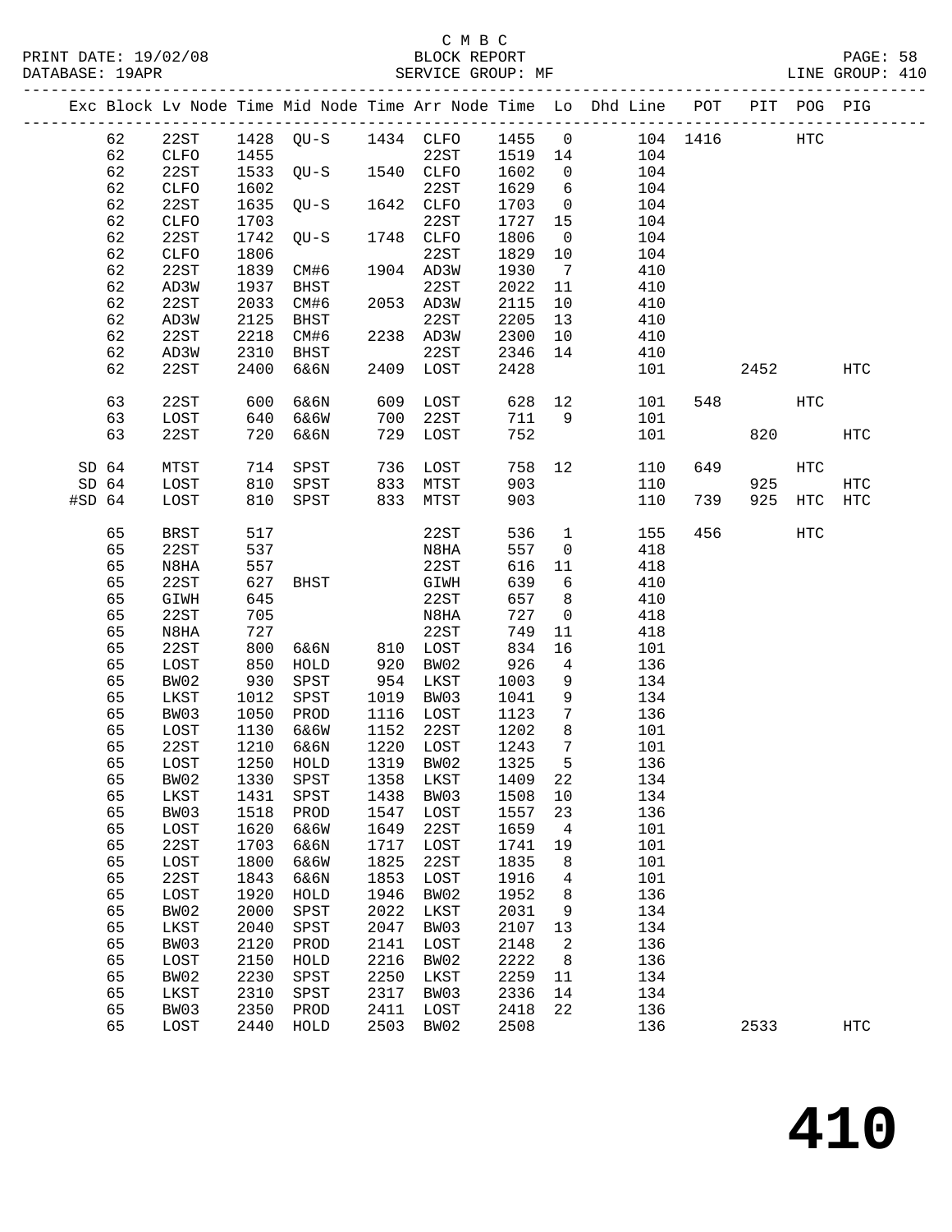C M B C

PRINT DATE: 19/02/08 BLOCK REPORT

DATABASE: 19APR SERVICE GROUP: MF LINE GROUP: 410

| Exc | Block | Lv | Node | Time | Mid Node | Time | Arr Node | Time | Lo | Dhd Line | POT | PIT | POG | PIG |
|---|---|---|---|---|---|---|---|---|---|---|---|---|---|---|
| | 62 | | 22ST | 1428 | QU-S | 1434 | CLFO | 1455 | 0 | 104 | 1416 | | HTC | |
| | 62 | | CLFO | 1455 | | | 22ST | 1519 | 14 | 104 | | | | |
| | 62 | | 22ST | 1533 | QU-S | 1540 | CLFO | 1602 | 0 | 104 | | | | |
| | 62 | | CLFO | 1602 | | | 22ST | 1629 | 6 | 104 | | | | |
| | 62 | | 22ST | 1635 | QU-S | 1642 | CLFO | 1703 | 0 | 104 | | | | |
| | 62 | | CLFO | 1703 | | | 22ST | 1727 | 15 | 104 | | | | |
| | 62 | | 22ST | 1742 | QU-S | 1748 | CLFO | 1806 | 0 | 104 | | | | |
| | 62 | | CLFO | 1806 | | | 22ST | 1829 | 10 | 104 | | | | |
| | 62 | | 22ST | 1839 | CM#6 | 1904 | AD3W | 1930 | 7 | 410 | | | | |
| | 62 | | AD3W | 1937 | BHST | | 22ST | 2022 | 11 | 410 | | | | |
| | 62 | | 22ST | 2033 | CM#6 | 2053 | AD3W | 2115 | 10 | 410 | | | | |
| | 62 | | AD3W | 2125 | BHST | | 22ST | 2205 | 13 | 410 | | | | |
| | 62 | | 22ST | 2218 | CM#6 | 2238 | AD3W | 2300 | 10 | 410 | | | | |
| | 62 | | AD3W | 2310 | BHST | | 22ST | 2346 | 14 | 410 | | | | |
| | 62 | | 22ST | 2400 | 6&6N | 2409 | LOST | 2428 | | 101 | | 2452 | | HTC |
| | 63 | | 22ST | 600 | 6&6N | 609 | LOST | 628 | 12 | 101 | 548 | | HTC | |
| | 63 | | LOST | 640 | 6&6W | 700 | 22ST | 711 | 9 | 101 | | | | |
| | 63 | | 22ST | 720 | 6&6N | 729 | LOST | 752 | | 101 | | 820 | | HTC |
| SD | 64 | | MTST | 714 | SPST | 736 | LOST | 758 | 12 | 110 | 649 | | HTC | |
| SD | 64 | | LOST | 810 | SPST | 833 | MTST | 903 | | 110 | | 925 | | HTC |
| #SD | 64 | | LOST | 810 | SPST | 833 | MTST | 903 | | 110 | 739 | 925 | HTC | HTC |
| | 65 | | BRST | 517 | | | 22ST | 536 | 1 | 155 | 456 | | HTC | |
| | 65 | | 22ST | 537 | | | N8HA | 557 | 0 | 418 | | | | |
| | 65 | | N8HA | 557 | | | 22ST | 616 | 11 | 418 | | | | |
| | 65 | | 22ST | 627 | BHST | | GIWH | 639 | 6 | 410 | | | | |
| | 65 | | GIWH | 645 | | | 22ST | 657 | 8 | 410 | | | | |
| | 65 | | 22ST | 705 | | | N8HA | 727 | 0 | 418 | | | | |
| | 65 | | N8HA | 727 | | | 22ST | 749 | 11 | 418 | | | | |
| | 65 | | 22ST | 800 | 6&6N | 810 | LOST | 834 | 16 | 101 | | | | |
| | 65 | | LOST | 850 | HOLD | 920 | BW02 | 926 | 4 | 136 | | | | |
| | 65 | | BW02 | 930 | SPST | 954 | LKST | 1003 | 9 | 134 | | | | |
| | 65 | | LKST | 1012 | SPST | 1019 | BW03 | 1041 | 9 | 134 | | | | |
| | 65 | | BW03 | 1050 | PROD | 1116 | LOST | 1123 | 7 | 136 | | | | |
| | 65 | | LOST | 1130 | 6&6W | 1152 | 22ST | 1202 | 8 | 101 | | | | |
| | 65 | | 22ST | 1210 | 6&6N | 1220 | LOST | 1243 | 7 | 101 | | | | |
| | 65 | | LOST | 1250 | HOLD | 1319 | BW02 | 1325 | 5 | 136 | | | | |
| | 65 | | BW02 | 1330 | SPST | 1358 | LKST | 1409 | 22 | 134 | | | | |
| | 65 | | LKST | 1431 | SPST | 1438 | BW03 | 1508 | 10 | 134 | | | | |
| | 65 | | BW03 | 1518 | PROD | 1547 | LOST | 1557 | 23 | 136 | | | | |
| | 65 | | LOST | 1620 | 6&6W | 1649 | 22ST | 1659 | 4 | 101 | | | | |
| | 65 | | 22ST | 1703 | 6&6N | 1717 | LOST | 1741 | 19 | 101 | | | | |
| | 65 | | LOST | 1800 | 6&6W | 1825 | 22ST | 1835 | 8 | 101 | | | | |
| | 65 | | 22ST | 1843 | 6&6N | 1853 | LOST | 1916 | 4 | 101 | | | | |
| | 65 | | LOST | 1920 | HOLD | 1946 | BW02 | 1952 | 8 | 136 | | | | |
| | 65 | | BW02 | 2000 | SPST | 2022 | LKST | 2031 | 9 | 134 | | | | |
| | 65 | | LKST | 2040 | SPST | 2047 | BW03 | 2107 | 13 | 134 | | | | |
| | 65 | | BW03 | 2120 | PROD | 2141 | LOST | 2148 | 2 | 136 | | | | |
| | 65 | | LOST | 2150 | HOLD | 2216 | BW02 | 2222 | 8 | 136 | | | | |
| | 65 | | BW02 | 2230 | SPST | 2250 | LKST | 2259 | 11 | 134 | | | | |
| | 65 | | LKST | 2310 | SPST | 2317 | BW03 | 2336 | 14 | 134 | | | | |
| | 65 | | BW03 | 2350 | PROD | 2411 | LOST | 2418 | 22 | 136 | | | | |
| | 65 | | LOST | 2440 | HOLD | 2503 | BW02 | 2508 | | 136 | | 2533 | | HTC |

# 410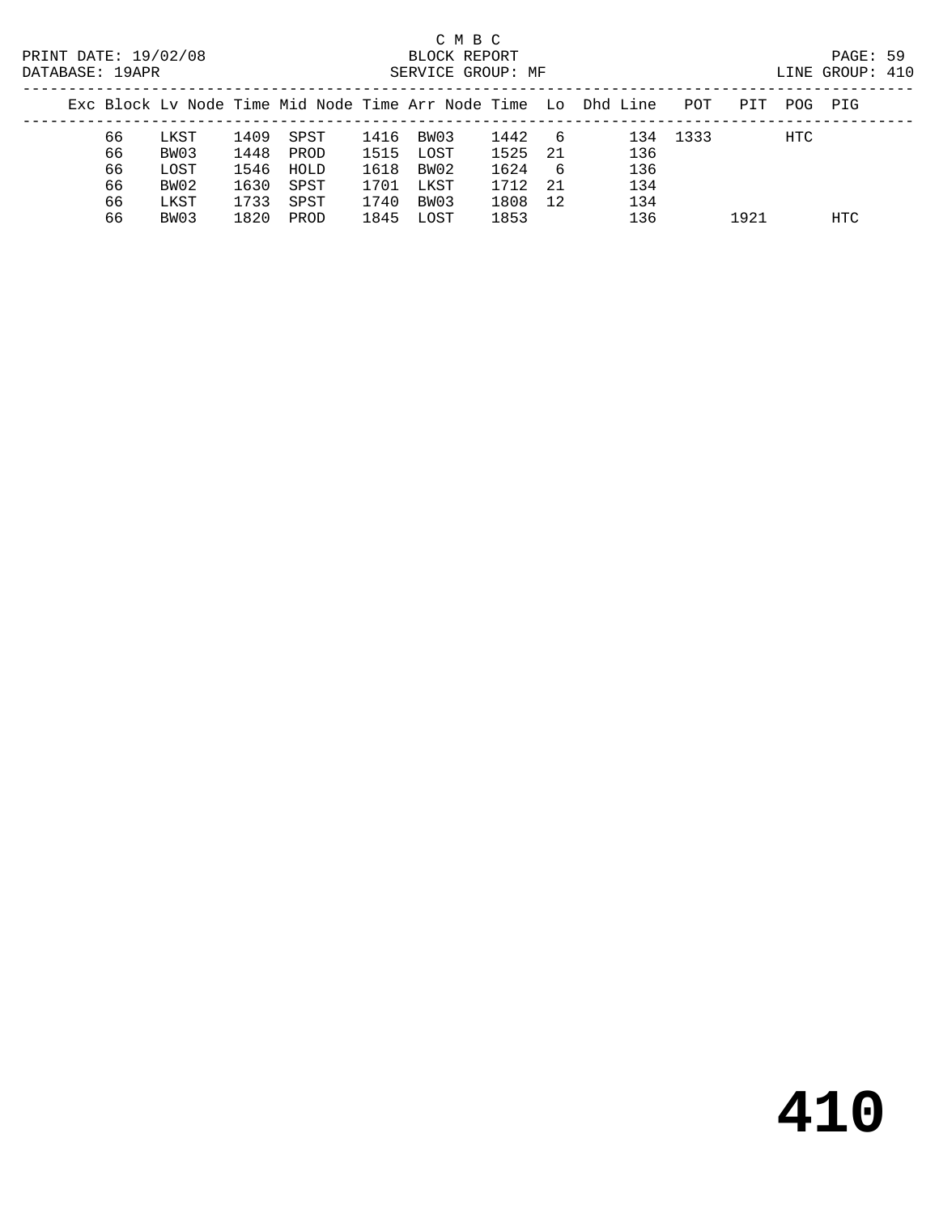C M B C

BLOCK REPORT

SERVICE GROUP: MF

PRINT DATE: 19/02/08

DATABASE: 19APR

LINE GROUP: 410

| Exc | Block | Lv Node | Time | Mid Node | Time | Arr Node | Time | Lo | Dhd | Line | POT | PIT | POG | PIG |
|---|---|---|---|---|---|---|---|---|---|---|---|---|---|---|
| | 66 | LKST | 1409 | SPST | 1416 | BW03 | 1442 | 6 | | 134 | 1333 | | HTC | |
| | 66 | BW03 | 1448 | PROD | 1515 | LOST | 1525 | 21 | | 136 | | | | |
| | 66 | LOST | 1546 | HOLD | 1618 | BW02 | 1624 | 6 | | 136 | | | | |
| | 66 | BW02 | 1630 | SPST | 1701 | LKST | 1712 | 21 | | 134 | | | | |
| | 66 | LKST | 1733 | SPST | 1740 | BW03 | 1808 | 12 | | 134 | | | | |
| | 66 | BW03 | 1820 | PROD | 1845 | LOST | 1853 | | | 136 | | 1921 | | HTC |

# 410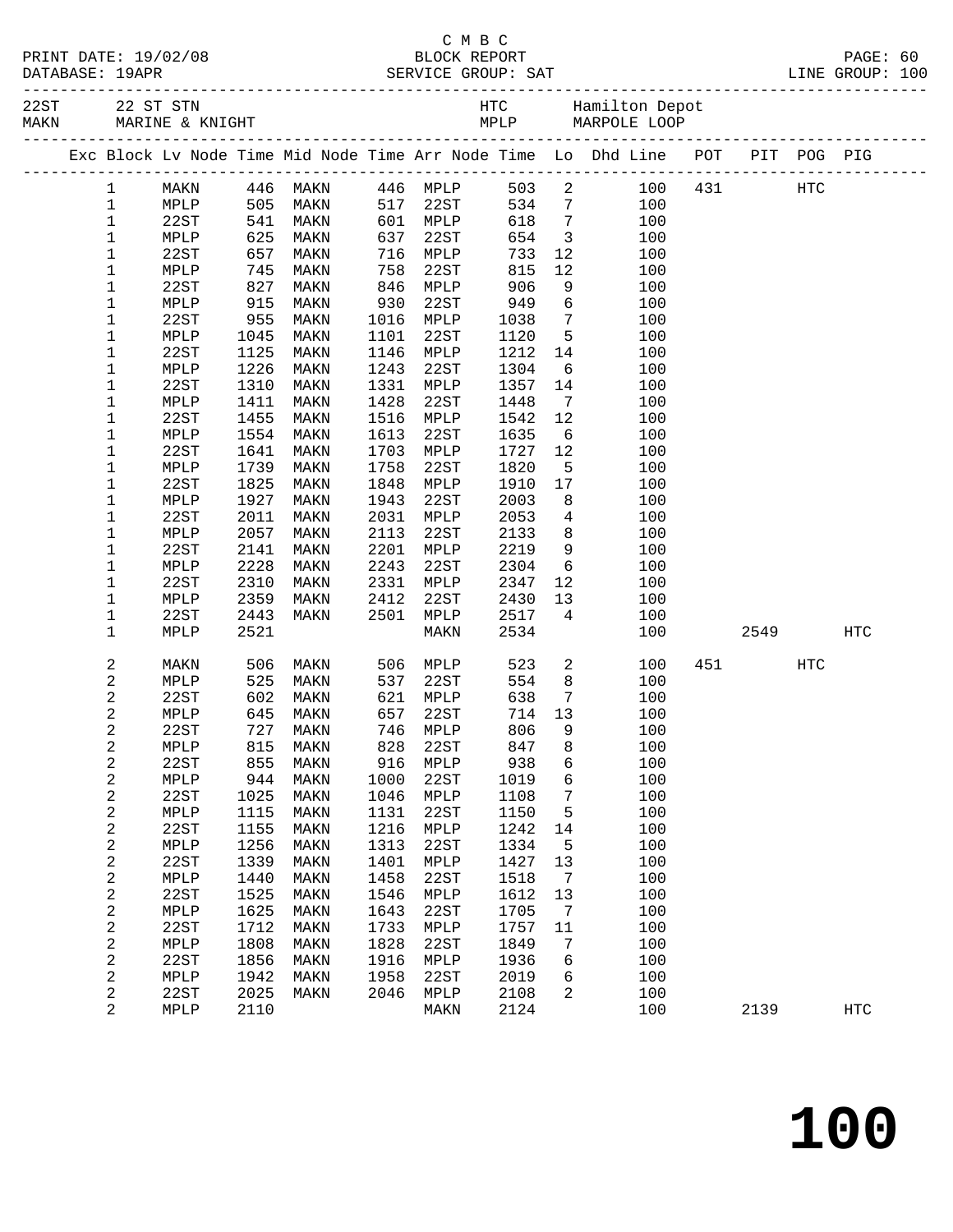C M B C

PRINT DATE: 19/02/08 BLOCK REPORT PAGE: 60
DATABASE: 19APR SERVICE GROUP: SAT LINE GROUP: 100

22ST 22 ST STN HTC Hamilton Depot
MAKN MARINE & KNIGHT MPLP MARPOLE LOOP

| Exc | Block | Lv | Node | Time | Mid Node | Time | Arr Node | Time | Lo | Dhd Line | POT | PIT | POG | PIG |
|---|---|---|---|---|---|---|---|---|---|---|---|---|---|---|
| | 1 | | MAKN | 446 | MAKN | 446 | MPLP | 503 | 2 | 100 | 431 | | HTC | |
| | 1 | | MPLP | 505 | MAKN | 517 | 22ST | 534 | 7 | 100 | | | | |
| | 1 | | 22ST | 541 | MAKN | 601 | MPLP | 618 | 7 | 100 | | | | |
| | 1 | | MPLP | 625 | MAKN | 637 | 22ST | 654 | 3 | 100 | | | | |
| | 1 | | 22ST | 657 | MAKN | 716 | MPLP | 733 | 12 | 100 | | | | |
| | 1 | | MPLP | 745 | MAKN | 758 | 22ST | 815 | 12 | 100 | | | | |
| | 1 | | 22ST | 827 | MAKN | 846 | MPLP | 906 | 9 | 100 | | | | |
| | 1 | | MPLP | 915 | MAKN | 930 | 22ST | 949 | 6 | 100 | | | | |
| | 1 | | 22ST | 955 | MAKN | 1016 | MPLP | 1038 | 7 | 100 | | | | |
| | 1 | | MPLP | 1045 | MAKN | 1101 | 22ST | 1120 | 5 | 100 | | | | |
| | 1 | | 22ST | 1125 | MAKN | 1146 | MPLP | 1212 | 14 | 100 | | | | |
| | 1 | | MPLP | 1226 | MAKN | 1243 | 22ST | 1304 | 6 | 100 | | | | |
| | 1 | | 22ST | 1310 | MAKN | 1331 | MPLP | 1357 | 14 | 100 | | | | |
| | 1 | | MPLP | 1411 | MAKN | 1428 | 22ST | 1448 | 7 | 100 | | | | |
| | 1 | | 22ST | 1455 | MAKN | 1516 | MPLP | 1542 | 12 | 100 | | | | |
| | 1 | | MPLP | 1554 | MAKN | 1613 | 22ST | 1635 | 6 | 100 | | | | |
| | 1 | | 22ST | 1641 | MAKN | 1703 | MPLP | 1727 | 12 | 100 | | | | |
| | 1 | | MPLP | 1739 | MAKN | 1758 | 22ST | 1820 | 5 | 100 | | | | |
| | 1 | | 22ST | 1825 | MAKN | 1848 | MPLP | 1910 | 17 | 100 | | | | |
| | 1 | | MPLP | 1927 | MAKN | 1943 | 22ST | 2003 | 8 | 100 | | | | |
| | 1 | | 22ST | 2011 | MAKN | 2031 | MPLP | 2053 | 4 | 100 | | | | |
| | 1 | | MPLP | 2057 | MAKN | 2113 | 22ST | 2133 | 8 | 100 | | | | |
| | 1 | | 22ST | 2141 | MAKN | 2201 | MPLP | 2219 | 9 | 100 | | | | |
| | 1 | | MPLP | 2228 | MAKN | 2243 | 22ST | 2304 | 6 | 100 | | | | |
| | 1 | | 22ST | 2310 | MAKN | 2331 | MPLP | 2347 | 12 | 100 | | | | |
| | 1 | | MPLP | 2359 | MAKN | 2412 | 22ST | 2430 | 13 | 100 | | | | |
| | 1 | | 22ST | 2443 | MAKN | 2501 | MPLP | 2517 | 4 | 100 | | | | |
| | 1 | | MPLP | 2521 | | | MAKN | 2534 | | 100 | | 2549 | | HTC |
| | 2 | | MAKN | 506 | MAKN | 506 | MPLP | 523 | 2 | 100 | 451 | | HTC | |
| | 2 | | MPLP | 525 | MAKN | 537 | 22ST | 554 | 8 | 100 | | | | |
| | 2 | | 22ST | 602 | MAKN | 621 | MPLP | 638 | 7 | 100 | | | | |
| | 2 | | MPLP | 645 | MAKN | 657 | 22ST | 714 | 13 | 100 | | | | |
| | 2 | | 22ST | 727 | MAKN | 746 | MPLP | 806 | 9 | 100 | | | | |
| | 2 | | MPLP | 815 | MAKN | 828 | 22ST | 847 | 8 | 100 | | | | |
| | 2 | | 22ST | 855 | MAKN | 916 | MPLP | 938 | 6 | 100 | | | | |
| | 2 | | MPLP | 944 | MAKN | 1000 | 22ST | 1019 | 6 | 100 | | | | |
| | 2 | | 22ST | 1025 | MAKN | 1046 | MPLP | 1108 | 7 | 100 | | | | |
| | 2 | | MPLP | 1115 | MAKN | 1131 | 22ST | 1150 | 5 | 100 | | | | |
| | 2 | | 22ST | 1155 | MAKN | 1216 | MPLP | 1242 | 14 | 100 | | | | |
| | 2 | | MPLP | 1256 | MAKN | 1313 | 22ST | 1334 | 5 | 100 | | | | |
| | 2 | | 22ST | 1339 | MAKN | 1401 | MPLP | 1427 | 13 | 100 | | | | |
| | 2 | | MPLP | 1440 | MAKN | 1458 | 22ST | 1518 | 7 | 100 | | | | |
| | 2 | | 22ST | 1525 | MAKN | 1546 | MPLP | 1612 | 13 | 100 | | | | |
| | 2 | | MPLP | 1625 | MAKN | 1643 | 22ST | 1705 | 7 | 100 | | | | |
| | 2 | | 22ST | 1712 | MAKN | 1733 | MPLP | 1757 | 11 | 100 | | | | |
| | 2 | | MPLP | 1808 | MAKN | 1828 | 22ST | 1849 | 7 | 100 | | | | |
| | 2 | | 22ST | 1856 | MAKN | 1916 | MPLP | 1936 | 6 | 100 | | | | |
| | 2 | | MPLP | 1942 | MAKN | 1958 | 22ST | 2019 | 6 | 100 | | | | |
| | 2 | | 22ST | 2025 | MAKN | 2046 | MPLP | 2108 | 2 | 100 | | | | |
| | 2 | | MPLP | 2110 | | | MAKN | 2124 | | 100 | | 2139 | | HTC |

# 100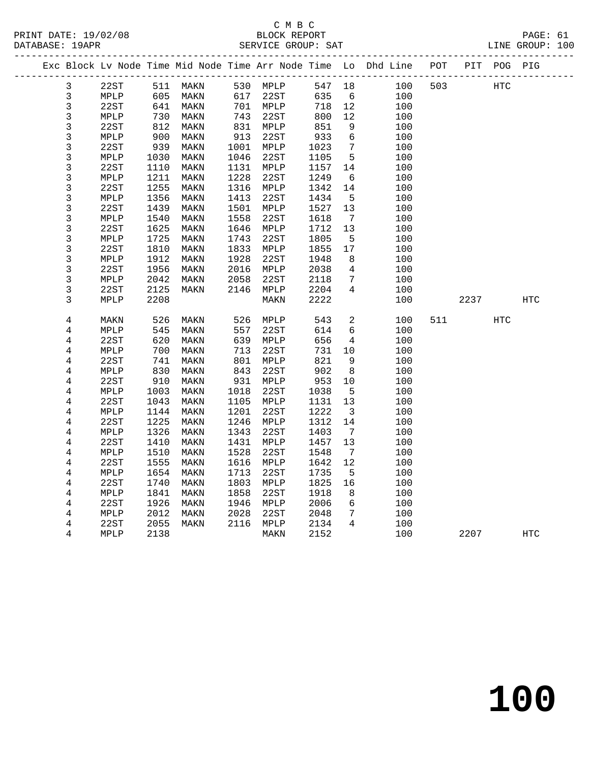C M B C

BLOCK REPORT

SERVICE GROUP: SAT

PRINT DATE: 19/02/08
DATABASE: 19APR
PAGE: 61
LINE GROUP: 100

| Exc | Block | Lv | Node | Time | Mid Node | Time | Arr Node | Time | Lo | Dhd Line | POT | PIT | POG | PIG |
|---|---|---|---|---|---|---|---|---|---|---|---|---|---|---|
| | 3 | | 22ST | 511 | MAKN | 530 | MPLP | 547 | 18 | 100 | 503 | | HTC | |
| | 3 | | MPLP | 605 | MAKN | 617 | 22ST | 635 | 6 | 100 | | | | |
| | 3 | | 22ST | 641 | MAKN | 701 | MPLP | 718 | 12 | 100 | | | | |
| | 3 | | MPLP | 730 | MAKN | 743 | 22ST | 800 | 12 | 100 | | | | |
| | 3 | | 22ST | 812 | MAKN | 831 | MPLP | 851 | 9 | 100 | | | | |
| | 3 | | MPLP | 900 | MAKN | 913 | 22ST | 933 | 6 | 100 | | | | |
| | 3 | | 22ST | 939 | MAKN | 1001 | MPLP | 1023 | 7 | 100 | | | | |
| | 3 | | MPLP | 1030 | MAKN | 1046 | 22ST | 1105 | 5 | 100 | | | | |
| | 3 | | 22ST | 1110 | MAKN | 1131 | MPLP | 1157 | 14 | 100 | | | | |
| | 3 | | MPLP | 1211 | MAKN | 1228 | 22ST | 1249 | 6 | 100 | | | | |
| | 3 | | 22ST | 1255 | MAKN | 1316 | MPLP | 1342 | 14 | 100 | | | | |
| | 3 | | MPLP | 1356 | MAKN | 1413 | 22ST | 1434 | 5 | 100 | | | | |
| | 3 | | 22ST | 1439 | MAKN | 1501 | MPLP | 1527 | 13 | 100 | | | | |
| | 3 | | MPLP | 1540 | MAKN | 1558 | 22ST | 1618 | 7 | 100 | | | | |
| | 3 | | 22ST | 1625 | MAKN | 1646 | MPLP | 1712 | 13 | 100 | | | | |
| | 3 | | MPLP | 1725 | MAKN | 1743 | 22ST | 1805 | 5 | 100 | | | | |
| | 3 | | 22ST | 1810 | MAKN | 1833 | MPLP | 1855 | 17 | 100 | | | | |
| | 3 | | MPLP | 1912 | MAKN | 1928 | 22ST | 1948 | 8 | 100 | | | | |
| | 3 | | 22ST | 1956 | MAKN | 2016 | MPLP | 2038 | 4 | 100 | | | | |
| | 3 | | MPLP | 2042 | MAKN | 2058 | 22ST | 2118 | 7 | 100 | | | | |
| | 3 | | 22ST | 2125 | MAKN | 2146 | MPLP | 2204 | 4 | 100 | | | | |
| | 3 | | MPLP | 2208 | | | MAKN | 2222 | | 100 | | 2237 | | HTC |
| | 4 | | MAKN | 526 | MAKN | 526 | MPLP | 543 | 2 | 100 | 511 | | HTC | |
| | 4 | | MPLP | 545 | MAKN | 557 | 22ST | 614 | 6 | 100 | | | | |
| | 4 | | 22ST | 620 | MAKN | 639 | MPLP | 656 | 4 | 100 | | | | |
| | 4 | | MPLP | 700 | MAKN | 713 | 22ST | 731 | 10 | 100 | | | | |
| | 4 | | 22ST | 741 | MAKN | 801 | MPLP | 821 | 9 | 100 | | | | |
| | 4 | | MPLP | 830 | MAKN | 843 | 22ST | 902 | 8 | 100 | | | | |
| | 4 | | 22ST | 910 | MAKN | 931 | MPLP | 953 | 10 | 100 | | | | |
| | 4 | | MPLP | 1003 | MAKN | 1018 | 22ST | 1038 | 5 | 100 | | | | |
| | 4 | | 22ST | 1043 | MAKN | 1105 | MPLP | 1131 | 13 | 100 | | | | |
| | 4 | | MPLP | 1144 | MAKN | 1201 | 22ST | 1222 | 3 | 100 | | | | |
| | 4 | | 22ST | 1225 | MAKN | 1246 | MPLP | 1312 | 14 | 100 | | | | |
| | 4 | | MPLP | 1326 | MAKN | 1343 | 22ST | 1403 | 7 | 100 | | | | |
| | 4 | | 22ST | 1410 | MAKN | 1431 | MPLP | 1457 | 13 | 100 | | | | |
| | 4 | | MPLP | 1510 | MAKN | 1528 | 22ST | 1548 | 7 | 100 | | | | |
| | 4 | | 22ST | 1555 | MAKN | 1616 | MPLP | 1642 | 12 | 100 | | | | |
| | 4 | | MPLP | 1654 | MAKN | 1713 | 22ST | 1735 | 5 | 100 | | | | |
| | 4 | | 22ST | 1740 | MAKN | 1803 | MPLP | 1825 | 16 | 100 | | | | |
| | 4 | | MPLP | 1841 | MAKN | 1858 | 22ST | 1918 | 8 | 100 | | | | |
| | 4 | | 22ST | 1926 | MAKN | 1946 | MPLP | 2006 | 6 | 100 | | | | |
| | 4 | | MPLP | 2012 | MAKN | 2028 | 22ST | 2048 | 7 | 100 | | | | |
| | 4 | | 22ST | 2055 | MAKN | 2116 | MPLP | 2134 | 4 | 100 | | | | |
| | 4 | | MPLP | 2138 | | | MAKN | 2152 | | 100 | | 2207 | | HTC |

100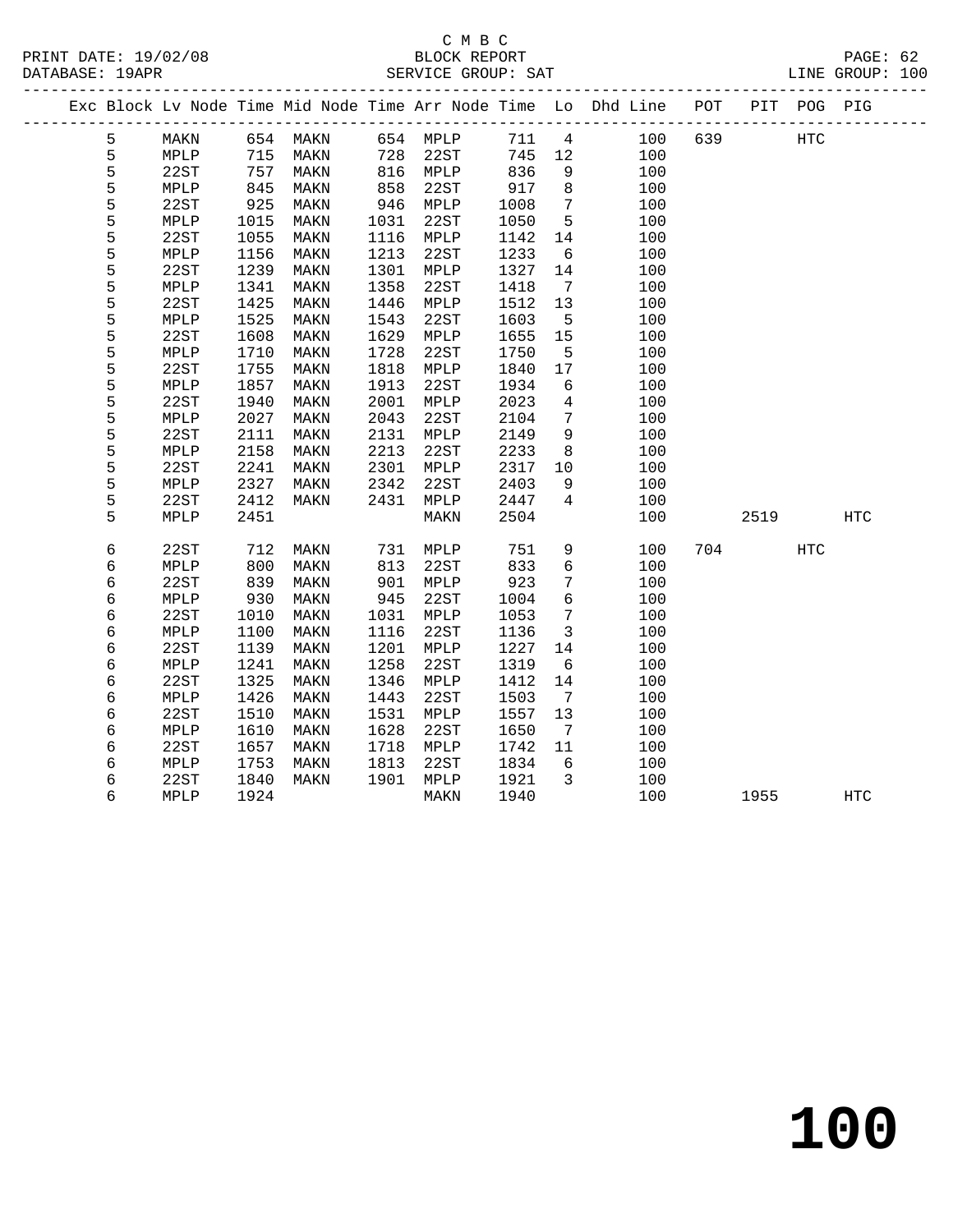C M B C
BLOCK REPORT
SERVICE GROUP: SAT

PRINT DATE: 19/02/08
DATABASE: 19APR
LINE GROUP: 100

| Exc | Block | Lv Node | Time | Mid Node | Time | Arr Node | Time | Lo | Dhd Line | POT | PIT | POG | PIG |
|---|---|---|---|---|---|---|---|---|---|---|---|---|---|
| | 5 | MAKN | 654 | MAKN | 654 | MPLP | 711 | 4 | 100 | 639 | | HTC | |
| | 5 | MPLP | 715 | MAKN | 728 | 22ST | 745 | 12 | 100 | | | | |
| | 5 | 22ST | 757 | MAKN | 816 | MPLP | 836 | 9 | 100 | | | | |
| | 5 | MPLP | 845 | MAKN | 858 | 22ST | 917 | 8 | 100 | | | | |
| | 5 | 22ST | 925 | MAKN | 946 | MPLP | 1008 | 7 | 100 | | | | |
| | 5 | MPLP | 1015 | MAKN | 1031 | 22ST | 1050 | 5 | 100 | | | | |
| | 5 | 22ST | 1055 | MAKN | 1116 | MPLP | 1142 | 14 | 100 | | | | |
| | 5 | MPLP | 1156 | MAKN | 1213 | 22ST | 1233 | 6 | 100 | | | | |
| | 5 | 22ST | 1239 | MAKN | 1301 | MPLP | 1327 | 14 | 100 | | | | |
| | 5 | MPLP | 1341 | MAKN | 1358 | 22ST | 1418 | 7 | 100 | | | | |
| | 5 | 22ST | 1425 | MAKN | 1446 | MPLP | 1512 | 13 | 100 | | | | |
| | 5 | MPLP | 1525 | MAKN | 1543 | 22ST | 1603 | 5 | 100 | | | | |
| | 5 | 22ST | 1608 | MAKN | 1629 | MPLP | 1655 | 15 | 100 | | | | |
| | 5 | MPLP | 1710 | MAKN | 1728 | 22ST | 1750 | 5 | 100 | | | | |
| | 5 | 22ST | 1755 | MAKN | 1818 | MPLP | 1840 | 17 | 100 | | | | |
| | 5 | MPLP | 1857 | MAKN | 1913 | 22ST | 1934 | 6 | 100 | | | | |
| | 5 | 22ST | 1940 | MAKN | 2001 | MPLP | 2023 | 4 | 100 | | | | |
| | 5 | MPLP | 2027 | MAKN | 2043 | 22ST | 2104 | 7 | 100 | | | | |
| | 5 | 22ST | 2111 | MAKN | 2131 | MPLP | 2149 | 9 | 100 | | | | |
| | 5 | MPLP | 2158 | MAKN | 2213 | 22ST | 2233 | 8 | 100 | | | | |
| | 5 | 22ST | 2241 | MAKN | 2301 | MPLP | 2317 | 10 | 100 | | | | |
| | 5 | MPLP | 2327 | MAKN | 2342 | 22ST | 2403 | 9 | 100 | | | | |
| | 5 | 22ST | 2412 | MAKN | 2431 | MPLP | 2447 | 4 | 100 | | | | |
| | 5 | MPLP | 2451 | | | MAKN | 2504 | | 100 | | 2519 | | HTC |
| | 6 | 22ST | 712 | MAKN | 731 | MPLP | 751 | 9 | 100 | 704 | | HTC | |
| | 6 | MPLP | 800 | MAKN | 813 | 22ST | 833 | 6 | 100 | | | | |
| | 6 | 22ST | 839 | MAKN | 901 | MPLP | 923 | 7 | 100 | | | | |
| | 6 | MPLP | 930 | MAKN | 945 | 22ST | 1004 | 6 | 100 | | | | |
| | 6 | 22ST | 1010 | MAKN | 1031 | MPLP | 1053 | 7 | 100 | | | | |
| | 6 | MPLP | 1100 | MAKN | 1116 | 22ST | 1136 | 3 | 100 | | | | |
| | 6 | 22ST | 1139 | MAKN | 1201 | MPLP | 1227 | 14 | 100 | | | | |
| | 6 | MPLP | 1241 | MAKN | 1258 | 22ST | 1319 | 6 | 100 | | | | |
| | 6 | 22ST | 1325 | MAKN | 1346 | MPLP | 1412 | 14 | 100 | | | | |
| | 6 | MPLP | 1426 | MAKN | 1443 | 22ST | 1503 | 7 | 100 | | | | |
| | 6 | 22ST | 1510 | MAKN | 1531 | MPLP | 1557 | 13 | 100 | | | | |
| | 6 | MPLP | 1610 | MAKN | 1628 | 22ST | 1650 | 7 | 100 | | | | |
| | 6 | 22ST | 1657 | MAKN | 1718 | MPLP | 1742 | 11 | 100 | | | | |
| | 6 | MPLP | 1753 | MAKN | 1813 | 22ST | 1834 | 6 | 100 | | | | |
| | 6 | 22ST | 1840 | MAKN | 1901 | MPLP | 1921 | 3 | 100 | | | | |
| | 6 | MPLP | 1924 | | | MAKN | 1940 | | 100 | | 1955 | | HTC |

# 100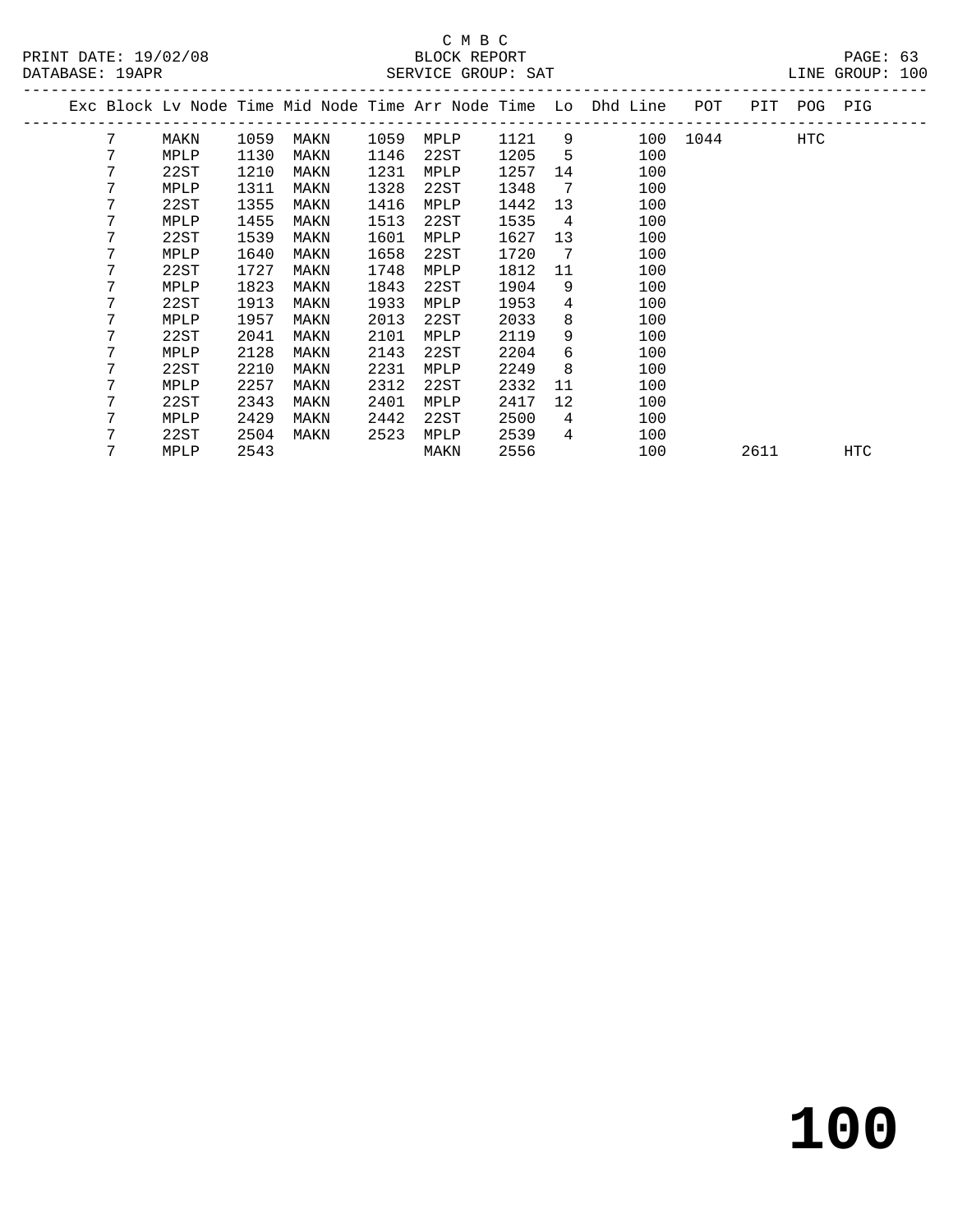C M B C

BLOCK REPORT

PRINT DATE: 19/02/08 DATABASE: 19APR SERVICE GROUP: SAT LINE GROUP: 100

| Exc | Block | Lv | Node | Time | Mid Node | Time | Arr Node | Time | Lo | Dhd Line | POT | PIT | POG | PIG |
|---|---|---|---|---|---|---|---|---|---|---|---|---|---|---|
| | 7 | | MAKN | 1059 | MAKN | 1059 | MPLP | 1121 | 9 | 100 | 1044 | | HTC | |
| | 7 | | MPLP | 1130 | MAKN | 1146 | 22ST | 1205 | 5 | 100 | | | | |
| | 7 | | 22ST | 1210 | MAKN | 1231 | MPLP | 1257 | 14 | 100 | | | | |
| | 7 | | MPLP | 1311 | MAKN | 1328 | 22ST | 1348 | 7 | 100 | | | | |
| | 7 | | 22ST | 1355 | MAKN | 1416 | MPLP | 1442 | 13 | 100 | | | | |
| | 7 | | MPLP | 1455 | MAKN | 1513 | 22ST | 1535 | 4 | 100 | | | | |
| | 7 | | 22ST | 1539 | MAKN | 1601 | MPLP | 1627 | 13 | 100 | | | | |
| | 7 | | MPLP | 1640 | MAKN | 1658 | 22ST | 1720 | 7 | 100 | | | | |
| | 7 | | 22ST | 1727 | MAKN | 1748 | MPLP | 1812 | 11 | 100 | | | | |
| | 7 | | MPLP | 1823 | MAKN | 1843 | 22ST | 1904 | 9 | 100 | | | | |
| | 7 | | 22ST | 1913 | MAKN | 1933 | MPLP | 1953 | 4 | 100 | | | | |
| | 7 | | MPLP | 1957 | MAKN | 2013 | 22ST | 2033 | 8 | 100 | | | | |
| | 7 | | 22ST | 2041 | MAKN | 2101 | MPLP | 2119 | 9 | 100 | | | | |
| | 7 | | MPLP | 2128 | MAKN | 2143 | 22ST | 2204 | 6 | 100 | | | | |
| | 7 | | 22ST | 2210 | MAKN | 2231 | MPLP | 2249 | 8 | 100 | | | | |
| | 7 | | MPLP | 2257 | MAKN | 2312 | 22ST | 2332 | 11 | 100 | | | | |
| | 7 | | 22ST | 2343 | MAKN | 2401 | MPLP | 2417 | 12 | 100 | | | | |
| | 7 | | MPLP | 2429 | MAKN | 2442 | 22ST | 2500 | 4 | 100 | | | | |
| | 7 | | 22ST | 2504 | MAKN | 2523 | MPLP | 2539 | 4 | 100 | | | | |
| | 7 | | MPLP | 2543 | | | MAKN | 2556 | | 100 | | 2611 | | HTC |

# 100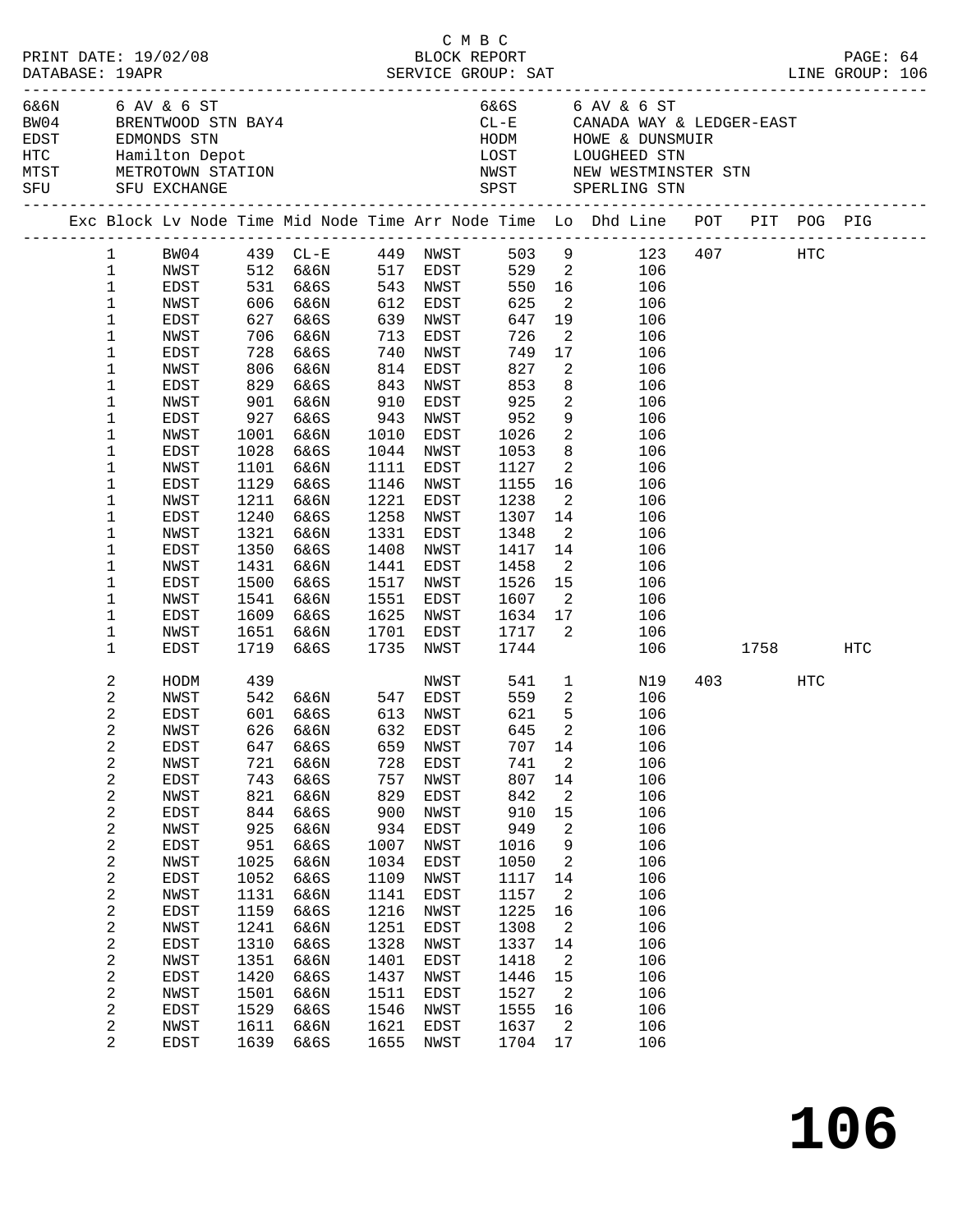C M B C

PRINT DATE: 19/02/08 BLOCK REPORT

DATABASE: 19APR SERVICE GROUP: SAT LINE GROUP: 106

| Code | Name | Code | Name |
|---|---|---|---|
| 6&6N | 6 AV & 6 ST | 6&6S | 6 AV & 6 ST |
| BW04 | BRENTWOOD STN BAY4 | CL-E | CANADA WAY & LEDGER-EAST |
| EDST | EDMONDS STN | HODM | HOWE & DUNSMUIR |
| HTC | Hamilton Depot | LOST | LOUGHEED STN |
| MTST | METROTOWN STATION | NWST | NEW WESTMINSTER STN |
| SFU | SFU EXCHANGE | SPST | SPERLING STN |

| Exc | Block | Lv Node | Time | Mid Node | Time | Arr Node | Time | Lo | Dhd Line | POT | PIT | POG | PIG |
|---|---|---|---|---|---|---|---|---|---|---|---|---|---|
| | 1 | BW04 | 439 | CL-E | 449 | NWST | 503 | 9 | 123 | 407 | | HTC | |
| | 1 | NWST | 512 | 6&6N | 517 | EDST | 529 | 2 | 106 | | | | |
| | 1 | EDST | 531 | 6&6S | 543 | NWST | 550 | 16 | 106 | | | | |
| | 1 | NWST | 606 | 6&6N | 612 | EDST | 625 | 2 | 106 | | | | |
| | 1 | EDST | 627 | 6&6S | 639 | NWST | 647 | 19 | 106 | | | | |
| | 1 | NWST | 706 | 6&6N | 713 | EDST | 726 | 2 | 106 | | | | |
| | 1 | EDST | 728 | 6&6S | 740 | NWST | 749 | 17 | 106 | | | | |
| | 1 | NWST | 806 | 6&6N | 814 | EDST | 827 | 2 | 106 | | | | |
| | 1 | EDST | 829 | 6&6S | 843 | NWST | 853 | 8 | 106 | | | | |
| | 1 | NWST | 901 | 6&6N | 910 | EDST | 925 | 2 | 106 | | | | |
| | 1 | EDST | 927 | 6&6S | 943 | NWST | 952 | 9 | 106 | | | | |
| | 1 | NWST | 1001 | 6&6N | 1010 | EDST | 1026 | 2 | 106 | | | | |
| | 1 | EDST | 1028 | 6&6S | 1044 | NWST | 1053 | 8 | 106 | | | | |
| | 1 | NWST | 1101 | 6&6N | 1111 | EDST | 1127 | 2 | 106 | | | | |
| | 1 | EDST | 1129 | 6&6S | 1146 | NWST | 1155 | 16 | 106 | | | | |
| | 1 | NWST | 1211 | 6&6N | 1221 | EDST | 1238 | 2 | 106 | | | | |
| | 1 | EDST | 1240 | 6&6S | 1258 | NWST | 1307 | 14 | 106 | | | | |
| | 1 | NWST | 1321 | 6&6N | 1331 | EDST | 1348 | 2 | 106 | | | | |
| | 1 | EDST | 1350 | 6&6S | 1408 | NWST | 1417 | 14 | 106 | | | | |
| | 1 | NWST | 1431 | 6&6N | 1441 | EDST | 1458 | 2 | 106 | | | | |
| | 1 | EDST | 1500 | 6&6S | 1517 | NWST | 1526 | 15 | 106 | | | | |
| | 1 | NWST | 1541 | 6&6N | 1551 | EDST | 1607 | 2 | 106 | | | | |
| | 1 | EDST | 1609 | 6&6S | 1625 | NWST | 1634 | 17 | 106 | | | | |
| | 1 | NWST | 1651 | 6&6N | 1701 | EDST | 1717 | 2 | 106 | | | | |
| | 1 | EDST | 1719 | 6&6S | 1735 | NWST | 1744 | | 106 | | 1758 | | HTC |
| | 2 | HODM | 439 | | | NWST | 541 | 1 | N19 | 403 | | HTC | |
| | 2 | NWST | 542 | 6&6N | 547 | EDST | 559 | 2 | 106 | | | | |
| | 2 | EDST | 601 | 6&6S | 613 | NWST | 621 | 5 | 106 | | | | |
| | 2 | NWST | 626 | 6&6N | 632 | EDST | 645 | 2 | 106 | | | | |
| | 2 | EDST | 647 | 6&6S | 659 | NWST | 707 | 14 | 106 | | | | |
| | 2 | NWST | 721 | 6&6N | 728 | EDST | 741 | 2 | 106 | | | | |
| | 2 | EDST | 743 | 6&6S | 757 | NWST | 807 | 14 | 106 | | | | |
| | 2 | NWST | 821 | 6&6N | 829 | EDST | 842 | 2 | 106 | | | | |
| | 2 | EDST | 844 | 6&6S | 900 | NWST | 910 | 15 | 106 | | | | |
| | 2 | NWST | 925 | 6&6N | 934 | EDST | 949 | 2 | 106 | | | | |
| | 2 | EDST | 951 | 6&6S | 1007 | NWST | 1016 | 9 | 106 | | | | |
| | 2 | NWST | 1025 | 6&6N | 1034 | EDST | 1050 | 2 | 106 | | | | |
| | 2 | EDST | 1052 | 6&6S | 1109 | NWST | 1117 | 14 | 106 | | | | |
| | 2 | NWST | 1131 | 6&6N | 1141 | EDST | 1157 | 2 | 106 | | | | |
| | 2 | EDST | 1159 | 6&6S | 1216 | NWST | 1225 | 16 | 106 | | | | |
| | 2 | NWST | 1241 | 6&6N | 1251 | EDST | 1308 | 2 | 106 | | | | |
| | 2 | EDST | 1310 | 6&6S | 1328 | NWST | 1337 | 14 | 106 | | | | |
| | 2 | NWST | 1351 | 6&6N | 1401 | EDST | 1418 | 2 | 106 | | | | |
| | 2 | EDST | 1420 | 6&6S | 1437 | NWST | 1446 | 15 | 106 | | | | |
| | 2 | NWST | 1501 | 6&6N | 1511 | EDST | 1527 | 2 | 106 | | | | |
| | 2 | EDST | 1529 | 6&6S | 1546 | NWST | 1555 | 16 | 106 | | | | |
| | 2 | NWST | 1611 | 6&6N | 1621 | EDST | 1637 | 2 | 106 | | | | |
| | 2 | EDST | 1639 | 6&6S | 1655 | NWST | 1704 | 17 | 106 | | | | |

# 106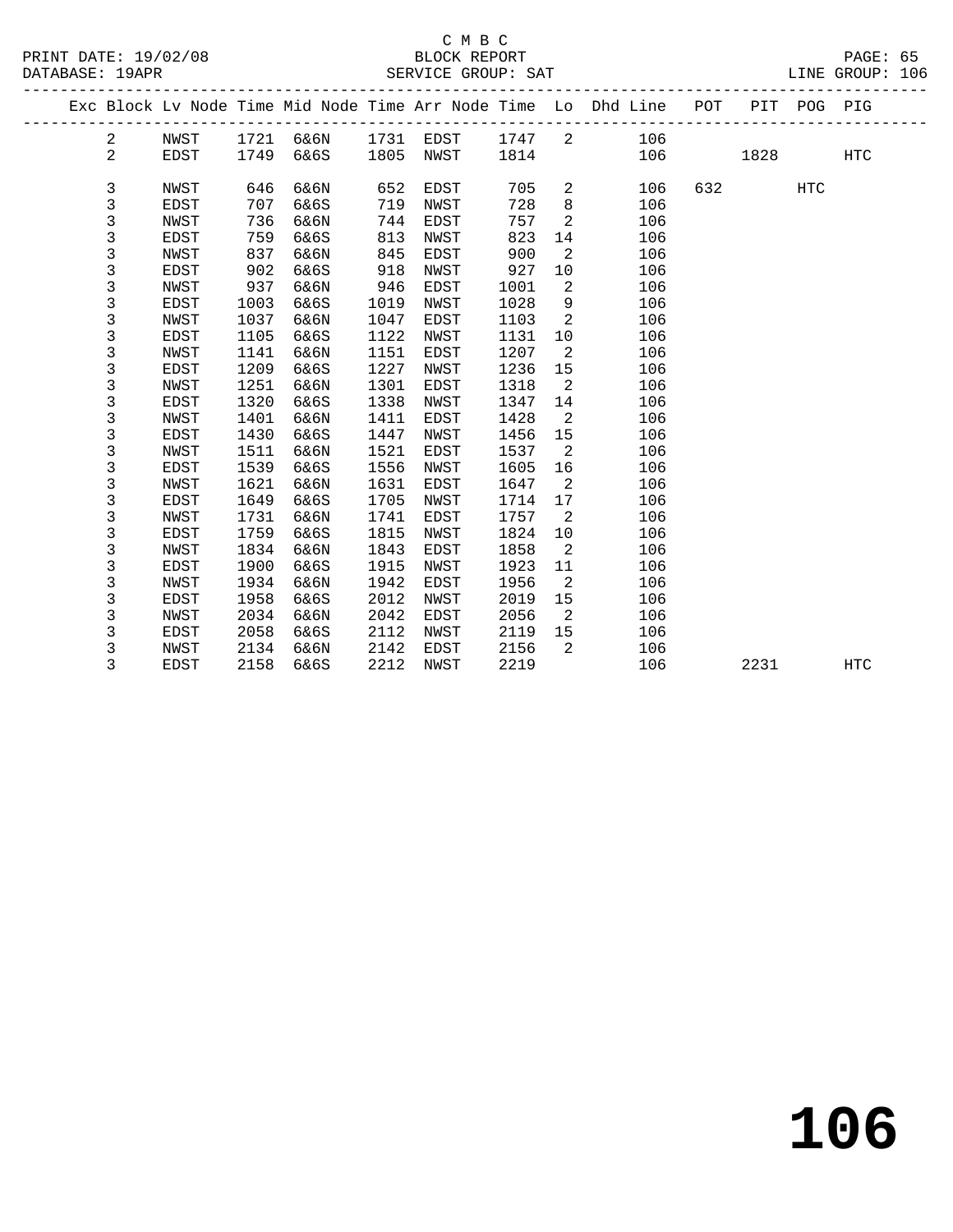C M B C
BLOCK REPORT
SERVICE GROUP: SAT

PRINT DATE: 19/02/08
DATABASE: 19APR
LINE GROUP: 106

| Exc | Block | Lv Node | Time | Mid Node | Time | Arr Node | Time | Lo | Dhd Line | POT | PIT | POG | PIG |
|---|---|---|---|---|---|---|---|---|---|---|---|---|---|
| | 2 | NWST | 1721 | 6&6N | 1731 | EDST | 1747 | 2 | 106 | | | | |
| | 2 | EDST | 1749 | 6&6S | 1805 | NWST | 1814 | | 106 | | 1828 | | HTC |
| | 3 | NWST | 646 | 6&6N | 652 | EDST | 705 | 2 | 106 | 632 | | HTC | |
| | 3 | EDST | 707 | 6&6S | 719 | NWST | 728 | 8 | 106 | | | | |
| | 3 | NWST | 736 | 6&6N | 744 | EDST | 757 | 2 | 106 | | | | |
| | 3 | EDST | 759 | 6&6S | 813 | NWST | 823 | 14 | 106 | | | | |
| | 3 | NWST | 837 | 6&6N | 845 | EDST | 900 | 2 | 106 | | | | |
| | 3 | EDST | 902 | 6&6S | 918 | NWST | 927 | 10 | 106 | | | | |
| | 3 | NWST | 937 | 6&6N | 946 | EDST | 1001 | 2 | 106 | | | | |
| | 3 | EDST | 1003 | 6&6S | 1019 | NWST | 1028 | 9 | 106 | | | | |
| | 3 | NWST | 1037 | 6&6N | 1047 | EDST | 1103 | 2 | 106 | | | | |
| | 3 | EDST | 1105 | 6&6S | 1122 | NWST | 1131 | 10 | 106 | | | | |
| | 3 | NWST | 1141 | 6&6N | 1151 | EDST | 1207 | 2 | 106 | | | | |
| | 3 | EDST | 1209 | 6&6S | 1227 | NWST | 1236 | 15 | 106 | | | | |
| | 3 | NWST | 1251 | 6&6N | 1301 | EDST | 1318 | 2 | 106 | | | | |
| | 3 | EDST | 1320 | 6&6S | 1338 | NWST | 1347 | 14 | 106 | | | | |
| | 3 | NWST | 1401 | 6&6N | 1411 | EDST | 1428 | 2 | 106 | | | | |
| | 3 | EDST | 1430 | 6&6S | 1447 | NWST | 1456 | 15 | 106 | | | | |
| | 3 | NWST | 1511 | 6&6N | 1521 | EDST | 1537 | 2 | 106 | | | | |
| | 3 | EDST | 1539 | 6&6S | 1556 | NWST | 1605 | 16 | 106 | | | | |
| | 3 | NWST | 1621 | 6&6N | 1631 | EDST | 1647 | 2 | 106 | | | | |
| | 3 | EDST | 1649 | 6&6S | 1705 | NWST | 1714 | 17 | 106 | | | | |
| | 3 | NWST | 1731 | 6&6N | 1741 | EDST | 1757 | 2 | 106 | | | | |
| | 3 | EDST | 1759 | 6&6S | 1815 | NWST | 1824 | 10 | 106 | | | | |
| | 3 | NWST | 1834 | 6&6N | 1843 | EDST | 1858 | 2 | 106 | | | | |
| | 3 | EDST | 1900 | 6&6S | 1915 | NWST | 1923 | 11 | 106 | | | | |
| | 3 | NWST | 1934 | 6&6N | 1942 | EDST | 1956 | 2 | 106 | | | | |
| | 3 | EDST | 1958 | 6&6S | 2012 | NWST | 2019 | 15 | 106 | | | | |
| | 3 | NWST | 2034 | 6&6N | 2042 | EDST | 2056 | 2 | 106 | | | | |
| | 3 | EDST | 2058 | 6&6S | 2112 | NWST | 2119 | 15 | 106 | | | | |
| | 3 | NWST | 2134 | 6&6N | 2142 | EDST | 2156 | 2 | 106 | | | | |
| | 3 | EDST | 2158 | 6&6S | 2212 | NWST | 2219 | | 106 | | 2231 | | HTC |

# 106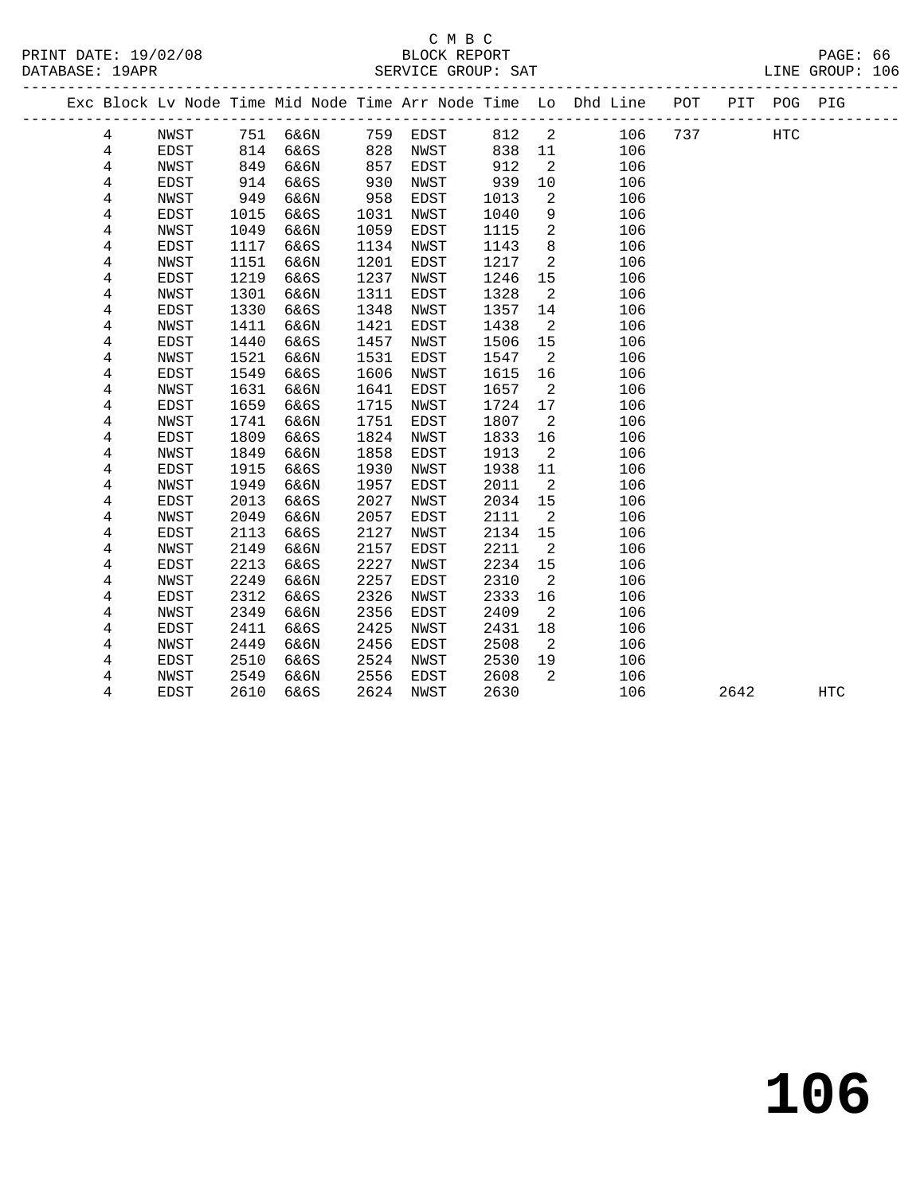C M B C
BLOCK REPORT
SERVICE GROUP: SAT

PRINT DATE: 19/02/08
DATABASE: 19APR
LINE GROUP: 106

| Exc | Block | Lv Node | Time | Mid Node | Time | Arr Node | Time | Lo | Dhd Line | POT | PIT | POG | PIG |
|---|---|---|---|---|---|---|---|---|---|---|---|---|---|
| | 4 | NWST | 751 | 6&6N | 759 | EDST | 812 | 2 | 106 | 737 | | HTC | |
| | 4 | EDST | 814 | 6&6S | 828 | NWST | 838 | 11 | 106 | | | | |
| | 4 | NWST | 849 | 6&6N | 857 | EDST | 912 | 2 | 106 | | | | |
| | 4 | EDST | 914 | 6&6S | 930 | NWST | 939 | 10 | 106 | | | | |
| | 4 | NWST | 949 | 6&6N | 958 | EDST | 1013 | 2 | 106 | | | | |
| | 4 | EDST | 1015 | 6&6S | 1031 | NWST | 1040 | 9 | 106 | | | | |
| | 4 | NWST | 1049 | 6&6N | 1059 | EDST | 1115 | 2 | 106 | | | | |
| | 4 | EDST | 1117 | 6&6S | 1134 | NWST | 1143 | 8 | 106 | | | | |
| | 4 | NWST | 1151 | 6&6N | 1201 | EDST | 1217 | 2 | 106 | | | | |
| | 4 | EDST | 1219 | 6&6S | 1237 | NWST | 1246 | 15 | 106 | | | | |
| | 4 | NWST | 1301 | 6&6N | 1311 | EDST | 1328 | 2 | 106 | | | | |
| | 4 | EDST | 1330 | 6&6S | 1348 | NWST | 1357 | 14 | 106 | | | | |
| | 4 | NWST | 1411 | 6&6N | 1421 | EDST | 1438 | 2 | 106 | | | | |
| | 4 | EDST | 1440 | 6&6S | 1457 | NWST | 1506 | 15 | 106 | | | | |
| | 4 | NWST | 1521 | 6&6N | 1531 | EDST | 1547 | 2 | 106 | | | | |
| | 4 | EDST | 1549 | 6&6S | 1606 | NWST | 1615 | 16 | 106 | | | | |
| | 4 | NWST | 1631 | 6&6N | 1641 | EDST | 1657 | 2 | 106 | | | | |
| | 4 | EDST | 1659 | 6&6S | 1715 | NWST | 1724 | 17 | 106 | | | | |
| | 4 | NWST | 1741 | 6&6N | 1751 | EDST | 1807 | 2 | 106 | | | | |
| | 4 | EDST | 1809 | 6&6S | 1824 | NWST | 1833 | 16 | 106 | | | | |
| | 4 | NWST | 1849 | 6&6N | 1858 | EDST | 1913 | 2 | 106 | | | | |
| | 4 | EDST | 1915 | 6&6S | 1930 | NWST | 1938 | 11 | 106 | | | | |
| | 4 | NWST | 1949 | 6&6N | 1957 | EDST | 2011 | 2 | 106 | | | | |
| | 4 | EDST | 2013 | 6&6S | 2027 | NWST | 2034 | 15 | 106 | | | | |
| | 4 | NWST | 2049 | 6&6N | 2057 | EDST | 2111 | 2 | 106 | | | | |
| | 4 | EDST | 2113 | 6&6S | 2127 | NWST | 2134 | 15 | 106 | | | | |
| | 4 | NWST | 2149 | 6&6N | 2157 | EDST | 2211 | 2 | 106 | | | | |
| | 4 | EDST | 2213 | 6&6S | 2227 | NWST | 2234 | 15 | 106 | | | | |
| | 4 | NWST | 2249 | 6&6N | 2257 | EDST | 2310 | 2 | 106 | | | | |
| | 4 | EDST | 2312 | 6&6S | 2326 | NWST | 2333 | 16 | 106 | | | | |
| | 4 | NWST | 2349 | 6&6N | 2356 | EDST | 2409 | 2 | 106 | | | | |
| | 4 | EDST | 2411 | 6&6S | 2425 | NWST | 2431 | 18 | 106 | | | | |
| | 4 | NWST | 2449 | 6&6N | 2456 | EDST | 2508 | 2 | 106 | | | | |
| | 4 | EDST | 2510 | 6&6S | 2524 | NWST | 2530 | 19 | 106 | | | | |
| | 4 | NWST | 2549 | 6&6N | 2556 | EDST | 2608 | 2 | 106 | | | | |
| | 4 | EDST | 2610 | 6&6S | 2624 | NWST | 2630 | | 106 | | 2642 | | HTC |

# 106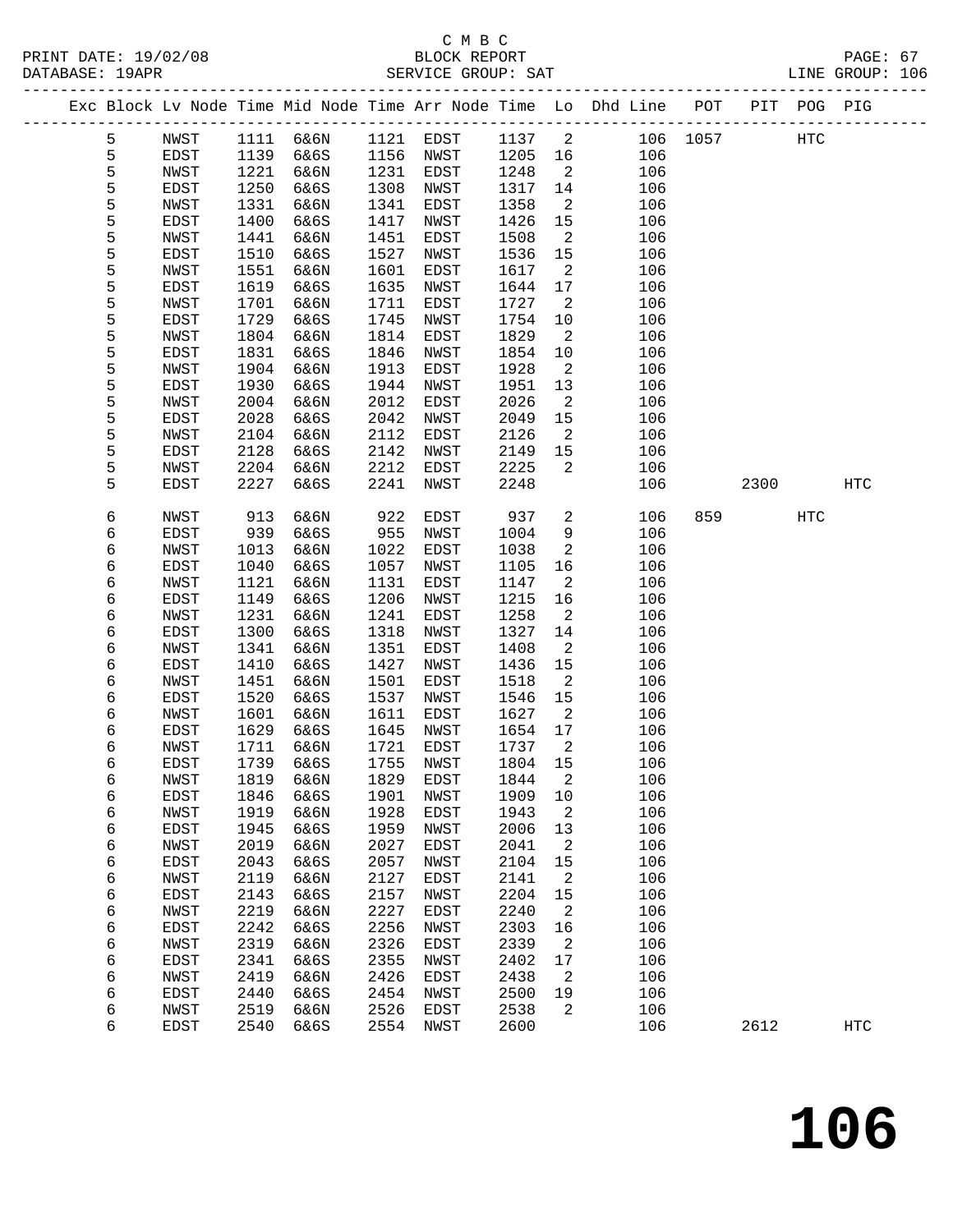C M B C
BLOCK REPORT
SERVICE GROUP: SAT

PRINT DATE: 19/02/08
DATABASE: 19APR
LINE GROUP: 106

| Exc | Block | Lv | Node | Time | Mid Node | Time | Arr Node | Time | Lo | Dhd Line | POT | PIT | POG | PIG |
|---|---|---|---|---|---|---|---|---|---|---|---|---|---|---|
| | 5 | | NWST | 1111 | 6&6N | 1121 | EDST | 1137 | 2 | 106 | 1057 | | HTC | |
| | 5 | | EDST | 1139 | 6&6S | 1156 | NWST | 1205 | 16 | 106 | | | | |
| | 5 | | NWST | 1221 | 6&6N | 1231 | EDST | 1248 | 2 | 106 | | | | |
| | 5 | | EDST | 1250 | 6&6S | 1308 | NWST | 1317 | 14 | 106 | | | | |
| | 5 | | NWST | 1331 | 6&6N | 1341 | EDST | 1358 | 2 | 106 | | | | |
| | 5 | | EDST | 1400 | 6&6S | 1417 | NWST | 1426 | 15 | 106 | | | | |
| | 5 | | NWST | 1441 | 6&6N | 1451 | EDST | 1508 | 2 | 106 | | | | |
| | 5 | | EDST | 1510 | 6&6S | 1527 | NWST | 1536 | 15 | 106 | | | | |
| | 5 | | NWST | 1551 | 6&6N | 1601 | EDST | 1617 | 2 | 106 | | | | |
| | 5 | | EDST | 1619 | 6&6S | 1635 | NWST | 1644 | 17 | 106 | | | | |
| | 5 | | NWST | 1701 | 6&6N | 1711 | EDST | 1727 | 2 | 106 | | | | |
| | 5 | | EDST | 1729 | 6&6S | 1745 | NWST | 1754 | 10 | 106 | | | | |
| | 5 | | NWST | 1804 | 6&6N | 1814 | EDST | 1829 | 2 | 106 | | | | |
| | 5 | | EDST | 1831 | 6&6S | 1846 | NWST | 1854 | 10 | 106 | | | | |
| | 5 | | NWST | 1904 | 6&6N | 1913 | EDST | 1928 | 2 | 106 | | | | |
| | 5 | | EDST | 1930 | 6&6S | 1944 | NWST | 1951 | 13 | 106 | | | | |
| | 5 | | NWST | 2004 | 6&6N | 2012 | EDST | 2026 | 2 | 106 | | | | |
| | 5 | | EDST | 2028 | 6&6S | 2042 | NWST | 2049 | 15 | 106 | | | | |
| | 5 | | NWST | 2104 | 6&6N | 2112 | EDST | 2126 | 2 | 106 | | | | |
| | 5 | | EDST | 2128 | 6&6S | 2142 | NWST | 2149 | 15 | 106 | | | | |
| | 5 | | NWST | 2204 | 6&6N | 2212 | EDST | 2225 | 2 | 106 | | | | |
| | 5 | | EDST | 2227 | 6&6S | 2241 | NWST | 2248 | | 106 | | 2300 | | HTC |
| | 6 | | NWST | 913 | 6&6N | 922 | EDST | 937 | 2 | 106 | 859 | | HTC | |
| | 6 | | EDST | 939 | 6&6S | 955 | NWST | 1004 | 9 | 106 | | | | |
| | 6 | | NWST | 1013 | 6&6N | 1022 | EDST | 1038 | 2 | 106 | | | | |
| | 6 | | EDST | 1040 | 6&6S | 1057 | NWST | 1105 | 16 | 106 | | | | |
| | 6 | | NWST | 1121 | 6&6N | 1131 | EDST | 1147 | 2 | 106 | | | | |
| | 6 | | EDST | 1149 | 6&6S | 1206 | NWST | 1215 | 16 | 106 | | | | |
| | 6 | | NWST | 1231 | 6&6N | 1241 | EDST | 1258 | 2 | 106 | | | | |
| | 6 | | EDST | 1300 | 6&6S | 1318 | NWST | 1327 | 14 | 106 | | | | |
| | 6 | | NWST | 1341 | 6&6N | 1351 | EDST | 1408 | 2 | 106 | | | | |
| | 6 | | EDST | 1410 | 6&6S | 1427 | NWST | 1436 | 15 | 106 | | | | |
| | 6 | | NWST | 1451 | 6&6N | 1501 | EDST | 1518 | 2 | 106 | | | | |
| | 6 | | EDST | 1520 | 6&6S | 1537 | NWST | 1546 | 15 | 106 | | | | |
| | 6 | | NWST | 1601 | 6&6N | 1611 | EDST | 1627 | 2 | 106 | | | | |
| | 6 | | EDST | 1629 | 6&6S | 1645 | NWST | 1654 | 17 | 106 | | | | |
| | 6 | | NWST | 1711 | 6&6N | 1721 | EDST | 1737 | 2 | 106 | | | | |
| | 6 | | EDST | 1739 | 6&6S | 1755 | NWST | 1804 | 15 | 106 | | | | |
| | 6 | | NWST | 1819 | 6&6N | 1829 | EDST | 1844 | 2 | 106 | | | | |
| | 6 | | EDST | 1846 | 6&6S | 1901 | NWST | 1909 | 10 | 106 | | | | |
| | 6 | | NWST | 1919 | 6&6N | 1928 | EDST | 1943 | 2 | 106 | | | | |
| | 6 | | EDST | 1945 | 6&6S | 1959 | NWST | 2006 | 13 | 106 | | | | |
| | 6 | | NWST | 2019 | 6&6N | 2027 | EDST | 2041 | 2 | 106 | | | | |
| | 6 | | EDST | 2043 | 6&6S | 2057 | NWST | 2104 | 15 | 106 | | | | |
| | 6 | | NWST | 2119 | 6&6N | 2127 | EDST | 2141 | 2 | 106 | | | | |
| | 6 | | EDST | 2143 | 6&6S | 2157 | NWST | 2204 | 15 | 106 | | | | |
| | 6 | | NWST | 2219 | 6&6N | 2227 | EDST | 2240 | 2 | 106 | | | | |
| | 6 | | EDST | 2242 | 6&6S | 2256 | NWST | 2303 | 16 | 106 | | | | |
| | 6 | | NWST | 2319 | 6&6N | 2326 | EDST | 2339 | 2 | 106 | | | | |
| | 6 | | EDST | 2341 | 6&6S | 2355 | NWST | 2402 | 17 | 106 | | | | |
| | 6 | | NWST | 2419 | 6&6N | 2426 | EDST | 2438 | 2 | 106 | | | | |
| | 6 | | EDST | 2440 | 6&6S | 2454 | NWST | 2500 | 19 | 106 | | | | |
| | 6 | | NWST | 2519 | 6&6N | 2526 | EDST | 2538 | 2 | 106 | | | | |
| | 6 | | EDST | 2540 | 6&6S | 2554 | NWST | 2600 | | 106 | | 2612 | | HTC |

# 106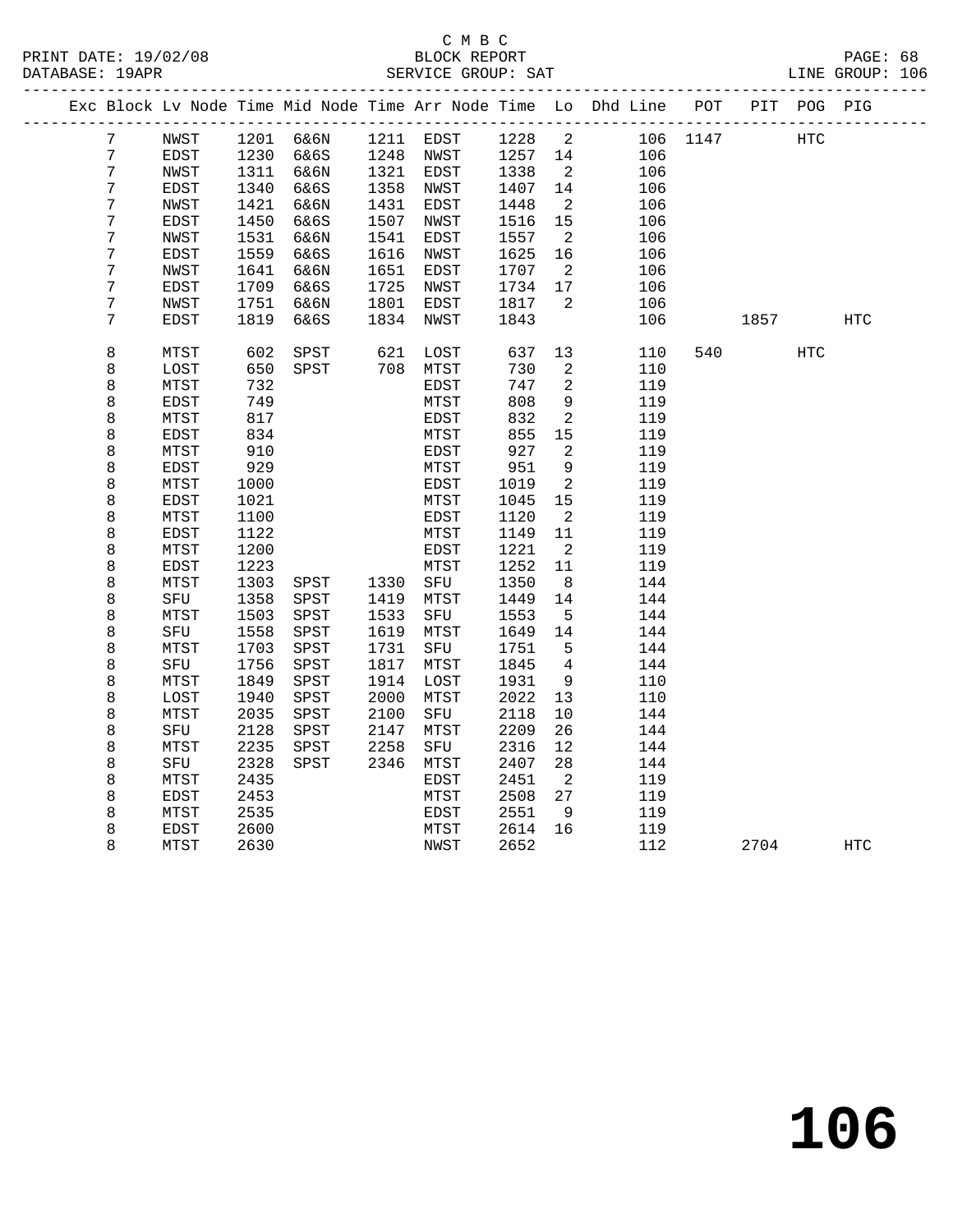C M B C
PRINT DATE: 19/02/08 BLOCK REPORT PAGE: 68
DATABASE: 19APR SERVICE GROUP: SAT LINE GROUP: 106

| Exc | Block | Lv Node | Time | Mid Node | Time | Arr Node | Time | Lo | Dhd Line | POT | PIT | POG | PIG |
|---|---|---|---|---|---|---|---|---|---|---|---|---|---|
| | 7 | NWST | 1201 | 6&6N | 1211 | EDST | 1228 | 2 | 106 | 1147 | | HTC | |
| | 7 | EDST | 1230 | 6&6S | 1248 | NWST | 1257 | 14 | 106 | | | | |
| | 7 | NWST | 1311 | 6&6N | 1321 | EDST | 1338 | 2 | 106 | | | | |
| | 7 | EDST | 1340 | 6&6S | 1358 | NWST | 1407 | 14 | 106 | | | | |
| | 7 | NWST | 1421 | 6&6N | 1431 | EDST | 1448 | 2 | 106 | | | | |
| | 7 | EDST | 1450 | 6&6S | 1507 | NWST | 1516 | 15 | 106 | | | | |
| | 7 | NWST | 1531 | 6&6N | 1541 | EDST | 1557 | 2 | 106 | | | | |
| | 7 | EDST | 1559 | 6&6S | 1616 | NWST | 1625 | 16 | 106 | | | | |
| | 7 | NWST | 1641 | 6&6N | 1651 | EDST | 1707 | 2 | 106 | | | | |
| | 7 | EDST | 1709 | 6&6S | 1725 | NWST | 1734 | 17 | 106 | | | | |
| | 7 | NWST | 1751 | 6&6N | 1801 | EDST | 1817 | 2 | 106 | | | | |
| | 7 | EDST | 1819 | 6&6S | 1834 | NWST | 1843 | | 106 | | 1857 | | HTC |
| | 8 | MTST | 602 | SPST | 621 | LOST | 637 | 13 | 110 | 540 | | HTC | |
| | 8 | LOST | 650 | SPST | 708 | MTST | 730 | 2 | 110 | | | | |
| | 8 | MTST | 732 | | | EDST | 747 | 2 | 119 | | | | |
| | 8 | EDST | 749 | | | MTST | 808 | 9 | 119 | | | | |
| | 8 | MTST | 817 | | | EDST | 832 | 2 | 119 | | | | |
| | 8 | EDST | 834 | | | MTST | 855 | 15 | 119 | | | | |
| | 8 | MTST | 910 | | | EDST | 927 | 2 | 119 | | | | |
| | 8 | EDST | 929 | | | MTST | 951 | 9 | 119 | | | | |
| | 8 | MTST | 1000 | | | EDST | 1019 | 2 | 119 | | | | |
| | 8 | EDST | 1021 | | | MTST | 1045 | 15 | 119 | | | | |
| | 8 | MTST | 1100 | | | EDST | 1120 | 2 | 119 | | | | |
| | 8 | EDST | 1122 | | | MTST | 1149 | 11 | 119 | | | | |
| | 8 | MTST | 1200 | | | EDST | 1221 | 2 | 119 | | | | |
| | 8 | EDST | 1223 | | | MTST | 1252 | 11 | 119 | | | | |
| | 8 | MTST | 1303 | SPST | 1330 | SFU | 1350 | 8 | 144 | | | | |
| | 8 | SFU | 1358 | SPST | 1419 | MTST | 1449 | 14 | 144 | | | | |
| | 8 | MTST | 1503 | SPST | 1533 | SFU | 1553 | 5 | 144 | | | | |
| | 8 | SFU | 1558 | SPST | 1619 | MTST | 1649 | 14 | 144 | | | | |
| | 8 | MTST | 1703 | SPST | 1731 | SFU | 1751 | 5 | 144 | | | | |
| | 8 | SFU | 1756 | SPST | 1817 | MTST | 1845 | 4 | 144 | | | | |
| | 8 | MTST | 1849 | SPST | 1914 | LOST | 1931 | 9 | 110 | | | | |
| | 8 | LOST | 1940 | SPST | 2000 | MTST | 2022 | 13 | 110 | | | | |
| | 8 | MTST | 2035 | SPST | 2100 | SFU | 2118 | 10 | 144 | | | | |
| | 8 | SFU | 2128 | SPST | 2147 | MTST | 2209 | 26 | 144 | | | | |
| | 8 | MTST | 2235 | SPST | 2258 | SFU | 2316 | 12 | 144 | | | | |
| | 8 | SFU | 2328 | SPST | 2346 | MTST | 2407 | 28 | 144 | | | | |
| | 8 | MTST | 2435 | | | EDST | 2451 | 2 | 119 | | | | |
| | 8 | EDST | 2453 | | | MTST | 2508 | 27 | 119 | | | | |
| | 8 | MTST | 2535 | | | EDST | 2551 | 9 | 119 | | | | |
| | 8 | EDST | 2600 | | | MTST | 2614 | 16 | 119 | | | | |
| | 8 | MTST | 2630 | | | NWST | 2652 | | 112 | | 2704 | | HTC |

106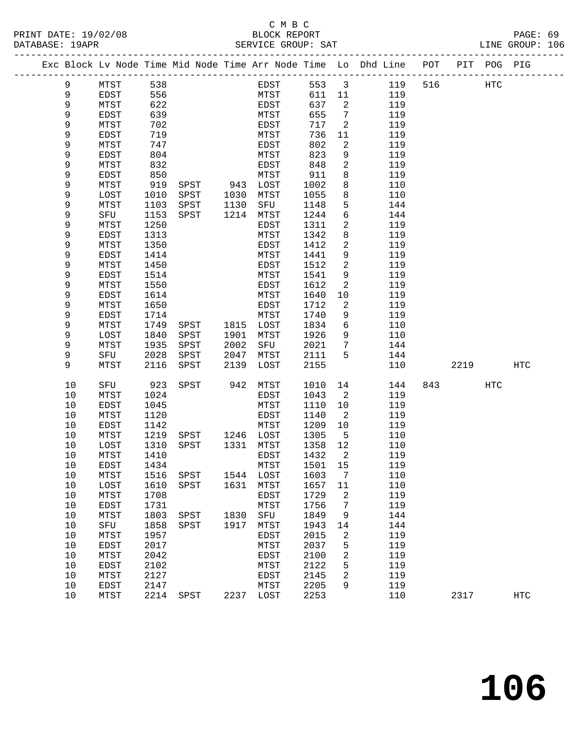C M B C
BLOCK REPORT
SERVICE GROUP: SAT

PRINT DATE: 19/02/08
DATABASE: 19APR
LINE GROUP: 106

| Exc | Block | Lv | Node | Time | Mid Node | Time | Arr Node | Time | Lo | Dhd Line | POT | PIT | POG | PIG |
|---|---|---|---|---|---|---|---|---|---|---|---|---|---|---|
| | 9 | | MTST | 538 | | | EDST | 553 | 3 | 119 | 516 | | HTC | |
| | 9 | | EDST | 556 | | | MTST | 611 | 11 | 119 | | | | |
| | 9 | | MTST | 622 | | | EDST | 637 | 2 | 119 | | | | |
| | 9 | | EDST | 639 | | | MTST | 655 | 7 | 119 | | | | |
| | 9 | | MTST | 702 | | | EDST | 717 | 2 | 119 | | | | |
| | 9 | | EDST | 719 | | | MTST | 736 | 11 | 119 | | | | |
| | 9 | | MTST | 747 | | | EDST | 802 | 2 | 119 | | | | |
| | 9 | | EDST | 804 | | | MTST | 823 | 9 | 119 | | | | |
| | 9 | | MTST | 832 | | | EDST | 848 | 2 | 119 | | | | |
| | 9 | | EDST | 850 | | | MTST | 911 | 8 | 119 | | | | |
| | 9 | | MTST | 919 | SPST | 943 | LOST | 1002 | 8 | 110 | | | | |
| | 9 | | LOST | 1010 | SPST | 1030 | MTST | 1055 | 8 | 110 | | | | |
| | 9 | | MTST | 1103 | SPST | 1130 | SFU | 1148 | 5 | 144 | | | | |
| | 9 | | SFU | 1153 | SPST | 1214 | MTST | 1244 | 6 | 144 | | | | |
| | 9 | | MTST | 1250 | | | EDST | 1311 | 2 | 119 | | | | |
| | 9 | | EDST | 1313 | | | MTST | 1342 | 8 | 119 | | | | |
| | 9 | | MTST | 1350 | | | EDST | 1412 | 2 | 119 | | | | |
| | 9 | | EDST | 1414 | | | MTST | 1441 | 9 | 119 | | | | |
| | 9 | | MTST | 1450 | | | EDST | 1512 | 2 | 119 | | | | |
| | 9 | | EDST | 1514 | | | MTST | 1541 | 9 | 119 | | | | |
| | 9 | | MTST | 1550 | | | EDST | 1612 | 2 | 119 | | | | |
| | 9 | | EDST | 1614 | | | MTST | 1640 | 10 | 119 | | | | |
| | 9 | | MTST | 1650 | | | EDST | 1712 | 2 | 119 | | | | |
| | 9 | | EDST | 1714 | | | MTST | 1740 | 9 | 119 | | | | |
| | 9 | | MTST | 1749 | SPST | 1815 | LOST | 1834 | 6 | 110 | | | | |
| | 9 | | LOST | 1840 | SPST | 1901 | MTST | 1926 | 9 | 110 | | | | |
| | 9 | | MTST | 1935 | SPST | 2002 | SFU | 2021 | 7 | 144 | | | | |
| | 9 | | SFU | 2028 | SPST | 2047 | MTST | 2111 | 5 | 144 | | | | |
| | 9 | | MTST | 2116 | SPST | 2139 | LOST | 2155 | | 110 | | 2219 | | HTC |
| | 10 | | SFU | 923 | SPST | 942 | MTST | 1010 | 14 | 144 | 843 | | HTC | |
| | 10 | | MTST | 1024 | | | EDST | 1043 | 2 | 119 | | | | |
| | 10 | | EDST | 1045 | | | MTST | 1110 | 10 | 119 | | | | |
| | 10 | | MTST | 1120 | | | EDST | 1140 | 2 | 119 | | | | |
| | 10 | | EDST | 1142 | | | MTST | 1209 | 10 | 119 | | | | |
| | 10 | | MTST | 1219 | SPST | 1246 | LOST | 1305 | 5 | 110 | | | | |
| | 10 | | LOST | 1310 | SPST | 1331 | MTST | 1358 | 12 | 110 | | | | |
| | 10 | | MTST | 1410 | | | EDST | 1432 | 2 | 119 | | | | |
| | 10 | | EDST | 1434 | | | MTST | 1501 | 15 | 119 | | | | |
| | 10 | | MTST | 1516 | SPST | 1544 | LOST | 1603 | 7 | 110 | | | | |
| | 10 | | LOST | 1610 | SPST | 1631 | MTST | 1657 | 11 | 110 | | | | |
| | 10 | | MTST | 1708 | | | EDST | 1729 | 2 | 119 | | | | |
| | 10 | | EDST | 1731 | | | MTST | 1756 | 7 | 119 | | | | |
| | 10 | | MTST | 1803 | SPST | 1830 | SFU | 1849 | 9 | 144 | | | | |
| | 10 | | SFU | 1858 | SPST | 1917 | MTST | 1943 | 14 | 144 | | | | |
| | 10 | | MTST | 1957 | | | EDST | 2015 | 2 | 119 | | | | |
| | 10 | | EDST | 2017 | | | MTST | 2037 | 5 | 119 | | | | |
| | 10 | | MTST | 2042 | | | EDST | 2100 | 2 | 119 | | | | |
| | 10 | | EDST | 2102 | | | MTST | 2122 | 5 | 119 | | | | |
| | 10 | | MTST | 2127 | | | EDST | 2145 | 2 | 119 | | | | |
| | 10 | | EDST | 2147 | | | MTST | 2205 | 9 | 119 | | | | |
| | 10 | | MTST | 2214 | SPST | 2237 | LOST | 2253 | | 110 | | 2317 | | HTC |

106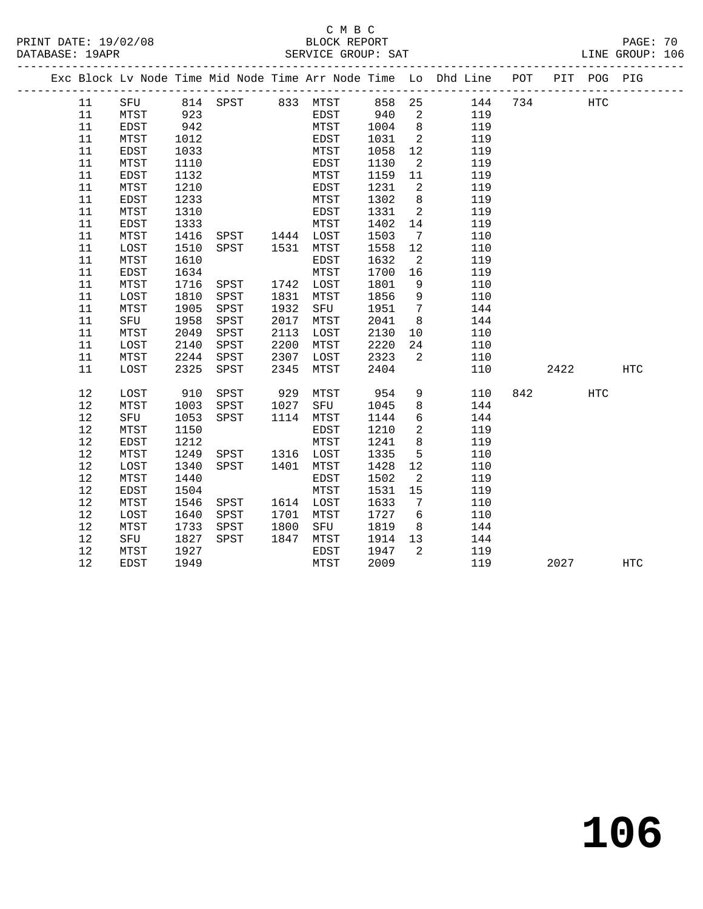C M B C
BLOCK REPORT
SERVICE GROUP: SAT

PRINT DATE: 19/02/08
DATABASE: 19APR
LINE GROUP: 106

| Exc | Block | Lv Node | Time | Mid Node | Time | Arr Node | Time | Lo | Dhd Line | POT | PIT | POG | PIG |
|---|---|---|---|---|---|---|---|---|---|---|---|---|---|
| | 11 | SFU | 814 | SPST | 833 | MTST | 858 | 25 | 144 | 734 | | HTC | |
| | 11 | MTST | 923 | | | EDST | 940 | 2 | 119 | | | | |
| | 11 | EDST | 942 | | | MTST | 1004 | 8 | 119 | | | | |
| | 11 | MTST | 1012 | | | EDST | 1031 | 2 | 119 | | | | |
| | 11 | EDST | 1033 | | | MTST | 1058 | 12 | 119 | | | | |
| | 11 | MTST | 1110 | | | EDST | 1130 | 2 | 119 | | | | |
| | 11 | EDST | 1132 | | | MTST | 1159 | 11 | 119 | | | | |
| | 11 | MTST | 1210 | | | EDST | 1231 | 2 | 119 | | | | |
| | 11 | EDST | 1233 | | | MTST | 1302 | 8 | 119 | | | | |
| | 11 | MTST | 1310 | | | EDST | 1331 | 2 | 119 | | | | |
| | 11 | EDST | 1333 | | | MTST | 1402 | 14 | 119 | | | | |
| | 11 | MTST | 1416 | SPST | 1444 | LOST | 1503 | 7 | 110 | | | | |
| | 11 | LOST | 1510 | SPST | 1531 | MTST | 1558 | 12 | 110 | | | | |
| | 11 | MTST | 1610 | | | EDST | 1632 | 2 | 119 | | | | |
| | 11 | EDST | 1634 | | | MTST | 1700 | 16 | 119 | | | | |
| | 11 | MTST | 1716 | SPST | 1742 | LOST | 1801 | 9 | 110 | | | | |
| | 11 | LOST | 1810 | SPST | 1831 | MTST | 1856 | 9 | 110 | | | | |
| | 11 | MTST | 1905 | SPST | 1932 | SFU | 1951 | 7 | 144 | | | | |
| | 11 | SFU | 1958 | SPST | 2017 | MTST | 2041 | 8 | 144 | | | | |
| | 11 | MTST | 2049 | SPST | 2113 | LOST | 2130 | 10 | 110 | | | | |
| | 11 | LOST | 2140 | SPST | 2200 | MTST | 2220 | 24 | 110 | | | | |
| | 11 | MTST | 2244 | SPST | 2307 | LOST | 2323 | 2 | 110 | | | | |
| | 11 | LOST | 2325 | SPST | 2345 | MTST | 2404 | | 110 | | 2422 | | HTC |
| | 12 | LOST | 910 | SPST | 929 | MTST | 954 | 9 | 110 | 842 | | HTC | |
| | 12 | MTST | 1003 | SPST | 1027 | SFU | 1045 | 8 | 144 | | | | |
| | 12 | SFU | 1053 | SPST | 1114 | MTST | 1144 | 6 | 144 | | | | |
| | 12 | MTST | 1150 | | | EDST | 1210 | 2 | 119 | | | | |
| | 12 | EDST | 1212 | | | MTST | 1241 | 8 | 119 | | | | |
| | 12 | MTST | 1249 | SPST | 1316 | LOST | 1335 | 5 | 110 | | | | |
| | 12 | LOST | 1340 | SPST | 1401 | MTST | 1428 | 12 | 110 | | | | |
| | 12 | MTST | 1440 | | | EDST | 1502 | 2 | 119 | | | | |
| | 12 | EDST | 1504 | | | MTST | 1531 | 15 | 119 | | | | |
| | 12 | MTST | 1546 | SPST | 1614 | LOST | 1633 | 7 | 110 | | | | |
| | 12 | LOST | 1640 | SPST | 1701 | MTST | 1727 | 6 | 110 | | | | |
| | 12 | MTST | 1733 | SPST | 1800 | SFU | 1819 | 8 | 144 | | | | |
| | 12 | SFU | 1827 | SPST | 1847 | MTST | 1914 | 13 | 144 | | | | |
| | 12 | MTST | 1927 | | | EDST | 1947 | 2 | 119 | | | | |
| | 12 | EDST | 1949 | | | MTST | 2009 | | 119 | | 2027 | | HTC |

# 106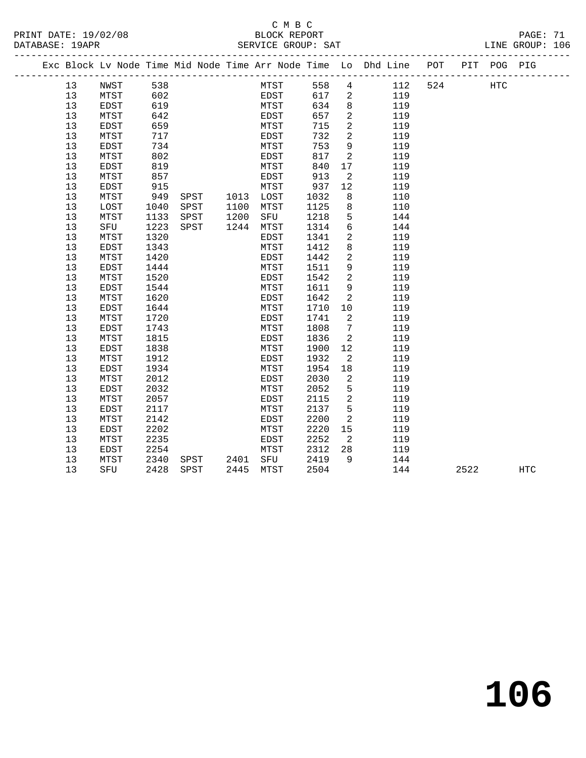C M B C
BLOCK REPORT
SERVICE GROUP: SAT

PRINT DATE: 19/02/08
DATABASE: 19APR
LINE GROUP: 106

| Exc | Block | Lv Node | Time | Mid Node | Time | Arr Node | Time | Lo | Dhd Line | POT | PIT | POG | PIG |
|---|---|---|---|---|---|---|---|---|---|---|---|---|---|
| | 13 | NWST | 538 | | | MTST | 558 | 4 | 112 | 524 | | HTC | |
| | 13 | MTST | 602 | | | EDST | 617 | 2 | 119 | | | | |
| | 13 | EDST | 619 | | | MTST | 634 | 8 | 119 | | | | |
| | 13 | MTST | 642 | | | EDST | 657 | 2 | 119 | | | | |
| | 13 | EDST | 659 | | | MTST | 715 | 2 | 119 | | | | |
| | 13 | MTST | 717 | | | EDST | 732 | 2 | 119 | | | | |
| | 13 | EDST | 734 | | | MTST | 753 | 9 | 119 | | | | |
| | 13 | MTST | 802 | | | EDST | 817 | 2 | 119 | | | | |
| | 13 | EDST | 819 | | | MTST | 840 | 17 | 119 | | | | |
| | 13 | MTST | 857 | | | EDST | 913 | 2 | 119 | | | | |
| | 13 | EDST | 915 | | | MTST | 937 | 12 | 119 | | | | |
| | 13 | MTST | 949 | SPST | 1013 | LOST | 1032 | 8 | 110 | | | | |
| | 13 | LOST | 1040 | SPST | 1100 | MTST | 1125 | 8 | 110 | | | | |
| | 13 | MTST | 1133 | SPST | 1200 | SFU | 1218 | 5 | 144 | | | | |
| | 13 | SFU | 1223 | SPST | 1244 | MTST | 1314 | 6 | 144 | | | | |
| | 13 | MTST | 1320 | | | EDST | 1341 | 2 | 119 | | | | |
| | 13 | EDST | 1343 | | | MTST | 1412 | 8 | 119 | | | | |
| | 13 | MTST | 1420 | | | EDST | 1442 | 2 | 119 | | | | |
| | 13 | EDST | 1444 | | | MTST | 1511 | 9 | 119 | | | | |
| | 13 | MTST | 1520 | | | EDST | 1542 | 2 | 119 | | | | |
| | 13 | EDST | 1544 | | | MTST | 1611 | 9 | 119 | | | | |
| | 13 | MTST | 1620 | | | EDST | 1642 | 2 | 119 | | | | |
| | 13 | EDST | 1644 | | | MTST | 1710 | 10 | 119 | | | | |
| | 13 | MTST | 1720 | | | EDST | 1741 | 2 | 119 | | | | |
| | 13 | EDST | 1743 | | | MTST | 1808 | 7 | 119 | | | | |
| | 13 | MTST | 1815 | | | EDST | 1836 | 2 | 119 | | | | |
| | 13 | EDST | 1838 | | | MTST | 1900 | 12 | 119 | | | | |
| | 13 | MTST | 1912 | | | EDST | 1932 | 2 | 119 | | | | |
| | 13 | EDST | 1934 | | | MTST | 1954 | 18 | 119 | | | | |
| | 13 | MTST | 2012 | | | EDST | 2030 | 2 | 119 | | | | |
| | 13 | EDST | 2032 | | | MTST | 2052 | 5 | 119 | | | | |
| | 13 | MTST | 2057 | | | EDST | 2115 | 2 | 119 | | | | |
| | 13 | EDST | 2117 | | | MTST | 2137 | 5 | 119 | | | | |
| | 13 | MTST | 2142 | | | EDST | 2200 | 2 | 119 | | | | |
| | 13 | EDST | 2202 | | | MTST | 2220 | 15 | 119 | | | | |
| | 13 | MTST | 2235 | | | EDST | 2252 | 2 | 119 | | | | |
| | 13 | EDST | 2254 | | | MTST | 2312 | 28 | 119 | | | | |
| | 13 | MTST | 2340 | SPST | 2401 | SFU | 2419 | 9 | 144 | | | | |
| | 13 | SFU | 2428 | SPST | 2445 | MTST | 2504 | | 144 | | 2522 | | HTC |

# 106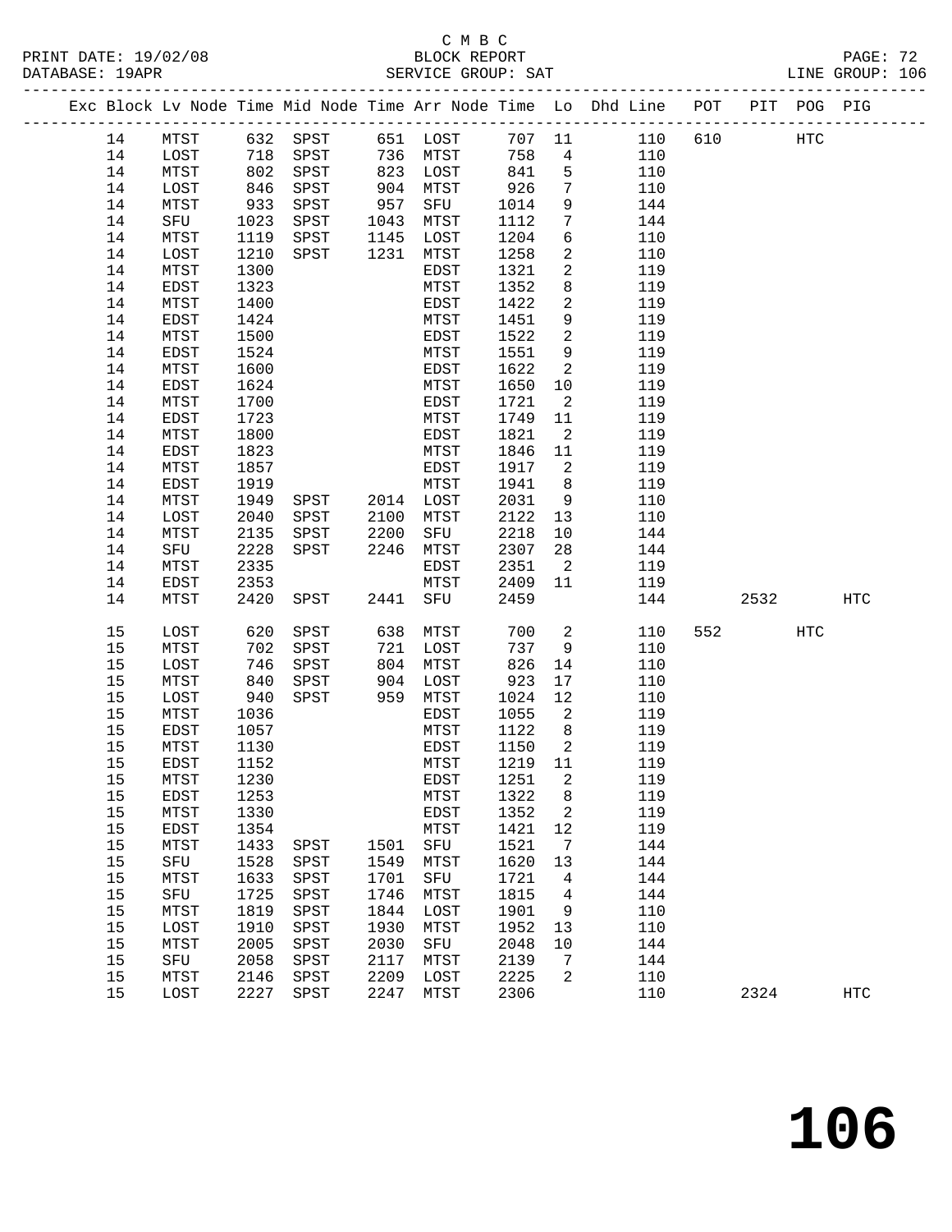C M B C
PRINT DATE: 19/02/08 BLOCK REPORT
DATABASE: 19APR SERVICE GROUP: SAT LINE GROUP: 106

| Exc | Block | Lv Node | Time | Mid Node | Time | Arr Node | Time | Lo | Dhd Line | POT | PIT | POG | PIG |
|---|---|---|---|---|---|---|---|---|---|---|---|---|---|
| | 14 | MTST | 632 | SPST | 651 | LOST | 707 | 11 | 110 | 610 | | HTC | |
| | 14 | LOST | 718 | SPST | 736 | MTST | 758 | 4 | 110 | | | | |
| | 14 | MTST | 802 | SPST | 823 | LOST | 841 | 5 | 110 | | | | |
| | 14 | LOST | 846 | SPST | 904 | MTST | 926 | 7 | 110 | | | | |
| | 14 | MTST | 933 | SPST | 957 | SFU | 1014 | 9 | 144 | | | | |
| | 14 | SFU | 1023 | SPST | 1043 | MTST | 1112 | 7 | 144 | | | | |
| | 14 | MTST | 1119 | SPST | 1145 | LOST | 1204 | 6 | 110 | | | | |
| | 14 | LOST | 1210 | SPST | 1231 | MTST | 1258 | 2 | 110 | | | | |
| | 14 | MTST | 1300 | | | EDST | 1321 | 2 | 119 | | | | |
| | 14 | EDST | 1323 | | | MTST | 1352 | 8 | 119 | | | | |
| | 14 | MTST | 1400 | | | EDST | 1422 | 2 | 119 | | | | |
| | 14 | EDST | 1424 | | | MTST | 1451 | 9 | 119 | | | | |
| | 14 | MTST | 1500 | | | EDST | 1522 | 2 | 119 | | | | |
| | 14 | EDST | 1524 | | | MTST | 1551 | 9 | 119 | | | | |
| | 14 | MTST | 1600 | | | EDST | 1622 | 2 | 119 | | | | |
| | 14 | EDST | 1624 | | | MTST | 1650 | 10 | 119 | | | | |
| | 14 | MTST | 1700 | | | EDST | 1721 | 2 | 119 | | | | |
| | 14 | EDST | 1723 | | | MTST | 1749 | 11 | 119 | | | | |
| | 14 | MTST | 1800 | | | EDST | 1821 | 2 | 119 | | | | |
| | 14 | EDST | 1823 | | | MTST | 1846 | 11 | 119 | | | | |
| | 14 | MTST | 1857 | | | EDST | 1917 | 2 | 119 | | | | |
| | 14 | EDST | 1919 | | | MTST | 1941 | 8 | 119 | | | | |
| | 14 | MTST | 1949 | SPST | 2014 | LOST | 2031 | 9 | 110 | | | | |
| | 14 | LOST | 2040 | SPST | 2100 | MTST | 2122 | 13 | 110 | | | | |
| | 14 | MTST | 2135 | SPST | 2200 | SFU | 2218 | 10 | 144 | | | | |
| | 14 | SFU | 2228 | SPST | 2246 | MTST | 2307 | 28 | 144 | | | | |
| | 14 | MTST | 2335 | | | EDST | 2351 | 2 | 119 | | | | |
| | 14 | EDST | 2353 | | | MTST | 2409 | 11 | 119 | | | | |
| | 14 | MTST | 2420 | SPST | 2441 | SFU | 2459 | | 144 | | 2532 | | HTC |
| | 15 | LOST | 620 | SPST | 638 | MTST | 700 | 2 | 110 | 552 | | HTC | |
| | 15 | MTST | 702 | SPST | 721 | LOST | 737 | 9 | 110 | | | | |
| | 15 | LOST | 746 | SPST | 804 | MTST | 826 | 14 | 110 | | | | |
| | 15 | MTST | 840 | SPST | 904 | LOST | 923 | 17 | 110 | | | | |
| | 15 | LOST | 940 | SPST | 959 | MTST | 1024 | 12 | 110 | | | | |
| | 15 | MTST | 1036 | | | EDST | 1055 | 2 | 119 | | | | |
| | 15 | EDST | 1057 | | | MTST | 1122 | 8 | 119 | | | | |
| | 15 | MTST | 1130 | | | EDST | 1150 | 2 | 119 | | | | |
| | 15 | EDST | 1152 | | | MTST | 1219 | 11 | 119 | | | | |
| | 15 | MTST | 1230 | | | EDST | 1251 | 2 | 119 | | | | |
| | 15 | EDST | 1253 | | | MTST | 1322 | 8 | 119 | | | | |
| | 15 | MTST | 1330 | | | EDST | 1352 | 2 | 119 | | | | |
| | 15 | EDST | 1354 | | | MTST | 1421 | 12 | 119 | | | | |
| | 15 | MTST | 1433 | SPST | 1501 | SFU | 1521 | 7 | 144 | | | | |
| | 15 | SFU | 1528 | SPST | 1549 | MTST | 1620 | 13 | 144 | | | | |
| | 15 | MTST | 1633 | SPST | 1701 | SFU | 1721 | 4 | 144 | | | | |
| | 15 | SFU | 1725 | SPST | 1746 | MTST | 1815 | 4 | 144 | | | | |
| | 15 | MTST | 1819 | SPST | 1844 | LOST | 1901 | 9 | 110 | | | | |
| | 15 | LOST | 1910 | SPST | 1930 | MTST | 1952 | 13 | 110 | | | | |
| | 15 | MTST | 2005 | SPST | 2030 | SFU | 2048 | 10 | 144 | | | | |
| | 15 | SFU | 2058 | SPST | 2117 | MTST | 2139 | 7 | 144 | | | | |
| | 15 | MTST | 2146 | SPST | 2209 | LOST | 2225 | 2 | 110 | | | | |
| | 15 | LOST | 2227 | SPST | 2247 | MTST | 2306 | | 110 | | 2324 | | HTC |

**106**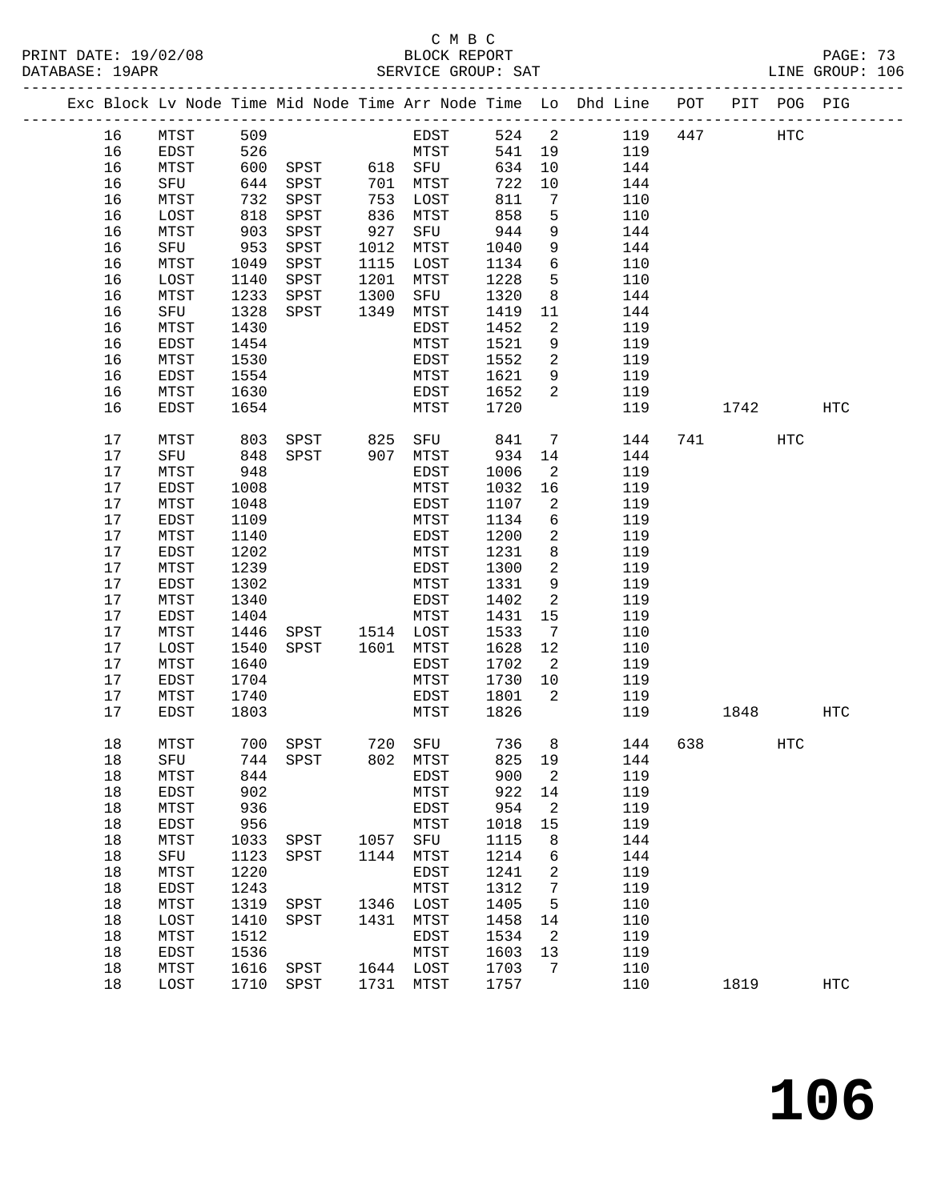C M B C
BLOCK REPORT
SERVICE GROUP: SAT

PRINT DATE: 19/02/08
DATABASE: 19APR
LINE GROUP: 106

| Exc | Block | Lv | Node | Time | Mid Node | Time | Arr Node | Time | Lo | Dhd Line | POT | PIT | POG | PIG |
|---|---|---|---|---|---|---|---|---|---|---|---|---|---|---|
| | 16 | | MTST | 509 | | | EDST | 524 | 2 | 119 | 447 | | HTC | |
| | 16 | | EDST | 526 | | | MTST | 541 | 19 | 119 | | | | |
| | 16 | | MTST | 600 | SPST | 618 | SFU | 634 | 10 | 144 | | | | |
| | 16 | | SFU | 644 | SPST | 701 | MTST | 722 | 10 | 144 | | | | |
| | 16 | | MTST | 732 | SPST | 753 | LOST | 811 | 7 | 110 | | | | |
| | 16 | | LOST | 818 | SPST | 836 | MTST | 858 | 5 | 110 | | | | |
| | 16 | | MTST | 903 | SPST | 927 | SFU | 944 | 9 | 144 | | | | |
| | 16 | | SFU | 953 | SPST | 1012 | MTST | 1040 | 9 | 144 | | | | |
| | 16 | | MTST | 1049 | SPST | 1115 | LOST | 1134 | 6 | 110 | | | | |
| | 16 | | LOST | 1140 | SPST | 1201 | MTST | 1228 | 5 | 110 | | | | |
| | 16 | | MTST | 1233 | SPST | 1300 | SFU | 1320 | 8 | 144 | | | | |
| | 16 | | SFU | 1328 | SPST | 1349 | MTST | 1419 | 11 | 144 | | | | |
| | 16 | | MTST | 1430 | | | EDST | 1452 | 2 | 119 | | | | |
| | 16 | | EDST | 1454 | | | MTST | 1521 | 9 | 119 | | | | |
| | 16 | | MTST | 1530 | | | EDST | 1552 | 2 | 119 | | | | |
| | 16 | | EDST | 1554 | | | MTST | 1621 | 9 | 119 | | | | |
| | 16 | | MTST | 1630 | | | EDST | 1652 | 2 | 119 | | | | |
| | 16 | | EDST | 1654 | | | MTST | 1720 | | 119 | | 1742 | | HTC |
| | 17 | | MTST | 803 | SPST | 825 | SFU | 841 | 7 | 144 | 741 | | HTC | |
| | 17 | | SFU | 848 | SPST | 907 | MTST | 934 | 14 | 144 | | | | |
| | 17 | | MTST | 948 | | | EDST | 1006 | 2 | 119 | | | | |
| | 17 | | EDST | 1008 | | | MTST | 1032 | 16 | 119 | | | | |
| | 17 | | MTST | 1048 | | | EDST | 1107 | 2 | 119 | | | | |
| | 17 | | EDST | 1109 | | | MTST | 1134 | 6 | 119 | | | | |
| | 17 | | MTST | 1140 | | | EDST | 1200 | 2 | 119 | | | | |
| | 17 | | EDST | 1202 | | | MTST | 1231 | 8 | 119 | | | | |
| | 17 | | MTST | 1239 | | | EDST | 1300 | 2 | 119 | | | | |
| | 17 | | EDST | 1302 | | | MTST | 1331 | 9 | 119 | | | | |
| | 17 | | MTST | 1340 | | | EDST | 1402 | 2 | 119 | | | | |
| | 17 | | EDST | 1404 | | | MTST | 1431 | 15 | 119 | | | | |
| | 17 | | MTST | 1446 | SPST | 1514 | LOST | 1533 | 7 | 110 | | | | |
| | 17 | | LOST | 1540 | SPST | 1601 | MTST | 1628 | 12 | 110 | | | | |
| | 17 | | MTST | 1640 | | | EDST | 1702 | 2 | 119 | | | | |
| | 17 | | EDST | 1704 | | | MTST | 1730 | 10 | 119 | | | | |
| | 17 | | MTST | 1740 | | | EDST | 1801 | 2 | 119 | | | | |
| | 17 | | EDST | 1803 | | | MTST | 1826 | | 119 | | 1848 | | HTC |
| | 18 | | MTST | 700 | SPST | 720 | SFU | 736 | 8 | 144 | 638 | | HTC | |
| | 18 | | SFU | 744 | SPST | 802 | MTST | 825 | 19 | 144 | | | | |
| | 18 | | MTST | 844 | | | EDST | 900 | 2 | 119 | | | | |
| | 18 | | EDST | 902 | | | MTST | 922 | 14 | 119 | | | | |
| | 18 | | MTST | 936 | | | EDST | 954 | 2 | 119 | | | | |
| | 18 | | EDST | 956 | | | MTST | 1018 | 15 | 119 | | | | |
| | 18 | | MTST | 1033 | SPST | 1057 | SFU | 1115 | 8 | 144 | | | | |
| | 18 | | SFU | 1123 | SPST | 1144 | MTST | 1214 | 6 | 144 | | | | |
| | 18 | | MTST | 1220 | | | EDST | 1241 | 2 | 119 | | | | |
| | 18 | | EDST | 1243 | | | MTST | 1312 | 7 | 119 | | | | |
| | 18 | | MTST | 1319 | SPST | 1346 | LOST | 1405 | 5 | 110 | | | | |
| | 18 | | LOST | 1410 | SPST | 1431 | MTST | 1458 | 14 | 110 | | | | |
| | 18 | | MTST | 1512 | | | EDST | 1534 | 2 | 119 | | | | |
| | 18 | | EDST | 1536 | | | MTST | 1603 | 13 | 119 | | | | |
| | 18 | | MTST | 1616 | SPST | 1644 | LOST | 1703 | 7 | 110 | | | | |
| | 18 | | LOST | 1710 | SPST | 1731 | MTST | 1757 | | 110 | | 1819 | | HTC |

# 106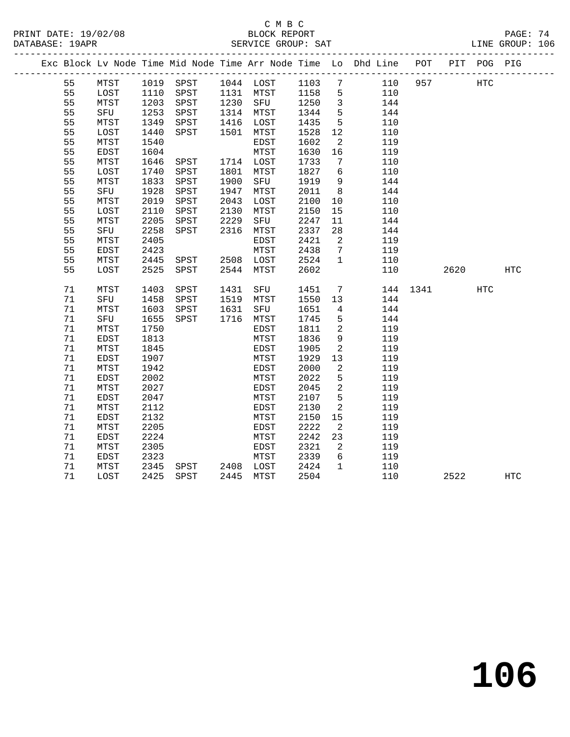C M B C

BLOCK REPORT

SERVICE GROUP: SAT

LINE GROUP: 106

| Exc | Block | Lv Node | Time | Mid Node | Time | Arr Node | Time | Lo | Dhd Line | POT | PIT | POG | PIG |
|---|---|---|---|---|---|---|---|---|---|---|---|---|---|
| | 55 | MTST | 1019 | SPST | 1044 | LOST | 1103 | 7 | 110 | 957 | | HTC | |
| | 55 | LOST | 1110 | SPST | 1131 | MTST | 1158 | 5 | 110 | | | | |
| | 55 | MTST | 1203 | SPST | 1230 | SFU | 1250 | 3 | 144 | | | | |
| | 55 | SFU | 1253 | SPST | 1314 | MTST | 1344 | 5 | 144 | | | | |
| | 55 | MTST | 1349 | SPST | 1416 | LOST | 1435 | 5 | 110 | | | | |
| | 55 | LOST | 1440 | SPST | 1501 | MTST | 1528 | 12 | 110 | | | | |
| | 55 | MTST | 1540 | | | EDST | 1602 | 2 | 119 | | | | |
| | 55 | EDST | 1604 | | | MTST | 1630 | 16 | 119 | | | | |
| | 55 | MTST | 1646 | SPST | 1714 | LOST | 1733 | 7 | 110 | | | | |
| | 55 | LOST | 1740 | SPST | 1801 | MTST | 1827 | 6 | 110 | | | | |
| | 55 | MTST | 1833 | SPST | 1900 | SFU | 1919 | 9 | 144 | | | | |
| | 55 | SFU | 1928 | SPST | 1947 | MTST | 2011 | 8 | 144 | | | | |
| | 55 | MTST | 2019 | SPST | 2043 | LOST | 2100 | 10 | 110 | | | | |
| | 55 | LOST | 2110 | SPST | 2130 | MTST | 2150 | 15 | 110 | | | | |
| | 55 | MTST | 2205 | SPST | 2229 | SFU | 2247 | 11 | 144 | | | | |
| | 55 | SFU | 2258 | SPST | 2316 | MTST | 2337 | 28 | 144 | | | | |
| | 55 | MTST | 2405 | | | EDST | 2421 | 2 | 119 | | | | |
| | 55 | EDST | 2423 | | | MTST | 2438 | 7 | 119 | | | | |
| | 55 | MTST | 2445 | SPST | 2508 | LOST | 2524 | 1 | 110 | | | | |
| | 55 | LOST | 2525 | SPST | 2544 | MTST | 2602 | | 110 | | 2620 | | HTC |
| | 71 | MTST | 1403 | SPST | 1431 | SFU | 1451 | 7 | 144 | 1341 | | HTC | |
| | 71 | SFU | 1458 | SPST | 1519 | MTST | 1550 | 13 | 144 | | | | |
| | 71 | MTST | 1603 | SPST | 1631 | SFU | 1651 | 4 | 144 | | | | |
| | 71 | SFU | 1655 | SPST | 1716 | MTST | 1745 | 5 | 144 | | | | |
| | 71 | MTST | 1750 | | | EDST | 1811 | 2 | 119 | | | | |
| | 71 | EDST | 1813 | | | MTST | 1836 | 9 | 119 | | | | |
| | 71 | MTST | 1845 | | | EDST | 1905 | 2 | 119 | | | | |
| | 71 | EDST | 1907 | | | MTST | 1929 | 13 | 119 | | | | |
| | 71 | MTST | 1942 | | | EDST | 2000 | 2 | 119 | | | | |
| | 71 | EDST | 2002 | | | MTST | 2022 | 5 | 119 | | | | |
| | 71 | MTST | 2027 | | | EDST | 2045 | 2 | 119 | | | | |
| | 71 | EDST | 2047 | | | MTST | 2107 | 5 | 119 | | | | |
| | 71 | MTST | 2112 | | | EDST | 2130 | 2 | 119 | | | | |
| | 71 | EDST | 2132 | | | MTST | 2150 | 15 | 119 | | | | |
| | 71 | MTST | 2205 | | | EDST | 2222 | 2 | 119 | | | | |
| | 71 | EDST | 2224 | | | MTST | 2242 | 23 | 119 | | | | |
| | 71 | MTST | 2305 | | | EDST | 2321 | 2 | 119 | | | | |
| | 71 | EDST | 2323 | | | MTST | 2339 | 6 | 119 | | | | |
| | 71 | MTST | 2345 | SPST | 2408 | LOST | 2424 | 1 | 110 | | | | |
| | 71 | LOST | 2425 | SPST | 2445 | MTST | 2504 | | 110 | | 2522 | | HTC |

**106**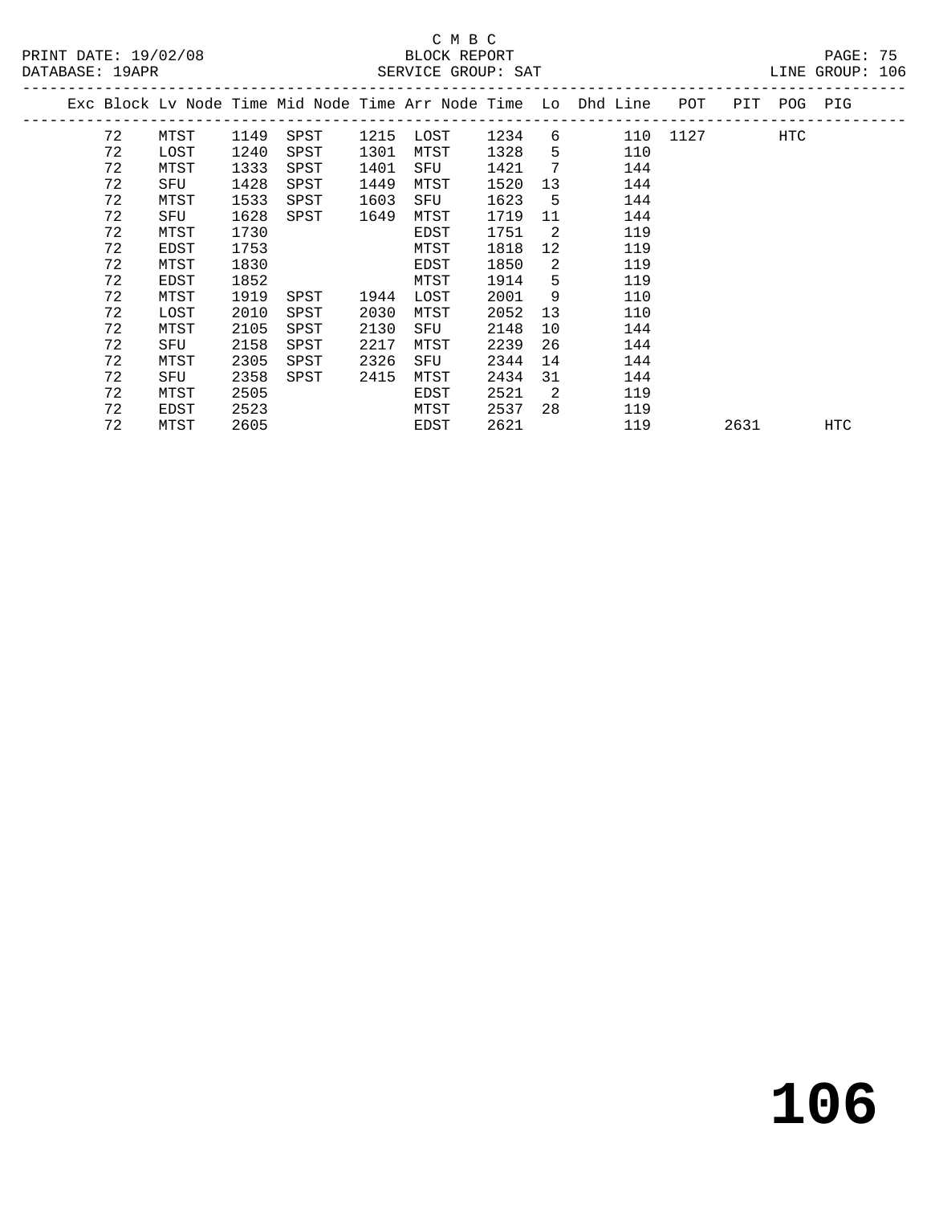C M B C
BLOCK REPORT
SERVICE GROUP: SAT

PRINT DATE: 19/02/08
DATABASE: 19APR
LINE GROUP: 106

| Exc | Block | Lv | Node | Time | Mid Node | Time | Arr Node | Time | Lo | Dhd Line | POT | PIT | POG | PIG |
|---|---|---|---|---|---|---|---|---|---|---|---|---|---|---|
| | 72 | | MTST | 1149 | SPST | 1215 | LOST | 1234 | 6 | 110 | 1127 | | HTC | |
| | 72 | | LOST | 1240 | SPST | 1301 | MTST | 1328 | 5 | 110 | | | | |
| | 72 | | MTST | 1333 | SPST | 1401 | SFU | 1421 | 7 | 144 | | | | |
| | 72 | | SFU | 1428 | SPST | 1449 | MTST | 1520 | 13 | 144 | | | | |
| | 72 | | MTST | 1533 | SPST | 1603 | SFU | 1623 | 5 | 144 | | | | |
| | 72 | | SFU | 1628 | SPST | 1649 | MTST | 1719 | 11 | 144 | | | | |
| | 72 | | MTST | 1730 | | | EDST | 1751 | 2 | 119 | | | | |
| | 72 | | EDST | 1753 | | | MTST | 1818 | 12 | 119 | | | | |
| | 72 | | MTST | 1830 | | | EDST | 1850 | 2 | 119 | | | | |
| | 72 | | EDST | 1852 | | | MTST | 1914 | 5 | 119 | | | | |
| | 72 | | MTST | 1919 | SPST | 1944 | LOST | 2001 | 9 | 110 | | | | |
| | 72 | | LOST | 2010 | SPST | 2030 | MTST | 2052 | 13 | 110 | | | | |
| | 72 | | MTST | 2105 | SPST | 2130 | SFU | 2148 | 10 | 144 | | | | |
| | 72 | | SFU | 2158 | SPST | 2217 | MTST | 2239 | 26 | 144 | | | | |
| | 72 | | MTST | 2305 | SPST | 2326 | SFU | 2344 | 14 | 144 | | | | |
| | 72 | | SFU | 2358 | SPST | 2415 | MTST | 2434 | 31 | 144 | | | | |
| | 72 | | MTST | 2505 | | | EDST | 2521 | 2 | 119 | | | | |
| | 72 | | EDST | 2523 | | | MTST | 2537 | 28 | 119 | | | | |
| | 72 | | MTST | 2605 | | | EDST | 2621 | | 119 | | 2631 | | HTC |

**106**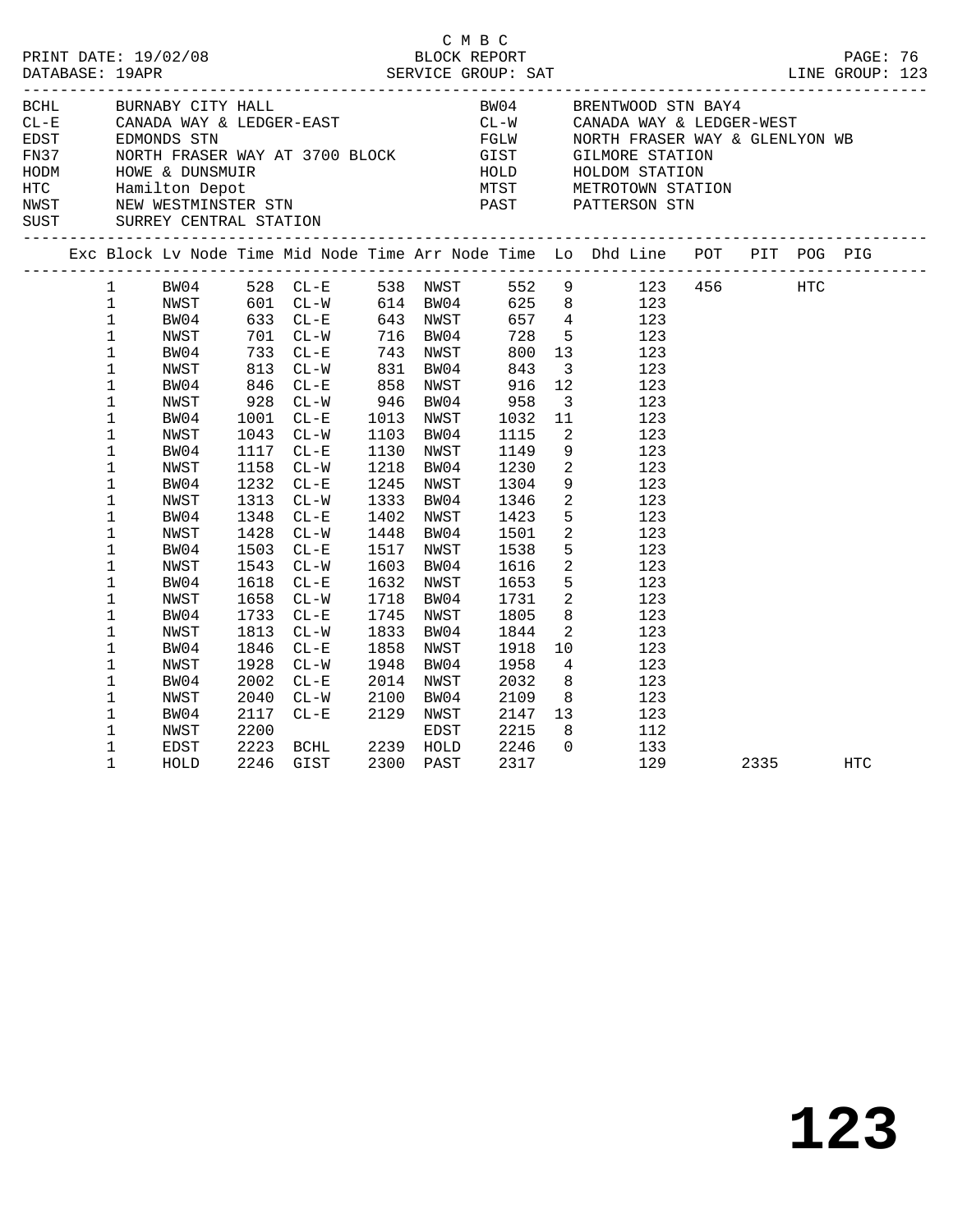C M B C

PRINT DATE: 19/02/08 BLOCK REPORT

DATABASE: 19APR SERVICE GROUP: SAT LINE GROUP: 123

| Code | Name | Code | Name |
|---|---|---|---|
| BCHL | BURNABY CITY HALL | BW04 | BRENTWOOD STN BAY4 |
| CL-E | CANADA WAY & LEDGER-EAST | CL-W | CANADA WAY & LEDGER-WEST |
| EDST | EDMONDS STN | FGLW | NORTH FRASER WAY & GLENLYON WB |
| FN37 | NORTH FRASER WAY AT 3700 BLOCK | GIST | GILMORE STATION |
| HODM | HOWE & DUNSMUIR | HOLD | HOLDOM STATION |
| HTC | Hamilton Depot | MTST | METROTOWN STATION |
| NWST | NEW WESTMINSTER STN | PAST | PATTERSON STN |
| SUST | SURREY CENTRAL STATION | | |

| Exc | Block | Lv Node | Time | Mid Node | Time | Arr Node | Time | Lo | Dhd Line | POT | PIT | POG | PIG |
|---|---|---|---|---|---|---|---|---|---|---|---|---|---|
| | 1 | BW04 | 528 | CL-E | 538 | NWST | 552 | 9 | 123 | 456 | | HTC | |
| | 1 | NWST | 601 | CL-W | 614 | BW04 | 625 | 8 | 123 | | | | |
| | 1 | BW04 | 633 | CL-E | 643 | NWST | 657 | 4 | 123 | | | | |
| | 1 | NWST | 701 | CL-W | 716 | BW04 | 728 | 5 | 123 | | | | |
| | 1 | BW04 | 733 | CL-E | 743 | NWST | 800 | 13 | 123 | | | | |
| | 1 | NWST | 813 | CL-W | 831 | BW04 | 843 | 3 | 123 | | | | |
| | 1 | BW04 | 846 | CL-E | 858 | NWST | 916 | 12 | 123 | | | | |
| | 1 | NWST | 928 | CL-W | 946 | BW04 | 958 | 3 | 123 | | | | |
| | 1 | BW04 | 1001 | CL-E | 1013 | NWST | 1032 | 11 | 123 | | | | |
| | 1 | NWST | 1043 | CL-W | 1103 | BW04 | 1115 | 2 | 123 | | | | |
| | 1 | BW04 | 1117 | CL-E | 1130 | NWST | 1149 | 9 | 123 | | | | |
| | 1 | NWST | 1158 | CL-W | 1218 | BW04 | 1230 | 2 | 123 | | | | |
| | 1 | BW04 | 1232 | CL-E | 1245 | NWST | 1304 | 9 | 123 | | | | |
| | 1 | NWST | 1313 | CL-W | 1333 | BW04 | 1346 | 2 | 123 | | | | |
| | 1 | BW04 | 1348 | CL-E | 1402 | NWST | 1423 | 5 | 123 | | | | |
| | 1 | NWST | 1428 | CL-W | 1448 | BW04 | 1501 | 2 | 123 | | | | |
| | 1 | BW04 | 1503 | CL-E | 1517 | NWST | 1538 | 5 | 123 | | | | |
| | 1 | NWST | 1543 | CL-W | 1603 | BW04 | 1616 | 2 | 123 | | | | |
| | 1 | BW04 | 1618 | CL-E | 1632 | NWST | 1653 | 5 | 123 | | | | |
| | 1 | NWST | 1658 | CL-W | 1718 | BW04 | 1731 | 2 | 123 | | | | |
| | 1 | BW04 | 1733 | CL-E | 1745 | NWST | 1805 | 8 | 123 | | | | |
| | 1 | NWST | 1813 | CL-W | 1833 | BW04 | 1844 | 2 | 123 | | | | |
| | 1 | BW04 | 1846 | CL-E | 1858 | NWST | 1918 | 10 | 123 | | | | |
| | 1 | NWST | 1928 | CL-W | 1948 | BW04 | 1958 | 4 | 123 | | | | |
| | 1 | BW04 | 2002 | CL-E | 2014 | NWST | 2032 | 8 | 123 | | | | |
| | 1 | NWST | 2040 | CL-W | 2100 | BW04 | 2109 | 8 | 123 | | | | |
| | 1 | BW04 | 2117 | CL-E | 2129 | NWST | 2147 | 13 | 123 | | | | |
| | 1 | NWST | 2200 | | | EDST | 2215 | 8 | 112 | | | | |
| | 1 | EDST | 2223 | BCHL | 2239 | HOLD | 2246 | 0 | 133 | | | | |
| | 1 | HOLD | 2246 | GIST | 2300 | PAST | 2317 | | 129 | | 2335 | | HTC |

**123**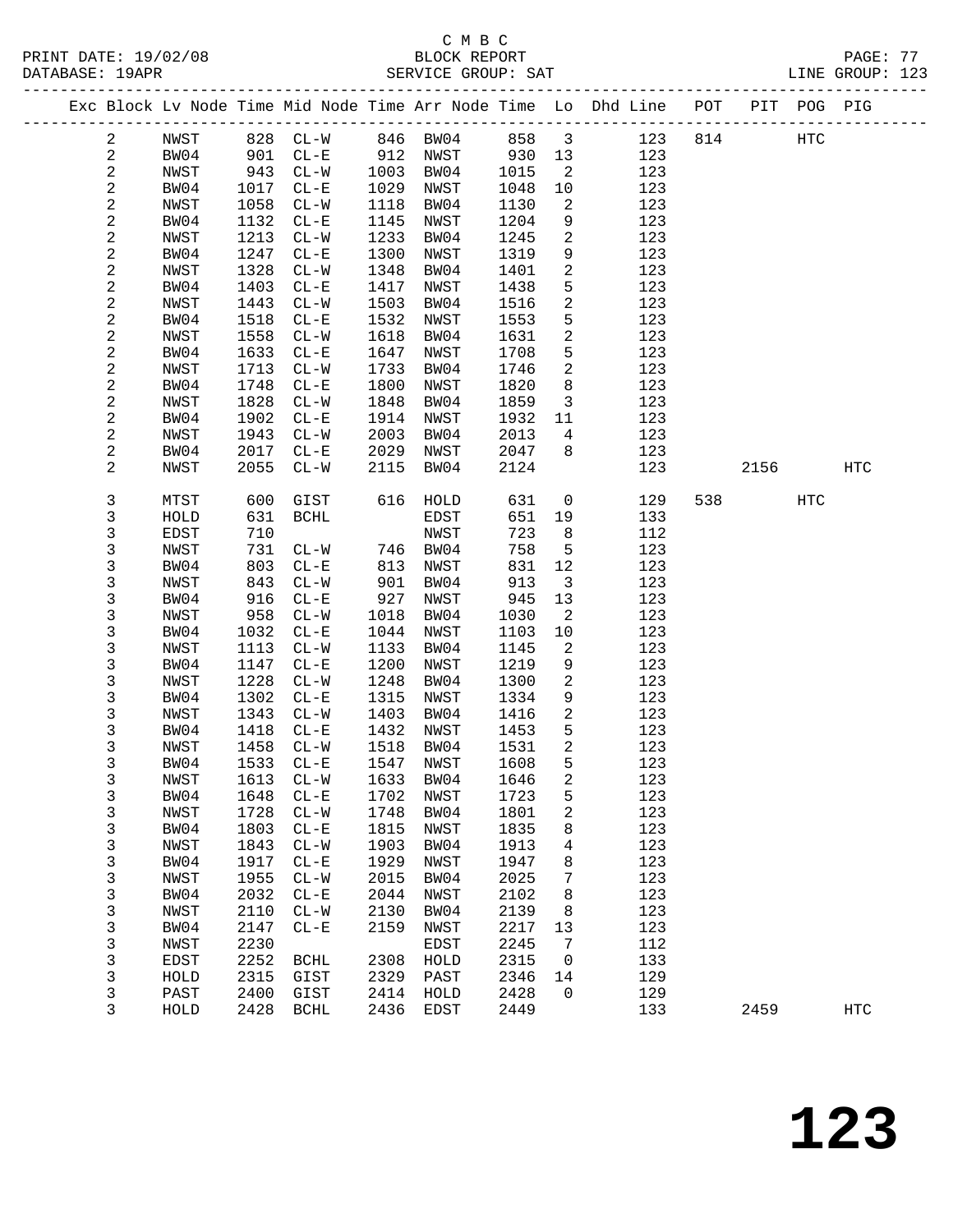C M B C

BLOCK REPORT

SERVICE GROUP: SAT

LINE GROUP: 123

| Exc | Block | Lv Node | Time | Mid Node | Time | Arr Node | Time | Lo | Dhd Line | POT | PIT | POG | PIG |
|---|---|---|---|---|---|---|---|---|---|---|---|---|---|
| | 2 | NWST | 828 | CL-W | 846 | BW04 | 858 | 3 | 123 | 814 | | HTC | |
| | 2 | BW04 | 901 | CL-E | 912 | NWST | 930 | 13 | 123 | | | | |
| | 2 | NWST | 943 | CL-W | 1003 | BW04 | 1015 | 2 | 123 | | | | |
| | 2 | BW04 | 1017 | CL-E | 1029 | NWST | 1048 | 10 | 123 | | | | |
| | 2 | NWST | 1058 | CL-W | 1118 | BW04 | 1130 | 2 | 123 | | | | |
| | 2 | BW04 | 1132 | CL-E | 1145 | NWST | 1204 | 9 | 123 | | | | |
| | 2 | NWST | 1213 | CL-W | 1233 | BW04 | 1245 | 2 | 123 | | | | |
| | 2 | BW04 | 1247 | CL-E | 1300 | NWST | 1319 | 9 | 123 | | | | |
| | 2 | NWST | 1328 | CL-W | 1348 | BW04 | 1401 | 2 | 123 | | | | |
| | 2 | BW04 | 1403 | CL-E | 1417 | NWST | 1438 | 5 | 123 | | | | |
| | 2 | NWST | 1443 | CL-W | 1503 | BW04 | 1516 | 2 | 123 | | | | |
| | 2 | BW04 | 1518 | CL-E | 1532 | NWST | 1553 | 5 | 123 | | | | |
| | 2 | NWST | 1558 | CL-W | 1618 | BW04 | 1631 | 2 | 123 | | | | |
| | 2 | BW04 | 1633 | CL-E | 1647 | NWST | 1708 | 5 | 123 | | | | |
| | 2 | NWST | 1713 | CL-W | 1733 | BW04 | 1746 | 2 | 123 | | | | |
| | 2 | BW04 | 1748 | CL-E | 1800 | NWST | 1820 | 8 | 123 | | | | |
| | 2 | NWST | 1828 | CL-W | 1848 | BW04 | 1859 | 3 | 123 | | | | |
| | 2 | BW04 | 1902 | CL-E | 1914 | NWST | 1932 | 11 | 123 | | | | |
| | 2 | NWST | 1943 | CL-W | 2003 | BW04 | 2013 | 4 | 123 | | | | |
| | 2 | BW04 | 2017 | CL-E | 2029 | NWST | 2047 | 8 | 123 | | | | |
| | 2 | NWST | 2055 | CL-W | 2115 | BW04 | 2124 | | 123 | | 2156 | | HTC |
| | 3 | MTST | 600 | GIST | 616 | HOLD | 631 | 0 | 129 | 538 | | HTC | |
| | 3 | HOLD | 631 | BCHL | | EDST | 651 | 19 | 133 | | | | |
| | 3 | EDST | 710 | | | NWST | 723 | 8 | 112 | | | | |
| | 3 | NWST | 731 | CL-W | 746 | BW04 | 758 | 5 | 123 | | | | |
| | 3 | BW04 | 803 | CL-E | 813 | NWST | 831 | 12 | 123 | | | | |
| | 3 | NWST | 843 | CL-W | 901 | BW04 | 913 | 3 | 123 | | | | |
| | 3 | BW04 | 916 | CL-E | 927 | NWST | 945 | 13 | 123 | | | | |
| | 3 | NWST | 958 | CL-W | 1018 | BW04 | 1030 | 2 | 123 | | | | |
| | 3 | BW04 | 1032 | CL-E | 1044 | NWST | 1103 | 10 | 123 | | | | |
| | 3 | NWST | 1113 | CL-W | 1133 | BW04 | 1145 | 2 | 123 | | | | |
| | 3 | BW04 | 1147 | CL-E | 1200 | NWST | 1219 | 9 | 123 | | | | |
| | 3 | NWST | 1228 | CL-W | 1248 | BW04 | 1300 | 2 | 123 | | | | |
| | 3 | BW04 | 1302 | CL-E | 1315 | NWST | 1334 | 9 | 123 | | | | |
| | 3 | NWST | 1343 | CL-W | 1403 | BW04 | 1416 | 2 | 123 | | | | |
| | 3 | BW04 | 1418 | CL-E | 1432 | NWST | 1453 | 5 | 123 | | | | |
| | 3 | NWST | 1458 | CL-W | 1518 | BW04 | 1531 | 2 | 123 | | | | |
| | 3 | BW04 | 1533 | CL-E | 1547 | NWST | 1608 | 5 | 123 | | | | |
| | 3 | NWST | 1613 | CL-W | 1633 | BW04 | 1646 | 2 | 123 | | | | |
| | 3 | BW04 | 1648 | CL-E | 1702 | NWST | 1723 | 5 | 123 | | | | |
| | 3 | NWST | 1728 | CL-W | 1748 | BW04 | 1801 | 2 | 123 | | | | |
| | 3 | BW04 | 1803 | CL-E | 1815 | NWST | 1835 | 8 | 123 | | | | |
| | 3 | NWST | 1843 | CL-W | 1903 | BW04 | 1913 | 4 | 123 | | | | |
| | 3 | BW04 | 1917 | CL-E | 1929 | NWST | 1947 | 8 | 123 | | | | |
| | 3 | NWST | 1955 | CL-W | 2015 | BW04 | 2025 | 7 | 123 | | | | |
| | 3 | BW04 | 2032 | CL-E | 2044 | NWST | 2102 | 8 | 123 | | | | |
| | 3 | NWST | 2110 | CL-W | 2130 | BW04 | 2139 | 8 | 123 | | | | |
| | 3 | BW04 | 2147 | CL-E | 2159 | NWST | 2217 | 13 | 123 | | | | |
| | 3 | NWST | 2230 | | | EDST | 2245 | 7 | 112 | | | | |
| | 3 | EDST | 2252 | BCHL | 2308 | HOLD | 2315 | 0 | 133 | | | | |
| | 3 | HOLD | 2315 | GIST | 2329 | PAST | 2346 | 14 | 129 | | | | |
| | 3 | PAST | 2400 | GIST | 2414 | HOLD | 2428 | 0 | 129 | | | | |
| | 3 | HOLD | 2428 | BCHL | 2436 | EDST | 2449 | | 133 | | 2459 | | HTC |

**123**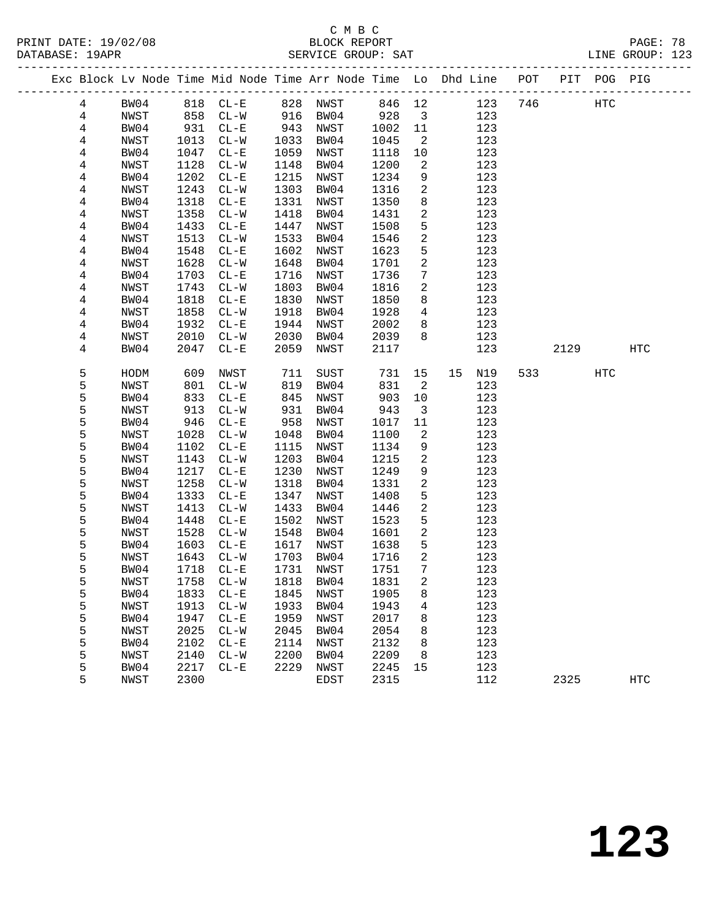C M B C
BLOCK REPORT
SERVICE GROUP: SAT

PRINT DATE: 19/02/08
DATABASE: 19APR
LINE GROUP: 123

| Exc | Block | Lv | Node | Time | Mid Node | Time | Arr Node | Time | Lo | Dhd | Line | POT | PIT | POG | PIG |
|---|---|---|---|---|---|---|---|---|---|---|---|---|---|---|---|
| | 4 | | BW04 | 818 | CL-E | 828 | NWST | 846 | 12 | | 123 | 746 | | HTC | |
| | 4 | | NWST | 858 | CL-W | 916 | BW04 | 928 | 3 | | 123 | | | | |
| | 4 | | BW04 | 931 | CL-E | 943 | NWST | 1002 | 11 | | 123 | | | | |
| | 4 | | NWST | 1013 | CL-W | 1033 | BW04 | 1045 | 2 | | 123 | | | | |
| | 4 | | BW04 | 1047 | CL-E | 1059 | NWST | 1118 | 10 | | 123 | | | | |
| | 4 | | NWST | 1128 | CL-W | 1148 | BW04 | 1200 | 2 | | 123 | | | | |
| | 4 | | BW04 | 1202 | CL-E | 1215 | NWST | 1234 | 9 | | 123 | | | | |
| | 4 | | NWST | 1243 | CL-W | 1303 | BW04 | 1316 | 2 | | 123 | | | | |
| | 4 | | BW04 | 1318 | CL-E | 1331 | NWST | 1350 | 8 | | 123 | | | | |
| | 4 | | NWST | 1358 | CL-W | 1418 | BW04 | 1431 | 2 | | 123 | | | | |
| | 4 | | BW04 | 1433 | CL-E | 1447 | NWST | 1508 | 5 | | 123 | | | | |
| | 4 | | NWST | 1513 | CL-W | 1533 | BW04 | 1546 | 2 | | 123 | | | | |
| | 4 | | BW04 | 1548 | CL-E | 1602 | NWST | 1623 | 5 | | 123 | | | | |
| | 4 | | NWST | 1628 | CL-W | 1648 | BW04 | 1701 | 2 | | 123 | | | | |
| | 4 | | BW04 | 1703 | CL-E | 1716 | NWST | 1736 | 7 | | 123 | | | | |
| | 4 | | NWST | 1743 | CL-W | 1803 | BW04 | 1816 | 2 | | 123 | | | | |
| | 4 | | BW04 | 1818 | CL-E | 1830 | NWST | 1850 | 8 | | 123 | | | | |
| | 4 | | NWST | 1858 | CL-W | 1918 | BW04 | 1928 | 4 | | 123 | | | | |
| | 4 | | BW04 | 1932 | CL-E | 1944 | NWST | 2002 | 8 | | 123 | | | | |
| | 4 | | NWST | 2010 | CL-W | 2030 | BW04 | 2039 | 8 | | 123 | | | | |
| | 4 | | BW04 | 2047 | CL-E | 2059 | NWST | 2117 | | | 123 | | 2129 | | HTC |
| | 5 | | HODM | 609 | NWST | 711 | SUST | 731 | 15 | 15 | N19 | 533 | | HTC | |
| | 5 | | NWST | 801 | CL-W | 819 | BW04 | 831 | 2 | | 123 | | | | |
| | 5 | | BW04 | 833 | CL-E | 845 | NWST | 903 | 10 | | 123 | | | | |
| | 5 | | NWST | 913 | CL-W | 931 | BW04 | 943 | 3 | | 123 | | | | |
| | 5 | | BW04 | 946 | CL-E | 958 | NWST | 1017 | 11 | | 123 | | | | |
| | 5 | | NWST | 1028 | CL-W | 1048 | BW04 | 1100 | 2 | | 123 | | | | |
| | 5 | | BW04 | 1102 | CL-E | 1115 | NWST | 1134 | 9 | | 123 | | | | |
| | 5 | | NWST | 1143 | CL-W | 1203 | BW04 | 1215 | 2 | | 123 | | | | |
| | 5 | | BW04 | 1217 | CL-E | 1230 | NWST | 1249 | 9 | | 123 | | | | |
| | 5 | | NWST | 1258 | CL-W | 1318 | BW04 | 1331 | 2 | | 123 | | | | |
| | 5 | | BW04 | 1333 | CL-E | 1347 | NWST | 1408 | 5 | | 123 | | | | |
| | 5 | | NWST | 1413 | CL-W | 1433 | BW04 | 1446 | 2 | | 123 | | | | |
| | 5 | | BW04 | 1448 | CL-E | 1502 | NWST | 1523 | 5 | | 123 | | | | |
| | 5 | | NWST | 1528 | CL-W | 1548 | BW04 | 1601 | 2 | | 123 | | | | |
| | 5 | | BW04 | 1603 | CL-E | 1617 | NWST | 1638 | 5 | | 123 | | | | |
| | 5 | | NWST | 1643 | CL-W | 1703 | BW04 | 1716 | 2 | | 123 | | | | |
| | 5 | | BW04 | 1718 | CL-E | 1731 | NWST | 1751 | 7 | | 123 | | | | |
| | 5 | | NWST | 1758 | CL-W | 1818 | BW04 | 1831 | 2 | | 123 | | | | |
| | 5 | | BW04 | 1833 | CL-E | 1845 | NWST | 1905 | 8 | | 123 | | | | |
| | 5 | | NWST | 1913 | CL-W | 1933 | BW04 | 1943 | 4 | | 123 | | | | |
| | 5 | | BW04 | 1947 | CL-E | 1959 | NWST | 2017 | 8 | | 123 | | | | |
| | 5 | | NWST | 2025 | CL-W | 2045 | BW04 | 2054 | 8 | | 123 | | | | |
| | 5 | | BW04 | 2102 | CL-E | 2114 | NWST | 2132 | 8 | | 123 | | | | |
| | 5 | | NWST | 2140 | CL-W | 2200 | BW04 | 2209 | 8 | | 123 | | | | |
| | 5 | | BW04 | 2217 | CL-E | 2229 | NWST | 2245 | 15 | | 123 | | | | |
| | 5 | | NWST | 2300 | | | EDST | 2315 | | | 112 | | 2325 | | HTC |

# 123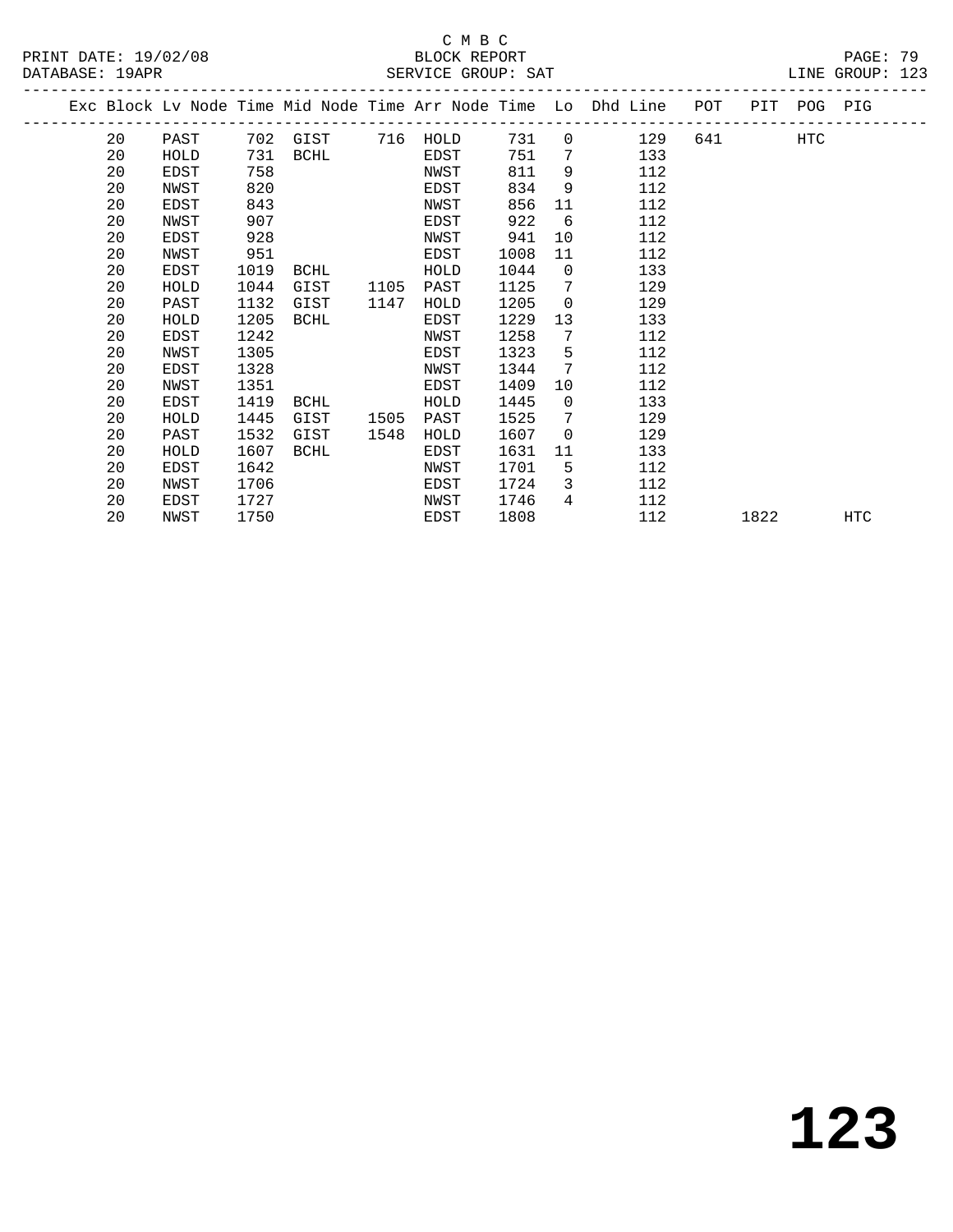C M B C

BLOCK REPORT

SERVICE GROUP: SAT

PRINT DATE: 19/02/08

DATABASE: 19APR

LINE GROUP: 123

| Exc | Block | Lv | Node | Time | Mid Node | Time | Arr Node | Time | Lo | Dhd Line | POT | PIT | POG | PIG |
|---|---|---|---|---|---|---|---|---|---|---|---|---|---|---|
| | 20 | | PAST | 702 | GIST | 716 | HOLD | 731 | 0 | 129 | 641 | | HTC | |
| | 20 | | HOLD | 731 | BCHL | | EDST | 751 | 7 | 133 | | | | |
| | 20 | | EDST | 758 | | | NWST | 811 | 9 | 112 | | | | |
| | 20 | | NWST | 820 | | | EDST | 834 | 9 | 112 | | | | |
| | 20 | | EDST | 843 | | | NWST | 856 | 11 | 112 | | | | |
| | 20 | | NWST | 907 | | | EDST | 922 | 6 | 112 | | | | |
| | 20 | | EDST | 928 | | | NWST | 941 | 10 | 112 | | | | |
| | 20 | | NWST | 951 | | | EDST | 1008 | 11 | 112 | | | | |
| | 20 | | EDST | 1019 | BCHL | | HOLD | 1044 | 0 | 133 | | | | |
| | 20 | | HOLD | 1044 | GIST | 1105 | PAST | 1125 | 7 | 129 | | | | |
| | 20 | | PAST | 1132 | GIST | 1147 | HOLD | 1205 | 0 | 129 | | | | |
| | 20 | | HOLD | 1205 | BCHL | | EDST | 1229 | 13 | 133 | | | | |
| | 20 | | EDST | 1242 | | | NWST | 1258 | 7 | 112 | | | | |
| | 20 | | NWST | 1305 | | | EDST | 1323 | 5 | 112 | | | | |
| | 20 | | EDST | 1328 | | | NWST | 1344 | 7 | 112 | | | | |
| | 20 | | NWST | 1351 | | | EDST | 1409 | 10 | 112 | | | | |
| | 20 | | EDST | 1419 | BCHL | | HOLD | 1445 | 0 | 133 | | | | |
| | 20 | | HOLD | 1445 | GIST | 1505 | PAST | 1525 | 7 | 129 | | | | |
| | 20 | | PAST | 1532 | GIST | 1548 | HOLD | 1607 | 0 | 129 | | | | |
| | 20 | | HOLD | 1607 | BCHL | | EDST | 1631 | 11 | 133 | | | | |
| | 20 | | EDST | 1642 | | | NWST | 1701 | 5 | 112 | | | | |
| | 20 | | NWST | 1706 | | | EDST | 1724 | 3 | 112 | | | | |
| | 20 | | EDST | 1727 | | | NWST | 1746 | 4 | 112 | | | | |
| | 20 | | NWST | 1750 | | | EDST | 1808 | | 112 | | 1822 | | HTC |

# 123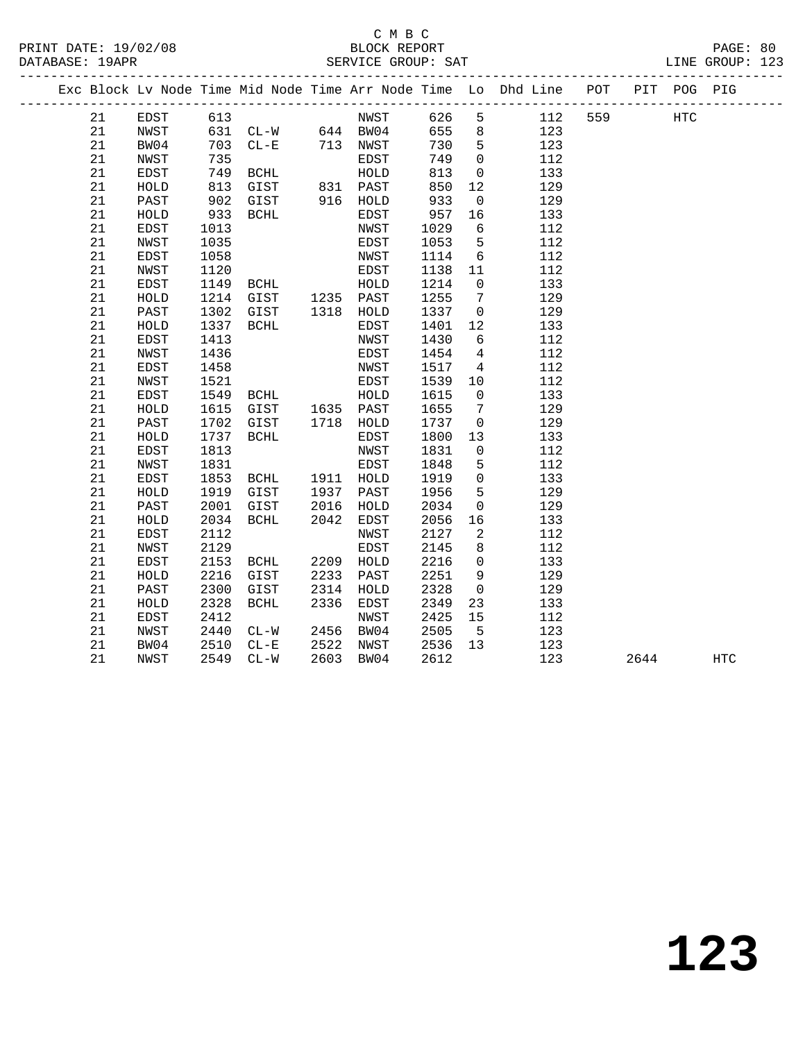C M B C

PRINT DATE: 19/02/08 BLOCK REPORT

DATABASE: 19APR SERVICE GROUP: SAT LINE GROUP: 123

| Exc | Block | Lv Node | Time | Mid Node | Time | Arr Node | Time | Lo | Dhd Line | POT | PIT | POG | PIG |
|---|---|---|---|---|---|---|---|---|---|---|---|---|---|
| | 21 | EDST | 613 | | | NWST | 626 | 5 | 112 | 559 | | HTC | |
| | 21 | NWST | 631 | CL-W | 644 | BW04 | 655 | 8 | 123 | | | | |
| | 21 | BW04 | 703 | CL-E | 713 | NWST | 730 | 5 | 123 | | | | |
| | 21 | NWST | 735 | | | EDST | 749 | 0 | 112 | | | | |
| | 21 | EDST | 749 | BCHL | | HOLD | 813 | 0 | 133 | | | | |
| | 21 | HOLD | 813 | GIST | 831 | PAST | 850 | 12 | 129 | | | | |
| | 21 | PAST | 902 | GIST | 916 | HOLD | 933 | 0 | 129 | | | | |
| | 21 | HOLD | 933 | BCHL | | EDST | 957 | 16 | 133 | | | | |
| | 21 | EDST | 1013 | | | NWST | 1029 | 6 | 112 | | | | |
| | 21 | NWST | 1035 | | | EDST | 1053 | 5 | 112 | | | | |
| | 21 | EDST | 1058 | | | NWST | 1114 | 6 | 112 | | | | |
| | 21 | NWST | 1120 | | | EDST | 1138 | 11 | 112 | | | | |
| | 21 | EDST | 1149 | BCHL | | HOLD | 1214 | 0 | 133 | | | | |
| | 21 | HOLD | 1214 | GIST | 1235 | PAST | 1255 | 7 | 129 | | | | |
| | 21 | PAST | 1302 | GIST | 1318 | HOLD | 1337 | 0 | 129 | | | | |
| | 21 | HOLD | 1337 | BCHL | | EDST | 1401 | 12 | 133 | | | | |
| | 21 | EDST | 1413 | | | NWST | 1430 | 6 | 112 | | | | |
| | 21 | NWST | 1436 | | | EDST | 1454 | 4 | 112 | | | | |
| | 21 | EDST | 1458 | | | NWST | 1517 | 4 | 112 | | | | |
| | 21 | NWST | 1521 | | | EDST | 1539 | 10 | 112 | | | | |
| | 21 | EDST | 1549 | BCHL | | HOLD | 1615 | 0 | 133 | | | | |
| | 21 | HOLD | 1615 | GIST | 1635 | PAST | 1655 | 7 | 129 | | | | |
| | 21 | PAST | 1702 | GIST | 1718 | HOLD | 1737 | 0 | 129 | | | | |
| | 21 | HOLD | 1737 | BCHL | | EDST | 1800 | 13 | 133 | | | | |
| | 21 | EDST | 1813 | | | NWST | 1831 | 0 | 112 | | | | |
| | 21 | NWST | 1831 | | | EDST | 1848 | 5 | 112 | | | | |
| | 21 | EDST | 1853 | BCHL | 1911 | HOLD | 1919 | 0 | 133 | | | | |
| | 21 | HOLD | 1919 | GIST | 1937 | PAST | 1956 | 5 | 129 | | | | |
| | 21 | PAST | 2001 | GIST | 2016 | HOLD | 2034 | 0 | 129 | | | | |
| | 21 | HOLD | 2034 | BCHL | 2042 | EDST | 2056 | 16 | 133 | | | | |
| | 21 | EDST | 2112 | | | NWST | 2127 | 2 | 112 | | | | |
| | 21 | NWST | 2129 | | | EDST | 2145 | 8 | 112 | | | | |
| | 21 | EDST | 2153 | BCHL | 2209 | HOLD | 2216 | 0 | 133 | | | | |
| | 21 | HOLD | 2216 | GIST | 2233 | PAST | 2251 | 9 | 129 | | | | |
| | 21 | PAST | 2300 | GIST | 2314 | HOLD | 2328 | 0 | 129 | | | | |
| | 21 | HOLD | 2328 | BCHL | 2336 | EDST | 2349 | 23 | 133 | | | | |
| | 21 | EDST | 2412 | | | NWST | 2425 | 15 | 112 | | | | |
| | 21 | NWST | 2440 | CL-W | 2456 | BW04 | 2505 | 5 | 123 | | | | |
| | 21 | BW04 | 2510 | CL-E | 2522 | NWST | 2536 | 13 | 123 | | | | |
| | 21 | NWST | 2549 | CL-W | 2603 | BW04 | 2612 | | 123 | | 2644 | | HTC |

# 123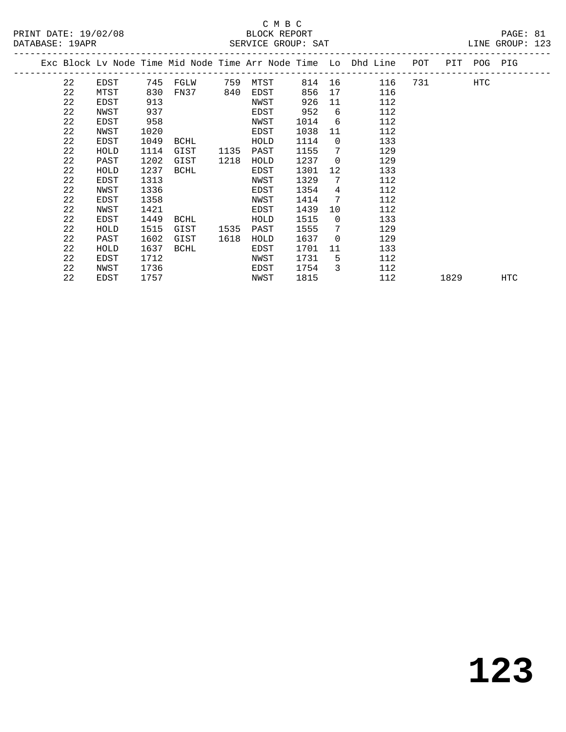C M B C

BLOCK REPORT

PRINT DATE: 19/02/08 &nbsp;&nbsp;&nbsp;&nbsp; DATABASE: 19APR &nbsp;&nbsp;&nbsp;&nbsp; SERVICE GROUP: SAT &nbsp;&nbsp;&nbsp;&nbsp; LINE GROUP: 123

| Exc | Block | Lv Node | Time | Mid Node | Time | Arr Node | Time | Lo | Dhd Line | POT | PIT | POG | PIG |
|---|---|---|---|---|---|---|---|---|---|---|---|---|---|
| | 22 | EDST | 745 | FGLW | 759 | MTST | 814 | 16 | 116 | 731 | | HTC | |
| | 22 | MTST | 830 | FN37 | 840 | EDST | 856 | 17 | 116 | | | | |
| | 22 | EDST | 913 | | | NWST | 926 | 11 | 112 | | | | |
| | 22 | NWST | 937 | | | EDST | 952 | 6 | 112 | | | | |
| | 22 | EDST | 958 | | | NWST | 1014 | 6 | 112 | | | | |
| | 22 | NWST | 1020 | | | EDST | 1038 | 11 | 112 | | | | |
| | 22 | EDST | 1049 | BCHL | | HOLD | 1114 | 0 | 133 | | | | |
| | 22 | HOLD | 1114 | GIST | 1135 | PAST | 1155 | 7 | 129 | | | | |
| | 22 | PAST | 1202 | GIST | 1218 | HOLD | 1237 | 0 | 129 | | | | |
| | 22 | HOLD | 1237 | BCHL | | EDST | 1301 | 12 | 133 | | | | |
| | 22 | EDST | 1313 | | | NWST | 1329 | 7 | 112 | | | | |
| | 22 | NWST | 1336 | | | EDST | 1354 | 4 | 112 | | | | |
| | 22 | EDST | 1358 | | | NWST | 1414 | 7 | 112 | | | | |
| | 22 | NWST | 1421 | | | EDST | 1439 | 10 | 112 | | | | |
| | 22 | EDST | 1449 | BCHL | | HOLD | 1515 | 0 | 133 | | | | |
| | 22 | HOLD | 1515 | GIST | 1535 | PAST | 1555 | 7 | 129 | | | | |
| | 22 | PAST | 1602 | GIST | 1618 | HOLD | 1637 | 0 | 129 | | | | |
| | 22 | HOLD | 1637 | BCHL | | EDST | 1701 | 11 | 133 | | | | |
| | 22 | EDST | 1712 | | | NWST | 1731 | 5 | 112 | | | | |
| | 22 | NWST | 1736 | | | EDST | 1754 | 3 | 112 | | | | |
| | 22 | EDST | 1757 | | | NWST | 1815 | | 112 | | 1829 | | HTC |

**123**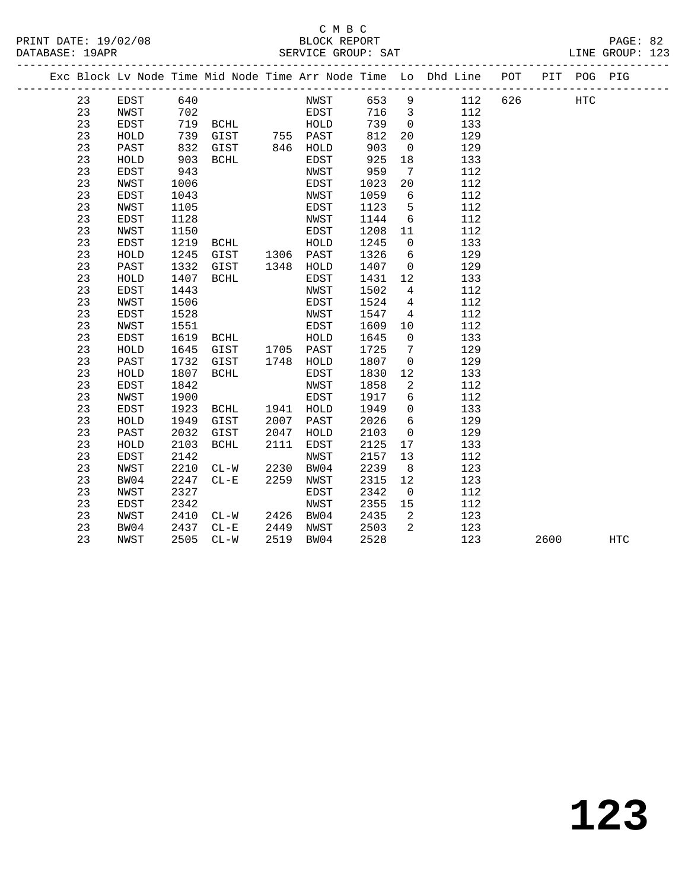C M B C
PRINT DATE: 19/02/08 BLOCK REPORT
DATABASE: 19APR SERVICE GROUP: SAT LINE GROUP: 123

| Exc | Block | Lv | Node | Time | Mid Node | Time | Arr Node | Time | Lo | Dhd Line | POT | PIT | POG | PIG |
|---|---|---|---|---|---|---|---|---|---|---|---|---|---|---|
| | 23 | | EDST | 640 | | | NWST | 653 | 9 | 112 | 626 | | HTC | |
| | 23 | | NWST | 702 | | | EDST | 716 | 3 | 112 | | | | |
| | 23 | | EDST | 719 | BCHL | | HOLD | 739 | 0 | 133 | | | | |
| | 23 | | HOLD | 739 | GIST | 755 | PAST | 812 | 20 | 129 | | | | |
| | 23 | | PAST | 832 | GIST | 846 | HOLD | 903 | 0 | 129 | | | | |
| | 23 | | HOLD | 903 | BCHL | | EDST | 925 | 18 | 133 | | | | |
| | 23 | | EDST | 943 | | | NWST | 959 | 7 | 112 | | | | |
| | 23 | | NWST | 1006 | | | EDST | 1023 | 20 | 112 | | | | |
| | 23 | | EDST | 1043 | | | NWST | 1059 | 6 | 112 | | | | |
| | 23 | | NWST | 1105 | | | EDST | 1123 | 5 | 112 | | | | |
| | 23 | | EDST | 1128 | | | NWST | 1144 | 6 | 112 | | | | |
| | 23 | | NWST | 1150 | | | EDST | 1208 | 11 | 112 | | | | |
| | 23 | | EDST | 1219 | BCHL | | HOLD | 1245 | 0 | 133 | | | | |
| | 23 | | HOLD | 1245 | GIST | 1306 | PAST | 1326 | 6 | 129 | | | | |
| | 23 | | PAST | 1332 | GIST | 1348 | HOLD | 1407 | 0 | 129 | | | | |
| | 23 | | HOLD | 1407 | BCHL | | EDST | 1431 | 12 | 133 | | | | |
| | 23 | | EDST | 1443 | | | NWST | 1502 | 4 | 112 | | | | |
| | 23 | | NWST | 1506 | | | EDST | 1524 | 4 | 112 | | | | |
| | 23 | | EDST | 1528 | | | NWST | 1547 | 4 | 112 | | | | |
| | 23 | | NWST | 1551 | | | EDST | 1609 | 10 | 112 | | | | |
| | 23 | | EDST | 1619 | BCHL | | HOLD | 1645 | 0 | 133 | | | | |
| | 23 | | HOLD | 1645 | GIST | 1705 | PAST | 1725 | 7 | 129 | | | | |
| | 23 | | PAST | 1732 | GIST | 1748 | HOLD | 1807 | 0 | 129 | | | | |
| | 23 | | HOLD | 1807 | BCHL | | EDST | 1830 | 12 | 133 | | | | |
| | 23 | | EDST | 1842 | | | NWST | 1858 | 2 | 112 | | | | |
| | 23 | | NWST | 1900 | | | EDST | 1917 | 6 | 112 | | | | |
| | 23 | | EDST | 1923 | BCHL | 1941 | HOLD | 1949 | 0 | 133 | | | | |
| | 23 | | HOLD | 1949 | GIST | 2007 | PAST | 2026 | 6 | 129 | | | | |
| | 23 | | PAST | 2032 | GIST | 2047 | HOLD | 2103 | 0 | 129 | | | | |
| | 23 | | HOLD | 2103 | BCHL | 2111 | EDST | 2125 | 17 | 133 | | | | |
| | 23 | | EDST | 2142 | | | NWST | 2157 | 13 | 112 | | | | |
| | 23 | | NWST | 2210 | CL-W | 2230 | BW04 | 2239 | 8 | 123 | | | | |
| | 23 | | BW04 | 2247 | CL-E | 2259 | NWST | 2315 | 12 | 123 | | | | |
| | 23 | | NWST | 2327 | | | EDST | 2342 | 0 | 112 | | | | |
| | 23 | | EDST | 2342 | | | NWST | 2355 | 15 | 112 | | | | |
| | 23 | | NWST | 2410 | CL-W | 2426 | BW04 | 2435 | 2 | 123 | | | | |
| | 23 | | BW04 | 2437 | CL-E | 2449 | NWST | 2503 | 2 | 123 | | | | |
| | 23 | | NWST | 2505 | CL-W | 2519 | BW04 | 2528 | | 123 | | 2600 | | HTC |

# 123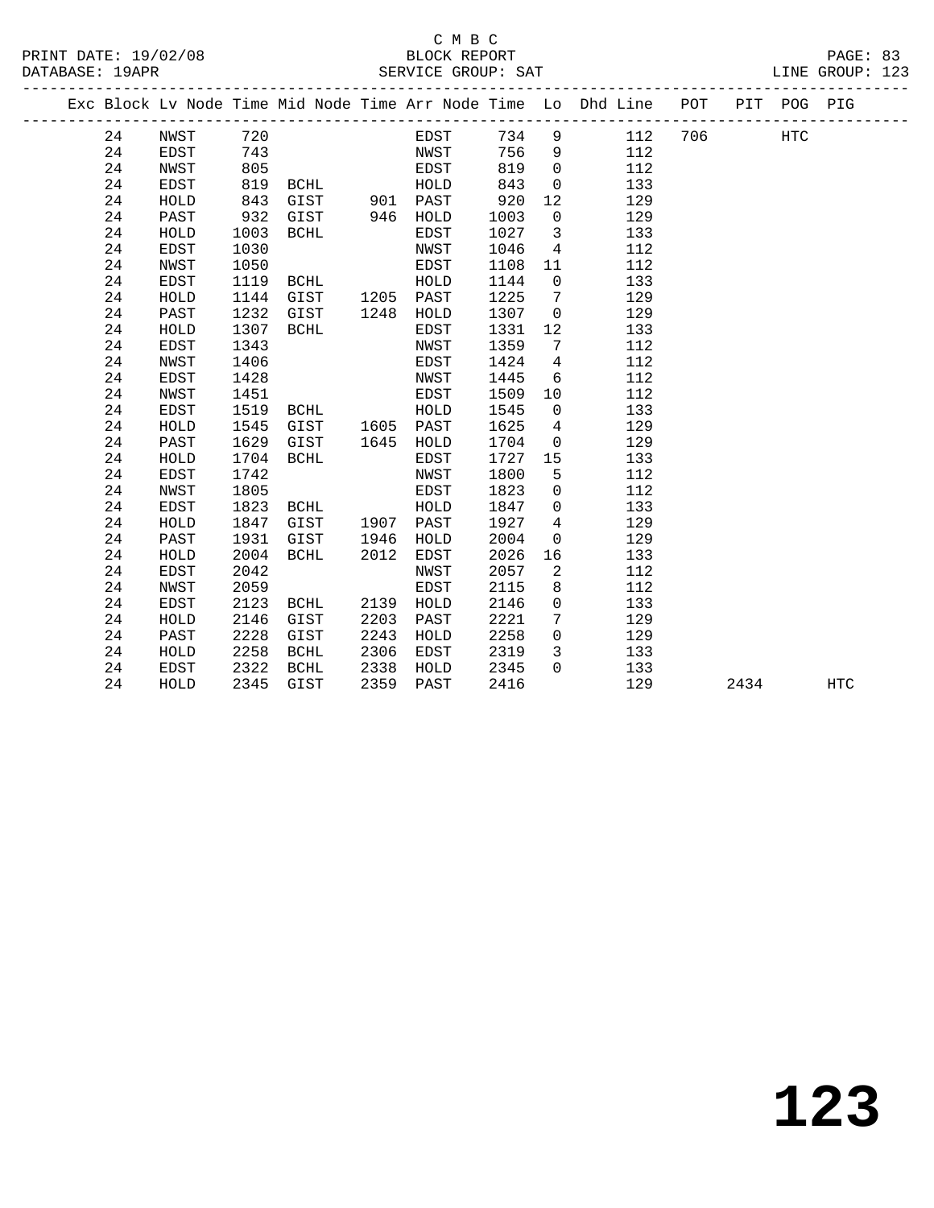C M B C
BLOCK REPORT
SERVICE GROUP: SAT

PRINT DATE: 19/02/08
DATABASE: 19APR
LINE GROUP: 123

| Exc | Block | Lv | Node | Time | Mid Node | Time | Arr Node | Time | Lo | Dhd Line | POT | PIT | POG | PIG |
|---|---|---|---|---|---|---|---|---|---|---|---|---|---|---|
| | 24 | | NWST | 720 | | | EDST | 734 | 9 | 112 | 706 | | HTC | |
| | 24 | | EDST | 743 | | | NWST | 756 | 9 | 112 | | | | |
| | 24 | | NWST | 805 | | | EDST | 819 | 0 | 112 | | | | |
| | 24 | | EDST | 819 | BCHL | | HOLD | 843 | 0 | 133 | | | | |
| | 24 | | HOLD | 843 | GIST | 901 | PAST | 920 | 12 | 129 | | | | |
| | 24 | | PAST | 932 | GIST | 946 | HOLD | 1003 | 0 | 129 | | | | |
| | 24 | | HOLD | 1003 | BCHL | | EDST | 1027 | 3 | 133 | | | | |
| | 24 | | EDST | 1030 | | | NWST | 1046 | 4 | 112 | | | | |
| | 24 | | NWST | 1050 | | | EDST | 1108 | 11 | 112 | | | | |
| | 24 | | EDST | 1119 | BCHL | | HOLD | 1144 | 0 | 133 | | | | |
| | 24 | | HOLD | 1144 | GIST | 1205 | PAST | 1225 | 7 | 129 | | | | |
| | 24 | | PAST | 1232 | GIST | 1248 | HOLD | 1307 | 0 | 129 | | | | |
| | 24 | | HOLD | 1307 | BCHL | | EDST | 1331 | 12 | 133 | | | | |
| | 24 | | EDST | 1343 | | | NWST | 1359 | 7 | 112 | | | | |
| | 24 | | NWST | 1406 | | | EDST | 1424 | 4 | 112 | | | | |
| | 24 | | EDST | 1428 | | | NWST | 1445 | 6 | 112 | | | | |
| | 24 | | NWST | 1451 | | | EDST | 1509 | 10 | 112 | | | | |
| | 24 | | EDST | 1519 | BCHL | | HOLD | 1545 | 0 | 133 | | | | |
| | 24 | | HOLD | 1545 | GIST | 1605 | PAST | 1625 | 4 | 129 | | | | |
| | 24 | | PAST | 1629 | GIST | 1645 | HOLD | 1704 | 0 | 129 | | | | |
| | 24 | | HOLD | 1704 | BCHL | | EDST | 1727 | 15 | 133 | | | | |
| | 24 | | EDST | 1742 | | | NWST | 1800 | 5 | 112 | | | | |
| | 24 | | NWST | 1805 | | | EDST | 1823 | 0 | 112 | | | | |
| | 24 | | EDST | 1823 | BCHL | | HOLD | 1847 | 0 | 133 | | | | |
| | 24 | | HOLD | 1847 | GIST | 1907 | PAST | 1927 | 4 | 129 | | | | |
| | 24 | | PAST | 1931 | GIST | 1946 | HOLD | 2004 | 0 | 129 | | | | |
| | 24 | | HOLD | 2004 | BCHL | 2012 | EDST | 2026 | 16 | 133 | | | | |
| | 24 | | EDST | 2042 | | | NWST | 2057 | 2 | 112 | | | | |
| | 24 | | NWST | 2059 | | | EDST | 2115 | 8 | 112 | | | | |
| | 24 | | EDST | 2123 | BCHL | 2139 | HOLD | 2146 | 0 | 133 | | | | |
| | 24 | | HOLD | 2146 | GIST | 2203 | PAST | 2221 | 7 | 129 | | | | |
| | 24 | | PAST | 2228 | GIST | 2243 | HOLD | 2258 | 0 | 129 | | | | |
| | 24 | | HOLD | 2258 | BCHL | 2306 | EDST | 2319 | 3 | 133 | | | | |
| | 24 | | EDST | 2322 | BCHL | 2338 | HOLD | 2345 | 0 | 133 | | | | |
| | 24 | | HOLD | 2345 | GIST | 2359 | PAST | 2416 | | 129 | | 2434 | | HTC |

# 123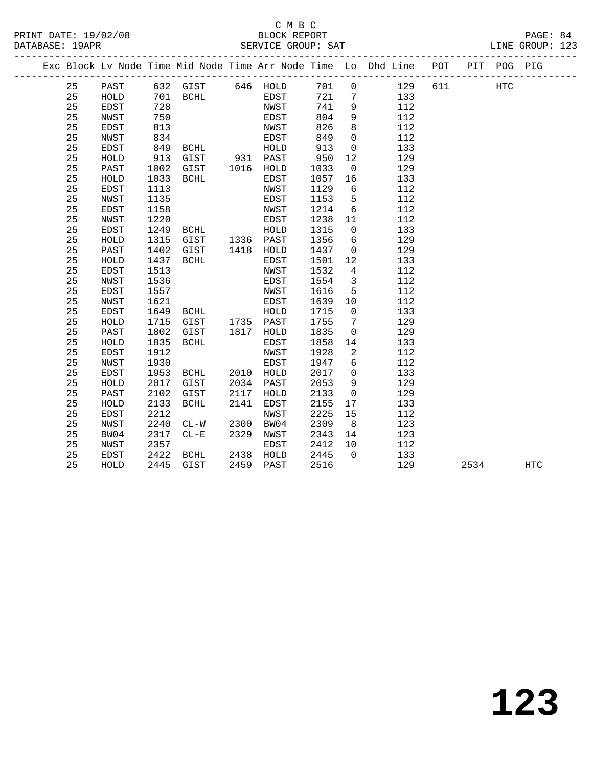C M B C

PRINT DATE: 19/02/08 BLOCK REPORT PAGE: 84
DATABASE: 19APR SERVICE GROUP: SAT LINE GROUP: 123

| Exc | Block | Lv | Node | Time | Mid Node | Time | Arr Node | Time | Lo | Dhd Line | POT | PIT | POG | PIG |
|---|---|---|---|---|---|---|---|---|---|---|---|---|---|---|
| | 25 | | PAST | 632 | GIST | 646 | HOLD | 701 | 0 | 129 | 611 | | HTC | |
| | 25 | | HOLD | 701 | BCHL | | EDST | 721 | 7 | 133 | | | | |
| | 25 | | EDST | 728 | | | NWST | 741 | 9 | 112 | | | | |
| | 25 | | NWST | 750 | | | EDST | 804 | 9 | 112 | | | | |
| | 25 | | EDST | 813 | | | NWST | 826 | 8 | 112 | | | | |
| | 25 | | NWST | 834 | | | EDST | 849 | 0 | 112 | | | | |
| | 25 | | EDST | 849 | BCHL | | HOLD | 913 | 0 | 133 | | | | |
| | 25 | | HOLD | 913 | GIST | 931 | PAST | 950 | 12 | 129 | | | | |
| | 25 | | PAST | 1002 | GIST | 1016 | HOLD | 1033 | 0 | 129 | | | | |
| | 25 | | HOLD | 1033 | BCHL | | EDST | 1057 | 16 | 133 | | | | |
| | 25 | | EDST | 1113 | | | NWST | 1129 | 6 | 112 | | | | |
| | 25 | | NWST | 1135 | | | EDST | 1153 | 5 | 112 | | | | |
| | 25 | | EDST | 1158 | | | NWST | 1214 | 6 | 112 | | | | |
| | 25 | | NWST | 1220 | | | EDST | 1238 | 11 | 112 | | | | |
| | 25 | | EDST | 1249 | BCHL | | HOLD | 1315 | 0 | 133 | | | | |
| | 25 | | HOLD | 1315 | GIST | 1336 | PAST | 1356 | 6 | 129 | | | | |
| | 25 | | PAST | 1402 | GIST | 1418 | HOLD | 1437 | 0 | 129 | | | | |
| | 25 | | HOLD | 1437 | BCHL | | EDST | 1501 | 12 | 133 | | | | |
| | 25 | | EDST | 1513 | | | NWST | 1532 | 4 | 112 | | | | |
| | 25 | | NWST | 1536 | | | EDST | 1554 | 3 | 112 | | | | |
| | 25 | | EDST | 1557 | | | NWST | 1616 | 5 | 112 | | | | |
| | 25 | | NWST | 1621 | | | EDST | 1639 | 10 | 112 | | | | |
| | 25 | | EDST | 1649 | BCHL | | HOLD | 1715 | 0 | 133 | | | | |
| | 25 | | HOLD | 1715 | GIST | 1735 | PAST | 1755 | 7 | 129 | | | | |
| | 25 | | PAST | 1802 | GIST | 1817 | HOLD | 1835 | 0 | 129 | | | | |
| | 25 | | HOLD | 1835 | BCHL | | EDST | 1858 | 14 | 133 | | | | |
| | 25 | | EDST | 1912 | | | NWST | 1928 | 2 | 112 | | | | |
| | 25 | | NWST | 1930 | | | EDST | 1947 | 6 | 112 | | | | |
| | 25 | | EDST | 1953 | BCHL | 2010 | HOLD | 2017 | 0 | 133 | | | | |
| | 25 | | HOLD | 2017 | GIST | 2034 | PAST | 2053 | 9 | 129 | | | | |
| | 25 | | PAST | 2102 | GIST | 2117 | HOLD | 2133 | 0 | 129 | | | | |
| | 25 | | HOLD | 2133 | BCHL | 2141 | EDST | 2155 | 17 | 133 | | | | |
| | 25 | | EDST | 2212 | | | NWST | 2225 | 15 | 112 | | | | |
| | 25 | | NWST | 2240 | CL-W | 2300 | BW04 | 2309 | 8 | 123 | | | | |
| | 25 | | BW04 | 2317 | CL-E | 2329 | NWST | 2343 | 14 | 123 | | | | |
| | 25 | | NWST | 2357 | | | EDST | 2412 | 10 | 112 | | | | |
| | 25 | | EDST | 2422 | BCHL | 2438 | HOLD | 2445 | 0 | 133 | | | | |
| | 25 | | HOLD | 2445 | GIST | 2459 | PAST | 2516 | | 129 | | 2534 | | HTC |

**123**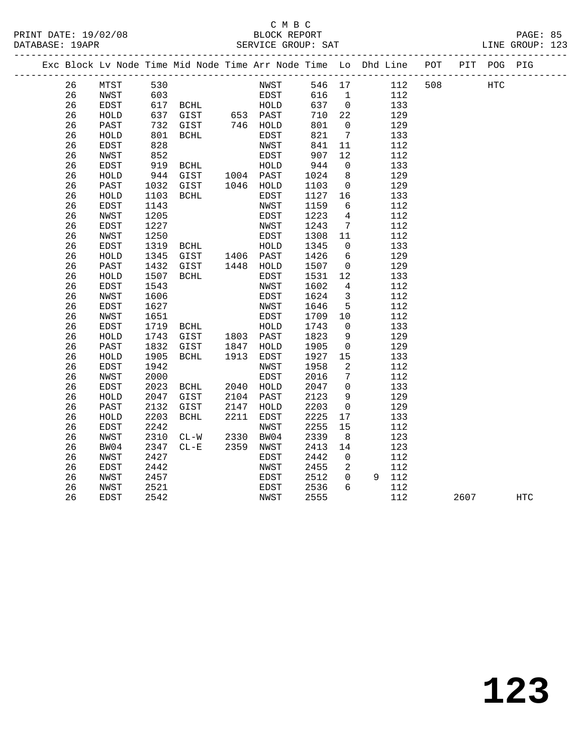C M B C
BLOCK REPORT
SERVICE GROUP: SAT

PRINT DATE: 19/02/08
DATABASE: 19APR
LINE GROUP: 123

| Exc | Block | Lv | Node | Time | Mid Node | Time | Arr Node | Time | Lo | Dhd | Line | POT | PIT | POG | PIG |
|---|---|---|---|---|---|---|---|---|---|---|---|---|---|---|---|
| | 26 | | MTST | 530 | | | NWST | 546 | 17 | | 112 | 508 | | HTC | |
| | 26 | | NWST | 603 | | | EDST | 616 | 1 | | 112 | | | | |
| | 26 | | EDST | 617 | BCHL | | HOLD | 637 | 0 | | 133 | | | | |
| | 26 | | HOLD | 637 | GIST | 653 | PAST | 710 | 22 | | 129 | | | | |
| | 26 | | PAST | 732 | GIST | 746 | HOLD | 801 | 0 | | 129 | | | | |
| | 26 | | HOLD | 801 | BCHL | | EDST | 821 | 7 | | 133 | | | | |
| | 26 | | EDST | 828 | | | NWST | 841 | 11 | | 112 | | | | |
| | 26 | | NWST | 852 | | | EDST | 907 | 12 | | 112 | | | | |
| | 26 | | EDST | 919 | BCHL | | HOLD | 944 | 0 | | 133 | | | | |
| | 26 | | HOLD | 944 | GIST | 1004 | PAST | 1024 | 8 | | 129 | | | | |
| | 26 | | PAST | 1032 | GIST | 1046 | HOLD | 1103 | 0 | | 129 | | | | |
| | 26 | | HOLD | 1103 | BCHL | | EDST | 1127 | 16 | | 133 | | | | |
| | 26 | | EDST | 1143 | | | NWST | 1159 | 6 | | 112 | | | | |
| | 26 | | NWST | 1205 | | | EDST | 1223 | 4 | | 112 | | | | |
| | 26 | | EDST | 1227 | | | NWST | 1243 | 7 | | 112 | | | | |
| | 26 | | NWST | 1250 | | | EDST | 1308 | 11 | | 112 | | | | |
| | 26 | | EDST | 1319 | BCHL | | HOLD | 1345 | 0 | | 133 | | | | |
| | 26 | | HOLD | 1345 | GIST | 1406 | PAST | 1426 | 6 | | 129 | | | | |
| | 26 | | PAST | 1432 | GIST | 1448 | HOLD | 1507 | 0 | | 129 | | | | |
| | 26 | | HOLD | 1507 | BCHL | | EDST | 1531 | 12 | | 133 | | | | |
| | 26 | | EDST | 1543 | | | NWST | 1602 | 4 | | 112 | | | | |
| | 26 | | NWST | 1606 | | | EDST | 1624 | 3 | | 112 | | | | |
| | 26 | | EDST | 1627 | | | NWST | 1646 | 5 | | 112 | | | | |
| | 26 | | NWST | 1651 | | | EDST | 1709 | 10 | | 112 | | | | |
| | 26 | | EDST | 1719 | BCHL | | HOLD | 1743 | 0 | | 133 | | | | |
| | 26 | | HOLD | 1743 | GIST | 1803 | PAST | 1823 | 9 | | 129 | | | | |
| | 26 | | PAST | 1832 | GIST | 1847 | HOLD | 1905 | 0 | | 129 | | | | |
| | 26 | | HOLD | 1905 | BCHL | 1913 | EDST | 1927 | 15 | | 133 | | | | |
| | 26 | | EDST | 1942 | | | NWST | 1958 | 2 | | 112 | | | | |
| | 26 | | NWST | 2000 | | | EDST | 2016 | 7 | | 112 | | | | |
| | 26 | | EDST | 2023 | BCHL | 2040 | HOLD | 2047 | 0 | | 133 | | | | |
| | 26 | | HOLD | 2047 | GIST | 2104 | PAST | 2123 | 9 | | 129 | | | | |
| | 26 | | PAST | 2132 | GIST | 2147 | HOLD | 2203 | 0 | | 129 | | | | |
| | 26 | | HOLD | 2203 | BCHL | 2211 | EDST | 2225 | 17 | | 133 | | | | |
| | 26 | | EDST | 2242 | | | NWST | 2255 | 15 | | 112 | | | | |
| | 26 | | NWST | 2310 | CL-W | 2330 | BW04 | 2339 | 8 | | 123 | | | | |
| | 26 | | BW04 | 2347 | CL-E | 2359 | NWST | 2413 | 14 | | 123 | | | | |
| | 26 | | NWST | 2427 | | | EDST | 2442 | 0 | | 112 | | | | |
| | 26 | | EDST | 2442 | | | NWST | 2455 | 2 | | 112 | | | | |
| | 26 | | NWST | 2457 | | | EDST | 2512 | 0 | 9 | 112 | | | | |
| | 26 | | NWST | 2521 | | | EDST | 2536 | 6 | | 112 | | | | |
| | 26 | | EDST | 2542 | | | NWST | 2555 | | | 112 | | 2607 | | HTC |

# 123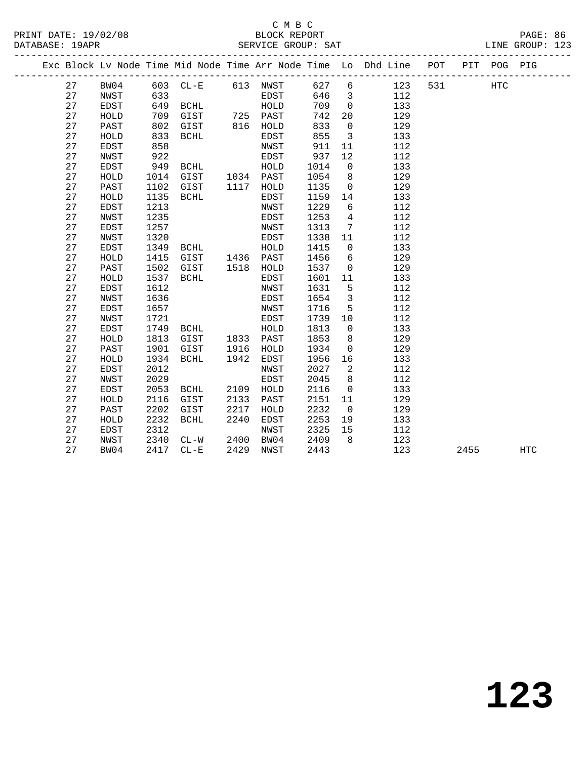C M B C
BLOCK REPORT
SERVICE GROUP: SAT

PRINT DATE: 19/02/08
DATABASE: 19APR
LINE GROUP: 123

| Exc | Block | Lv | Node | Time | Mid Node | Time | Arr Node | Time | Lo | Dhd Line | POT | PIT | POG | PIG |
|---|---|---|---|---|---|---|---|---|---|---|---|---|---|---|
| | 27 | | BW04 | 603 | CL-E | 613 | NWST | 627 | 6 | 123 | 531 | | HTC | |
| | 27 | | NWST | 633 | | | EDST | 646 | 3 | 112 | | | | |
| | 27 | | EDST | 649 | BCHL | | HOLD | 709 | 0 | 133 | | | | |
| | 27 | | HOLD | 709 | GIST | 725 | PAST | 742 | 20 | 129 | | | | |
| | 27 | | PAST | 802 | GIST | 816 | HOLD | 833 | 0 | 129 | | | | |
| | 27 | | HOLD | 833 | BCHL | | EDST | 855 | 3 | 133 | | | | |
| | 27 | | EDST | 858 | | | NWST | 911 | 11 | 112 | | | | |
| | 27 | | NWST | 922 | | | EDST | 937 | 12 | 112 | | | | |
| | 27 | | EDST | 949 | BCHL | | HOLD | 1014 | 0 | 133 | | | | |
| | 27 | | HOLD | 1014 | GIST | 1034 | PAST | 1054 | 8 | 129 | | | | |
| | 27 | | PAST | 1102 | GIST | 1117 | HOLD | 1135 | 0 | 129 | | | | |
| | 27 | | HOLD | 1135 | BCHL | | EDST | 1159 | 14 | 133 | | | | |
| | 27 | | EDST | 1213 | | | NWST | 1229 | 6 | 112 | | | | |
| | 27 | | NWST | 1235 | | | EDST | 1253 | 4 | 112 | | | | |
| | 27 | | EDST | 1257 | | | NWST | 1313 | 7 | 112 | | | | |
| | 27 | | NWST | 1320 | | | EDST | 1338 | 11 | 112 | | | | |
| | 27 | | EDST | 1349 | BCHL | | HOLD | 1415 | 0 | 133 | | | | |
| | 27 | | HOLD | 1415 | GIST | 1436 | PAST | 1456 | 6 | 129 | | | | |
| | 27 | | PAST | 1502 | GIST | 1518 | HOLD | 1537 | 0 | 129 | | | | |
| | 27 | | HOLD | 1537 | BCHL | | EDST | 1601 | 11 | 133 | | | | |
| | 27 | | EDST | 1612 | | | NWST | 1631 | 5 | 112 | | | | |
| | 27 | | NWST | 1636 | | | EDST | 1654 | 3 | 112 | | | | |
| | 27 | | EDST | 1657 | | | NWST | 1716 | 5 | 112 | | | | |
| | 27 | | NWST | 1721 | | | EDST | 1739 | 10 | 112 | | | | |
| | 27 | | EDST | 1749 | BCHL | | HOLD | 1813 | 0 | 133 | | | | |
| | 27 | | HOLD | 1813 | GIST | 1833 | PAST | 1853 | 8 | 129 | | | | |
| | 27 | | PAST | 1901 | GIST | 1916 | HOLD | 1934 | 0 | 129 | | | | |
| | 27 | | HOLD | 1934 | BCHL | 1942 | EDST | 1956 | 16 | 133 | | | | |
| | 27 | | EDST | 2012 | | | NWST | 2027 | 2 | 112 | | | | |
| | 27 | | NWST | 2029 | | | EDST | 2045 | 8 | 112 | | | | |
| | 27 | | EDST | 2053 | BCHL | 2109 | HOLD | 2116 | 0 | 133 | | | | |
| | 27 | | HOLD | 2116 | GIST | 2133 | PAST | 2151 | 11 | 129 | | | | |
| | 27 | | PAST | 2202 | GIST | 2217 | HOLD | 2232 | 0 | 129 | | | | |
| | 27 | | HOLD | 2232 | BCHL | 2240 | EDST | 2253 | 19 | 133 | | | | |
| | 27 | | EDST | 2312 | | | NWST | 2325 | 15 | 112 | | | | |
| | 27 | | NWST | 2340 | CL-W | 2400 | BW04 | 2409 | 8 | 123 | | | | |
| | 27 | | BW04 | 2417 | CL-E | 2429 | NWST | 2443 | | 123 | | 2455 | | HTC |

# 123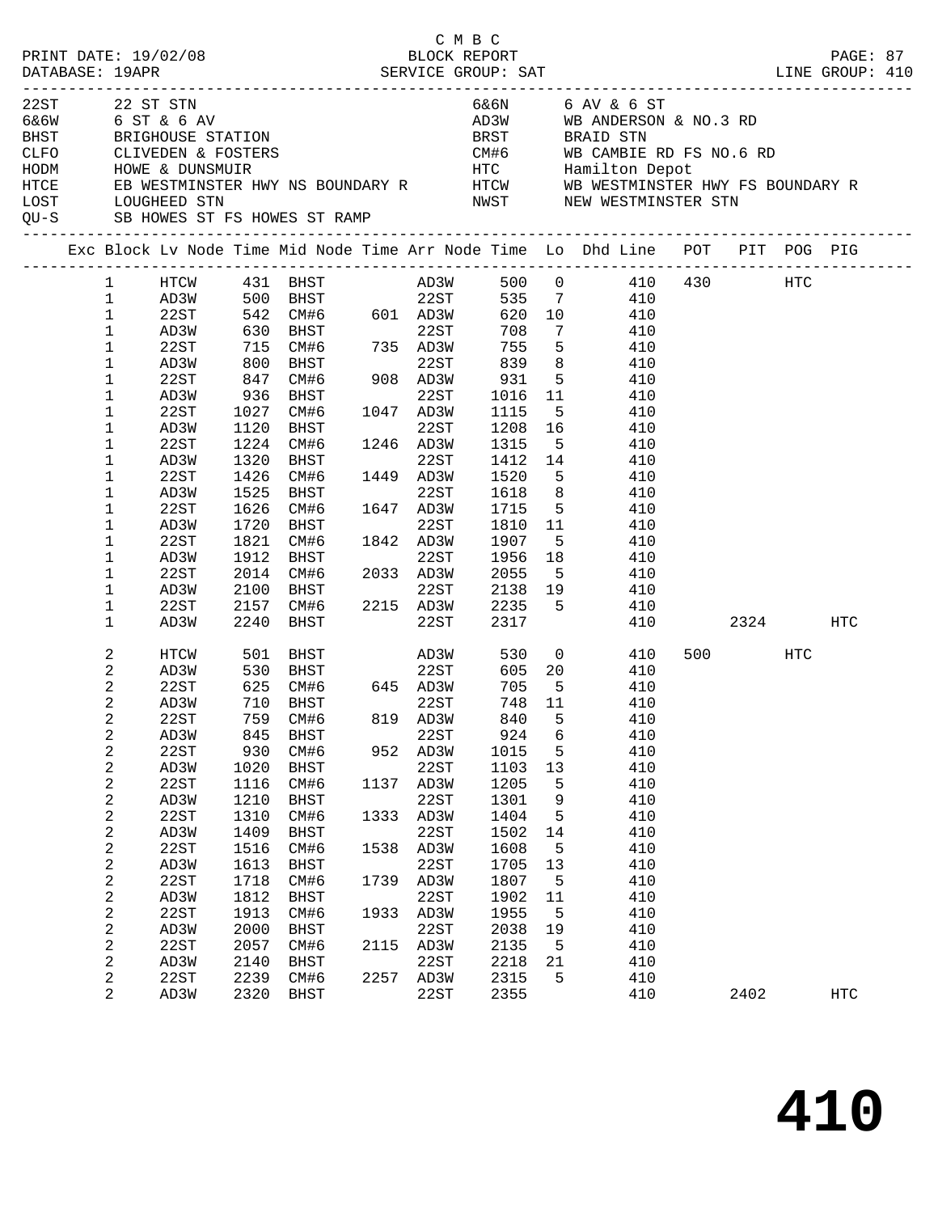C M B C

PRINT DATE: 19/02/08 BLOCK REPORT

DATABASE: 19APR SERVICE GROUP: SAT LINE GROUP: 410

| Code | Description | Code | Description |
|---|---|---|---|
| 22ST | 22 ST STN | 6&6N | 6 AV & 6 ST |
| 6&6W | 6 ST & 6 AV | AD3W | WB ANDERSON & NO.3 RD |
| BHST | BRIGHOUSE STATION | BRST | BRAID STN |
| CLFO | CLIVEDEN & FOSTERS | CM#6 | WB CAMBIE RD FS NO.6 RD |
| HODM | HOWE & DUNSMUIR | HTC | Hamilton Depot |
| HTCE | EB WESTMINSTER HWY NS BOUNDARY R | HTCW | WB WESTMINSTER HWY FS BOUNDARY R |
| LOST | LOUGHEED STN | NWST | NEW WESTMINSTER STN |
| QU-S | SB HOWES ST FS HOWES ST RAMP | | |

| Exc | Block | Lv Node | Time | Mid Node | Time | Arr Node | Time | Lo | Dhd Line | POT | PIT | POG | PIG |
|---|---|---|---|---|---|---|---|---|---|---|---|---|---|
| | 1 | HTCW | 431 | BHST | | AD3W | 500 | 0 | 410 | 430 | | HTC | |
| | 1 | AD3W | 500 | BHST | | 22ST | 535 | 7 | 410 | | | | |
| | 1 | 22ST | 542 | CM#6 | 601 | AD3W | 620 | 10 | 410 | | | | |
| | 1 | AD3W | 630 | BHST | | 22ST | 708 | 7 | 410 | | | | |
| | 1 | 22ST | 715 | CM#6 | 735 | AD3W | 755 | 5 | 410 | | | | |
| | 1 | AD3W | 800 | BHST | | 22ST | 839 | 8 | 410 | | | | |
| | 1 | 22ST | 847 | CM#6 | 908 | AD3W | 931 | 5 | 410 | | | | |
| | 1 | AD3W | 936 | BHST | | 22ST | 1016 | 11 | 410 | | | | |
| | 1 | 22ST | 1027 | CM#6 | 1047 | AD3W | 1115 | 5 | 410 | | | | |
| | 1 | AD3W | 1120 | BHST | | 22ST | 1208 | 16 | 410 | | | | |
| | 1 | 22ST | 1224 | CM#6 | 1246 | AD3W | 1315 | 5 | 410 | | | | |
| | 1 | AD3W | 1320 | BHST | | 22ST | 1412 | 14 | 410 | | | | |
| | 1 | 22ST | 1426 | CM#6 | 1449 | AD3W | 1520 | 5 | 410 | | | | |
| | 1 | AD3W | 1525 | BHST | | 22ST | 1618 | 8 | 410 | | | | |
| | 1 | 22ST | 1626 | CM#6 | 1647 | AD3W | 1715 | 5 | 410 | | | | |
| | 1 | AD3W | 1720 | BHST | | 22ST | 1810 | 11 | 410 | | | | |
| | 1 | 22ST | 1821 | CM#6 | 1842 | AD3W | 1907 | 5 | 410 | | | | |
| | 1 | AD3W | 1912 | BHST | | 22ST | 1956 | 18 | 410 | | | | |
| | 1 | 22ST | 2014 | CM#6 | 2033 | AD3W | 2055 | 5 | 410 | | | | |
| | 1 | AD3W | 2100 | BHST | | 22ST | 2138 | 19 | 410 | | | | |
| | 1 | 22ST | 2157 | CM#6 | 2215 | AD3W | 2235 | 5 | 410 | | | | |
| | 1 | AD3W | 2240 | BHST | | 22ST | 2317 | | 410 | | 2324 | | HTC |
| | 2 | HTCW | 501 | BHST | | AD3W | 530 | 0 | 410 | 500 | | HTC | |
| | 2 | AD3W | 530 | BHST | | 22ST | 605 | 20 | 410 | | | | |
| | 2 | 22ST | 625 | CM#6 | 645 | AD3W | 705 | 5 | 410 | | | | |
| | 2 | AD3W | 710 | BHST | | 22ST | 748 | 11 | 410 | | | | |
| | 2 | 22ST | 759 | CM#6 | 819 | AD3W | 840 | 5 | 410 | | | | |
| | 2 | AD3W | 845 | BHST | | 22ST | 924 | 6 | 410 | | | | |
| | 2 | 22ST | 930 | CM#6 | 952 | AD3W | 1015 | 5 | 410 | | | | |
| | 2 | AD3W | 1020 | BHST | | 22ST | 1103 | 13 | 410 | | | | |
| | 2 | 22ST | 1116 | CM#6 | 1137 | AD3W | 1205 | 5 | 410 | | | | |
| | 2 | AD3W | 1210 | BHST | | 22ST | 1301 | 9 | 410 | | | | |
| | 2 | 22ST | 1310 | CM#6 | 1333 | AD3W | 1404 | 5 | 410 | | | | |
| | 2 | AD3W | 1409 | BHST | | 22ST | 1502 | 14 | 410 | | | | |
| | 2 | 22ST | 1516 | CM#6 | 1538 | AD3W | 1608 | 5 | 410 | | | | |
| | 2 | AD3W | 1613 | BHST | | 22ST | 1705 | 13 | 410 | | | | |
| | 2 | 22ST | 1718 | CM#6 | 1739 | AD3W | 1807 | 5 | 410 | | | | |
| | 2 | AD3W | 1812 | BHST | | 22ST | 1902 | 11 | 410 | | | | |
| | 2 | 22ST | 1913 | CM#6 | 1933 | AD3W | 1955 | 5 | 410 | | | | |
| | 2 | AD3W | 2000 | BHST | | 22ST | 2038 | 19 | 410 | | | | |
| | 2 | 22ST | 2057 | CM#6 | 2115 | AD3W | 2135 | 5 | 410 | | | | |
| | 2 | AD3W | 2140 | BHST | | 22ST | 2218 | 21 | 410 | | | | |
| | 2 | 22ST | 2239 | CM#6 | 2257 | AD3W | 2315 | 5 | 410 | | | | |
| | 2 | AD3W | 2320 | BHST | | 22ST | 2355 | | 410 | | 2402 | | HTC |

# 410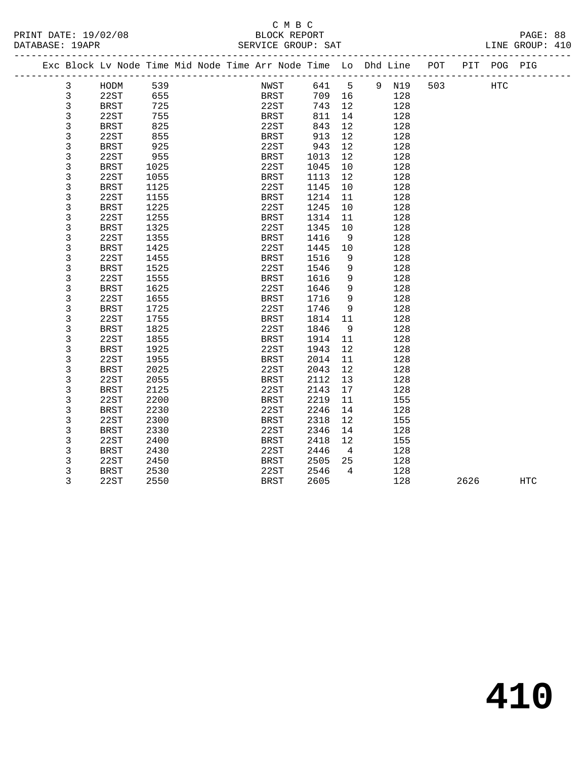C M B C
PRINT DATE: 19/02/08 BLOCK REPORT
DATABASE: 19APR SERVICE GROUP: SAT LINE GROUP: 410

| Exc | Block | Lv | Node | Time | Mid | Node | Time | Arr | Node | Time | Lo | Dhd | Line | POT | PIT | POG | PIG |
|---|---|---|---|---|---|---|---|---|---|---|---|---|---|---|---|---|---|
| | 3 | | HODM | 539 | | | | | NWST | 641 | 5 | 9 | N19 | 503 | | HTC | |
| | 3 | | 22ST | 655 | | | | | BRST | 709 | 16 | | 128 | | | | |
| | 3 | | BRST | 725 | | | | | 22ST | 743 | 12 | | 128 | | | | |
| | 3 | | 22ST | 755 | | | | | BRST | 811 | 14 | | 128 | | | | |
| | 3 | | BRST | 825 | | | | | 22ST | 843 | 12 | | 128 | | | | |
| | 3 | | 22ST | 855 | | | | | BRST | 913 | 12 | | 128 | | | | |
| | 3 | | BRST | 925 | | | | | 22ST | 943 | 12 | | 128 | | | | |
| | 3 | | 22ST | 955 | | | | | BRST | 1013 | 12 | | 128 | | | | |
| | 3 | | BRST | 1025 | | | | | 22ST | 1045 | 10 | | 128 | | | | |
| | 3 | | 22ST | 1055 | | | | | BRST | 1113 | 12 | | 128 | | | | |
| | 3 | | BRST | 1125 | | | | | 22ST | 1145 | 10 | | 128 | | | | |
| | 3 | | 22ST | 1155 | | | | | BRST | 1214 | 11 | | 128 | | | | |
| | 3 | | BRST | 1225 | | | | | 22ST | 1245 | 10 | | 128 | | | | |
| | 3 | | 22ST | 1255 | | | | | BRST | 1314 | 11 | | 128 | | | | |
| | 3 | | BRST | 1325 | | | | | 22ST | 1345 | 10 | | 128 | | | | |
| | 3 | | 22ST | 1355 | | | | | BRST | 1416 | 9 | | 128 | | | | |
| | 3 | | BRST | 1425 | | | | | 22ST | 1445 | 10 | | 128 | | | | |
| | 3 | | 22ST | 1455 | | | | | BRST | 1516 | 9 | | 128 | | | | |
| | 3 | | BRST | 1525 | | | | | 22ST | 1546 | 9 | | 128 | | | | |
| | 3 | | 22ST | 1555 | | | | | BRST | 1616 | 9 | | 128 | | | | |
| | 3 | | BRST | 1625 | | | | | 22ST | 1646 | 9 | | 128 | | | | |
| | 3 | | 22ST | 1655 | | | | | BRST | 1716 | 9 | | 128 | | | | |
| | 3 | | BRST | 1725 | | | | | 22ST | 1746 | 9 | | 128 | | | | |
| | 3 | | 22ST | 1755 | | | | | BRST | 1814 | 11 | | 128 | | | | |
| | 3 | | BRST | 1825 | | | | | 22ST | 1846 | 9 | | 128 | | | | |
| | 3 | | 22ST | 1855 | | | | | BRST | 1914 | 11 | | 128 | | | | |
| | 3 | | BRST | 1925 | | | | | 22ST | 1943 | 12 | | 128 | | | | |
| | 3 | | 22ST | 1955 | | | | | BRST | 2014 | 11 | | 128 | | | | |
| | 3 | | BRST | 2025 | | | | | 22ST | 2043 | 12 | | 128 | | | | |
| | 3 | | 22ST | 2055 | | | | | BRST | 2112 | 13 | | 128 | | | | |
| | 3 | | BRST | 2125 | | | | | 22ST | 2143 | 17 | | 128 | | | | |
| | 3 | | 22ST | 2200 | | | | | BRST | 2219 | 11 | | 155 | | | | |
| | 3 | | BRST | 2230 | | | | | 22ST | 2246 | 14 | | 128 | | | | |
| | 3 | | 22ST | 2300 | | | | | BRST | 2318 | 12 | | 155 | | | | |
| | 3 | | BRST | 2330 | | | | | 22ST | 2346 | 14 | | 128 | | | | |
| | 3 | | 22ST | 2400 | | | | | BRST | 2418 | 12 | | 155 | | | | |
| | 3 | | BRST | 2430 | | | | | 22ST | 2446 | 4 | | 128 | | | | |
| | 3 | | 22ST | 2450 | | | | | BRST | 2505 | 25 | | 128 | | | | |
| | 3 | | BRST | 2530 | | | | | 22ST | 2546 | 4 | | 128 | | | | |
| | 3 | | 22ST | 2550 | | | | | BRST | 2605 | | | 128 | | 2626 | | HTC |

# 410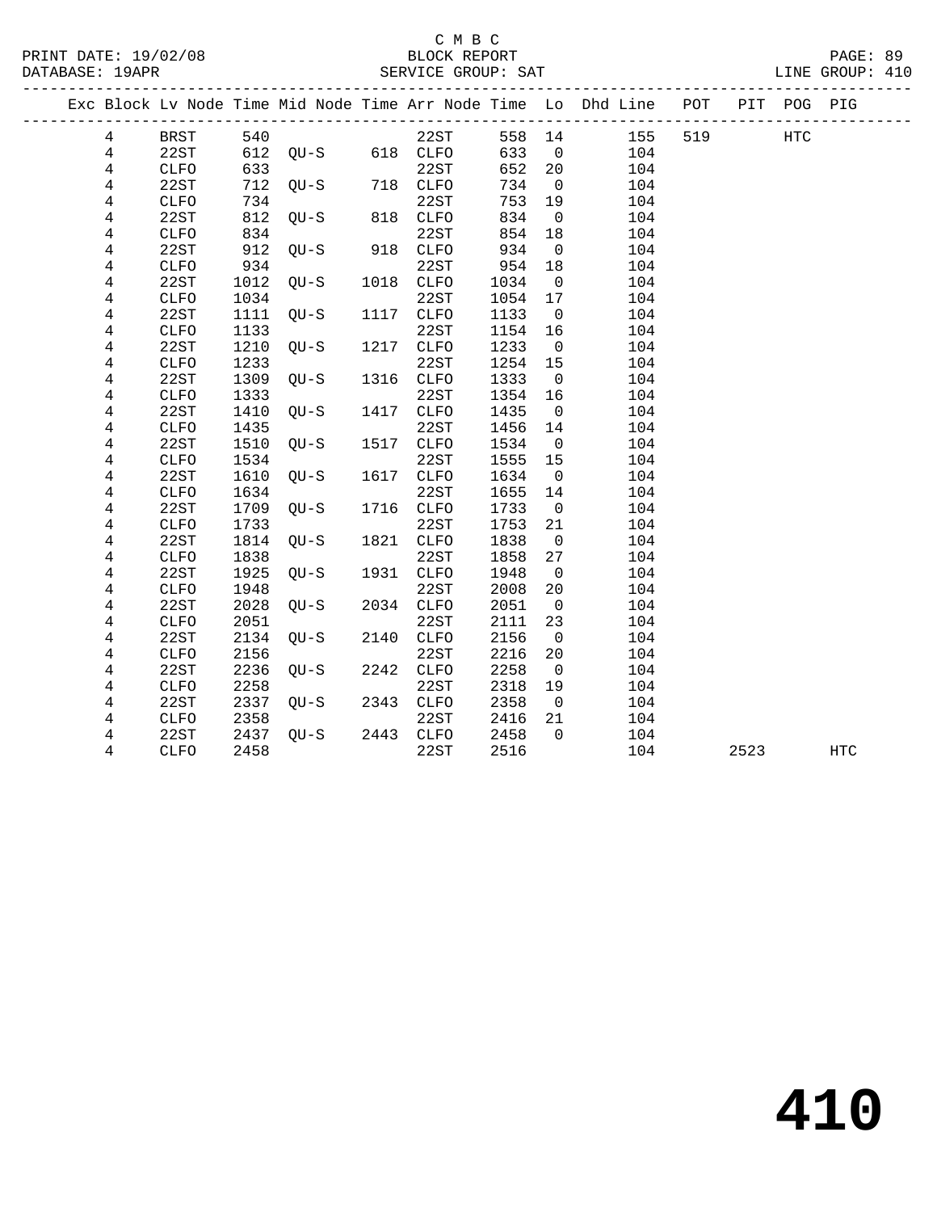C M B C
BLOCK REPORT
SERVICE GROUP: SAT

PRINT DATE: 19/02/08
DATABASE: 19APR
PAGE: 89
LINE GROUP: 410

| Exc | Block | Lv | Node | Time | Mid Node | Time | Arr Node | Time | Lo | Dhd Line | POT | PIT | POG | PIG |
|---|---|---|---|---|---|---|---|---|---|---|---|---|---|---|
| | 4 | | BRST | 540 | | | 22ST | 558 | 14 | 155 | 519 | | HTC | |
| | 4 | | 22ST | 612 | QU-S | 618 | CLFO | 633 | 0 | 104 | | | | |
| | 4 | | CLFO | 633 | | | 22ST | 652 | 20 | 104 | | | | |
| | 4 | | 22ST | 712 | QU-S | 718 | CLFO | 734 | 0 | 104 | | | | |
| | 4 | | CLFO | 734 | | | 22ST | 753 | 19 | 104 | | | | |
| | 4 | | 22ST | 812 | QU-S | 818 | CLFO | 834 | 0 | 104 | | | | |
| | 4 | | CLFO | 834 | | | 22ST | 854 | 18 | 104 | | | | |
| | 4 | | 22ST | 912 | QU-S | 918 | CLFO | 934 | 0 | 104 | | | | |
| | 4 | | CLFO | 934 | | | 22ST | 954 | 18 | 104 | | | | |
| | 4 | | 22ST | 1012 | QU-S | 1018 | CLFO | 1034 | 0 | 104 | | | | |
| | 4 | | CLFO | 1034 | | | 22ST | 1054 | 17 | 104 | | | | |
| | 4 | | 22ST | 1111 | QU-S | 1117 | CLFO | 1133 | 0 | 104 | | | | |
| | 4 | | CLFO | 1133 | | | 22ST | 1154 | 16 | 104 | | | | |
| | 4 | | 22ST | 1210 | QU-S | 1217 | CLFO | 1233 | 0 | 104 | | | | |
| | 4 | | CLFO | 1233 | | | 22ST | 1254 | 15 | 104 | | | | |
| | 4 | | 22ST | 1309 | QU-S | 1316 | CLFO | 1333 | 0 | 104 | | | | |
| | 4 | | CLFO | 1333 | | | 22ST | 1354 | 16 | 104 | | | | |
| | 4 | | 22ST | 1410 | QU-S | 1417 | CLFO | 1435 | 0 | 104 | | | | |
| | 4 | | CLFO | 1435 | | | 22ST | 1456 | 14 | 104 | | | | |
| | 4 | | 22ST | 1510 | QU-S | 1517 | CLFO | 1534 | 0 | 104 | | | | |
| | 4 | | CLFO | 1534 | | | 22ST | 1555 | 15 | 104 | | | | |
| | 4 | | 22ST | 1610 | QU-S | 1617 | CLFO | 1634 | 0 | 104 | | | | |
| | 4 | | CLFO | 1634 | | | 22ST | 1655 | 14 | 104 | | | | |
| | 4 | | 22ST | 1709 | QU-S | 1716 | CLFO | 1733 | 0 | 104 | | | | |
| | 4 | | CLFO | 1733 | | | 22ST | 1753 | 21 | 104 | | | | |
| | 4 | | 22ST | 1814 | QU-S | 1821 | CLFO | 1838 | 0 | 104 | | | | |
| | 4 | | CLFO | 1838 | | | 22ST | 1858 | 27 | 104 | | | | |
| | 4 | | 22ST | 1925 | QU-S | 1931 | CLFO | 1948 | 0 | 104 | | | | |
| | 4 | | CLFO | 1948 | | | 22ST | 2008 | 20 | 104 | | | | |
| | 4 | | 22ST | 2028 | QU-S | 2034 | CLFO | 2051 | 0 | 104 | | | | |
| | 4 | | CLFO | 2051 | | | 22ST | 2111 | 23 | 104 | | | | |
| | 4 | | 22ST | 2134 | QU-S | 2140 | CLFO | 2156 | 0 | 104 | | | | |
| | 4 | | CLFO | 2156 | | | 22ST | 2216 | 20 | 104 | | | | |
| | 4 | | 22ST | 2236 | QU-S | 2242 | CLFO | 2258 | 0 | 104 | | | | |
| | 4 | | CLFO | 2258 | | | 22ST | 2318 | 19 | 104 | | | | |
| | 4 | | 22ST | 2337 | QU-S | 2343 | CLFO | 2358 | 0 | 104 | | | | |
| | 4 | | CLFO | 2358 | | | 22ST | 2416 | 21 | 104 | | | | |
| | 4 | | 22ST | 2437 | QU-S | 2443 | CLFO | 2458 | 0 | 104 | | | | |
| | 4 | | CLFO | 2458 | | | 22ST | 2516 | | 104 | | 2523 | | HTC |

# 410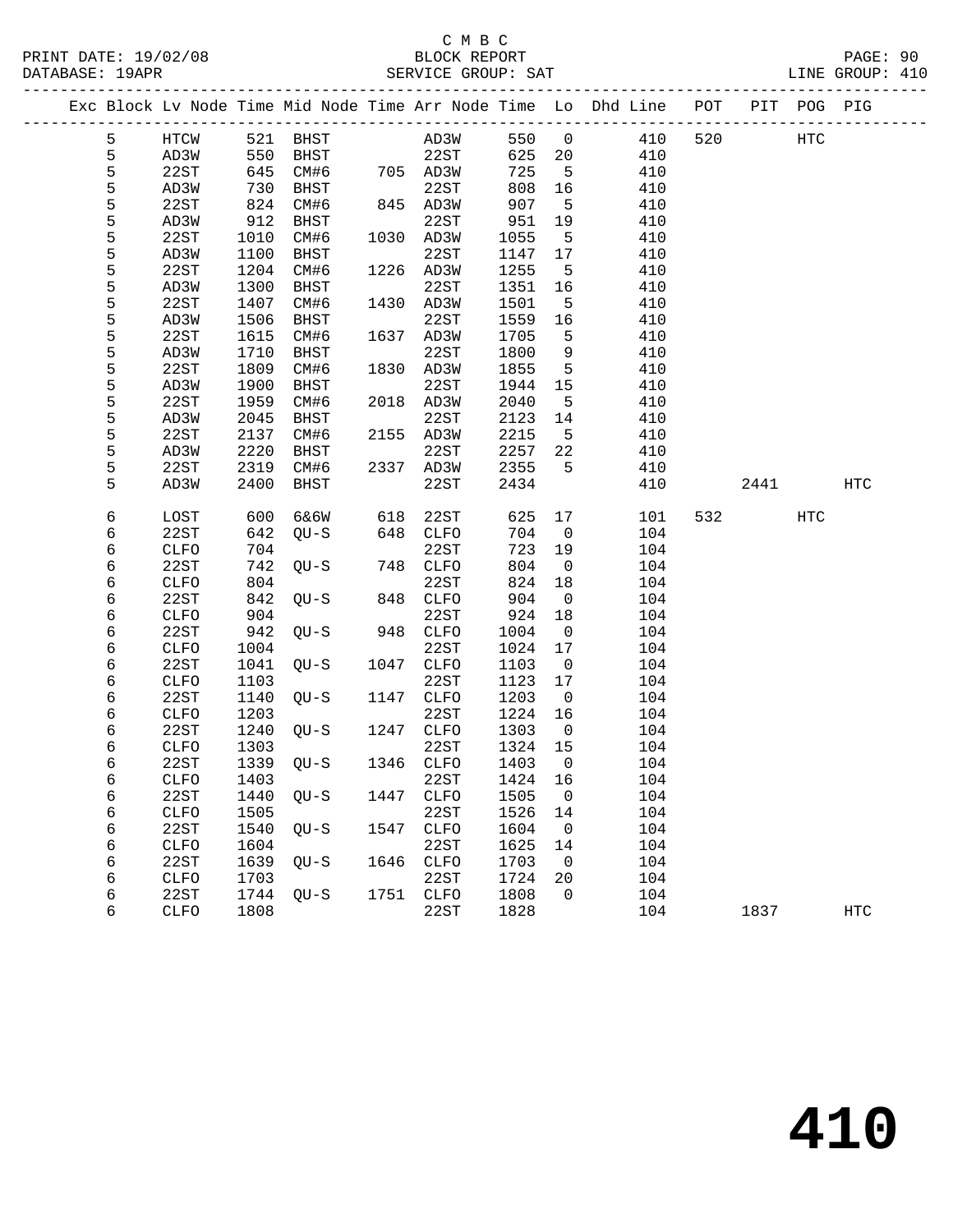C M B C

BLOCK REPORT

SERVICE GROUP: SAT

PRINT DATE: 19/02/08
DATABASE: 19APR
LINE GROUP: 410

| Exc | Block | Lv | Node | Time | Mid Node | Time | Arr Node | Time | Lo | Dhd Line | POT | PIT | POG | PIG |
|---|---|---|---|---|---|---|---|---|---|---|---|---|---|---|
| | 5 | | HTCW | 521 | BHST | | AD3W | 550 | 0 | 410 | 520 | | HTC | |
| | 5 | | AD3W | 550 | BHST | | 22ST | 625 | 20 | 410 | | | | |
| | 5 | | 22ST | 645 | CM#6 | 705 | AD3W | 725 | 5 | 410 | | | | |
| | 5 | | AD3W | 730 | BHST | | 22ST | 808 | 16 | 410 | | | | |
| | 5 | | 22ST | 824 | CM#6 | 845 | AD3W | 907 | 5 | 410 | | | | |
| | 5 | | AD3W | 912 | BHST | | 22ST | 951 | 19 | 410 | | | | |
| | 5 | | 22ST | 1010 | CM#6 | 1030 | AD3W | 1055 | 5 | 410 | | | | |
| | 5 | | AD3W | 1100 | BHST | | 22ST | 1147 | 17 | 410 | | | | |
| | 5 | | 22ST | 1204 | CM#6 | 1226 | AD3W | 1255 | 5 | 410 | | | | |
| | 5 | | AD3W | 1300 | BHST | | 22ST | 1351 | 16 | 410 | | | | |
| | 5 | | 22ST | 1407 | CM#6 | 1430 | AD3W | 1501 | 5 | 410 | | | | |
| | 5 | | AD3W | 1506 | BHST | | 22ST | 1559 | 16 | 410 | | | | |
| | 5 | | 22ST | 1615 | CM#6 | 1637 | AD3W | 1705 | 5 | 410 | | | | |
| | 5 | | AD3W | 1710 | BHST | | 22ST | 1800 | 9 | 410 | | | | |
| | 5 | | 22ST | 1809 | CM#6 | 1830 | AD3W | 1855 | 5 | 410 | | | | |
| | 5 | | AD3W | 1900 | BHST | | 22ST | 1944 | 15 | 410 | | | | |
| | 5 | | 22ST | 1959 | CM#6 | 2018 | AD3W | 2040 | 5 | 410 | | | | |
| | 5 | | AD3W | 2045 | BHST | | 22ST | 2123 | 14 | 410 | | | | |
| | 5 | | 22ST | 2137 | CM#6 | 2155 | AD3W | 2215 | 5 | 410 | | | | |
| | 5 | | AD3W | 2220 | BHST | | 22ST | 2257 | 22 | 410 | | | | |
| | 5 | | 22ST | 2319 | CM#6 | 2337 | AD3W | 2355 | 5 | 410 | | | | |
| | 5 | | AD3W | 2400 | BHST | | 22ST | 2434 | | 410 | | 2441 | | HTC |
| | 6 | | LOST | 600 | 6&6W | 618 | 22ST | 625 | 17 | 101 | 532 | | HTC | |
| | 6 | | 22ST | 642 | QU-S | 648 | CLFO | 704 | 0 | 104 | | | | |
| | 6 | | CLFO | 704 | | | 22ST | 723 | 19 | 104 | | | | |
| | 6 | | 22ST | 742 | QU-S | 748 | CLFO | 804 | 0 | 104 | | | | |
| | 6 | | CLFO | 804 | | | 22ST | 824 | 18 | 104 | | | | |
| | 6 | | 22ST | 842 | QU-S | 848 | CLFO | 904 | 0 | 104 | | | | |
| | 6 | | CLFO | 904 | | | 22ST | 924 | 18 | 104 | | | | |
| | 6 | | 22ST | 942 | QU-S | 948 | CLFO | 1004 | 0 | 104 | | | | |
| | 6 | | CLFO | 1004 | | | 22ST | 1024 | 17 | 104 | | | | |
| | 6 | | 22ST | 1041 | QU-S | 1047 | CLFO | 1103 | 0 | 104 | | | | |
| | 6 | | CLFO | 1103 | | | 22ST | 1123 | 17 | 104 | | | | |
| | 6 | | 22ST | 1140 | QU-S | 1147 | CLFO | 1203 | 0 | 104 | | | | |
| | 6 | | CLFO | 1203 | | | 22ST | 1224 | 16 | 104 | | | | |
| | 6 | | 22ST | 1240 | QU-S | 1247 | CLFO | 1303 | 0 | 104 | | | | |
| | 6 | | CLFO | 1303 | | | 22ST | 1324 | 15 | 104 | | | | |
| | 6 | | 22ST | 1339 | QU-S | 1346 | CLFO | 1403 | 0 | 104 | | | | |
| | 6 | | CLFO | 1403 | | | 22ST | 1424 | 16 | 104 | | | | |
| | 6 | | 22ST | 1440 | QU-S | 1447 | CLFO | 1505 | 0 | 104 | | | | |
| | 6 | | CLFO | 1505 | | | 22ST | 1526 | 14 | 104 | | | | |
| | 6 | | 22ST | 1540 | QU-S | 1547 | CLFO | 1604 | 0 | 104 | | | | |
| | 6 | | CLFO | 1604 | | | 22ST | 1625 | 14 | 104 | | | | |
| | 6 | | 22ST | 1639 | QU-S | 1646 | CLFO | 1703 | 0 | 104 | | | | |
| | 6 | | CLFO | 1703 | | | 22ST | 1724 | 20 | 104 | | | | |
| | 6 | | 22ST | 1744 | QU-S | 1751 | CLFO | 1808 | 0 | 104 | | | | |
| | 6 | | CLFO | 1808 | | | 22ST | 1828 | | 104 | | 1837 | | HTC |

# 410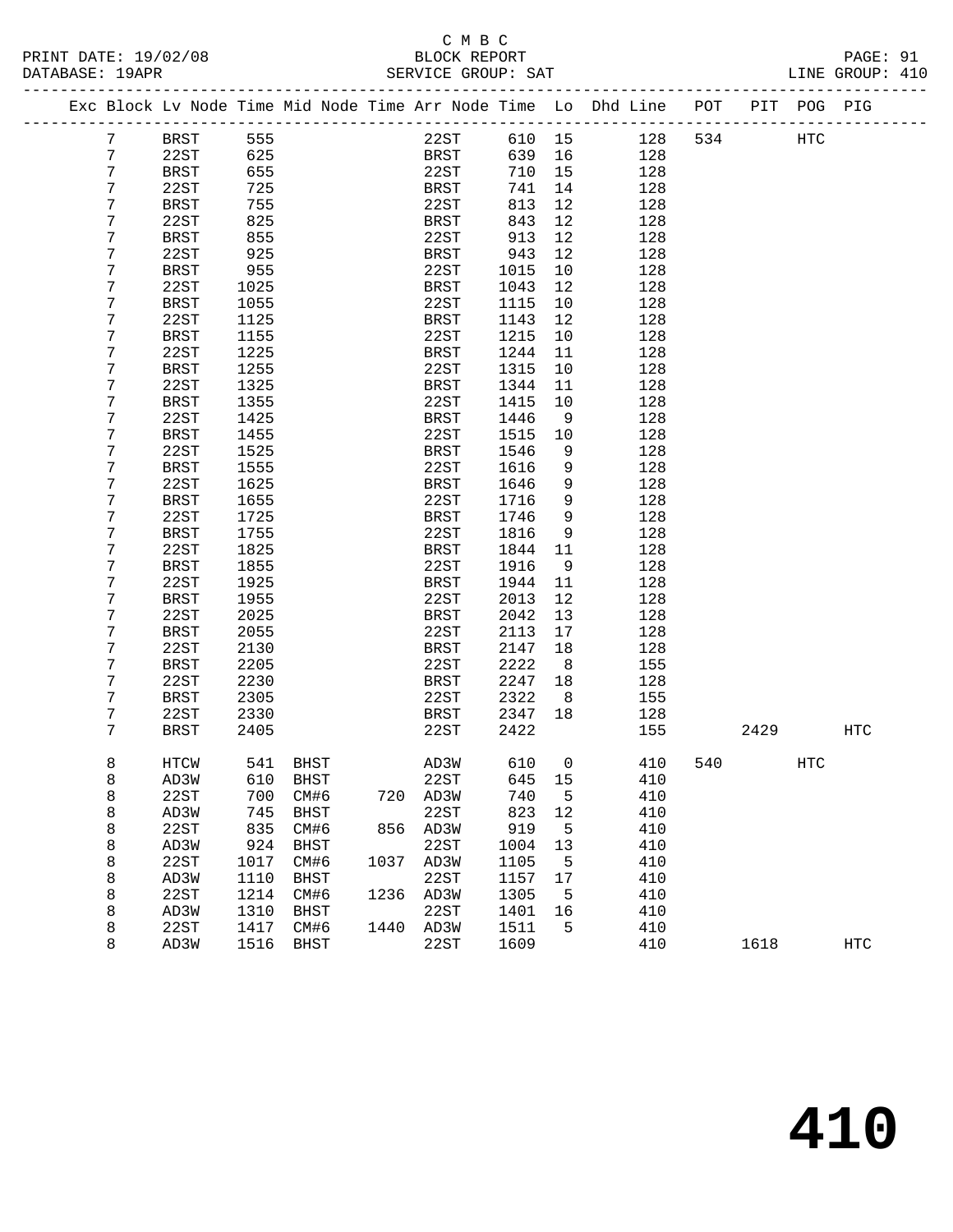C M B C

BLOCK REPORT

SERVICE GROUP: SAT

LINE GROUP: 410

| Exc | Block | Lv | Node | Time | Mid Node | Time | Arr Node | Time | Lo | Dhd Line | POT | PIT | POG | PIG |
|---|---|---|---|---|---|---|---|---|---|---|---|---|---|---|
| | 7 | | BRST | 555 | | | 22ST | 610 | 15 | 128 | 534 | | HTC | |
| | 7 | | 22ST | 625 | | | BRST | 639 | 16 | 128 | | | | |
| | 7 | | BRST | 655 | | | 22ST | 710 | 15 | 128 | | | | |
| | 7 | | 22ST | 725 | | | BRST | 741 | 14 | 128 | | | | |
| | 7 | | BRST | 755 | | | 22ST | 813 | 12 | 128 | | | | |
| | 7 | | 22ST | 825 | | | BRST | 843 | 12 | 128 | | | | |
| | 7 | | BRST | 855 | | | 22ST | 913 | 12 | 128 | | | | |
| | 7 | | 22ST | 925 | | | BRST | 943 | 12 | 128 | | | | |
| | 7 | | BRST | 955 | | | 22ST | 1015 | 10 | 128 | | | | |
| | 7 | | 22ST | 1025 | | | BRST | 1043 | 12 | 128 | | | | |
| | 7 | | BRST | 1055 | | | 22ST | 1115 | 10 | 128 | | | | |
| | 7 | | 22ST | 1125 | | | BRST | 1143 | 12 | 128 | | | | |
| | 7 | | BRST | 1155 | | | 22ST | 1215 | 10 | 128 | | | | |
| | 7 | | 22ST | 1225 | | | BRST | 1244 | 11 | 128 | | | | |
| | 7 | | BRST | 1255 | | | 22ST | 1315 | 10 | 128 | | | | |
| | 7 | | 22ST | 1325 | | | BRST | 1344 | 11 | 128 | | | | |
| | 7 | | BRST | 1355 | | | 22ST | 1415 | 10 | 128 | | | | |
| | 7 | | 22ST | 1425 | | | BRST | 1446 | 9 | 128 | | | | |
| | 7 | | BRST | 1455 | | | 22ST | 1515 | 10 | 128 | | | | |
| | 7 | | 22ST | 1525 | | | BRST | 1546 | 9 | 128 | | | | |
| | 7 | | BRST | 1555 | | | 22ST | 1616 | 9 | 128 | | | | |
| | 7 | | 22ST | 1625 | | | BRST | 1646 | 9 | 128 | | | | |
| | 7 | | BRST | 1655 | | | 22ST | 1716 | 9 | 128 | | | | |
| | 7 | | 22ST | 1725 | | | BRST | 1746 | 9 | 128 | | | | |
| | 7 | | BRST | 1755 | | | 22ST | 1816 | 9 | 128 | | | | |
| | 7 | | 22ST | 1825 | | | BRST | 1844 | 11 | 128 | | | | |
| | 7 | | BRST | 1855 | | | 22ST | 1916 | 9 | 128 | | | | |
| | 7 | | 22ST | 1925 | | | BRST | 1944 | 11 | 128 | | | | |
| | 7 | | BRST | 1955 | | | 22ST | 2013 | 12 | 128 | | | | |
| | 7 | | 22ST | 2025 | | | BRST | 2042 | 13 | 128 | | | | |
| | 7 | | BRST | 2055 | | | 22ST | 2113 | 17 | 128 | | | | |
| | 7 | | 22ST | 2130 | | | BRST | 2147 | 18 | 128 | | | | |
| | 7 | | BRST | 2205 | | | 22ST | 2222 | 8 | 155 | | | | |
| | 7 | | 22ST | 2230 | | | BRST | 2247 | 18 | 128 | | | | |
| | 7 | | BRST | 2305 | | | 22ST | 2322 | 8 | 155 | | | | |
| | 7 | | 22ST | 2330 | | | BRST | 2347 | 18 | 128 | | | | |
| | 7 | | BRST | 2405 | | | 22ST | 2422 | | 155 | | 2429 | | HTC |
| | 8 | | HTCW | 541 | BHST | | AD3W | 610 | 0 | 410 | 540 | | HTC | |
| | 8 | | AD3W | 610 | BHST | | 22ST | 645 | 15 | 410 | | | | |
| | 8 | | 22ST | 700 | CM#6 | 720 | AD3W | 740 | 5 | 410 | | | | |
| | 8 | | AD3W | 745 | BHST | | 22ST | 823 | 12 | 410 | | | | |
| | 8 | | 22ST | 835 | CM#6 | 856 | AD3W | 919 | 5 | 410 | | | | |
| | 8 | | AD3W | 924 | BHST | | 22ST | 1004 | 13 | 410 | | | | |
| | 8 | | 22ST | 1017 | CM#6 | 1037 | AD3W | 1105 | 5 | 410 | | | | |
| | 8 | | AD3W | 1110 | BHST | | 22ST | 1157 | 17 | 410 | | | | |
| | 8 | | 22ST | 1214 | CM#6 | 1236 | AD3W | 1305 | 5 | 410 | | | | |
| | 8 | | AD3W | 1310 | BHST | | 22ST | 1401 | 16 | 410 | | | | |
| | 8 | | 22ST | 1417 | CM#6 | 1440 | AD3W | 1511 | 5 | 410 | | | | |
| | 8 | | AD3W | 1516 | BHST | | 22ST | 1609 | | 410 | | 1618 | | HTC |

# 410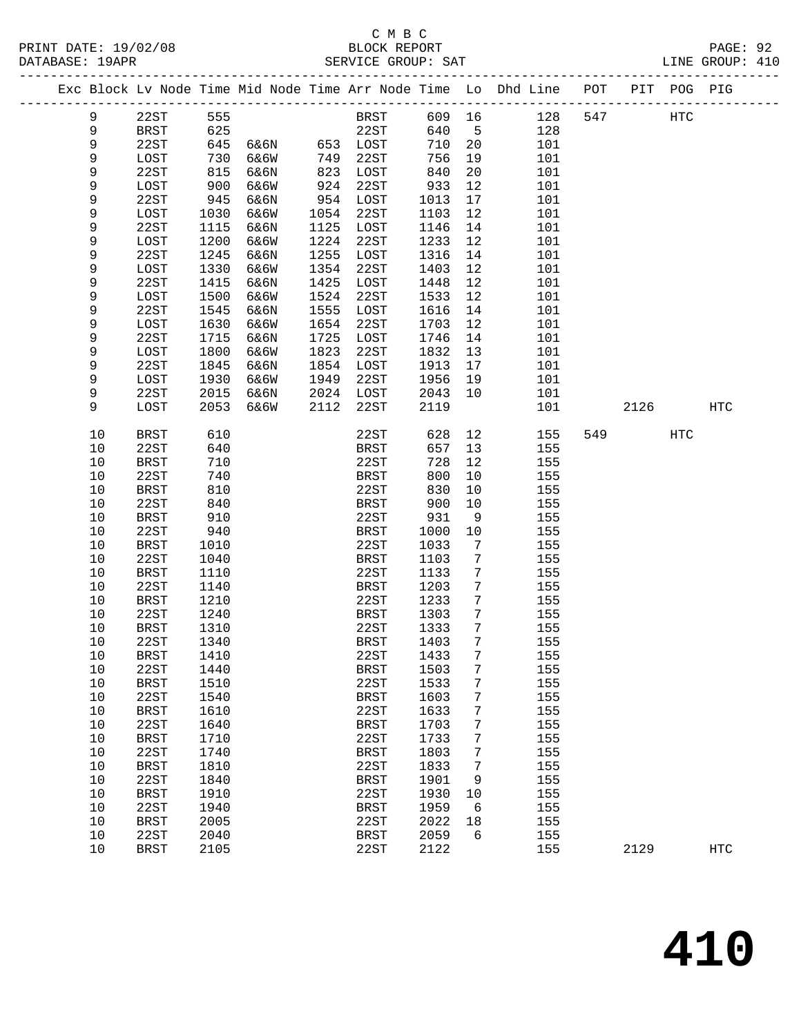C M B C
BLOCK REPORT
SERVICE GROUP: SAT

PRINT DATE: 19/02/08
DATABASE: 19APR
LINE GROUP: 410

| Exc | Block | Lv Node | Time | Mid Node | Time | Arr Node | Time | Lo | Dhd Line | POT | PIT | POG | PIG |
|---|---|---|---|---|---|---|---|---|---|---|---|---|---|
| | 9 | 22ST | 555 | | | BRST | 609 | 16 | 128 | 547 | | HTC | |
| | 9 | BRST | 625 | | | 22ST | 640 | 5 | 128 | | | | |
| | 9 | 22ST | 645 | 6&6N | 653 | LOST | 710 | 20 | 101 | | | | |
| | 9 | LOST | 730 | 6&6W | 749 | 22ST | 756 | 19 | 101 | | | | |
| | 9 | 22ST | 815 | 6&6N | 823 | LOST | 840 | 20 | 101 | | | | |
| | 9 | LOST | 900 | 6&6W | 924 | 22ST | 933 | 12 | 101 | | | | |
| | 9 | 22ST | 945 | 6&6N | 954 | LOST | 1013 | 17 | 101 | | | | |
| | 9 | LOST | 1030 | 6&6W | 1054 | 22ST | 1103 | 12 | 101 | | | | |
| | 9 | 22ST | 1115 | 6&6N | 1125 | LOST | 1146 | 14 | 101 | | | | |
| | 9 | LOST | 1200 | 6&6W | 1224 | 22ST | 1233 | 12 | 101 | | | | |
| | 9 | 22ST | 1245 | 6&6N | 1255 | LOST | 1316 | 14 | 101 | | | | |
| | 9 | LOST | 1330 | 6&6W | 1354 | 22ST | 1403 | 12 | 101 | | | | |
| | 9 | 22ST | 1415 | 6&6N | 1425 | LOST | 1448 | 12 | 101 | | | | |
| | 9 | LOST | 1500 | 6&6W | 1524 | 22ST | 1533 | 12 | 101 | | | | |
| | 9 | 22ST | 1545 | 6&6N | 1555 | LOST | 1616 | 14 | 101 | | | | |
| | 9 | LOST | 1630 | 6&6W | 1654 | 22ST | 1703 | 12 | 101 | | | | |
| | 9 | 22ST | 1715 | 6&6N | 1725 | LOST | 1746 | 14 | 101 | | | | |
| | 9 | LOST | 1800 | 6&6W | 1823 | 22ST | 1832 | 13 | 101 | | | | |
| | 9 | 22ST | 1845 | 6&6N | 1854 | LOST | 1913 | 17 | 101 | | | | |
| | 9 | LOST | 1930 | 6&6W | 1949 | 22ST | 1956 | 19 | 101 | | | | |
| | 9 | 22ST | 2015 | 6&6N | 2024 | LOST | 2043 | 10 | 101 | | | | |
| | 9 | LOST | 2053 | 6&6W | 2112 | 22ST | 2119 | | 101 | | 2126 | | HTC |
| | 10 | BRST | 610 | | | 22ST | 628 | 12 | 155 | 549 | | HTC | |
| | 10 | 22ST | 640 | | | BRST | 657 | 13 | 155 | | | | |
| | 10 | BRST | 710 | | | 22ST | 728 | 12 | 155 | | | | |
| | 10 | 22ST | 740 | | | BRST | 800 | 10 | 155 | | | | |
| | 10 | BRST | 810 | | | 22ST | 830 | 10 | 155 | | | | |
| | 10 | 22ST | 840 | | | BRST | 900 | 10 | 155 | | | | |
| | 10 | BRST | 910 | | | 22ST | 931 | 9 | 155 | | | | |
| | 10 | 22ST | 940 | | | BRST | 1000 | 10 | 155 | | | | |
| | 10 | BRST | 1010 | | | 22ST | 1033 | 7 | 155 | | | | |
| | 10 | 22ST | 1040 | | | BRST | 1103 | 7 | 155 | | | | |
| | 10 | BRST | 1110 | | | 22ST | 1133 | 7 | 155 | | | | |
| | 10 | 22ST | 1140 | | | BRST | 1203 | 7 | 155 | | | | |
| | 10 | BRST | 1210 | | | 22ST | 1233 | 7 | 155 | | | | |
| | 10 | 22ST | 1240 | | | BRST | 1303 | 7 | 155 | | | | |
| | 10 | BRST | 1310 | | | 22ST | 1333 | 7 | 155 | | | | |
| | 10 | 22ST | 1340 | | | BRST | 1403 | 7 | 155 | | | | |
| | 10 | BRST | 1410 | | | 22ST | 1433 | 7 | 155 | | | | |
| | 10 | 22ST | 1440 | | | BRST | 1503 | 7 | 155 | | | | |
| | 10 | BRST | 1510 | | | 22ST | 1533 | 7 | 155 | | | | |
| | 10 | 22ST | 1540 | | | BRST | 1603 | 7 | 155 | | | | |
| | 10 | BRST | 1610 | | | 22ST | 1633 | 7 | 155 | | | | |
| | 10 | 22ST | 1640 | | | BRST | 1703 | 7 | 155 | | | | |
| | 10 | BRST | 1710 | | | 22ST | 1733 | 7 | 155 | | | | |
| | 10 | 22ST | 1740 | | | BRST | 1803 | 7 | 155 | | | | |
| | 10 | BRST | 1810 | | | 22ST | 1833 | 7 | 155 | | | | |
| | 10 | 22ST | 1840 | | | BRST | 1901 | 9 | 155 | | | | |
| | 10 | BRST | 1910 | | | 22ST | 1930 | 10 | 155 | | | | |
| | 10 | 22ST | 1940 | | | BRST | 1959 | 6 | 155 | | | | |
| | 10 | BRST | 2005 | | | 22ST | 2022 | 18 | 155 | | | | |
| | 10 | 22ST | 2040 | | | BRST | 2059 | 6 | 155 | | | | |
| | 10 | BRST | 2105 | | | 22ST | 2122 | | 155 | | 2129 | | HTC |

# 410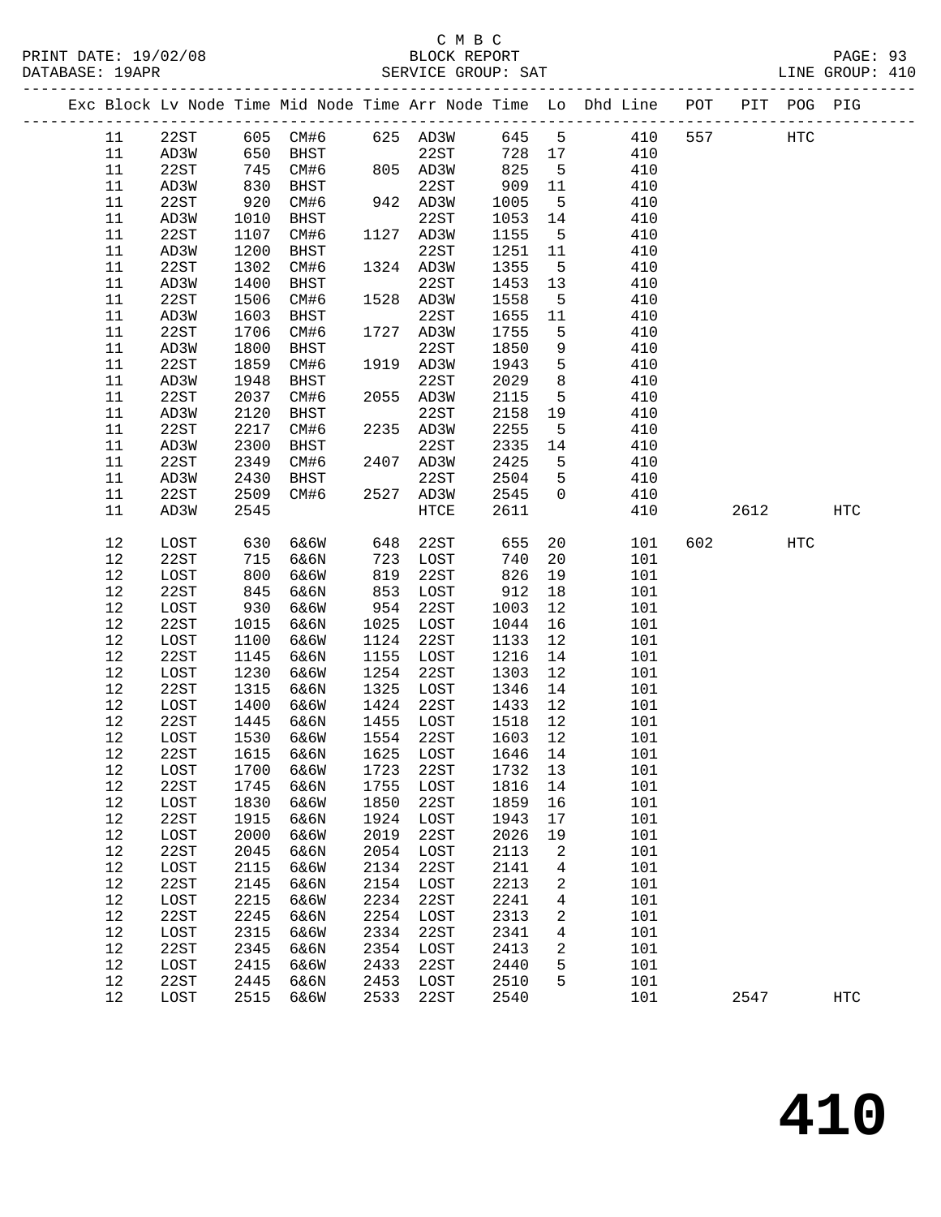C M B C

PRINT DATE: 19/02/08 BLOCK REPORT

DATABASE: 19APR SERVICE GROUP: SAT LINE GROUP: 410

| Exc | Block | Lv Node | Time | Mid Node | Time | Arr Node | Time | Lo | Dhd Line | POT | PIT | POG | PIG |
|---|---|---|---|---|---|---|---|---|---|---|---|---|---|
| | 11 | 22ST | 605 | CM#6 | 625 | AD3W | 645 | 5 | 410 | 557 | | HTC | |
| | 11 | AD3W | 650 | BHST | | 22ST | 728 | 17 | 410 | | | | |
| | 11 | 22ST | 745 | CM#6 | 805 | AD3W | 825 | 5 | 410 | | | | |
| | 11 | AD3W | 830 | BHST | | 22ST | 909 | 11 | 410 | | | | |
| | 11 | 22ST | 920 | CM#6 | 942 | AD3W | 1005 | 5 | 410 | | | | |
| | 11 | AD3W | 1010 | BHST | | 22ST | 1053 | 14 | 410 | | | | |
| | 11 | 22ST | 1107 | CM#6 | 1127 | AD3W | 1155 | 5 | 410 | | | | |
| | 11 | AD3W | 1200 | BHST | | 22ST | 1251 | 11 | 410 | | | | |
| | 11 | 22ST | 1302 | CM#6 | 1324 | AD3W | 1355 | 5 | 410 | | | | |
| | 11 | AD3W | 1400 | BHST | | 22ST | 1453 | 13 | 410 | | | | |
| | 11 | 22ST | 1506 | CM#6 | 1528 | AD3W | 1558 | 5 | 410 | | | | |
| | 11 | AD3W | 1603 | BHST | | 22ST | 1655 | 11 | 410 | | | | |
| | 11 | 22ST | 1706 | CM#6 | 1727 | AD3W | 1755 | 5 | 410 | | | | |
| | 11 | AD3W | 1800 | BHST | | 22ST | 1850 | 9 | 410 | | | | |
| | 11 | 22ST | 1859 | CM#6 | 1919 | AD3W | 1943 | 5 | 410 | | | | |
| | 11 | AD3W | 1948 | BHST | | 22ST | 2029 | 8 | 410 | | | | |
| | 11 | 22ST | 2037 | CM#6 | 2055 | AD3W | 2115 | 5 | 410 | | | | |
| | 11 | AD3W | 2120 | BHST | | 22ST | 2158 | 19 | 410 | | | | |
| | 11 | 22ST | 2217 | CM#6 | 2235 | AD3W | 2255 | 5 | 410 | | | | |
| | 11 | AD3W | 2300 | BHST | | 22ST | 2335 | 14 | 410 | | | | |
| | 11 | 22ST | 2349 | CM#6 | 2407 | AD3W | 2425 | 5 | 410 | | | | |
| | 11 | AD3W | 2430 | BHST | | 22ST | 2504 | 5 | 410 | | | | |
| | 11 | 22ST | 2509 | CM#6 | 2527 | AD3W | 2545 | 0 | 410 | | | | |
| | 11 | AD3W | 2545 | | | HTCE | 2611 | | 410 | | 2612 | | HTC |
| | 12 | LOST | 630 | 6&6W | 648 | 22ST | 655 | 20 | 101 | 602 | | HTC | |
| | 12 | 22ST | 715 | 6&6N | 723 | LOST | 740 | 20 | 101 | | | | |
| | 12 | LOST | 800 | 6&6W | 819 | 22ST | 826 | 19 | 101 | | | | |
| | 12 | 22ST | 845 | 6&6N | 853 | LOST | 912 | 18 | 101 | | | | |
| | 12 | LOST | 930 | 6&6W | 954 | 22ST | 1003 | 12 | 101 | | | | |
| | 12 | 22ST | 1015 | 6&6N | 1025 | LOST | 1044 | 16 | 101 | | | | |
| | 12 | LOST | 1100 | 6&6W | 1124 | 22ST | 1133 | 12 | 101 | | | | |
| | 12 | 22ST | 1145 | 6&6N | 1155 | LOST | 1216 | 14 | 101 | | | | |
| | 12 | LOST | 1230 | 6&6W | 1254 | 22ST | 1303 | 12 | 101 | | | | |
| | 12 | 22ST | 1315 | 6&6N | 1325 | LOST | 1346 | 14 | 101 | | | | |
| | 12 | LOST | 1400 | 6&6W | 1424 | 22ST | 1433 | 12 | 101 | | | | |
| | 12 | 22ST | 1445 | 6&6N | 1455 | LOST | 1518 | 12 | 101 | | | | |
| | 12 | LOST | 1530 | 6&6W | 1554 | 22ST | 1603 | 12 | 101 | | | | |
| | 12 | 22ST | 1615 | 6&6N | 1625 | LOST | 1646 | 14 | 101 | | | | |
| | 12 | LOST | 1700 | 6&6W | 1723 | 22ST | 1732 | 13 | 101 | | | | |
| | 12 | 22ST | 1745 | 6&6N | 1755 | LOST | 1816 | 14 | 101 | | | | |
| | 12 | LOST | 1830 | 6&6W | 1850 | 22ST | 1859 | 16 | 101 | | | | |
| | 12 | 22ST | 1915 | 6&6N | 1924 | LOST | 1943 | 17 | 101 | | | | |
| | 12 | LOST | 2000 | 6&6W | 2019 | 22ST | 2026 | 19 | 101 | | | | |
| | 12 | 22ST | 2045 | 6&6N | 2054 | LOST | 2113 | 2 | 101 | | | | |
| | 12 | LOST | 2115 | 6&6W | 2134 | 22ST | 2141 | 4 | 101 | | | | |
| | 12 | 22ST | 2145 | 6&6N | 2154 | LOST | 2213 | 2 | 101 | | | | |
| | 12 | LOST | 2215 | 6&6W | 2234 | 22ST | 2241 | 4 | 101 | | | | |
| | 12 | 22ST | 2245 | 6&6N | 2254 | LOST | 2313 | 2 | 101 | | | | |
| | 12 | LOST | 2315 | 6&6W | 2334 | 22ST | 2341 | 4 | 101 | | | | |
| | 12 | 22ST | 2345 | 6&6N | 2354 | LOST | 2413 | 2 | 101 | | | | |
| | 12 | LOST | 2415 | 6&6W | 2433 | 22ST | 2440 | 5 | 101 | | | | |
| | 12 | 22ST | 2445 | 6&6N | 2453 | LOST | 2510 | 5 | 101 | | | | |
| | 12 | LOST | 2515 | 6&6W | 2533 | 22ST | 2540 | | 101 | | 2547 | | HTC |

# 410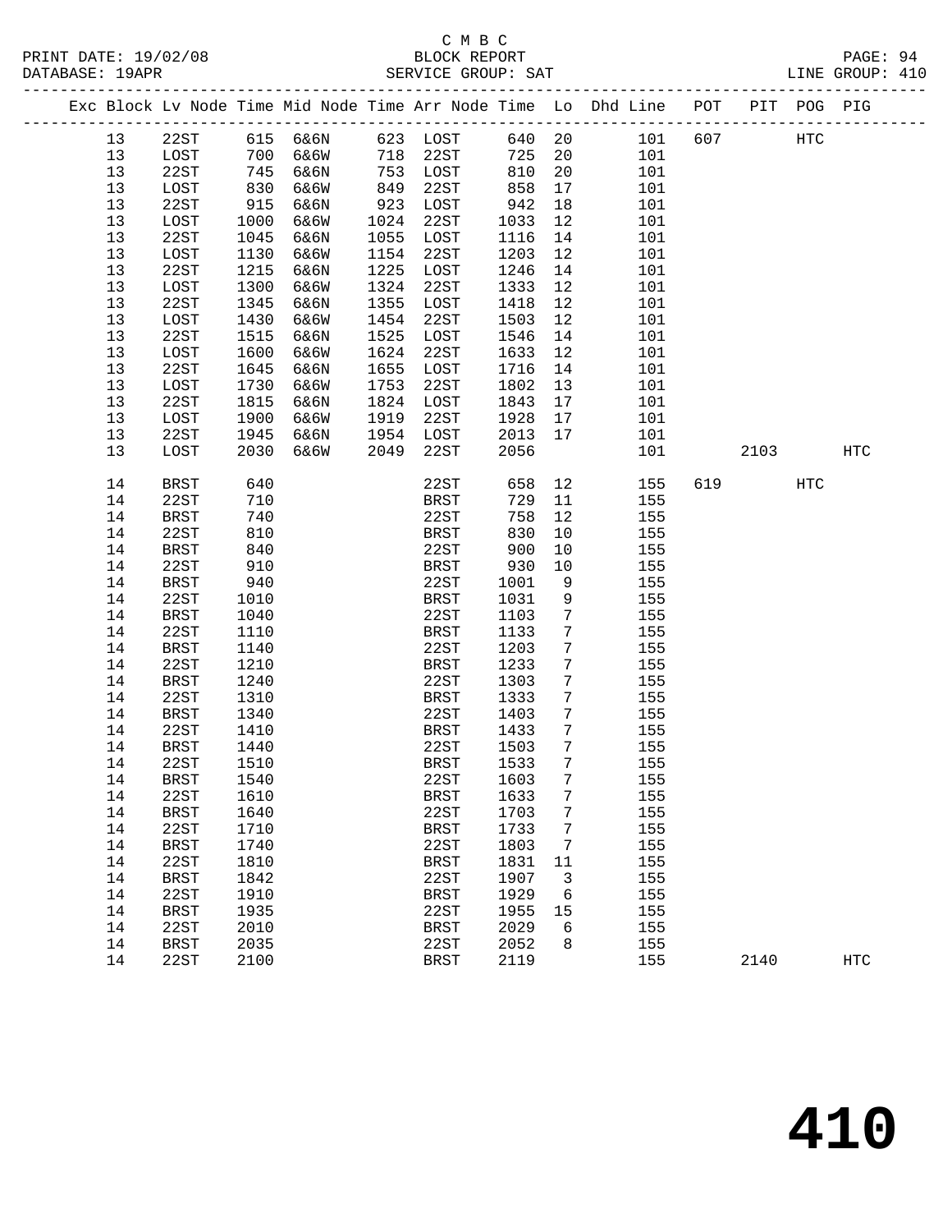C M B C
BLOCK REPORT
SERVICE GROUP: SAT

PRINT DATE: 19/02/08
DATABASE: 19APR
LINE GROUP: 410

| Exc | Block | Lv Node | Time | Mid Node | Time | Arr Node | Time | Lo | Dhd Line | POT | PIT | POG | PIG |
|---|---|---|---|---|---|---|---|---|---|---|---|---|---|
| | 13 | 22ST | 615 | 6&6N | 623 | LOST | 640 | 20 | 101 | 607 | | HTC | |
| | 13 | LOST | 700 | 6&6W | 718 | 22ST | 725 | 20 | 101 | | | | |
| | 13 | 22ST | 745 | 6&6N | 753 | LOST | 810 | 20 | 101 | | | | |
| | 13 | LOST | 830 | 6&6W | 849 | 22ST | 858 | 17 | 101 | | | | |
| | 13 | 22ST | 915 | 6&6N | 923 | LOST | 942 | 18 | 101 | | | | |
| | 13 | LOST | 1000 | 6&6W | 1024 | 22ST | 1033 | 12 | 101 | | | | |
| | 13 | 22ST | 1045 | 6&6N | 1055 | LOST | 1116 | 14 | 101 | | | | |
| | 13 | LOST | 1130 | 6&6W | 1154 | 22ST | 1203 | 12 | 101 | | | | |
| | 13 | 22ST | 1215 | 6&6N | 1225 | LOST | 1246 | 14 | 101 | | | | |
| | 13 | LOST | 1300 | 6&6W | 1324 | 22ST | 1333 | 12 | 101 | | | | |
| | 13 | 22ST | 1345 | 6&6N | 1355 | LOST | 1418 | 12 | 101 | | | | |
| | 13 | LOST | 1430 | 6&6W | 1454 | 22ST | 1503 | 12 | 101 | | | | |
| | 13 | 22ST | 1515 | 6&6N | 1525 | LOST | 1546 | 14 | 101 | | | | |
| | 13 | LOST | 1600 | 6&6W | 1624 | 22ST | 1633 | 12 | 101 | | | | |
| | 13 | 22ST | 1645 | 6&6N | 1655 | LOST | 1716 | 14 | 101 | | | | |
| | 13 | LOST | 1730 | 6&6W | 1753 | 22ST | 1802 | 13 | 101 | | | | |
| | 13 | 22ST | 1815 | 6&6N | 1824 | LOST | 1843 | 17 | 101 | | | | |
| | 13 | LOST | 1900 | 6&6W | 1919 | 22ST | 1928 | 17 | 101 | | | | |
| | 13 | 22ST | 1945 | 6&6N | 1954 | LOST | 2013 | 17 | 101 | | | | |
| | 13 | LOST | 2030 | 6&6W | 2049 | 22ST | 2056 | | 101 | | 2103 | | HTC |
| | 14 | BRST | 640 | | | 22ST | 658 | 12 | 155 | 619 | | HTC | |
| | 14 | 22ST | 710 | | | BRST | 729 | 11 | 155 | | | | |
| | 14 | BRST | 740 | | | 22ST | 758 | 12 | 155 | | | | |
| | 14 | 22ST | 810 | | | BRST | 830 | 10 | 155 | | | | |
| | 14 | BRST | 840 | | | 22ST | 900 | 10 | 155 | | | | |
| | 14 | 22ST | 910 | | | BRST | 930 | 10 | 155 | | | | |
| | 14 | BRST | 940 | | | 22ST | 1001 | 9 | 155 | | | | |
| | 14 | 22ST | 1010 | | | BRST | 1031 | 9 | 155 | | | | |
| | 14 | BRST | 1040 | | | 22ST | 1103 | 7 | 155 | | | | |
| | 14 | 22ST | 1110 | | | BRST | 1133 | 7 | 155 | | | | |
| | 14 | BRST | 1140 | | | 22ST | 1203 | 7 | 155 | | | | |
| | 14 | 22ST | 1210 | | | BRST | 1233 | 7 | 155 | | | | |
| | 14 | BRST | 1240 | | | 22ST | 1303 | 7 | 155 | | | | |
| | 14 | 22ST | 1310 | | | BRST | 1333 | 7 | 155 | | | | |
| | 14 | BRST | 1340 | | | 22ST | 1403 | 7 | 155 | | | | |
| | 14 | 22ST | 1410 | | | BRST | 1433 | 7 | 155 | | | | |
| | 14 | BRST | 1440 | | | 22ST | 1503 | 7 | 155 | | | | |
| | 14 | 22ST | 1510 | | | BRST | 1533 | 7 | 155 | | | | |
| | 14 | BRST | 1540 | | | 22ST | 1603 | 7 | 155 | | | | |
| | 14 | 22ST | 1610 | | | BRST | 1633 | 7 | 155 | | | | |
| | 14 | BRST | 1640 | | | 22ST | 1703 | 7 | 155 | | | | |
| | 14 | 22ST | 1710 | | | BRST | 1733 | 7 | 155 | | | | |
| | 14 | BRST | 1740 | | | 22ST | 1803 | 7 | 155 | | | | |
| | 14 | 22ST | 1810 | | | BRST | 1831 | 11 | 155 | | | | |
| | 14 | BRST | 1842 | | | 22ST | 1907 | 3 | 155 | | | | |
| | 14 | 22ST | 1910 | | | BRST | 1929 | 6 | 155 | | | | |
| | 14 | BRST | 1935 | | | 22ST | 1955 | 15 | 155 | | | | |
| | 14 | 22ST | 2010 | | | BRST | 2029 | 6 | 155 | | | | |
| | 14 | BRST | 2035 | | | 22ST | 2052 | 8 | 155 | | | | |
| | 14 | 22ST | 2100 | | | BRST | 2119 | | 155 | | 2140 | | HTC |

# 410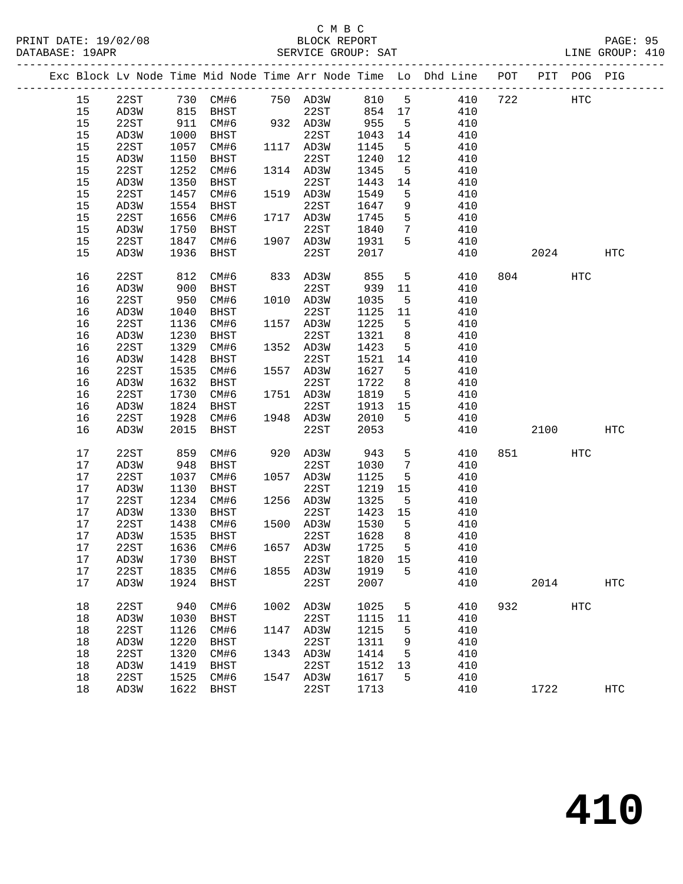C M B C
PRINT DATE: 19/02/08 BLOCK REPORT
DATABASE: 19APR SERVICE GROUP: SAT LINE GROUP: 410

| Exc | Block | Lv Node | Time | Mid Node | Time | Arr Node | Time | Lo | Dhd Line | POT | PIT | POG | PIG |
|---|---|---|---|---|---|---|---|---|---|---|---|---|---|
| | 15 | 22ST | 730 | CM#6 | 750 | AD3W | 810 | 5 | 410 | 722 | | HTC | |
| | 15 | AD3W | 815 | BHST | | 22ST | 854 | 17 | 410 | | | | |
| | 15 | 22ST | 911 | CM#6 | 932 | AD3W | 955 | 5 | 410 | | | | |
| | 15 | AD3W | 1000 | BHST | | 22ST | 1043 | 14 | 410 | | | | |
| | 15 | 22ST | 1057 | CM#6 | 1117 | AD3W | 1145 | 5 | 410 | | | | |
| | 15 | AD3W | 1150 | BHST | | 22ST | 1240 | 12 | 410 | | | | |
| | 15 | 22ST | 1252 | CM#6 | 1314 | AD3W | 1345 | 5 | 410 | | | | |
| | 15 | AD3W | 1350 | BHST | | 22ST | 1443 | 14 | 410 | | | | |
| | 15 | 22ST | 1457 | CM#6 | 1519 | AD3W | 1549 | 5 | 410 | | | | |
| | 15 | AD3W | 1554 | BHST | | 22ST | 1647 | 9 | 410 | | | | |
| | 15 | 22ST | 1656 | CM#6 | 1717 | AD3W | 1745 | 5 | 410 | | | | |
| | 15 | AD3W | 1750 | BHST | | 22ST | 1840 | 7 | 410 | | | | |
| | 15 | 22ST | 1847 | CM#6 | 1907 | AD3W | 1931 | 5 | 410 | | | | |
| | 15 | AD3W | 1936 | BHST | | 22ST | 2017 | | 410 | | 2024 | | HTC |
| | 16 | 22ST | 812 | CM#6 | 833 | AD3W | 855 | 5 | 410 | 804 | | HTC | |
| | 16 | AD3W | 900 | BHST | | 22ST | 939 | 11 | 410 | | | | |
| | 16 | 22ST | 950 | CM#6 | 1010 | AD3W | 1035 | 5 | 410 | | | | |
| | 16 | AD3W | 1040 | BHST | | 22ST | 1125 | 11 | 410 | | | | |
| | 16 | 22ST | 1136 | CM#6 | 1157 | AD3W | 1225 | 5 | 410 | | | | |
| | 16 | AD3W | 1230 | BHST | | 22ST | 1321 | 8 | 410 | | | | |
| | 16 | 22ST | 1329 | CM#6 | 1352 | AD3W | 1423 | 5 | 410 | | | | |
| | 16 | AD3W | 1428 | BHST | | 22ST | 1521 | 14 | 410 | | | | |
| | 16 | 22ST | 1535 | CM#6 | 1557 | AD3W | 1627 | 5 | 410 | | | | |
| | 16 | AD3W | 1632 | BHST | | 22ST | 1722 | 8 | 410 | | | | |
| | 16 | 22ST | 1730 | CM#6 | 1751 | AD3W | 1819 | 5 | 410 | | | | |
| | 16 | AD3W | 1824 | BHST | | 22ST | 1913 | 15 | 410 | | | | |
| | 16 | 22ST | 1928 | CM#6 | 1948 | AD3W | 2010 | 5 | 410 | | | | |
| | 16 | AD3W | 2015 | BHST | | 22ST | 2053 | | 410 | | 2100 | | HTC |
| | 17 | 22ST | 859 | CM#6 | 920 | AD3W | 943 | 5 | 410 | 851 | | HTC | |
| | 17 | AD3W | 948 | BHST | | 22ST | 1030 | 7 | 410 | | | | |
| | 17 | 22ST | 1037 | CM#6 | 1057 | AD3W | 1125 | 5 | 410 | | | | |
| | 17 | AD3W | 1130 | BHST | | 22ST | 1219 | 15 | 410 | | | | |
| | 17 | 22ST | 1234 | CM#6 | 1256 | AD3W | 1325 | 5 | 410 | | | | |
| | 17 | AD3W | 1330 | BHST | | 22ST | 1423 | 15 | 410 | | | | |
| | 17 | 22ST | 1438 | CM#6 | 1500 | AD3W | 1530 | 5 | 410 | | | | |
| | 17 | AD3W | 1535 | BHST | | 22ST | 1628 | 8 | 410 | | | | |
| | 17 | 22ST | 1636 | CM#6 | 1657 | AD3W | 1725 | 5 | 410 | | | | |
| | 17 | AD3W | 1730 | BHST | | 22ST | 1820 | 15 | 410 | | | | |
| | 17 | 22ST | 1835 | CM#6 | 1855 | AD3W | 1919 | 5 | 410 | | | | |
| | 17 | AD3W | 1924 | BHST | | 22ST | 2007 | | 410 | | 2014 | | HTC |
| | 18 | 22ST | 940 | CM#6 | 1002 | AD3W | 1025 | 5 | 410 | 932 | | HTC | |
| | 18 | AD3W | 1030 | BHST | | 22ST | 1115 | 11 | 410 | | | | |
| | 18 | 22ST | 1126 | CM#6 | 1147 | AD3W | 1215 | 5 | 410 | | | | |
| | 18 | AD3W | 1220 | BHST | | 22ST | 1311 | 9 | 410 | | | | |
| | 18 | 22ST | 1320 | CM#6 | 1343 | AD3W | 1414 | 5 | 410 | | | | |
| | 18 | AD3W | 1419 | BHST | | 22ST | 1512 | 13 | 410 | | | | |
| | 18 | 22ST | 1525 | CM#6 | 1547 | AD3W | 1617 | 5 | 410 | | | | |
| | 18 | AD3W | 1622 | BHST | | 22ST | 1713 | | 410 | | 1722 | | HTC |

# 410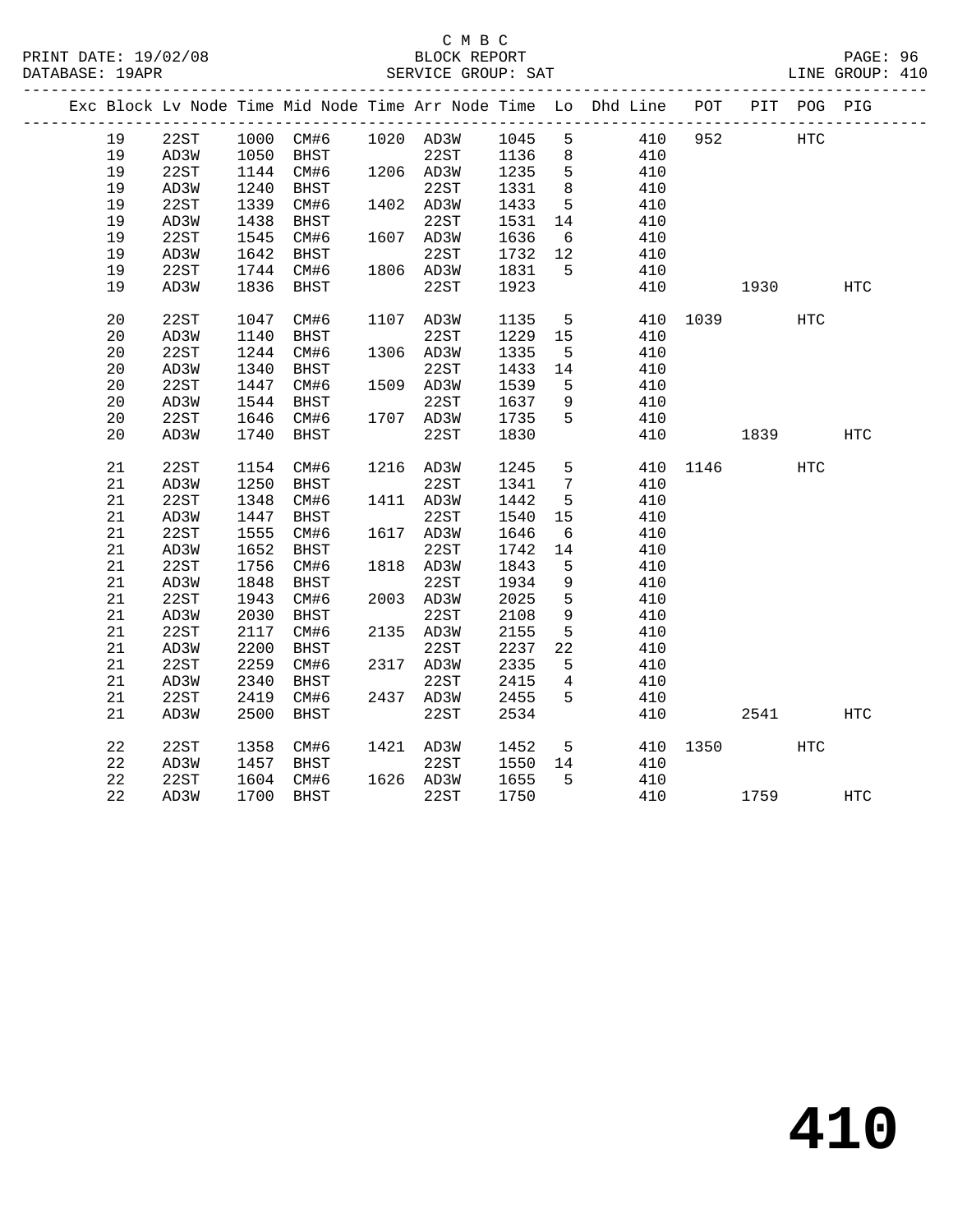C M B C

BLOCK REPORT

SERVICE GROUP: SAT

PRINT DATE: 19/02/08
DATABASE: 19APR
LINE GROUP: 410

| Exc | Block | Lv | Node | Time | Mid Node | Time | Arr Node | Time | Lo | Dhd Line | POT | PIT | POG | PIG |
|---|---|---|---|---|---|---|---|---|---|---|---|---|---|---|
| | 19 | | 22ST | 1000 | CM#6 | 1020 | AD3W | 1045 | 5 | 410 | 952 | | HTC | |
| | 19 | | AD3W | 1050 | BHST | | 22ST | 1136 | 8 | 410 | | | | |
| | 19 | | 22ST | 1144 | CM#6 | 1206 | AD3W | 1235 | 5 | 410 | | | | |
| | 19 | | AD3W | 1240 | BHST | | 22ST | 1331 | 8 | 410 | | | | |
| | 19 | | 22ST | 1339 | CM#6 | 1402 | AD3W | 1433 | 5 | 410 | | | | |
| | 19 | | AD3W | 1438 | BHST | | 22ST | 1531 | 14 | 410 | | | | |
| | 19 | | 22ST | 1545 | CM#6 | 1607 | AD3W | 1636 | 6 | 410 | | | | |
| | 19 | | AD3W | 1642 | BHST | | 22ST | 1732 | 12 | 410 | | | | |
| | 19 | | 22ST | 1744 | CM#6 | 1806 | AD3W | 1831 | 5 | 410 | | | | |
| | 19 | | AD3W | 1836 | BHST | | 22ST | 1923 | | 410 | | 1930 | | HTC |
| | 20 | | 22ST | 1047 | CM#6 | 1107 | AD3W | 1135 | 5 | 410 | 1039 | | HTC | |
| | 20 | | AD3W | 1140 | BHST | | 22ST | 1229 | 15 | 410 | | | | |
| | 20 | | 22ST | 1244 | CM#6 | 1306 | AD3W | 1335 | 5 | 410 | | | | |
| | 20 | | AD3W | 1340 | BHST | | 22ST | 1433 | 14 | 410 | | | | |
| | 20 | | 22ST | 1447 | CM#6 | 1509 | AD3W | 1539 | 5 | 410 | | | | |
| | 20 | | AD3W | 1544 | BHST | | 22ST | 1637 | 9 | 410 | | | | |
| | 20 | | 22ST | 1646 | CM#6 | 1707 | AD3W | 1735 | 5 | 410 | | | | |
| | 20 | | AD3W | 1740 | BHST | | 22ST | 1830 | | 410 | | 1839 | | HTC |
| | 21 | | 22ST | 1154 | CM#6 | 1216 | AD3W | 1245 | 5 | 410 | 1146 | | HTC | |
| | 21 | | AD3W | 1250 | BHST | | 22ST | 1341 | 7 | 410 | | | | |
| | 21 | | 22ST | 1348 | CM#6 | 1411 | AD3W | 1442 | 5 | 410 | | | | |
| | 21 | | AD3W | 1447 | BHST | | 22ST | 1540 | 15 | 410 | | | | |
| | 21 | | 22ST | 1555 | CM#6 | 1617 | AD3W | 1646 | 6 | 410 | | | | |
| | 21 | | AD3W | 1652 | BHST | | 22ST | 1742 | 14 | 410 | | | | |
| | 21 | | 22ST | 1756 | CM#6 | 1818 | AD3W | 1843 | 5 | 410 | | | | |
| | 21 | | AD3W | 1848 | BHST | | 22ST | 1934 | 9 | 410 | | | | |
| | 21 | | 22ST | 1943 | CM#6 | 2003 | AD3W | 2025 | 5 | 410 | | | | |
| | 21 | | AD3W | 2030 | BHST | | 22ST | 2108 | 9 | 410 | | | | |
| | 21 | | 22ST | 2117 | CM#6 | 2135 | AD3W | 2155 | 5 | 410 | | | | |
| | 21 | | AD3W | 2200 | BHST | | 22ST | 2237 | 22 | 410 | | | | |
| | 21 | | 22ST | 2259 | CM#6 | 2317 | AD3W | 2335 | 5 | 410 | | | | |
| | 21 | | AD3W | 2340 | BHST | | 22ST | 2415 | 4 | 410 | | | | |
| | 21 | | 22ST | 2419 | CM#6 | 2437 | AD3W | 2455 | 5 | 410 | | | | |
| | 21 | | AD3W | 2500 | BHST | | 22ST | 2534 | | 410 | | 2541 | | HTC |
| | 22 | | 22ST | 1358 | CM#6 | 1421 | AD3W | 1452 | 5 | 410 | 1350 | | HTC | |
| | 22 | | AD3W | 1457 | BHST | | 22ST | 1550 | 14 | 410 | | | | |
| | 22 | | 22ST | 1604 | CM#6 | 1626 | AD3W | 1655 | 5 | 410 | | | | |
| | 22 | | AD3W | 1700 | BHST | | 22ST | 1750 | | 410 | | 1759 | | HTC |

# 410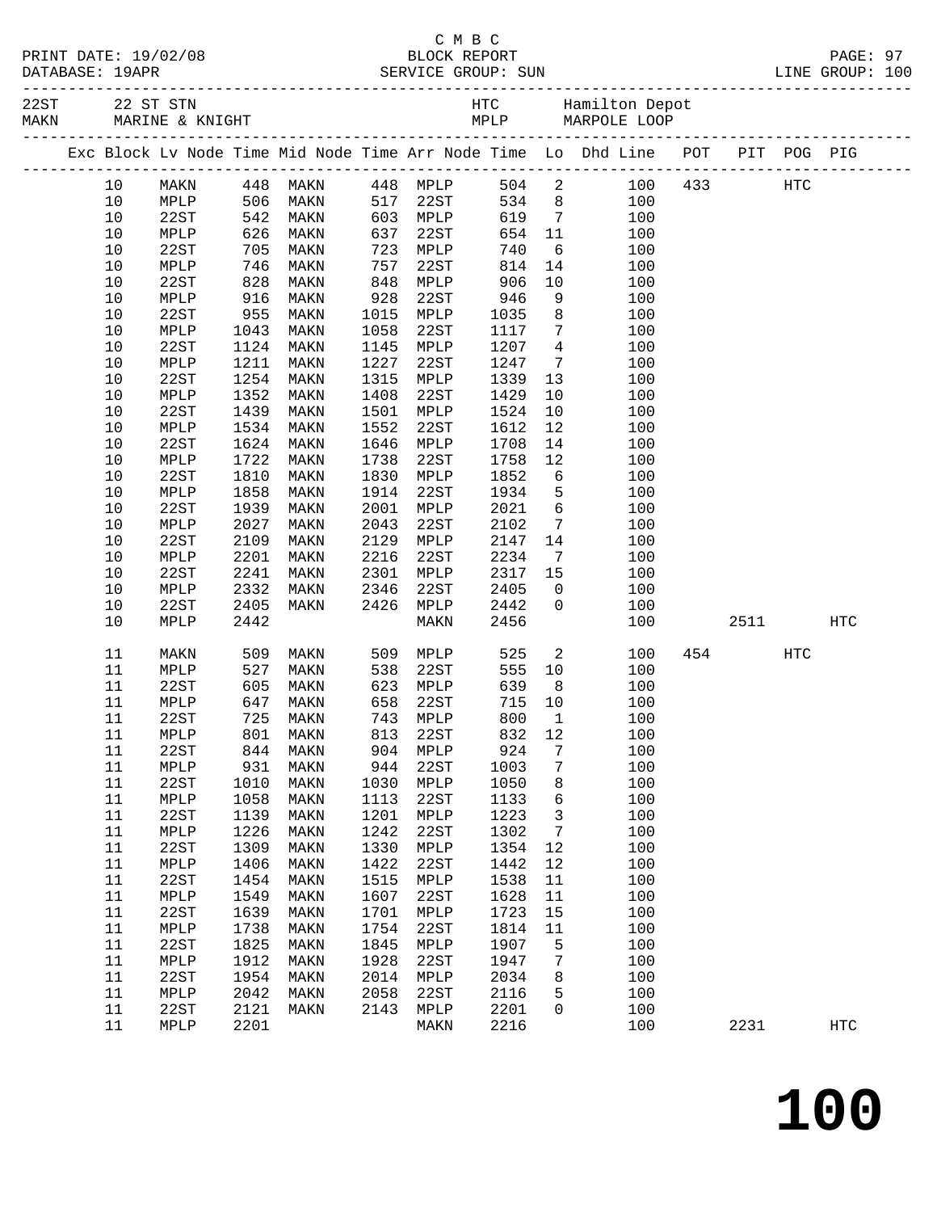C M B C

PRINT DATE: 19/02/08 BLOCK REPORT PAGE: 97
DATABASE: 19APR SERVICE GROUP: SUN LINE GROUP: 100

| 22ST | 22 ST STN | HTC | Hamilton Depot |
|---|---|---|---|
| MAKN | MARINE & KNIGHT | MPLP | MARPOLE LOOP |

| Exc | Block | Lv Node | Time | Mid Node | Time | Arr Node | Time | Lo | Dhd Line | POT | PIT | POG | PIG |
|---|---|---|---|---|---|---|---|---|---|---|---|---|---|
| | 10 | MAKN | 448 | MAKN | 448 | MPLP | 504 | 2 | 100 | 433 | | HTC | |
| | 10 | MPLP | 506 | MAKN | 517 | 22ST | 534 | 8 | 100 | | | | |
| | 10 | 22ST | 542 | MAKN | 603 | MPLP | 619 | 7 | 100 | | | | |
| | 10 | MPLP | 626 | MAKN | 637 | 22ST | 654 | 11 | 100 | | | | |
| | 10 | 22ST | 705 | MAKN | 723 | MPLP | 740 | 6 | 100 | | | | |
| | 10 | MPLP | 746 | MAKN | 757 | 22ST | 814 | 14 | 100 | | | | |
| | 10 | 22ST | 828 | MAKN | 848 | MPLP | 906 | 10 | 100 | | | | |
| | 10 | MPLP | 916 | MAKN | 928 | 22ST | 946 | 9 | 100 | | | | |
| | 10 | 22ST | 955 | MAKN | 1015 | MPLP | 1035 | 8 | 100 | | | | |
| | 10 | MPLP | 1043 | MAKN | 1058 | 22ST | 1117 | 7 | 100 | | | | |
| | 10 | 22ST | 1124 | MAKN | 1145 | MPLP | 1207 | 4 | 100 | | | | |
| | 10 | MPLP | 1211 | MAKN | 1227 | 22ST | 1247 | 7 | 100 | | | | |
| | 10 | 22ST | 1254 | MAKN | 1315 | MPLP | 1339 | 13 | 100 | | | | |
| | 10 | MPLP | 1352 | MAKN | 1408 | 22ST | 1429 | 10 | 100 | | | | |
| | 10 | 22ST | 1439 | MAKN | 1501 | MPLP | 1524 | 10 | 100 | | | | |
| | 10 | MPLP | 1534 | MAKN | 1552 | 22ST | 1612 | 12 | 100 | | | | |
| | 10 | 22ST | 1624 | MAKN | 1646 | MPLP | 1708 | 14 | 100 | | | | |
| | 10 | MPLP | 1722 | MAKN | 1738 | 22ST | 1758 | 12 | 100 | | | | |
| | 10 | 22ST | 1810 | MAKN | 1830 | MPLP | 1852 | 6 | 100 | | | | |
| | 10 | MPLP | 1858 | MAKN | 1914 | 22ST | 1934 | 5 | 100 | | | | |
| | 10 | 22ST | 1939 | MAKN | 2001 | MPLP | 2021 | 6 | 100 | | | | |
| | 10 | MPLP | 2027 | MAKN | 2043 | 22ST | 2102 | 7 | 100 | | | | |
| | 10 | 22ST | 2109 | MAKN | 2129 | MPLP | 2147 | 14 | 100 | | | | |
| | 10 | MPLP | 2201 | MAKN | 2216 | 22ST | 2234 | 7 | 100 | | | | |
| | 10 | 22ST | 2241 | MAKN | 2301 | MPLP | 2317 | 15 | 100 | | | | |
| | 10 | MPLP | 2332 | MAKN | 2346 | 22ST | 2405 | 0 | 100 | | | | |
| | 10 | 22ST | 2405 | MAKN | 2426 | MPLP | 2442 | 0 | 100 | | | | |
| | 10 | MPLP | 2442 | | | MAKN | 2456 | | 100 | | 2511 | | HTC |
| | 11 | MAKN | 509 | MAKN | 509 | MPLP | 525 | 2 | 100 | 454 | | HTC | |
| | 11 | MPLP | 527 | MAKN | 538 | 22ST | 555 | 10 | 100 | | | | |
| | 11 | 22ST | 605 | MAKN | 623 | MPLP | 639 | 8 | 100 | | | | |
| | 11 | MPLP | 647 | MAKN | 658 | 22ST | 715 | 10 | 100 | | | | |
| | 11 | 22ST | 725 | MAKN | 743 | MPLP | 800 | 1 | 100 | | | | |
| | 11 | MPLP | 801 | MAKN | 813 | 22ST | 832 | 12 | 100 | | | | |
| | 11 | 22ST | 844 | MAKN | 904 | MPLP | 924 | 7 | 100 | | | | |
| | 11 | MPLP | 931 | MAKN | 944 | 22ST | 1003 | 7 | 100 | | | | |
| | 11 | 22ST | 1010 | MAKN | 1030 | MPLP | 1050 | 8 | 100 | | | | |
| | 11 | MPLP | 1058 | MAKN | 1113 | 22ST | 1133 | 6 | 100 | | | | |
| | 11 | 22ST | 1139 | MAKN | 1201 | MPLP | 1223 | 3 | 100 | | | | |
| | 11 | MPLP | 1226 | MAKN | 1242 | 22ST | 1302 | 7 | 100 | | | | |
| | 11 | 22ST | 1309 | MAKN | 1330 | MPLP | 1354 | 12 | 100 | | | | |
| | 11 | MPLP | 1406 | MAKN | 1422 | 22ST | 1442 | 12 | 100 | | | | |
| | 11 | 22ST | 1454 | MAKN | 1515 | MPLP | 1538 | 11 | 100 | | | | |
| | 11 | MPLP | 1549 | MAKN | 1607 | 22ST | 1628 | 11 | 100 | | | | |
| | 11 | 22ST | 1639 | MAKN | 1701 | MPLP | 1723 | 15 | 100 | | | | |
| | 11 | MPLP | 1738 | MAKN | 1754 | 22ST | 1814 | 11 | 100 | | | | |
| | 11 | 22ST | 1825 | MAKN | 1845 | MPLP | 1907 | 5 | 100 | | | | |
| | 11 | MPLP | 1912 | MAKN | 1928 | 22ST | 1947 | 7 | 100 | | | | |
| | 11 | 22ST | 1954 | MAKN | 2014 | MPLP | 2034 | 8 | 100 | | | | |
| | 11 | MPLP | 2042 | MAKN | 2058 | 22ST | 2116 | 5 | 100 | | | | |
| | 11 | 22ST | 2121 | MAKN | 2143 | MPLP | 2201 | 0 | 100 | | | | |
| | 11 | MPLP | 2201 | | | MAKN | 2216 | | 100 | | 2231 | | HTC |

# 100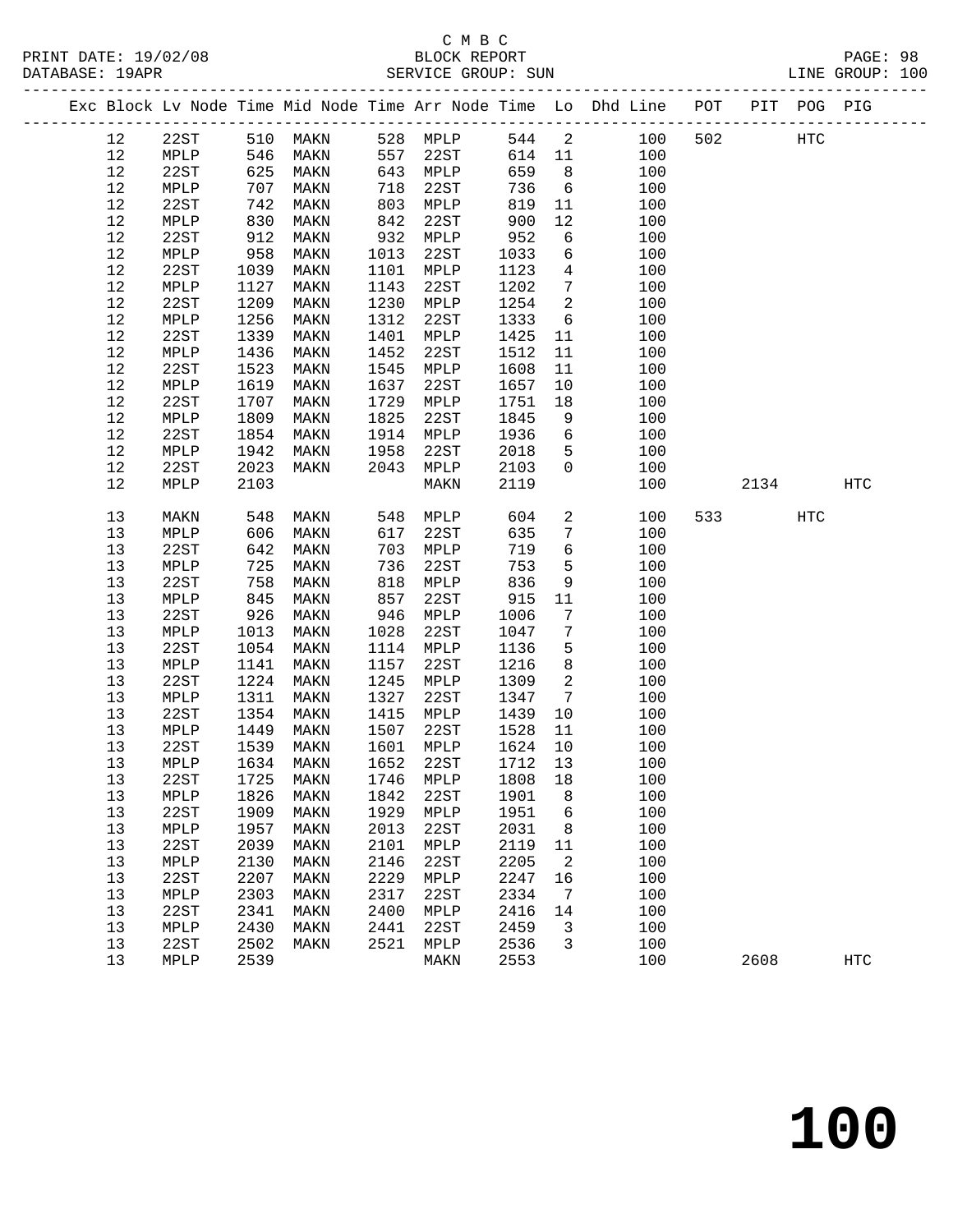C M B C
BLOCK REPORT
SERVICE GROUP: SUN

PRINT DATE: 19/02/08
DATABASE: 19APR
LINE GROUP: 100

| Exc | Block | Lv Node | Time | Mid Node | Time | Arr Node | Time | Lo | Dhd Line | POT | PIT | POG | PIG |
|---|---|---|---|---|---|---|---|---|---|---|---|---|---|
| | 12 | 22ST | 510 | MAKN | 528 | MPLP | 544 | 2 | 100 | 502 | | HTC | |
| | 12 | MPLP | 546 | MAKN | 557 | 22ST | 614 | 11 | 100 | | | | |
| | 12 | 22ST | 625 | MAKN | 643 | MPLP | 659 | 8 | 100 | | | | |
| | 12 | MPLP | 707 | MAKN | 718 | 22ST | 736 | 6 | 100 | | | | |
| | 12 | 22ST | 742 | MAKN | 803 | MPLP | 819 | 11 | 100 | | | | |
| | 12 | MPLP | 830 | MAKN | 842 | 22ST | 900 | 12 | 100 | | | | |
| | 12 | 22ST | 912 | MAKN | 932 | MPLP | 952 | 6 | 100 | | | | |
| | 12 | MPLP | 958 | MAKN | 1013 | 22ST | 1033 | 6 | 100 | | | | |
| | 12 | 22ST | 1039 | MAKN | 1101 | MPLP | 1123 | 4 | 100 | | | | |
| | 12 | MPLP | 1127 | MAKN | 1143 | 22ST | 1202 | 7 | 100 | | | | |
| | 12 | 22ST | 1209 | MAKN | 1230 | MPLP | 1254 | 2 | 100 | | | | |
| | 12 | MPLP | 1256 | MAKN | 1312 | 22ST | 1333 | 6 | 100 | | | | |
| | 12 | 22ST | 1339 | MAKN | 1401 | MPLP | 1425 | 11 | 100 | | | | |
| | 12 | MPLP | 1436 | MAKN | 1452 | 22ST | 1512 | 11 | 100 | | | | |
| | 12 | 22ST | 1523 | MAKN | 1545 | MPLP | 1608 | 11 | 100 | | | | |
| | 12 | MPLP | 1619 | MAKN | 1637 | 22ST | 1657 | 10 | 100 | | | | |
| | 12 | 22ST | 1707 | MAKN | 1729 | MPLP | 1751 | 18 | 100 | | | | |
| | 12 | MPLP | 1809 | MAKN | 1825 | 22ST | 1845 | 9 | 100 | | | | |
| | 12 | 22ST | 1854 | MAKN | 1914 | MPLP | 1936 | 6 | 100 | | | | |
| | 12 | MPLP | 1942 | MAKN | 1958 | 22ST | 2018 | 5 | 100 | | | | |
| | 12 | 22ST | 2023 | MAKN | 2043 | MPLP | 2103 | 0 | 100 | | | | |
| | 12 | MPLP | 2103 | | | MAKN | 2119 | | 100 | | 2134 | | HTC |
| | 13 | MAKN | 548 | MAKN | 548 | MPLP | 604 | 2 | 100 | 533 | | HTC | |
| | 13 | MPLP | 606 | MAKN | 617 | 22ST | 635 | 7 | 100 | | | | |
| | 13 | 22ST | 642 | MAKN | 703 | MPLP | 719 | 6 | 100 | | | | |
| | 13 | MPLP | 725 | MAKN | 736 | 22ST | 753 | 5 | 100 | | | | |
| | 13 | 22ST | 758 | MAKN | 818 | MPLP | 836 | 9 | 100 | | | | |
| | 13 | MPLP | 845 | MAKN | 857 | 22ST | 915 | 11 | 100 | | | | |
| | 13 | 22ST | 926 | MAKN | 946 | MPLP | 1006 | 7 | 100 | | | | |
| | 13 | MPLP | 1013 | MAKN | 1028 | 22ST | 1047 | 7 | 100 | | | | |
| | 13 | 22ST | 1054 | MAKN | 1114 | MPLP | 1136 | 5 | 100 | | | | |
| | 13 | MPLP | 1141 | MAKN | 1157 | 22ST | 1216 | 8 | 100 | | | | |
| | 13 | 22ST | 1224 | MAKN | 1245 | MPLP | 1309 | 2 | 100 | | | | |
| | 13 | MPLP | 1311 | MAKN | 1327 | 22ST | 1347 | 7 | 100 | | | | |
| | 13 | 22ST | 1354 | MAKN | 1415 | MPLP | 1439 | 10 | 100 | | | | |
| | 13 | MPLP | 1449 | MAKN | 1507 | 22ST | 1528 | 11 | 100 | | | | |
| | 13 | 22ST | 1539 | MAKN | 1601 | MPLP | 1624 | 10 | 100 | | | | |
| | 13 | MPLP | 1634 | MAKN | 1652 | 22ST | 1712 | 13 | 100 | | | | |
| | 13 | 22ST | 1725 | MAKN | 1746 | MPLP | 1808 | 18 | 100 | | | | |
| | 13 | MPLP | 1826 | MAKN | 1842 | 22ST | 1901 | 8 | 100 | | | | |
| | 13 | 22ST | 1909 | MAKN | 1929 | MPLP | 1951 | 6 | 100 | | | | |
| | 13 | MPLP | 1957 | MAKN | 2013 | 22ST | 2031 | 8 | 100 | | | | |
| | 13 | 22ST | 2039 | MAKN | 2101 | MPLP | 2119 | 11 | 100 | | | | |
| | 13 | MPLP | 2130 | MAKN | 2146 | 22ST | 2205 | 2 | 100 | | | | |
| | 13 | 22ST | 2207 | MAKN | 2229 | MPLP | 2247 | 16 | 100 | | | | |
| | 13 | MPLP | 2303 | MAKN | 2317 | 22ST | 2334 | 7 | 100 | | | | |
| | 13 | 22ST | 2341 | MAKN | 2400 | MPLP | 2416 | 14 | 100 | | | | |
| | 13 | MPLP | 2430 | MAKN | 2441 | 22ST | 2459 | 3 | 100 | | | | |
| | 13 | 22ST | 2502 | MAKN | 2521 | MPLP | 2536 | 3 | 100 | | | | |
| | 13 | MPLP | 2539 | | | MAKN | 2553 | | 100 | | 2608 | | HTC |

**100**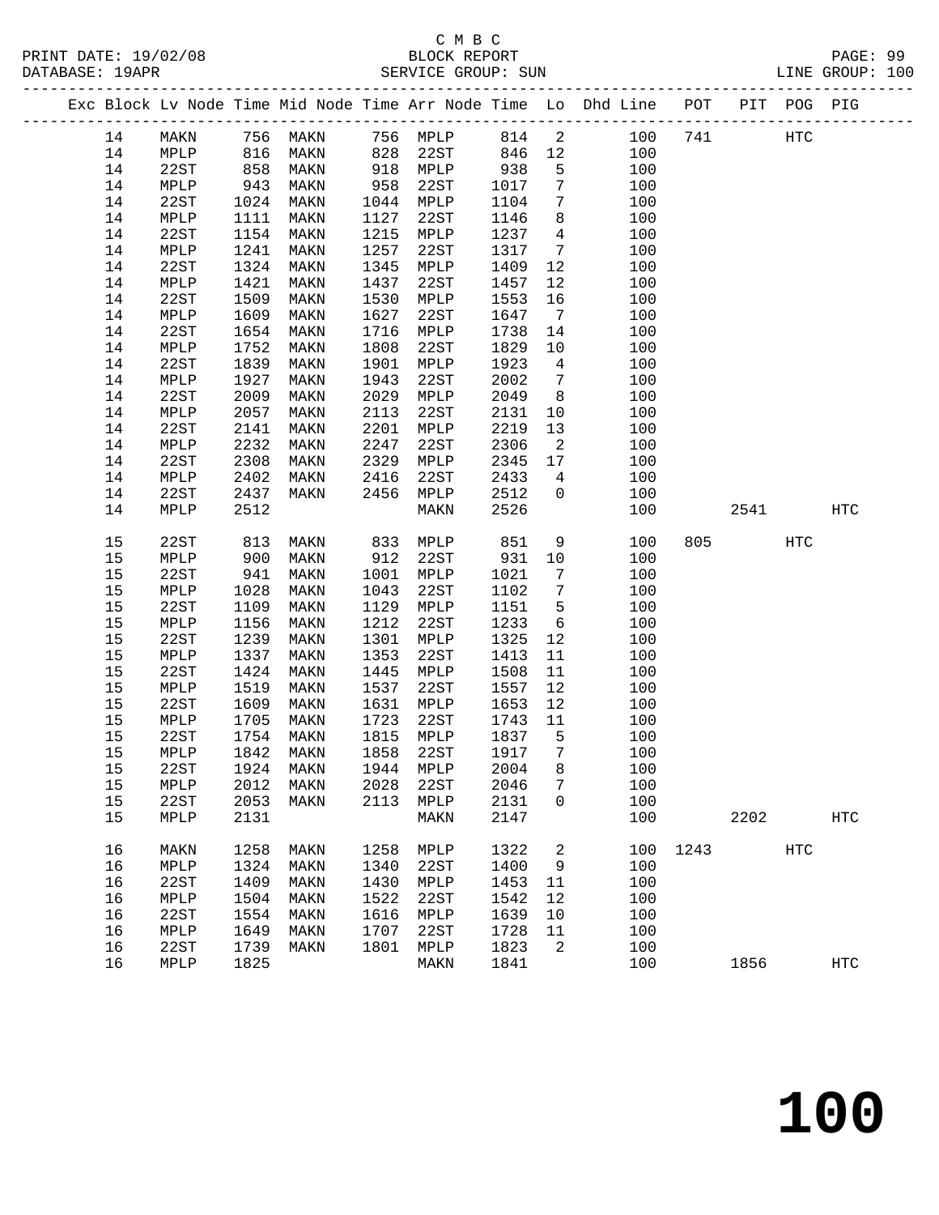C M B C

BLOCK REPORT

SERVICE GROUP: SUN

LINE GROUP: 100

PRINT DATE: 19/02/08

DATABASE: 19APR

| Exc | Block | Lv | Node | Time | Mid Node | Time | Arr Node | Time | Lo | Dhd Line | POT | PIT | POG | PIG |
|---|---|---|---|---|---|---|---|---|---|---|---|---|---|---|
| | 14 | | MAKN | 756 | MAKN | 756 | MPLP | 814 | 2 | 100 | 741 | | HTC | |
| | 14 | | MPLP | 816 | MAKN | 828 | 22ST | 846 | 12 | 100 | | | | |
| | 14 | | 22ST | 858 | MAKN | 918 | MPLP | 938 | 5 | 100 | | | | |
| | 14 | | MPLP | 943 | MAKN | 958 | 22ST | 1017 | 7 | 100 | | | | |
| | 14 | | 22ST | 1024 | MAKN | 1044 | MPLP | 1104 | 7 | 100 | | | | |
| | 14 | | MPLP | 1111 | MAKN | 1127 | 22ST | 1146 | 8 | 100 | | | | |
| | 14 | | 22ST | 1154 | MAKN | 1215 | MPLP | 1237 | 4 | 100 | | | | |
| | 14 | | MPLP | 1241 | MAKN | 1257 | 22ST | 1317 | 7 | 100 | | | | |
| | 14 | | 22ST | 1324 | MAKN | 1345 | MPLP | 1409 | 12 | 100 | | | | |
| | 14 | | MPLP | 1421 | MAKN | 1437 | 22ST | 1457 | 12 | 100 | | | | |
| | 14 | | 22ST | 1509 | MAKN | 1530 | MPLP | 1553 | 16 | 100 | | | | |
| | 14 | | MPLP | 1609 | MAKN | 1627 | 22ST | 1647 | 7 | 100 | | | | |
| | 14 | | 22ST | 1654 | MAKN | 1716 | MPLP | 1738 | 14 | 100 | | | | |
| | 14 | | MPLP | 1752 | MAKN | 1808 | 22ST | 1829 | 10 | 100 | | | | |
| | 14 | | 22ST | 1839 | MAKN | 1901 | MPLP | 1923 | 4 | 100 | | | | |
| | 14 | | MPLP | 1927 | MAKN | 1943 | 22ST | 2002 | 7 | 100 | | | | |
| | 14 | | 22ST | 2009 | MAKN | 2029 | MPLP | 2049 | 8 | 100 | | | | |
| | 14 | | MPLP | 2057 | MAKN | 2113 | 22ST | 2131 | 10 | 100 | | | | |
| | 14 | | 22ST | 2141 | MAKN | 2201 | MPLP | 2219 | 13 | 100 | | | | |
| | 14 | | MPLP | 2232 | MAKN | 2247 | 22ST | 2306 | 2 | 100 | | | | |
| | 14 | | 22ST | 2308 | MAKN | 2329 | MPLP | 2345 | 17 | 100 | | | | |
| | 14 | | MPLP | 2402 | MAKN | 2416 | 22ST | 2433 | 4 | 100 | | | | |
| | 14 | | 22ST | 2437 | MAKN | 2456 | MPLP | 2512 | 0 | 100 | | | | |
| | 14 | | MPLP | 2512 | | | MAKN | 2526 | | 100 | | 2541 | | HTC |
| | 15 | | 22ST | 813 | MAKN | 833 | MPLP | 851 | 9 | 100 | 805 | | HTC | |
| | 15 | | MPLP | 900 | MAKN | 912 | 22ST | 931 | 10 | 100 | | | | |
| | 15 | | 22ST | 941 | MAKN | 1001 | MPLP | 1021 | 7 | 100 | | | | |
| | 15 | | MPLP | 1028 | MAKN | 1043 | 22ST | 1102 | 7 | 100 | | | | |
| | 15 | | 22ST | 1109 | MAKN | 1129 | MPLP | 1151 | 5 | 100 | | | | |
| | 15 | | MPLP | 1156 | MAKN | 1212 | 22ST | 1233 | 6 | 100 | | | | |
| | 15 | | 22ST | 1239 | MAKN | 1301 | MPLP | 1325 | 12 | 100 | | | | |
| | 15 | | MPLP | 1337 | MAKN | 1353 | 22ST | 1413 | 11 | 100 | | | | |
| | 15 | | 22ST | 1424 | MAKN | 1445 | MPLP | 1508 | 11 | 100 | | | | |
| | 15 | | MPLP | 1519 | MAKN | 1537 | 22ST | 1557 | 12 | 100 | | | | |
| | 15 | | 22ST | 1609 | MAKN | 1631 | MPLP | 1653 | 12 | 100 | | | | |
| | 15 | | MPLP | 1705 | MAKN | 1723 | 22ST | 1743 | 11 | 100 | | | | |
| | 15 | | 22ST | 1754 | MAKN | 1815 | MPLP | 1837 | 5 | 100 | | | | |
| | 15 | | MPLP | 1842 | MAKN | 1858 | 22ST | 1917 | 7 | 100 | | | | |
| | 15 | | 22ST | 1924 | MAKN | 1944 | MPLP | 2004 | 8 | 100 | | | | |
| | 15 | | MPLP | 2012 | MAKN | 2028 | 22ST | 2046 | 7 | 100 | | | | |
| | 15 | | 22ST | 2053 | MAKN | 2113 | MPLP | 2131 | 0 | 100 | | | | |
| | 15 | | MPLP | 2131 | | | MAKN | 2147 | | 100 | | 2202 | | HTC |
| | 16 | | MAKN | 1258 | MAKN | 1258 | MPLP | 1322 | 2 | 100 | 1243 | | HTC | |
| | 16 | | MPLP | 1324 | MAKN | 1340 | 22ST | 1400 | 9 | 100 | | | | |
| | 16 | | 22ST | 1409 | MAKN | 1430 | MPLP | 1453 | 11 | 100 | | | | |
| | 16 | | MPLP | 1504 | MAKN | 1522 | 22ST | 1542 | 12 | 100 | | | | |
| | 16 | | 22ST | 1554 | MAKN | 1616 | MPLP | 1639 | 10 | 100 | | | | |
| | 16 | | MPLP | 1649 | MAKN | 1707 | 22ST | 1728 | 11 | 100 | | | | |
| | 16 | | 22ST | 1739 | MAKN | 1801 | MPLP | 1823 | 2 | 100 | | | | |
| | 16 | | MPLP | 1825 | | | MAKN | 1841 | | 100 | | 1856 | | HTC |

100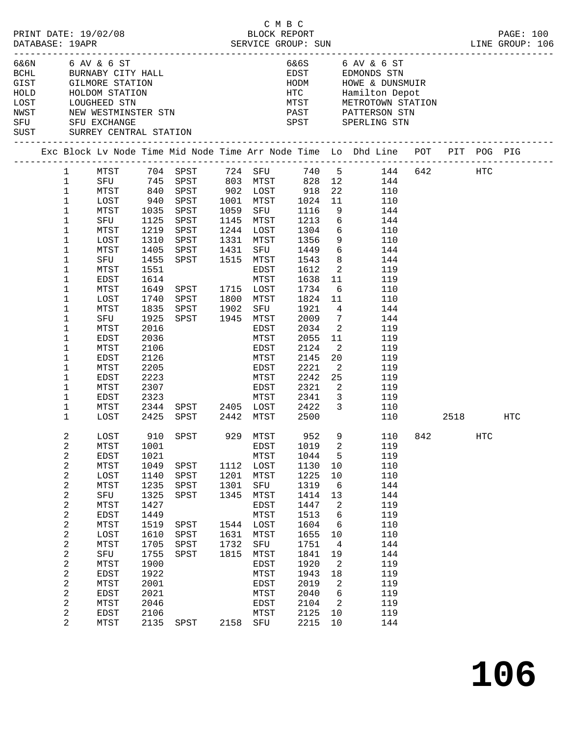C M B C

PRINT DATE: 19/02/08 BLOCK REPORT PAGE: 100
DATABASE: 19APR SERVICE GROUP: SUN LINE GROUP: 106

| Code | Name | Code | Name |
|---|---|---|---|
| 6&6N | 6 AV & 6 ST | 6&6S | 6 AV & 6 ST |
| BCHL | BURNABY CITY HALL | EDST | EDMONDS STN |
| GIST | GILMORE STATION | HODM | HOWE & DUNSMUIR |
| HOLD | HOLDOM STATION | HTC | Hamilton Depot |
| LOST | LOUGHEED STN | MTST | METROTOWN STATION |
| NWST | NEW WESTMINSTER STN | PAST | PATTERSON STN |
| SFU | SFU EXCHANGE | SPST | SPERLING STN |
| SUST | SURREY CENTRAL STATION | | |

| Exc | Block | Lv Node | Time | Mid Node | Time | Arr Node | Time | Lo | Dhd Line | POT | PIT | POG | PIG |
|---|---|---|---|---|---|---|---|---|---|---|---|---|---|
| | 1 | MTST | 704 | SPST | 724 | SFU | 740 | 5 | 144 | 642 | | HTC | |
| | 1 | SFU | 745 | SPST | 803 | MTST | 828 | 12 | 144 | | | | |
| | 1 | MTST | 840 | SPST | 902 | LOST | 918 | 22 | 110 | | | | |
| | 1 | LOST | 940 | SPST | 1001 | MTST | 1024 | 11 | 110 | | | | |
| | 1 | MTST | 1035 | SPST | 1059 | SFU | 1116 | 9 | 144 | | | | |
| | 1 | SFU | 1125 | SPST | 1145 | MTST | 1213 | 6 | 144 | | | | |
| | 1 | MTST | 1219 | SPST | 1244 | LOST | 1304 | 6 | 110 | | | | |
| | 1 | LOST | 1310 | SPST | 1331 | MTST | 1356 | 9 | 110 | | | | |
| | 1 | MTST | 1405 | SPST | 1431 | SFU | 1449 | 6 | 144 | | | | |
| | 1 | SFU | 1455 | SPST | 1515 | MTST | 1543 | 8 | 144 | | | | |
| | 1 | MTST | 1551 | | | EDST | 1612 | 2 | 119 | | | | |
| | 1 | EDST | 1614 | | | MTST | 1638 | 11 | 119 | | | | |
| | 1 | MTST | 1649 | SPST | 1715 | LOST | 1734 | 6 | 110 | | | | |
| | 1 | LOST | 1740 | SPST | 1800 | MTST | 1824 | 11 | 110 | | | | |
| | 1 | MTST | 1835 | SPST | 1902 | SFU | 1921 | 4 | 144 | | | | |
| | 1 | SFU | 1925 | SPST | 1945 | MTST | 2009 | 7 | 144 | | | | |
| | 1 | MTST | 2016 | | | EDST | 2034 | 2 | 119 | | | | |
| | 1 | EDST | 2036 | | | MTST | 2055 | 11 | 119 | | | | |
| | 1 | MTST | 2106 | | | EDST | 2124 | 2 | 119 | | | | |
| | 1 | EDST | 2126 | | | MTST | 2145 | 20 | 119 | | | | |
| | 1 | MTST | 2205 | | | EDST | 2221 | 2 | 119 | | | | |
| | 1 | EDST | 2223 | | | MTST | 2242 | 25 | 119 | | | | |
| | 1 | MTST | 2307 | | | EDST | 2321 | 2 | 119 | | | | |
| | 1 | EDST | 2323 | | | MTST | 2341 | 3 | 119 | | | | |
| | 1 | MTST | 2344 | SPST | 2405 | LOST | 2422 | 3 | 110 | | | | |
| | 1 | LOST | 2425 | SPST | 2442 | MTST | 2500 | | 110 | | 2518 | | HTC |
| | 2 | LOST | 910 | SPST | 929 | MTST | 952 | 9 | 110 | 842 | | HTC | |
| | 2 | MTST | 1001 | | | EDST | 1019 | 2 | 119 | | | | |
| | 2 | EDST | 1021 | | | MTST | 1044 | 5 | 119 | | | | |
| | 2 | MTST | 1049 | SPST | 1112 | LOST | 1130 | 10 | 110 | | | | |
| | 2 | LOST | 1140 | SPST | 1201 | MTST | 1225 | 10 | 110 | | | | |
| | 2 | MTST | 1235 | SPST | 1301 | SFU | 1319 | 6 | 144 | | | | |
| | 2 | SFU | 1325 | SPST | 1345 | MTST | 1414 | 13 | 144 | | | | |
| | 2 | MTST | 1427 | | | EDST | 1447 | 2 | 119 | | | | |
| | 2 | EDST | 1449 | | | MTST | 1513 | 6 | 119 | | | | |
| | 2 | MTST | 1519 | SPST | 1544 | LOST | 1604 | 6 | 110 | | | | |
| | 2 | LOST | 1610 | SPST | 1631 | MTST | 1655 | 10 | 110 | | | | |
| | 2 | MTST | 1705 | SPST | 1732 | SFU | 1751 | 4 | 144 | | | | |
| | 2 | SFU | 1755 | SPST | 1815 | MTST | 1841 | 19 | 144 | | | | |
| | 2 | MTST | 1900 | | | EDST | 1920 | 2 | 119 | | | | |
| | 2 | EDST | 1922 | | | MTST | 1943 | 18 | 119 | | | | |
| | 2 | MTST | 2001 | | | EDST | 2019 | 2 | 119 | | | | |
| | 2 | EDST | 2021 | | | MTST | 2040 | 6 | 119 | | | | |
| | 2 | MTST | 2046 | | | EDST | 2104 | 2 | 119 | | | | |
| | 2 | EDST | 2106 | | | MTST | 2125 | 10 | 119 | | | | |
| | 2 | MTST | 2135 | SPST | 2158 | SFU | 2215 | 10 | 144 | | | | |

# 106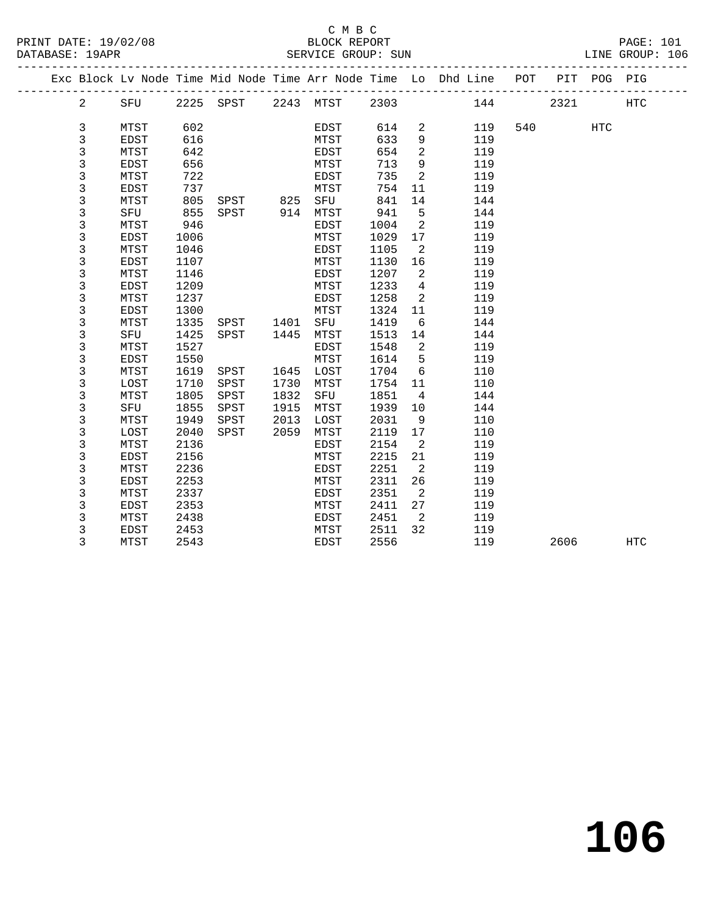C M B C

PRINT DATE: 19/02/08 BLOCK REPORT PAGE: 101
DATABASE: 19APR SERVICE GROUP: SUN LINE GROUP: 106

| Exc | Block | Lv Node | Time | Mid Node | Time | Arr Node | Time | Lo | Dhd Line | POT | PIT | POG | PIG |
|---|---|---|---|---|---|---|---|---|---|---|---|---|---|
| | 2 | SFU | 2225 | SPST | 2243 | MTST | 2303 | | 144 | | 2321 | | HTC |
| | 3 | MTST | 602 | | | EDST | 614 | 2 | 119 | 540 | | HTC | |
| | 3 | EDST | 616 | | | MTST | 633 | 9 | 119 | | | | |
| | 3 | MTST | 642 | | | EDST | 654 | 2 | 119 | | | | |
| | 3 | EDST | 656 | | | MTST | 713 | 9 | 119 | | | | |
| | 3 | MTST | 722 | | | EDST | 735 | 2 | 119 | | | | |
| | 3 | EDST | 737 | | | MTST | 754 | 11 | 119 | | | | |
| | 3 | MTST | 805 | SPST | 825 | SFU | 841 | 14 | 144 | | | | |
| | 3 | SFU | 855 | SPST | 914 | MTST | 941 | 5 | 144 | | | | |
| | 3 | MTST | 946 | | | EDST | 1004 | 2 | 119 | | | | |
| | 3 | EDST | 1006 | | | MTST | 1029 | 17 | 119 | | | | |
| | 3 | MTST | 1046 | | | EDST | 1105 | 2 | 119 | | | | |
| | 3 | EDST | 1107 | | | MTST | 1130 | 16 | 119 | | | | |
| | 3 | MTST | 1146 | | | EDST | 1207 | 2 | 119 | | | | |
| | 3 | EDST | 1209 | | | MTST | 1233 | 4 | 119 | | | | |
| | 3 | MTST | 1237 | | | EDST | 1258 | 2 | 119 | | | | |
| | 3 | EDST | 1300 | | | MTST | 1324 | 11 | 119 | | | | |
| | 3 | MTST | 1335 | SPST | 1401 | SFU | 1419 | 6 | 144 | | | | |
| | 3 | SFU | 1425 | SPST | 1445 | MTST | 1513 | 14 | 144 | | | | |
| | 3 | MTST | 1527 | | | EDST | 1548 | 2 | 119 | | | | |
| | 3 | EDST | 1550 | | | MTST | 1614 | 5 | 119 | | | | |
| | 3 | MTST | 1619 | SPST | 1645 | LOST | 1704 | 6 | 110 | | | | |
| | 3 | LOST | 1710 | SPST | 1730 | MTST | 1754 | 11 | 110 | | | | |
| | 3 | MTST | 1805 | SPST | 1832 | SFU | 1851 | 4 | 144 | | | | |
| | 3 | SFU | 1855 | SPST | 1915 | MTST | 1939 | 10 | 144 | | | | |
| | 3 | MTST | 1949 | SPST | 2013 | LOST | 2031 | 9 | 110 | | | | |
| | 3 | LOST | 2040 | SPST | 2059 | MTST | 2119 | 17 | 110 | | | | |
| | 3 | MTST | 2136 | | | EDST | 2154 | 2 | 119 | | | | |
| | 3 | EDST | 2156 | | | MTST | 2215 | 21 | 119 | | | | |
| | 3 | MTST | 2236 | | | EDST | 2251 | 2 | 119 | | | | |
| | 3 | EDST | 2253 | | | MTST | 2311 | 26 | 119 | | | | |
| | 3 | MTST | 2337 | | | EDST | 2351 | 2 | 119 | | | | |
| | 3 | EDST | 2353 | | | MTST | 2411 | 27 | 119 | | | | |
| | 3 | MTST | 2438 | | | EDST | 2451 | 2 | 119 | | | | |
| | 3 | EDST | 2453 | | | MTST | 2511 | 32 | 119 | | | | |
| | 3 | MTST | 2543 | | | EDST | 2556 | | 119 | | 2606 | | HTC |

# 106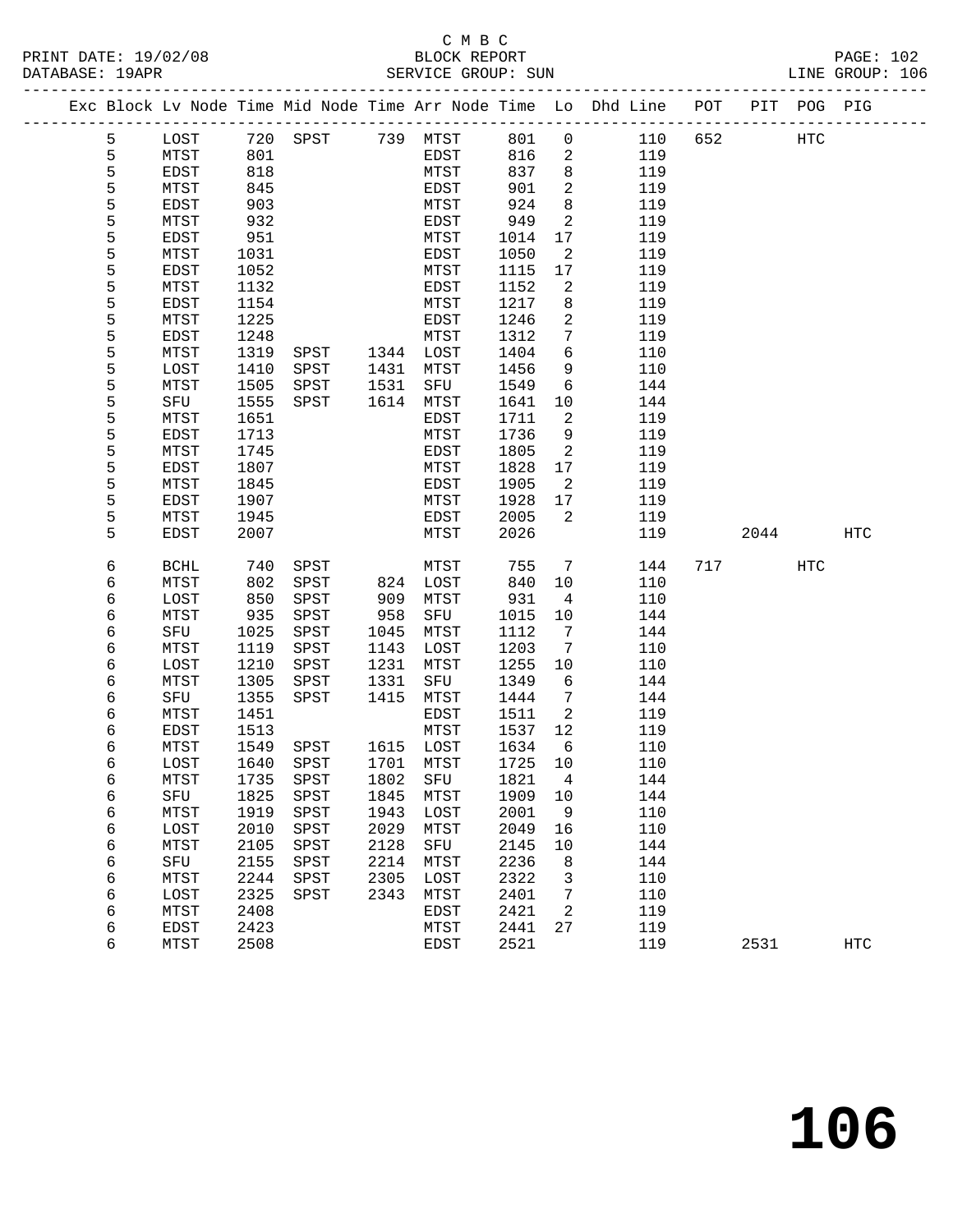C M B C

BLOCK REPORT

SERVICE GROUP: SUN

PRINT DATE: 19/02/08
DATABASE: 19APR
LINE GROUP: 106

| Exc | Block | Lv Node | Time | Mid Node | Time | Arr Node | Time | Lo | Dhd Line | POT | PIT | POG | PIG |
|---|---|---|---|---|---|---|---|---|---|---|---|---|---|
| | 5 | LOST | 720 | SPST | 739 | MTST | 801 | 0 | 110 | 652 | | HTC | |
| | 5 | MTST | 801 | | | EDST | 816 | 2 | 119 | | | | |
| | 5 | EDST | 818 | | | MTST | 837 | 8 | 119 | | | | |
| | 5 | MTST | 845 | | | EDST | 901 | 2 | 119 | | | | |
| | 5 | EDST | 903 | | | MTST | 924 | 8 | 119 | | | | |
| | 5 | MTST | 932 | | | EDST | 949 | 2 | 119 | | | | |
| | 5 | EDST | 951 | | | MTST | 1014 | 17 | 119 | | | | |
| | 5 | MTST | 1031 | | | EDST | 1050 | 2 | 119 | | | | |
| | 5 | EDST | 1052 | | | MTST | 1115 | 17 | 119 | | | | |
| | 5 | MTST | 1132 | | | EDST | 1152 | 2 | 119 | | | | |
| | 5 | EDST | 1154 | | | MTST | 1217 | 8 | 119 | | | | |
| | 5 | MTST | 1225 | | | EDST | 1246 | 2 | 119 | | | | |
| | 5 | EDST | 1248 | | | MTST | 1312 | 7 | 119 | | | | |
| | 5 | MTST | 1319 | SPST | 1344 | LOST | 1404 | 6 | 110 | | | | |
| | 5 | LOST | 1410 | SPST | 1431 | MTST | 1456 | 9 | 110 | | | | |
| | 5 | MTST | 1505 | SPST | 1531 | SFU | 1549 | 6 | 144 | | | | |
| | 5 | SFU | 1555 | SPST | 1614 | MTST | 1641 | 10 | 144 | | | | |
| | 5 | MTST | 1651 | | | EDST | 1711 | 2 | 119 | | | | |
| | 5 | EDST | 1713 | | | MTST | 1736 | 9 | 119 | | | | |
| | 5 | MTST | 1745 | | | EDST | 1805 | 2 | 119 | | | | |
| | 5 | EDST | 1807 | | | MTST | 1828 | 17 | 119 | | | | |
| | 5 | MTST | 1845 | | | EDST | 1905 | 2 | 119 | | | | |
| | 5 | EDST | 1907 | | | MTST | 1928 | 17 | 119 | | | | |
| | 5 | MTST | 1945 | | | EDST | 2005 | 2 | 119 | | | | |
| | 5 | EDST | 2007 | | | MTST | 2026 | | 119 | | 2044 | | HTC |
| | 6 | BCHL | 740 | SPST | | MTST | 755 | 7 | 144 | 717 | | HTC | |
| | 6 | MTST | 802 | SPST | 824 | LOST | 840 | 10 | 110 | | | | |
| | 6 | LOST | 850 | SPST | 909 | MTST | 931 | 4 | 110 | | | | |
| | 6 | MTST | 935 | SPST | 958 | SFU | 1015 | 10 | 144 | | | | |
| | 6 | SFU | 1025 | SPST | 1045 | MTST | 1112 | 7 | 144 | | | | |
| | 6 | MTST | 1119 | SPST | 1143 | LOST | 1203 | 7 | 110 | | | | |
| | 6 | LOST | 1210 | SPST | 1231 | MTST | 1255 | 10 | 110 | | | | |
| | 6 | MTST | 1305 | SPST | 1331 | SFU | 1349 | 6 | 144 | | | | |
| | 6 | SFU | 1355 | SPST | 1415 | MTST | 1444 | 7 | 144 | | | | |
| | 6 | MTST | 1451 | | | EDST | 1511 | 2 | 119 | | | | |
| | 6 | EDST | 1513 | | | MTST | 1537 | 12 | 119 | | | | |
| | 6 | MTST | 1549 | SPST | 1615 | LOST | 1634 | 6 | 110 | | | | |
| | 6 | LOST | 1640 | SPST | 1701 | MTST | 1725 | 10 | 110 | | | | |
| | 6 | MTST | 1735 | SPST | 1802 | SFU | 1821 | 4 | 144 | | | | |
| | 6 | SFU | 1825 | SPST | 1845 | MTST | 1909 | 10 | 144 | | | | |
| | 6 | MTST | 1919 | SPST | 1943 | LOST | 2001 | 9 | 110 | | | | |
| | 6 | LOST | 2010 | SPST | 2029 | MTST | 2049 | 16 | 110 | | | | |
| | 6 | MTST | 2105 | SPST | 2128 | SFU | 2145 | 10 | 144 | | | | |
| | 6 | SFU | 2155 | SPST | 2214 | MTST | 2236 | 8 | 144 | | | | |
| | 6 | MTST | 2244 | SPST | 2305 | LOST | 2322 | 3 | 110 | | | | |
| | 6 | LOST | 2325 | SPST | 2343 | MTST | 2401 | 7 | 110 | | | | |
| | 6 | MTST | 2408 | | | EDST | 2421 | 2 | 119 | | | | |
| | 6 | EDST | 2423 | | | MTST | 2441 | 27 | 119 | | | | |
| | 6 | MTST | 2508 | | | EDST | 2521 | | 119 | | 2531 | | HTC |

# 106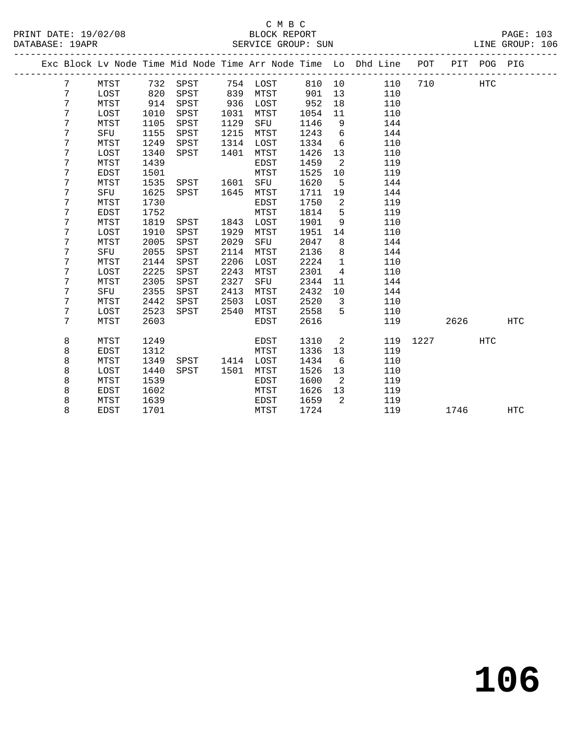C M B C
BLOCK REPORT
SERVICE GROUP: SUN

PRINT DATE: 19/02/08
DATABASE: 19APR
LINE GROUP: 106

| Exc | Block | Lv Node | Time | Mid Node | Time | Arr Node | Time | Lo | Dhd Line | POT | PIT | POG | PIG |
|---|---|---|---|---|---|---|---|---|---|---|---|---|---|
| | 7 | MTST | 732 | SPST | 754 | LOST | 810 | 10 | 110 | 710 | | HTC | |
| | 7 | LOST | 820 | SPST | 839 | MTST | 901 | 13 | 110 | | | | |
| | 7 | MTST | 914 | SPST | 936 | LOST | 952 | 18 | 110 | | | | |
| | 7 | LOST | 1010 | SPST | 1031 | MTST | 1054 | 11 | 110 | | | | |
| | 7 | MTST | 1105 | SPST | 1129 | SFU | 1146 | 9 | 144 | | | | |
| | 7 | SFU | 1155 | SPST | 1215 | MTST | 1243 | 6 | 144 | | | | |
| | 7 | MTST | 1249 | SPST | 1314 | LOST | 1334 | 6 | 110 | | | | |
| | 7 | LOST | 1340 | SPST | 1401 | MTST | 1426 | 13 | 110 | | | | |
| | 7 | MTST | 1439 | | | EDST | 1459 | 2 | 119 | | | | |
| | 7 | EDST | 1501 | | | MTST | 1525 | 10 | 119 | | | | |
| | 7 | MTST | 1535 | SPST | 1601 | SFU | 1620 | 5 | 144 | | | | |
| | 7 | SFU | 1625 | SPST | 1645 | MTST | 1711 | 19 | 144 | | | | |
| | 7 | MTST | 1730 | | | EDST | 1750 | 2 | 119 | | | | |
| | 7 | EDST | 1752 | | | MTST | 1814 | 5 | 119 | | | | |
| | 7 | MTST | 1819 | SPST | 1843 | LOST | 1901 | 9 | 110 | | | | |
| | 7 | LOST | 1910 | SPST | 1929 | MTST | 1951 | 14 | 110 | | | | |
| | 7 | MTST | 2005 | SPST | 2029 | SFU | 2047 | 8 | 144 | | | | |
| | 7 | SFU | 2055 | SPST | 2114 | MTST | 2136 | 8 | 144 | | | | |
| | 7 | MTST | 2144 | SPST | 2206 | LOST | 2224 | 1 | 110 | | | | |
| | 7 | LOST | 2225 | SPST | 2243 | MTST | 2301 | 4 | 110 | | | | |
| | 7 | MTST | 2305 | SPST | 2327 | SFU | 2344 | 11 | 144 | | | | |
| | 7 | SFU | 2355 | SPST | 2413 | MTST | 2432 | 10 | 144 | | | | |
| | 7 | MTST | 2442 | SPST | 2503 | LOST | 2520 | 3 | 110 | | | | |
| | 7 | LOST | 2523 | SPST | 2540 | MTST | 2558 | 5 | 110 | | | | |
| | 7 | MTST | 2603 | | | EDST | 2616 | | 119 | | 2626 | | HTC |
| | 8 | MTST | 1249 | | | EDST | 1310 | 2 | 119 | 1227 | | HTC | |
| | 8 | EDST | 1312 | | | MTST | 1336 | 13 | 119 | | | | |
| | 8 | MTST | 1349 | SPST | 1414 | LOST | 1434 | 6 | 110 | | | | |
| | 8 | LOST | 1440 | SPST | 1501 | MTST | 1526 | 13 | 110 | | | | |
| | 8 | MTST | 1539 | | | EDST | 1600 | 2 | 119 | | | | |
| | 8 | EDST | 1602 | | | MTST | 1626 | 13 | 119 | | | | |
| | 8 | MTST | 1639 | | | EDST | 1659 | 2 | 119 | | | | |
| | 8 | EDST | 1701 | | | MTST | 1724 | | 119 | | 1746 | | HTC |

**106**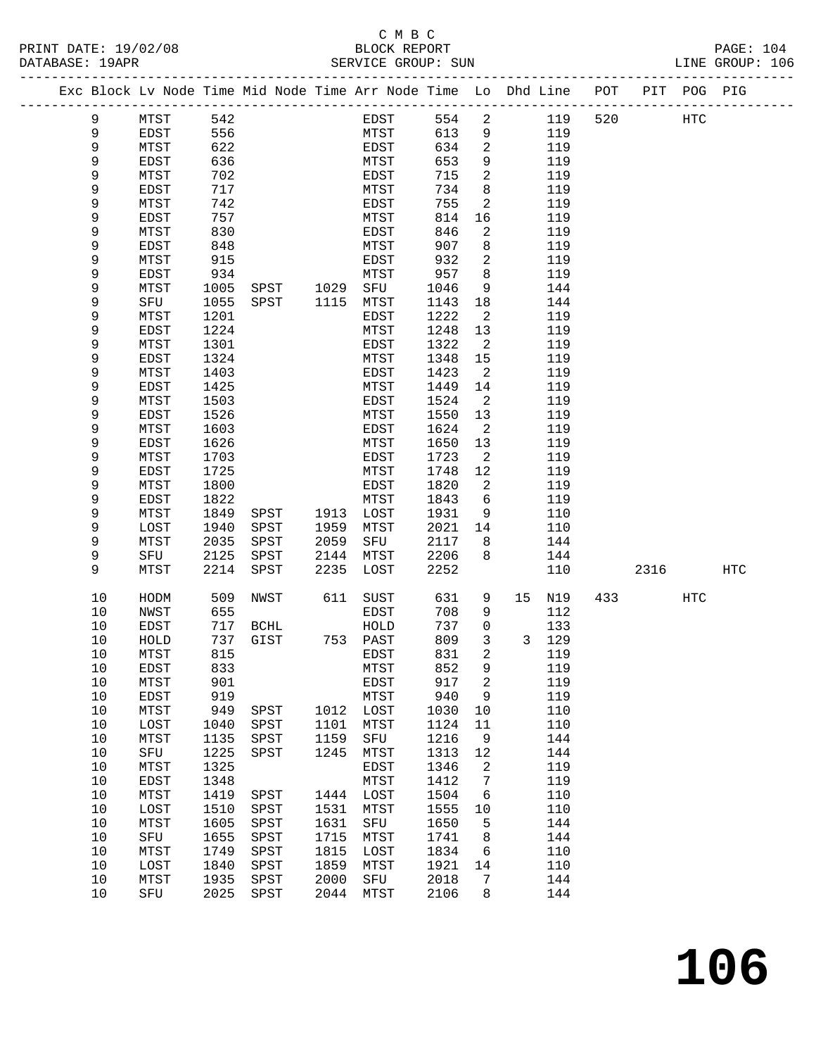C M B C
PRINT DATE: 19/02/08 BLOCK REPORT
DATABASE: 19APR SERVICE GROUP: SUN LINE GROUP: 106

| Exc | Block | Lv | Node | Time | Mid Node | Time | Arr Node | Time | Lo | Dhd | Line | POT | PIT | POG | PIG |
|---|---|---|---|---|---|---|---|---|---|---|---|---|---|---|---|
| | 9 | | MTST | 542 | | | EDST | 554 | 2 | | 119 | 520 | | HTC | |
| | 9 | | EDST | 556 | | | MTST | 613 | 9 | | 119 | | | | |
| | 9 | | MTST | 622 | | | EDST | 634 | 2 | | 119 | | | | |
| | 9 | | EDST | 636 | | | MTST | 653 | 9 | | 119 | | | | |
| | 9 | | MTST | 702 | | | EDST | 715 | 2 | | 119 | | | | |
| | 9 | | EDST | 717 | | | MTST | 734 | 8 | | 119 | | | | |
| | 9 | | MTST | 742 | | | EDST | 755 | 2 | | 119 | | | | |
| | 9 | | EDST | 757 | | | MTST | 814 | 16 | | 119 | | | | |
| | 9 | | MTST | 830 | | | EDST | 846 | 2 | | 119 | | | | |
| | 9 | | EDST | 848 | | | MTST | 907 | 8 | | 119 | | | | |
| | 9 | | MTST | 915 | | | EDST | 932 | 2 | | 119 | | | | |
| | 9 | | EDST | 934 | | | MTST | 957 | 8 | | 119 | | | | |
| | 9 | | MTST | 1005 | SPST | 1029 | SFU | 1046 | 9 | | 144 | | | | |
| | 9 | | SFU | 1055 | SPST | 1115 | MTST | 1143 | 18 | | 144 | | | | |
| | 9 | | MTST | 1201 | | | EDST | 1222 | 2 | | 119 | | | | |
| | 9 | | EDST | 1224 | | | MTST | 1248 | 13 | | 119 | | | | |
| | 9 | | MTST | 1301 | | | EDST | 1322 | 2 | | 119 | | | | |
| | 9 | | EDST | 1324 | | | MTST | 1348 | 15 | | 119 | | | | |
| | 9 | | MTST | 1403 | | | EDST | 1423 | 2 | | 119 | | | | |
| | 9 | | EDST | 1425 | | | MTST | 1449 | 14 | | 119 | | | | |
| | 9 | | MTST | 1503 | | | EDST | 1524 | 2 | | 119 | | | | |
| | 9 | | EDST | 1526 | | | MTST | 1550 | 13 | | 119 | | | | |
| | 9 | | MTST | 1603 | | | EDST | 1624 | 2 | | 119 | | | | |
| | 9 | | EDST | 1626 | | | MTST | 1650 | 13 | | 119 | | | | |
| | 9 | | MTST | 1703 | | | EDST | 1723 | 2 | | 119 | | | | |
| | 9 | | EDST | 1725 | | | MTST | 1748 | 12 | | 119 | | | | |
| | 9 | | MTST | 1800 | | | EDST | 1820 | 2 | | 119 | | | | |
| | 9 | | EDST | 1822 | | | MTST | 1843 | 6 | | 119 | | | | |
| | 9 | | MTST | 1849 | SPST | 1913 | LOST | 1931 | 9 | | 110 | | | | |
| | 9 | | LOST | 1940 | SPST | 1959 | MTST | 2021 | 14 | | 110 | | | | |
| | 9 | | MTST | 2035 | SPST | 2059 | SFU | 2117 | 8 | | 144 | | | | |
| | 9 | | SFU | 2125 | SPST | 2144 | MTST | 2206 | 8 | | 144 | | | | |
| | 9 | | MTST | 2214 | SPST | 2235 | LOST | 2252 | | | 110 | | 2316 | | HTC |
| | 10 | | HODM | 509 | NWST | 611 | SUST | 631 | 9 | 15 | N19 | 433 | | HTC | |
| | 10 | | NWST | 655 | | | EDST | 708 | 9 | | 112 | | | | |
| | 10 | | EDST | 717 | BCHL | | HOLD | 737 | 0 | | 133 | | | | |
| | 10 | | HOLD | 737 | GIST | 753 | PAST | 809 | 3 | 3 | 129 | | | | |
| | 10 | | MTST | 815 | | | EDST | 831 | 2 | | 119 | | | | |
| | 10 | | EDST | 833 | | | MTST | 852 | 9 | | 119 | | | | |
| | 10 | | MTST | 901 | | | EDST | 917 | 2 | | 119 | | | | |
| | 10 | | EDST | 919 | | | MTST | 940 | 9 | | 119 | | | | |
| | 10 | | MTST | 949 | SPST | 1012 | LOST | 1030 | 10 | | 110 | | | | |
| | 10 | | LOST | 1040 | SPST | 1101 | MTST | 1124 | 11 | | 110 | | | | |
| | 10 | | MTST | 1135 | SPST | 1159 | SFU | 1216 | 9 | | 144 | | | | |
| | 10 | | SFU | 1225 | SPST | 1245 | MTST | 1313 | 12 | | 144 | | | | |
| | 10 | | MTST | 1325 | | | EDST | 1346 | 2 | | 119 | | | | |
| | 10 | | EDST | 1348 | | | MTST | 1412 | 7 | | 119 | | | | |
| | 10 | | MTST | 1419 | SPST | 1444 | LOST | 1504 | 6 | | 110 | | | | |
| | 10 | | LOST | 1510 | SPST | 1531 | MTST | 1555 | 10 | | 110 | | | | |
| | 10 | | MTST | 1605 | SPST | 1631 | SFU | 1650 | 5 | | 144 | | | | |
| | 10 | | SFU | 1655 | SPST | 1715 | MTST | 1741 | 8 | | 144 | | | | |
| | 10 | | MTST | 1749 | SPST | 1815 | LOST | 1834 | 6 | | 110 | | | | |
| | 10 | | LOST | 1840 | SPST | 1859 | MTST | 1921 | 14 | | 110 | | | | |
| | 10 | | MTST | 1935 | SPST | 2000 | SFU | 2018 | 7 | | 144 | | | | |
| | 10 | | SFU | 2025 | SPST | 2044 | MTST | 2106 | 8 | | 144 | | | | |

**106**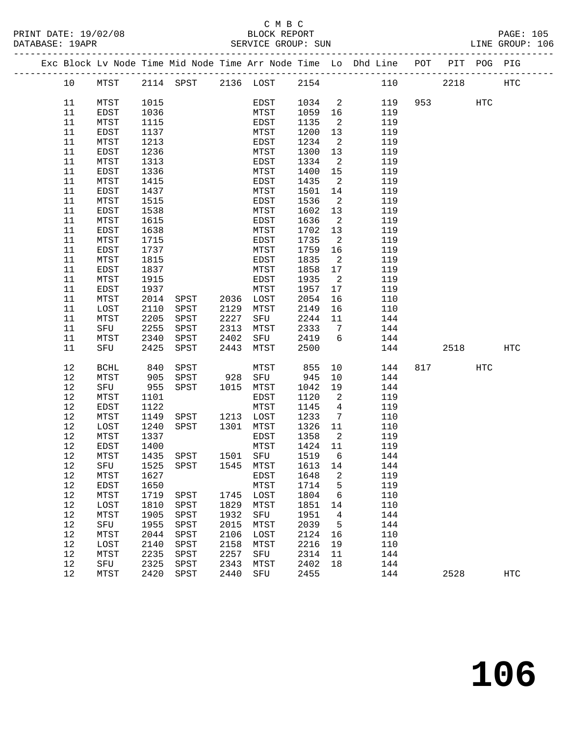C M B C

PRINT DATE: 19/02/08 BLOCK REPORT PAGE: 105
DATABASE: 19APR SERVICE GROUP: SUN LINE GROUP: 106

| Exc | Block | Lv Node | Time | Mid Node | Time | Arr Node | Time | Lo | Dhd Line | POT | PIT | POG | PIG |
|---|---|---|---|---|---|---|---|---|---|---|---|---|---|
| | 10 | MTST | 2114 | SPST | 2136 | LOST | 2154 | | 110 | | 2218 | | HTC |
| | 11 | MTST | 1015 | | | EDST | 1034 | 2 | 119 | 953 | | HTC | |
| | 11 | EDST | 1036 | | | MTST | 1059 | 16 | 119 | | | | |
| | 11 | MTST | 1115 | | | EDST | 1135 | 2 | 119 | | | | |
| | 11 | EDST | 1137 | | | MTST | 1200 | 13 | 119 | | | | |
| | 11 | MTST | 1213 | | | EDST | 1234 | 2 | 119 | | | | |
| | 11 | EDST | 1236 | | | MTST | 1300 | 13 | 119 | | | | |
| | 11 | MTST | 1313 | | | EDST | 1334 | 2 | 119 | | | | |
| | 11 | EDST | 1336 | | | MTST | 1400 | 15 | 119 | | | | |
| | 11 | MTST | 1415 | | | EDST | 1435 | 2 | 119 | | | | |
| | 11 | EDST | 1437 | | | MTST | 1501 | 14 | 119 | | | | |
| | 11 | MTST | 1515 | | | EDST | 1536 | 2 | 119 | | | | |
| | 11 | EDST | 1538 | | | MTST | 1602 | 13 | 119 | | | | |
| | 11 | MTST | 1615 | | | EDST | 1636 | 2 | 119 | | | | |
| | 11 | EDST | 1638 | | | MTST | 1702 | 13 | 119 | | | | |
| | 11 | MTST | 1715 | | | EDST | 1735 | 2 | 119 | | | | |
| | 11 | EDST | 1737 | | | MTST | 1759 | 16 | 119 | | | | |
| | 11 | MTST | 1815 | | | EDST | 1835 | 2 | 119 | | | | |
| | 11 | EDST | 1837 | | | MTST | 1858 | 17 | 119 | | | | |
| | 11 | MTST | 1915 | | | EDST | 1935 | 2 | 119 | | | | |
| | 11 | EDST | 1937 | | | MTST | 1957 | 17 | 119 | | | | |
| | 11 | MTST | 2014 | SPST | 2036 | LOST | 2054 | 16 | 110 | | | | |
| | 11 | LOST | 2110 | SPST | 2129 | MTST | 2149 | 16 | 110 | | | | |
| | 11 | MTST | 2205 | SPST | 2227 | SFU | 2244 | 11 | 144 | | | | |
| | 11 | SFU | 2255 | SPST | 2313 | MTST | 2333 | 7 | 144 | | | | |
| | 11 | MTST | 2340 | SPST | 2402 | SFU | 2419 | 6 | 144 | | | | |
| | 11 | SFU | 2425 | SPST | 2443 | MTST | 2500 | | 144 | | 2518 | | HTC |
| | 12 | BCHL | 840 | SPST | | MTST | 855 | 10 | 144 | 817 | | HTC | |
| | 12 | MTST | 905 | SPST | 928 | SFU | 945 | 10 | 144 | | | | |
| | 12 | SFU | 955 | SPST | 1015 | MTST | 1042 | 19 | 144 | | | | |
| | 12 | MTST | 1101 | | | EDST | 1120 | 2 | 119 | | | | |
| | 12 | EDST | 1122 | | | MTST | 1145 | 4 | 119 | | | | |
| | 12 | MTST | 1149 | SPST | 1213 | LOST | 1233 | 7 | 110 | | | | |
| | 12 | LOST | 1240 | SPST | 1301 | MTST | 1326 | 11 | 110 | | | | |
| | 12 | MTST | 1337 | | | EDST | 1358 | 2 | 119 | | | | |
| | 12 | EDST | 1400 | | | MTST | 1424 | 11 | 119 | | | | |
| | 12 | MTST | 1435 | SPST | 1501 | SFU | 1519 | 6 | 144 | | | | |
| | 12 | SFU | 1525 | SPST | 1545 | MTST | 1613 | 14 | 144 | | | | |
| | 12 | MTST | 1627 | | | EDST | 1648 | 2 | 119 | | | | |
| | 12 | EDST | 1650 | | | MTST | 1714 | 5 | 119 | | | | |
| | 12 | MTST | 1719 | SPST | 1745 | LOST | 1804 | 6 | 110 | | | | |
| | 12 | LOST | 1810 | SPST | 1829 | MTST | 1851 | 14 | 110 | | | | |
| | 12 | MTST | 1905 | SPST | 1932 | SFU | 1951 | 4 | 144 | | | | |
| | 12 | SFU | 1955 | SPST | 2015 | MTST | 2039 | 5 | 144 | | | | |
| | 12 | MTST | 2044 | SPST | 2106 | LOST | 2124 | 16 | 110 | | | | |
| | 12 | LOST | 2140 | SPST | 2158 | MTST | 2216 | 19 | 110 | | | | |
| | 12 | MTST | 2235 | SPST | 2257 | SFU | 2314 | 11 | 144 | | | | |
| | 12 | SFU | 2325 | SPST | 2343 | MTST | 2402 | 18 | 144 | | | | |
| | 12 | MTST | 2420 | SPST | 2440 | SFU | 2455 | | 144 | | 2528 | | HTC |

# 106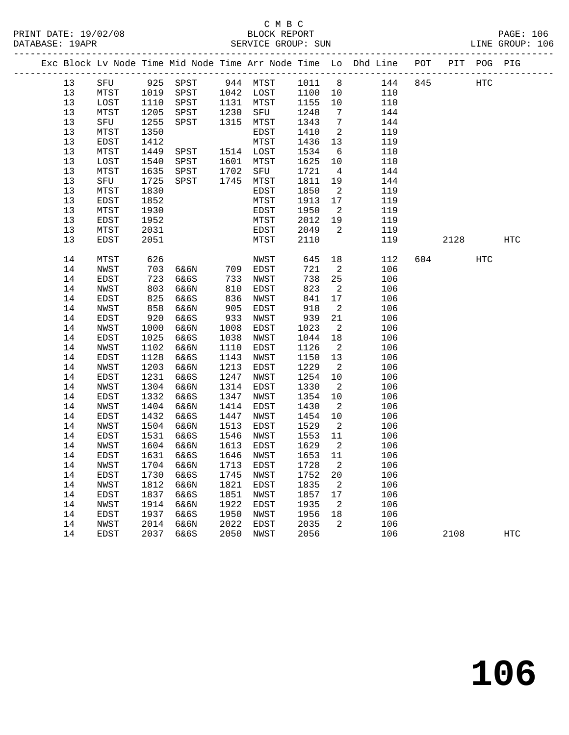C M B C
PRINT DATE: 19/02/08 BLOCK REPORT
DATABASE: 19APR SERVICE GROUP: SUN LINE GROUP: 106

| Exc | Block | Lv Node | Time | Mid Node | Time | Arr Node | Time | Lo | Dhd Line | POT | PIT | POG | PIG |
|---|---|---|---|---|---|---|---|---|---|---|---|---|---|
| | 13 | SFU | 925 | SPST | 944 | MTST | 1011 | 8 | 144 | 845 | | HTC | |
| | 13 | MTST | 1019 | SPST | 1042 | LOST | 1100 | 10 | 110 | | | | |
| | 13 | LOST | 1110 | SPST | 1131 | MTST | 1155 | 10 | 110 | | | | |
| | 13 | MTST | 1205 | SPST | 1230 | SFU | 1248 | 7 | 144 | | | | |
| | 13 | SFU | 1255 | SPST | 1315 | MTST | 1343 | 7 | 144 | | | | |
| | 13 | MTST | 1350 | | | EDST | 1410 | 2 | 119 | | | | |
| | 13 | EDST | 1412 | | | MTST | 1436 | 13 | 119 | | | | |
| | 13 | MTST | 1449 | SPST | 1514 | LOST | 1534 | 6 | 110 | | | | |
| | 13 | LOST | 1540 | SPST | 1601 | MTST | 1625 | 10 | 110 | | | | |
| | 13 | MTST | 1635 | SPST | 1702 | SFU | 1721 | 4 | 144 | | | | |
| | 13 | SFU | 1725 | SPST | 1745 | MTST | 1811 | 19 | 144 | | | | |
| | 13 | MTST | 1830 | | | EDST | 1850 | 2 | 119 | | | | |
| | 13 | EDST | 1852 | | | MTST | 1913 | 17 | 119 | | | | |
| | 13 | MTST | 1930 | | | EDST | 1950 | 2 | 119 | | | | |
| | 13 | EDST | 1952 | | | MTST | 2012 | 19 | 119 | | | | |
| | 13 | MTST | 2031 | | | EDST | 2049 | 2 | 119 | | | | |
| | 13 | EDST | 2051 | | | MTST | 2110 | | 119 | | 2128 | | HTC |
| | 14 | MTST | 626 | | | NWST | 645 | 18 | 112 | 604 | | HTC | |
| | 14 | NWST | 703 | 6&6N | 709 | EDST | 721 | 2 | 106 | | | | |
| | 14 | EDST | 723 | 6&6S | 733 | NWST | 738 | 25 | 106 | | | | |
| | 14 | NWST | 803 | 6&6N | 810 | EDST | 823 | 2 | 106 | | | | |
| | 14 | EDST | 825 | 6&6S | 836 | NWST | 841 | 17 | 106 | | | | |
| | 14 | NWST | 858 | 6&6N | 905 | EDST | 918 | 2 | 106 | | | | |
| | 14 | EDST | 920 | 6&6S | 933 | NWST | 939 | 21 | 106 | | | | |
| | 14 | NWST | 1000 | 6&6N | 1008 | EDST | 1023 | 2 | 106 | | | | |
| | 14 | EDST | 1025 | 6&6S | 1038 | NWST | 1044 | 18 | 106 | | | | |
| | 14 | NWST | 1102 | 6&6N | 1110 | EDST | 1126 | 2 | 106 | | | | |
| | 14 | EDST | 1128 | 6&6S | 1143 | NWST | 1150 | 13 | 106 | | | | |
| | 14 | NWST | 1203 | 6&6N | 1213 | EDST | 1229 | 2 | 106 | | | | |
| | 14 | EDST | 1231 | 6&6S | 1247 | NWST | 1254 | 10 | 106 | | | | |
| | 14 | NWST | 1304 | 6&6N | 1314 | EDST | 1330 | 2 | 106 | | | | |
| | 14 | EDST | 1332 | 6&6S | 1347 | NWST | 1354 | 10 | 106 | | | | |
| | 14 | NWST | 1404 | 6&6N | 1414 | EDST | 1430 | 2 | 106 | | | | |
| | 14 | EDST | 1432 | 6&6S | 1447 | NWST | 1454 | 10 | 106 | | | | |
| | 14 | NWST | 1504 | 6&6N | 1513 | EDST | 1529 | 2 | 106 | | | | |
| | 14 | EDST | 1531 | 6&6S | 1546 | NWST | 1553 | 11 | 106 | | | | |
| | 14 | NWST | 1604 | 6&6N | 1613 | EDST | 1629 | 2 | 106 | | | | |
| | 14 | EDST | 1631 | 6&6S | 1646 | NWST | 1653 | 11 | 106 | | | | |
| | 14 | NWST | 1704 | 6&6N | 1713 | EDST | 1728 | 2 | 106 | | | | |
| | 14 | EDST | 1730 | 6&6S | 1745 | NWST | 1752 | 20 | 106 | | | | |
| | 14 | NWST | 1812 | 6&6N | 1821 | EDST | 1835 | 2 | 106 | | | | |
| | 14 | EDST | 1837 | 6&6S | 1851 | NWST | 1857 | 17 | 106 | | | | |
| | 14 | NWST | 1914 | 6&6N | 1922 | EDST | 1935 | 2 | 106 | | | | |
| | 14 | EDST | 1937 | 6&6S | 1950 | NWST | 1956 | 18 | 106 | | | | |
| | 14 | NWST | 2014 | 6&6N | 2022 | EDST | 2035 | 2 | 106 | | | | |
| | 14 | EDST | 2037 | 6&6S | 2050 | NWST | 2056 | | 106 | | 2108 | | HTC |

106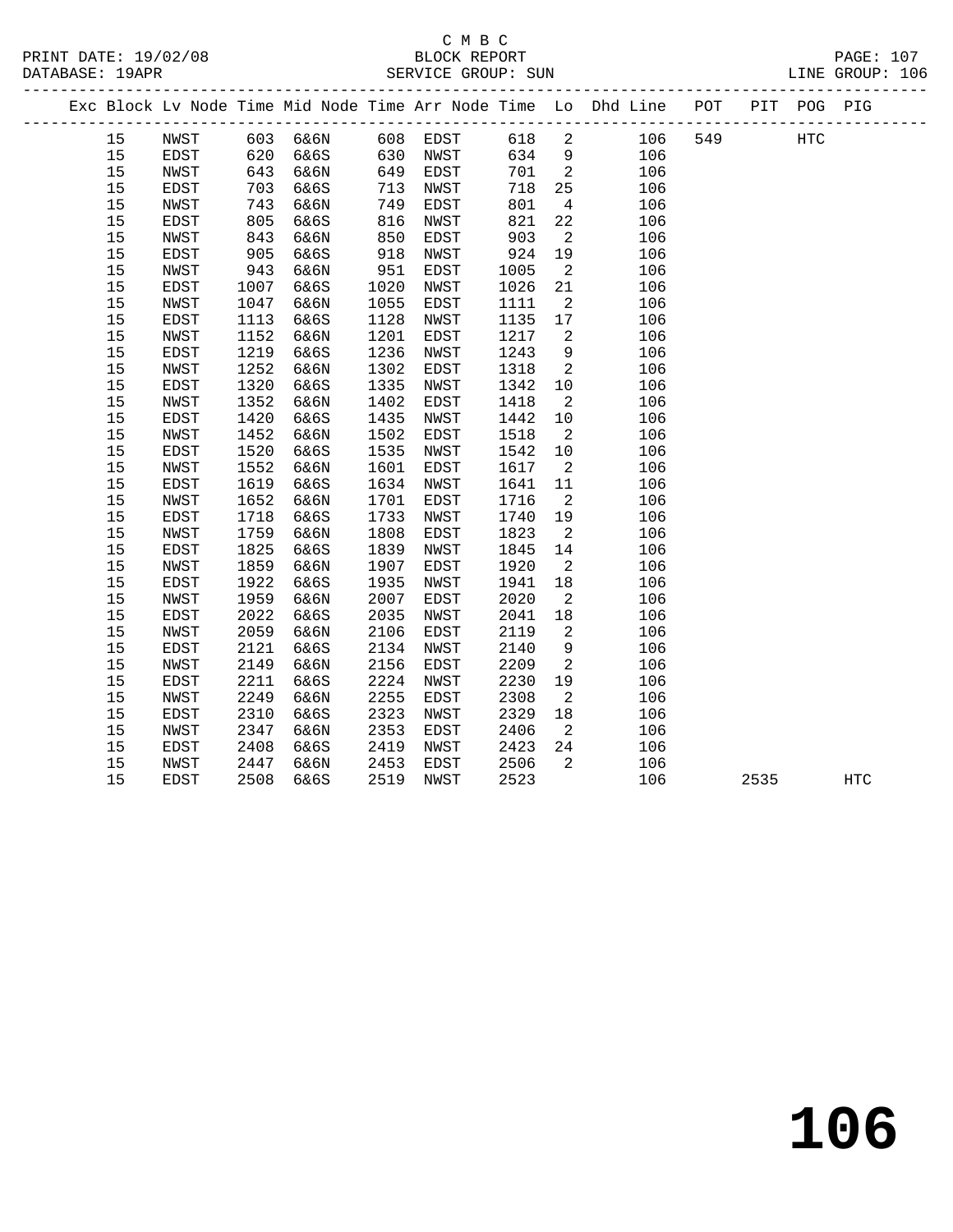C M B C
PRINT DATE: 19/02/08 BLOCK REPORT
DATABASE: 19APR SERVICE GROUP: SUN LINE GROUP: 106

| Exc | Block | Lv | Node | Time | Mid Node | Time | Arr Node | Time | Lo | Dhd Line | POT | PIT | POG | PIG |
|---|---|---|---|---|---|---|---|---|---|---|---|---|---|---|
| | 15 | | NWST | 603 | 6&6N | 608 | EDST | 618 | 2 | 106 | 549 | | HTC | |
| | 15 | | EDST | 620 | 6&6S | 630 | NWST | 634 | 9 | 106 | | | | |
| | 15 | | NWST | 643 | 6&6N | 649 | EDST | 701 | 2 | 106 | | | | |
| | 15 | | EDST | 703 | 6&6S | 713 | NWST | 718 | 25 | 106 | | | | |
| | 15 | | NWST | 743 | 6&6N | 749 | EDST | 801 | 4 | 106 | | | | |
| | 15 | | EDST | 805 | 6&6S | 816 | NWST | 821 | 22 | 106 | | | | |
| | 15 | | NWST | 843 | 6&6N | 850 | EDST | 903 | 2 | 106 | | | | |
| | 15 | | EDST | 905 | 6&6S | 918 | NWST | 924 | 19 | 106 | | | | |
| | 15 | | NWST | 943 | 6&6N | 951 | EDST | 1005 | 2 | 106 | | | | |
| | 15 | | EDST | 1007 | 6&6S | 1020 | NWST | 1026 | 21 | 106 | | | | |
| | 15 | | NWST | 1047 | 6&6N | 1055 | EDST | 1111 | 2 | 106 | | | | |
| | 15 | | EDST | 1113 | 6&6S | 1128 | NWST | 1135 | 17 | 106 | | | | |
| | 15 | | NWST | 1152 | 6&6N | 1201 | EDST | 1217 | 2 | 106 | | | | |
| | 15 | | EDST | 1219 | 6&6S | 1236 | NWST | 1243 | 9 | 106 | | | | |
| | 15 | | NWST | 1252 | 6&6N | 1302 | EDST | 1318 | 2 | 106 | | | | |
| | 15 | | EDST | 1320 | 6&6S | 1335 | NWST | 1342 | 10 | 106 | | | | |
| | 15 | | NWST | 1352 | 6&6N | 1402 | EDST | 1418 | 2 | 106 | | | | |
| | 15 | | EDST | 1420 | 6&6S | 1435 | NWST | 1442 | 10 | 106 | | | | |
| | 15 | | NWST | 1452 | 6&6N | 1502 | EDST | 1518 | 2 | 106 | | | | |
| | 15 | | EDST | 1520 | 6&6S | 1535 | NWST | 1542 | 10 | 106 | | | | |
| | 15 | | NWST | 1552 | 6&6N | 1601 | EDST | 1617 | 2 | 106 | | | | |
| | 15 | | EDST | 1619 | 6&6S | 1634 | NWST | 1641 | 11 | 106 | | | | |
| | 15 | | NWST | 1652 | 6&6N | 1701 | EDST | 1716 | 2 | 106 | | | | |
| | 15 | | EDST | 1718 | 6&6S | 1733 | NWST | 1740 | 19 | 106 | | | | |
| | 15 | | NWST | 1759 | 6&6N | 1808 | EDST | 1823 | 2 | 106 | | | | |
| | 15 | | EDST | 1825 | 6&6S | 1839 | NWST | 1845 | 14 | 106 | | | | |
| | 15 | | NWST | 1859 | 6&6N | 1907 | EDST | 1920 | 2 | 106 | | | | |
| | 15 | | EDST | 1922 | 6&6S | 1935 | NWST | 1941 | 18 | 106 | | | | |
| | 15 | | NWST | 1959 | 6&6N | 2007 | EDST | 2020 | 2 | 106 | | | | |
| | 15 | | EDST | 2022 | 6&6S | 2035 | NWST | 2041 | 18 | 106 | | | | |
| | 15 | | NWST | 2059 | 6&6N | 2106 | EDST | 2119 | 2 | 106 | | | | |
| | 15 | | EDST | 2121 | 6&6S | 2134 | NWST | 2140 | 9 | 106 | | | | |
| | 15 | | NWST | 2149 | 6&6N | 2156 | EDST | 2209 | 2 | 106 | | | | |
| | 15 | | EDST | 2211 | 6&6S | 2224 | NWST | 2230 | 19 | 106 | | | | |
| | 15 | | NWST | 2249 | 6&6N | 2255 | EDST | 2308 | 2 | 106 | | | | |
| | 15 | | EDST | 2310 | 6&6S | 2323 | NWST | 2329 | 18 | 106 | | | | |
| | 15 | | NWST | 2347 | 6&6N | 2353 | EDST | 2406 | 2 | 106 | | | | |
| | 15 | | EDST | 2408 | 6&6S | 2419 | NWST | 2423 | 24 | 106 | | | | |
| | 15 | | NWST | 2447 | 6&6N | 2453 | EDST | 2506 | 2 | 106 | | | | |
| | 15 | | EDST | 2508 | 6&6S | 2519 | NWST | 2523 | | 106 | | 2535 | | HTC |

# 106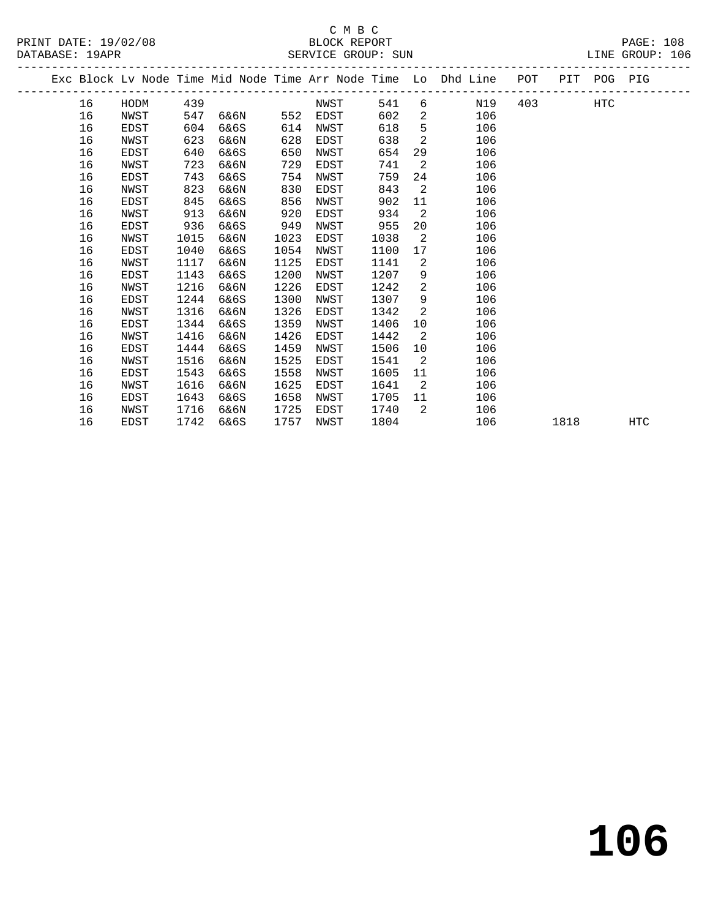C M B C
BLOCK REPORT
SERVICE GROUP: SUN

PRINT DATE: 19/02/08
DATABASE: 19APR
LINE GROUP: 106

| Exc | Block | Lv Node | Time | Mid Node | Time | Arr Node | Time | Lo | Dhd Line | POT | PIT | POG | PIG |
|---|---|---|---|---|---|---|---|---|---|---|---|---|---|
| | 16 | HODM | 439 | | | NWST | 541 | 6 | N19 | 403 | | HTC | |
| | 16 | NWST | 547 | 6&6N | 552 | EDST | 602 | 2 | 106 | | | | |
| | 16 | EDST | 604 | 6&6S | 614 | NWST | 618 | 5 | 106 | | | | |
| | 16 | NWST | 623 | 6&6N | 628 | EDST | 638 | 2 | 106 | | | | |
| | 16 | EDST | 640 | 6&6S | 650 | NWST | 654 | 29 | 106 | | | | |
| | 16 | NWST | 723 | 6&6N | 729 | EDST | 741 | 2 | 106 | | | | |
| | 16 | EDST | 743 | 6&6S | 754 | NWST | 759 | 24 | 106 | | | | |
| | 16 | NWST | 823 | 6&6N | 830 | EDST | 843 | 2 | 106 | | | | |
| | 16 | EDST | 845 | 6&6S | 856 | NWST | 902 | 11 | 106 | | | | |
| | 16 | NWST | 913 | 6&6N | 920 | EDST | 934 | 2 | 106 | | | | |
| | 16 | EDST | 936 | 6&6S | 949 | NWST | 955 | 20 | 106 | | | | |
| | 16 | NWST | 1015 | 6&6N | 1023 | EDST | 1038 | 2 | 106 | | | | |
| | 16 | EDST | 1040 | 6&6S | 1054 | NWST | 1100 | 17 | 106 | | | | |
| | 16 | NWST | 1117 | 6&6N | 1125 | EDST | 1141 | 2 | 106 | | | | |
| | 16 | EDST | 1143 | 6&6S | 1200 | NWST | 1207 | 9 | 106 | | | | |
| | 16 | NWST | 1216 | 6&6N | 1226 | EDST | 1242 | 2 | 106 | | | | |
| | 16 | EDST | 1244 | 6&6S | 1300 | NWST | 1307 | 9 | 106 | | | | |
| | 16 | NWST | 1316 | 6&6N | 1326 | EDST | 1342 | 2 | 106 | | | | |
| | 16 | EDST | 1344 | 6&6S | 1359 | NWST | 1406 | 10 | 106 | | | | |
| | 16 | NWST | 1416 | 6&6N | 1426 | EDST | 1442 | 2 | 106 | | | | |
| | 16 | EDST | 1444 | 6&6S | 1459 | NWST | 1506 | 10 | 106 | | | | |
| | 16 | NWST | 1516 | 6&6N | 1525 | EDST | 1541 | 2 | 106 | | | | |
| | 16 | EDST | 1543 | 6&6S | 1558 | NWST | 1605 | 11 | 106 | | | | |
| | 16 | NWST | 1616 | 6&6N | 1625 | EDST | 1641 | 2 | 106 | | | | |
| | 16 | EDST | 1643 | 6&6S | 1658 | NWST | 1705 | 11 | 106 | | | | |
| | 16 | NWST | 1716 | 6&6N | 1725 | EDST | 1740 | 2 | 106 | | | | |
| | 16 | EDST | 1742 | 6&6S | 1757 | NWST | 1804 | | 106 | | 1818 | | HTC |

# 106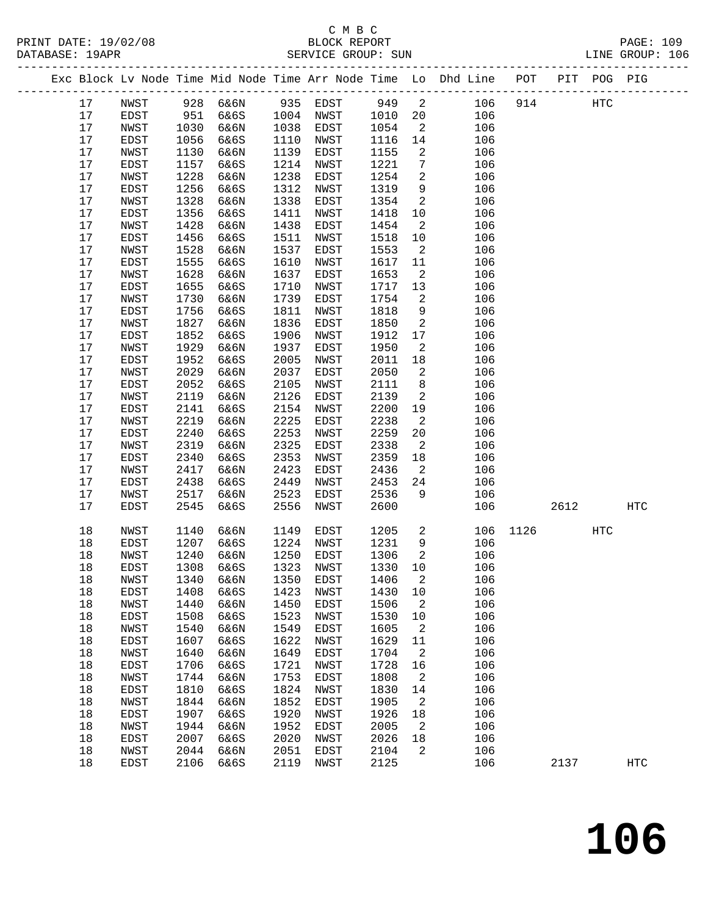C M B C

PRINT DATE: 19/02/08 BLOCK REPORT PAGE: 109
DATABASE: 19APR SERVICE GROUP: SUN LINE GROUP: 106

| Exc | Block | Lv | Node | Time | Mid Node | Time | Arr Node | Time | Lo | Dhd Line | POT | PIT | POG | PIG |
|---|---|---|---|---|---|---|---|---|---|---|---|---|---|---|
| | 17 | | NWST | 928 | 6&6N | 935 | EDST | 949 | 2 | 106 | 914 | | HTC | |
| | 17 | | EDST | 951 | 6&6S | 1004 | NWST | 1010 | 20 | 106 | | | | |
| | 17 | | NWST | 1030 | 6&6N | 1038 | EDST | 1054 | 2 | 106 | | | | |
| | 17 | | EDST | 1056 | 6&6S | 1110 | NWST | 1116 | 14 | 106 | | | | |
| | 17 | | NWST | 1130 | 6&6N | 1139 | EDST | 1155 | 2 | 106 | | | | |
| | 17 | | EDST | 1157 | 6&6S | 1214 | NWST | 1221 | 7 | 106 | | | | |
| | 17 | | NWST | 1228 | 6&6N | 1238 | EDST | 1254 | 2 | 106 | | | | |
| | 17 | | EDST | 1256 | 6&6S | 1312 | NWST | 1319 | 9 | 106 | | | | |
| | 17 | | NWST | 1328 | 6&6N | 1338 | EDST | 1354 | 2 | 106 | | | | |
| | 17 | | EDST | 1356 | 6&6S | 1411 | NWST | 1418 | 10 | 106 | | | | |
| | 17 | | NWST | 1428 | 6&6N | 1438 | EDST | 1454 | 2 | 106 | | | | |
| | 17 | | EDST | 1456 | 6&6S | 1511 | NWST | 1518 | 10 | 106 | | | | |
| | 17 | | NWST | 1528 | 6&6N | 1537 | EDST | 1553 | 2 | 106 | | | | |
| | 17 | | EDST | 1555 | 6&6S | 1610 | NWST | 1617 | 11 | 106 | | | | |
| | 17 | | NWST | 1628 | 6&6N | 1637 | EDST | 1653 | 2 | 106 | | | | |
| | 17 | | EDST | 1655 | 6&6S | 1710 | NWST | 1717 | 13 | 106 | | | | |
| | 17 | | NWST | 1730 | 6&6N | 1739 | EDST | 1754 | 2 | 106 | | | | |
| | 17 | | EDST | 1756 | 6&6S | 1811 | NWST | 1818 | 9 | 106 | | | | |
| | 17 | | NWST | 1827 | 6&6N | 1836 | EDST | 1850 | 2 | 106 | | | | |
| | 17 | | EDST | 1852 | 6&6S | 1906 | NWST | 1912 | 17 | 106 | | | | |
| | 17 | | NWST | 1929 | 6&6N | 1937 | EDST | 1950 | 2 | 106 | | | | |
| | 17 | | EDST | 1952 | 6&6S | 2005 | NWST | 2011 | 18 | 106 | | | | |
| | 17 | | NWST | 2029 | 6&6N | 2037 | EDST | 2050 | 2 | 106 | | | | |
| | 17 | | EDST | 2052 | 6&6S | 2105 | NWST | 2111 | 8 | 106 | | | | |
| | 17 | | NWST | 2119 | 6&6N | 2126 | EDST | 2139 | 2 | 106 | | | | |
| | 17 | | EDST | 2141 | 6&6S | 2154 | NWST | 2200 | 19 | 106 | | | | |
| | 17 | | NWST | 2219 | 6&6N | 2225 | EDST | 2238 | 2 | 106 | | | | |
| | 17 | | EDST | 2240 | 6&6S | 2253 | NWST | 2259 | 20 | 106 | | | | |
| | 17 | | NWST | 2319 | 6&6N | 2325 | EDST | 2338 | 2 | 106 | | | | |
| | 17 | | EDST | 2340 | 6&6S | 2353 | NWST | 2359 | 18 | 106 | | | | |
| | 17 | | NWST | 2417 | 6&6N | 2423 | EDST | 2436 | 2 | 106 | | | | |
| | 17 | | EDST | 2438 | 6&6S | 2449 | NWST | 2453 | 24 | 106 | | | | |
| | 17 | | NWST | 2517 | 6&6N | 2523 | EDST | 2536 | 9 | 106 | | | | |
| | 17 | | EDST | 2545 | 6&6S | 2556 | NWST | 2600 | | 106 | | 2612 | | HTC |
| | 18 | | NWST | 1140 | 6&6N | 1149 | EDST | 1205 | 2 | 106 | 1126 | | HTC | |
| | 18 | | EDST | 1207 | 6&6S | 1224 | NWST | 1231 | 9 | 106 | | | | |
| | 18 | | NWST | 1240 | 6&6N | 1250 | EDST | 1306 | 2 | 106 | | | | |
| | 18 | | EDST | 1308 | 6&6S | 1323 | NWST | 1330 | 10 | 106 | | | | |
| | 18 | | NWST | 1340 | 6&6N | 1350 | EDST | 1406 | 2 | 106 | | | | |
| | 18 | | EDST | 1408 | 6&6S | 1423 | NWST | 1430 | 10 | 106 | | | | |
| | 18 | | NWST | 1440 | 6&6N | 1450 | EDST | 1506 | 2 | 106 | | | | |
| | 18 | | EDST | 1508 | 6&6S | 1523 | NWST | 1530 | 10 | 106 | | | | |
| | 18 | | NWST | 1540 | 6&6N | 1549 | EDST | 1605 | 2 | 106 | | | | |
| | 18 | | EDST | 1607 | 6&6S | 1622 | NWST | 1629 | 11 | 106 | | | | |
| | 18 | | NWST | 1640 | 6&6N | 1649 | EDST | 1704 | 2 | 106 | | | | |
| | 18 | | EDST | 1706 | 6&6S | 1721 | NWST | 1728 | 16 | 106 | | | | |
| | 18 | | NWST | 1744 | 6&6N | 1753 | EDST | 1808 | 2 | 106 | | | | |
| | 18 | | EDST | 1810 | 6&6S | 1824 | NWST | 1830 | 14 | 106 | | | | |
| | 18 | | NWST | 1844 | 6&6N | 1852 | EDST | 1905 | 2 | 106 | | | | |
| | 18 | | EDST | 1907 | 6&6S | 1920 | NWST | 1926 | 18 | 106 | | | | |
| | 18 | | NWST | 1944 | 6&6N | 1952 | EDST | 2005 | 2 | 106 | | | | |
| | 18 | | EDST | 2007 | 6&6S | 2020 | NWST | 2026 | 18 | 106 | | | | |
| | 18 | | NWST | 2044 | 6&6N | 2051 | EDST | 2104 | 2 | 106 | | | | |
| | 18 | | EDST | 2106 | 6&6S | 2119 | NWST | 2125 | | 106 | | 2137 | | HTC |

# 106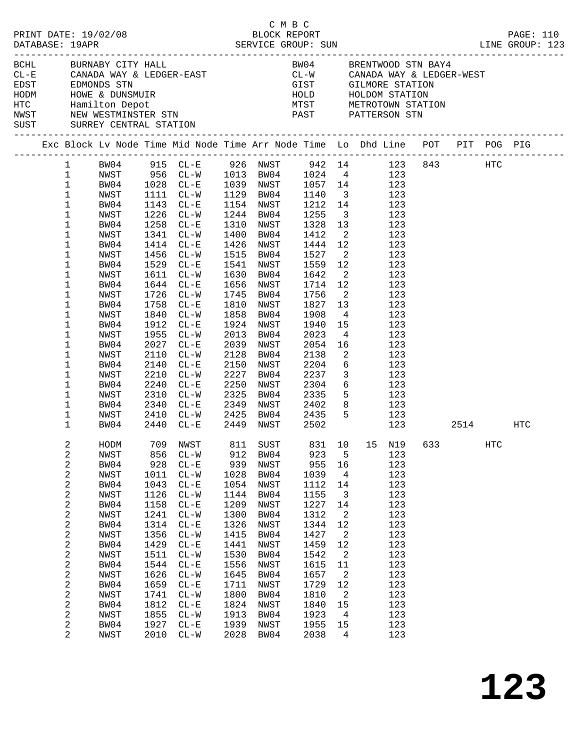C M B C

PRINT DATE: 19/02/08 — BLOCK REPORT — PAGE: 110

DATABASE: 19APR — SERVICE GROUP: SUN — LINE GROUP: 123

| Code | Location | Code | Location |
|---|---|---|---|
| BCHL | BURNABY CITY HALL | BW04 | BRENTWOOD STN BAY4 |
| CL-E | CANADA WAY & LEDGER-EAST | CL-W | CANADA WAY & LEDGER-WEST |
| EDST | EDMONDS STN | GIST | GILMORE STATION |
| HODM | HOWE & DUNSMUIR | HOLD | HOLDOM STATION |
| HTC | Hamilton Depot | MTST | METROTOWN STATION |
| NWST | NEW WESTMINSTER STN | PAST | PATTERSON STN |
| SUST | SURREY CENTRAL STATION | | |

| Exc | Block | Lv Node | Time | Mid Node | Time | Arr Node | Time | Lo | Dhd | Line | POT | PIT | POG | PIG |
|---|---|---|---|---|---|---|---|---|---|---|---|---|---|---|
| | 1 | BW04 | 915 | CL-E | 926 | NWST | 942 | 14 | | 123 | 843 | | HTC | |
| | 1 | NWST | 956 | CL-W | 1013 | BW04 | 1024 | 4 | | 123 | | | | |
| | 1 | BW04 | 1028 | CL-E | 1039 | NWST | 1057 | 14 | | 123 | | | | |
| | 1 | NWST | 1111 | CL-W | 1129 | BW04 | 1140 | 3 | | 123 | | | | |
| | 1 | BW04 | 1143 | CL-E | 1154 | NWST | 1212 | 14 | | 123 | | | | |
| | 1 | NWST | 1226 | CL-W | 1244 | BW04 | 1255 | 3 | | 123 | | | | |
| | 1 | BW04 | 1258 | CL-E | 1310 | NWST | 1328 | 13 | | 123 | | | | |
| | 1 | NWST | 1341 | CL-W | 1400 | BW04 | 1412 | 2 | | 123 | | | | |
| | 1 | BW04 | 1414 | CL-E | 1426 | NWST | 1444 | 12 | | 123 | | | | |
| | 1 | NWST | 1456 | CL-W | 1515 | BW04 | 1527 | 2 | | 123 | | | | |
| | 1 | BW04 | 1529 | CL-E | 1541 | NWST | 1559 | 12 | | 123 | | | | |
| | 1 | NWST | 1611 | CL-W | 1630 | BW04 | 1642 | 2 | | 123 | | | | |
| | 1 | BW04 | 1644 | CL-E | 1656 | NWST | 1714 | 12 | | 123 | | | | |
| | 1 | NWST | 1726 | CL-W | 1745 | BW04 | 1756 | 2 | | 123 | | | | |
| | 1 | BW04 | 1758 | CL-E | 1810 | NWST | 1827 | 13 | | 123 | | | | |
| | 1 | NWST | 1840 | CL-W | 1858 | BW04 | 1908 | 4 | | 123 | | | | |
| | 1 | BW04 | 1912 | CL-E | 1924 | NWST | 1940 | 15 | | 123 | | | | |
| | 1 | NWST | 1955 | CL-W | 2013 | BW04 | 2023 | 4 | | 123 | | | | |
| | 1 | BW04 | 2027 | CL-E | 2039 | NWST | 2054 | 16 | | 123 | | | | |
| | 1 | NWST | 2110 | CL-W | 2128 | BW04 | 2138 | 2 | | 123 | | | | |
| | 1 | BW04 | 2140 | CL-E | 2150 | NWST | 2204 | 6 | | 123 | | | | |
| | 1 | NWST | 2210 | CL-W | 2227 | BW04 | 2237 | 3 | | 123 | | | | |
| | 1 | BW04 | 2240 | CL-E | 2250 | NWST | 2304 | 6 | | 123 | | | | |
| | 1 | NWST | 2310 | CL-W | 2325 | BW04 | 2335 | 5 | | 123 | | | | |
| | 1 | BW04 | 2340 | CL-E | 2349 | NWST | 2402 | 8 | | 123 | | | | |
| | 1 | NWST | 2410 | CL-W | 2425 | BW04 | 2435 | 5 | | 123 | | | | |
| | 1 | BW04 | 2440 | CL-E | 2449 | NWST | 2502 | | | 123 | | 2514 | | HTC |
| | 2 | HODM | 709 | NWST | 811 | SUST | 831 | 10 | 15 | N19 | 633 | | HTC | |
| | 2 | NWST | 856 | CL-W | 912 | BW04 | 923 | 5 | | 123 | | | | |
| | 2 | BW04 | 928 | CL-E | 939 | NWST | 955 | 16 | | 123 | | | | |
| | 2 | NWST | 1011 | CL-W | 1028 | BW04 | 1039 | 4 | | 123 | | | | |
| | 2 | BW04 | 1043 | CL-E | 1054 | NWST | 1112 | 14 | | 123 | | | | |
| | 2 | NWST | 1126 | CL-W | 1144 | BW04 | 1155 | 3 | | 123 | | | | |
| | 2 | BW04 | 1158 | CL-E | 1209 | NWST | 1227 | 14 | | 123 | | | | |
| | 2 | NWST | 1241 | CL-W | 1300 | BW04 | 1312 | 2 | | 123 | | | | |
| | 2 | BW04 | 1314 | CL-E | 1326 | NWST | 1344 | 12 | | 123 | | | | |
| | 2 | NWST | 1356 | CL-W | 1415 | BW04 | 1427 | 2 | | 123 | | | | |
| | 2 | BW04 | 1429 | CL-E | 1441 | NWST | 1459 | 12 | | 123 | | | | |
| | 2 | NWST | 1511 | CL-W | 1530 | BW04 | 1542 | 2 | | 123 | | | | |
| | 2 | BW04 | 1544 | CL-E | 1556 | NWST | 1615 | 11 | | 123 | | | | |
| | 2 | NWST | 1626 | CL-W | 1645 | BW04 | 1657 | 2 | | 123 | | | | |
| | 2 | BW04 | 1659 | CL-E | 1711 | NWST | 1729 | 12 | | 123 | | | | |
| | 2 | NWST | 1741 | CL-W | 1800 | BW04 | 1810 | 2 | | 123 | | | | |
| | 2 | BW04 | 1812 | CL-E | 1824 | NWST | 1840 | 15 | | 123 | | | | |
| | 2 | NWST | 1855 | CL-W | 1913 | BW04 | 1923 | 4 | | 123 | | | | |
| | 2 | BW04 | 1927 | CL-E | 1939 | NWST | 1955 | 15 | | 123 | | | | |
| | 2 | NWST | 2010 | CL-W | 2028 | BW04 | 2038 | 4 | | 123 | | | | |

**123**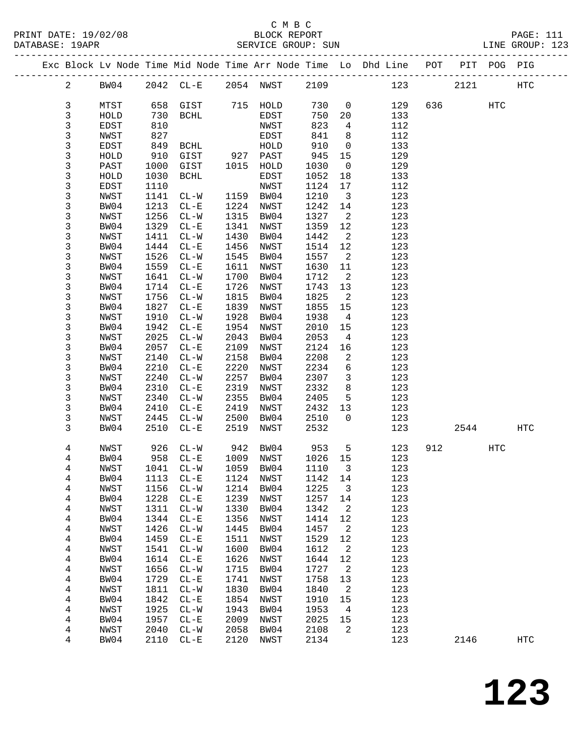C M B C
BLOCK REPORT
SERVICE GROUP: SUN

PRINT DATE: 19/02/08
DATABASE: 19APR
LINE GROUP: 123

| Exc | Block | Lv Node | Time | Mid Node | Time | Arr Node | Time | Lo | Dhd Line | POT | PIT | POG | PIG |
|---|---|---|---|---|---|---|---|---|---|---|---|---|---|
| | 2 | BW04 | 2042 | CL-E | 2054 | NWST | 2109 | | 123 | | 2121 | | HTC |
| | 3 | MTST | 658 | GIST | 715 | HOLD | 730 | 0 | 129 | 636 | | HTC | |
| | 3 | HOLD | 730 | BCHL | | EDST | 750 | 20 | 133 | | | | |
| | 3 | EDST | 810 | | | NWST | 823 | 4 | 112 | | | | |
| | 3 | NWST | 827 | | | EDST | 841 | 8 | 112 | | | | |
| | 3 | EDST | 849 | BCHL | | HOLD | 910 | 0 | 133 | | | | |
| | 3 | HOLD | 910 | GIST | 927 | PAST | 945 | 15 | 129 | | | | |
| | 3 | PAST | 1000 | GIST | 1015 | HOLD | 1030 | 0 | 129 | | | | |
| | 3 | HOLD | 1030 | BCHL | | EDST | 1052 | 18 | 133 | | | | |
| | 3 | EDST | 1110 | | | NWST | 1124 | 17 | 112 | | | | |
| | 3 | NWST | 1141 | CL-W | 1159 | BW04 | 1210 | 3 | 123 | | | | |
| | 3 | BW04 | 1213 | CL-E | 1224 | NWST | 1242 | 14 | 123 | | | | |
| | 3 | NWST | 1256 | CL-W | 1315 | BW04 | 1327 | 2 | 123 | | | | |
| | 3 | BW04 | 1329 | CL-E | 1341 | NWST | 1359 | 12 | 123 | | | | |
| | 3 | NWST | 1411 | CL-W | 1430 | BW04 | 1442 | 2 | 123 | | | | |
| | 3 | BW04 | 1444 | CL-E | 1456 | NWST | 1514 | 12 | 123 | | | | |
| | 3 | NWST | 1526 | CL-W | 1545 | BW04 | 1557 | 2 | 123 | | | | |
| | 3 | BW04 | 1559 | CL-E | 1611 | NWST | 1630 | 11 | 123 | | | | |
| | 3 | NWST | 1641 | CL-W | 1700 | BW04 | 1712 | 2 | 123 | | | | |
| | 3 | BW04 | 1714 | CL-E | 1726 | NWST | 1743 | 13 | 123 | | | | |
| | 3 | NWST | 1756 | CL-W | 1815 | BW04 | 1825 | 2 | 123 | | | | |
| | 3 | BW04 | 1827 | CL-E | 1839 | NWST | 1855 | 15 | 123 | | | | |
| | 3 | NWST | 1910 | CL-W | 1928 | BW04 | 1938 | 4 | 123 | | | | |
| | 3 | BW04 | 1942 | CL-E | 1954 | NWST | 2010 | 15 | 123 | | | | |
| | 3 | NWST | 2025 | CL-W | 2043 | BW04 | 2053 | 4 | 123 | | | | |
| | 3 | BW04 | 2057 | CL-E | 2109 | NWST | 2124 | 16 | 123 | | | | |
| | 3 | NWST | 2140 | CL-W | 2158 | BW04 | 2208 | 2 | 123 | | | | |
| | 3 | BW04 | 2210 | CL-E | 2220 | NWST | 2234 | 6 | 123 | | | | |
| | 3 | NWST | 2240 | CL-W | 2257 | BW04 | 2307 | 3 | 123 | | | | |
| | 3 | BW04 | 2310 | CL-E | 2319 | NWST | 2332 | 8 | 123 | | | | |
| | 3 | NWST | 2340 | CL-W | 2355 | BW04 | 2405 | 5 | 123 | | | | |
| | 3 | BW04 | 2410 | CL-E | 2419 | NWST | 2432 | 13 | 123 | | | | |
| | 3 | NWST | 2445 | CL-W | 2500 | BW04 | 2510 | 0 | 123 | | | | |
| | 3 | BW04 | 2510 | CL-E | 2519 | NWST | 2532 | | 123 | | 2544 | | HTC |
| | 4 | NWST | 926 | CL-W | 942 | BW04 | 953 | 5 | 123 | 912 | | HTC | |
| | 4 | BW04 | 958 | CL-E | 1009 | NWST | 1026 | 15 | 123 | | | | |
| | 4 | NWST | 1041 | CL-W | 1059 | BW04 | 1110 | 3 | 123 | | | | |
| | 4 | BW04 | 1113 | CL-E | 1124 | NWST | 1142 | 14 | 123 | | | | |
| | 4 | NWST | 1156 | CL-W | 1214 | BW04 | 1225 | 3 | 123 | | | | |
| | 4 | BW04 | 1228 | CL-E | 1239 | NWST | 1257 | 14 | 123 | | | | |
| | 4 | NWST | 1311 | CL-W | 1330 | BW04 | 1342 | 2 | 123 | | | | |
| | 4 | BW04 | 1344 | CL-E | 1356 | NWST | 1414 | 12 | 123 | | | | |
| | 4 | NWST | 1426 | CL-W | 1445 | BW04 | 1457 | 2 | 123 | | | | |
| | 4 | BW04 | 1459 | CL-E | 1511 | NWST | 1529 | 12 | 123 | | | | |
| | 4 | NWST | 1541 | CL-W | 1600 | BW04 | 1612 | 2 | 123 | | | | |
| | 4 | BW04 | 1614 | CL-E | 1626 | NWST | 1644 | 12 | 123 | | | | |
| | 4 | NWST | 1656 | CL-W | 1715 | BW04 | 1727 | 2 | 123 | | | | |
| | 4 | BW04 | 1729 | CL-E | 1741 | NWST | 1758 | 13 | 123 | | | | |
| | 4 | NWST | 1811 | CL-W | 1830 | BW04 | 1840 | 2 | 123 | | | | |
| | 4 | BW04 | 1842 | CL-E | 1854 | NWST | 1910 | 15 | 123 | | | | |
| | 4 | NWST | 1925 | CL-W | 1943 | BW04 | 1953 | 4 | 123 | | | | |
| | 4 | BW04 | 1957 | CL-E | 2009 | NWST | 2025 | 15 | 123 | | | | |
| | 4 | NWST | 2040 | CL-W | 2058 | BW04 | 2108 | 2 | 123 | | | | |
| | 4 | BW04 | 2110 | CL-E | 2120 | NWST | 2134 | | 123 | | 2146 | | HTC |

# 123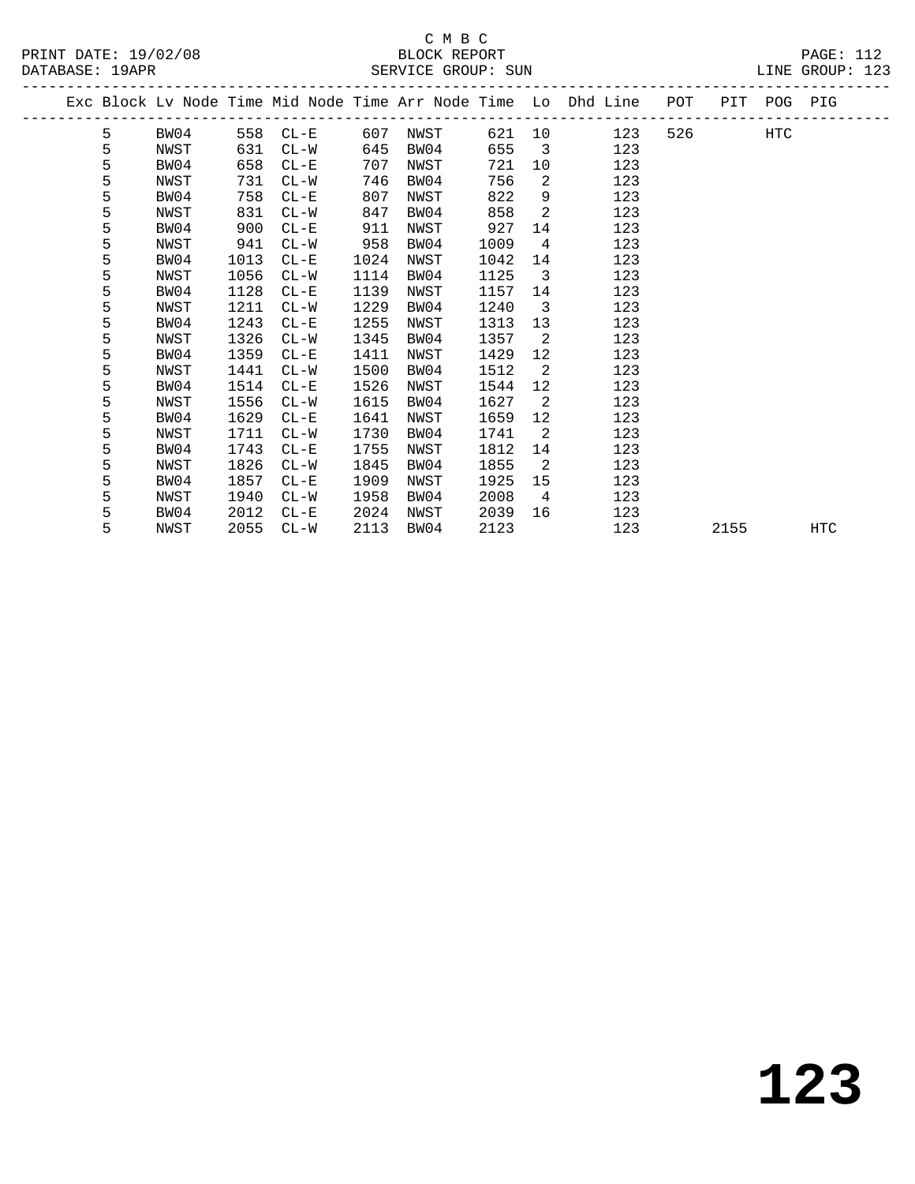C M B C

PRINT DATE: 19/02/08 BLOCK REPORT PAGE: 112
DATABASE: 19APR SERVICE GROUP: SUN LINE GROUP: 123

| Exc | Block | Lv Node | Time | Mid Node | Time | Arr Node | Time | Lo | Dhd Line | POT | PIT | POG | PIG |
|---|---|---|---|---|---|---|---|---|---|---|---|---|---|
| | 5 | BW04 | 558 | CL-E | 607 | NWST | 621 | 10 | 123 | 526 | | HTC | |
| | 5 | NWST | 631 | CL-W | 645 | BW04 | 655 | 3 | 123 | | | | |
| | 5 | BW04 | 658 | CL-E | 707 | NWST | 721 | 10 | 123 | | | | |
| | 5 | NWST | 731 | CL-W | 746 | BW04 | 756 | 2 | 123 | | | | |
| | 5 | BW04 | 758 | CL-E | 807 | NWST | 822 | 9 | 123 | | | | |
| | 5 | NWST | 831 | CL-W | 847 | BW04 | 858 | 2 | 123 | | | | |
| | 5 | BW04 | 900 | CL-E | 911 | NWST | 927 | 14 | 123 | | | | |
| | 5 | NWST | 941 | CL-W | 958 | BW04 | 1009 | 4 | 123 | | | | |
| | 5 | BW04 | 1013 | CL-E | 1024 | NWST | 1042 | 14 | 123 | | | | |
| | 5 | NWST | 1056 | CL-W | 1114 | BW04 | 1125 | 3 | 123 | | | | |
| | 5 | BW04 | 1128 | CL-E | 1139 | NWST | 1157 | 14 | 123 | | | | |
| | 5 | NWST | 1211 | CL-W | 1229 | BW04 | 1240 | 3 | 123 | | | | |
| | 5 | BW04 | 1243 | CL-E | 1255 | NWST | 1313 | 13 | 123 | | | | |
| | 5 | NWST | 1326 | CL-W | 1345 | BW04 | 1357 | 2 | 123 | | | | |
| | 5 | BW04 | 1359 | CL-E | 1411 | NWST | 1429 | 12 | 123 | | | | |
| | 5 | NWST | 1441 | CL-W | 1500 | BW04 | 1512 | 2 | 123 | | | | |
| | 5 | BW04 | 1514 | CL-E | 1526 | NWST | 1544 | 12 | 123 | | | | |
| | 5 | NWST | 1556 | CL-W | 1615 | BW04 | 1627 | 2 | 123 | | | | |
| | 5 | BW04 | 1629 | CL-E | 1641 | NWST | 1659 | 12 | 123 | | | | |
| | 5 | NWST | 1711 | CL-W | 1730 | BW04 | 1741 | 2 | 123 | | | | |
| | 5 | BW04 | 1743 | CL-E | 1755 | NWST | 1812 | 14 | 123 | | | | |
| | 5 | NWST | 1826 | CL-W | 1845 | BW04 | 1855 | 2 | 123 | | | | |
| | 5 | BW04 | 1857 | CL-E | 1909 | NWST | 1925 | 15 | 123 | | | | |
| | 5 | NWST | 1940 | CL-W | 1958 | BW04 | 2008 | 4 | 123 | | | | |
| | 5 | BW04 | 2012 | CL-E | 2024 | NWST | 2039 | 16 | 123 | | | | |
| | 5 | NWST | 2055 | CL-W | 2113 | BW04 | 2123 | | 123 | | 2155 | | HTC |

# 123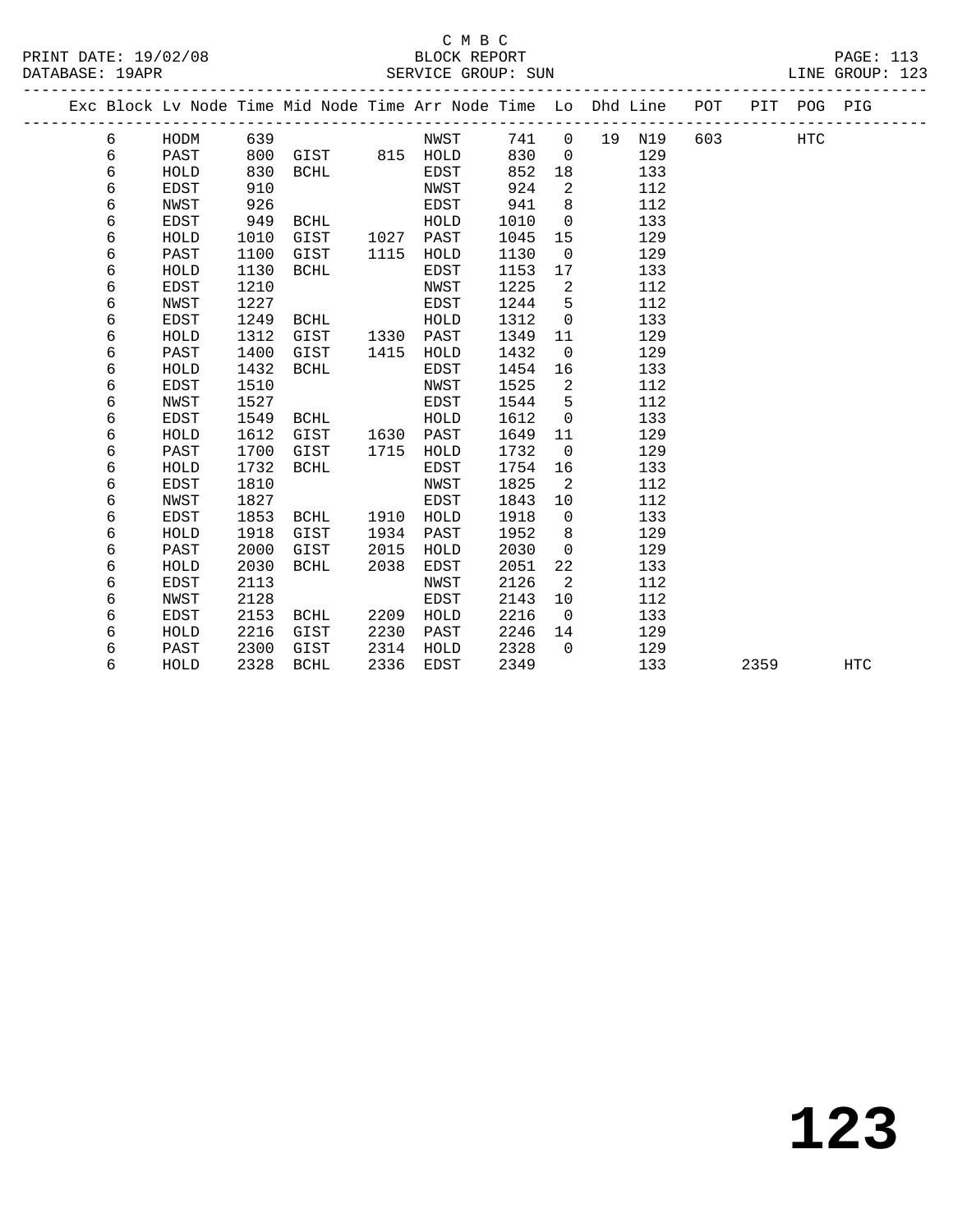C M B C
BLOCK REPORT
SERVICE GROUP: SUN

PRINT DATE: 19/02/08
DATABASE: 19APR
LINE GROUP: 123

| Exc | Block | Lv | Node | Time | Mid Node | Time | Arr Node | Time | Lo | Dhd | Line | POT | PIT | POG | PIG |
|---|---|---|---|---|---|---|---|---|---|---|---|---|---|---|---|
| | 6 | | HODM | 639 | | | NWST | 741 | 0 | 19 | N19 | 603 | | HTC | |
| | 6 | | PAST | 800 | GIST | 815 | HOLD | 830 | 0 | | 129 | | | | |
| | 6 | | HOLD | 830 | BCHL | | EDST | 852 | 18 | | 133 | | | | |
| | 6 | | EDST | 910 | | | NWST | 924 | 2 | | 112 | | | | |
| | 6 | | NWST | 926 | | | EDST | 941 | 8 | | 112 | | | | |
| | 6 | | EDST | 949 | BCHL | | HOLD | 1010 | 0 | | 133 | | | | |
| | 6 | | HOLD | 1010 | GIST | 1027 | PAST | 1045 | 15 | | 129 | | | | |
| | 6 | | PAST | 1100 | GIST | 1115 | HOLD | 1130 | 0 | | 129 | | | | |
| | 6 | | HOLD | 1130 | BCHL | | EDST | 1153 | 17 | | 133 | | | | |
| | 6 | | EDST | 1210 | | | NWST | 1225 | 2 | | 112 | | | | |
| | 6 | | NWST | 1227 | | | EDST | 1244 | 5 | | 112 | | | | |
| | 6 | | EDST | 1249 | BCHL | | HOLD | 1312 | 0 | | 133 | | | | |
| | 6 | | HOLD | 1312 | GIST | 1330 | PAST | 1349 | 11 | | 129 | | | | |
| | 6 | | PAST | 1400 | GIST | 1415 | HOLD | 1432 | 0 | | 129 | | | | |
| | 6 | | HOLD | 1432 | BCHL | | EDST | 1454 | 16 | | 133 | | | | |
| | 6 | | EDST | 1510 | | | NWST | 1525 | 2 | | 112 | | | | |
| | 6 | | NWST | 1527 | | | EDST | 1544 | 5 | | 112 | | | | |
| | 6 | | EDST | 1549 | BCHL | | HOLD | 1612 | 0 | | 133 | | | | |
| | 6 | | HOLD | 1612 | GIST | 1630 | PAST | 1649 | 11 | | 129 | | | | |
| | 6 | | PAST | 1700 | GIST | 1715 | HOLD | 1732 | 0 | | 129 | | | | |
| | 6 | | HOLD | 1732 | BCHL | | EDST | 1754 | 16 | | 133 | | | | |
| | 6 | | EDST | 1810 | | | NWST | 1825 | 2 | | 112 | | | | |
| | 6 | | NWST | 1827 | | | EDST | 1843 | 10 | | 112 | | | | |
| | 6 | | EDST | 1853 | BCHL | 1910 | HOLD | 1918 | 0 | | 133 | | | | |
| | 6 | | HOLD | 1918 | GIST | 1934 | PAST | 1952 | 8 | | 129 | | | | |
| | 6 | | PAST | 2000 | GIST | 2015 | HOLD | 2030 | 0 | | 129 | | | | |
| | 6 | | HOLD | 2030 | BCHL | 2038 | EDST | 2051 | 22 | | 133 | | | | |
| | 6 | | EDST | 2113 | | | NWST | 2126 | 2 | | 112 | | | | |
| | 6 | | NWST | 2128 | | | EDST | 2143 | 10 | | 112 | | | | |
| | 6 | | EDST | 2153 | BCHL | 2209 | HOLD | 2216 | 0 | | 133 | | | | |
| | 6 | | HOLD | 2216 | GIST | 2230 | PAST | 2246 | 14 | | 129 | | | | |
| | 6 | | PAST | 2300 | GIST | 2314 | HOLD | 2328 | 0 | | 129 | | | | |
| | 6 | | HOLD | 2328 | BCHL | 2336 | EDST | 2349 | | | 133 | | 2359 | | HTC |

# 123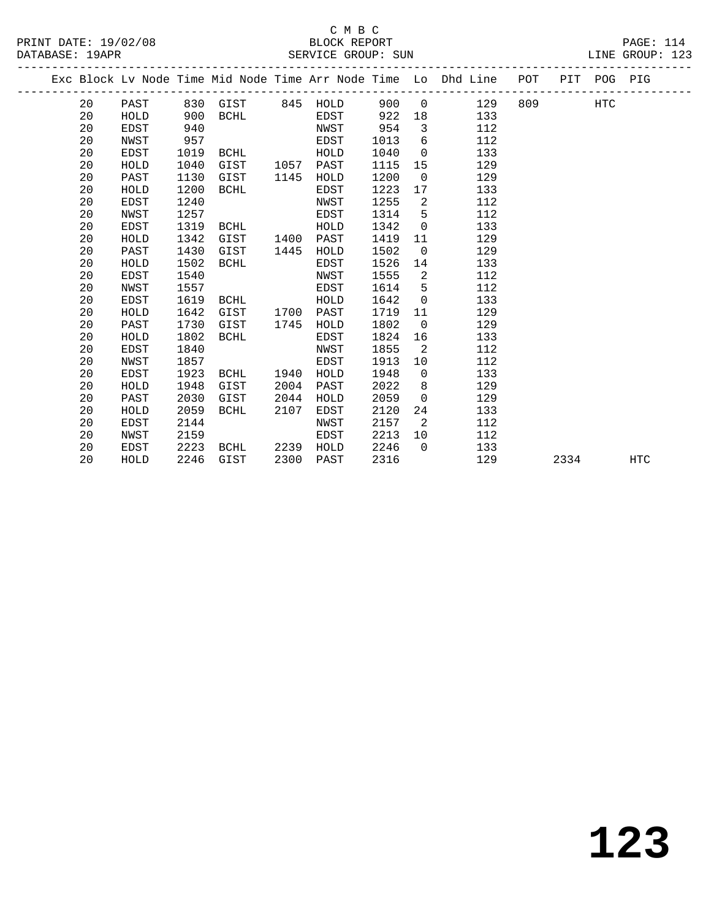C M B C

BLOCK REPORT

PRINT DATE: 19/02/08 — DATABASE: 19APR — SERVICE GROUP: SUN — LINE GROUP: 123

| Exc | Block | Lv Node | Time | Mid Node | Time | Arr Node | Time | Lo | Dhd Line | POT | PIT | POG | PIG |
|---|---|---|---|---|---|---|---|---|---|---|---|---|---|
| | 20 | PAST | 830 | GIST | 845 | HOLD | 900 | 0 | 129 | 809 | | HTC | |
| | 20 | HOLD | 900 | BCHL | | EDST | 922 | 18 | 133 | | | | |
| | 20 | EDST | 940 | | | NWST | 954 | 3 | 112 | | | | |
| | 20 | NWST | 957 | | | EDST | 1013 | 6 | 112 | | | | |
| | 20 | EDST | 1019 | BCHL | | HOLD | 1040 | 0 | 133 | | | | |
| | 20 | HOLD | 1040 | GIST | 1057 | PAST | 1115 | 15 | 129 | | | | |
| | 20 | PAST | 1130 | GIST | 1145 | HOLD | 1200 | 0 | 129 | | | | |
| | 20 | HOLD | 1200 | BCHL | | EDST | 1223 | 17 | 133 | | | | |
| | 20 | EDST | 1240 | | | NWST | 1255 | 2 | 112 | | | | |
| | 20 | NWST | 1257 | | | EDST | 1314 | 5 | 112 | | | | |
| | 20 | EDST | 1319 | BCHL | | HOLD | 1342 | 0 | 133 | | | | |
| | 20 | HOLD | 1342 | GIST | 1400 | PAST | 1419 | 11 | 129 | | | | |
| | 20 | PAST | 1430 | GIST | 1445 | HOLD | 1502 | 0 | 129 | | | | |
| | 20 | HOLD | 1502 | BCHL | | EDST | 1526 | 14 | 133 | | | | |
| | 20 | EDST | 1540 | | | NWST | 1555 | 2 | 112 | | | | |
| | 20 | NWST | 1557 | | | EDST | 1614 | 5 | 112 | | | | |
| | 20 | EDST | 1619 | BCHL | | HOLD | 1642 | 0 | 133 | | | | |
| | 20 | HOLD | 1642 | GIST | 1700 | PAST | 1719 | 11 | 129 | | | | |
| | 20 | PAST | 1730 | GIST | 1745 | HOLD | 1802 | 0 | 129 | | | | |
| | 20 | HOLD | 1802 | BCHL | | EDST | 1824 | 16 | 133 | | | | |
| | 20 | EDST | 1840 | | | NWST | 1855 | 2 | 112 | | | | |
| | 20 | NWST | 1857 | | | EDST | 1913 | 10 | 112 | | | | |
| | 20 | EDST | 1923 | BCHL | 1940 | HOLD | 1948 | 0 | 133 | | | | |
| | 20 | HOLD | 1948 | GIST | 2004 | PAST | 2022 | 8 | 129 | | | | |
| | 20 | PAST | 2030 | GIST | 2044 | HOLD | 2059 | 0 | 129 | | | | |
| | 20 | HOLD | 2059 | BCHL | 2107 | EDST | 2120 | 24 | 133 | | | | |
| | 20 | EDST | 2144 | | | NWST | 2157 | 2 | 112 | | | | |
| | 20 | NWST | 2159 | | | EDST | 2213 | 10 | 112 | | | | |
| | 20 | EDST | 2223 | BCHL | 2239 | HOLD | 2246 | 0 | 133 | | | | |
| | 20 | HOLD | 2246 | GIST | 2300 | PAST | 2316 | | 129 | | 2334 | | HTC |

# 123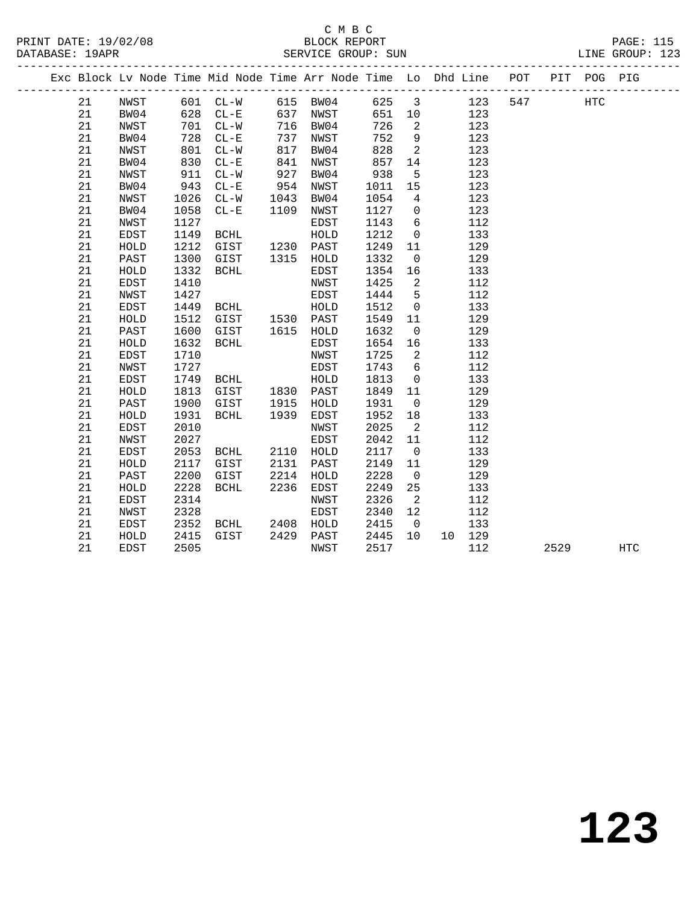C M B C

PRINT DATE: 19/02/08 BLOCK REPORT

DATABASE: 19APR SERVICE GROUP: SUN LINE GROUP: 123

| Exc | Block | Lv | Node | Time | Mid Node | Time | Arr Node | Time | Lo | Dhd | Line | POT | PIT | POG | PIG |
|---|---|---|---|---|---|---|---|---|---|---|---|---|---|---|---|
| | 21 | | NWST | 601 | CL-W | 615 | BW04 | 625 | 3 | | 123 | 547 | | HTC | |
| | 21 | | BW04 | 628 | CL-E | 637 | NWST | 651 | 10 | | 123 | | | | |
| | 21 | | NWST | 701 | CL-W | 716 | BW04 | 726 | 2 | | 123 | | | | |
| | 21 | | BW04 | 728 | CL-E | 737 | NWST | 752 | 9 | | 123 | | | | |
| | 21 | | NWST | 801 | CL-W | 817 | BW04 | 828 | 2 | | 123 | | | | |
| | 21 | | BW04 | 830 | CL-E | 841 | NWST | 857 | 14 | | 123 | | | | |
| | 21 | | NWST | 911 | CL-W | 927 | BW04 | 938 | 5 | | 123 | | | | |
| | 21 | | BW04 | 943 | CL-E | 954 | NWST | 1011 | 15 | | 123 | | | | |
| | 21 | | NWST | 1026 | CL-W | 1043 | BW04 | 1054 | 4 | | 123 | | | | |
| | 21 | | BW04 | 1058 | CL-E | 1109 | NWST | 1127 | 0 | | 123 | | | | |
| | 21 | | NWST | 1127 | | | EDST | 1143 | 6 | | 112 | | | | |
| | 21 | | EDST | 1149 | BCHL | | HOLD | 1212 | 0 | | 133 | | | | |
| | 21 | | HOLD | 1212 | GIST | 1230 | PAST | 1249 | 11 | | 129 | | | | |
| | 21 | | PAST | 1300 | GIST | 1315 | HOLD | 1332 | 0 | | 129 | | | | |
| | 21 | | HOLD | 1332 | BCHL | | EDST | 1354 | 16 | | 133 | | | | |
| | 21 | | EDST | 1410 | | | NWST | 1425 | 2 | | 112 | | | | |
| | 21 | | NWST | 1427 | | | EDST | 1444 | 5 | | 112 | | | | |
| | 21 | | EDST | 1449 | BCHL | | HOLD | 1512 | 0 | | 133 | | | | |
| | 21 | | HOLD | 1512 | GIST | 1530 | PAST | 1549 | 11 | | 129 | | | | |
| | 21 | | PAST | 1600 | GIST | 1615 | HOLD | 1632 | 0 | | 129 | | | | |
| | 21 | | HOLD | 1632 | BCHL | | EDST | 1654 | 16 | | 133 | | | | |
| | 21 | | EDST | 1710 | | | NWST | 1725 | 2 | | 112 | | | | |
| | 21 | | NWST | 1727 | | | EDST | 1743 | 6 | | 112 | | | | |
| | 21 | | EDST | 1749 | BCHL | | HOLD | 1813 | 0 | | 133 | | | | |
| | 21 | | HOLD | 1813 | GIST | 1830 | PAST | 1849 | 11 | | 129 | | | | |
| | 21 | | PAST | 1900 | GIST | 1915 | HOLD | 1931 | 0 | | 129 | | | | |
| | 21 | | HOLD | 1931 | BCHL | 1939 | EDST | 1952 | 18 | | 133 | | | | |
| | 21 | | EDST | 2010 | | | NWST | 2025 | 2 | | 112 | | | | |
| | 21 | | NWST | 2027 | | | EDST | 2042 | 11 | | 112 | | | | |
| | 21 | | EDST | 2053 | BCHL | 2110 | HOLD | 2117 | 0 | | 133 | | | | |
| | 21 | | HOLD | 2117 | GIST | 2131 | PAST | 2149 | 11 | | 129 | | | | |
| | 21 | | PAST | 2200 | GIST | 2214 | HOLD | 2228 | 0 | | 129 | | | | |
| | 21 | | HOLD | 2228 | BCHL | 2236 | EDST | 2249 | 25 | | 133 | | | | |
| | 21 | | EDST | 2314 | | | NWST | 2326 | 2 | | 112 | | | | |
| | 21 | | NWST | 2328 | | | EDST | 2340 | 12 | | 112 | | | | |
| | 21 | | EDST | 2352 | BCHL | 2408 | HOLD | 2415 | 0 | | 133 | | | | |
| | 21 | | HOLD | 2415 | GIST | 2429 | PAST | 2445 | 10 | 10 | 129 | | | | |
| | 21 | | EDST | 2505 | | | NWST | 2517 | | | 112 | | 2529 | | HTC |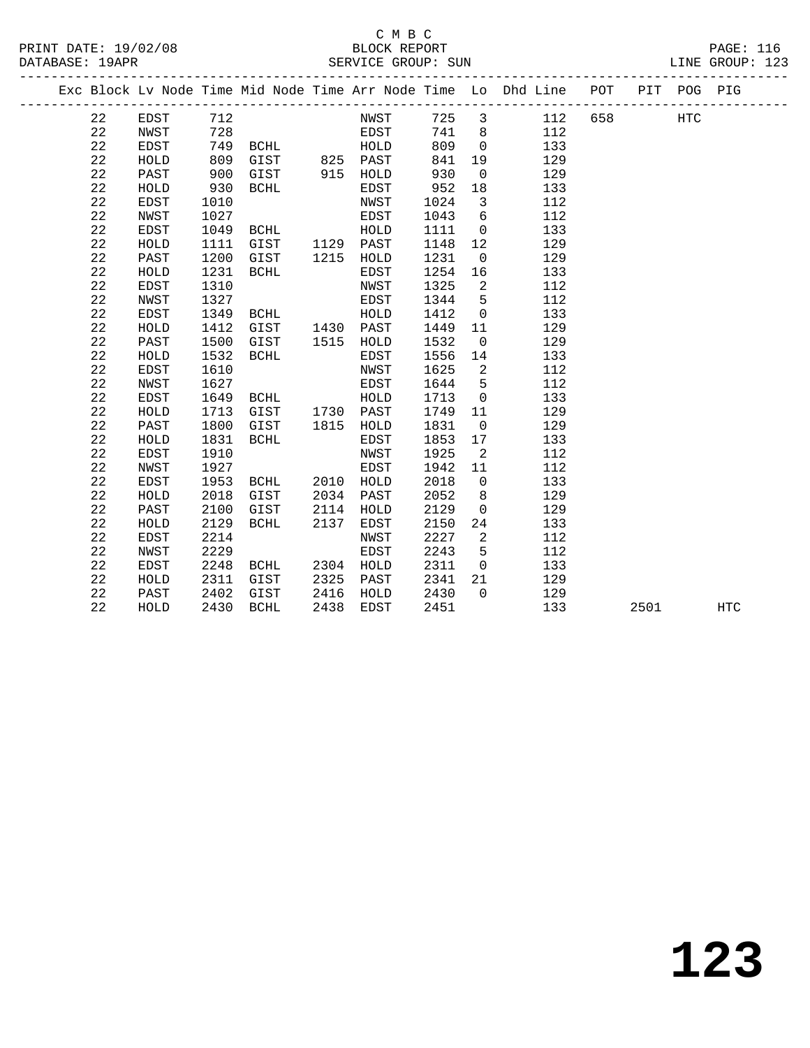C M B C

BLOCK REPORT

SERVICE GROUP: SUN

PRINT DATE: 19/02/08
DATABASE: 19APR

PAGE: 116
LINE GROUP: 123

| Exc | Block | Lv | Node | Time | Mid Node | Time | Arr Node | Time | Lo | Dhd Line | POT | PIT | POG | PIG |
|---|---|---|---|---|---|---|---|---|---|---|---|---|---|---|
| | 22 | | EDST | 712 | | | NWST | 725 | 3 | 112 | 658 | | HTC | |
| | 22 | | NWST | 728 | | | EDST | 741 | 8 | 112 | | | | |
| | 22 | | EDST | 749 | BCHL | | HOLD | 809 | 0 | 133 | | | | |
| | 22 | | HOLD | 809 | GIST | 825 | PAST | 841 | 19 | 129 | | | | |
| | 22 | | PAST | 900 | GIST | 915 | HOLD | 930 | 0 | 129 | | | | |
| | 22 | | HOLD | 930 | BCHL | | EDST | 952 | 18 | 133 | | | | |
| | 22 | | EDST | 1010 | | | NWST | 1024 | 3 | 112 | | | | |
| | 22 | | NWST | 1027 | | | EDST | 1043 | 6 | 112 | | | | |
| | 22 | | EDST | 1049 | BCHL | | HOLD | 1111 | 0 | 133 | | | | |
| | 22 | | HOLD | 1111 | GIST | 1129 | PAST | 1148 | 12 | 129 | | | | |
| | 22 | | PAST | 1200 | GIST | 1215 | HOLD | 1231 | 0 | 129 | | | | |
| | 22 | | HOLD | 1231 | BCHL | | EDST | 1254 | 16 | 133 | | | | |
| | 22 | | EDST | 1310 | | | NWST | 1325 | 2 | 112 | | | | |
| | 22 | | NWST | 1327 | | | EDST | 1344 | 5 | 112 | | | | |
| | 22 | | EDST | 1349 | BCHL | | HOLD | 1412 | 0 | 133 | | | | |
| | 22 | | HOLD | 1412 | GIST | 1430 | PAST | 1449 | 11 | 129 | | | | |
| | 22 | | PAST | 1500 | GIST | 1515 | HOLD | 1532 | 0 | 129 | | | | |
| | 22 | | HOLD | 1532 | BCHL | | EDST | 1556 | 14 | 133 | | | | |
| | 22 | | EDST | 1610 | | | NWST | 1625 | 2 | 112 | | | | |
| | 22 | | NWST | 1627 | | | EDST | 1644 | 5 | 112 | | | | |
| | 22 | | EDST | 1649 | BCHL | | HOLD | 1713 | 0 | 133 | | | | |
| | 22 | | HOLD | 1713 | GIST | 1730 | PAST | 1749 | 11 | 129 | | | | |
| | 22 | | PAST | 1800 | GIST | 1815 | HOLD | 1831 | 0 | 129 | | | | |
| | 22 | | HOLD | 1831 | BCHL | | EDST | 1853 | 17 | 133 | | | | |
| | 22 | | EDST | 1910 | | | NWST | 1925 | 2 | 112 | | | | |
| | 22 | | NWST | 1927 | | | EDST | 1942 | 11 | 112 | | | | |
| | 22 | | EDST | 1953 | BCHL | 2010 | HOLD | 2018 | 0 | 133 | | | | |
| | 22 | | HOLD | 2018 | GIST | 2034 | PAST | 2052 | 8 | 129 | | | | |
| | 22 | | PAST | 2100 | GIST | 2114 | HOLD | 2129 | 0 | 129 | | | | |
| | 22 | | HOLD | 2129 | BCHL | 2137 | EDST | 2150 | 24 | 133 | | | | |
| | 22 | | EDST | 2214 | | | NWST | 2227 | 2 | 112 | | | | |
| | 22 | | NWST | 2229 | | | EDST | 2243 | 5 | 112 | | | | |
| | 22 | | EDST | 2248 | BCHL | 2304 | HOLD | 2311 | 0 | 133 | | | | |
| | 22 | | HOLD | 2311 | GIST | 2325 | PAST | 2341 | 21 | 129 | | | | |
| | 22 | | PAST | 2402 | GIST | 2416 | HOLD | 2430 | 0 | 129 | | | | |
| | 22 | | HOLD | 2430 | BCHL | 2438 | EDST | 2451 | | 133 | | 2501 | | HTC |

# 123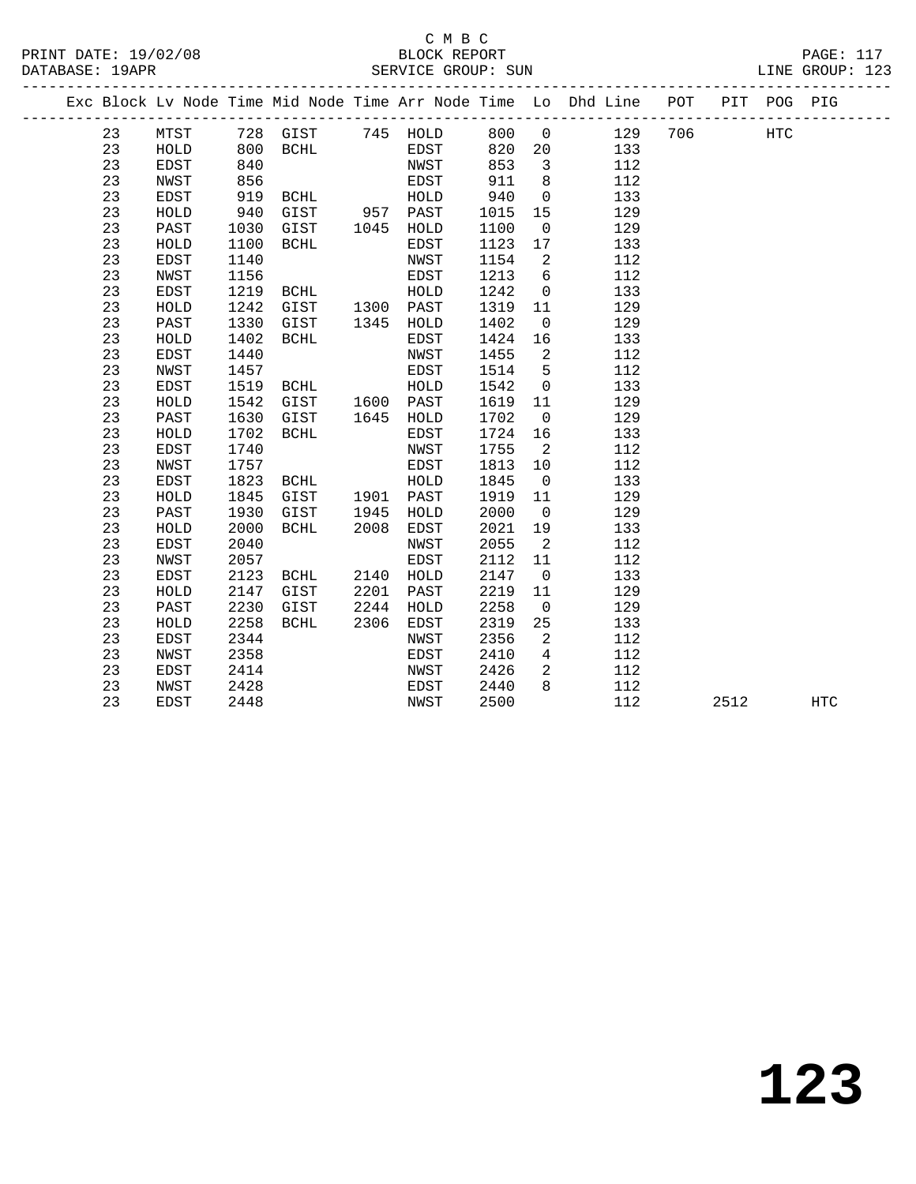C M B C
BLOCK REPORT
SERVICE GROUP: SUN

PRINT DATE: 19/02/08
DATABASE: 19APR
LINE GROUP: 123

| Exc | Block | Lv Node | Time | Mid Node | Time | Arr Node | Time | Lo | Dhd Line | POT | PIT | POG | PIG |
|---|---|---|---|---|---|---|---|---|---|---|---|---|---|
| | 23 | MTST | 728 | GIST | 745 | HOLD | 800 | 0 | 129 | 706 | | HTC | |
| | 23 | HOLD | 800 | BCHL | | EDST | 820 | 20 | 133 | | | | |
| | 23 | EDST | 840 | | | NWST | 853 | 3 | 112 | | | | |
| | 23 | NWST | 856 | | | EDST | 911 | 8 | 112 | | | | |
| | 23 | EDST | 919 | BCHL | | HOLD | 940 | 0 | 133 | | | | |
| | 23 | HOLD | 940 | GIST | 957 | PAST | 1015 | 15 | 129 | | | | |
| | 23 | PAST | 1030 | GIST | 1045 | HOLD | 1100 | 0 | 129 | | | | |
| | 23 | HOLD | 1100 | BCHL | | EDST | 1123 | 17 | 133 | | | | |
| | 23 | EDST | 1140 | | | NWST | 1154 | 2 | 112 | | | | |
| | 23 | NWST | 1156 | | | EDST | 1213 | 6 | 112 | | | | |
| | 23 | EDST | 1219 | BCHL | | HOLD | 1242 | 0 | 133 | | | | |
| | 23 | HOLD | 1242 | GIST | 1300 | PAST | 1319 | 11 | 129 | | | | |
| | 23 | PAST | 1330 | GIST | 1345 | HOLD | 1402 | 0 | 129 | | | | |
| | 23 | HOLD | 1402 | BCHL | | EDST | 1424 | 16 | 133 | | | | |
| | 23 | EDST | 1440 | | | NWST | 1455 | 2 | 112 | | | | |
| | 23 | NWST | 1457 | | | EDST | 1514 | 5 | 112 | | | | |
| | 23 | EDST | 1519 | BCHL | | HOLD | 1542 | 0 | 133 | | | | |
| | 23 | HOLD | 1542 | GIST | 1600 | PAST | 1619 | 11 | 129 | | | | |
| | 23 | PAST | 1630 | GIST | 1645 | HOLD | 1702 | 0 | 129 | | | | |
| | 23 | HOLD | 1702 | BCHL | | EDST | 1724 | 16 | 133 | | | | |
| | 23 | EDST | 1740 | | | NWST | 1755 | 2 | 112 | | | | |
| | 23 | NWST | 1757 | | | EDST | 1813 | 10 | 112 | | | | |
| | 23 | EDST | 1823 | BCHL | | HOLD | 1845 | 0 | 133 | | | | |
| | 23 | HOLD | 1845 | GIST | 1901 | PAST | 1919 | 11 | 129 | | | | |
| | 23 | PAST | 1930 | GIST | 1945 | HOLD | 2000 | 0 | 129 | | | | |
| | 23 | HOLD | 2000 | BCHL | 2008 | EDST | 2021 | 19 | 133 | | | | |
| | 23 | EDST | 2040 | | | NWST | 2055 | 2 | 112 | | | | |
| | 23 | NWST | 2057 | | | EDST | 2112 | 11 | 112 | | | | |
| | 23 | EDST | 2123 | BCHL | 2140 | HOLD | 2147 | 0 | 133 | | | | |
| | 23 | HOLD | 2147 | GIST | 2201 | PAST | 2219 | 11 | 129 | | | | |
| | 23 | PAST | 2230 | GIST | 2244 | HOLD | 2258 | 0 | 129 | | | | |
| | 23 | HOLD | 2258 | BCHL | 2306 | EDST | 2319 | 25 | 133 | | | | |
| | 23 | EDST | 2344 | | | NWST | 2356 | 2 | 112 | | | | |
| | 23 | NWST | 2358 | | | EDST | 2410 | 4 | 112 | | | | |
| | 23 | EDST | 2414 | | | NWST | 2426 | 2 | 112 | | | | |
| | 23 | NWST | 2428 | | | EDST | 2440 | 8 | 112 | | | | |
| | 23 | EDST | 2448 | | | NWST | 2500 | | 112 | | 2512 | | HTC |

**123**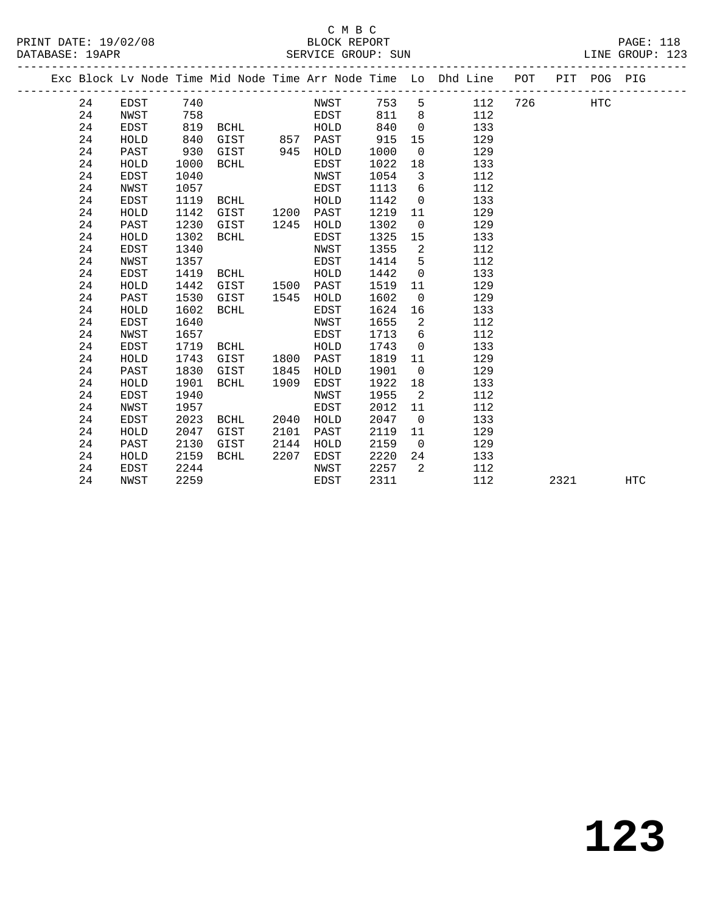C M B C

BLOCK REPORT

SERVICE GROUP: SUN

PRINT DATE: 19/02/08
DATABASE: 19APR
LINE GROUP: 123

| Exc | Block | Lv Node | Time | Mid Node | Time | Arr Node | Time | Lo | Dhd Line | POT | PIT | POG | PIG |
|---|---|---|---|---|---|---|---|---|---|---|---|---|---|
| | 24 | EDST | 740 | | | NWST | 753 | 5 | 112 | 726 | | HTC | |
| | 24 | NWST | 758 | | | EDST | 811 | 8 | 112 | | | | |
| | 24 | EDST | 819 | BCHL | | HOLD | 840 | 0 | 133 | | | | |
| | 24 | HOLD | 840 | GIST | 857 | PAST | 915 | 15 | 129 | | | | |
| | 24 | PAST | 930 | GIST | 945 | HOLD | 1000 | 0 | 129 | | | | |
| | 24 | HOLD | 1000 | BCHL | | EDST | 1022 | 18 | 133 | | | | |
| | 24 | EDST | 1040 | | | NWST | 1054 | 3 | 112 | | | | |
| | 24 | NWST | 1057 | | | EDST | 1113 | 6 | 112 | | | | |
| | 24 | EDST | 1119 | BCHL | | HOLD | 1142 | 0 | 133 | | | | |
| | 24 | HOLD | 1142 | GIST | 1200 | PAST | 1219 | 11 | 129 | | | | |
| | 24 | PAST | 1230 | GIST | 1245 | HOLD | 1302 | 0 | 129 | | | | |
| | 24 | HOLD | 1302 | BCHL | | EDST | 1325 | 15 | 133 | | | | |
| | 24 | EDST | 1340 | | | NWST | 1355 | 2 | 112 | | | | |
| | 24 | NWST | 1357 | | | EDST | 1414 | 5 | 112 | | | | |
| | 24 | EDST | 1419 | BCHL | | HOLD | 1442 | 0 | 133 | | | | |
| | 24 | HOLD | 1442 | GIST | 1500 | PAST | 1519 | 11 | 129 | | | | |
| | 24 | PAST | 1530 | GIST | 1545 | HOLD | 1602 | 0 | 129 | | | | |
| | 24 | HOLD | 1602 | BCHL | | EDST | 1624 | 16 | 133 | | | | |
| | 24 | EDST | 1640 | | | NWST | 1655 | 2 | 112 | | | | |
| | 24 | NWST | 1657 | | | EDST | 1713 | 6 | 112 | | | | |
| | 24 | EDST | 1719 | BCHL | | HOLD | 1743 | 0 | 133 | | | | |
| | 24 | HOLD | 1743 | GIST | 1800 | PAST | 1819 | 11 | 129 | | | | |
| | 24 | PAST | 1830 | GIST | 1845 | HOLD | 1901 | 0 | 129 | | | | |
| | 24 | HOLD | 1901 | BCHL | 1909 | EDST | 1922 | 18 | 133 | | | | |
| | 24 | EDST | 1940 | | | NWST | 1955 | 2 | 112 | | | | |
| | 24 | NWST | 1957 | | | EDST | 2012 | 11 | 112 | | | | |
| | 24 | EDST | 2023 | BCHL | 2040 | HOLD | 2047 | 0 | 133 | | | | |
| | 24 | HOLD | 2047 | GIST | 2101 | PAST | 2119 | 11 | 129 | | | | |
| | 24 | PAST | 2130 | GIST | 2144 | HOLD | 2159 | 0 | 129 | | | | |
| | 24 | HOLD | 2159 | BCHL | 2207 | EDST | 2220 | 24 | 133 | | | | |
| | 24 | EDST | 2244 | | | NWST | 2257 | 2 | 112 | | | | |
| | 24 | NWST | 2259 | | | EDST | 2311 | | 112 | | 2321 | | HTC |

# 123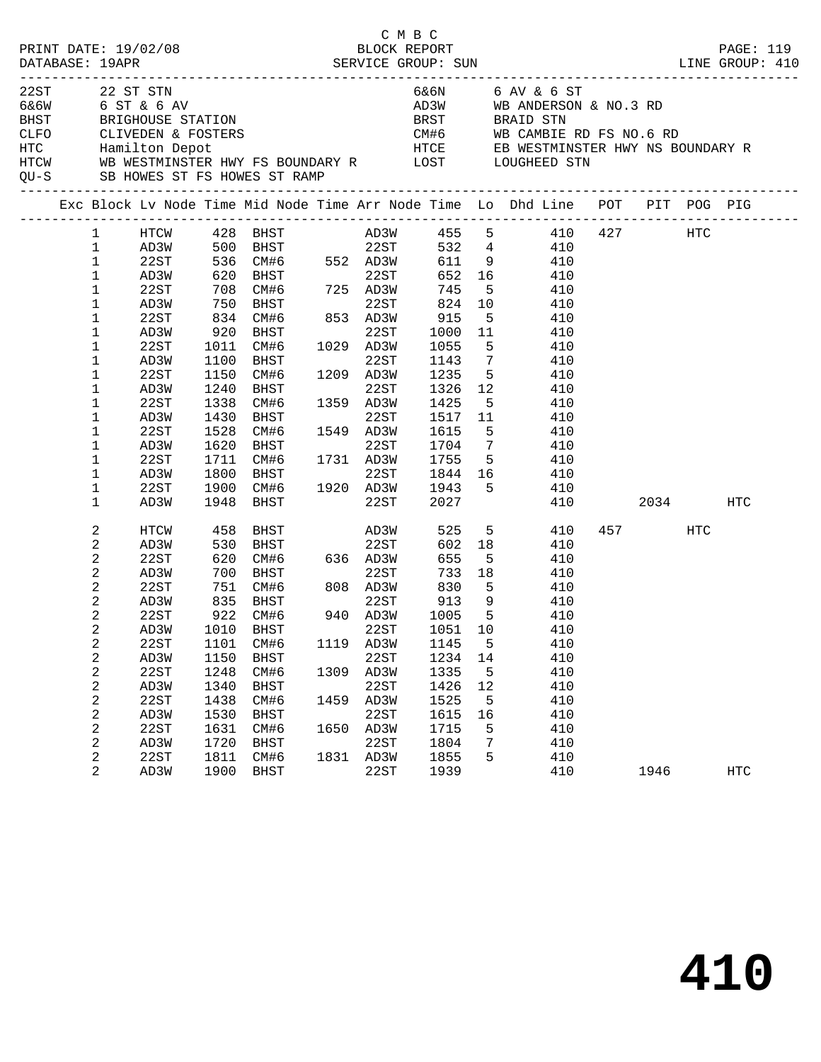C M B C

PRINT DATE: 19/02/08 BLOCK REPORT PAGE: 119
DATABASE: 19APR SERVICE GROUP: SUN LINE GROUP: 410

| Code | Description | Code | Description |
|---|---|---|---|
| 22ST | 22 ST STN | 6&6N | 6 AV & 6 ST |
| 6&6W | 6 ST & 6 AV | AD3W | WB ANDERSON & NO.3 RD |
| BHST | BRIGHOUSE STATION | BRST | BRAID STN |
| CLFO | CLIVEDEN & FOSTERS | CM#6 | WB CAMBIE RD FS NO.6 RD |
| HTC | Hamilton Depot | HTCE | EB WESTMINSTER HWY NS BOUNDARY R |
| HTCW | WB WESTMINSTER HWY FS BOUNDARY R | LOST | LOUGHEED STN |
| QU-S | SB HOWES ST FS HOWES ST RAMP | | |

| Exc | Block | Lv Node | Time | Mid Node | Time | Arr Node | Time | Lo | Dhd Line | POT | PIT | POG | PIG |
|---|---|---|---|---|---|---|---|---|---|---|---|---|---|
| | 1 | HTCW | 428 | BHST | | AD3W | 455 | 5 | 410 | 427 | | HTC | |
| | 1 | AD3W | 500 | BHST | | 22ST | 532 | 4 | 410 | | | | |
| | 1 | 22ST | 536 | CM#6 | 552 | AD3W | 611 | 9 | 410 | | | | |
| | 1 | AD3W | 620 | BHST | | 22ST | 652 | 16 | 410 | | | | |
| | 1 | 22ST | 708 | CM#6 | 725 | AD3W | 745 | 5 | 410 | | | | |
| | 1 | AD3W | 750 | BHST | | 22ST | 824 | 10 | 410 | | | | |
| | 1 | 22ST | 834 | CM#6 | 853 | AD3W | 915 | 5 | 410 | | | | |
| | 1 | AD3W | 920 | BHST | | 22ST | 1000 | 11 | 410 | | | | |
| | 1 | 22ST | 1011 | CM#6 | 1029 | AD3W | 1055 | 5 | 410 | | | | |
| | 1 | AD3W | 1100 | BHST | | 22ST | 1143 | 7 | 410 | | | | |
| | 1 | 22ST | 1150 | CM#6 | 1209 | AD3W | 1235 | 5 | 410 | | | | |
| | 1 | AD3W | 1240 | BHST | | 22ST | 1326 | 12 | 410 | | | | |
| | 1 | 22ST | 1338 | CM#6 | 1359 | AD3W | 1425 | 5 | 410 | | | | |
| | 1 | AD3W | 1430 | BHST | | 22ST | 1517 | 11 | 410 | | | | |
| | 1 | 22ST | 1528 | CM#6 | 1549 | AD3W | 1615 | 5 | 410 | | | | |
| | 1 | AD3W | 1620 | BHST | | 22ST | 1704 | 7 | 410 | | | | |
| | 1 | 22ST | 1711 | CM#6 | 1731 | AD3W | 1755 | 5 | 410 | | | | |
| | 1 | AD3W | 1800 | BHST | | 22ST | 1844 | 16 | 410 | | | | |
| | 1 | 22ST | 1900 | CM#6 | 1920 | AD3W | 1943 | 5 | 410 | | | | |
| | 1 | AD3W | 1948 | BHST | | 22ST | 2027 | | 410 | | 2034 | | HTC |
| | 2 | HTCW | 458 | BHST | | AD3W | 525 | 5 | 410 | 457 | | HTC | |
| | 2 | AD3W | 530 | BHST | | 22ST | 602 | 18 | 410 | | | | |
| | 2 | 22ST | 620 | CM#6 | 636 | AD3W | 655 | 5 | 410 | | | | |
| | 2 | AD3W | 700 | BHST | | 22ST | 733 | 18 | 410 | | | | |
| | 2 | 22ST | 751 | CM#6 | 808 | AD3W | 830 | 5 | 410 | | | | |
| | 2 | AD3W | 835 | BHST | | 22ST | 913 | 9 | 410 | | | | |
| | 2 | 22ST | 922 | CM#6 | 940 | AD3W | 1005 | 5 | 410 | | | | |
| | 2 | AD3W | 1010 | BHST | | 22ST | 1051 | 10 | 410 | | | | |
| | 2 | 22ST | 1101 | CM#6 | 1119 | AD3W | 1145 | 5 | 410 | | | | |
| | 2 | AD3W | 1150 | BHST | | 22ST | 1234 | 14 | 410 | | | | |
| | 2 | 22ST | 1248 | CM#6 | 1309 | AD3W | 1335 | 5 | 410 | | | | |
| | 2 | AD3W | 1340 | BHST | | 22ST | 1426 | 12 | 410 | | | | |
| | 2 | 22ST | 1438 | CM#6 | 1459 | AD3W | 1525 | 5 | 410 | | | | |
| | 2 | AD3W | 1530 | BHST | | 22ST | 1615 | 16 | 410 | | | | |
| | 2 | 22ST | 1631 | CM#6 | 1650 | AD3W | 1715 | 5 | 410 | | | | |
| | 2 | AD3W | 1720 | BHST | | 22ST | 1804 | 7 | 410 | | | | |
| | 2 | 22ST | 1811 | CM#6 | 1831 | AD3W | 1855 | 5 | 410 | | | | |
| | 2 | AD3W | 1900 | BHST | | 22ST | 1939 | | 410 | | 1946 | | HTC |

# 410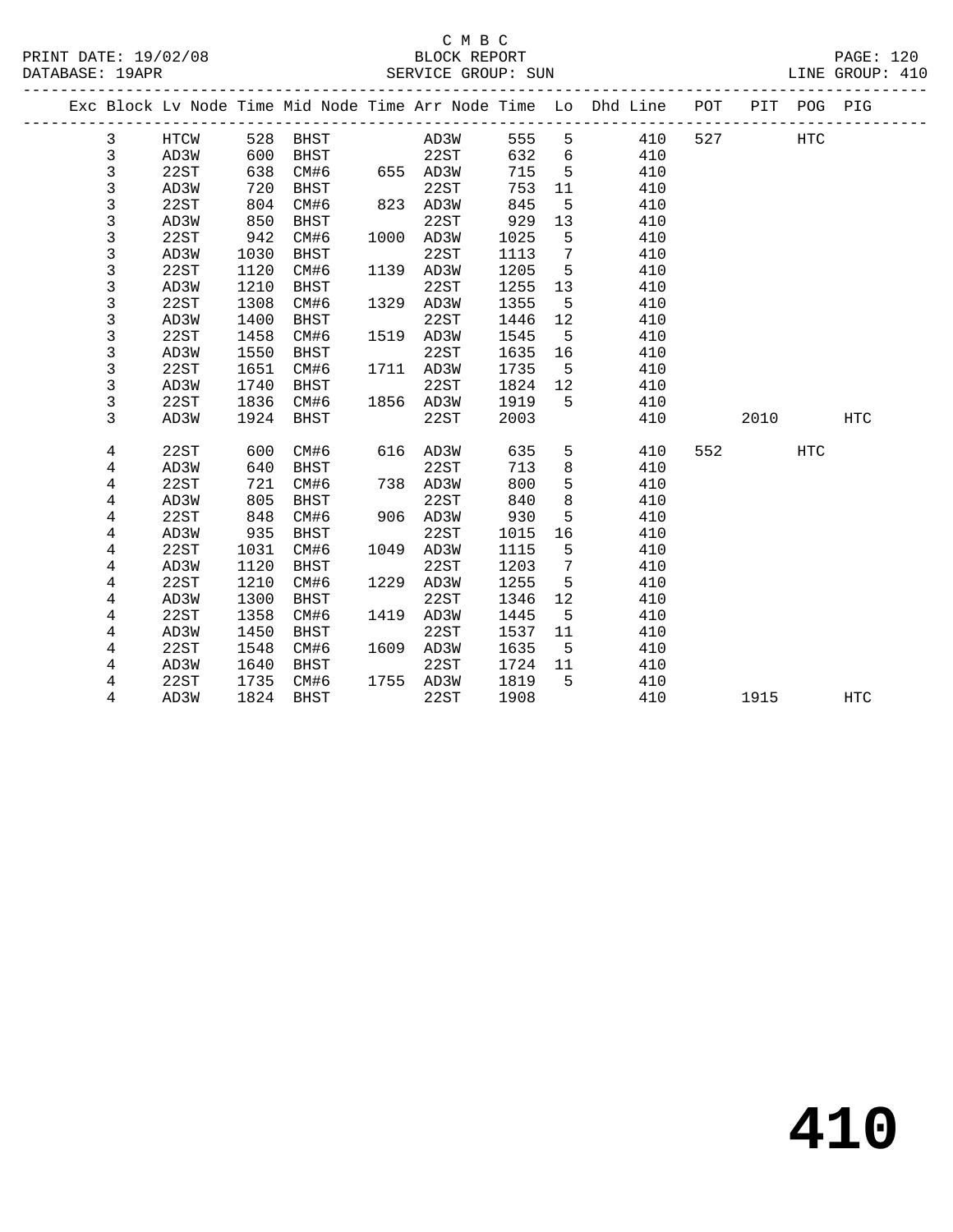C M B C
PRINT DATE: 19/02/08 BLOCK REPORT
DATABASE: 19APR SERVICE GROUP: SUN LINE GROUP: 410

| Exc | Block | Lv Node | Time | Mid Node | Time | Arr Node | Time | Lo | Dhd Line | POT | PIT | POG | PIG |
|---|---|---|---|---|---|---|---|---|---|---|---|---|---|
| | 3 | HTCW | 528 | BHST | | AD3W | 555 | 5 | 410 | 527 | | HTC | |
| | 3 | AD3W | 600 | BHST | | 22ST | 632 | 6 | 410 | | | | |
| | 3 | 22ST | 638 | CM#6 | 655 | AD3W | 715 | 5 | 410 | | | | |
| | 3 | AD3W | 720 | BHST | | 22ST | 753 | 11 | 410 | | | | |
| | 3 | 22ST | 804 | CM#6 | 823 | AD3W | 845 | 5 | 410 | | | | |
| | 3 | AD3W | 850 | BHST | | 22ST | 929 | 13 | 410 | | | | |
| | 3 | 22ST | 942 | CM#6 | 1000 | AD3W | 1025 | 5 | 410 | | | | |
| | 3 | AD3W | 1030 | BHST | | 22ST | 1113 | 7 | 410 | | | | |
| | 3 | 22ST | 1120 | CM#6 | 1139 | AD3W | 1205 | 5 | 410 | | | | |
| | 3 | AD3W | 1210 | BHST | | 22ST | 1255 | 13 | 410 | | | | |
| | 3 | 22ST | 1308 | CM#6 | 1329 | AD3W | 1355 | 5 | 410 | | | | |
| | 3 | AD3W | 1400 | BHST | | 22ST | 1446 | 12 | 410 | | | | |
| | 3 | 22ST | 1458 | CM#6 | 1519 | AD3W | 1545 | 5 | 410 | | | | |
| | 3 | AD3W | 1550 | BHST | | 22ST | 1635 | 16 | 410 | | | | |
| | 3 | 22ST | 1651 | CM#6 | 1711 | AD3W | 1735 | 5 | 410 | | | | |
| | 3 | AD3W | 1740 | BHST | | 22ST | 1824 | 12 | 410 | | | | |
| | 3 | 22ST | 1836 | CM#6 | 1856 | AD3W | 1919 | 5 | 410 | | | | |
| | 3 | AD3W | 1924 | BHST | | 22ST | 2003 | | 410 | | 2010 | | HTC |
| | 4 | 22ST | 600 | CM#6 | 616 | AD3W | 635 | 5 | 410 | 552 | | HTC | |
| | 4 | AD3W | 640 | BHST | | 22ST | 713 | 8 | 410 | | | | |
| | 4 | 22ST | 721 | CM#6 | 738 | AD3W | 800 | 5 | 410 | | | | |
| | 4 | AD3W | 805 | BHST | | 22ST | 840 | 8 | 410 | | | | |
| | 4 | 22ST | 848 | CM#6 | 906 | AD3W | 930 | 5 | 410 | | | | |
| | 4 | AD3W | 935 | BHST | | 22ST | 1015 | 16 | 410 | | | | |
| | 4 | 22ST | 1031 | CM#6 | 1049 | AD3W | 1115 | 5 | 410 | | | | |
| | 4 | AD3W | 1120 | BHST | | 22ST | 1203 | 7 | 410 | | | | |
| | 4 | 22ST | 1210 | CM#6 | 1229 | AD3W | 1255 | 5 | 410 | | | | |
| | 4 | AD3W | 1300 | BHST | | 22ST | 1346 | 12 | 410 | | | | |
| | 4 | 22ST | 1358 | CM#6 | 1419 | AD3W | 1445 | 5 | 410 | | | | |
| | 4 | AD3W | 1450 | BHST | | 22ST | 1537 | 11 | 410 | | | | |
| | 4 | 22ST | 1548 | CM#6 | 1609 | AD3W | 1635 | 5 | 410 | | | | |
| | 4 | AD3W | 1640 | BHST | | 22ST | 1724 | 11 | 410 | | | | |
| | 4 | 22ST | 1735 | CM#6 | 1755 | AD3W | 1819 | 5 | 410 | | | | |
| | 4 | AD3W | 1824 | BHST | | 22ST | 1908 | | 410 | | 1915 | | HTC |

# 410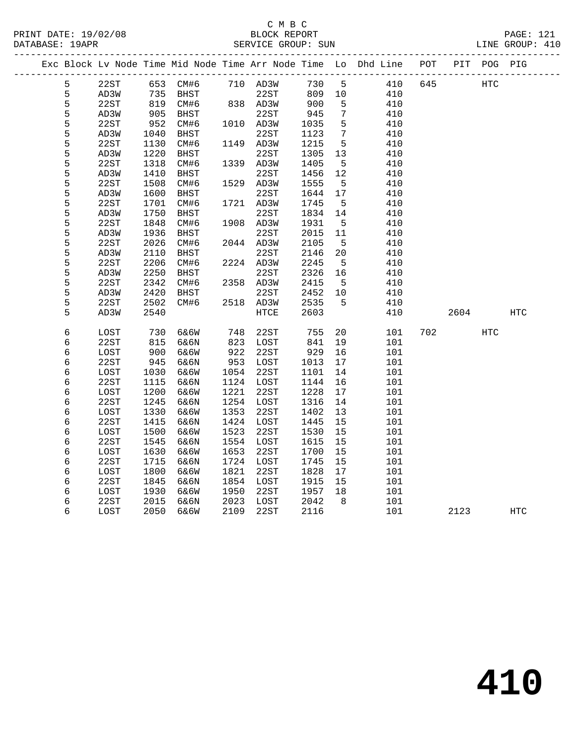C M B C
BLOCK REPORT
SERVICE GROUP: SUN

PRINT DATE: 19/02/08
DATABASE: 19APR
LINE GROUP: 410

| Exc | Block | Lv Node | Time | Mid Node | Time | Arr Node | Time | Lo | Dhd Line | POT | PIT | POG | PIG |
|---|---|---|---|---|---|---|---|---|---|---|---|---|---|
| | 5 | 22ST | 653 | CM#6 | 710 | AD3W | 730 | 5 | 410 | 645 | | HTC | |
| | 5 | AD3W | 735 | BHST | | 22ST | 809 | 10 | 410 | | | | |
| | 5 | 22ST | 819 | CM#6 | 838 | AD3W | 900 | 5 | 410 | | | | |
| | 5 | AD3W | 905 | BHST | | 22ST | 945 | 7 | 410 | | | | |
| | 5 | 22ST | 952 | CM#6 | 1010 | AD3W | 1035 | 5 | 410 | | | | |
| | 5 | AD3W | 1040 | BHST | | 22ST | 1123 | 7 | 410 | | | | |
| | 5 | 22ST | 1130 | CM#6 | 1149 | AD3W | 1215 | 5 | 410 | | | | |
| | 5 | AD3W | 1220 | BHST | | 22ST | 1305 | 13 | 410 | | | | |
| | 5 | 22ST | 1318 | CM#6 | 1339 | AD3W | 1405 | 5 | 410 | | | | |
| | 5 | AD3W | 1410 | BHST | | 22ST | 1456 | 12 | 410 | | | | |
| | 5 | 22ST | 1508 | CM#6 | 1529 | AD3W | 1555 | 5 | 410 | | | | |
| | 5 | AD3W | 1600 | BHST | | 22ST | 1644 | 17 | 410 | | | | |
| | 5 | 22ST | 1701 | CM#6 | 1721 | AD3W | 1745 | 5 | 410 | | | | |
| | 5 | AD3W | 1750 | BHST | | 22ST | 1834 | 14 | 410 | | | | |
| | 5 | 22ST | 1848 | CM#6 | 1908 | AD3W | 1931 | 5 | 410 | | | | |
| | 5 | AD3W | 1936 | BHST | | 22ST | 2015 | 11 | 410 | | | | |
| | 5 | 22ST | 2026 | CM#6 | 2044 | AD3W | 2105 | 5 | 410 | | | | |
| | 5 | AD3W | 2110 | BHST | | 22ST | 2146 | 20 | 410 | | | | |
| | 5 | 22ST | 2206 | CM#6 | 2224 | AD3W | 2245 | 5 | 410 | | | | |
| | 5 | AD3W | 2250 | BHST | | 22ST | 2326 | 16 | 410 | | | | |
| | 5 | 22ST | 2342 | CM#6 | 2358 | AD3W | 2415 | 5 | 410 | | | | |
| | 5 | AD3W | 2420 | BHST | | 22ST | 2452 | 10 | 410 | | | | |
| | 5 | 22ST | 2502 | CM#6 | 2518 | AD3W | 2535 | 5 | 410 | | | | |
| | 5 | AD3W | 2540 | | | HTCE | 2603 | | 410 | | 2604 | | HTC |
| | 6 | LOST | 730 | 6&6W | 748 | 22ST | 755 | 20 | 101 | 702 | | HTC | |
| | 6 | 22ST | 815 | 6&6N | 823 | LOST | 841 | 19 | 101 | | | | |
| | 6 | LOST | 900 | 6&6W | 922 | 22ST | 929 | 16 | 101 | | | | |
| | 6 | 22ST | 945 | 6&6N | 953 | LOST | 1013 | 17 | 101 | | | | |
| | 6 | LOST | 1030 | 6&6W | 1054 | 22ST | 1101 | 14 | 101 | | | | |
| | 6 | 22ST | 1115 | 6&6N | 1124 | LOST | 1144 | 16 | 101 | | | | |
| | 6 | LOST | 1200 | 6&6W | 1221 | 22ST | 1228 | 17 | 101 | | | | |
| | 6 | 22ST | 1245 | 6&6N | 1254 | LOST | 1316 | 14 | 101 | | | | |
| | 6 | LOST | 1330 | 6&6W | 1353 | 22ST | 1402 | 13 | 101 | | | | |
| | 6 | 22ST | 1415 | 6&6N | 1424 | LOST | 1445 | 15 | 101 | | | | |
| | 6 | LOST | 1500 | 6&6W | 1523 | 22ST | 1530 | 15 | 101 | | | | |
| | 6 | 22ST | 1545 | 6&6N | 1554 | LOST | 1615 | 15 | 101 | | | | |
| | 6 | LOST | 1630 | 6&6W | 1653 | 22ST | 1700 | 15 | 101 | | | | |
| | 6 | 22ST | 1715 | 6&6N | 1724 | LOST | 1745 | 15 | 101 | | | | |
| | 6 | LOST | 1800 | 6&6W | 1821 | 22ST | 1828 | 17 | 101 | | | | |
| | 6 | 22ST | 1845 | 6&6N | 1854 | LOST | 1915 | 15 | 101 | | | | |
| | 6 | LOST | 1930 | 6&6W | 1950 | 22ST | 1957 | 18 | 101 | | | | |
| | 6 | 22ST | 2015 | 6&6N | 2023 | LOST | 2042 | 8 | 101 | | | | |
| | 6 | LOST | 2050 | 6&6W | 2109 | 22ST | 2116 | | 101 | | 2123 | | HTC |

# 410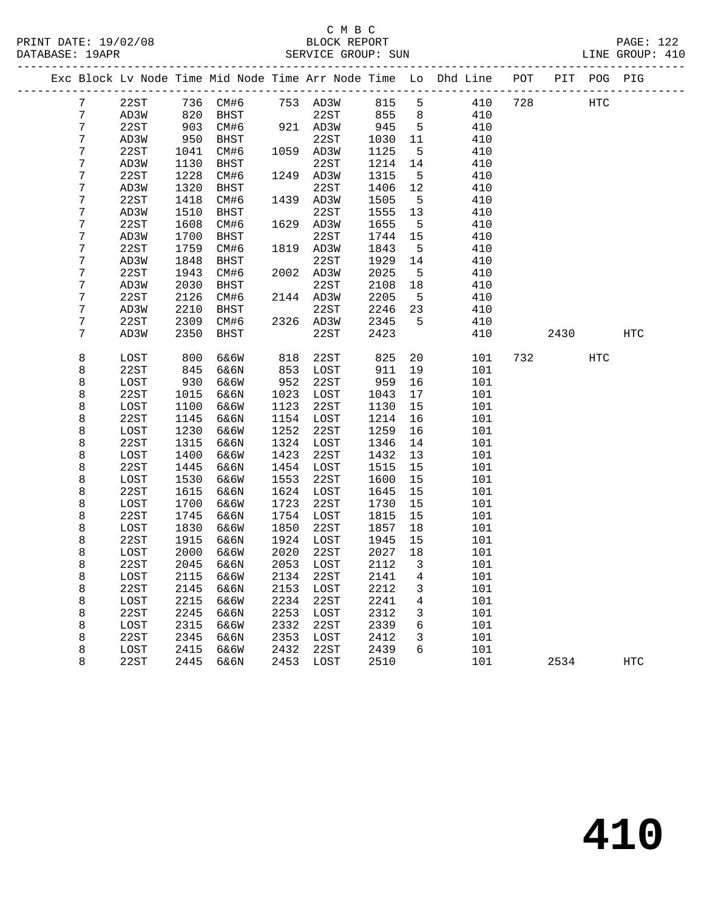C M B C
PRINT DATE: 19/02/08 BLOCK REPORT
DATABASE: 19APR SERVICE GROUP: SUN LINE GROUP: 410

| Exc | Block | Lv Node | Time | Mid Node | Time | Arr Node | Time | Lo | Dhd Line | POT | PIT | POG | PIG |
|---|---|---|---|---|---|---|---|---|---|---|---|---|---|
| | 7 | 22ST | 736 | CM#6 | 753 | AD3W | 815 | 5 | 410 | 728 | | HTC | |
| | 7 | AD3W | 820 | BHST | | 22ST | 855 | 8 | 410 | | | | |
| | 7 | 22ST | 903 | CM#6 | 921 | AD3W | 945 | 5 | 410 | | | | |
| | 7 | AD3W | 950 | BHST | | 22ST | 1030 | 11 | 410 | | | | |
| | 7 | 22ST | 1041 | CM#6 | 1059 | AD3W | 1125 | 5 | 410 | | | | |
| | 7 | AD3W | 1130 | BHST | | 22ST | 1214 | 14 | 410 | | | | |
| | 7 | 22ST | 1228 | CM#6 | 1249 | AD3W | 1315 | 5 | 410 | | | | |
| | 7 | AD3W | 1320 | BHST | | 22ST | 1406 | 12 | 410 | | | | |
| | 7 | 22ST | 1418 | CM#6 | 1439 | AD3W | 1505 | 5 | 410 | | | | |
| | 7 | AD3W | 1510 | BHST | | 22ST | 1555 | 13 | 410 | | | | |
| | 7 | 22ST | 1608 | CM#6 | 1629 | AD3W | 1655 | 5 | 410 | | | | |
| | 7 | AD3W | 1700 | BHST | | 22ST | 1744 | 15 | 410 | | | | |
| | 7 | 22ST | 1759 | CM#6 | 1819 | AD3W | 1843 | 5 | 410 | | | | |
| | 7 | AD3W | 1848 | BHST | | 22ST | 1929 | 14 | 410 | | | | |
| | 7 | 22ST | 1943 | CM#6 | 2002 | AD3W | 2025 | 5 | 410 | | | | |
| | 7 | AD3W | 2030 | BHST | | 22ST | 2108 | 18 | 410 | | | | |
| | 7 | 22ST | 2126 | CM#6 | 2144 | AD3W | 2205 | 5 | 410 | | | | |
| | 7 | AD3W | 2210 | BHST | | 22ST | 2246 | 23 | 410 | | | | |
| | 7 | 22ST | 2309 | CM#6 | 2326 | AD3W | 2345 | 5 | 410 | | | | |
| | 7 | AD3W | 2350 | BHST | | 22ST | 2423 | | 410 | | 2430 | | HTC |
| | 8 | LOST | 800 | 6&6W | 818 | 22ST | 825 | 20 | 101 | 732 | | HTC | |
| | 8 | 22ST | 845 | 6&6N | 853 | LOST | 911 | 19 | 101 | | | | |
| | 8 | LOST | 930 | 6&6W | 952 | 22ST | 959 | 16 | 101 | | | | |
| | 8 | 22ST | 1015 | 6&6N | 1023 | LOST | 1043 | 17 | 101 | | | | |
| | 8 | LOST | 1100 | 6&6W | 1123 | 22ST | 1130 | 15 | 101 | | | | |
| | 8 | 22ST | 1145 | 6&6N | 1154 | LOST | 1214 | 16 | 101 | | | | |
| | 8 | LOST | 1230 | 6&6W | 1252 | 22ST | 1259 | 16 | 101 | | | | |
| | 8 | 22ST | 1315 | 6&6N | 1324 | LOST | 1346 | 14 | 101 | | | | |
| | 8 | LOST | 1400 | 6&6W | 1423 | 22ST | 1432 | 13 | 101 | | | | |
| | 8 | 22ST | 1445 | 6&6N | 1454 | LOST | 1515 | 15 | 101 | | | | |
| | 8 | LOST | 1530 | 6&6W | 1553 | 22ST | 1600 | 15 | 101 | | | | |
| | 8 | 22ST | 1615 | 6&6N | 1624 | LOST | 1645 | 15 | 101 | | | | |
| | 8 | LOST | 1700 | 6&6W | 1723 | 22ST | 1730 | 15 | 101 | | | | |
| | 8 | 22ST | 1745 | 6&6N | 1754 | LOST | 1815 | 15 | 101 | | | | |
| | 8 | LOST | 1830 | 6&6W | 1850 | 22ST | 1857 | 18 | 101 | | | | |
| | 8 | 22ST | 1915 | 6&6N | 1924 | LOST | 1945 | 15 | 101 | | | | |
| | 8 | LOST | 2000 | 6&6W | 2020 | 22ST | 2027 | 18 | 101 | | | | |
| | 8 | 22ST | 2045 | 6&6N | 2053 | LOST | 2112 | 3 | 101 | | | | |
| | 8 | LOST | 2115 | 6&6W | 2134 | 22ST | 2141 | 4 | 101 | | | | |
| | 8 | 22ST | 2145 | 6&6N | 2153 | LOST | 2212 | 3 | 101 | | | | |
| | 8 | LOST | 2215 | 6&6W | 2234 | 22ST | 2241 | 4 | 101 | | | | |
| | 8 | 22ST | 2245 | 6&6N | 2253 | LOST | 2312 | 3 | 101 | | | | |
| | 8 | LOST | 2315 | 6&6W | 2332 | 22ST | 2339 | 6 | 101 | | | | |
| | 8 | 22ST | 2345 | 6&6N | 2353 | LOST | 2412 | 3 | 101 | | | | |
| | 8 | LOST | 2415 | 6&6W | 2432 | 22ST | 2439 | 6 | 101 | | | | |
| | 8 | 22ST | 2445 | 6&6N | 2453 | LOST | 2510 | | 101 | | 2534 | | HTC |

# 410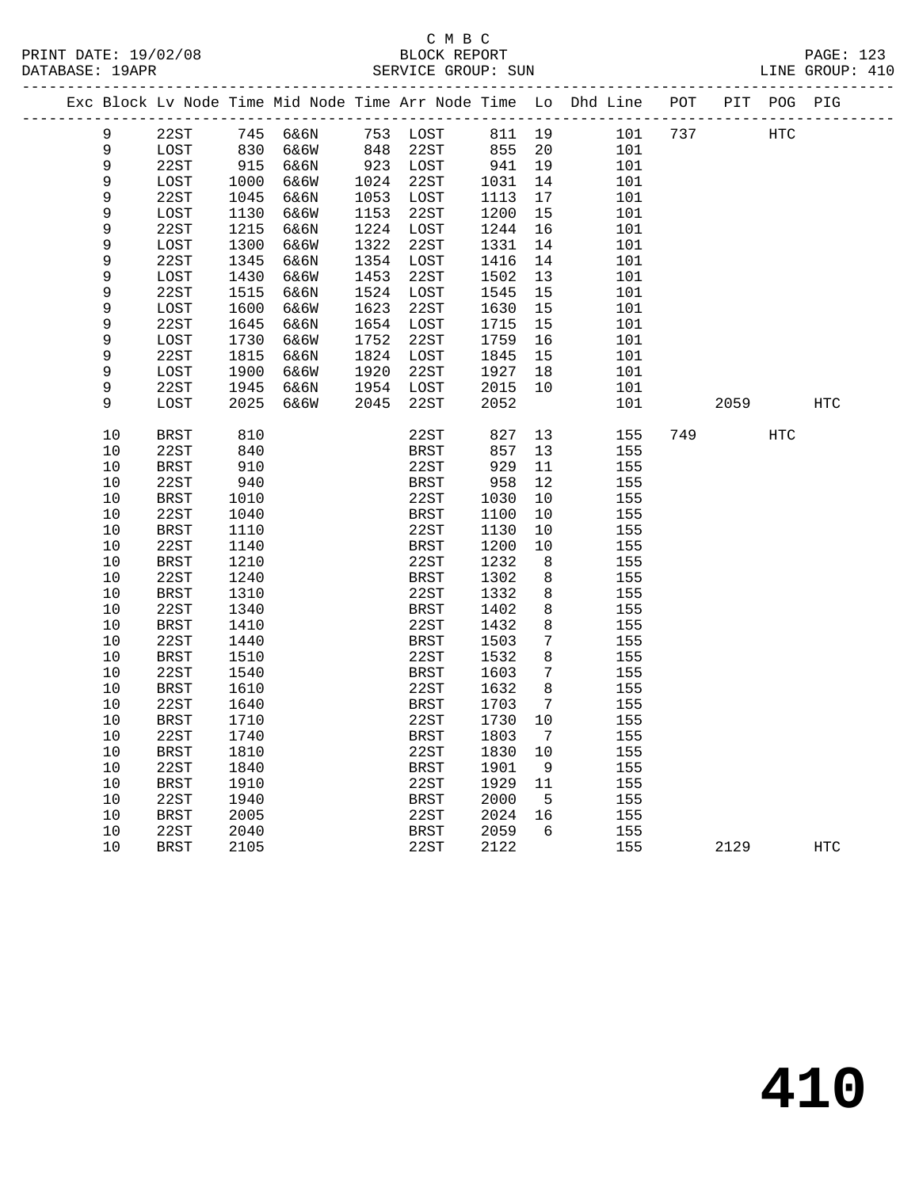C M B C
BLOCK REPORT
SERVICE GROUP: SUN

PRINT DATE: 19/02/08
DATABASE: 19APR
LINE GROUP: 410

| Exc | Block | Lv Node | Time | Mid Node | Time | Arr Node | Time | Lo | Dhd Line | POT | PIT | POG | PIG |
|---|---|---|---|---|---|---|---|---|---|---|---|---|---|
| | 9 | 22ST | 745 | 6&6N | 753 | LOST | 811 | 19 | 101 | 737 | | HTC | |
| | 9 | LOST | 830 | 6&6W | 848 | 22ST | 855 | 20 | 101 | | | | |
| | 9 | 22ST | 915 | 6&6N | 923 | LOST | 941 | 19 | 101 | | | | |
| | 9 | LOST | 1000 | 6&6W | 1024 | 22ST | 1031 | 14 | 101 | | | | |
| | 9 | 22ST | 1045 | 6&6N | 1053 | LOST | 1113 | 17 | 101 | | | | |
| | 9 | LOST | 1130 | 6&6W | 1153 | 22ST | 1200 | 15 | 101 | | | | |
| | 9 | 22ST | 1215 | 6&6N | 1224 | LOST | 1244 | 16 | 101 | | | | |
| | 9 | LOST | 1300 | 6&6W | 1322 | 22ST | 1331 | 14 | 101 | | | | |
| | 9 | 22ST | 1345 | 6&6N | 1354 | LOST | 1416 | 14 | 101 | | | | |
| | 9 | LOST | 1430 | 6&6W | 1453 | 22ST | 1502 | 13 | 101 | | | | |
| | 9 | 22ST | 1515 | 6&6N | 1524 | LOST | 1545 | 15 | 101 | | | | |
| | 9 | LOST | 1600 | 6&6W | 1623 | 22ST | 1630 | 15 | 101 | | | | |
| | 9 | 22ST | 1645 | 6&6N | 1654 | LOST | 1715 | 15 | 101 | | | | |
| | 9 | LOST | 1730 | 6&6W | 1752 | 22ST | 1759 | 16 | 101 | | | | |
| | 9 | 22ST | 1815 | 6&6N | 1824 | LOST | 1845 | 15 | 101 | | | | |
| | 9 | LOST | 1900 | 6&6W | 1920 | 22ST | 1927 | 18 | 101 | | | | |
| | 9 | 22ST | 1945 | 6&6N | 1954 | LOST | 2015 | 10 | 101 | | | | |
| | 9 | LOST | 2025 | 6&6W | 2045 | 22ST | 2052 | | 101 | | 2059 | | HTC |
| | 10 | BRST | 810 | | | 22ST | 827 | 13 | 155 | 749 | | HTC | |
| | 10 | 22ST | 840 | | | BRST | 857 | 13 | 155 | | | | |
| | 10 | BRST | 910 | | | 22ST | 929 | 11 | 155 | | | | |
| | 10 | 22ST | 940 | | | BRST | 958 | 12 | 155 | | | | |
| | 10 | BRST | 1010 | | | 22ST | 1030 | 10 | 155 | | | | |
| | 10 | 22ST | 1040 | | | BRST | 1100 | 10 | 155 | | | | |
| | 10 | BRST | 1110 | | | 22ST | 1130 | 10 | 155 | | | | |
| | 10 | 22ST | 1140 | | | BRST | 1200 | 10 | 155 | | | | |
| | 10 | BRST | 1210 | | | 22ST | 1232 | 8 | 155 | | | | |
| | 10 | 22ST | 1240 | | | BRST | 1302 | 8 | 155 | | | | |
| | 10 | BRST | 1310 | | | 22ST | 1332 | 8 | 155 | | | | |
| | 10 | 22ST | 1340 | | | BRST | 1402 | 8 | 155 | | | | |
| | 10 | BRST | 1410 | | | 22ST | 1432 | 8 | 155 | | | | |
| | 10 | 22ST | 1440 | | | BRST | 1503 | 7 | 155 | | | | |
| | 10 | BRST | 1510 | | | 22ST | 1532 | 8 | 155 | | | | |
| | 10 | 22ST | 1540 | | | BRST | 1603 | 7 | 155 | | | | |
| | 10 | BRST | 1610 | | | 22ST | 1632 | 8 | 155 | | | | |
| | 10 | 22ST | 1640 | | | BRST | 1703 | 7 | 155 | | | | |
| | 10 | BRST | 1710 | | | 22ST | 1730 | 10 | 155 | | | | |
| | 10 | 22ST | 1740 | | | BRST | 1803 | 7 | 155 | | | | |
| | 10 | BRST | 1810 | | | 22ST | 1830 | 10 | 155 | | | | |
| | 10 | 22ST | 1840 | | | BRST | 1901 | 9 | 155 | | | | |
| | 10 | BRST | 1910 | | | 22ST | 1929 | 11 | 155 | | | | |
| | 10 | 22ST | 1940 | | | BRST | 2000 | 5 | 155 | | | | |
| | 10 | BRST | 2005 | | | 22ST | 2024 | 16 | 155 | | | | |
| | 10 | 22ST | 2040 | | | BRST | 2059 | 6 | 155 | | | | |
| | 10 | BRST | 2105 | | | 22ST | 2122 | | 155 | | 2129 | | HTC |

# 410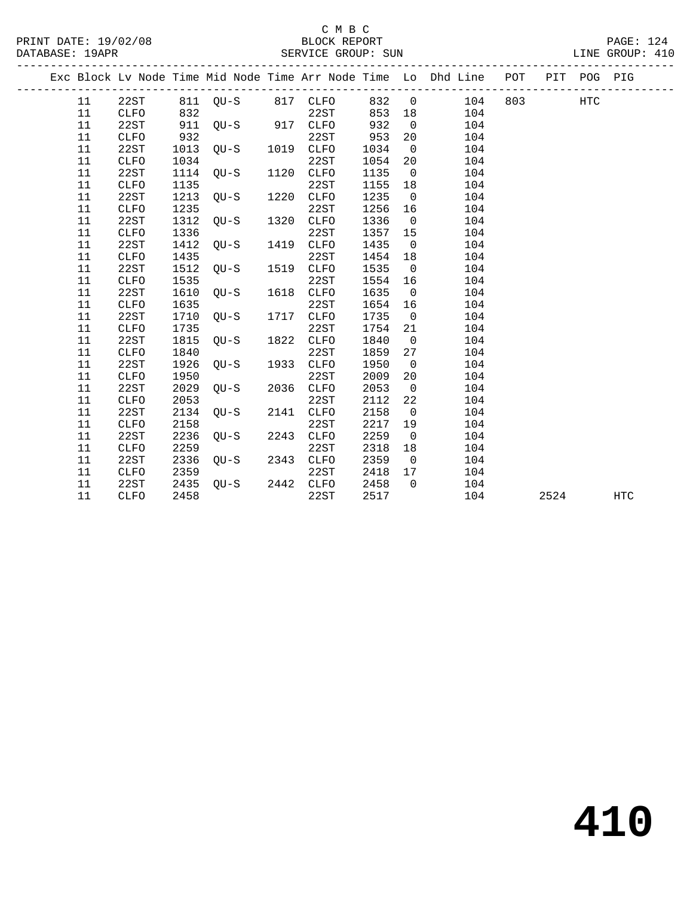C M B C

BLOCK REPORT

SERVICE GROUP: SUN

PRINT DATE: 19/02/08
DATABASE: 19APR
LINE GROUP: 410

| Exc | Block | Lv | Node | Time | Mid Node | Time | Arr Node | Time | Lo | Dhd Line | POT | PIT | POG | PIG |
|---|---|---|---|---|---|---|---|---|---|---|---|---|---|---|
| | 11 | | 22ST | 811 | QU-S | 817 | CLFO | 832 | 0 | 104 | 803 | | HTC | |
| | 11 | | CLFO | 832 | | | 22ST | 853 | 18 | 104 | | | | |
| | 11 | | 22ST | 911 | QU-S | 917 | CLFO | 932 | 0 | 104 | | | | |
| | 11 | | CLFO | 932 | | | 22ST | 953 | 20 | 104 | | | | |
| | 11 | | 22ST | 1013 | QU-S | 1019 | CLFO | 1034 | 0 | 104 | | | | |
| | 11 | | CLFO | 1034 | | | 22ST | 1054 | 20 | 104 | | | | |
| | 11 | | 22ST | 1114 | QU-S | 1120 | CLFO | 1135 | 0 | 104 | | | | |
| | 11 | | CLFO | 1135 | | | 22ST | 1155 | 18 | 104 | | | | |
| | 11 | | 22ST | 1213 | QU-S | 1220 | CLFO | 1235 | 0 | 104 | | | | |
| | 11 | | CLFO | 1235 | | | 22ST | 1256 | 16 | 104 | | | | |
| | 11 | | 22ST | 1312 | QU-S | 1320 | CLFO | 1336 | 0 | 104 | | | | |
| | 11 | | CLFO | 1336 | | | 22ST | 1357 | 15 | 104 | | | | |
| | 11 | | 22ST | 1412 | QU-S | 1419 | CLFO | 1435 | 0 | 104 | | | | |
| | 11 | | CLFO | 1435 | | | 22ST | 1454 | 18 | 104 | | | | |
| | 11 | | 22ST | 1512 | QU-S | 1519 | CLFO | 1535 | 0 | 104 | | | | |
| | 11 | | CLFO | 1535 | | | 22ST | 1554 | 16 | 104 | | | | |
| | 11 | | 22ST | 1610 | QU-S | 1618 | CLFO | 1635 | 0 | 104 | | | | |
| | 11 | | CLFO | 1635 | | | 22ST | 1654 | 16 | 104 | | | | |
| | 11 | | 22ST | 1710 | QU-S | 1717 | CLFO | 1735 | 0 | 104 | | | | |
| | 11 | | CLFO | 1735 | | | 22ST | 1754 | 21 | 104 | | | | |
| | 11 | | 22ST | 1815 | QU-S | 1822 | CLFO | 1840 | 0 | 104 | | | | |
| | 11 | | CLFO | 1840 | | | 22ST | 1859 | 27 | 104 | | | | |
| | 11 | | 22ST | 1926 | QU-S | 1933 | CLFO | 1950 | 0 | 104 | | | | |
| | 11 | | CLFO | 1950 | | | 22ST | 2009 | 20 | 104 | | | | |
| | 11 | | 22ST | 2029 | QU-S | 2036 | CLFO | 2053 | 0 | 104 | | | | |
| | 11 | | CLFO | 2053 | | | 22ST | 2112 | 22 | 104 | | | | |
| | 11 | | 22ST | 2134 | QU-S | 2141 | CLFO | 2158 | 0 | 104 | | | | |
| | 11 | | CLFO | 2158 | | | 22ST | 2217 | 19 | 104 | | | | |
| | 11 | | 22ST | 2236 | QU-S | 2243 | CLFO | 2259 | 0 | 104 | | | | |
| | 11 | | CLFO | 2259 | | | 22ST | 2318 | 18 | 104 | | | | |
| | 11 | | 22ST | 2336 | QU-S | 2343 | CLFO | 2359 | 0 | 104 | | | | |
| | 11 | | CLFO | 2359 | | | 22ST | 2418 | 17 | 104 | | | | |
| | 11 | | 22ST | 2435 | QU-S | 2442 | CLFO | 2458 | 0 | 104 | | | | |
| | 11 | | CLFO | 2458 | | | 22ST | 2517 | | 104 | | 2524 | | HTC |

# 410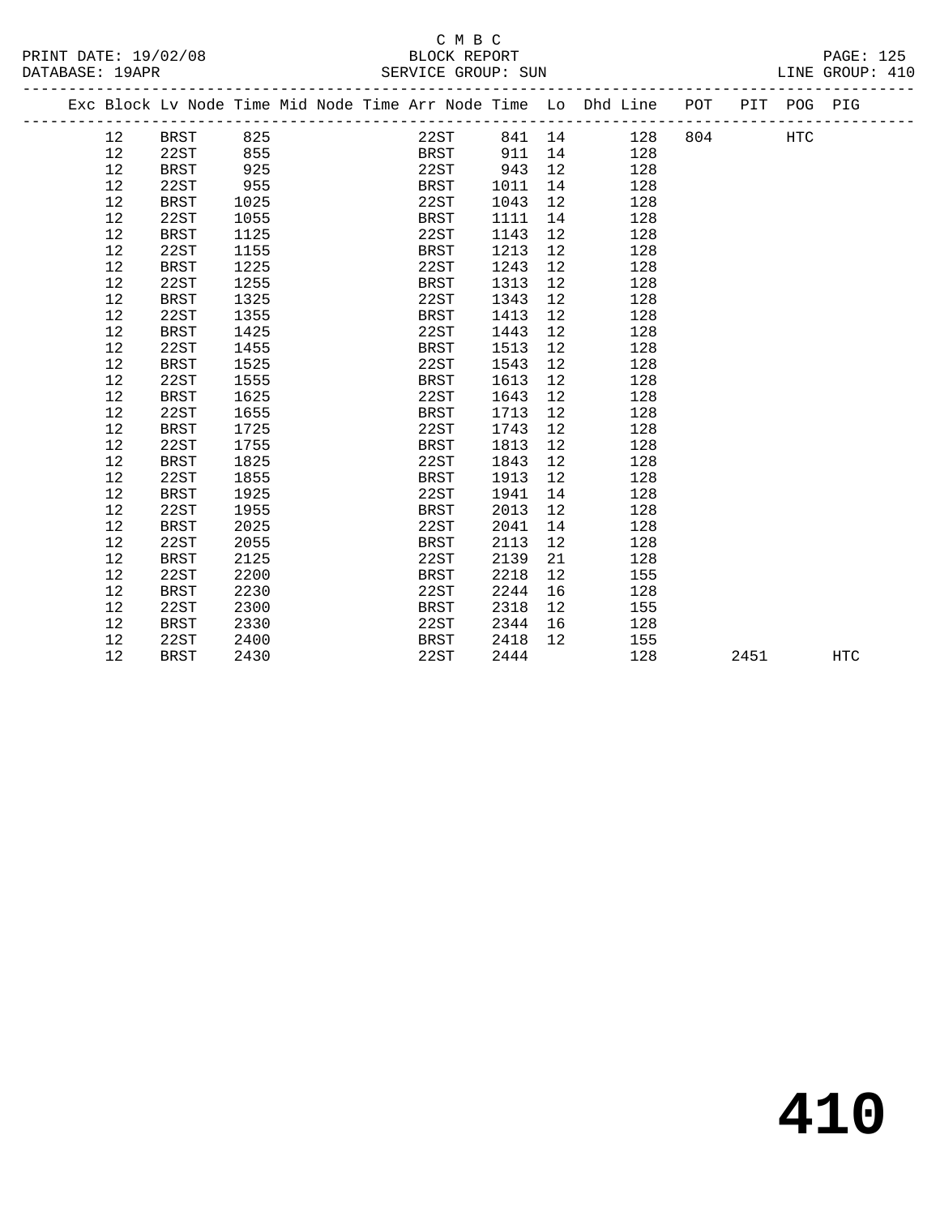C M B C
BLOCK REPORT
SERVICE GROUP: SUN

PRINT DATE: 19/02/08
DATABASE: 19APR
LINE GROUP: 410

| Exc | Block | Lv | Node | Time | Mid Node | Time | Arr Node | Time | Lo | Dhd | Line | POT | PIT | POG | PIG |
|---|---|---|---|---|---|---|---|---|---|---|---|---|---|---|---|
| | 12 | | BRST | 825 | | | 22ST | 841 | 14 | | 128 | 804 | | HTC | |
| | 12 | | 22ST | 855 | | | BRST | 911 | 14 | | 128 | | | | |
| | 12 | | BRST | 925 | | | 22ST | 943 | 12 | | 128 | | | | |
| | 12 | | 22ST | 955 | | | BRST | 1011 | 14 | | 128 | | | | |
| | 12 | | BRST | 1025 | | | 22ST | 1043 | 12 | | 128 | | | | |
| | 12 | | 22ST | 1055 | | | BRST | 1111 | 14 | | 128 | | | | |
| | 12 | | BRST | 1125 | | | 22ST | 1143 | 12 | | 128 | | | | |
| | 12 | | 22ST | 1155 | | | BRST | 1213 | 12 | | 128 | | | | |
| | 12 | | BRST | 1225 | | | 22ST | 1243 | 12 | | 128 | | | | |
| | 12 | | 22ST | 1255 | | | BRST | 1313 | 12 | | 128 | | | | |
| | 12 | | BRST | 1325 | | | 22ST | 1343 | 12 | | 128 | | | | |
| | 12 | | 22ST | 1355 | | | BRST | 1413 | 12 | | 128 | | | | |
| | 12 | | BRST | 1425 | | | 22ST | 1443 | 12 | | 128 | | | | |
| | 12 | | 22ST | 1455 | | | BRST | 1513 | 12 | | 128 | | | | |
| | 12 | | BRST | 1525 | | | 22ST | 1543 | 12 | | 128 | | | | |
| | 12 | | 22ST | 1555 | | | BRST | 1613 | 12 | | 128 | | | | |
| | 12 | | BRST | 1625 | | | 22ST | 1643 | 12 | | 128 | | | | |
| | 12 | | 22ST | 1655 | | | BRST | 1713 | 12 | | 128 | | | | |
| | 12 | | BRST | 1725 | | | 22ST | 1743 | 12 | | 128 | | | | |
| | 12 | | 22ST | 1755 | | | BRST | 1813 | 12 | | 128 | | | | |
| | 12 | | BRST | 1825 | | | 22ST | 1843 | 12 | | 128 | | | | |
| | 12 | | 22ST | 1855 | | | BRST | 1913 | 12 | | 128 | | | | |
| | 12 | | BRST | 1925 | | | 22ST | 1941 | 14 | | 128 | | | | |
| | 12 | | 22ST | 1955 | | | BRST | 2013 | 12 | | 128 | | | | |
| | 12 | | BRST | 2025 | | | 22ST | 2041 | 14 | | 128 | | | | |
| | 12 | | 22ST | 2055 | | | BRST | 2113 | 12 | | 128 | | | | |
| | 12 | | BRST | 2125 | | | 22ST | 2139 | 21 | | 128 | | | | |
| | 12 | | 22ST | 2200 | | | BRST | 2218 | 12 | | 155 | | | | |
| | 12 | | BRST | 2230 | | | 22ST | 2244 | 16 | | 128 | | | | |
| | 12 | | 22ST | 2300 | | | BRST | 2318 | 12 | | 155 | | | | |
| | 12 | | BRST | 2330 | | | 22ST | 2344 | 16 | | 128 | | | | |
| | 12 | | 22ST | 2400 | | | BRST | 2418 | 12 | | 155 | | | | |
| | 12 | | BRST | 2430 | | | 22ST | 2444 | | | 128 | | 2451 | | HTC |

# 410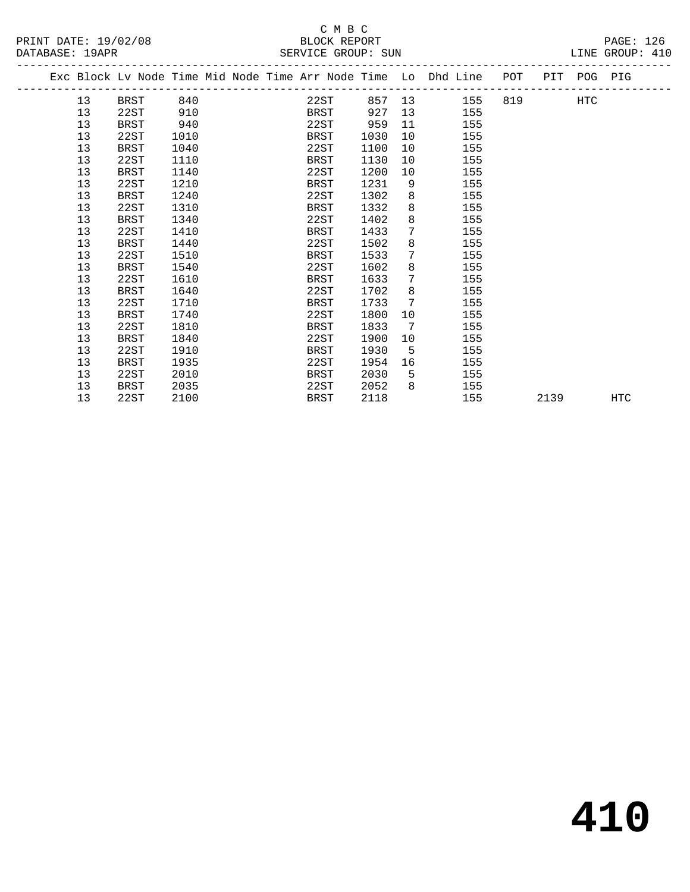C M B C
PRINT DATE: 19/02/08 BLOCK REPORT
DATABASE: 19APR SERVICE GROUP: SUN LINE GROUP: 410

| Exc | Block | Lv Node | Time | Mid Node | Time | Arr Node | Time | Lo | Dhd Line | POT | PIT | POG | PIG |
|---|---|---|---|---|---|---|---|---|---|---|---|---|---|
| | 13 | BRST | 840 | | | 22ST | 857 | 13 | 155 | 819 | | HTC | |
| | 13 | 22ST | 910 | | | BRST | 927 | 13 | 155 | | | | |
| | 13 | BRST | 940 | | | 22ST | 959 | 11 | 155 | | | | |
| | 13 | 22ST | 1010 | | | BRST | 1030 | 10 | 155 | | | | |
| | 13 | BRST | 1040 | | | 22ST | 1100 | 10 | 155 | | | | |
| | 13 | 22ST | 1110 | | | BRST | 1130 | 10 | 155 | | | | |
| | 13 | BRST | 1140 | | | 22ST | 1200 | 10 | 155 | | | | |
| | 13 | 22ST | 1210 | | | BRST | 1231 | 9 | 155 | | | | |
| | 13 | BRST | 1240 | | | 22ST | 1302 | 8 | 155 | | | | |
| | 13 | 22ST | 1310 | | | BRST | 1332 | 8 | 155 | | | | |
| | 13 | BRST | 1340 | | | 22ST | 1402 | 8 | 155 | | | | |
| | 13 | 22ST | 1410 | | | BRST | 1433 | 7 | 155 | | | | |
| | 13 | BRST | 1440 | | | 22ST | 1502 | 8 | 155 | | | | |
| | 13 | 22ST | 1510 | | | BRST | 1533 | 7 | 155 | | | | |
| | 13 | BRST | 1540 | | | 22ST | 1602 | 8 | 155 | | | | |
| | 13 | 22ST | 1610 | | | BRST | 1633 | 7 | 155 | | | | |
| | 13 | BRST | 1640 | | | 22ST | 1702 | 8 | 155 | | | | |
| | 13 | 22ST | 1710 | | | BRST | 1733 | 7 | 155 | | | | |
| | 13 | BRST | 1740 | | | 22ST | 1800 | 10 | 155 | | | | |
| | 13 | 22ST | 1810 | | | BRST | 1833 | 7 | 155 | | | | |
| | 13 | BRST | 1840 | | | 22ST | 1900 | 10 | 155 | | | | |
| | 13 | 22ST | 1910 | | | BRST | 1930 | 5 | 155 | | | | |
| | 13 | BRST | 1935 | | | 22ST | 1954 | 16 | 155 | | | | |
| | 13 | 22ST | 2010 | | | BRST | 2030 | 5 | 155 | | | | |
| | 13 | BRST | 2035 | | | 22ST | 2052 | 8 | 155 | | | | |
| | 13 | 22ST | 2100 | | | BRST | 2118 | | 155 | | 2139 | | HTC |

# 410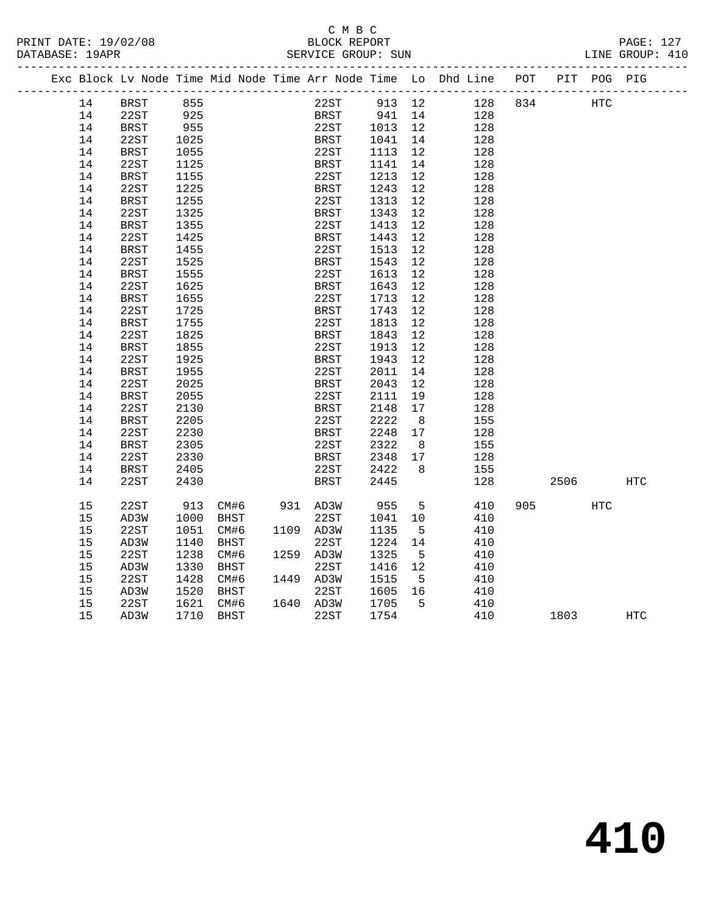C M B C
BLOCK REPORT
SERVICE GROUP: SUN

PRINT DATE: 19/02/08
DATABASE: 19APR
LINE GROUP: 410

| Exc | Block | Lv | Node | Time | Mid Node | Time | Arr Node | Time | Lo | Dhd Line | POT | PIT | POG | PIG |
|---|---|---|---|---|---|---|---|---|---|---|---|---|---|---|
| | 14 | | BRST | 855 | | | 22ST | 913 | 12 | 128 | 834 | | HTC | |
| | 14 | | 22ST | 925 | | | BRST | 941 | 14 | 128 | | | | |
| | 14 | | BRST | 955 | | | 22ST | 1013 | 12 | 128 | | | | |
| | 14 | | 22ST | 1025 | | | BRST | 1041 | 14 | 128 | | | | |
| | 14 | | BRST | 1055 | | | 22ST | 1113 | 12 | 128 | | | | |
| | 14 | | 22ST | 1125 | | | BRST | 1141 | 14 | 128 | | | | |
| | 14 | | BRST | 1155 | | | 22ST | 1213 | 12 | 128 | | | | |
| | 14 | | 22ST | 1225 | | | BRST | 1243 | 12 | 128 | | | | |
| | 14 | | BRST | 1255 | | | 22ST | 1313 | 12 | 128 | | | | |
| | 14 | | 22ST | 1325 | | | BRST | 1343 | 12 | 128 | | | | |
| | 14 | | BRST | 1355 | | | 22ST | 1413 | 12 | 128 | | | | |
| | 14 | | 22ST | 1425 | | | BRST | 1443 | 12 | 128 | | | | |
| | 14 | | BRST | 1455 | | | 22ST | 1513 | 12 | 128 | | | | |
| | 14 | | 22ST | 1525 | | | BRST | 1543 | 12 | 128 | | | | |
| | 14 | | BRST | 1555 | | | 22ST | 1613 | 12 | 128 | | | | |
| | 14 | | 22ST | 1625 | | | BRST | 1643 | 12 | 128 | | | | |
| | 14 | | BRST | 1655 | | | 22ST | 1713 | 12 | 128 | | | | |
| | 14 | | 22ST | 1725 | | | BRST | 1743 | 12 | 128 | | | | |
| | 14 | | BRST | 1755 | | | 22ST | 1813 | 12 | 128 | | | | |
| | 14 | | 22ST | 1825 | | | BRST | 1843 | 12 | 128 | | | | |
| | 14 | | BRST | 1855 | | | 22ST | 1913 | 12 | 128 | | | | |
| | 14 | | 22ST | 1925 | | | BRST | 1943 | 12 | 128 | | | | |
| | 14 | | BRST | 1955 | | | 22ST | 2011 | 14 | 128 | | | | |
| | 14 | | 22ST | 2025 | | | BRST | 2043 | 12 | 128 | | | | |
| | 14 | | BRST | 2055 | | | 22ST | 2111 | 19 | 128 | | | | |
| | 14 | | 22ST | 2130 | | | BRST | 2148 | 17 | 128 | | | | |
| | 14 | | BRST | 2205 | | | 22ST | 2222 | 8 | 155 | | | | |
| | 14 | | 22ST | 2230 | | | BRST | 2248 | 17 | 128 | | | | |
| | 14 | | BRST | 2305 | | | 22ST | 2322 | 8 | 155 | | | | |
| | 14 | | 22ST | 2330 | | | BRST | 2348 | 17 | 128 | | | | |
| | 14 | | BRST | 2405 | | | 22ST | 2422 | 8 | 155 | | | | |
| | 14 | | 22ST | 2430 | | | BRST | 2445 | | 128 | | 2506 | | HTC |
| | 15 | | 22ST | 913 | CM#6 | 931 | AD3W | 955 | 5 | 410 | 905 | | HTC | |
| | 15 | | AD3W | 1000 | BHST | | 22ST | 1041 | 10 | 410 | | | | |
| | 15 | | 22ST | 1051 | CM#6 | 1109 | AD3W | 1135 | 5 | 410 | | | | |
| | 15 | | AD3W | 1140 | BHST | | 22ST | 1224 | 14 | 410 | | | | |
| | 15 | | 22ST | 1238 | CM#6 | 1259 | AD3W | 1325 | 5 | 410 | | | | |
| | 15 | | AD3W | 1330 | BHST | | 22ST | 1416 | 12 | 410 | | | | |
| | 15 | | 22ST | 1428 | CM#6 | 1449 | AD3W | 1515 | 5 | 410 | | | | |
| | 15 | | AD3W | 1520 | BHST | | 22ST | 1605 | 16 | 410 | | | | |
| | 15 | | 22ST | 1621 | CM#6 | 1640 | AD3W | 1705 | 5 | 410 | | | | |
| | 15 | | AD3W | 1710 | BHST | | 22ST | 1754 | | 410 | | 1803 | | HTC |

# 410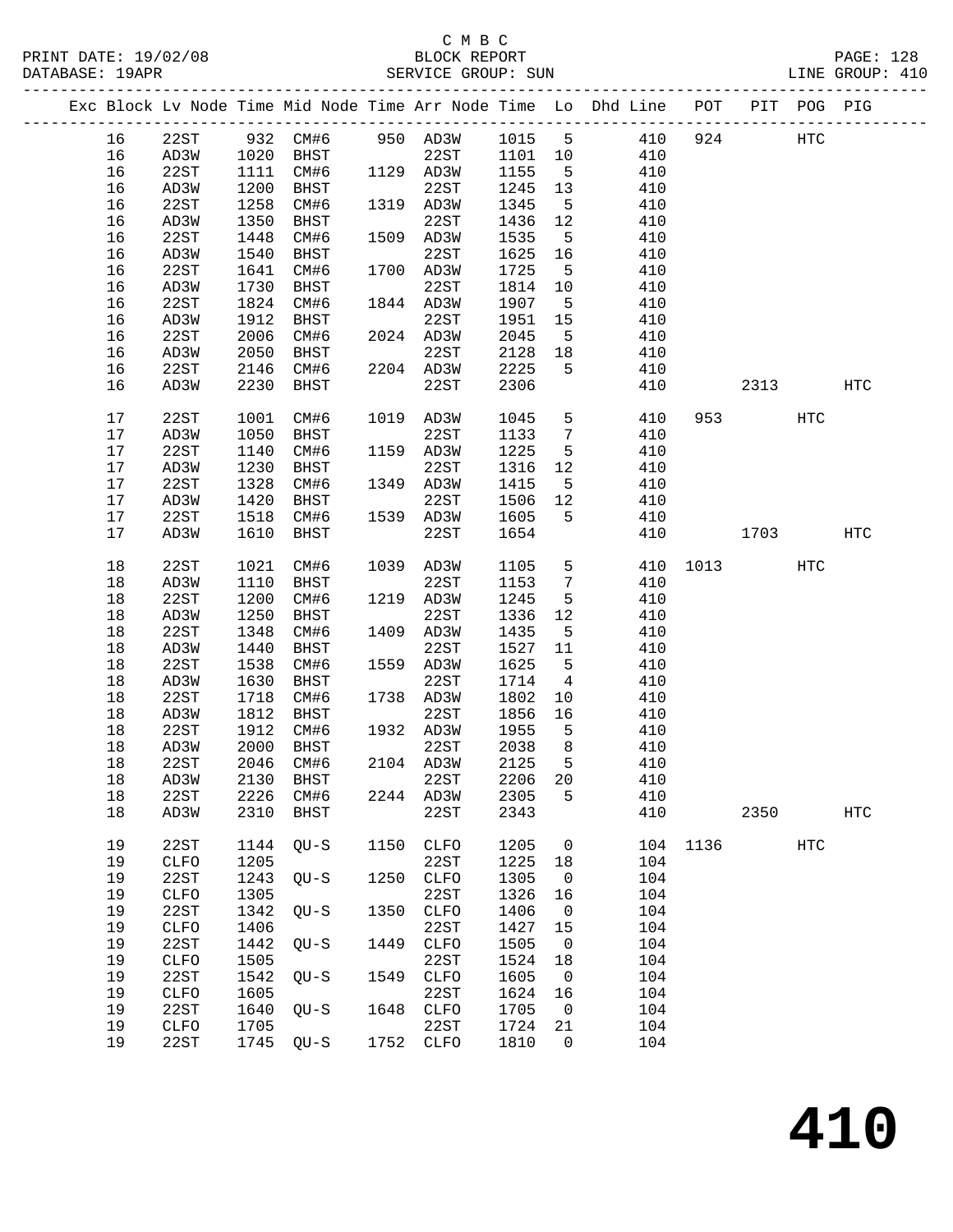C M B C
PRINT DATE: 19/02/08 BLOCK REPORT
DATABASE: 19APR SERVICE GROUP: SUN LINE GROUP: 410

| Exc | Block | Lv | Node | Time | Mid Node | Time | Arr Node | Time | Lo | Dhd Line | POT | PIT | POG | PIG |
|---|---|---|---|---|---|---|---|---|---|---|---|---|---|---|
| | 16 | | 22ST | 932 | CM#6 | 950 | AD3W | 1015 | 5 | 410 | 924 | | HTC | |
| | 16 | | AD3W | 1020 | BHST | | 22ST | 1101 | 10 | 410 | | | | |
| | 16 | | 22ST | 1111 | CM#6 | 1129 | AD3W | 1155 | 5 | 410 | | | | |
| | 16 | | AD3W | 1200 | BHST | | 22ST | 1245 | 13 | 410 | | | | |
| | 16 | | 22ST | 1258 | CM#6 | 1319 | AD3W | 1345 | 5 | 410 | | | | |
| | 16 | | AD3W | 1350 | BHST | | 22ST | 1436 | 12 | 410 | | | | |
| | 16 | | 22ST | 1448 | CM#6 | 1509 | AD3W | 1535 | 5 | 410 | | | | |
| | 16 | | AD3W | 1540 | BHST | | 22ST | 1625 | 16 | 410 | | | | |
| | 16 | | 22ST | 1641 | CM#6 | 1700 | AD3W | 1725 | 5 | 410 | | | | |
| | 16 | | AD3W | 1730 | BHST | | 22ST | 1814 | 10 | 410 | | | | |
| | 16 | | 22ST | 1824 | CM#6 | 1844 | AD3W | 1907 | 5 | 410 | | | | |
| | 16 | | AD3W | 1912 | BHST | | 22ST | 1951 | 15 | 410 | | | | |
| | 16 | | 22ST | 2006 | CM#6 | 2024 | AD3W | 2045 | 5 | 410 | | | | |
| | 16 | | AD3W | 2050 | BHST | | 22ST | 2128 | 18 | 410 | | | | |
| | 16 | | 22ST | 2146 | CM#6 | 2204 | AD3W | 2225 | 5 | 410 | | | | |
| | 16 | | AD3W | 2230 | BHST | | 22ST | 2306 | | 410 | | 2313 | | HTC |
| | 17 | | 22ST | 1001 | CM#6 | 1019 | AD3W | 1045 | 5 | 410 | 953 | | HTC | |
| | 17 | | AD3W | 1050 | BHST | | 22ST | 1133 | 7 | 410 | | | | |
| | 17 | | 22ST | 1140 | CM#6 | 1159 | AD3W | 1225 | 5 | 410 | | | | |
| | 17 | | AD3W | 1230 | BHST | | 22ST | 1316 | 12 | 410 | | | | |
| | 17 | | 22ST | 1328 | CM#6 | 1349 | AD3W | 1415 | 5 | 410 | | | | |
| | 17 | | AD3W | 1420 | BHST | | 22ST | 1506 | 12 | 410 | | | | |
| | 17 | | 22ST | 1518 | CM#6 | 1539 | AD3W | 1605 | 5 | 410 | | | | |
| | 17 | | AD3W | 1610 | BHST | | 22ST | 1654 | | 410 | | 1703 | | HTC |
| | 18 | | 22ST | 1021 | CM#6 | 1039 | AD3W | 1105 | 5 | 410 | 1013 | | HTC | |
| | 18 | | AD3W | 1110 | BHST | | 22ST | 1153 | 7 | 410 | | | | |
| | 18 | | 22ST | 1200 | CM#6 | 1219 | AD3W | 1245 | 5 | 410 | | | | |
| | 18 | | AD3W | 1250 | BHST | | 22ST | 1336 | 12 | 410 | | | | |
| | 18 | | 22ST | 1348 | CM#6 | 1409 | AD3W | 1435 | 5 | 410 | | | | |
| | 18 | | AD3W | 1440 | BHST | | 22ST | 1527 | 11 | 410 | | | | |
| | 18 | | 22ST | 1538 | CM#6 | 1559 | AD3W | 1625 | 5 | 410 | | | | |
| | 18 | | AD3W | 1630 | BHST | | 22ST | 1714 | 4 | 410 | | | | |
| | 18 | | 22ST | 1718 | CM#6 | 1738 | AD3W | 1802 | 10 | 410 | | | | |
| | 18 | | AD3W | 1812 | BHST | | 22ST | 1856 | 16 | 410 | | | | |
| | 18 | | 22ST | 1912 | CM#6 | 1932 | AD3W | 1955 | 5 | 410 | | | | |
| | 18 | | AD3W | 2000 | BHST | | 22ST | 2038 | 8 | 410 | | | | |
| | 18 | | 22ST | 2046 | CM#6 | 2104 | AD3W | 2125 | 5 | 410 | | | | |
| | 18 | | AD3W | 2130 | BHST | | 22ST | 2206 | 20 | 410 | | | | |
| | 18 | | 22ST | 2226 | CM#6 | 2244 | AD3W | 2305 | 5 | 410 | | | | |
| | 18 | | AD3W | 2310 | BHST | | 22ST | 2343 | | 410 | | 2350 | | HTC |
| | 19 | | 22ST | 1144 | QU-S | 1150 | CLFO | 1205 | 0 | 104 | 1136 | | HTC | |
| | 19 | | CLFO | 1205 | | | 22ST | 1225 | 18 | 104 | | | | |
| | 19 | | 22ST | 1243 | QU-S | 1250 | CLFO | 1305 | 0 | 104 | | | | |
| | 19 | | CLFO | 1305 | | | 22ST | 1326 | 16 | 104 | | | | |
| | 19 | | 22ST | 1342 | QU-S | 1350 | CLFO | 1406 | 0 | 104 | | | | |
| | 19 | | CLFO | 1406 | | | 22ST | 1427 | 15 | 104 | | | | |
| | 19 | | 22ST | 1442 | QU-S | 1449 | CLFO | 1505 | 0 | 104 | | | | |
| | 19 | | CLFO | 1505 | | | 22ST | 1524 | 18 | 104 | | | | |
| | 19 | | 22ST | 1542 | QU-S | 1549 | CLFO | 1605 | 0 | 104 | | | | |
| | 19 | | CLFO | 1605 | | | 22ST | 1624 | 16 | 104 | | | | |
| | 19 | | 22ST | 1640 | QU-S | 1648 | CLFO | 1705 | 0 | 104 | | | | |
| | 19 | | CLFO | 1705 | | | 22ST | 1724 | 21 | 104 | | | | |
| | 19 | | 22ST | 1745 | QU-S | 1752 | CLFO | 1810 | 0 | 104 | | | | |

# 410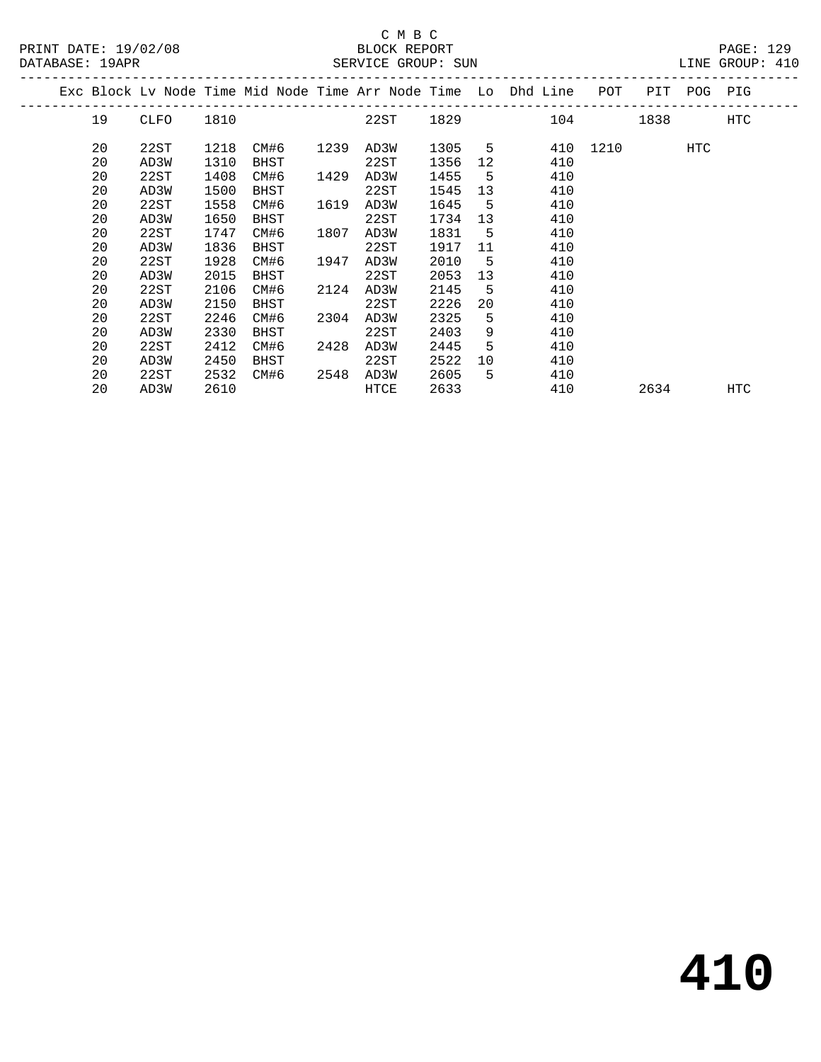C M B C
BLOCK REPORT
SERVICE GROUP: SUN

PRINT DATE: 19/02/08
DATABASE: 19APR
LINE GROUP: 410

| Exc | Block | Lv Node | Time | Mid Node | Time | Arr Node | Time | Lo | Dhd Line | POT | PIT | POG | PIG |
|---|---|---|---|---|---|---|---|---|---|---|---|---|---|
| | 19 | CLFO | 1810 | | | 22ST | 1829 | | 104 | | 1838 | | HTC |
| | 20 | 22ST | 1218 | CM#6 | 1239 | AD3W | 1305 | 5 | 410 | 1210 | | HTC | |
| | 20 | AD3W | 1310 | BHST | | 22ST | 1356 | 12 | 410 | | | | |
| | 20 | 22ST | 1408 | CM#6 | 1429 | AD3W | 1455 | 5 | 410 | | | | |
| | 20 | AD3W | 1500 | BHST | | 22ST | 1545 | 13 | 410 | | | | |
| | 20 | 22ST | 1558 | CM#6 | 1619 | AD3W | 1645 | 5 | 410 | | | | |
| | 20 | AD3W | 1650 | BHST | | 22ST | 1734 | 13 | 410 | | | | |
| | 20 | 22ST | 1747 | CM#6 | 1807 | AD3W | 1831 | 5 | 410 | | | | |
| | 20 | AD3W | 1836 | BHST | | 22ST | 1917 | 11 | 410 | | | | |
| | 20 | 22ST | 1928 | CM#6 | 1947 | AD3W | 2010 | 5 | 410 | | | | |
| | 20 | AD3W | 2015 | BHST | | 22ST | 2053 | 13 | 410 | | | | |
| | 20 | 22ST | 2106 | CM#6 | 2124 | AD3W | 2145 | 5 | 410 | | | | |
| | 20 | AD3W | 2150 | BHST | | 22ST | 2226 | 20 | 410 | | | | |
| | 20 | 22ST | 2246 | CM#6 | 2304 | AD3W | 2325 | 5 | 410 | | | | |
| | 20 | AD3W | 2330 | BHST | | 22ST | 2403 | 9 | 410 | | | | |
| | 20 | 22ST | 2412 | CM#6 | 2428 | AD3W | 2445 | 5 | 410 | | | | |
| | 20 | AD3W | 2450 | BHST | | 22ST | 2522 | 10 | 410 | | | | |
| | 20 | 22ST | 2532 | CM#6 | 2548 | AD3W | 2605 | 5 | 410 | | | | |
| | 20 | AD3W | 2610 | | | HTCE | 2633 | | 410 | | 2634 | | HTC |

# 410